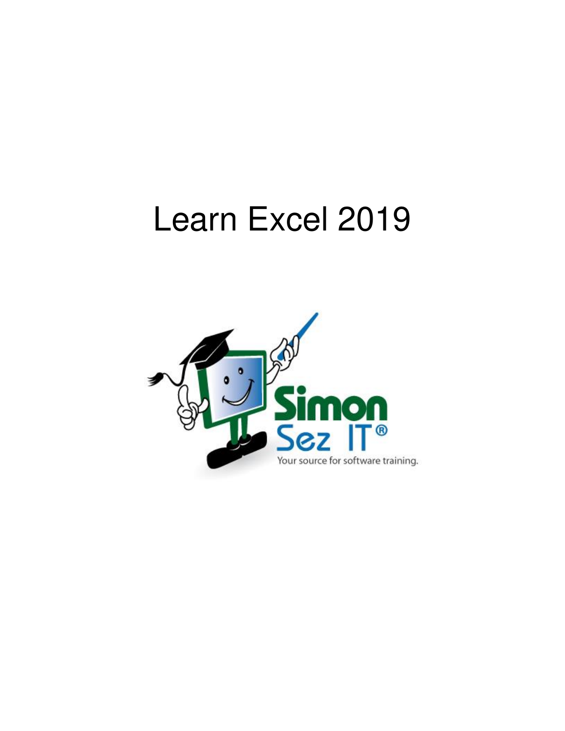# Learn Excel 2019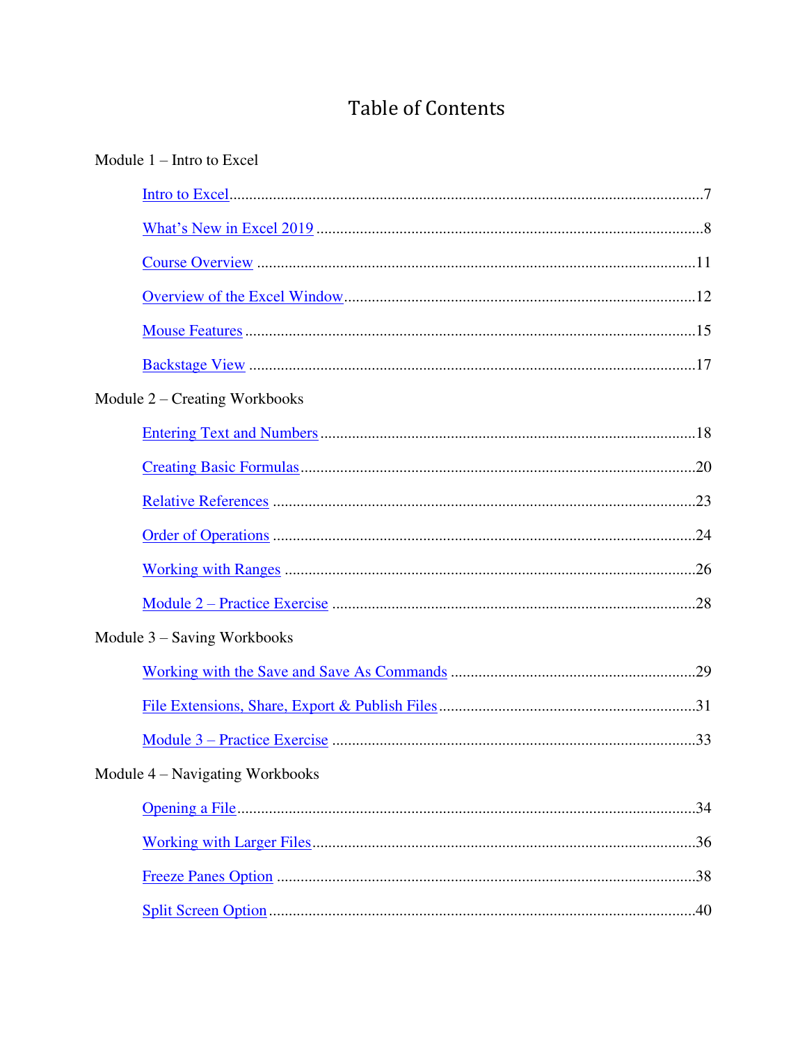# Table of Contents

Module 1 – Intro to Excel

- Intro to Excel .......................................................................................................... 7
- What's New in Excel 2019 ........................................................................................ 8
- Course Overview ..................................................................................................... 11
- Overview of the Excel Window ................................................................................ 12
- Mouse Features ....................................................................................................... 15
- Backstage View ....................................................................................................... 17

Module 2 – Creating Workbooks

- Entering Text and Numbers ...................................................................................... 18
- Creating Basic Formulas ........................................................................................... 20
- Relative References ................................................................................................ 23
- Order of Operations ................................................................................................. 24
- Working with Ranges ............................................................................................... 26
- Module 2 – Practice Exercise ................................................................................... 28

Module 3 – Saving Workbooks

- Working with the Save and Save As Commands ........................................................ 29
- File Extensions, Share, Export & Publish Files ......................................................... 31
- Module 3 – Practice Exercise ................................................................................... 33

Module 4 – Navigating Workbooks

- Opening a File ......................................................................................................... 34
- Working with Larger Files ......................................................................................... 36
- Freeze Panes Option ................................................................................................ 38
- Split Screen Option .................................................................................................. 40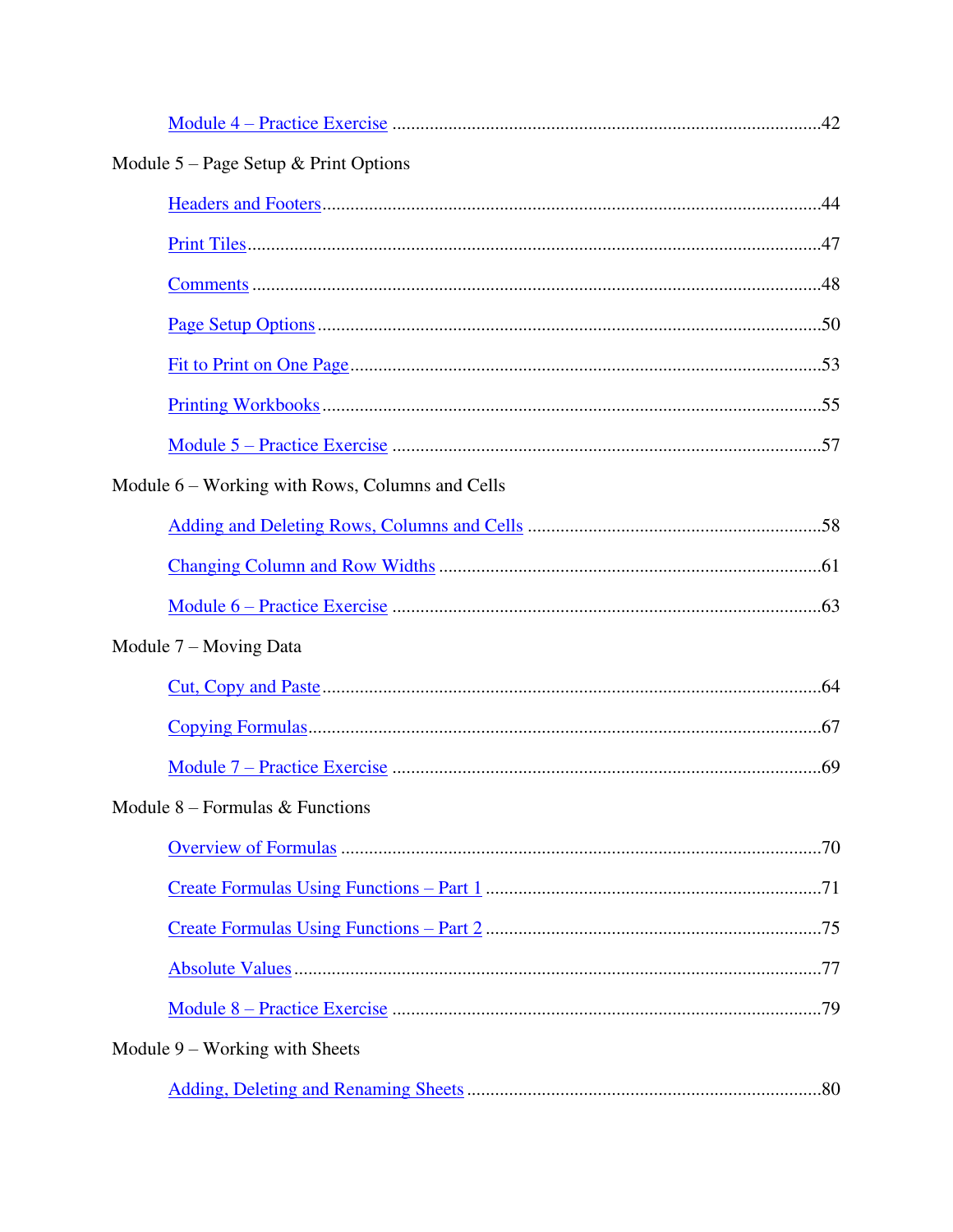Module 4 – Practice Exercise ..........................................................................................42

Module 5 – Page Setup & Print Options

Headers and Footers........................................................................................................44

Print Tiles........................................................................................................................47

Comments .......................................................................................................................48

Page Setup Options ..........................................................................................................50

Fit to Print on One Page...................................................................................................53

Printing Workbooks .........................................................................................................55

Module 5 – Practice Exercise ..........................................................................................57

Module 6 – Working with Rows, Columns and Cells

Adding and Deleting Rows, Columns and Cells ..............................................................58

Changing Column and Row Widths ................................................................................61

Module 6 – Practice Exercise ..........................................................................................63

Module 7 – Moving Data

Cut, Copy and Paste.........................................................................................................64

Copying Formulas............................................................................................................67

Module 7 – Practice Exercise ..........................................................................................69

Module 8 – Formulas & Functions

Overview of Formulas .....................................................................................................70

Create Formulas Using Functions – Part 1 ......................................................................71

Create Formulas Using Functions – Part 2 ......................................................................75

Absolute Values ...............................................................................................................77

Module 8 – Practice Exercise ..........................................................................................79

Module 9 – Working with Sheets

Adding, Deleting and Renaming Sheets ..........................................................................80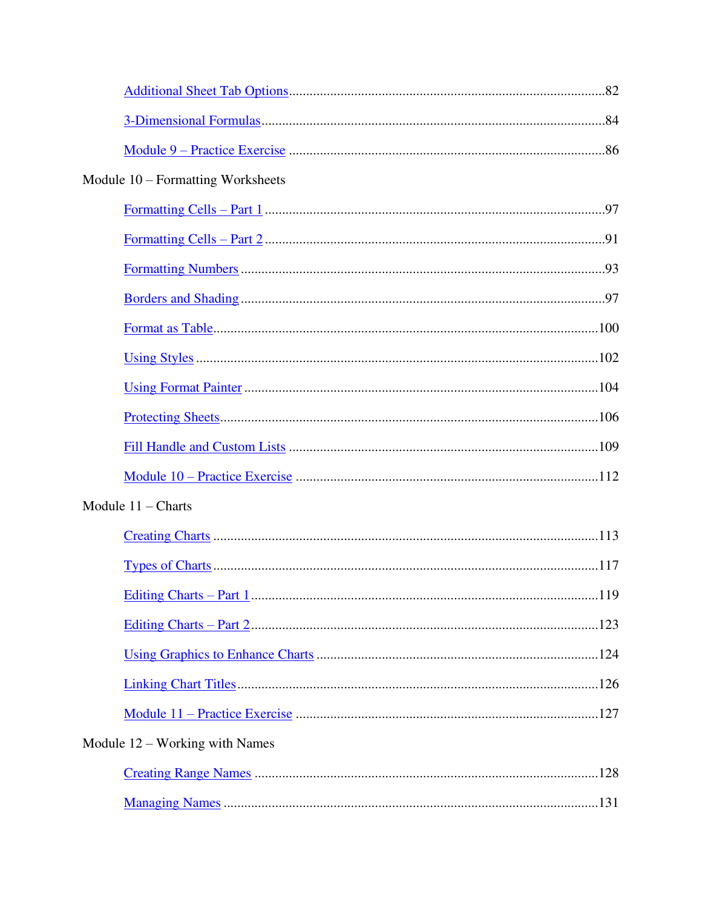Additional Sheet Tab Options ..........................................................................................82

3-Dimensional Formulas ..................................................................................................84

Module 9 – Practice Exercise ..........................................................................................86

Module 10 – Formatting Worksheets

Formatting Cells – Part 1 .................................................................................................97

Formatting Cells – Part 2 .................................................................................................91

Formatting Numbers ........................................................................................................93

Borders and Shading ........................................................................................................97

Format as Table ..............................................................................................................100

Using Styles ...................................................................................................................102

Using Format Painter .....................................................................................................104

Protecting Sheets ............................................................................................................106

Fill Handle and Custom Lists ........................................................................................109

Module 10 – Practice Exercise ......................................................................................112

Module 11 – Charts

Creating Charts ..............................................................................................................113

Types of Charts ..............................................................................................................117

Editing Charts – Part 1 ...................................................................................................119

Editing Charts – Part 2 ...................................................................................................123

Using Graphics to Enhance Charts ................................................................................124

Linking Chart Titles .......................................................................................................126

Module 11 – Practice Exercise ......................................................................................127

Module 12 – Working with Names

Creating Range Names ..................................................................................................128

Managing Names ...........................................................................................................131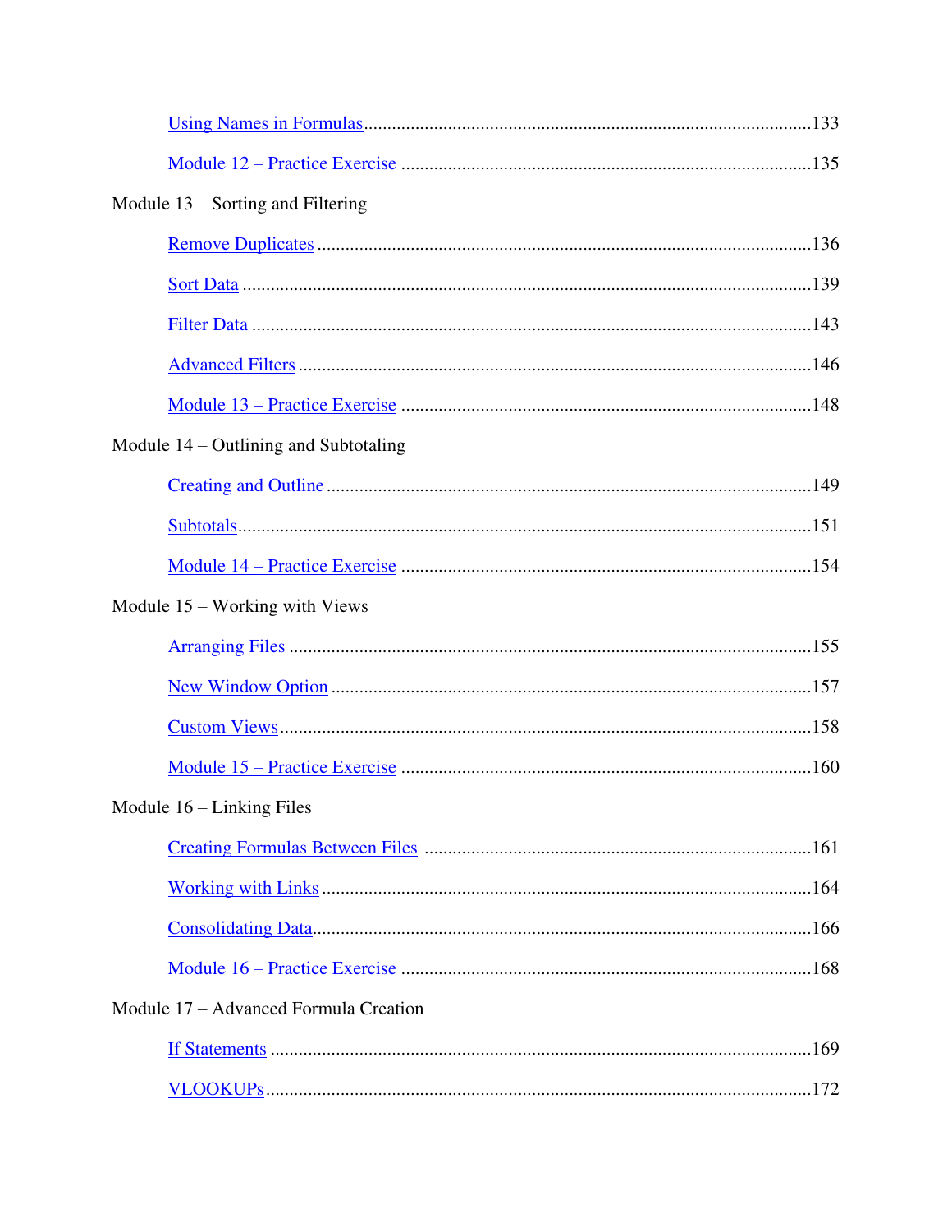- Using Names in Formulas ..... 133
- Module 12 – Practice Exercise ..... 135

Module 13 – Sorting and Filtering

- Remove Duplicates ..... 136
- Sort Data ..... 139
- Filter Data ..... 143
- Advanced Filters ..... 146
- Module 13 – Practice Exercise ..... 148

Module 14 – Outlining and Subtotaling

- Creating and Outline ..... 149
- Subtotals ..... 151
- Module 14 – Practice Exercise ..... 154

Module 15 – Working with Views

- Arranging Files ..... 155
- New Window Option ..... 157
- Custom Views ..... 158
- Module 15 – Practice Exercise ..... 160

Module 16 – Linking Files

- Creating Formulas Between Files ..... 161
- Working with Links ..... 164
- Consolidating Data ..... 166
- Module 16 – Practice Exercise ..... 168

Module 17 – Advanced Formula Creation

- If Statements ..... 169
- VLOOKUPs ..... 172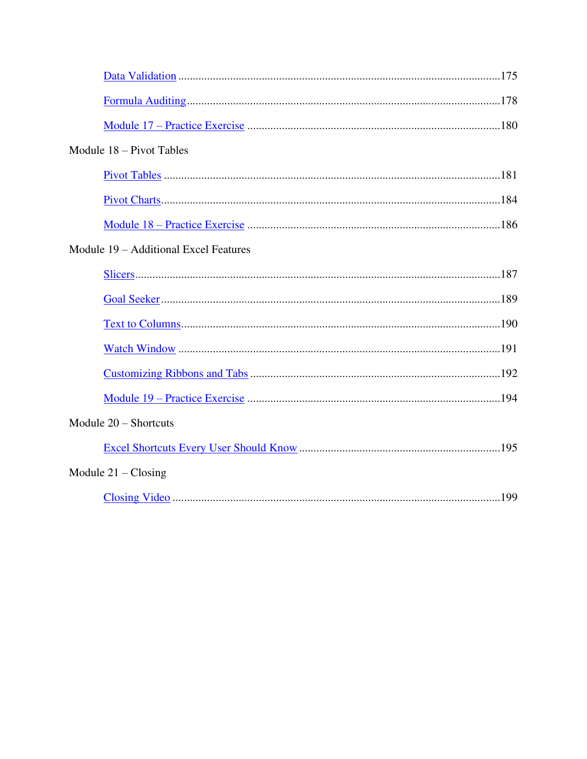Data Validation ........................................................................................................175

Formula Auditing......................................................................................................178

Module 17 – Practice Exercise ................................................................................180

Module 18 – Pivot Tables

Pivot Tables ..............................................................................................................181

Pivot Charts...............................................................................................................184

Module 18 – Practice Exercise ................................................................................186

Module 19 – Additional Excel Features

Slicers........................................................................................................................187

Goal Seeker ...............................................................................................................189

Text to Columns........................................................................................................190

Watch Window .........................................................................................................191

Customizing Ribbons and Tabs ...............................................................................192

Module 19 – Practice Exercise ................................................................................194

Module 20 – Shortcuts

Excel Shortcuts Every User Should Know ...............................................................195

Module 21 – Closing

Closing Video ...........................................................................................................199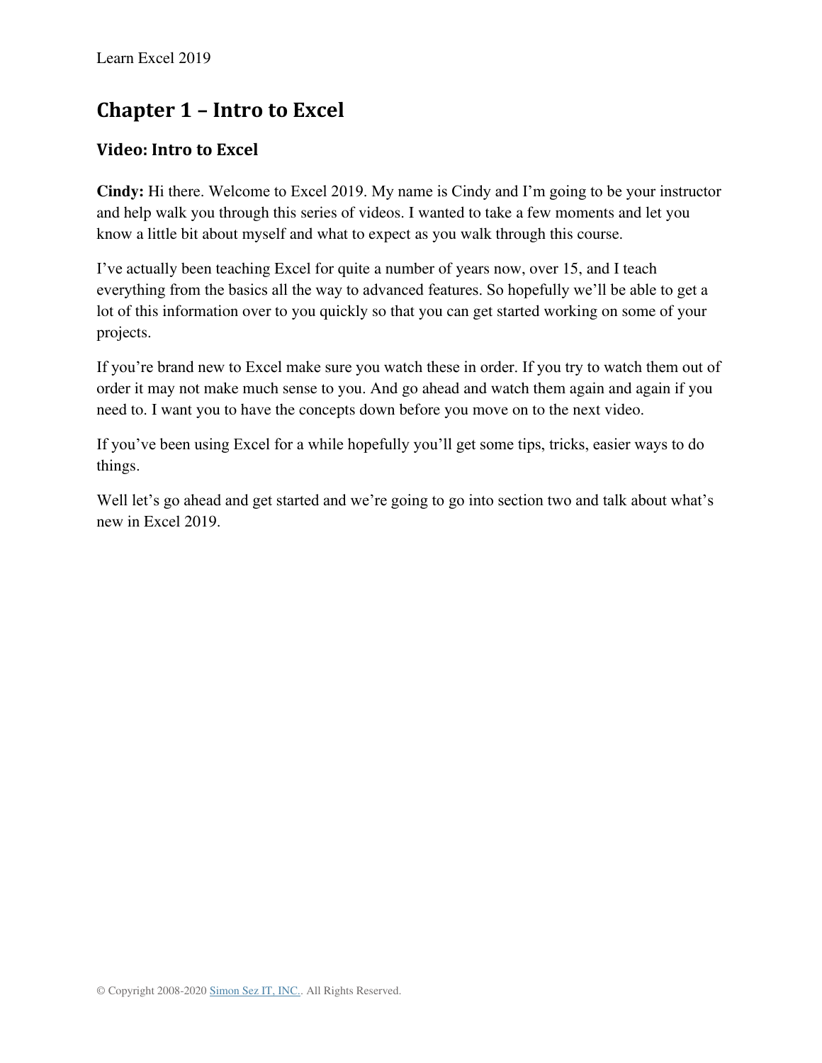# Chapter 1 – Intro to Excel

## Video: Intro to Excel

**Cindy:** Hi there. Welcome to Excel 2019. My name is Cindy and I'm going to be your instructor and help walk you through this series of videos. I wanted to take a few moments and let you know a little bit about myself and what to expect as you walk through this course.

I've actually been teaching Excel for quite a number of years now, over 15, and I teach everything from the basics all the way to advanced features. So hopefully we'll be able to get a lot of this information over to you quickly so that you can get started working on some of your projects.

If you're brand new to Excel make sure you watch these in order. If you try to watch them out of order it may not make much sense to you. And go ahead and watch them again and again if you need to. I want you to have the concepts down before you move on to the next video.

If you've been using Excel for a while hopefully you'll get some tips, tricks, easier ways to do things.

Well let's go ahead and get started and we're going to go into section two and talk about what's new in Excel 2019.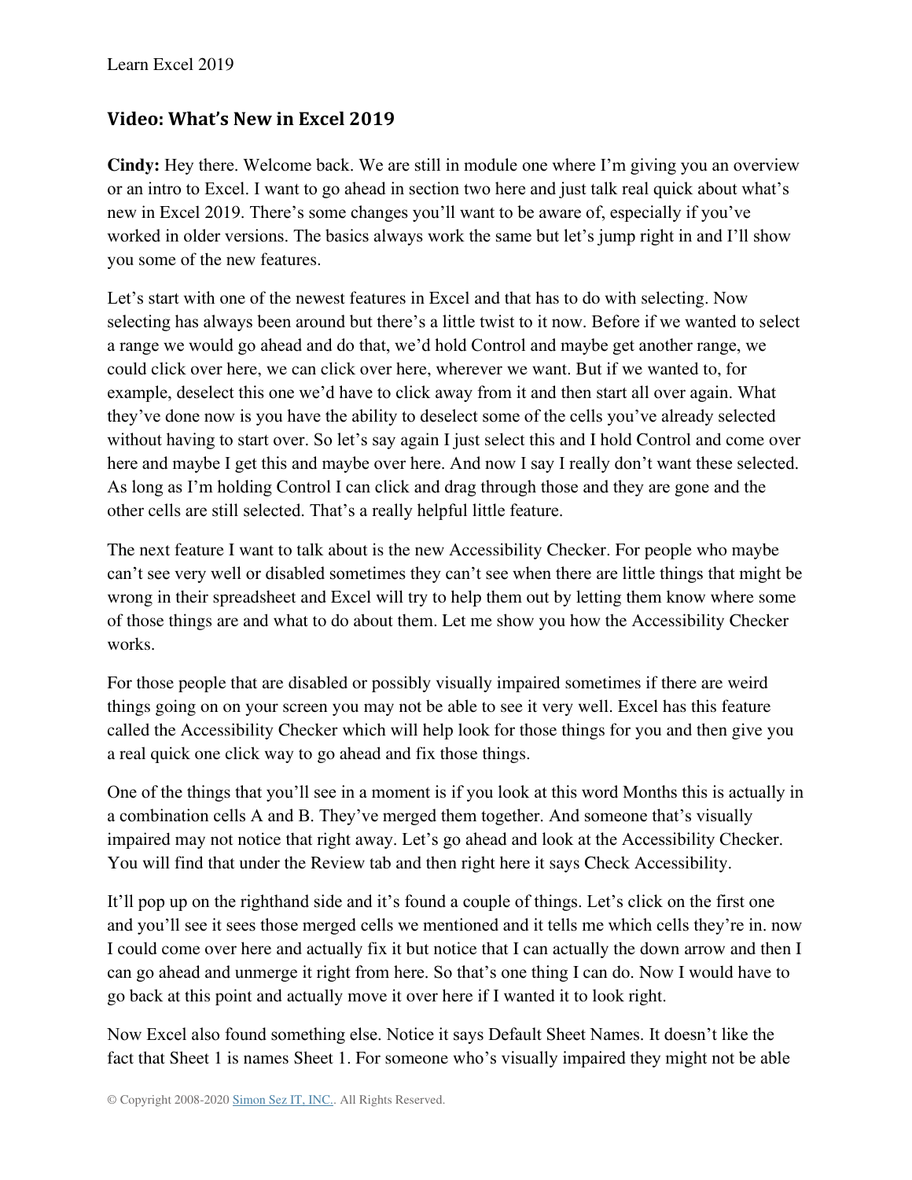## Video: What's New in Excel 2019

**Cindy:** Hey there. Welcome back. We are still in module one where I'm giving you an overview or an intro to Excel. I want to go ahead in section two here and just talk real quick about what's new in Excel 2019. There's some changes you'll want to be aware of, especially if you've worked in older versions. The basics always work the same but let's jump right in and I'll show you some of the new features.

Let's start with one of the newest features in Excel and that has to do with selecting. Now selecting has always been around but there's a little twist to it now. Before if we wanted to select a range we would go ahead and do that, we'd hold Control and maybe get another range, we could click over here, we can click over here, wherever we want. But if we wanted to, for example, deselect this one we'd have to click away from it and then start all over again. What they've done now is you have the ability to deselect some of the cells you've already selected without having to start over. So let's say again I just select this and I hold Control and come over here and maybe I get this and maybe over here. And now I say I really don't want these selected. As long as I'm holding Control I can click and drag through those and they are gone and the other cells are still selected. That's a really helpful little feature.

The next feature I want to talk about is the new Accessibility Checker. For people who maybe can't see very well or disabled sometimes they can't see when there are little things that might be wrong in their spreadsheet and Excel will try to help them out by letting them know where some of those things are and what to do about them. Let me show you how the Accessibility Checker works.

For those people that are disabled or possibly visually impaired sometimes if there are weird things going on on your screen you may not be able to see it very well. Excel has this feature called the Accessibility Checker which will help look for those things for you and then give you a real quick one click way to go ahead and fix those things.

One of the things that you'll see in a moment is if you look at this word Months this is actually in a combination cells A and B. They've merged them together. And someone that's visually impaired may not notice that right away. Let's go ahead and look at the Accessibility Checker. You will find that under the Review tab and then right here it says Check Accessibility.

It'll pop up on the righthand side and it's found a couple of things. Let's click on the first one and you'll see it sees those merged cells we mentioned and it tells me which cells they're in. now I could come over here and actually fix it but notice that I can actually the down arrow and then I can go ahead and unmerge it right from here. So that's one thing I can do. Now I would have to go back at this point and actually move it over here if I wanted it to look right.

Now Excel also found something else. Notice it says Default Sheet Names. It doesn't like the fact that Sheet 1 is names Sheet 1. For someone who's visually impaired they might not be able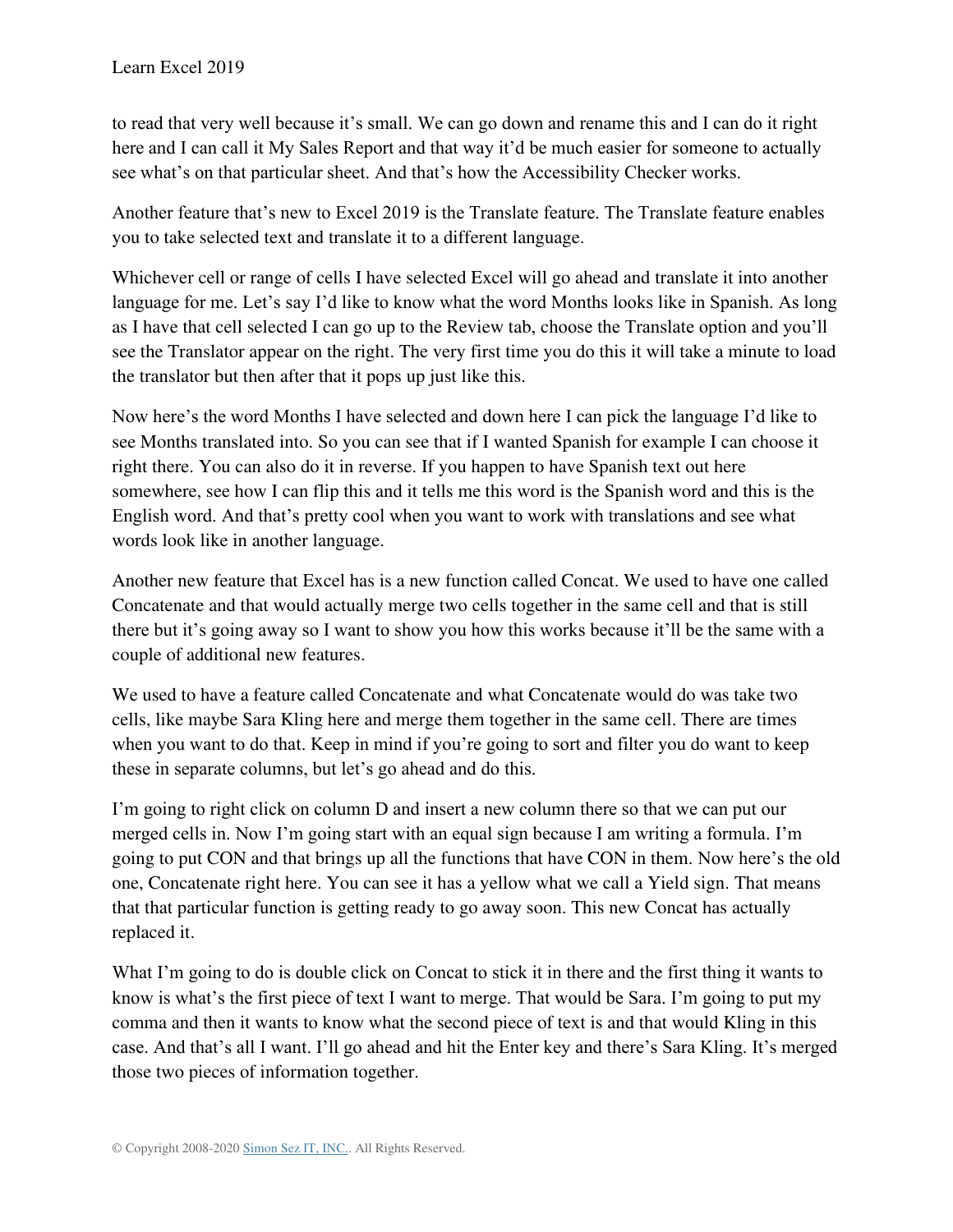to read that very well because it's small. We can go down and rename this and I can do it right here and I can call it My Sales Report and that way it'd be much easier for someone to actually see what's on that particular sheet. And that's how the Accessibility Checker works.

Another feature that's new to Excel 2019 is the Translate feature. The Translate feature enables you to take selected text and translate it to a different language.

Whichever cell or range of cells I have selected Excel will go ahead and translate it into another language for me. Let's say I'd like to know what the word Months looks like in Spanish. As long as I have that cell selected I can go up to the Review tab, choose the Translate option and you'll see the Translator appear on the right. The very first time you do this it will take a minute to load the translator but then after that it pops up just like this.

Now here's the word Months I have selected and down here I can pick the language I'd like to see Months translated into. So you can see that if I wanted Spanish for example I can choose it right there. You can also do it in reverse. If you happen to have Spanish text out here somewhere, see how I can flip this and it tells me this word is the Spanish word and this is the English word. And that's pretty cool when you want to work with translations and see what words look like in another language.

Another new feature that Excel has is a new function called Concat. We used to have one called Concatenate and that would actually merge two cells together in the same cell and that is still there but it's going away so I want to show you how this works because it'll be the same with a couple of additional new features.

We used to have a feature called Concatenate and what Concatenate would do was take two cells, like maybe Sara Kling here and merge them together in the same cell. There are times when you want to do that. Keep in mind if you're going to sort and filter you do want to keep these in separate columns, but let's go ahead and do this.

I'm going to right click on column D and insert a new column there so that we can put our merged cells in. Now I'm going start with an equal sign because I am writing a formula. I'm going to put CON and that brings up all the functions that have CON in them. Now here's the old one, Concatenate right here. You can see it has a yellow what we call a Yield sign. That means that that particular function is getting ready to go away soon. This new Concat has actually replaced it.

What I'm going to do is double click on Concat to stick it in there and the first thing it wants to know is what's the first piece of text I want to merge. That would be Sara. I'm going to put my comma and then it wants to know what the second piece of text is and that would Kling in this case. And that's all I want. I'll go ahead and hit the Enter key and there's Sara Kling. It's merged those two pieces of information together.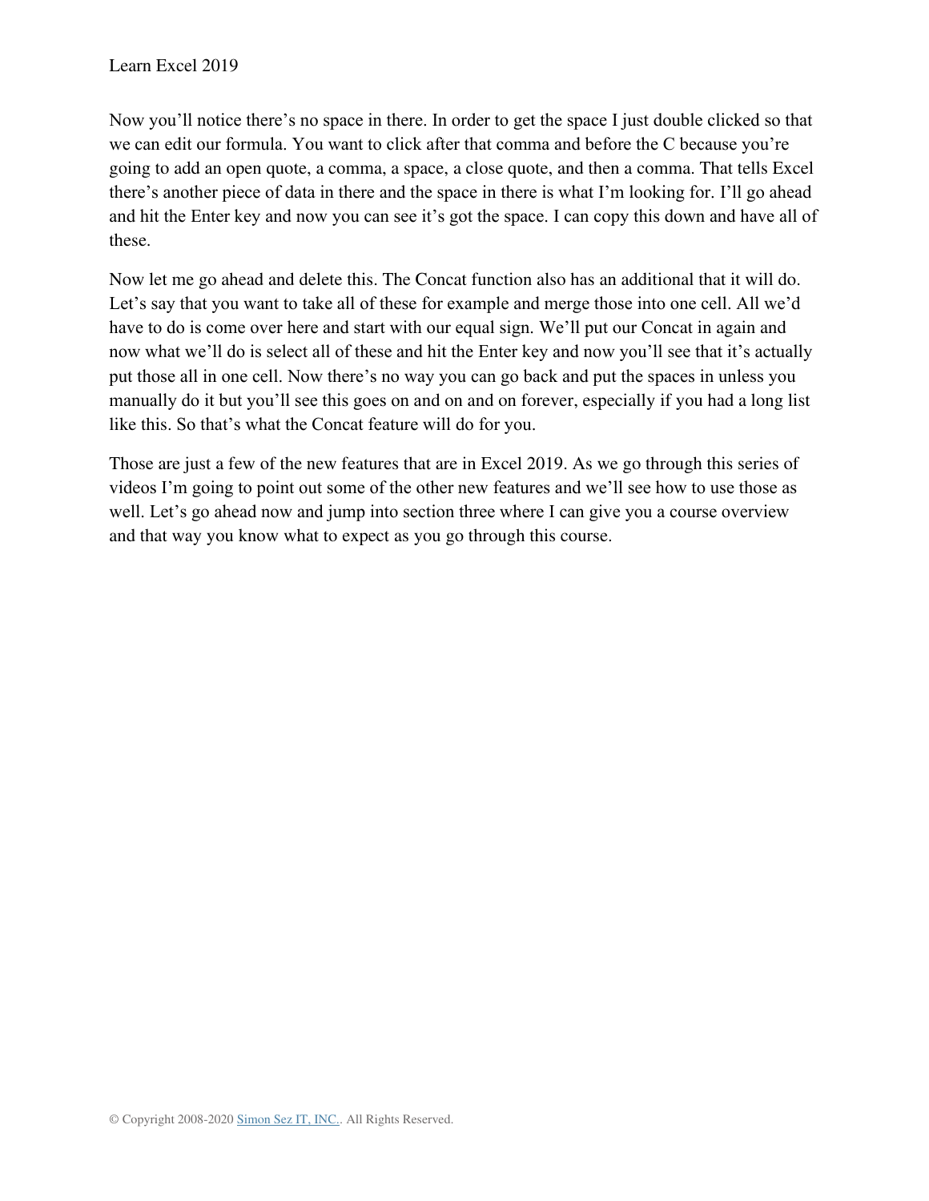Now you'll notice there's no space in there. In order to get the space I just double clicked so that we can edit our formula. You want to click after that comma and before the C because you're going to add an open quote, a comma, a space, a close quote, and then a comma. That tells Excel there's another piece of data in there and the space in there is what I'm looking for. I'll go ahead and hit the Enter key and now you can see it's got the space. I can copy this down and have all of these.

Now let me go ahead and delete this. The Concat function also has an additional that it will do. Let's say that you want to take all of these for example and merge those into one cell. All we'd have to do is come over here and start with our equal sign. We'll put our Concat in again and now what we'll do is select all of these and hit the Enter key and now you'll see that it's actually put those all in one cell. Now there's no way you can go back and put the spaces in unless you manually do it but you'll see this goes on and on and on forever, especially if you had a long list like this. So that's what the Concat feature will do for you.

Those are just a few of the new features that are in Excel 2019. As we go through this series of videos I'm going to point out some of the other new features and we'll see how to use those as well. Let's go ahead now and jump into section three where I can give you a course overview and that way you know what to expect as you go through this course.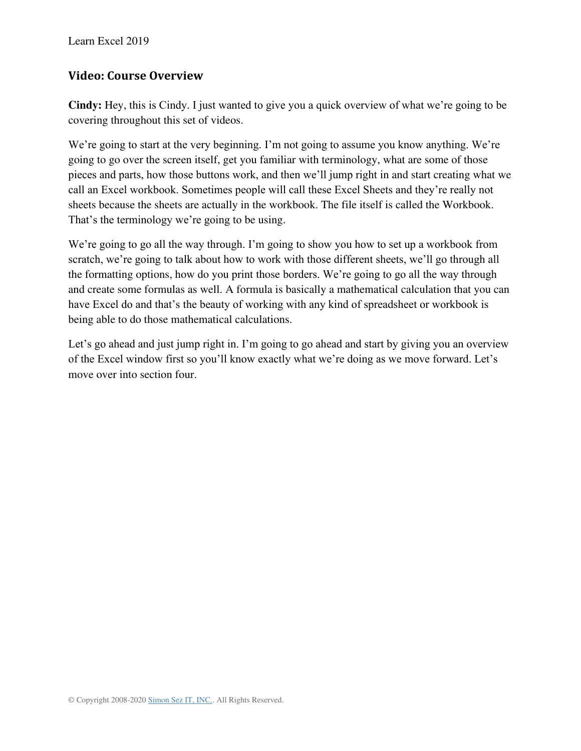## Video: Course Overview

**Cindy:** Hey, this is Cindy. I just wanted to give you a quick overview of what we're going to be covering throughout this set of videos.

We're going to start at the very beginning. I'm not going to assume you know anything. We're going to go over the screen itself, get you familiar with terminology, what are some of those pieces and parts, how those buttons work, and then we'll jump right in and start creating what we call an Excel workbook. Sometimes people will call these Excel Sheets and they're really not sheets because the sheets are actually in the workbook. The file itself is called the Workbook. That's the terminology we're going to be using.

We're going to go all the way through. I'm going to show you how to set up a workbook from scratch, we're going to talk about how to work with those different sheets, we'll go through all the formatting options, how do you print those borders. We're going to go all the way through and create some formulas as well. A formula is basically a mathematical calculation that you can have Excel do and that's the beauty of working with any kind of spreadsheet or workbook is being able to do those mathematical calculations.

Let's go ahead and just jump right in. I'm going to go ahead and start by giving you an overview of the Excel window first so you'll know exactly what we're doing as we move forward. Let's move over into section four.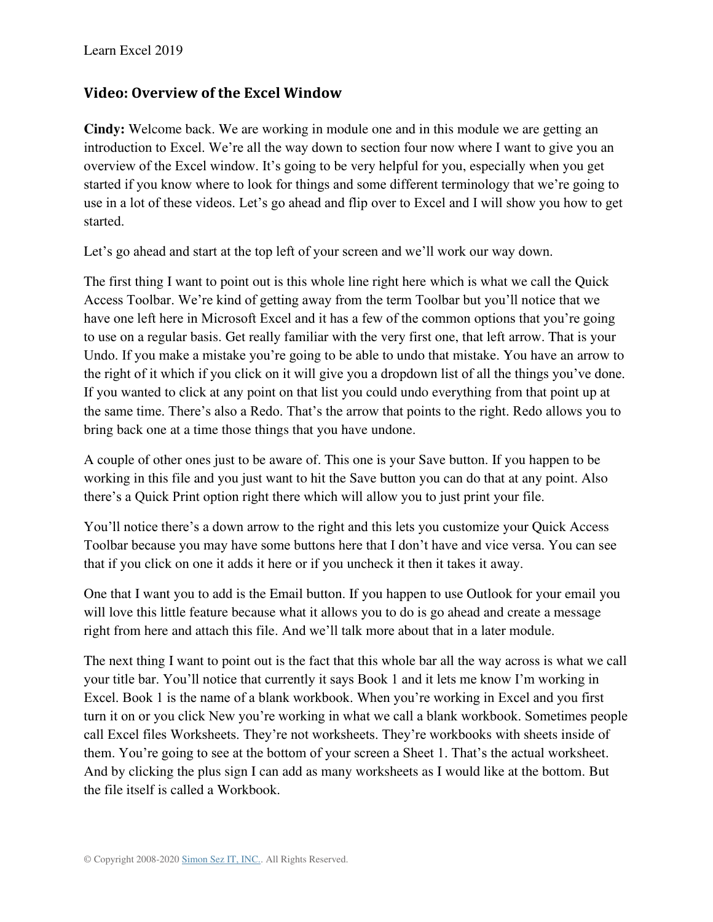## Video: Overview of the Excel Window

**Cindy:** Welcome back. We are working in module one and in this module we are getting an introduction to Excel. We're all the way down to section four now where I want to give you an overview of the Excel window. It's going to be very helpful for you, especially when you get started if you know where to look for things and some different terminology that we're going to use in a lot of these videos. Let's go ahead and flip over to Excel and I will show you how to get started.

Let's go ahead and start at the top left of your screen and we'll work our way down.

The first thing I want to point out is this whole line right here which is what we call the Quick Access Toolbar. We're kind of getting away from the term Toolbar but you'll notice that we have one left here in Microsoft Excel and it has a few of the common options that you're going to use on a regular basis. Get really familiar with the very first one, that left arrow. That is your Undo. If you make a mistake you're going to be able to undo that mistake. You have an arrow to the right of it which if you click on it will give you a dropdown list of all the things you've done. If you wanted to click at any point on that list you could undo everything from that point up at the same time. There's also a Redo. That's the arrow that points to the right. Redo allows you to bring back one at a time those things that you have undone.

A couple of other ones just to be aware of. This one is your Save button. If you happen to be working in this file and you just want to hit the Save button you can do that at any point. Also there's a Quick Print option right there which will allow you to just print your file.

You'll notice there's a down arrow to the right and this lets you customize your Quick Access Toolbar because you may have some buttons here that I don't have and vice versa. You can see that if you click on one it adds it here or if you uncheck it then it takes it away.

One that I want you to add is the Email button. If you happen to use Outlook for your email you will love this little feature because what it allows you to do is go ahead and create a message right from here and attach this file. And we'll talk more about that in a later module.

The next thing I want to point out is the fact that this whole bar all the way across is what we call your title bar. You'll notice that currently it says Book 1 and it lets me know I'm working in Excel. Book 1 is the name of a blank workbook. When you're working in Excel and you first turn it on or you click New you're working in what we call a blank workbook. Sometimes people call Excel files Worksheets. They're not worksheets. They're workbooks with sheets inside of them. You're going to see at the bottom of your screen a Sheet 1. That's the actual worksheet. And by clicking the plus sign I can add as many worksheets as I would like at the bottom. But the file itself is called a Workbook.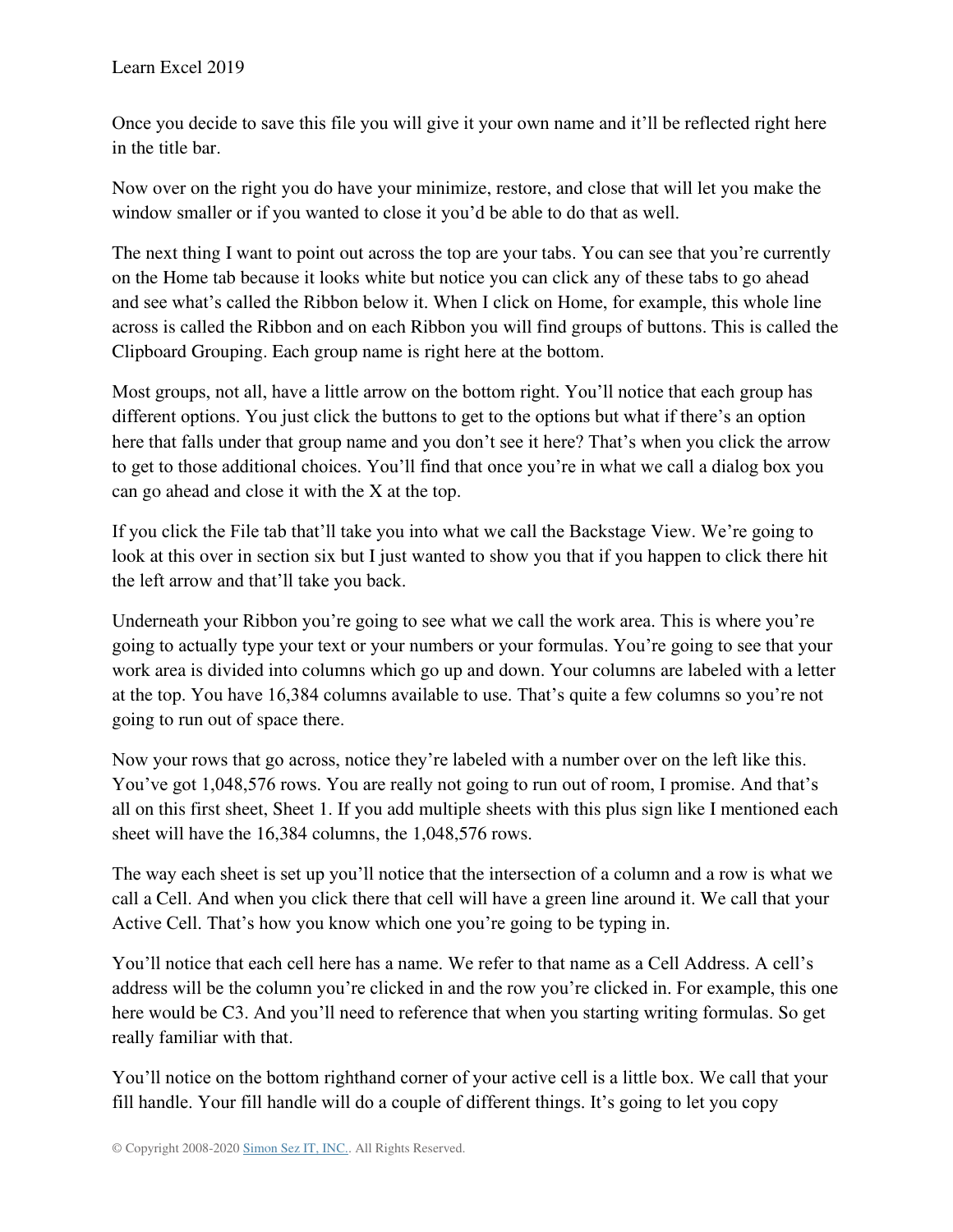Once you decide to save this file you will give it your own name and it'll be reflected right here in the title bar.

Now over on the right you do have your minimize, restore, and close that will let you make the window smaller or if you wanted to close it you'd be able to do that as well.

The next thing I want to point out across the top are your tabs. You can see that you're currently on the Home tab because it looks white but notice you can click any of these tabs to go ahead and see what's called the Ribbon below it. When I click on Home, for example, this whole line across is called the Ribbon and on each Ribbon you will find groups of buttons. This is called the Clipboard Grouping. Each group name is right here at the bottom.

Most groups, not all, have a little arrow on the bottom right. You'll notice that each group has different options. You just click the buttons to get to the options but what if there's an option here that falls under that group name and you don't see it here? That's when you click the arrow to get to those additional choices. You'll find that once you're in what we call a dialog box you can go ahead and close it with the X at the top.

If you click the File tab that'll take you into what we call the Backstage View. We're going to look at this over in section six but I just wanted to show you that if you happen to click there hit the left arrow and that'll take you back.

Underneath your Ribbon you're going to see what we call the work area. This is where you're going to actually type your text or your numbers or your formulas. You're going to see that your work area is divided into columns which go up and down. Your columns are labeled with a letter at the top. You have 16,384 columns available to use. That's quite a few columns so you're not going to run out of space there.

Now your rows that go across, notice they're labeled with a number over on the left like this. You've got 1,048,576 rows. You are really not going to run out of room, I promise. And that's all on this first sheet, Sheet 1. If you add multiple sheets with this plus sign like I mentioned each sheet will have the 16,384 columns, the 1,048,576 rows.

The way each sheet is set up you'll notice that the intersection of a column and a row is what we call a Cell. And when you click there that cell will have a green line around it. We call that your Active Cell. That's how you know which one you're going to be typing in.

You'll notice that each cell here has a name. We refer to that name as a Cell Address. A cell's address will be the column you're clicked in and the row you're clicked in. For example, this one here would be C3. And you'll need to reference that when you starting writing formulas. So get really familiar with that.

You'll notice on the bottom righthand corner of your active cell is a little box. We call that your fill handle. Your fill handle will do a couple of different things. It's going to let you copy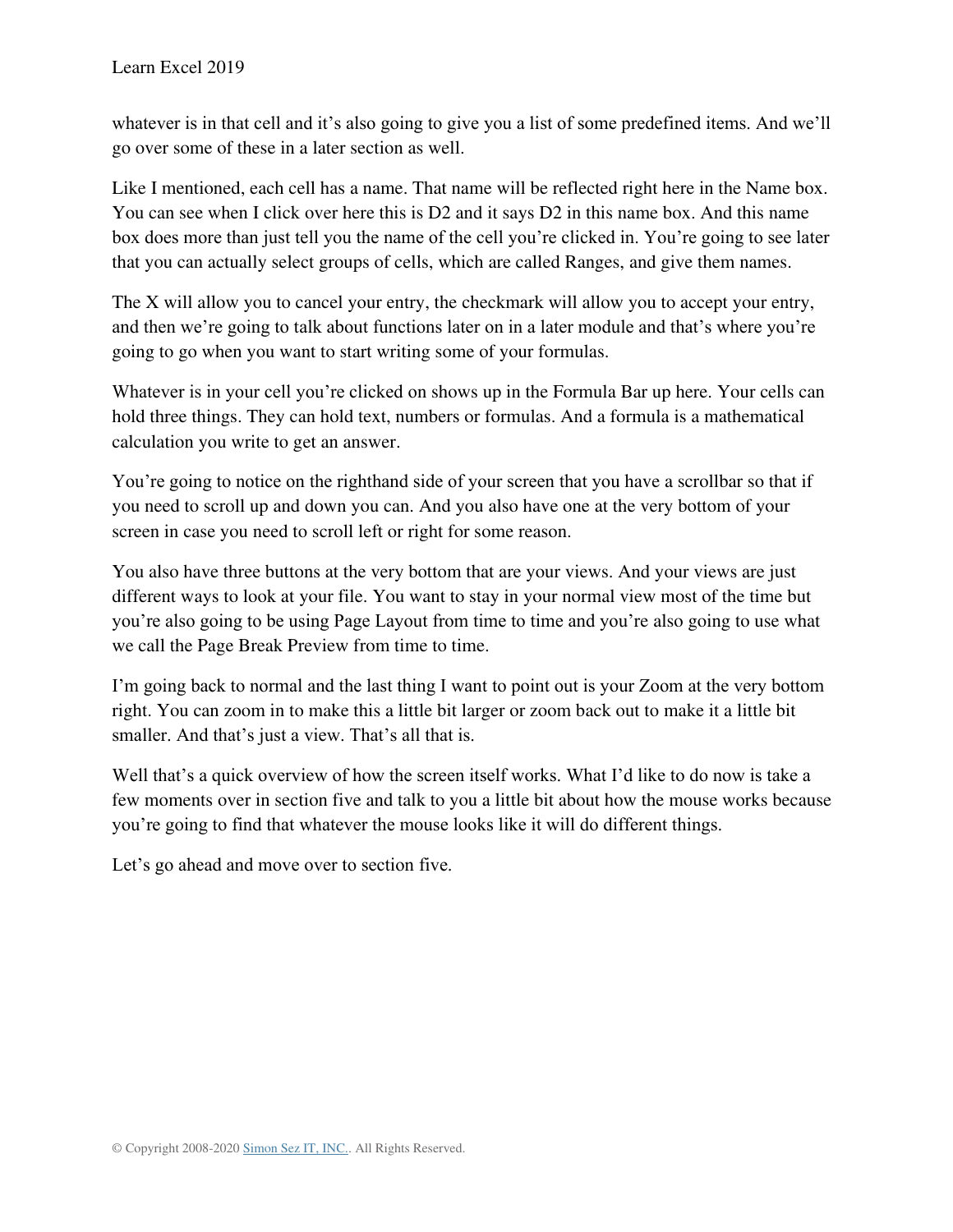whatever is in that cell and it's also going to give you a list of some predefined items. And we'll go over some of these in a later section as well.

Like I mentioned, each cell has a name. That name will be reflected right here in the Name box. You can see when I click over here this is D2 and it says D2 in this name box. And this name box does more than just tell you the name of the cell you're clicked in. You're going to see later that you can actually select groups of cells, which are called Ranges, and give them names.

The X will allow you to cancel your entry, the checkmark will allow you to accept your entry, and then we're going to talk about functions later on in a later module and that's where you're going to go when you want to start writing some of your formulas.

Whatever is in your cell you're clicked on shows up in the Formula Bar up here. Your cells can hold three things. They can hold text, numbers or formulas. And a formula is a mathematical calculation you write to get an answer.

You're going to notice on the righthand side of your screen that you have a scrollbar so that if you need to scroll up and down you can. And you also have one at the very bottom of your screen in case you need to scroll left or right for some reason.

You also have three buttons at the very bottom that are your views. And your views are just different ways to look at your file. You want to stay in your normal view most of the time but you're also going to be using Page Layout from time to time and you're also going to use what we call the Page Break Preview from time to time.

I'm going back to normal and the last thing I want to point out is your Zoom at the very bottom right. You can zoom in to make this a little bit larger or zoom back out to make it a little bit smaller. And that's just a view. That's all that is.

Well that's a quick overview of how the screen itself works. What I'd like to do now is take a few moments over in section five and talk to you a little bit about how the mouse works because you're going to find that whatever the mouse looks like it will do different things.

Let's go ahead and move over to section five.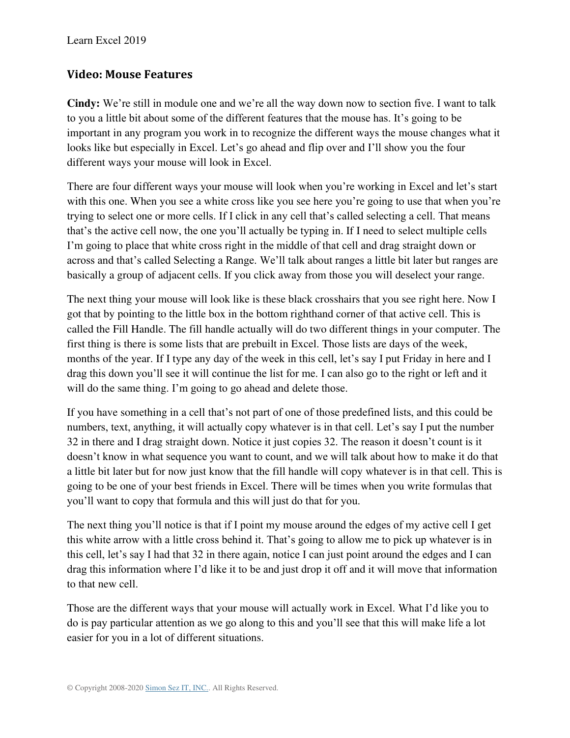## Video: Mouse Features

**Cindy:** We're still in module one and we're all the way down now to section five. I want to talk to you a little bit about some of the different features that the mouse has. It's going to be important in any program you work in to recognize the different ways the mouse changes what it looks like but especially in Excel. Let's go ahead and flip over and I'll show you the four different ways your mouse will look in Excel.

There are four different ways your mouse will look when you're working in Excel and let's start with this one. When you see a white cross like you see here you're going to use that when you're trying to select one or more cells. If I click in any cell that's called selecting a cell. That means that's the active cell now, the one you'll actually be typing in. If I need to select multiple cells I'm going to place that white cross right in the middle of that cell and drag straight down or across and that's called Selecting a Range. We'll talk about ranges a little bit later but ranges are basically a group of adjacent cells. If you click away from those you will deselect your range.

The next thing your mouse will look like is these black crosshairs that you see right here. Now I got that by pointing to the little box in the bottom righthand corner of that active cell. This is called the Fill Handle. The fill handle actually will do two different things in your computer. The first thing is there is some lists that are prebuilt in Excel. Those lists are days of the week, months of the year. If I type any day of the week in this cell, let's say I put Friday in here and I drag this down you'll see it will continue the list for me. I can also go to the right or left and it will do the same thing. I'm going to go ahead and delete those.

If you have something in a cell that's not part of one of those predefined lists, and this could be numbers, text, anything, it will actually copy whatever is in that cell. Let's say I put the number 32 in there and I drag straight down. Notice it just copies 32. The reason it doesn't count is it doesn't know in what sequence you want to count, and we will talk about how to make it do that a little bit later but for now just know that the fill handle will copy whatever is in that cell. This is going to be one of your best friends in Excel. There will be times when you write formulas that you'll want to copy that formula and this will just do that for you.

The next thing you'll notice is that if I point my mouse around the edges of my active cell I get this white arrow with a little cross behind it. That's going to allow me to pick up whatever is in this cell, let's say I had that 32 in there again, notice I can just point around the edges and I can drag this information where I'd like it to be and just drop it off and it will move that information to that new cell.

Those are the different ways that your mouse will actually work in Excel. What I'd like you to do is pay particular attention as we go along to this and you'll see that this will make life a lot easier for you in a lot of different situations.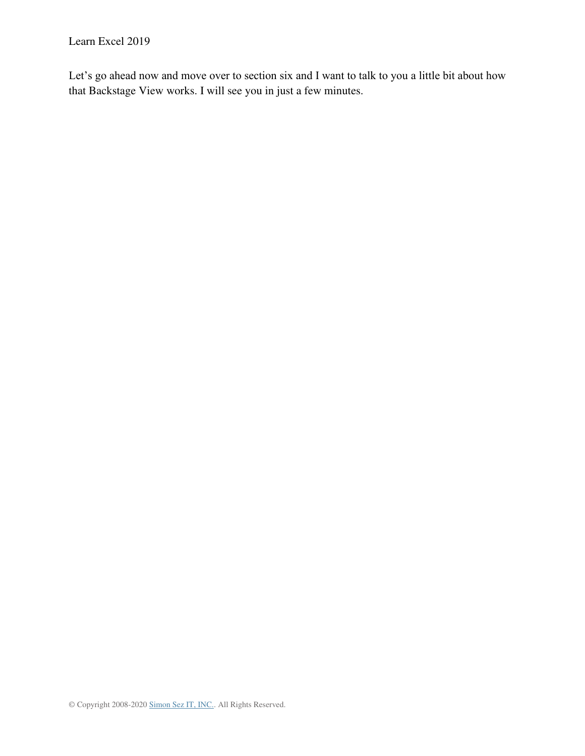Let's go ahead now and move over to section six and I want to talk to you a little bit about how that Backstage View works. I will see you in just a few minutes.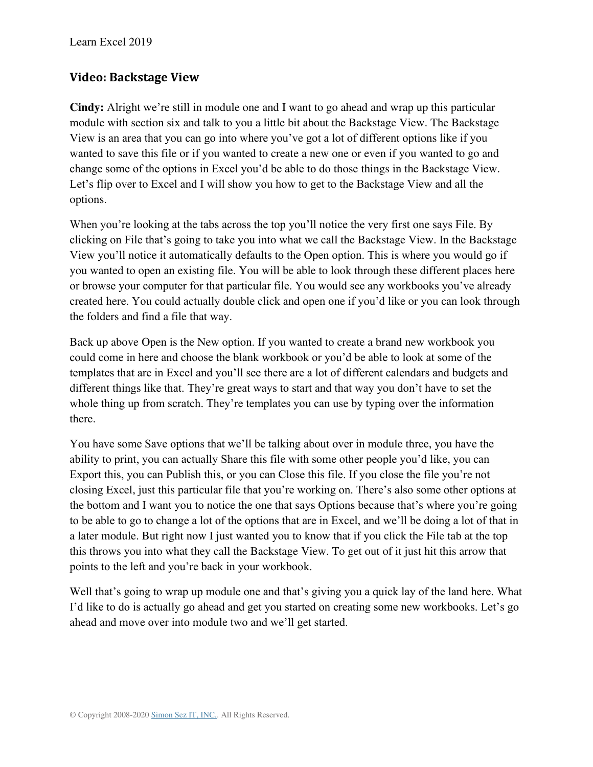## Video: Backstage View

**Cindy:** Alright we're still in module one and I want to go ahead and wrap up this particular module with section six and talk to you a little bit about the Backstage View. The Backstage View is an area that you can go into where you've got a lot of different options like if you wanted to save this file or if you wanted to create a new one or even if you wanted to go and change some of the options in Excel you'd be able to do those things in the Backstage View. Let's flip over to Excel and I will show you how to get to the Backstage View and all the options.

When you're looking at the tabs across the top you'll notice the very first one says File. By clicking on File that's going to take you into what we call the Backstage View. In the Backstage View you'll notice it automatically defaults to the Open option. This is where you would go if you wanted to open an existing file. You will be able to look through these different places here or browse your computer for that particular file. You would see any workbooks you've already created here. You could actually double click and open one if you'd like or you can look through the folders and find a file that way.

Back up above Open is the New option. If you wanted to create a brand new workbook you could come in here and choose the blank workbook or you'd be able to look at some of the templates that are in Excel and you'll see there are a lot of different calendars and budgets and different things like that. They're great ways to start and that way you don't have to set the whole thing up from scratch. They're templates you can use by typing over the information there.

You have some Save options that we'll be talking about over in module three, you have the ability to print, you can actually Share this file with some other people you'd like, you can Export this, you can Publish this, or you can Close this file. If you close the file you're not closing Excel, just this particular file that you're working on. There's also some other options at the bottom and I want you to notice the one that says Options because that's where you're going to be able to go to change a lot of the options that are in Excel, and we'll be doing a lot of that in a later module. But right now I just wanted you to know that if you click the File tab at the top this throws you into what they call the Backstage View. To get out of it just hit this arrow that points to the left and you're back in your workbook.

Well that's going to wrap up module one and that's giving you a quick lay of the land here. What I'd like to do is actually go ahead and get you started on creating some new workbooks. Let's go ahead and move over into module two and we'll get started.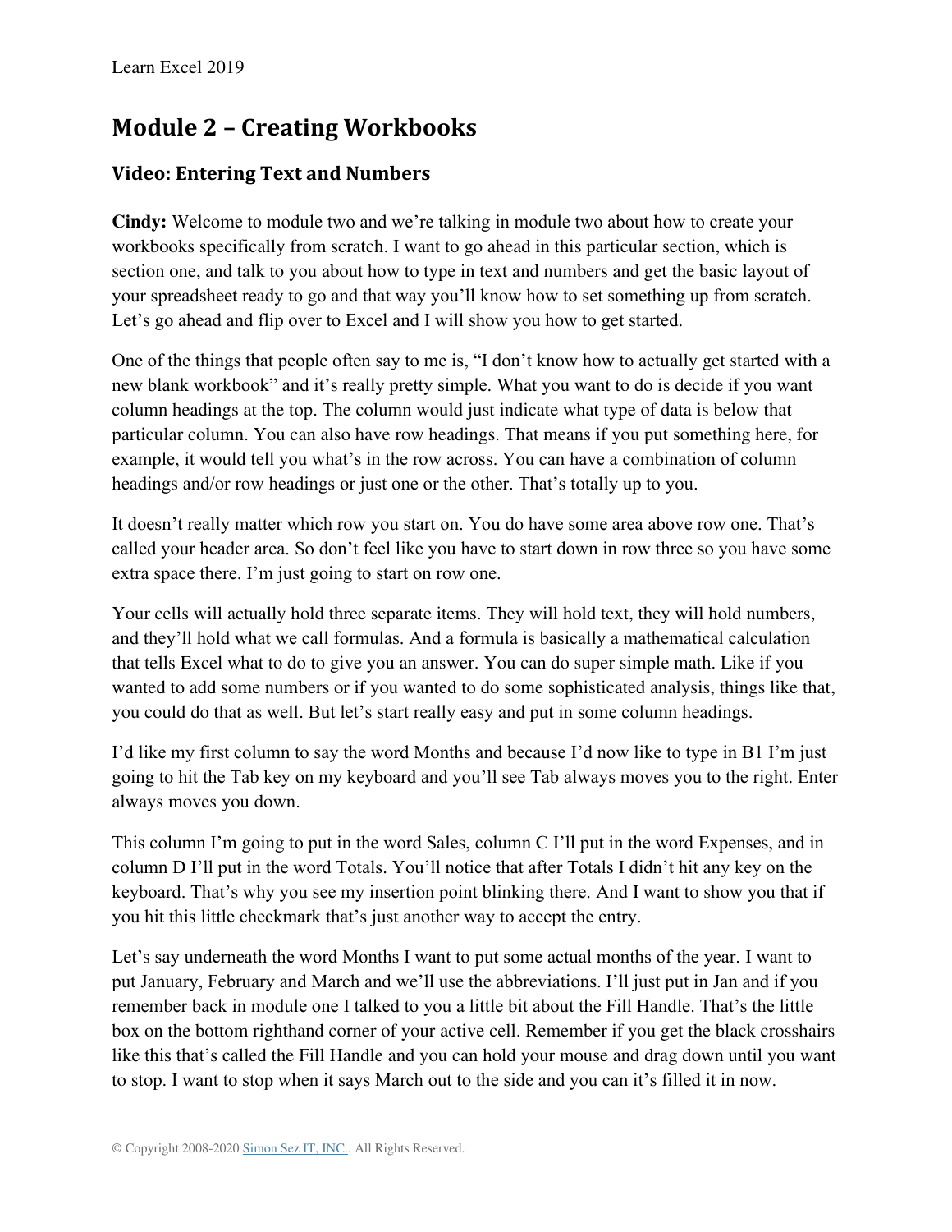# Module 2 – Creating Workbooks

## Video: Entering Text and Numbers

**Cindy:** Welcome to module two and we're talking in module two about how to create your workbooks specifically from scratch. I want to go ahead in this particular section, which is section one, and talk to you about how to type in text and numbers and get the basic layout of your spreadsheet ready to go and that way you'll know how to set something up from scratch. Let's go ahead and flip over to Excel and I will show you how to get started.

One of the things that people often say to me is, "I don't know how to actually get started with a new blank workbook" and it's really pretty simple. What you want to do is decide if you want column headings at the top. The column would just indicate what type of data is below that particular column. You can also have row headings. That means if you put something here, for example, it would tell you what's in the row across. You can have a combination of column headings and/or row headings or just one or the other. That's totally up to you.

It doesn't really matter which row you start on. You do have some area above row one. That's called your header area. So don't feel like you have to start down in row three so you have some extra space there. I'm just going to start on row one.

Your cells will actually hold three separate items. They will hold text, they will hold numbers, and they'll hold what we call formulas. And a formula is basically a mathematical calculation that tells Excel what to do to give you an answer. You can do super simple math. Like if you wanted to add some numbers or if you wanted to do some sophisticated analysis, things like that, you could do that as well. But let's start really easy and put in some column headings.

I'd like my first column to say the word Months and because I'd now like to type in B1 I'm just going to hit the Tab key on my keyboard and you'll see Tab always moves you to the right. Enter always moves you down.

This column I'm going to put in the word Sales, column C I'll put in the word Expenses, and in column D I'll put in the word Totals. You'll notice that after Totals I didn't hit any key on the keyboard. That's why you see my insertion point blinking there. And I want to show you that if you hit this little checkmark that's just another way to accept the entry.

Let's say underneath the word Months I want to put some actual months of the year. I want to put January, February and March and we'll use the abbreviations. I'll just put in Jan and if you remember back in module one I talked to you a little bit about the Fill Handle. That's the little box on the bottom righthand corner of your active cell. Remember if you get the black crosshairs like this that's called the Fill Handle and you can hold your mouse and drag down until you want to stop. I want to stop when it says March out to the side and you can it's filled it in now.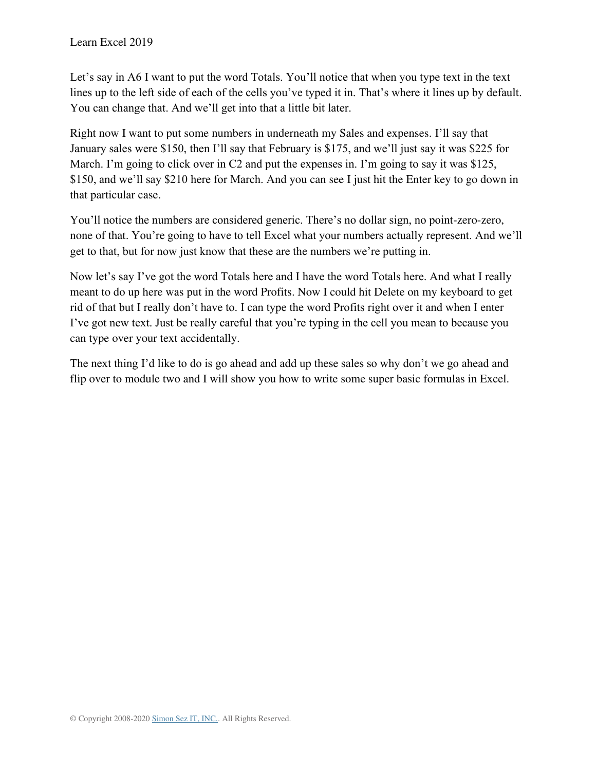Let's say in A6 I want to put the word Totals. You'll notice that when you type text in the text lines up to the left side of each of the cells you've typed it in. That's where it lines up by default. You can change that. And we'll get into that a little bit later.

Right now I want to put some numbers in underneath my Sales and expenses. I'll say that January sales were $150, then I'll say that February is $175, and we'll just say it was $225 for March. I'm going to click over in C2 and put the expenses in. I'm going to say it was $125, $150, and we'll say $210 here for March. And you can see I just hit the Enter key to go down in that particular case.

You'll notice the numbers are considered generic. There's no dollar sign, no point-zero-zero, none of that. You're going to have to tell Excel what your numbers actually represent. And we'll get to that, but for now just know that these are the numbers we're putting in.

Now let's say I've got the word Totals here and I have the word Totals here. And what I really meant to do up here was put in the word Profits. Now I could hit Delete on my keyboard to get rid of that but I really don't have to. I can type the word Profits right over it and when I enter I've got new text. Just be really careful that you're typing in the cell you mean to because you can type over your text accidentally.

The next thing I'd like to do is go ahead and add up these sales so why don't we go ahead and flip over to module two and I will show you how to write some super basic formulas in Excel.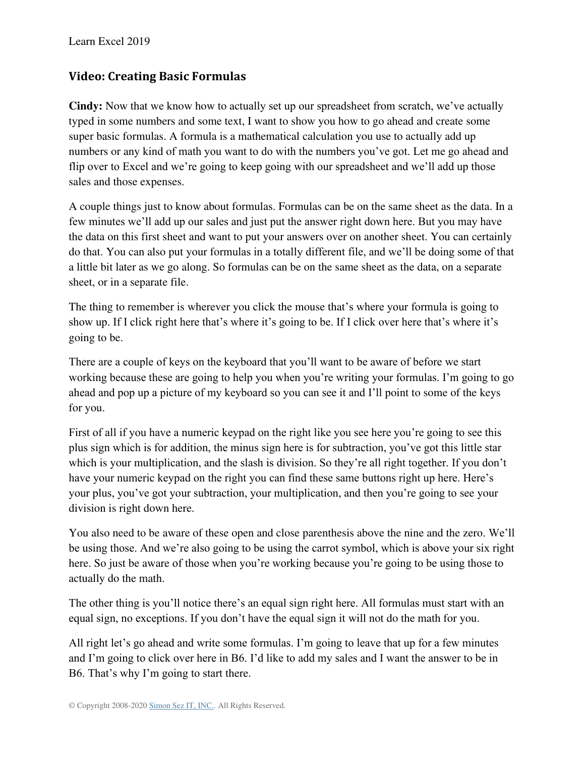## Video: Creating Basic Formulas

**Cindy:** Now that we know how to actually set up our spreadsheet from scratch, we've actually typed in some numbers and some text, I want to show you how to go ahead and create some super basic formulas. A formula is a mathematical calculation you use to actually add up numbers or any kind of math you want to do with the numbers you've got. Let me go ahead and flip over to Excel and we're going to keep going with our spreadsheet and we'll add up those sales and those expenses.

A couple things just to know about formulas. Formulas can be on the same sheet as the data. In a few minutes we'll add up our sales and just put the answer right down here. But you may have the data on this first sheet and want to put your answers over on another sheet. You can certainly do that. You can also put your formulas in a totally different file, and we'll be doing some of that a little bit later as we go along. So formulas can be on the same sheet as the data, on a separate sheet, or in a separate file.

The thing to remember is wherever you click the mouse that's where your formula is going to show up. If I click right here that's where it's going to be. If I click over here that's where it's going to be.

There are a couple of keys on the keyboard that you'll want to be aware of before we start working because these are going to help you when you're writing your formulas. I'm going to go ahead and pop up a picture of my keyboard so you can see it and I'll point to some of the keys for you.

First of all if you have a numeric keypad on the right like you see here you're going to see this plus sign which is for addition, the minus sign here is for subtraction, you've got this little star which is your multiplication, and the slash is division. So they're all right together. If you don't have your numeric keypad on the right you can find these same buttons right up here. Here's your plus, you've got your subtraction, your multiplication, and then you're going to see your division is right down here.

You also need to be aware of these open and close parenthesis above the nine and the zero. We'll be using those. And we're also going to be using the carrot symbol, which is above your six right here. So just be aware of those when you're working because you're going to be using those to actually do the math.

The other thing is you'll notice there's an equal sign right here. All formulas must start with an equal sign, no exceptions. If you don't have the equal sign it will not do the math for you.

All right let's go ahead and write some formulas. I'm going to leave that up for a few minutes and I'm going to click over here in B6. I'd like to add my sales and I want the answer to be in B6. That's why I'm going to start there.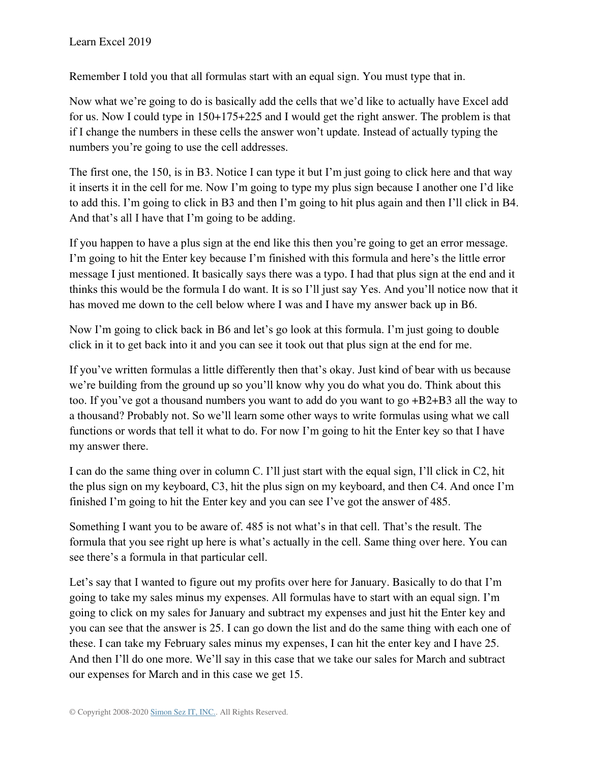Remember I told you that all formulas start with an equal sign. You must type that in.

Now what we're going to do is basically add the cells that we'd like to actually have Excel add for us. Now I could type in 150+175+225 and I would get the right answer. The problem is that if I change the numbers in these cells the answer won't update. Instead of actually typing the numbers you're going to use the cell addresses.

The first one, the 150, is in B3. Notice I can type it but I'm just going to click here and that way it inserts it in the cell for me. Now I'm going to type my plus sign because I another one I'd like to add this. I'm going to click in B3 and then I'm going to hit plus again and then I'll click in B4. And that's all I have that I'm going to be adding.

If you happen to have a plus sign at the end like this then you're going to get an error message. I'm going to hit the Enter key because I'm finished with this formula and here's the little error message I just mentioned. It basically says there was a typo. I had that plus sign at the end and it thinks this would be the formula I do want. It is so I'll just say Yes. And you'll notice now that it has moved me down to the cell below where I was and I have my answer back up in B6.

Now I'm going to click back in B6 and let's go look at this formula. I'm just going to double click in it to get back into it and you can see it took out that plus sign at the end for me.

If you've written formulas a little differently then that's okay. Just kind of bear with us because we're building from the ground up so you'll know why you do what you do. Think about this too. If you've got a thousand numbers you want to add do you want to go +B2+B3 all the way to a thousand? Probably not. So we'll learn some other ways to write formulas using what we call functions or words that tell it what to do. For now I'm going to hit the Enter key so that I have my answer there.

I can do the same thing over in column C. I'll just start with the equal sign, I'll click in C2, hit the plus sign on my keyboard, C3, hit the plus sign on my keyboard, and then C4. And once I'm finished I'm going to hit the Enter key and you can see I've got the answer of 485.

Something I want you to be aware of. 485 is not what's in that cell. That's the result. The formula that you see right up here is what's actually in the cell. Same thing over here. You can see there's a formula in that particular cell.

Let's say that I wanted to figure out my profits over here for January. Basically to do that I'm going to take my sales minus my expenses. All formulas have to start with an equal sign. I'm going to click on my sales for January and subtract my expenses and just hit the Enter key and you can see that the answer is 25. I can go down the list and do the same thing with each one of these. I can take my February sales minus my expenses, I can hit the enter key and I have 25. And then I'll do one more. We'll say in this case that we take our sales for March and subtract our expenses for March and in this case we get 15.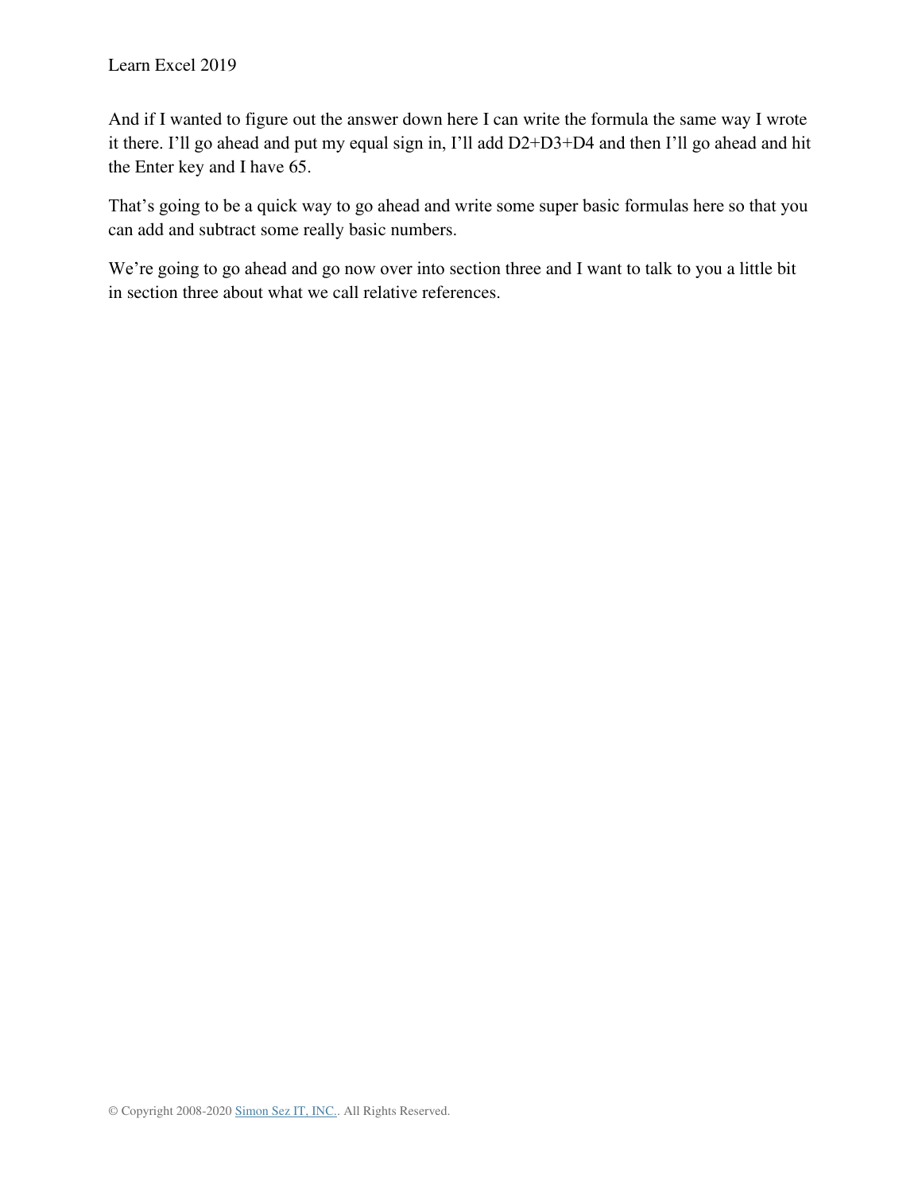And if I wanted to figure out the answer down here I can write the formula the same way I wrote it there. I'll go ahead and put my equal sign in, I'll add D2+D3+D4 and then I'll go ahead and hit the Enter key and I have 65.

That's going to be a quick way to go ahead and write some super basic formulas here so that you can add and subtract some really basic numbers.

We're going to go ahead and go now over into section three and I want to talk to you a little bit in section three about what we call relative references.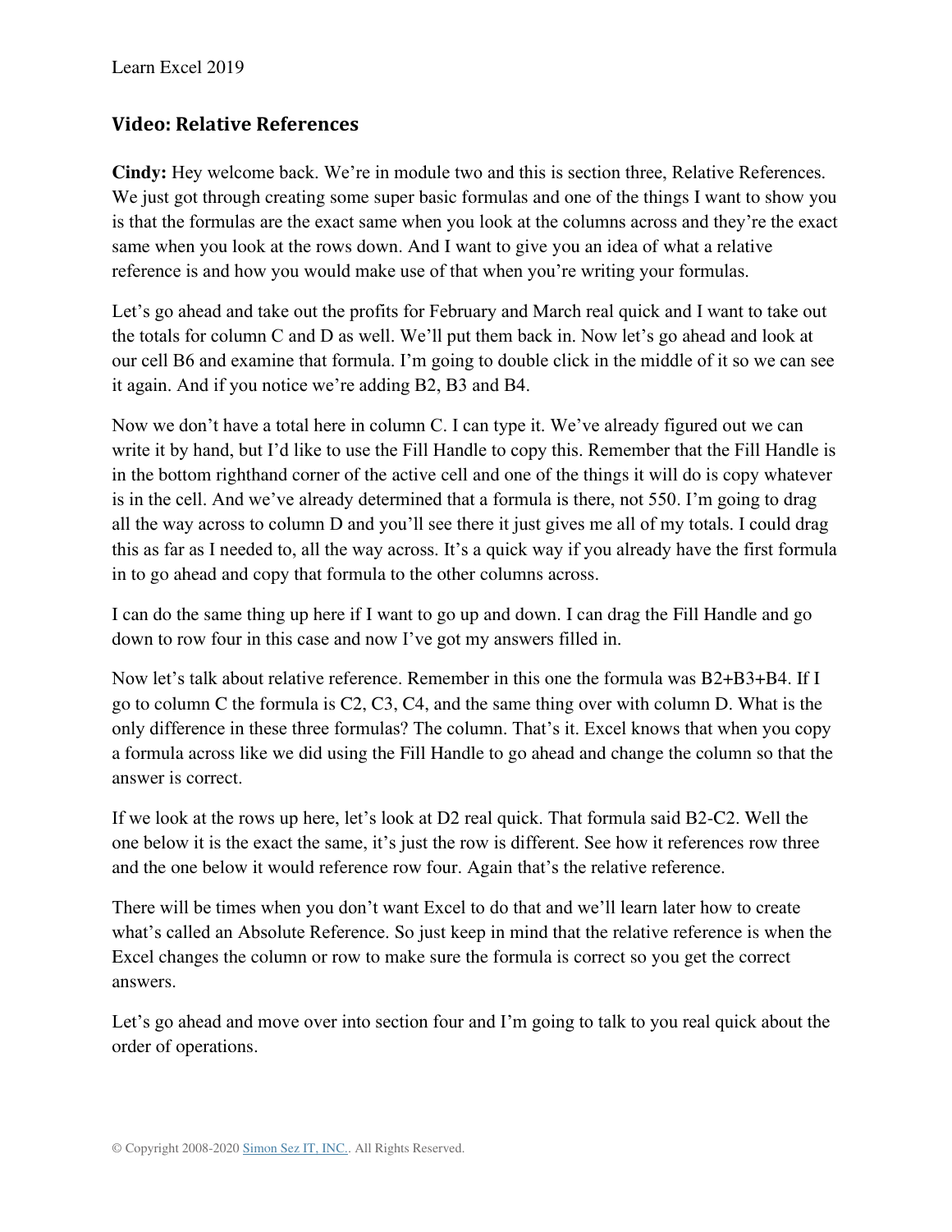## Video: Relative References

**Cindy:** Hey welcome back. We're in module two and this is section three, Relative References. We just got through creating some super basic formulas and one of the things I want to show you is that the formulas are the exact same when you look at the columns across and they're the exact same when you look at the rows down. And I want to give you an idea of what a relative reference is and how you would make use of that when you're writing your formulas.

Let's go ahead and take out the profits for February and March real quick and I want to take out the totals for column C and D as well. We'll put them back in. Now let's go ahead and look at our cell B6 and examine that formula. I'm going to double click in the middle of it so we can see it again. And if you notice we're adding B2, B3 and B4.

Now we don't have a total here in column C. I can type it. We've already figured out we can write it by hand, but I'd like to use the Fill Handle to copy this. Remember that the Fill Handle is in the bottom righthand corner of the active cell and one of the things it will do is copy whatever is in the cell. And we've already determined that a formula is there, not 550. I'm going to drag all the way across to column D and you'll see there it just gives me all of my totals. I could drag this as far as I needed to, all the way across. It's a quick way if you already have the first formula in to go ahead and copy that formula to the other columns across.

I can do the same thing up here if I want to go up and down. I can drag the Fill Handle and go down to row four in this case and now I've got my answers filled in.

Now let's talk about relative reference. Remember in this one the formula was B2+B3+B4. If I go to column C the formula is C2, C3, C4, and the same thing over with column D. What is the only difference in these three formulas? The column. That's it. Excel knows that when you copy a formula across like we did using the Fill Handle to go ahead and change the column so that the answer is correct.

If we look at the rows up here, let's look at D2 real quick. That formula said B2-C2. Well the one below it is the exact the same, it's just the row is different. See how it references row three and the one below it would reference row four. Again that's the relative reference.

There will be times when you don't want Excel to do that and we'll learn later how to create what's called an Absolute Reference. So just keep in mind that the relative reference is when the Excel changes the column or row to make sure the formula is correct so you get the correct answers.

Let's go ahead and move over into section four and I'm going to talk to you real quick about the order of operations.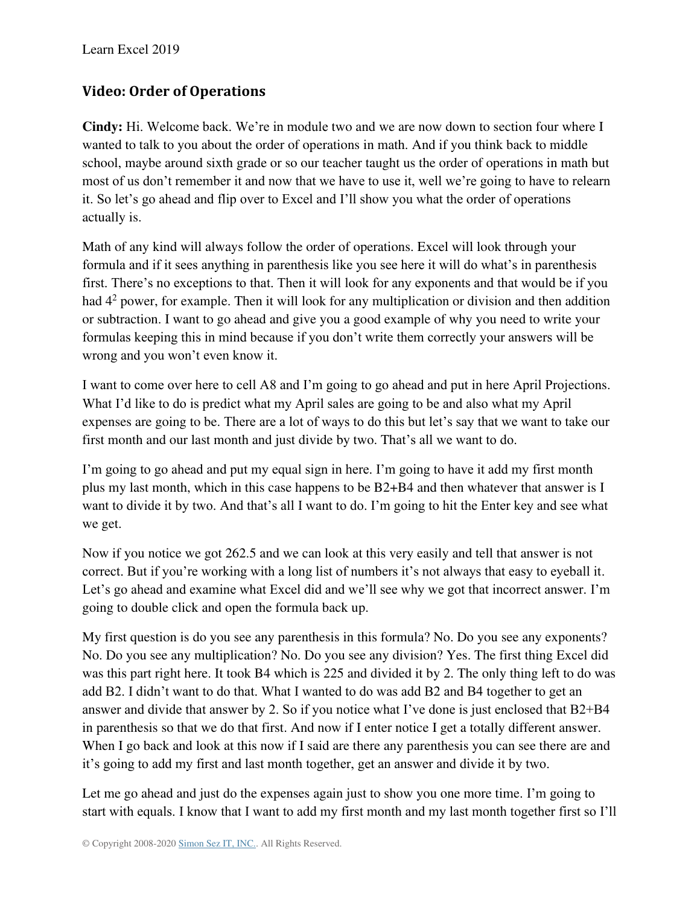## Video: Order of Operations

**Cindy:** Hi. Welcome back. We're in module two and we are now down to section four where I wanted to talk to you about the order of operations in math. And if you think back to middle school, maybe around sixth grade or so our teacher taught us the order of operations in math but most of us don't remember it and now that we have to use it, well we're going to have to relearn it. So let's go ahead and flip over to Excel and I'll show you what the order of operations actually is.

Math of any kind will always follow the order of operations. Excel will look through your formula and if it sees anything in parenthesis like you see here it will do what's in parenthesis first. There's no exceptions to that. Then it will look for any exponents and that would be if you had $4^2$ power, for example. Then it will look for any multiplication or division and then addition or subtraction. I want to go ahead and give you a good example of why you need to write your formulas keeping this in mind because if you don't write them correctly your answers will be wrong and you won't even know it.

I want to come over here to cell A8 and I'm going to go ahead and put in here April Projections. What I'd like to do is predict what my April sales are going to be and also what my April expenses are going to be. There are a lot of ways to do this but let's say that we want to take our first month and our last month and just divide by two. That's all we want to do.

I'm going to go ahead and put my equal sign in here. I'm going to have it add my first month plus my last month, which in this case happens to be B2+B4 and then whatever that answer is I want to divide it by two. And that's all I want to do. I'm going to hit the Enter key and see what we get.

Now if you notice we got 262.5 and we can look at this very easily and tell that answer is not correct. But if you're working with a long list of numbers it's not always that easy to eyeball it. Let's go ahead and examine what Excel did and we'll see why we got that incorrect answer. I'm going to double click and open the formula back up.

My first question is do you see any parenthesis in this formula? No. Do you see any exponents? No. Do you see any multiplication? No. Do you see any division? Yes. The first thing Excel did was this part right here. It took B4 which is 225 and divided it by 2. The only thing left to do was add B2. I didn't want to do that. What I wanted to do was add B2 and B4 together to get an answer and divide that answer by 2. So if you notice what I've done is just enclosed that B2+B4 in parenthesis so that we do that first. And now if I enter notice I get a totally different answer. When I go back and look at this now if I said are there any parenthesis you can see there are and it's going to add my first and last month together, get an answer and divide it by two.

Let me go ahead and just do the expenses again just to show you one more time. I'm going to start with equals. I know that I want to add my first month and my last month together first so I'll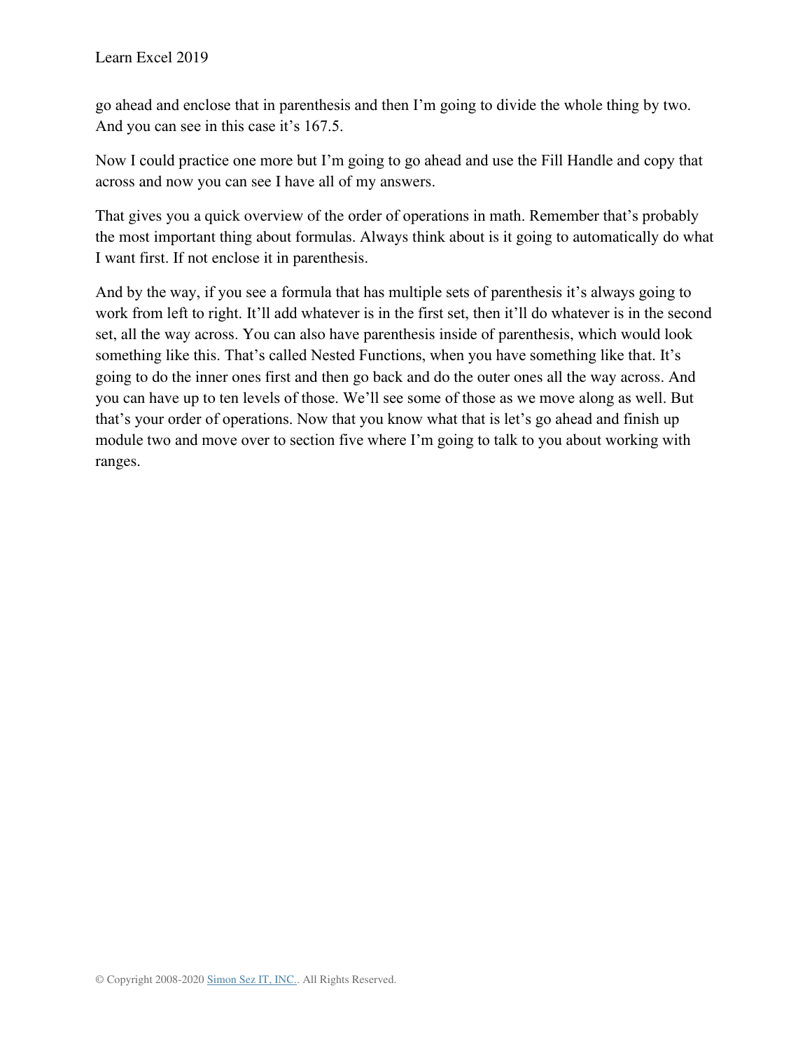go ahead and enclose that in parenthesis and then I'm going to divide the whole thing by two. And you can see in this case it's 167.5.

Now I could practice one more but I'm going to go ahead and use the Fill Handle and copy that across and now you can see I have all of my answers.

That gives you a quick overview of the order of operations in math. Remember that's probably the most important thing about formulas. Always think about is it going to automatically do what I want first. If not enclose it in parenthesis.

And by the way, if you see a formula that has multiple sets of parenthesis it's always going to work from left to right. It'll add whatever is in the first set, then it'll do whatever is in the second set, all the way across. You can also have parenthesis inside of parenthesis, which would look something like this. That's called Nested Functions, when you have something like that. It's going to do the inner ones first and then go back and do the outer ones all the way across. And you can have up to ten levels of those. We'll see some of those as we move along as well. But that's your order of operations. Now that you know what that is let's go ahead and finish up module two and move over to section five where I'm going to talk to you about working with ranges.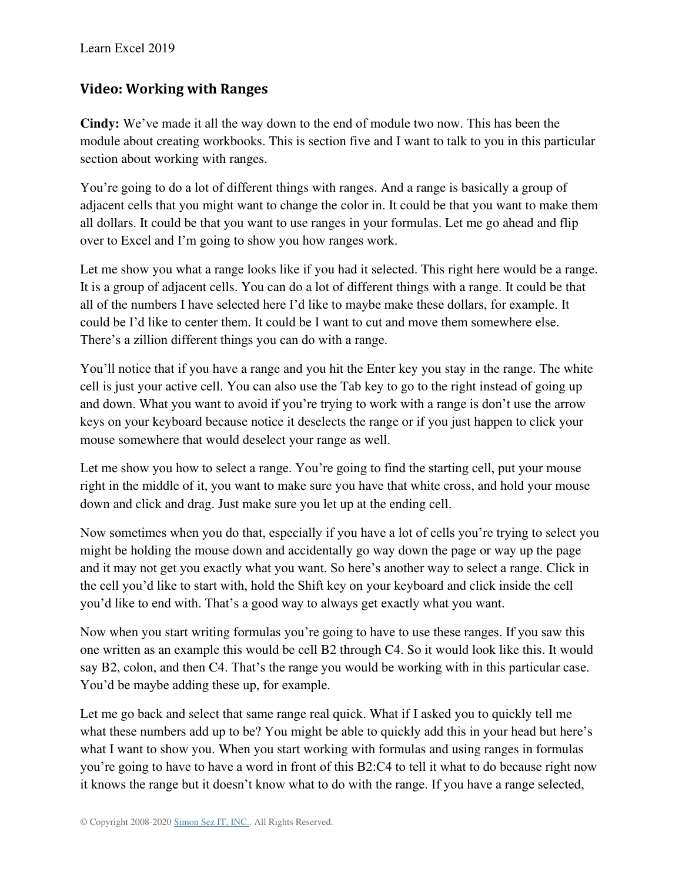## Video: Working with Ranges

**Cindy:** We've made it all the way down to the end of module two now. This has been the module about creating workbooks. This is section five and I want to talk to you in this particular section about working with ranges.

You're going to do a lot of different things with ranges. And a range is basically a group of adjacent cells that you might want to change the color in. It could be that you want to make them all dollars. It could be that you want to use ranges in your formulas. Let me go ahead and flip over to Excel and I'm going to show you how ranges work.

Let me show you what a range looks like if you had it selected. This right here would be a range. It is a group of adjacent cells. You can do a lot of different things with a range. It could be that all of the numbers I have selected here I'd like to maybe make these dollars, for example. It could be I'd like to center them. It could be I want to cut and move them somewhere else. There's a zillion different things you can do with a range.

You'll notice that if you have a range and you hit the Enter key you stay in the range. The white cell is just your active cell. You can also use the Tab key to go to the right instead of going up and down. What you want to avoid if you're trying to work with a range is don't use the arrow keys on your keyboard because notice it deselects the range or if you just happen to click your mouse somewhere that would deselect your range as well.

Let me show you how to select a range. You're going to find the starting cell, put your mouse right in the middle of it, you want to make sure you have that white cross, and hold your mouse down and click and drag. Just make sure you let up at the ending cell.

Now sometimes when you do that, especially if you have a lot of cells you're trying to select you might be holding the mouse down and accidentally go way down the page or way up the page and it may not get you exactly what you want. So here's another way to select a range. Click in the cell you'd like to start with, hold the Shift key on your keyboard and click inside the cell you'd like to end with. That's a good way to always get exactly what you want.

Now when you start writing formulas you're going to have to use these ranges. If you saw this one written as an example this would be cell B2 through C4. So it would look like this. It would say B2, colon, and then C4. That's the range you would be working with in this particular case. You'd be maybe adding these up, for example.

Let me go back and select that same range real quick. What if I asked you to quickly tell me what these numbers add up to be? You might be able to quickly add this in your head but here's what I want to show you. When you start working with formulas and using ranges in formulas you're going to have to have a word in front of this B2:C4 to tell it what to do because right now it knows the range but it doesn't know what to do with the range. If you have a range selected,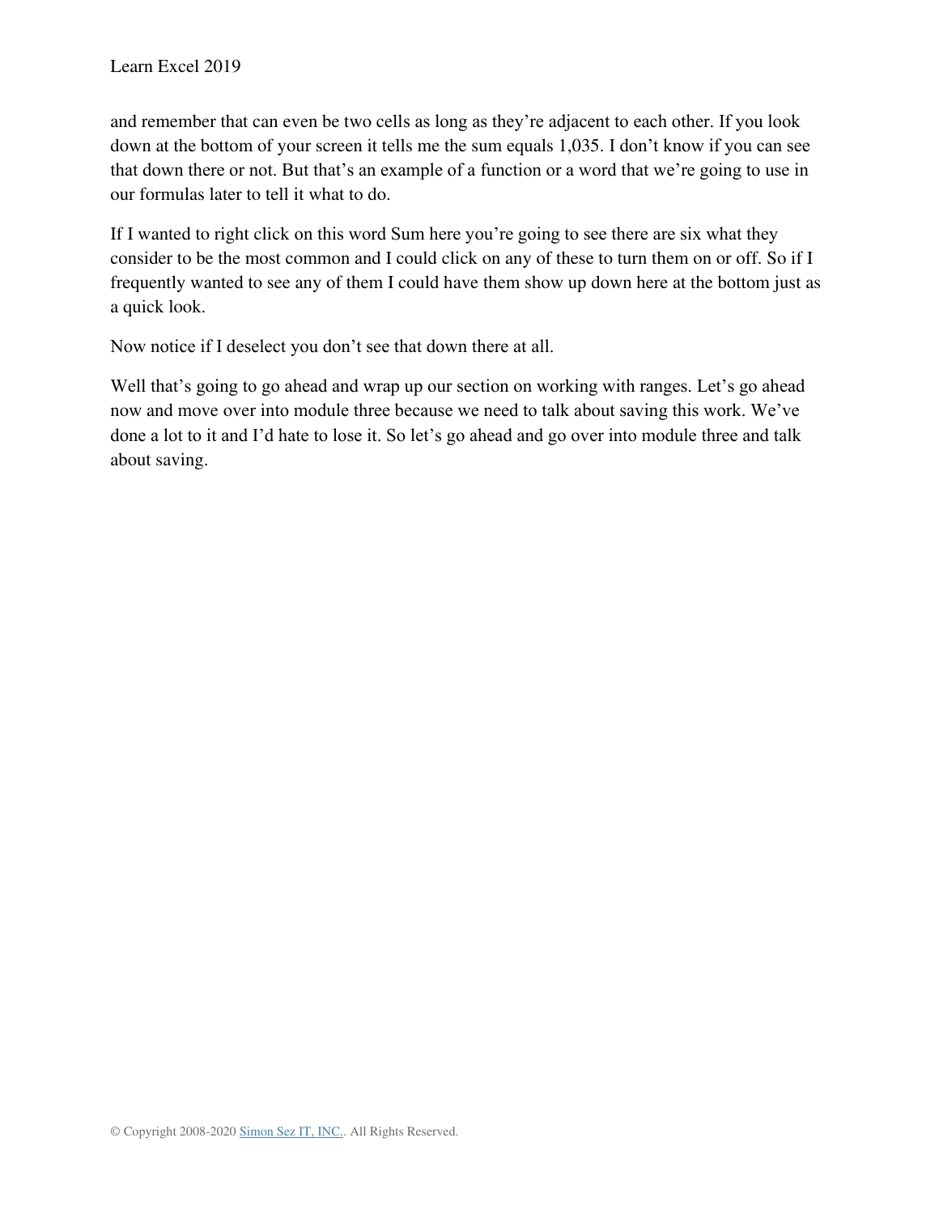and remember that can even be two cells as long as they're adjacent to each other. If you look down at the bottom of your screen it tells me the sum equals 1,035. I don't know if you can see that down there or not. But that's an example of a function or a word that we're going to use in our formulas later to tell it what to do.

If I wanted to right click on this word Sum here you're going to see there are six what they consider to be the most common and I could click on any of these to turn them on or off. So if I frequently wanted to see any of them I could have them show up down here at the bottom just as a quick look.

Now notice if I deselect you don't see that down there at all.

Well that's going to go ahead and wrap up our section on working with ranges. Let's go ahead now and move over into module three because we need to talk about saving this work. We've done a lot to it and I'd hate to lose it. So let's go ahead and go over into module three and talk about saving.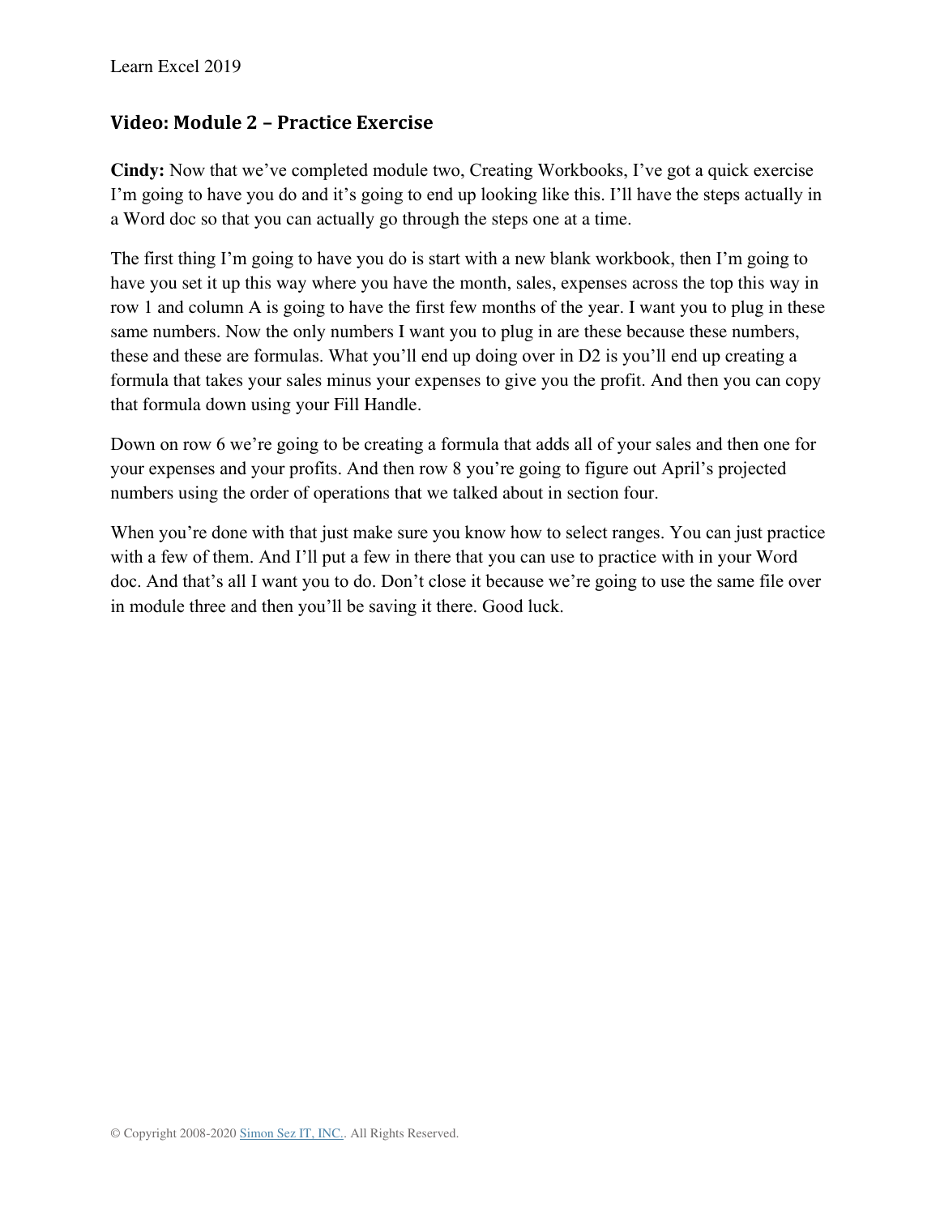## Video: Module 2 – Practice Exercise

**Cindy:** Now that we've completed module two, Creating Workbooks, I've got a quick exercise I'm going to have you do and it's going to end up looking like this. I'll have the steps actually in a Word doc so that you can actually go through the steps one at a time.

The first thing I'm going to have you do is start with a new blank workbook, then I'm going to have you set it up this way where you have the month, sales, expenses across the top this way in row 1 and column A is going to have the first few months of the year. I want you to plug in these same numbers. Now the only numbers I want you to plug in are these because these numbers, these and these are formulas. What you'll end up doing over in D2 is you'll end up creating a formula that takes your sales minus your expenses to give you the profit. And then you can copy that formula down using your Fill Handle.

Down on row 6 we're going to be creating a formula that adds all of your sales and then one for your expenses and your profits. And then row 8 you're going to figure out April's projected numbers using the order of operations that we talked about in section four.

When you're done with that just make sure you know how to select ranges. You can just practice with a few of them. And I'll put a few in there that you can use to practice with in your Word doc. And that's all I want you to do. Don't close it because we're going to use the same file over in module three and then you'll be saving it there. Good luck.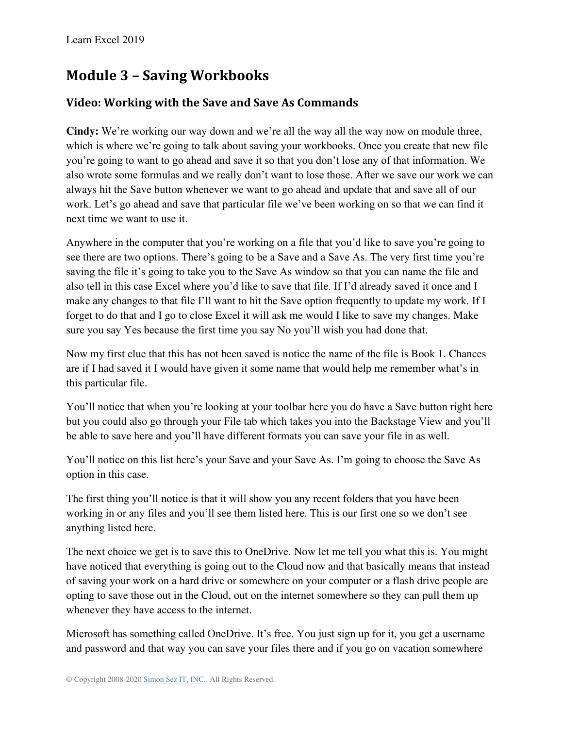## Module 3 – Saving Workbooks

### Video: Working with the Save and Save As Commands

**Cindy:** We're working our way down and we're all the way all the way now on module three, which is where we're going to talk about saving your workbooks. Once you create that new file you're going to want to go ahead and save it so that you don't lose any of that information. We also wrote some formulas and we really don't want to lose those. After we save our work we can always hit the Save button whenever we want to go ahead and update that and save all of our work. Let's go ahead and save that particular file we've been working on so that we can find it next time we want to use it.

Anywhere in the computer that you're working on a file that you'd like to save you're going to see there are two options. There's going to be a Save and a Save As. The very first time you're saving the file it's going to take you to the Save As window so that you can name the file and also tell in this case Excel where you'd like to save that file. If I'd already saved it once and I make any changes to that file I'll want to hit the Save option frequently to update my work. If I forget to do that and I go to close Excel it will ask me would I like to save my changes. Make sure you say Yes because the first time you say No you'll wish you had done that.

Now my first clue that this has not been saved is notice the name of the file is Book 1. Chances are if I had saved it I would have given it some name that would help me remember what's in this particular file.

You'll notice that when you're looking at your toolbar here you do have a Save button right here but you could also go through your File tab which takes you into the Backstage View and you'll be able to save here and you'll have different formats you can save your file in as well.

You'll notice on this list here's your Save and your Save As. I'm going to choose the Save As option in this case.

The first thing you'll notice is that it will show you any recent folders that you have been working in or any files and you'll see them listed here. This is our first one so we don't see anything listed here.

The next choice we get is to save this to OneDrive. Now let me tell you what this is. You might have noticed that everything is going out to the Cloud now and that basically means that instead of saving your work on a hard drive or somewhere on your computer or a flash drive people are opting to save those out in the Cloud, out on the internet somewhere so they can pull them up whenever they have access to the internet.

Microsoft has something called OneDrive. It's free. You just sign up for it, you get a username and password and that way you can save your files there and if you go on vacation somewhere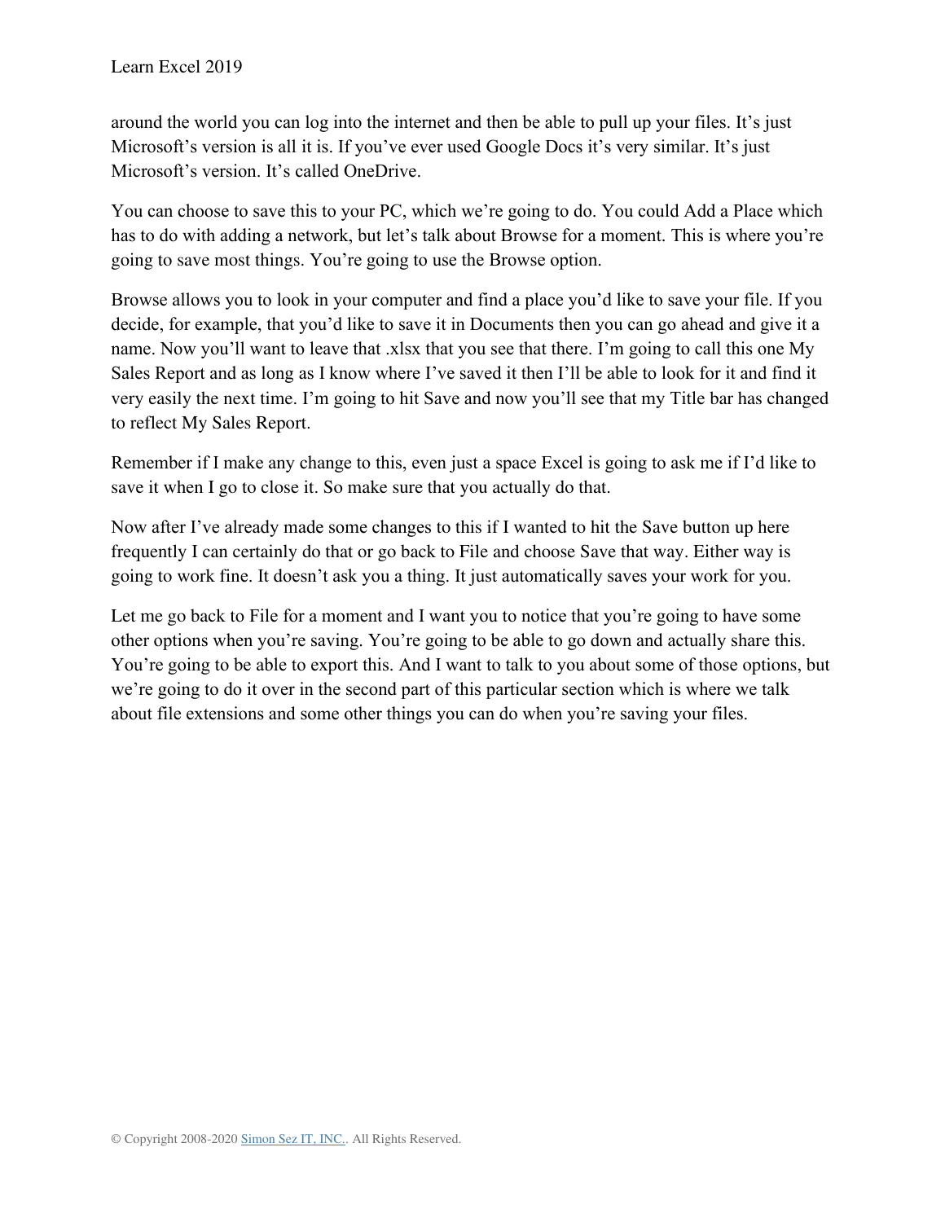around the world you can log into the internet and then be able to pull up your files. It's just Microsoft's version is all it is. If you've ever used Google Docs it's very similar. It's just Microsoft's version. It's called OneDrive.

You can choose to save this to your PC, which we're going to do. You could Add a Place which has to do with adding a network, but let's talk about Browse for a moment. This is where you're going to save most things. You're going to use the Browse option.

Browse allows you to look in your computer and find a place you'd like to save your file. If you decide, for example, that you'd like to save it in Documents then you can go ahead and give it a name. Now you'll want to leave that .xlsx that you see that there. I'm going to call this one My Sales Report and as long as I know where I've saved it then I'll be able to look for it and find it very easily the next time. I'm going to hit Save and now you'll see that my Title bar has changed to reflect My Sales Report.

Remember if I make any change to this, even just a space Excel is going to ask me if I'd like to save it when I go to close it. So make sure that you actually do that.

Now after I've already made some changes to this if I wanted to hit the Save button up here frequently I can certainly do that or go back to File and choose Save that way. Either way is going to work fine. It doesn't ask you a thing. It just automatically saves your work for you.

Let me go back to File for a moment and I want you to notice that you're going to have some other options when you're saving. You're going to be able to go down and actually share this. You're going to be able to export this. And I want to talk to you about some of those options, but we're going to do it over in the second part of this particular section which is where we talk about file extensions and some other things you can do when you're saving your files.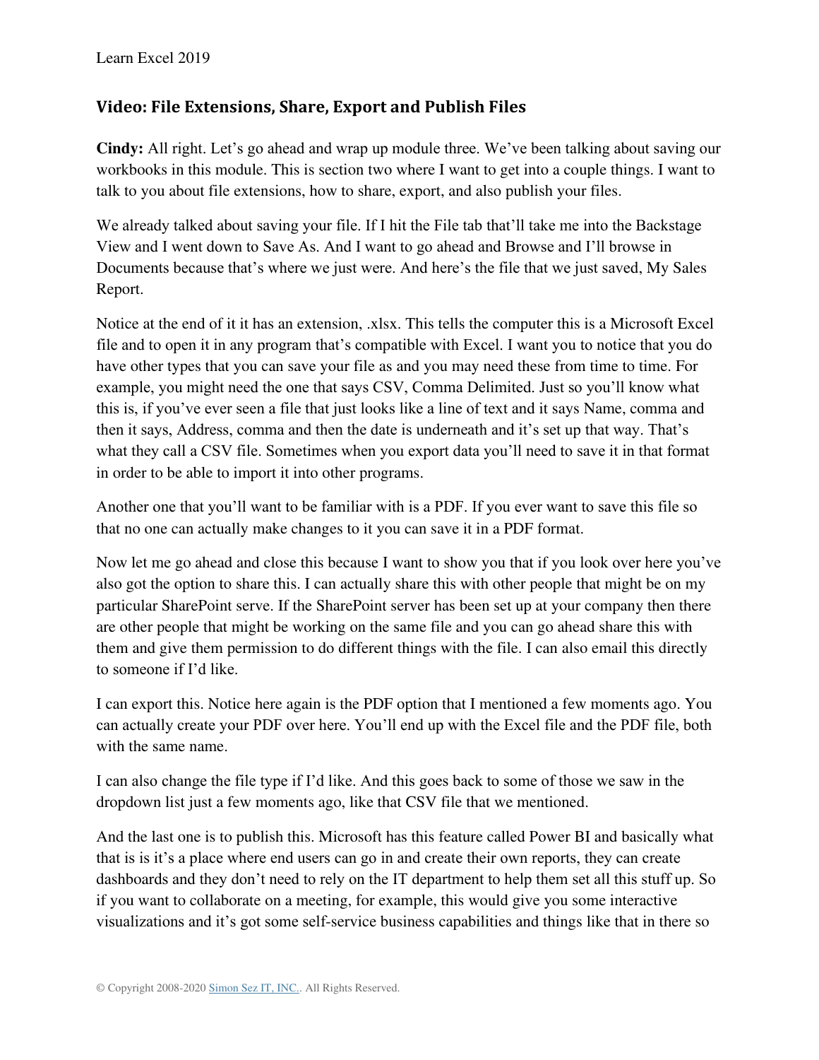## Video: File Extensions, Share, Export and Publish Files

**Cindy:** All right. Let's go ahead and wrap up module three. We've been talking about saving our workbooks in this module. This is section two where I want to get into a couple things. I want to talk to you about file extensions, how to share, export, and also publish your files.

We already talked about saving your file. If I hit the File tab that'll take me into the Backstage View and I went down to Save As. And I want to go ahead and Browse and I'll browse in Documents because that's where we just were. And here's the file that we just saved, My Sales Report.

Notice at the end of it it has an extension, .xlsx. This tells the computer this is a Microsoft Excel file and to open it in any program that's compatible with Excel. I want you to notice that you do have other types that you can save your file as and you may need these from time to time. For example, you might need the one that says CSV, Comma Delimited. Just so you'll know what this is, if you've ever seen a file that just looks like a line of text and it says Name, comma and then it says, Address, comma and then the date is underneath and it's set up that way. That's what they call a CSV file. Sometimes when you export data you'll need to save it in that format in order to be able to import it into other programs.

Another one that you'll want to be familiar with is a PDF. If you ever want to save this file so that no one can actually make changes to it you can save it in a PDF format.

Now let me go ahead and close this because I want to show you that if you look over here you've also got the option to share this. I can actually share this with other people that might be on my particular SharePoint serve. If the SharePoint server has been set up at your company then there are other people that might be working on the same file and you can go ahead share this with them and give them permission to do different things with the file. I can also email this directly to someone if I'd like.

I can export this. Notice here again is the PDF option that I mentioned a few moments ago. You can actually create your PDF over here. You'll end up with the Excel file and the PDF file, both with the same name.

I can also change the file type if I'd like. And this goes back to some of those we saw in the dropdown list just a few moments ago, like that CSV file that we mentioned.

And the last one is to publish this. Microsoft has this feature called Power BI and basically what that is is it's a place where end users can go in and create their own reports, they can create dashboards and they don't need to rely on the IT department to help them set all this stuff up. So if you want to collaborate on a meeting, for example, this would give you some interactive visualizations and it's got some self-service business capabilities and things like that in there so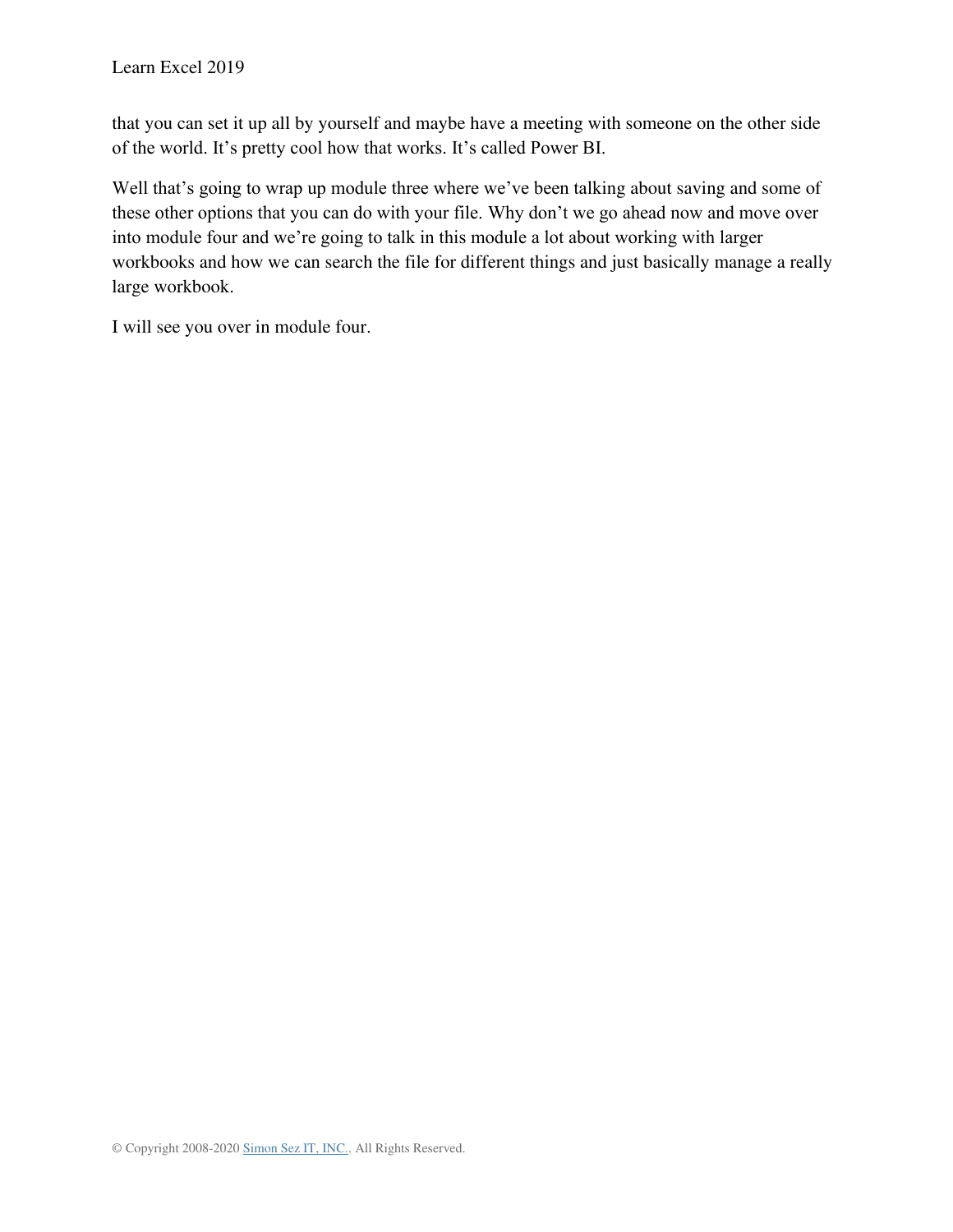that you can set it up all by yourself and maybe have a meeting with someone on the other side of the world. It’s pretty cool how that works. It’s called Power BI.

Well that’s going to wrap up module three where we’ve been talking about saving and some of these other options that you can do with your file. Why don’t we go ahead now and move over into module four and we’re going to talk in this module a lot about working with larger workbooks and how we can search the file for different things and just basically manage a really large workbook.

I will see you over in module four.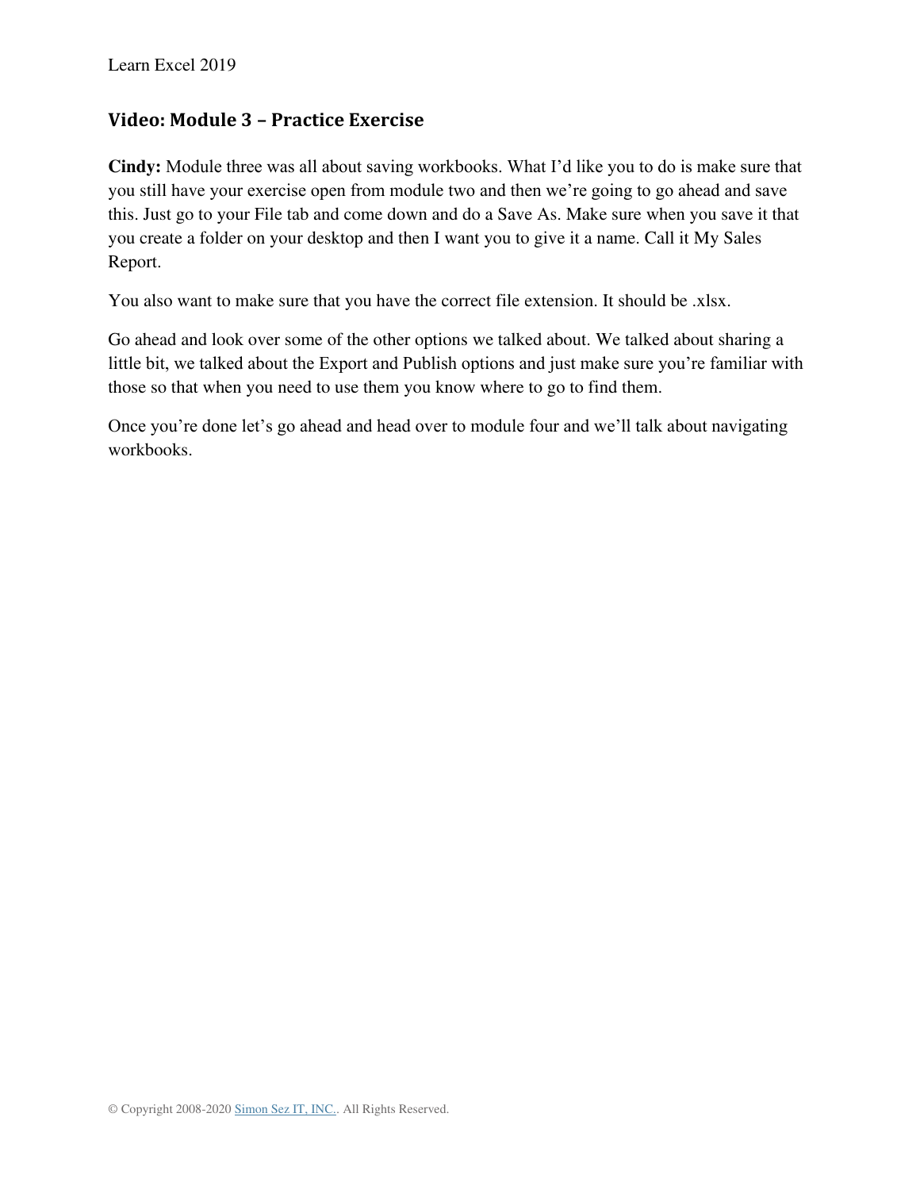## Video: Module 3 – Practice Exercise

**Cindy:** Module three was all about saving workbooks. What I'd like you to do is make sure that you still have your exercise open from module two and then we're going to go ahead and save this. Just go to your File tab and come down and do a Save As. Make sure when you save it that you create a folder on your desktop and then I want you to give it a name. Call it My Sales Report.

You also want to make sure that you have the correct file extension. It should be .xlsx.

Go ahead and look over some of the other options we talked about. We talked about sharing a little bit, we talked about the Export and Publish options and just make sure you're familiar with those so that when you need to use them you know where to go to find them.

Once you're done let's go ahead and head over to module four and we'll talk about navigating workbooks.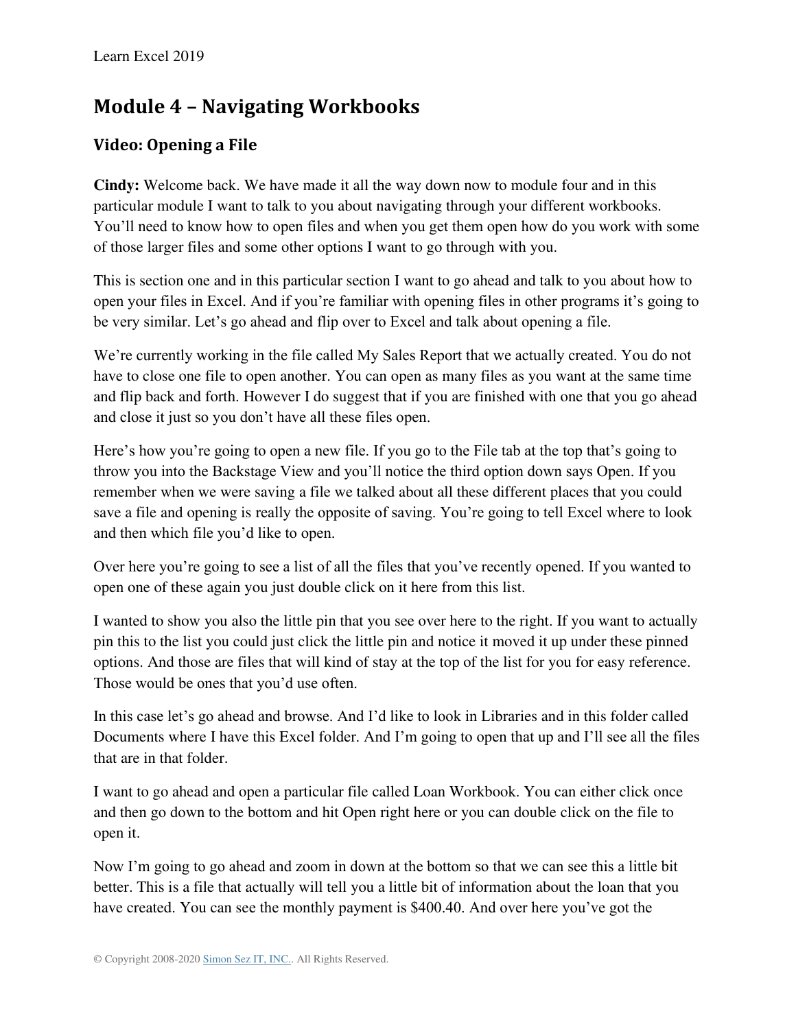## Module 4 – Navigating Workbooks

### Video: Opening a File

**Cindy:** Welcome back. We have made it all the way down now to module four and in this particular module I want to talk to you about navigating through your different workbooks. You'll need to know how to open files and when you get them open how do you work with some of those larger files and some other options I want to go through with you.

This is section one and in this particular section I want to go ahead and talk to you about how to open your files in Excel. And if you're familiar with opening files in other programs it's going to be very similar. Let's go ahead and flip over to Excel and talk about opening a file.

We're currently working in the file called My Sales Report that we actually created. You do not have to close one file to open another. You can open as many files as you want at the same time and flip back and forth. However I do suggest that if you are finished with one that you go ahead and close it just so you don't have all these files open.

Here's how you're going to open a new file. If you go to the File tab at the top that's going to throw you into the Backstage View and you'll notice the third option down says Open. If you remember when we were saving a file we talked about all these different places that you could save a file and opening is really the opposite of saving. You're going to tell Excel where to look and then which file you'd like to open.

Over here you're going to see a list of all the files that you've recently opened. If you wanted to open one of these again you just double click on it here from this list.

I wanted to show you also the little pin that you see over here to the right. If you want to actually pin this to the list you could just click the little pin and notice it moved it up under these pinned options. And those are files that will kind of stay at the top of the list for you for easy reference. Those would be ones that you'd use often.

In this case let's go ahead and browse. And I'd like to look in Libraries and in this folder called Documents where I have this Excel folder. And I'm going to open that up and I'll see all the files that are in that folder.

I want to go ahead and open a particular file called Loan Workbook. You can either click once and then go down to the bottom and hit Open right here or you can double click on the file to open it.

Now I'm going to go ahead and zoom in down at the bottom so that we can see this a little bit better. This is a file that actually will tell you a little bit of information about the loan that you have created. You can see the monthly payment is $400.40. And over here you've got the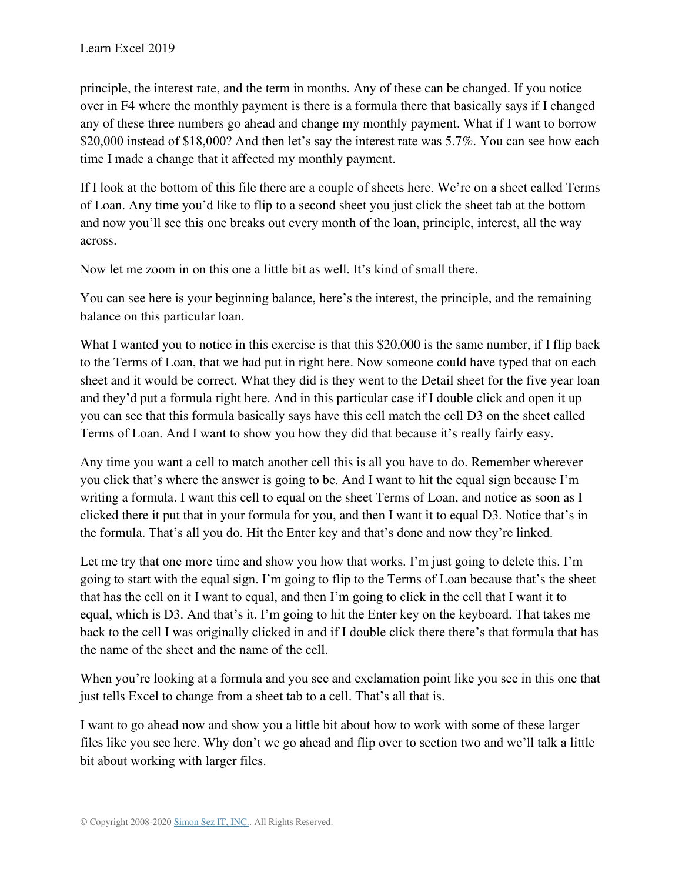principle, the interest rate, and the term in months. Any of these can be changed. If you notice over in F4 where the monthly payment is there is a formula there that basically says if I changed any of these three numbers go ahead and change my monthly payment. What if I want to borrow $20,000 instead of $18,000? And then let's say the interest rate was 5.7%. You can see how each time I made a change that it affected my monthly payment.

If I look at the bottom of this file there are a couple of sheets here. We're on a sheet called Terms of Loan. Any time you'd like to flip to a second sheet you just click the sheet tab at the bottom and now you'll see this one breaks out every month of the loan, principle, interest, all the way across.

Now let me zoom in on this one a little bit as well. It's kind of small there.

You can see here is your beginning balance, here's the interest, the principle, and the remaining balance on this particular loan.

What I wanted you to notice in this exercise is that this $20,000 is the same number, if I flip back to the Terms of Loan, that we had put in right here. Now someone could have typed that on each sheet and it would be correct. What they did is they went to the Detail sheet for the five year loan and they'd put a formula right here. And in this particular case if I double click and open it up you can see that this formula basically says have this cell match the cell D3 on the sheet called Terms of Loan. And I want to show you how they did that because it's really fairly easy.

Any time you want a cell to match another cell this is all you have to do. Remember wherever you click that's where the answer is going to be. And I want to hit the equal sign because I'm writing a formula. I want this cell to equal on the sheet Terms of Loan, and notice as soon as I clicked there it put that in your formula for you, and then I want it to equal D3. Notice that's in the formula. That's all you do. Hit the Enter key and that's done and now they're linked.

Let me try that one more time and show you how that works. I'm just going to delete this. I'm going to start with the equal sign. I'm going to flip to the Terms of Loan because that's the sheet that has the cell on it I want to equal, and then I'm going to click in the cell that I want it to equal, which is D3. And that's it. I'm going to hit the Enter key on the keyboard. That takes me back to the cell I was originally clicked in and if I double click there there's that formula that has the name of the sheet and the name of the cell.

When you're looking at a formula and you see and exclamation point like you see in this one that just tells Excel to change from a sheet tab to a cell. That's all that is.

I want to go ahead now and show you a little bit about how to work with some of these larger files like you see here. Why don't we go ahead and flip over to section two and we'll talk a little bit about working with larger files.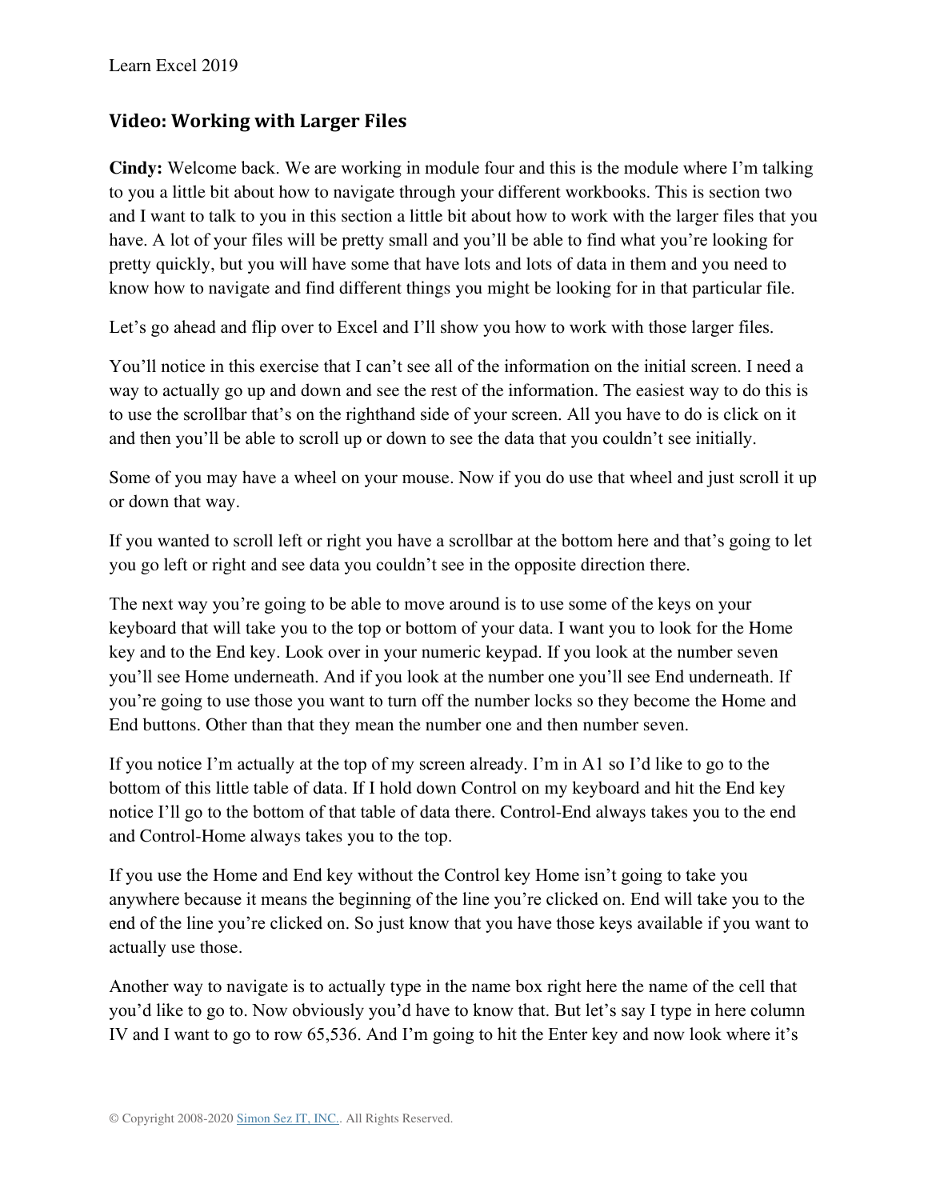## Video: Working with Larger Files

**Cindy:** Welcome back. We are working in module four and this is the module where I'm talking to you a little bit about how to navigate through your different workbooks. This is section two and I want to talk to you in this section a little bit about how to work with the larger files that you have. A lot of your files will be pretty small and you'll be able to find what you're looking for pretty quickly, but you will have some that have lots and lots of data in them and you need to know how to navigate and find different things you might be looking for in that particular file.

Let's go ahead and flip over to Excel and I'll show you how to work with those larger files.

You'll notice in this exercise that I can't see all of the information on the initial screen. I need a way to actually go up and down and see the rest of the information. The easiest way to do this is to use the scrollbar that's on the righthand side of your screen. All you have to do is click on it and then you'll be able to scroll up or down to see the data that you couldn't see initially.

Some of you may have a wheel on your mouse. Now if you do use that wheel and just scroll it up or down that way.

If you wanted to scroll left or right you have a scrollbar at the bottom here and that's going to let you go left or right and see data you couldn't see in the opposite direction there.

The next way you're going to be able to move around is to use some of the keys on your keyboard that will take you to the top or bottom of your data. I want you to look for the Home key and to the End key. Look over in your numeric keypad. If you look at the number seven you'll see Home underneath. And if you look at the number one you'll see End underneath. If you're going to use those you want to turn off the number locks so they become the Home and End buttons. Other than that they mean the number one and then number seven.

If you notice I'm actually at the top of my screen already. I'm in A1 so I'd like to go to the bottom of this little table of data. If I hold down Control on my keyboard and hit the End key notice I'll go to the bottom of that table of data there. Control-End always takes you to the end and Control-Home always takes you to the top.

If you use the Home and End key without the Control key Home isn't going to take you anywhere because it means the beginning of the line you're clicked on. End will take you to the end of the line you're clicked on. So just know that you have those keys available if you want to actually use those.

Another way to navigate is to actually type in the name box right here the name of the cell that you'd like to go to. Now obviously you'd have to know that. But let's say I type in here column IV and I want to go to row 65,536. And I'm going to hit the Enter key and now look where it's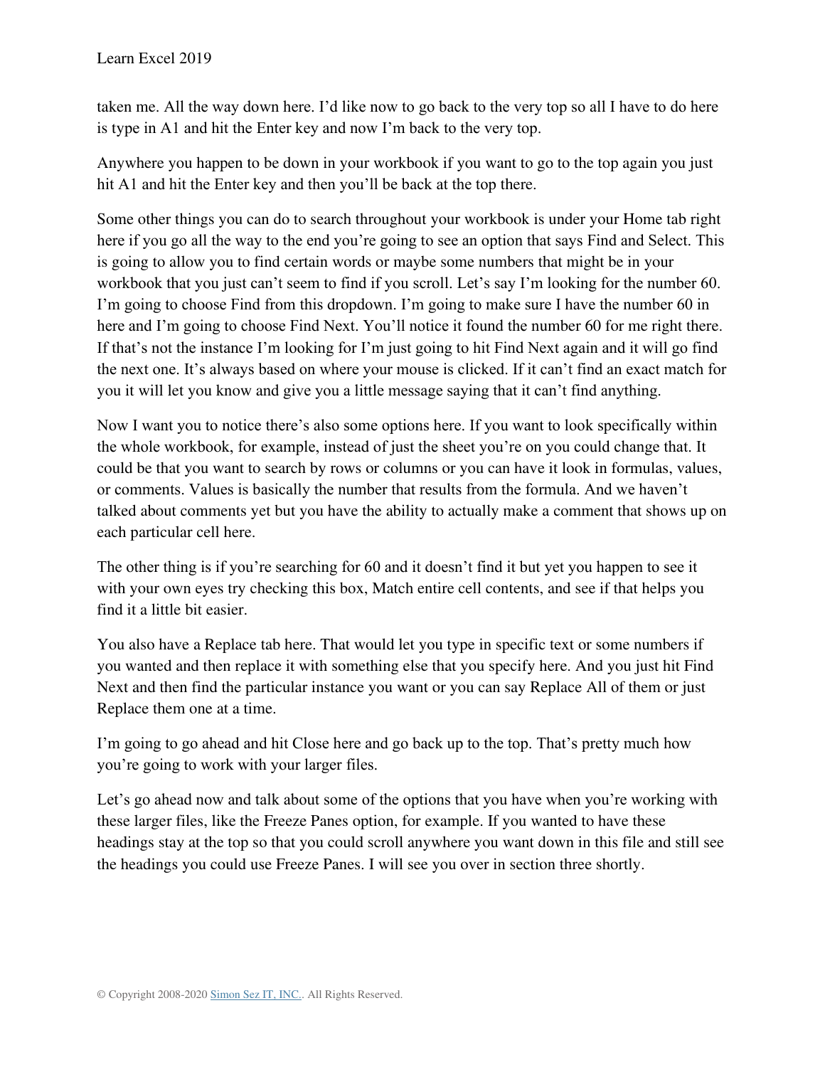taken me. All the way down here. I'd like now to go back to the very top so all I have to do here is type in A1 and hit the Enter key and now I'm back to the very top.

Anywhere you happen to be down in your workbook if you want to go to the top again you just hit A1 and hit the Enter key and then you'll be back at the top there.

Some other things you can do to search throughout your workbook is under your Home tab right here if you go all the way to the end you're going to see an option that says Find and Select. This is going to allow you to find certain words or maybe some numbers that might be in your workbook that you just can't seem to find if you scroll. Let's say I'm looking for the number 60. I'm going to choose Find from this dropdown. I'm going to make sure I have the number 60 in here and I'm going to choose Find Next. You'll notice it found the number 60 for me right there. If that's not the instance I'm looking for I'm just going to hit Find Next again and it will go find the next one. It's always based on where your mouse is clicked. If it can't find an exact match for you it will let you know and give you a little message saying that it can't find anything.

Now I want you to notice there's also some options here. If you want to look specifically within the whole workbook, for example, instead of just the sheet you're on you could change that. It could be that you want to search by rows or columns or you can have it look in formulas, values, or comments. Values is basically the number that results from the formula. And we haven't talked about comments yet but you have the ability to actually make a comment that shows up on each particular cell here.

The other thing is if you're searching for 60 and it doesn't find it but yet you happen to see it with your own eyes try checking this box, Match entire cell contents, and see if that helps you find it a little bit easier.

You also have a Replace tab here. That would let you type in specific text or some numbers if you wanted and then replace it with something else that you specify here. And you just hit Find Next and then find the particular instance you want or you can say Replace All of them or just Replace them one at a time.

I'm going to go ahead and hit Close here and go back up to the top. That's pretty much how you're going to work with your larger files.

Let's go ahead now and talk about some of the options that you have when you're working with these larger files, like the Freeze Panes option, for example. If you wanted to have these headings stay at the top so that you could scroll anywhere you want down in this file and still see the headings you could use Freeze Panes. I will see you over in section three shortly.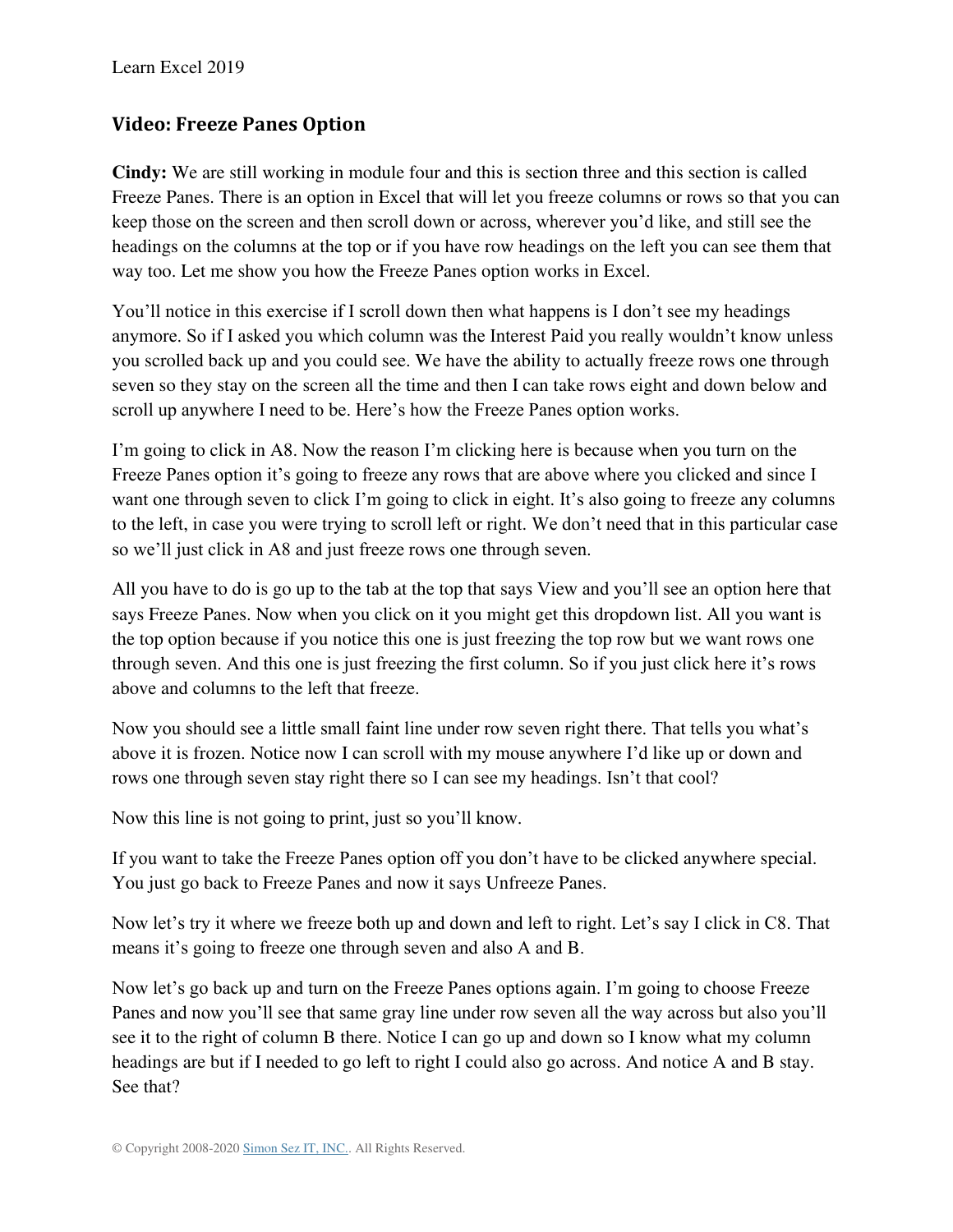## Video: Freeze Panes Option

**Cindy:** We are still working in module four and this is section three and this section is called Freeze Panes. There is an option in Excel that will let you freeze columns or rows so that you can keep those on the screen and then scroll down or across, wherever you'd like, and still see the headings on the columns at the top or if you have row headings on the left you can see them that way too. Let me show you how the Freeze Panes option works in Excel.

You'll notice in this exercise if I scroll down then what happens is I don't see my headings anymore. So if I asked you which column was the Interest Paid you really wouldn't know unless you scrolled back up and you could see. We have the ability to actually freeze rows one through seven so they stay on the screen all the time and then I can take rows eight and down below and scroll up anywhere I need to be. Here's how the Freeze Panes option works.

I'm going to click in A8. Now the reason I'm clicking here is because when you turn on the Freeze Panes option it's going to freeze any rows that are above where you clicked and since I want one through seven to click I'm going to click in eight. It's also going to freeze any columns to the left, in case you were trying to scroll left or right. We don't need that in this particular case so we'll just click in A8 and just freeze rows one through seven.

All you have to do is go up to the tab at the top that says View and you'll see an option here that says Freeze Panes. Now when you click on it you might get this dropdown list. All you want is the top option because if you notice this one is just freezing the top row but we want rows one through seven. And this one is just freezing the first column. So if you just click here it's rows above and columns to the left that freeze.

Now you should see a little small faint line under row seven right there. That tells you what's above it is frozen. Notice now I can scroll with my mouse anywhere I'd like up or down and rows one through seven stay right there so I can see my headings. Isn't that cool?

Now this line is not going to print, just so you'll know.

If you want to take the Freeze Panes option off you don't have to be clicked anywhere special. You just go back to Freeze Panes and now it says Unfreeze Panes.

Now let's try it where we freeze both up and down and left to right. Let's say I click in C8. That means it's going to freeze one through seven and also A and B.

Now let's go back up and turn on the Freeze Panes options again. I'm going to choose Freeze Panes and now you'll see that same gray line under row seven all the way across but also you'll see it to the right of column B there. Notice I can go up and down so I know what my column headings are but if I needed to go left to right I could also go across. And notice A and B stay. See that?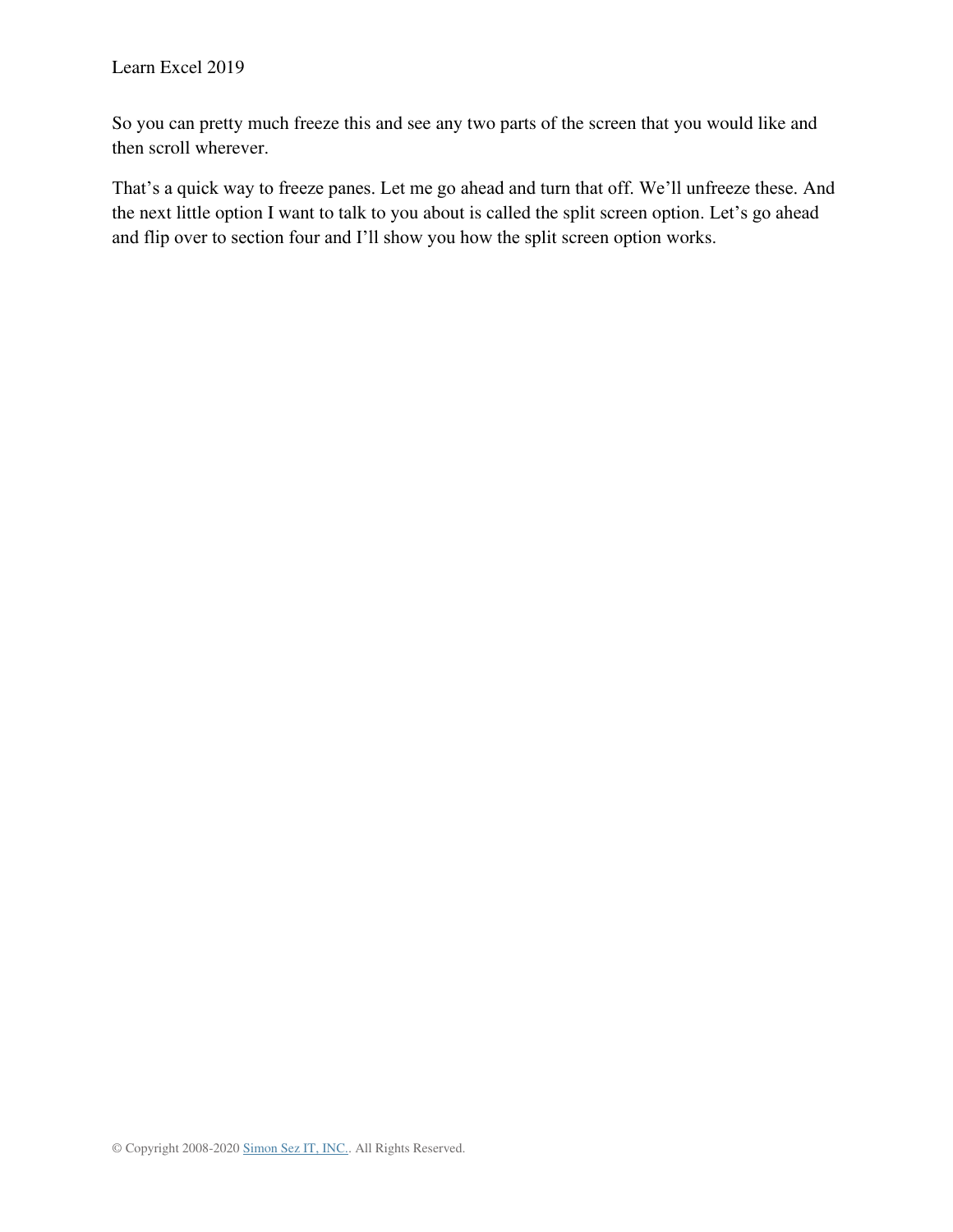So you can pretty much freeze this and see any two parts of the screen that you would like and then scroll wherever.

That's a quick way to freeze panes. Let me go ahead and turn that off. We'll unfreeze these. And the next little option I want to talk to you about is called the split screen option. Let's go ahead and flip over to section four and I'll show you how the split screen option works.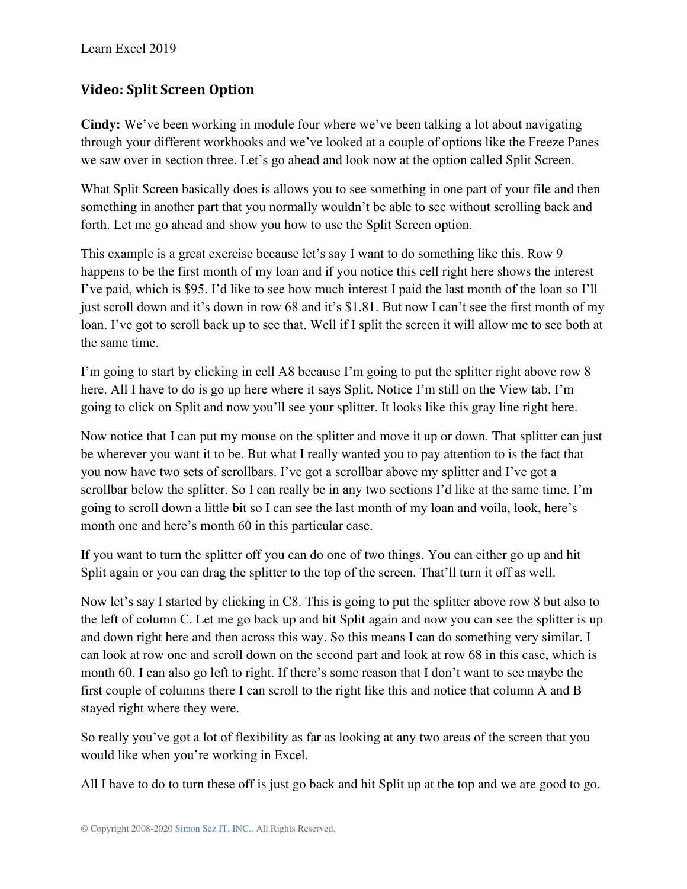## Video: Split Screen Option

**Cindy:** We've been working in module four where we've been talking a lot about navigating through your different workbooks and we've looked at a couple of options like the Freeze Panes we saw over in section three. Let's go ahead and look now at the option called Split Screen.

What Split Screen basically does is allows you to see something in one part of your file and then something in another part that you normally wouldn't be able to see without scrolling back and forth. Let me go ahead and show you how to use the Split Screen option.

This example is a great exercise because let's say I want to do something like this. Row 9 happens to be the first month of my loan and if you notice this cell right here shows the interest I've paid, which is $95. I'd like to see how much interest I paid the last month of the loan so I'll just scroll down and it's down in row 68 and it's $1.81. But now I can't see the first month of my loan. I've got to scroll back up to see that. Well if I split the screen it will allow me to see both at the same time.

I'm going to start by clicking in cell A8 because I'm going to put the splitter right above row 8 here. All I have to do is go up here where it says Split. Notice I'm still on the View tab. I'm going to click on Split and now you'll see your splitter. It looks like this gray line right here.

Now notice that I can put my mouse on the splitter and move it up or down. That splitter can just be wherever you want it to be. But what I really wanted you to pay attention to is the fact that you now have two sets of scrollbars. I've got a scrollbar above my splitter and I've got a scrollbar below the splitter. So I can really be in any two sections I'd like at the same time. I'm going to scroll down a little bit so I can see the last month of my loan and voila, look, here's month one and here's month 60 in this particular case.

If you want to turn the splitter off you can do one of two things. You can either go up and hit Split again or you can drag the splitter to the top of the screen. That'll turn it off as well.

Now let's say I started by clicking in C8. This is going to put the splitter above row 8 but also to the left of column C. Let me go back up and hit Split again and now you can see the splitter is up and down right here and then across this way. So this means I can do something very similar. I can look at row one and scroll down on the second part and look at row 68 in this case, which is month 60. I can also go left to right. If there's some reason that I don't want to see maybe the first couple of columns there I can scroll to the right like this and notice that column A and B stayed right where they were.

So really you've got a lot of flexibility as far as looking at any two areas of the screen that you would like when you're working in Excel.

All I have to do to turn these off is just go back and hit Split up at the top and we are good to go.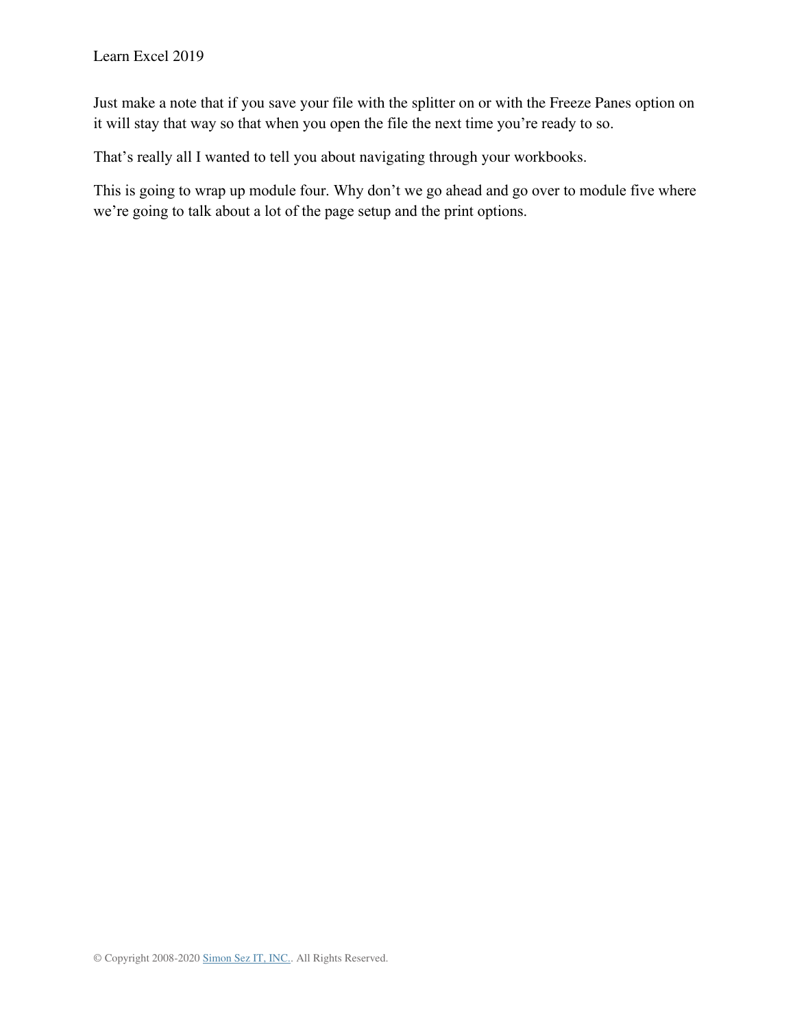Just make a note that if you save your file with the splitter on or with the Freeze Panes option on it will stay that way so that when you open the file the next time you're ready to so.

That's really all I wanted to tell you about navigating through your workbooks.

This is going to wrap up module four. Why don't we go ahead and go over to module five where we're going to talk about a lot of the page setup and the print options.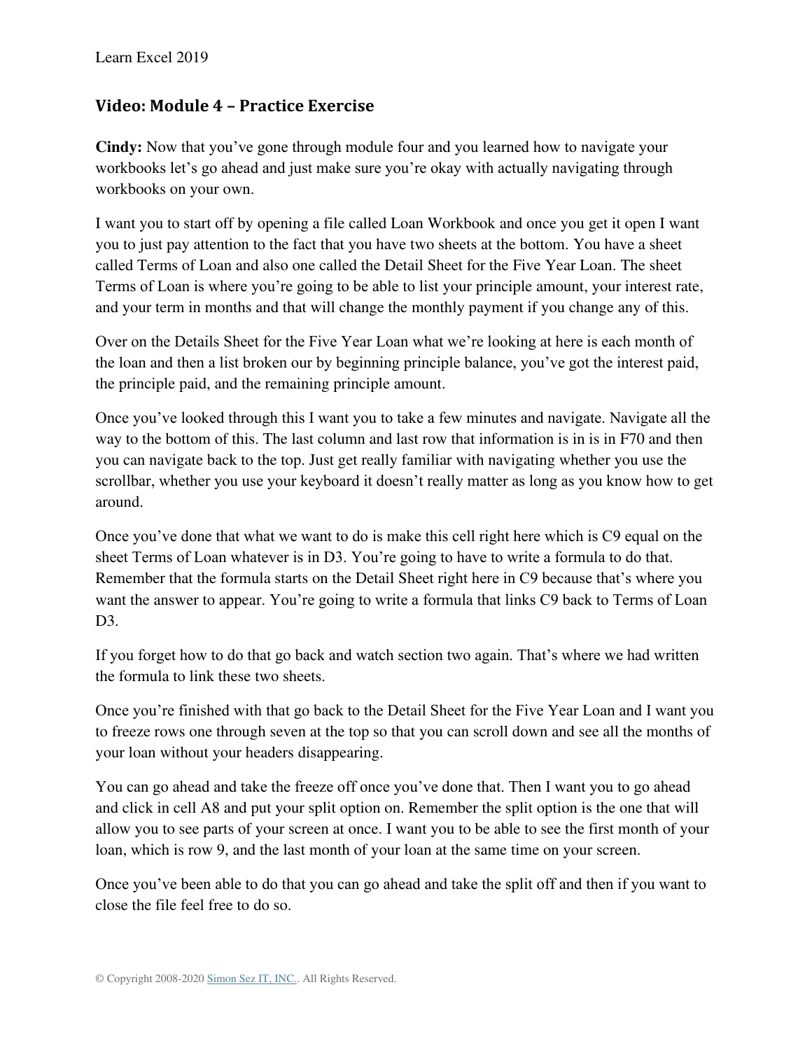## Video: Module 4 – Practice Exercise

**Cindy:** Now that you've gone through module four and you learned how to navigate your workbooks let's go ahead and just make sure you're okay with actually navigating through workbooks on your own.

I want you to start off by opening a file called Loan Workbook and once you get it open I want you to just pay attention to the fact that you have two sheets at the bottom. You have a sheet called Terms of Loan and also one called the Detail Sheet for the Five Year Loan. The sheet Terms of Loan is where you're going to be able to list your principle amount, your interest rate, and your term in months and that will change the monthly payment if you change any of this.

Over on the Details Sheet for the Five Year Loan what we're looking at here is each month of the loan and then a list broken our by beginning principle balance, you've got the interest paid, the principle paid, and the remaining principle amount.

Once you've looked through this I want you to take a few minutes and navigate. Navigate all the way to the bottom of this. The last column and last row that information is in is in F70 and then you can navigate back to the top. Just get really familiar with navigating whether you use the scrollbar, whether you use your keyboard it doesn't really matter as long as you know how to get around.

Once you've done that what we want to do is make this cell right here which is C9 equal on the sheet Terms of Loan whatever is in D3. You're going to have to write a formula to do that. Remember that the formula starts on the Detail Sheet right here in C9 because that's where you want the answer to appear. You're going to write a formula that links C9 back to Terms of Loan D3.

If you forget how to do that go back and watch section two again. That's where we had written the formula to link these two sheets.

Once you're finished with that go back to the Detail Sheet for the Five Year Loan and I want you to freeze rows one through seven at the top so that you can scroll down and see all the months of your loan without your headers disappearing.

You can go ahead and take the freeze off once you've done that. Then I want you to go ahead and click in cell A8 and put your split option on. Remember the split option is the one that will allow you to see parts of your screen at once. I want you to be able to see the first month of your loan, which is row 9, and the last month of your loan at the same time on your screen.

Once you've been able to do that you can go ahead and take the split off and then if you want to close the file feel free to do so.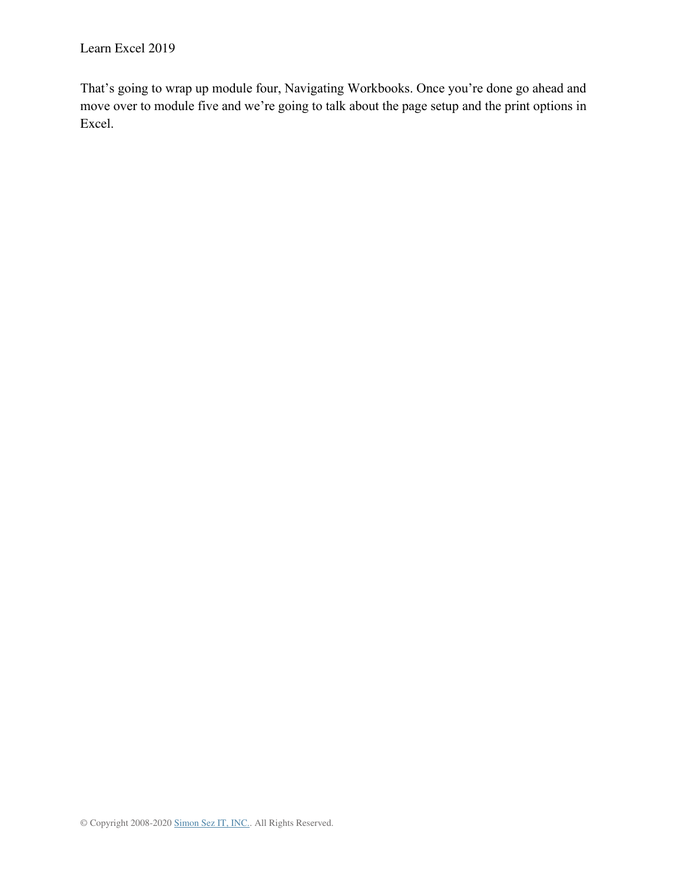That’s going to wrap up module four, Navigating Workbooks. Once you’re done go ahead and move over to module five and we’re going to talk about the page setup and the print options in Excel.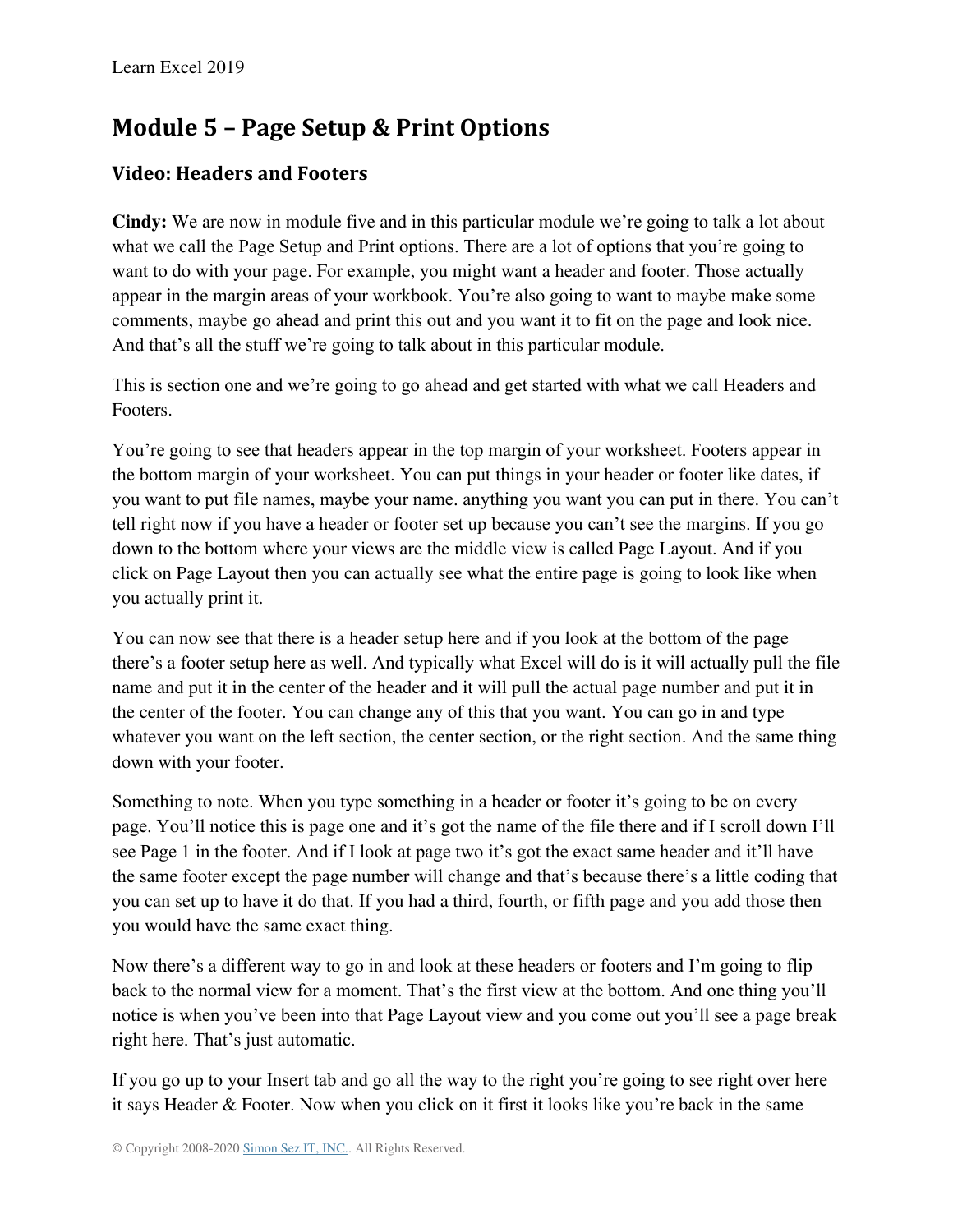## Module 5 – Page Setup & Print Options

### Video: Headers and Footers

**Cindy:** We are now in module five and in this particular module we're going to talk a lot about what we call the Page Setup and Print options. There are a lot of options that you're going to want to do with your page. For example, you might want a header and footer. Those actually appear in the margin areas of your workbook. You're also going to want to maybe make some comments, maybe go ahead and print this out and you want it to fit on the page and look nice. And that's all the stuff we're going to talk about in this particular module.

This is section one and we're going to go ahead and get started with what we call Headers and Footers.

You're going to see that headers appear in the top margin of your worksheet. Footers appear in the bottom margin of your worksheet. You can put things in your header or footer like dates, if you want to put file names, maybe your name. anything you want you can put in there. You can't tell right now if you have a header or footer set up because you can't see the margins. If you go down to the bottom where your views are the middle view is called Page Layout. And if you click on Page Layout then you can actually see what the entire page is going to look like when you actually print it.

You can now see that there is a header setup here and if you look at the bottom of the page there's a footer setup here as well. And typically what Excel will do is it will actually pull the file name and put it in the center of the header and it will pull the actual page number and put it in the center of the footer. You can change any of this that you want. You can go in and type whatever you want on the left section, the center section, or the right section. And the same thing down with your footer.

Something to note. When you type something in a header or footer it's going to be on every page. You'll notice this is page one and it's got the name of the file there and if I scroll down I'll see Page 1 in the footer. And if I look at page two it's got the exact same header and it'll have the same footer except the page number will change and that's because there's a little coding that you can set up to have it do that. If you had a third, fourth, or fifth page and you add those then you would have the same exact thing.

Now there's a different way to go in and look at these headers or footers and I'm going to flip back to the normal view for a moment. That's the first view at the bottom. And one thing you'll notice is when you've been into that Page Layout view and you come out you'll see a page break right here. That's just automatic.

If you go up to your Insert tab and go all the way to the right you're going to see right over here it says Header & Footer. Now when you click on it first it looks like you're back in the same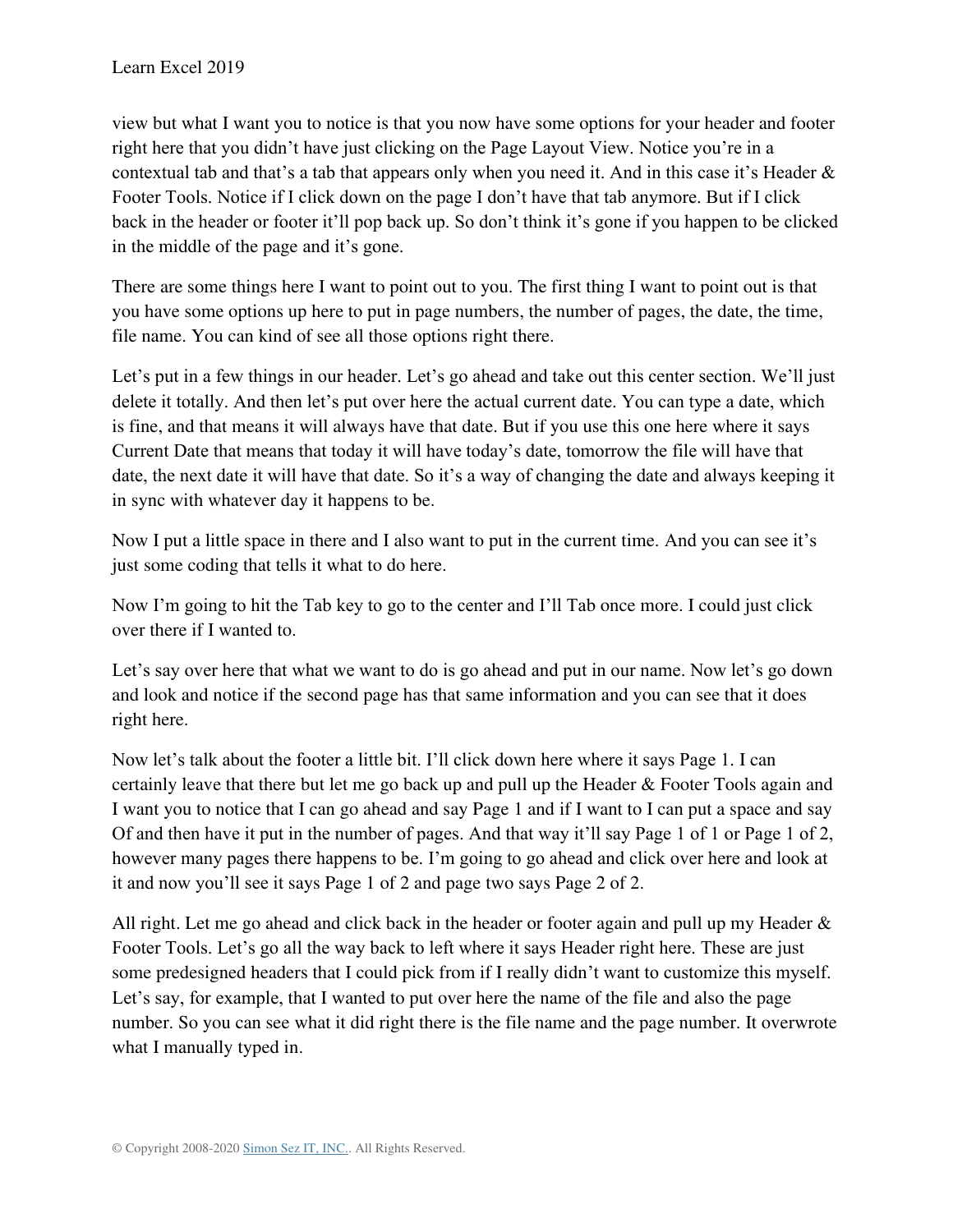view but what I want you to notice is that you now have some options for your header and footer right here that you didn't have just clicking on the Page Layout View. Notice you're in a contextual tab and that's a tab that appears only when you need it. And in this case it's Header & Footer Tools. Notice if I click down on the page I don't have that tab anymore. But if I click back in the header or footer it'll pop back up. So don't think it's gone if you happen to be clicked in the middle of the page and it's gone.

There are some things here I want to point out to you. The first thing I want to point out is that you have some options up here to put in page numbers, the number of pages, the date, the time, file name. You can kind of see all those options right there.

Let's put in a few things in our header. Let's go ahead and take out this center section. We'll just delete it totally. And then let's put over here the actual current date. You can type a date, which is fine, and that means it will always have that date. But if you use this one here where it says Current Date that means that today it will have today's date, tomorrow the file will have that date, the next date it will have that date. So it's a way of changing the date and always keeping it in sync with whatever day it happens to be.

Now I put a little space in there and I also want to put in the current time. And you can see it's just some coding that tells it what to do here.

Now I'm going to hit the Tab key to go to the center and I'll Tab once more. I could just click over there if I wanted to.

Let's say over here that what we want to do is go ahead and put in our name. Now let's go down and look and notice if the second page has that same information and you can see that it does right here.

Now let's talk about the footer a little bit. I'll click down here where it says Page 1. I can certainly leave that there but let me go back up and pull up the Header & Footer Tools again and I want you to notice that I can go ahead and say Page 1 and if I want to I can put a space and say Of and then have it put in the number of pages. And that way it'll say Page 1 of 1 or Page 1 of 2, however many pages there happens to be. I'm going to go ahead and click over here and look at it and now you'll see it says Page 1 of 2 and page two says Page 2 of 2.

All right. Let me go ahead and click back in the header or footer again and pull up my Header & Footer Tools. Let's go all the way back to left where it says Header right here. These are just some predesigned headers that I could pick from if I really didn't want to customize this myself. Let's say, for example, that I wanted to put over here the name of the file and also the page number. So you can see what it did right there is the file name and the page number. It overwrote what I manually typed in.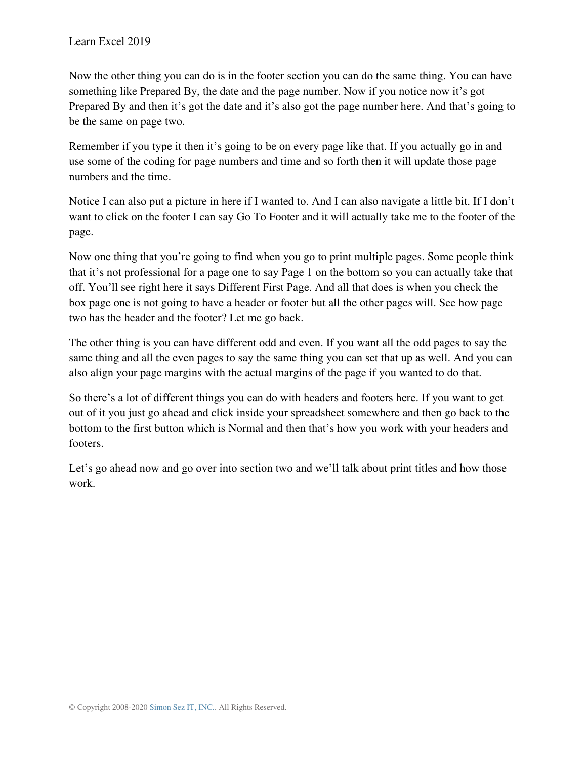Now the other thing you can do is in the footer section you can do the same thing. You can have something like Prepared By, the date and the page number. Now if you notice now it's got Prepared By and then it's got the date and it's also got the page number here. And that's going to be the same on page two.

Remember if you type it then it's going to be on every page like that. If you actually go in and use some of the coding for page numbers and time and so forth then it will update those page numbers and the time.

Notice I can also put a picture in here if I wanted to. And I can also navigate a little bit. If I don't want to click on the footer I can say Go To Footer and it will actually take me to the footer of the page.

Now one thing that you're going to find when you go to print multiple pages. Some people think that it's not professional for a page one to say Page 1 on the bottom so you can actually take that off. You'll see right here it says Different First Page. And all that does is when you check the box page one is not going to have a header or footer but all the other pages will. See how page two has the header and the footer? Let me go back.

The other thing is you can have different odd and even. If you want all the odd pages to say the same thing and all the even pages to say the same thing you can set that up as well. And you can also align your page margins with the actual margins of the page if you wanted to do that.

So there's a lot of different things you can do with headers and footers here. If you want to get out of it you just go ahead and click inside your spreadsheet somewhere and then go back to the bottom to the first button which is Normal and then that's how you work with your headers and footers.

Let's go ahead now and go over into section two and we'll talk about print titles and how those work.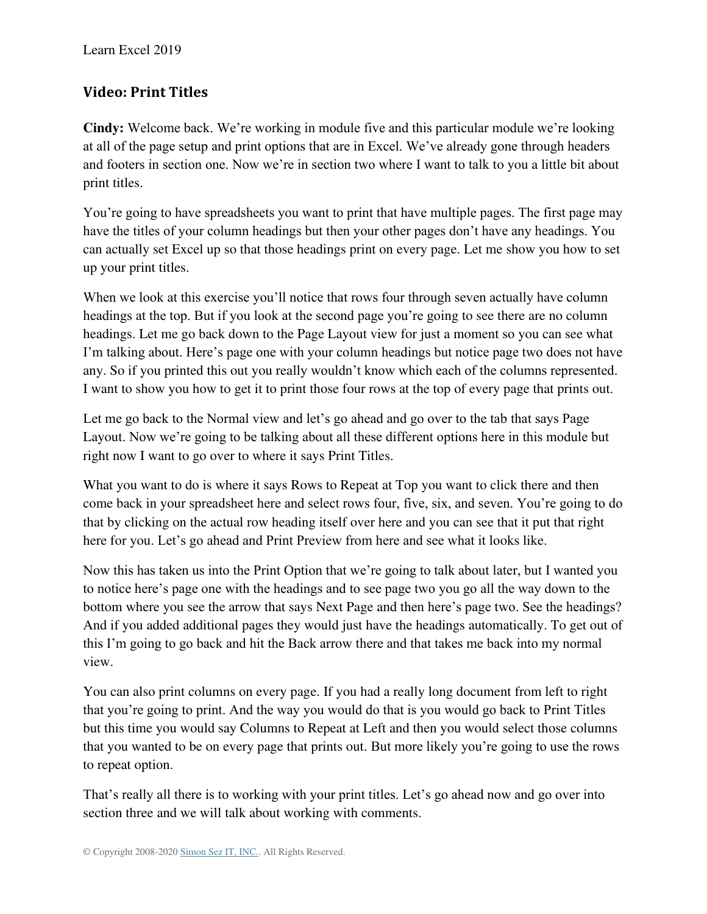## Video: Print Titles

**Cindy:** Welcome back. We're working in module five and this particular module we're looking at all of the page setup and print options that are in Excel. We've already gone through headers and footers in section one. Now we're in section two where I want to talk to you a little bit about print titles.

You're going to have spreadsheets you want to print that have multiple pages. The first page may have the titles of your column headings but then your other pages don't have any headings. You can actually set Excel up so that those headings print on every page. Let me show you how to set up your print titles.

When we look at this exercise you'll notice that rows four through seven actually have column headings at the top. But if you look at the second page you're going to see there are no column headings. Let me go back down to the Page Layout view for just a moment so you can see what I'm talking about. Here's page one with your column headings but notice page two does not have any. So if you printed this out you really wouldn't know which each of the columns represented. I want to show you how to get it to print those four rows at the top of every page that prints out.

Let me go back to the Normal view and let's go ahead and go over to the tab that says Page Layout. Now we're going to be talking about all these different options here in this module but right now I want to go over to where it says Print Titles.

What you want to do is where it says Rows to Repeat at Top you want to click there and then come back in your spreadsheet here and select rows four, five, six, and seven. You're going to do that by clicking on the actual row heading itself over here and you can see that it put that right here for you. Let's go ahead and Print Preview from here and see what it looks like.

Now this has taken us into the Print Option that we're going to talk about later, but I wanted you to notice here's page one with the headings and to see page two you go all the way down to the bottom where you see the arrow that says Next Page and then here's page two. See the headings? And if you added additional pages they would just have the headings automatically. To get out of this I'm going to go back and hit the Back arrow there and that takes me back into my normal view.

You can also print columns on every page. If you had a really long document from left to right that you're going to print. And the way you would do that is you would go back to Print Titles but this time you would say Columns to Repeat at Left and then you would select those columns that you wanted to be on every page that prints out. But more likely you're going to use the rows to repeat option.

That's really all there is to working with your print titles. Let's go ahead now and go over into section three and we will talk about working with comments.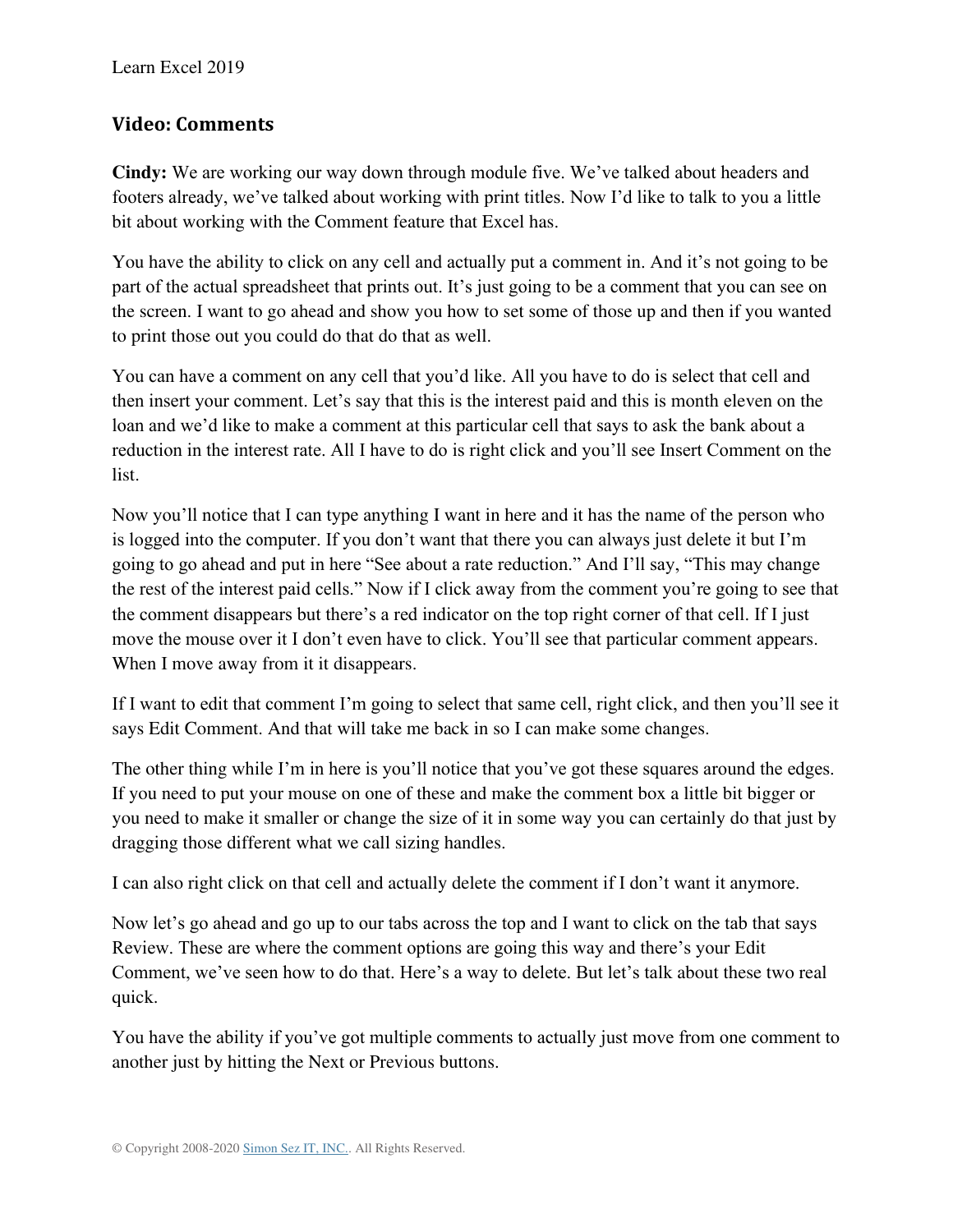## Video: Comments

**Cindy:** We are working our way down through module five. We've talked about headers and footers already, we've talked about working with print titles. Now I'd like to talk to you a little bit about working with the Comment feature that Excel has.

You have the ability to click on any cell and actually put a comment in. And it's not going to be part of the actual spreadsheet that prints out. It's just going to be a comment that you can see on the screen. I want to go ahead and show you how to set some of those up and then if you wanted to print those out you could do that do that as well.

You can have a comment on any cell that you'd like. All you have to do is select that cell and then insert your comment. Let's say that this is the interest paid and this is month eleven on the loan and we'd like to make a comment at this particular cell that says to ask the bank about a reduction in the interest rate. All I have to do is right click and you'll see Insert Comment on the list.

Now you'll notice that I can type anything I want in here and it has the name of the person who is logged into the computer. If you don't want that there you can always just delete it but I'm going to go ahead and put in here "See about a rate reduction." And I'll say, "This may change the rest of the interest paid cells." Now if I click away from the comment you're going to see that the comment disappears but there's a red indicator on the top right corner of that cell. If I just move the mouse over it I don't even have to click. You'll see that particular comment appears. When I move away from it it disappears.

If I want to edit that comment I'm going to select that same cell, right click, and then you'll see it says Edit Comment. And that will take me back in so I can make some changes.

The other thing while I'm in here is you'll notice that you've got these squares around the edges. If you need to put your mouse on one of these and make the comment box a little bit bigger or you need to make it smaller or change the size of it in some way you can certainly do that just by dragging those different what we call sizing handles.

I can also right click on that cell and actually delete the comment if I don't want it anymore.

Now let's go ahead and go up to our tabs across the top and I want to click on the tab that says Review. These are where the comment options are going this way and there's your Edit Comment, we've seen how to do that. Here's a way to delete. But let's talk about these two real quick.

You have the ability if you've got multiple comments to actually just move from one comment to another just by hitting the Next or Previous buttons.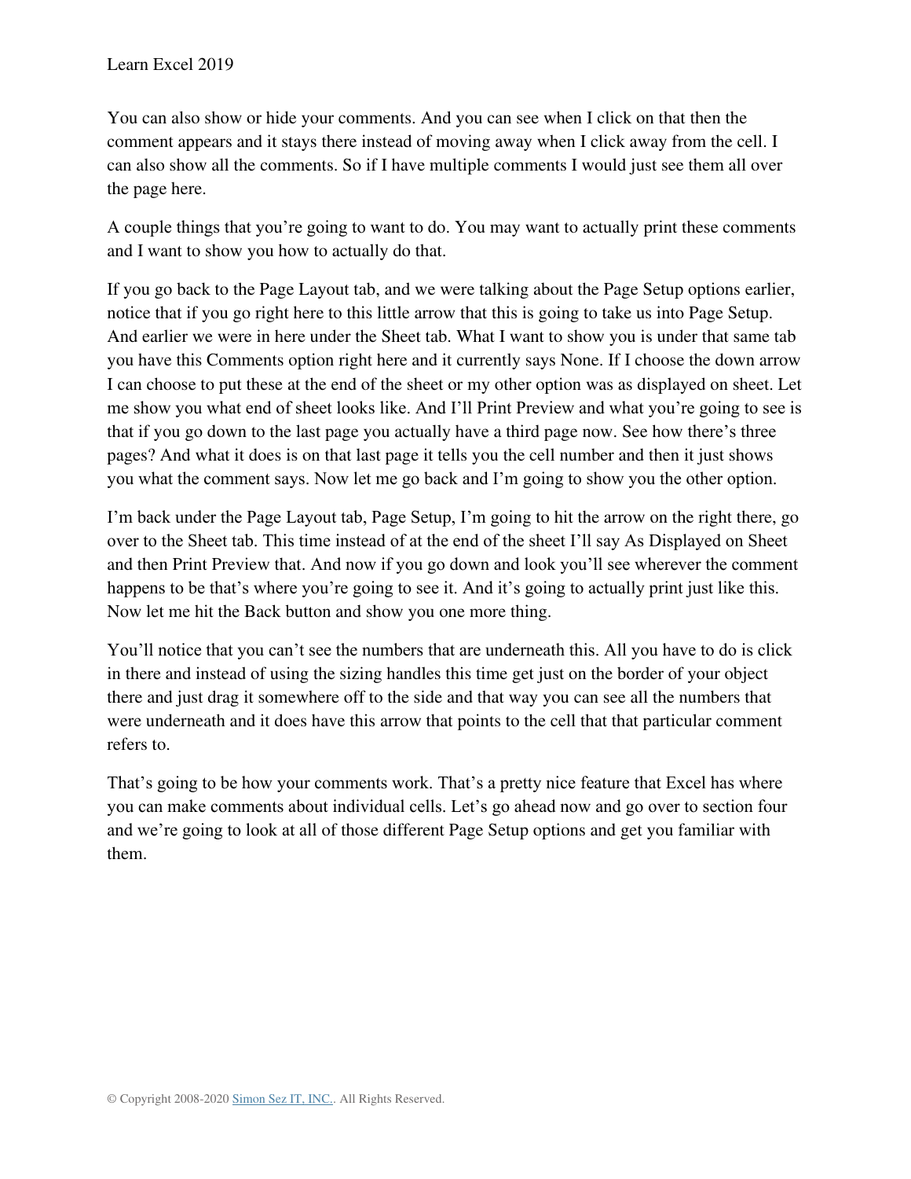You can also show or hide your comments. And you can see when I click on that then the comment appears and it stays there instead of moving away when I click away from the cell. I can also show all the comments. So if I have multiple comments I would just see them all over the page here.

A couple things that you're going to want to do. You may want to actually print these comments and I want to show you how to actually do that.

If you go back to the Page Layout tab, and we were talking about the Page Setup options earlier, notice that if you go right here to this little arrow that this is going to take us into Page Setup. And earlier we were in here under the Sheet tab. What I want to show you is under that same tab you have this Comments option right here and it currently says None. If I choose the down arrow I can choose to put these at the end of the sheet or my other option was as displayed on sheet. Let me show you what end of sheet looks like. And I'll Print Preview and what you're going to see is that if you go down to the last page you actually have a third page now. See how there's three pages? And what it does is on that last page it tells you the cell number and then it just shows you what the comment says. Now let me go back and I'm going to show you the other option.

I'm back under the Page Layout tab, Page Setup, I'm going to hit the arrow on the right there, go over to the Sheet tab. This time instead of at the end of the sheet I'll say As Displayed on Sheet and then Print Preview that. And now if you go down and look you'll see wherever the comment happens to be that's where you're going to see it. And it's going to actually print just like this. Now let me hit the Back button and show you one more thing.

You'll notice that you can't see the numbers that are underneath this. All you have to do is click in there and instead of using the sizing handles this time get just on the border of your object there and just drag it somewhere off to the side and that way you can see all the numbers that were underneath and it does have this arrow that points to the cell that that particular comment refers to.

That's going to be how your comments work. That's a pretty nice feature that Excel has where you can make comments about individual cells. Let's go ahead now and go over to section four and we're going to look at all of those different Page Setup options and get you familiar with them.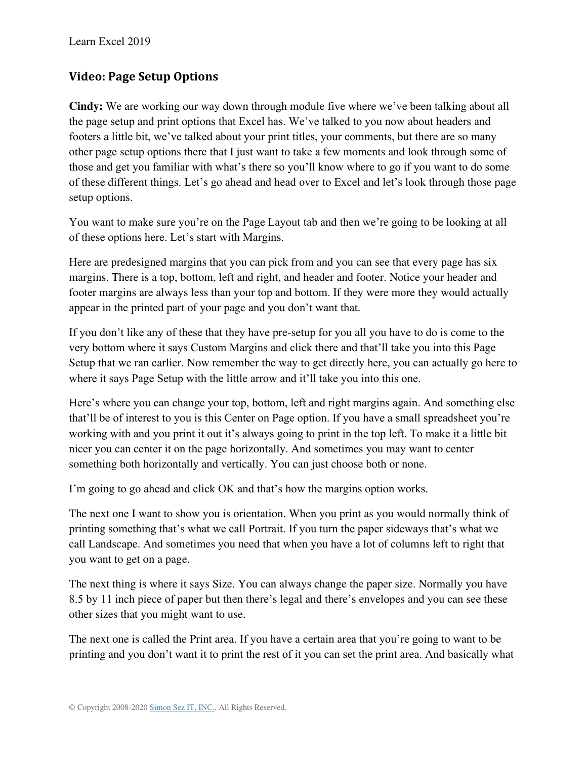## Video: Page Setup Options

**Cindy:** We are working our way down through module five where we've been talking about all the page setup and print options that Excel has. We've talked to you now about headers and footers a little bit, we've talked about your print titles, your comments, but there are so many other page setup options there that I just want to take a few moments and look through some of those and get you familiar with what's there so you'll know where to go if you want to do some of these different things. Let's go ahead and head over to Excel and let's look through those page setup options.

You want to make sure you're on the Page Layout tab and then we're going to be looking at all of these options here. Let's start with Margins.

Here are predesigned margins that you can pick from and you can see that every page has six margins. There is a top, bottom, left and right, and header and footer. Notice your header and footer margins are always less than your top and bottom. If they were more they would actually appear in the printed part of your page and you don't want that.

If you don't like any of these that they have pre-setup for you all you have to do is come to the very bottom where it says Custom Margins and click there and that'll take you into this Page Setup that we ran earlier. Now remember the way to get directly here, you can actually go here to where it says Page Setup with the little arrow and it'll take you into this one.

Here's where you can change your top, bottom, left and right margins again. And something else that'll be of interest to you is this Center on Page option. If you have a small spreadsheet you're working with and you print it out it's always going to print in the top left. To make it a little bit nicer you can center it on the page horizontally. And sometimes you may want to center something both horizontally and vertically. You can just choose both or none.

I'm going to go ahead and click OK and that's how the margins option works.

The next one I want to show you is orientation. When you print as you would normally think of printing something that's what we call Portrait. If you turn the paper sideways that's what we call Landscape. And sometimes you need that when you have a lot of columns left to right that you want to get on a page.

The next thing is where it says Size. You can always change the paper size. Normally you have 8.5 by 11 inch piece of paper but then there's legal and there's envelopes and you can see these other sizes that you might want to use.

The next one is called the Print area. If you have a certain area that you're going to want to be printing and you don't want it to print the rest of it you can set the print area. And basically what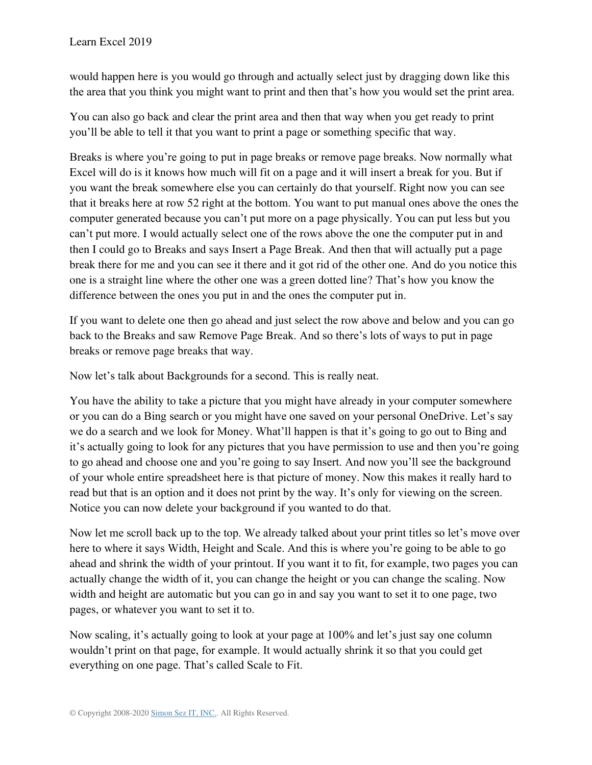would happen here is you would go through and actually select just by dragging down like this the area that you think you might want to print and then that's how you would set the print area.

You can also go back and clear the print area and then that way when you get ready to print you'll be able to tell it that you want to print a page or something specific that way.

Breaks is where you're going to put in page breaks or remove page breaks. Now normally what Excel will do is it knows how much will fit on a page and it will insert a break for you. But if you want the break somewhere else you can certainly do that yourself. Right now you can see that it breaks here at row 52 right at the bottom. You want to put manual ones above the ones the computer generated because you can't put more on a page physically. You can put less but you can't put more. I would actually select one of the rows above the one the computer put in and then I could go to Breaks and says Insert a Page Break. And then that will actually put a page break there for me and you can see it there and it got rid of the other one. And do you notice this one is a straight line where the other one was a green dotted line? That's how you know the difference between the ones you put in and the ones the computer put in.

If you want to delete one then go ahead and just select the row above and below and you can go back to the Breaks and saw Remove Page Break. And so there's lots of ways to put in page breaks or remove page breaks that way.

Now let's talk about Backgrounds for a second. This is really neat.

You have the ability to take a picture that you might have already in your computer somewhere or you can do a Bing search or you might have one saved on your personal OneDrive. Let's say we do a search and we look for Money. What'll happen is that it's going to go out to Bing and it's actually going to look for any pictures that you have permission to use and then you're going to go ahead and choose one and you're going to say Insert. And now you'll see the background of your whole entire spreadsheet here is that picture of money. Now this makes it really hard to read but that is an option and it does not print by the way. It's only for viewing on the screen. Notice you can now delete your background if you wanted to do that.

Now let me scroll back up to the top. We already talked about your print titles so let's move over here to where it says Width, Height and Scale. And this is where you're going to be able to go ahead and shrink the width of your printout. If you want it to fit, for example, two pages you can actually change the width of it, you can change the height or you can change the scaling. Now width and height are automatic but you can go in and say you want to set it to one page, two pages, or whatever you want to set it to.

Now scaling, it's actually going to look at your page at 100% and let's just say one column wouldn't print on that page, for example. It would actually shrink it so that you could get everything on one page. That's called Scale to Fit.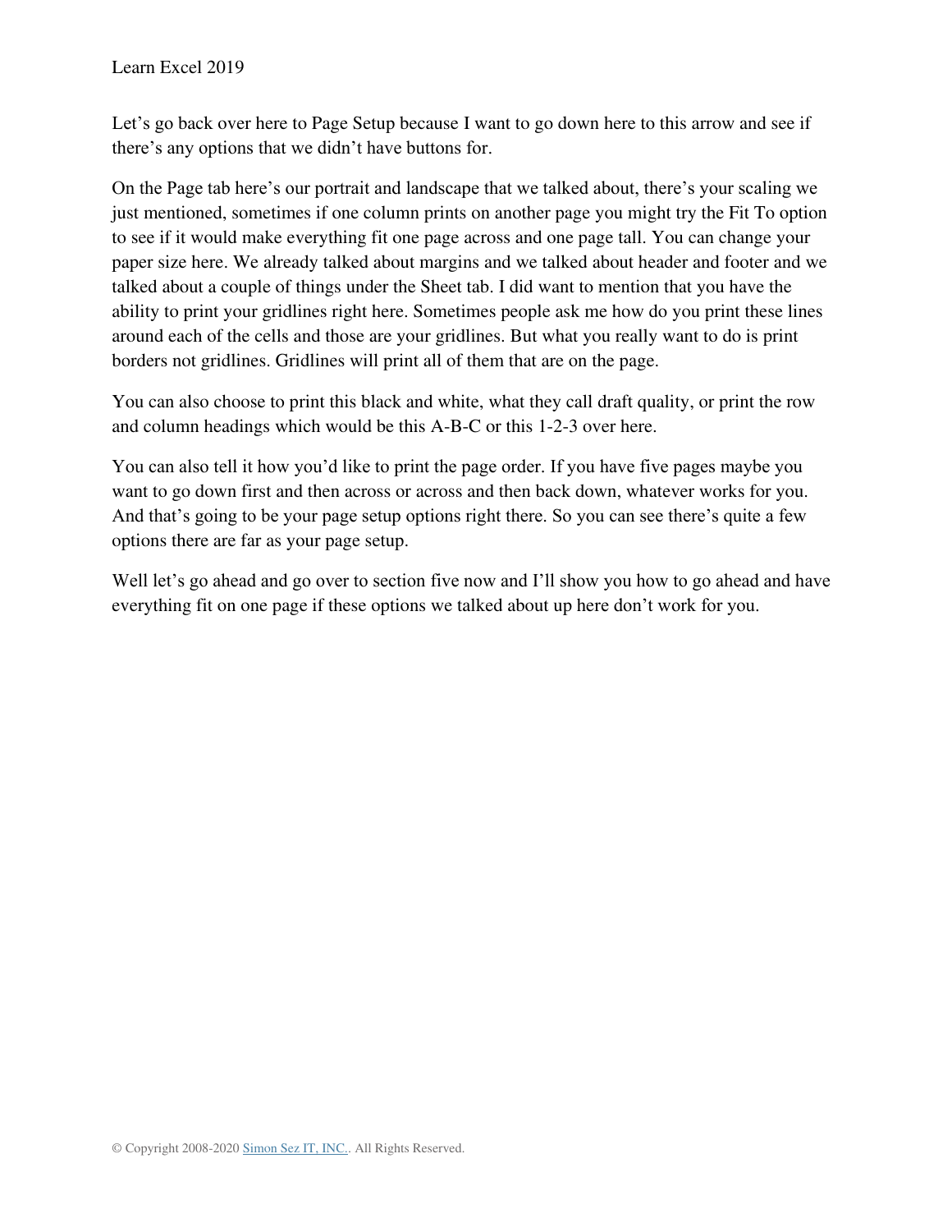Let's go back over here to Page Setup because I want to go down here to this arrow and see if there's any options that we didn't have buttons for.

On the Page tab here's our portrait and landscape that we talked about, there's your scaling we just mentioned, sometimes if one column prints on another page you might try the Fit To option to see if it would make everything fit one page across and one page tall. You can change your paper size here. We already talked about margins and we talked about header and footer and we talked about a couple of things under the Sheet tab. I did want to mention that you have the ability to print your gridlines right here. Sometimes people ask me how do you print these lines around each of the cells and those are your gridlines. But what you really want to do is print borders not gridlines. Gridlines will print all of them that are on the page.

You can also choose to print this black and white, what they call draft quality, or print the row and column headings which would be this A-B-C or this 1-2-3 over here.

You can also tell it how you'd like to print the page order. If you have five pages maybe you want to go down first and then across or across and then back down, whatever works for you. And that's going to be your page setup options right there. So you can see there's quite a few options there are far as your page setup.

Well let's go ahead and go over to section five now and I'll show you how to go ahead and have everything fit on one page if these options we talked about up here don't work for you.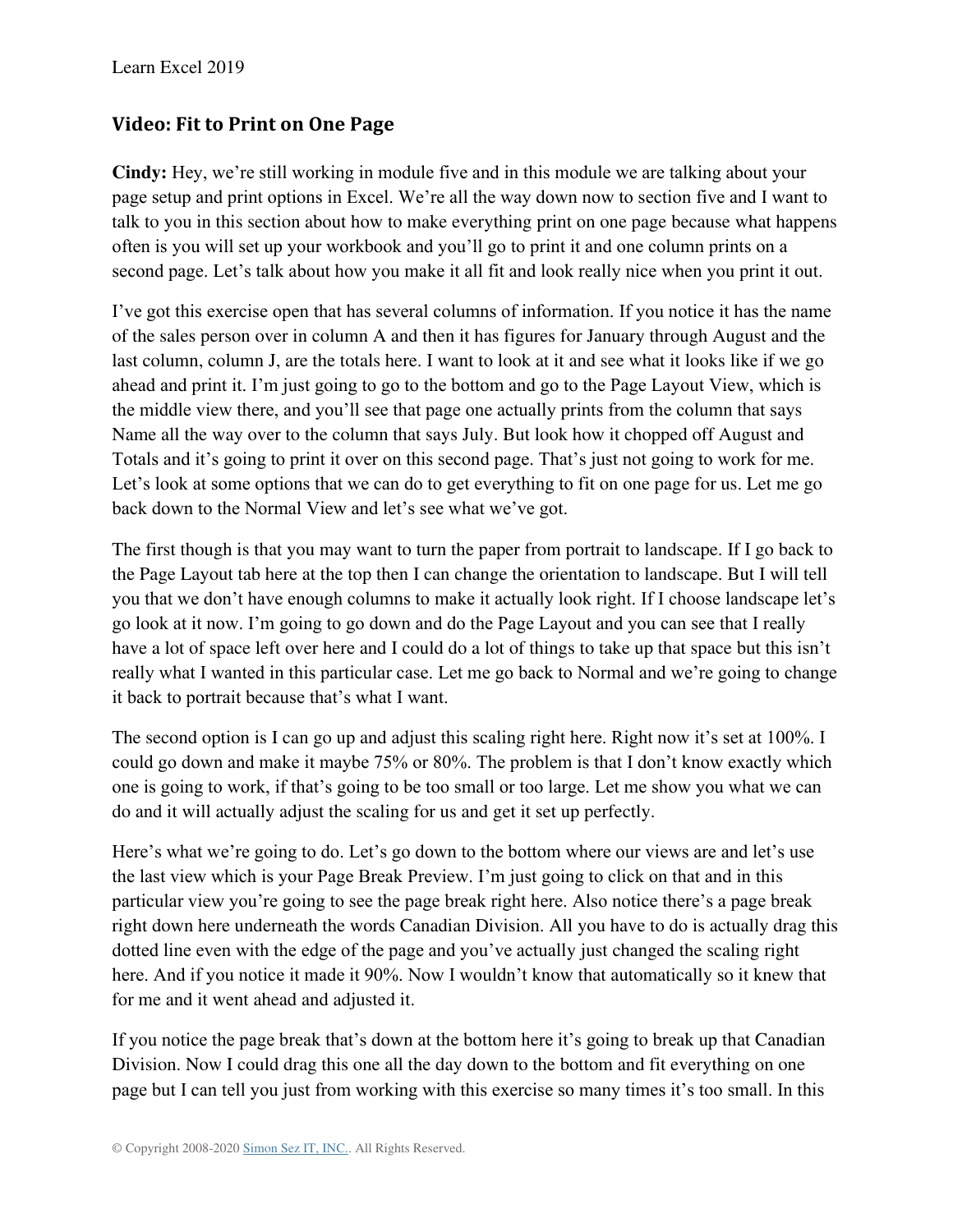## Video: Fit to Print on One Page

**Cindy:** Hey, we're still working in module five and in this module we are talking about your page setup and print options in Excel. We're all the way down now to section five and I want to talk to you in this section about how to make everything print on one page because what happens often is you will set up your workbook and you'll go to print it and one column prints on a second page. Let's talk about how you make it all fit and look really nice when you print it out.

I've got this exercise open that has several columns of information. If you notice it has the name of the sales person over in column A and then it has figures for January through August and the last column, column J, are the totals here. I want to look at it and see what it looks like if we go ahead and print it. I'm just going to go to the bottom and go to the Page Layout View, which is the middle view there, and you'll see that page one actually prints from the column that says Name all the way over to the column that says July. But look how it chopped off August and Totals and it's going to print it over on this second page. That's just not going to work for me. Let's look at some options that we can do to get everything to fit on one page for us. Let me go back down to the Normal View and let's see what we've got.

The first though is that you may want to turn the paper from portrait to landscape. If I go back to the Page Layout tab here at the top then I can change the orientation to landscape. But I will tell you that we don't have enough columns to make it actually look right. If I choose landscape let's go look at it now. I'm going to go down and do the Page Layout and you can see that I really have a lot of space left over here and I could do a lot of things to take up that space but this isn't really what I wanted in this particular case. Let me go back to Normal and we're going to change it back to portrait because that's what I want.

The second option is I can go up and adjust this scaling right here. Right now it's set at 100%. I could go down and make it maybe 75% or 80%. The problem is that I don't know exactly which one is going to work, if that's going to be too small or too large. Let me show you what we can do and it will actually adjust the scaling for us and get it set up perfectly.

Here's what we're going to do. Let's go down to the bottom where our views are and let's use the last view which is your Page Break Preview. I'm just going to click on that and in this particular view you're going to see the page break right here. Also notice there's a page break right down here underneath the words Canadian Division. All you have to do is actually drag this dotted line even with the edge of the page and you've actually just changed the scaling right here. And if you notice it made it 90%. Now I wouldn't know that automatically so it knew that for me and it went ahead and adjusted it.

If you notice the page break that's down at the bottom here it's going to break up that Canadian Division. Now I could drag this one all the day down to the bottom and fit everything on one page but I can tell you just from working with this exercise so many times it's too small. In this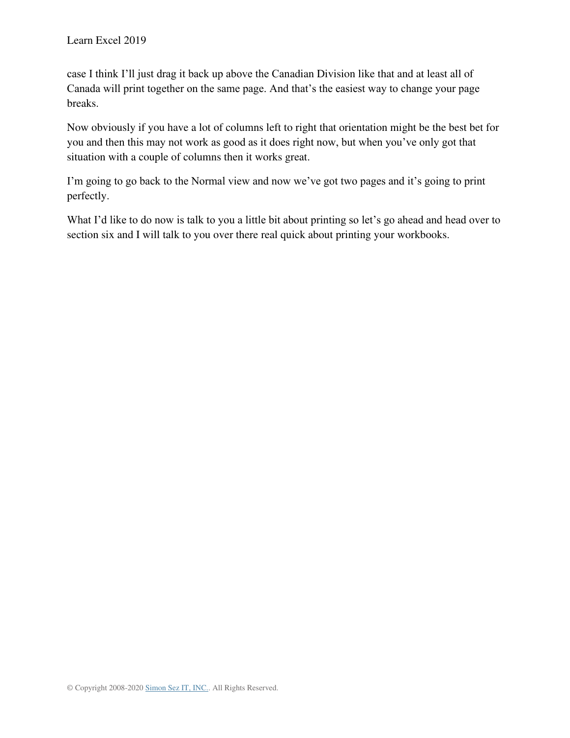case I think I'll just drag it back up above the Canadian Division like that and at least all of Canada will print together on the same page. And that's the easiest way to change your page breaks.

Now obviously if you have a lot of columns left to right that orientation might be the best bet for you and then this may not work as good as it does right now, but when you've only got that situation with a couple of columns then it works great.

I'm going to go back to the Normal view and now we've got two pages and it's going to print perfectly.

What I'd like to do now is talk to you a little bit about printing so let's go ahead and head over to section six and I will talk to you over there real quick about printing your workbooks.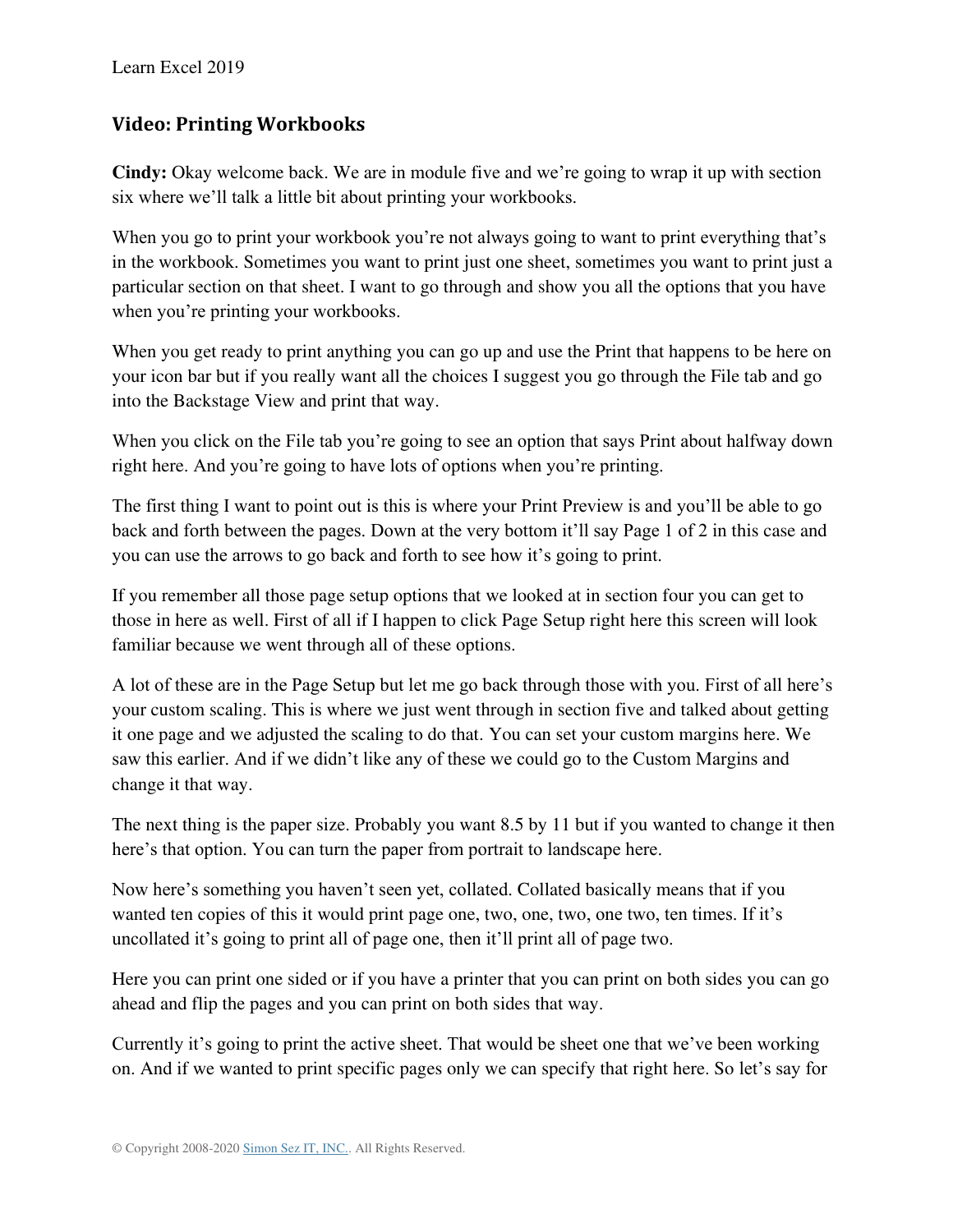## Video: Printing Workbooks

**Cindy:** Okay welcome back. We are in module five and we're going to wrap it up with section six where we'll talk a little bit about printing your workbooks.

When you go to print your workbook you're not always going to want to print everything that's in the workbook. Sometimes you want to print just one sheet, sometimes you want to print just a particular section on that sheet. I want to go through and show you all the options that you have when you're printing your workbooks.

When you get ready to print anything you can go up and use the Print that happens to be here on your icon bar but if you really want all the choices I suggest you go through the File tab and go into the Backstage View and print that way.

When you click on the File tab you're going to see an option that says Print about halfway down right here. And you're going to have lots of options when you're printing.

The first thing I want to point out is this is where your Print Preview is and you'll be able to go back and forth between the pages. Down at the very bottom it'll say Page 1 of 2 in this case and you can use the arrows to go back and forth to see how it's going to print.

If you remember all those page setup options that we looked at in section four you can get to those in here as well. First of all if I happen to click Page Setup right here this screen will look familiar because we went through all of these options.

A lot of these are in the Page Setup but let me go back through those with you. First of all here's your custom scaling. This is where we just went through in section five and talked about getting it one page and we adjusted the scaling to do that. You can set your custom margins here. We saw this earlier. And if we didn't like any of these we could go to the Custom Margins and change it that way.

The next thing is the paper size. Probably you want 8.5 by 11 but if you wanted to change it then here's that option. You can turn the paper from portrait to landscape here.

Now here's something you haven't seen yet, collated. Collated basically means that if you wanted ten copies of this it would print page one, two, one, two, one two, ten times. If it's uncollated it's going to print all of page one, then it'll print all of page two.

Here you can print one sided or if you have a printer that you can print on both sides you can go ahead and flip the pages and you can print on both sides that way.

Currently it's going to print the active sheet. That would be sheet one that we've been working on. And if we wanted to print specific pages only we can specify that right here. So let's say for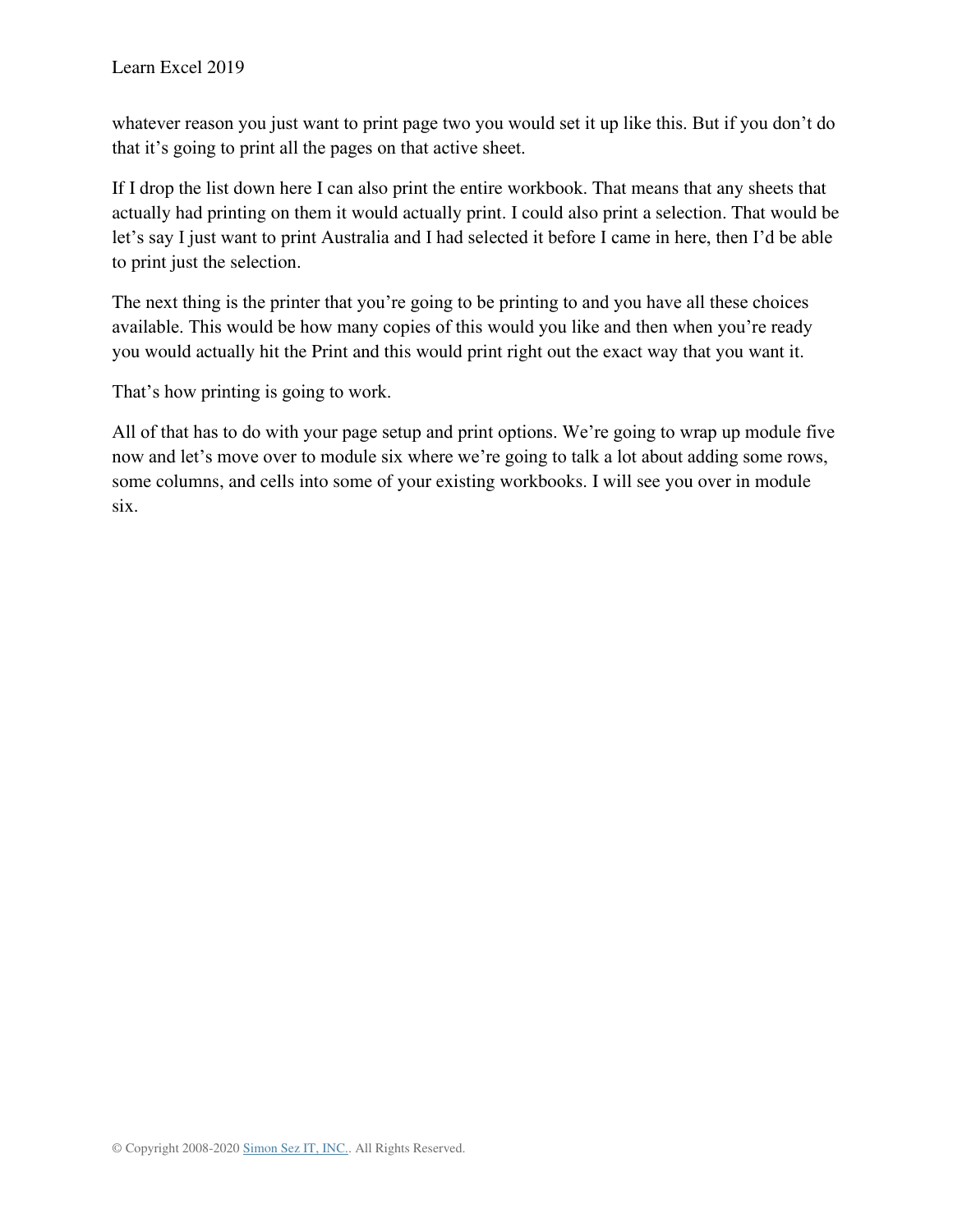whatever reason you just want to print page two you would set it up like this. But if you don't do that it's going to print all the pages on that active sheet.

If I drop the list down here I can also print the entire workbook. That means that any sheets that actually had printing on them it would actually print. I could also print a selection. That would be let's say I just want to print Australia and I had selected it before I came in here, then I'd be able to print just the selection.

The next thing is the printer that you're going to be printing to and you have all these choices available. This would be how many copies of this would you like and then when you're ready you would actually hit the Print and this would print right out the exact way that you want it.

That's how printing is going to work.

All of that has to do with your page setup and print options. We're going to wrap up module five now and let's move over to module six where we're going to talk a lot about adding some rows, some columns, and cells into some of your existing workbooks. I will see you over in module six.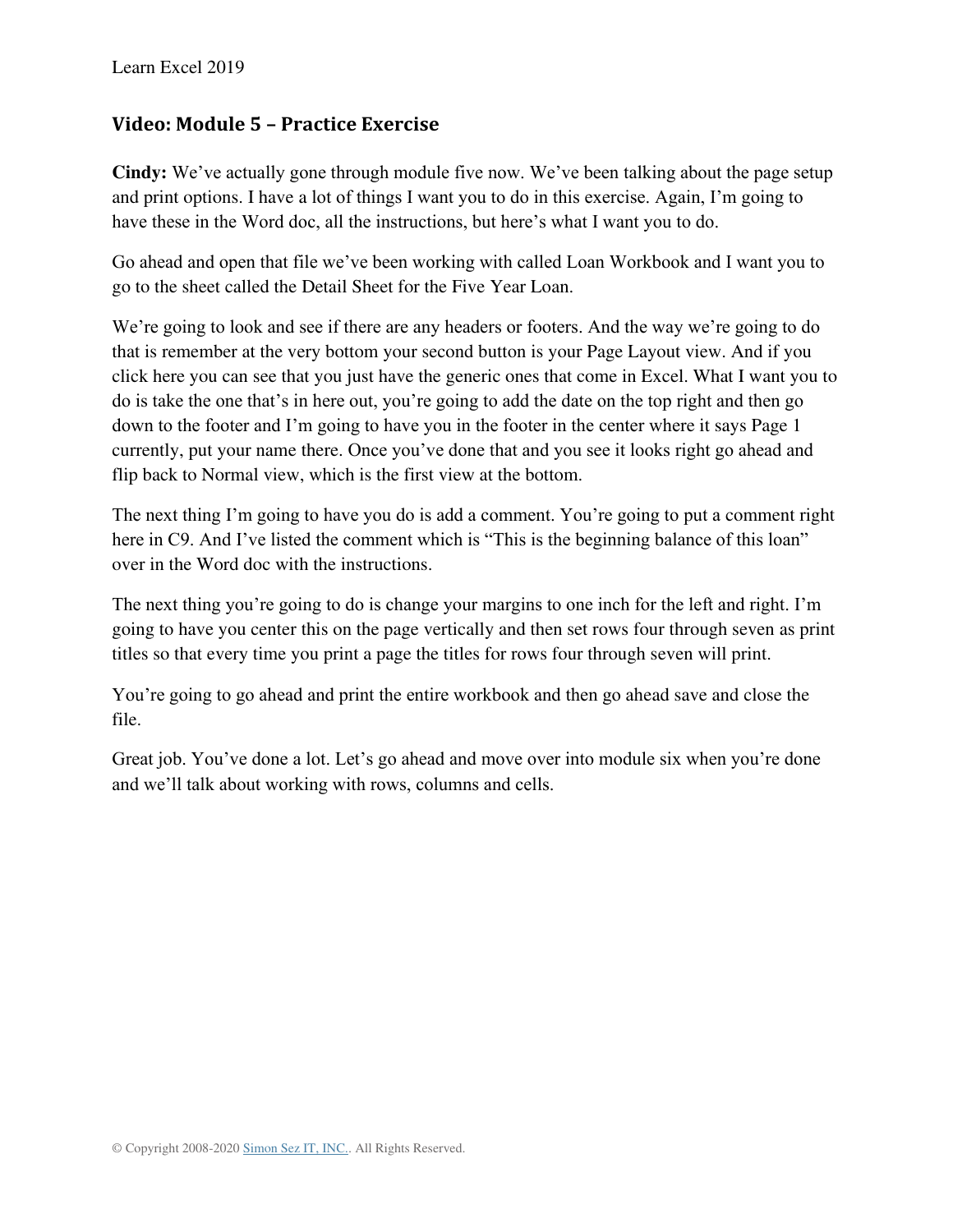## Video: Module 5 – Practice Exercise

**Cindy:** We've actually gone through module five now. We've been talking about the page setup and print options. I have a lot of things I want you to do in this exercise. Again, I'm going to have these in the Word doc, all the instructions, but here's what I want you to do.

Go ahead and open that file we've been working with called Loan Workbook and I want you to go to the sheet called the Detail Sheet for the Five Year Loan.

We're going to look and see if there are any headers or footers. And the way we're going to do that is remember at the very bottom your second button is your Page Layout view. And if you click here you can see that you just have the generic ones that come in Excel. What I want you to do is take the one that's in here out, you're going to add the date on the top right and then go down to the footer and I'm going to have you in the footer in the center where it says Page 1 currently, put your name there. Once you've done that and you see it looks right go ahead and flip back to Normal view, which is the first view at the bottom.

The next thing I'm going to have you do is add a comment. You're going to put a comment right here in C9. And I've listed the comment which is "This is the beginning balance of this loan" over in the Word doc with the instructions.

The next thing you're going to do is change your margins to one inch for the left and right. I'm going to have you center this on the page vertically and then set rows four through seven as print titles so that every time you print a page the titles for rows four through seven will print.

You're going to go ahead and print the entire workbook and then go ahead save and close the file.

Great job. You've done a lot. Let's go ahead and move over into module six when you're done and we'll talk about working with rows, columns and cells.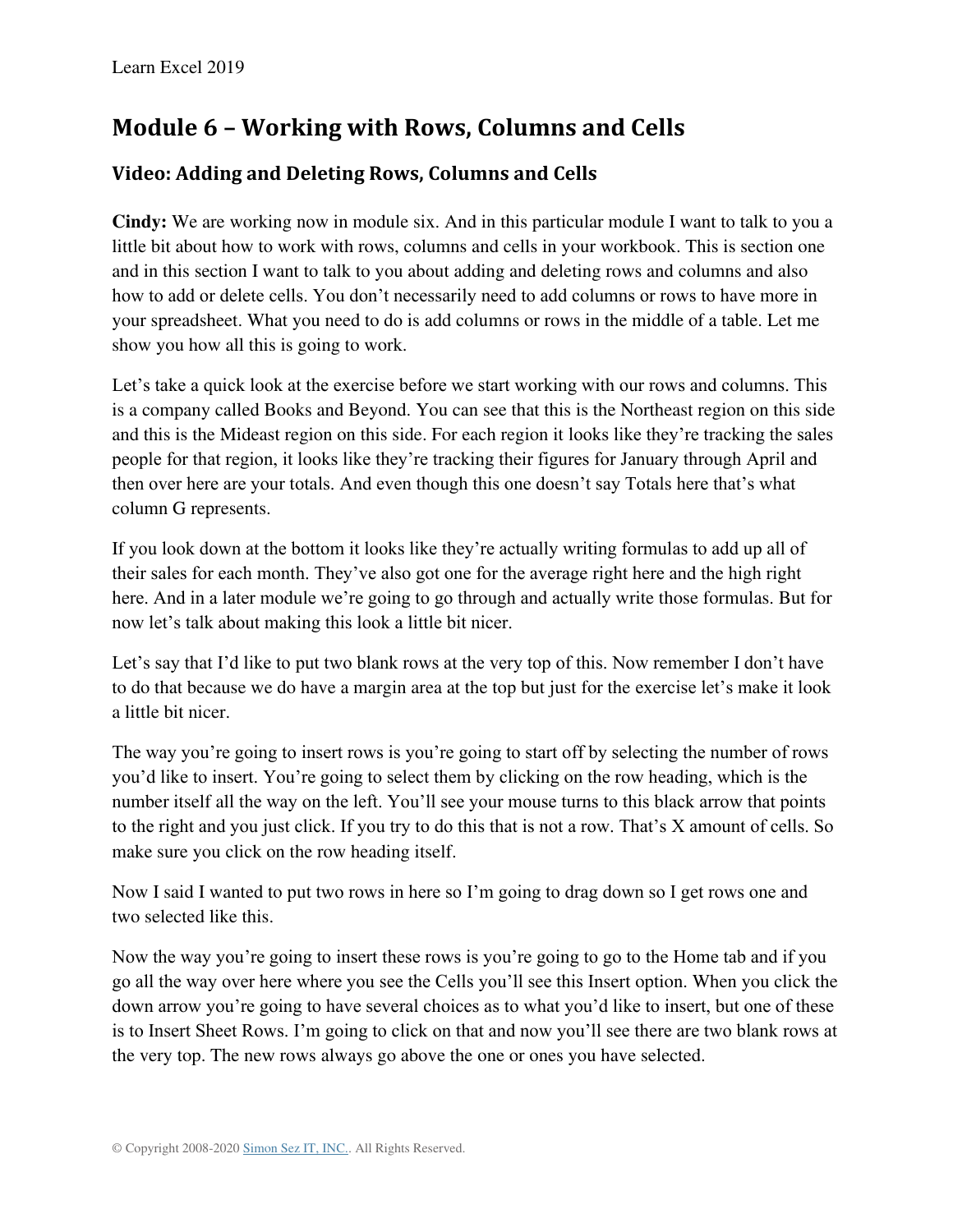## Module 6 – Working with Rows, Columns and Cells

### Video: Adding and Deleting Rows, Columns and Cells

**Cindy:** We are working now in module six. And in this particular module I want to talk to you a little bit about how to work with rows, columns and cells in your workbook. This is section one and in this section I want to talk to you about adding and deleting rows and columns and also how to add or delete cells. You don't necessarily need to add columns or rows to have more in your spreadsheet. What you need to do is add columns or rows in the middle of a table. Let me show you how all this is going to work.

Let's take a quick look at the exercise before we start working with our rows and columns. This is a company called Books and Beyond. You can see that this is the Northeast region on this side and this is the Mideast region on this side. For each region it looks like they're tracking the sales people for that region, it looks like they're tracking their figures for January through April and then over here are your totals. And even though this one doesn't say Totals here that's what column G represents.

If you look down at the bottom it looks like they're actually writing formulas to add up all of their sales for each month. They've also got one for the average right here and the high right here. And in a later module we're going to go through and actually write those formulas. But for now let's talk about making this look a little bit nicer.

Let's say that I'd like to put two blank rows at the very top of this. Now remember I don't have to do that because we do have a margin area at the top but just for the exercise let's make it look a little bit nicer.

The way you're going to insert rows is you're going to start off by selecting the number of rows you'd like to insert. You're going to select them by clicking on the row heading, which is the number itself all the way on the left. You'll see your mouse turns to this black arrow that points to the right and you just click. If you try to do this that is not a row. That's X amount of cells. So make sure you click on the row heading itself.

Now I said I wanted to put two rows in here so I'm going to drag down so I get rows one and two selected like this.

Now the way you're going to insert these rows is you're going to go to the Home tab and if you go all the way over here where you see the Cells you'll see this Insert option. When you click the down arrow you're going to have several choices as to what you'd like to insert, but one of these is to Insert Sheet Rows. I'm going to click on that and now you'll see there are two blank rows at the very top. The new rows always go above the one or ones you have selected.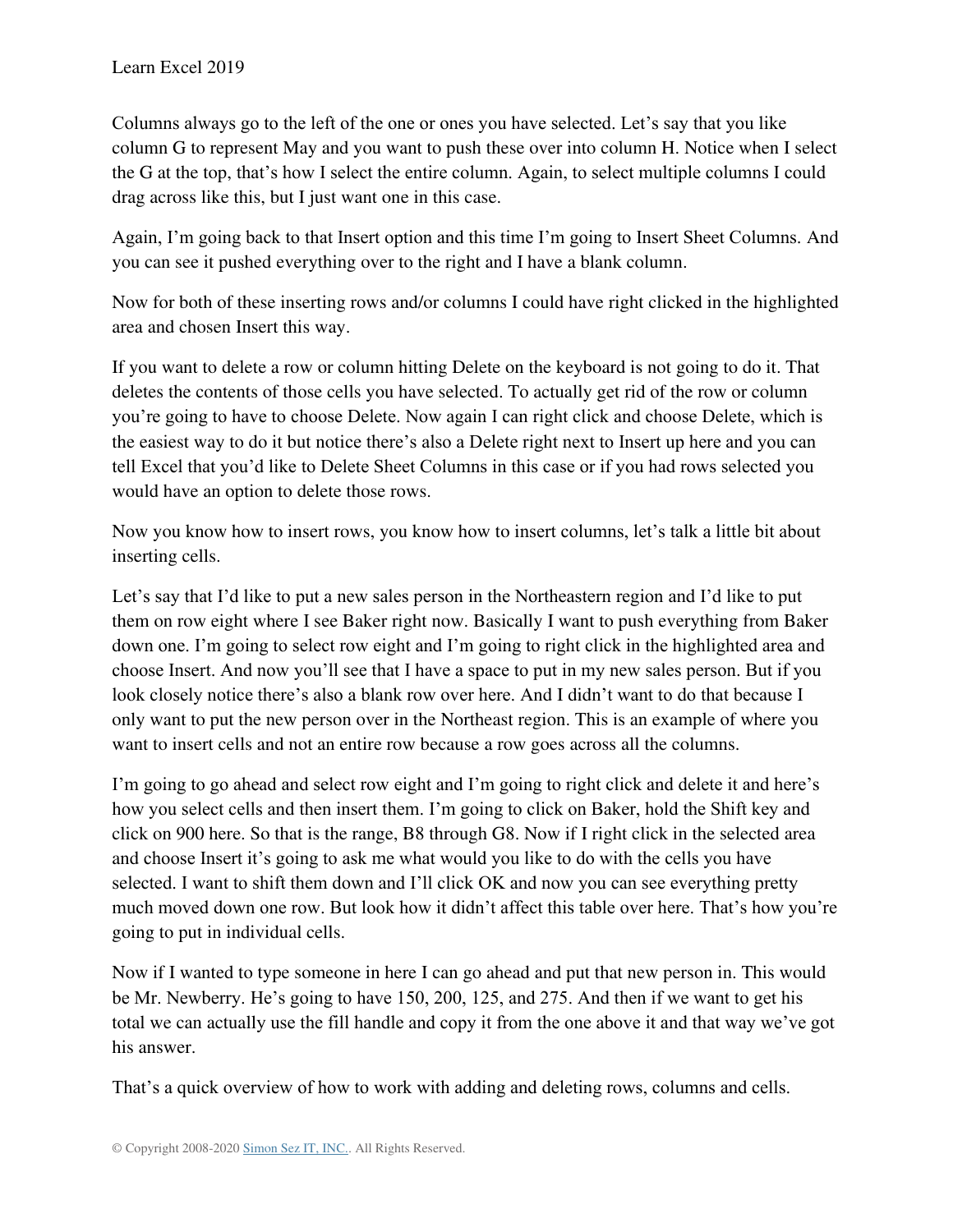Columns always go to the left of the one or ones you have selected. Let's say that you like column G to represent May and you want to push these over into column H. Notice when I select the G at the top, that's how I select the entire column. Again, to select multiple columns I could drag across like this, but I just want one in this case.

Again, I'm going back to that Insert option and this time I'm going to Insert Sheet Columns. And you can see it pushed everything over to the right and I have a blank column.

Now for both of these inserting rows and/or columns I could have right clicked in the highlighted area and chosen Insert this way.

If you want to delete a row or column hitting Delete on the keyboard is not going to do it. That deletes the contents of those cells you have selected. To actually get rid of the row or column you're going to have to choose Delete. Now again I can right click and choose Delete, which is the easiest way to do it but notice there's also a Delete right next to Insert up here and you can tell Excel that you'd like to Delete Sheet Columns in this case or if you had rows selected you would have an option to delete those rows.

Now you know how to insert rows, you know how to insert columns, let's talk a little bit about inserting cells.

Let's say that I'd like to put a new sales person in the Northeastern region and I'd like to put them on row eight where I see Baker right now. Basically I want to push everything from Baker down one. I'm going to select row eight and I'm going to right click in the highlighted area and choose Insert. And now you'll see that I have a space to put in my new sales person. But if you look closely notice there's also a blank row over here. And I didn't want to do that because I only want to put the new person over in the Northeast region. This is an example of where you want to insert cells and not an entire row because a row goes across all the columns.

I'm going to go ahead and select row eight and I'm going to right click and delete it and here's how you select cells and then insert them. I'm going to click on Baker, hold the Shift key and click on 900 here. So that is the range, B8 through G8. Now if I right click in the selected area and choose Insert it's going to ask me what would you like to do with the cells you have selected. I want to shift them down and I'll click OK and now you can see everything pretty much moved down one row. But look how it didn't affect this table over here. That's how you're going to put in individual cells.

Now if I wanted to type someone in here I can go ahead and put that new person in. This would be Mr. Newberry. He's going to have 150, 200, 125, and 275. And then if we want to get his total we can actually use the fill handle and copy it from the one above it and that way we've got his answer.

That's a quick overview of how to work with adding and deleting rows, columns and cells.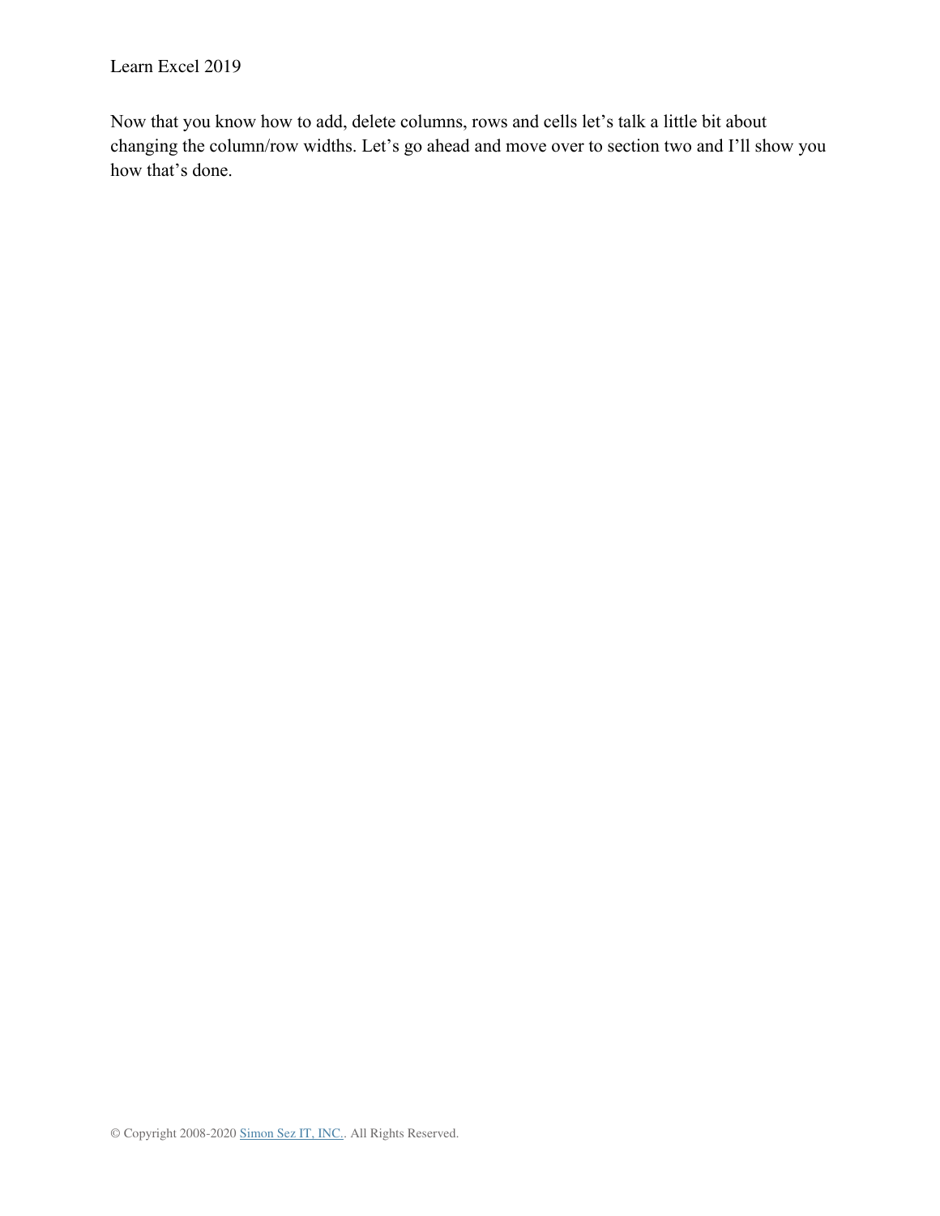Now that you know how to add, delete columns, rows and cells let's talk a little bit about changing the column/row widths. Let's go ahead and move over to section two and I'll show you how that's done.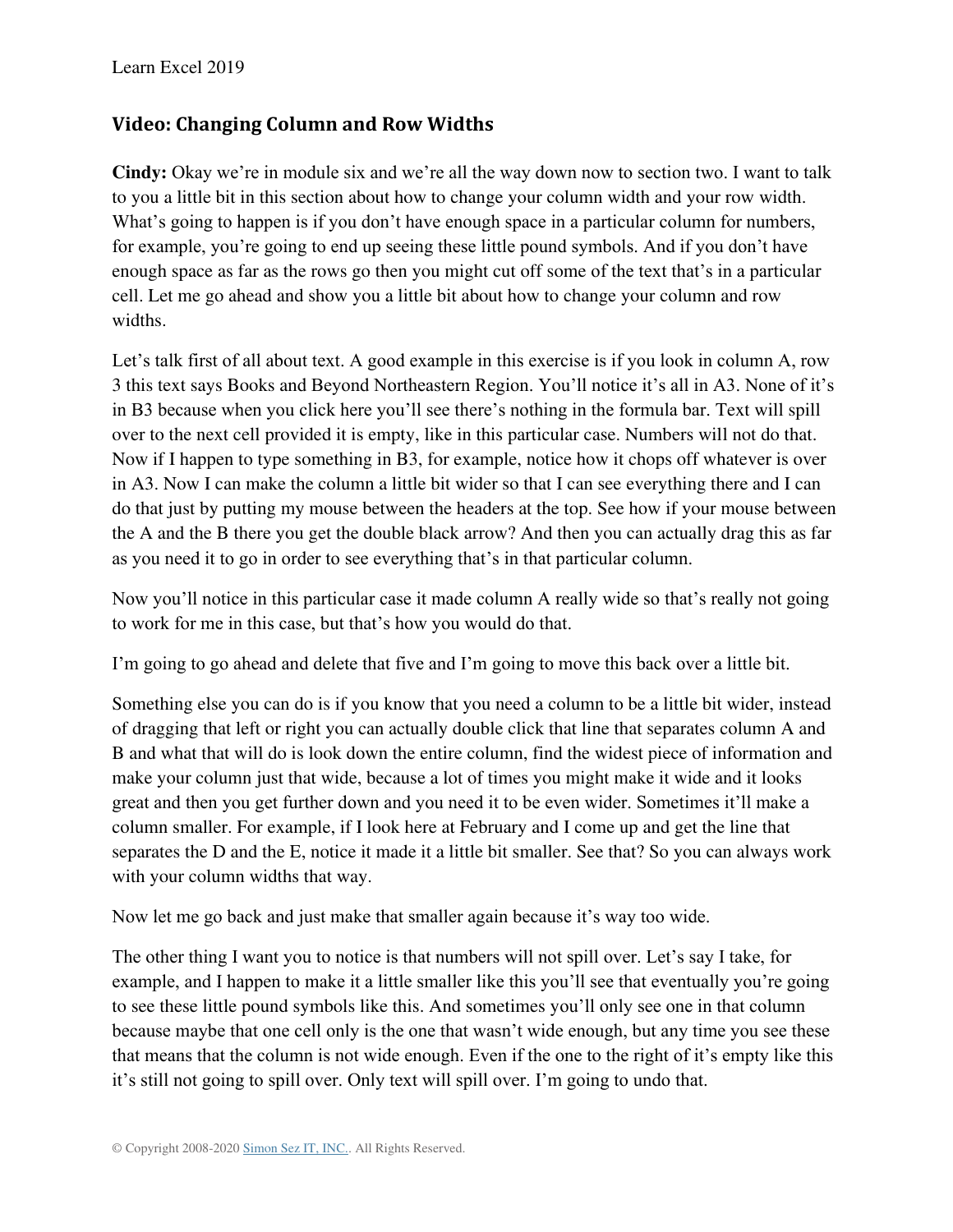## Video: Changing Column and Row Widths

**Cindy:** Okay we're in module six and we're all the way down now to section two. I want to talk to you a little bit in this section about how to change your column width and your row width. What's going to happen is if you don't have enough space in a particular column for numbers, for example, you're going to end up seeing these little pound symbols. And if you don't have enough space as far as the rows go then you might cut off some of the text that's in a particular cell. Let me go ahead and show you a little bit about how to change your column and row widths.

Let's talk first of all about text. A good example in this exercise is if you look in column A, row 3 this text says Books and Beyond Northeastern Region. You'll notice it's all in A3. None of it's in B3 because when you click here you'll see there's nothing in the formula bar. Text will spill over to the next cell provided it is empty, like in this particular case. Numbers will not do that. Now if I happen to type something in B3, for example, notice how it chops off whatever is over in A3. Now I can make the column a little bit wider so that I can see everything there and I can do that just by putting my mouse between the headers at the top. See how if your mouse between the A and the B there you get the double black arrow? And then you can actually drag this as far as you need it to go in order to see everything that's in that particular column.

Now you'll notice in this particular case it made column A really wide so that's really not going to work for me in this case, but that's how you would do that.

I'm going to go ahead and delete that five and I'm going to move this back over a little bit.

Something else you can do is if you know that you need a column to be a little bit wider, instead of dragging that left or right you can actually double click that line that separates column A and B and what that will do is look down the entire column, find the widest piece of information and make your column just that wide, because a lot of times you might make it wide and it looks great and then you get further down and you need it to be even wider. Sometimes it'll make a column smaller. For example, if I look here at February and I come up and get the line that separates the D and the E, notice it made it a little bit smaller. See that? So you can always work with your column widths that way.

Now let me go back and just make that smaller again because it's way too wide.

The other thing I want you to notice is that numbers will not spill over. Let's say I take, for example, and I happen to make it a little smaller like this you'll see that eventually you're going to see these little pound symbols like this. And sometimes you'll only see one in that column because maybe that one cell only is the one that wasn't wide enough, but any time you see these that means that the column is not wide enough. Even if the one to the right of it's empty like this it's still not going to spill over. Only text will spill over. I'm going to undo that.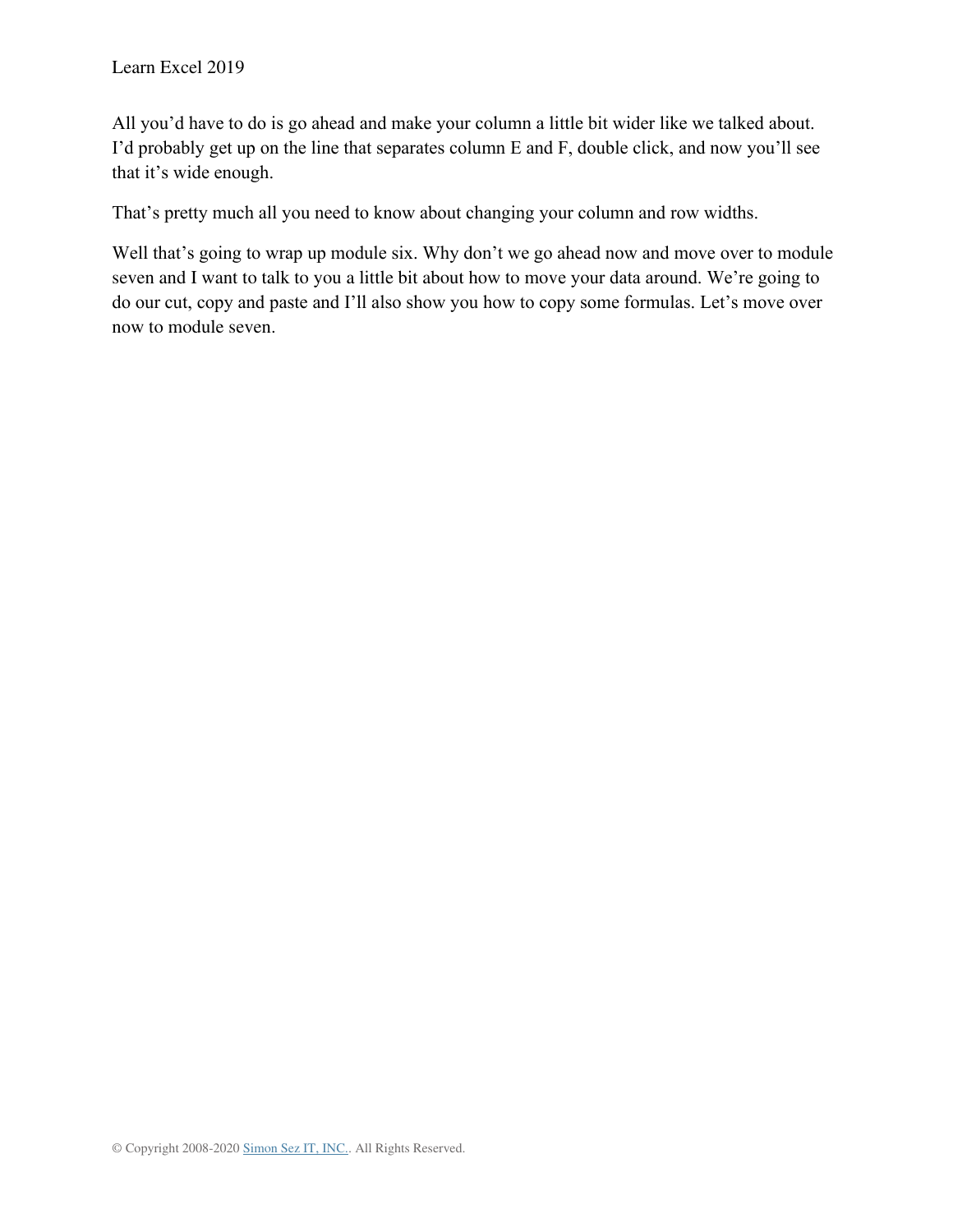All you'd have to do is go ahead and make your column a little bit wider like we talked about. I'd probably get up on the line that separates column E and F, double click, and now you'll see that it's wide enough.

That's pretty much all you need to know about changing your column and row widths.

Well that's going to wrap up module six. Why don't we go ahead now and move over to module seven and I want to talk to you a little bit about how to move your data around. We're going to do our cut, copy and paste and I'll also show you how to copy some formulas. Let's move over now to module seven.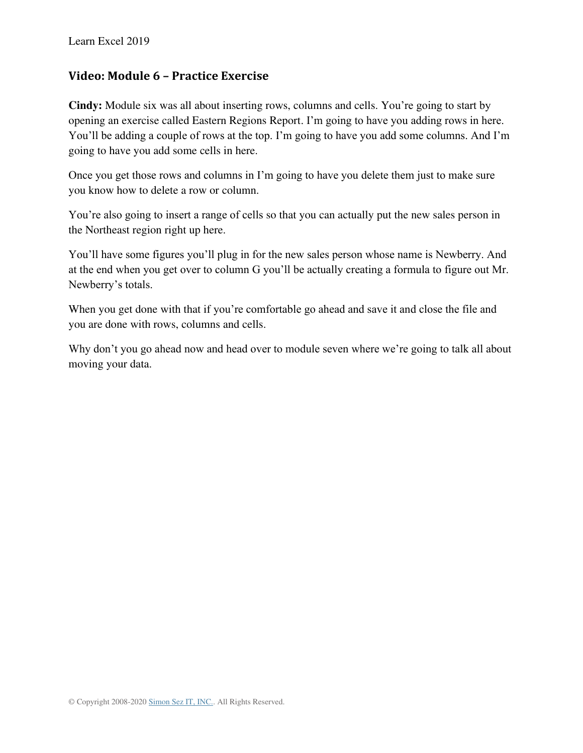## Video: Module 6 – Practice Exercise

**Cindy:** Module six was all about inserting rows, columns and cells. You're going to start by opening an exercise called Eastern Regions Report. I'm going to have you adding rows in here. You'll be adding a couple of rows at the top. I'm going to have you add some columns. And I'm going to have you add some cells in here.

Once you get those rows and columns in I'm going to have you delete them just to make sure you know how to delete a row or column.

You're also going to insert a range of cells so that you can actually put the new sales person in the Northeast region right up here.

You'll have some figures you'll plug in for the new sales person whose name is Newberry. And at the end when you get over to column G you'll be actually creating a formula to figure out Mr. Newberry's totals.

When you get done with that if you're comfortable go ahead and save it and close the file and you are done with rows, columns and cells.

Why don't you go ahead now and head over to module seven where we're going to talk all about moving your data.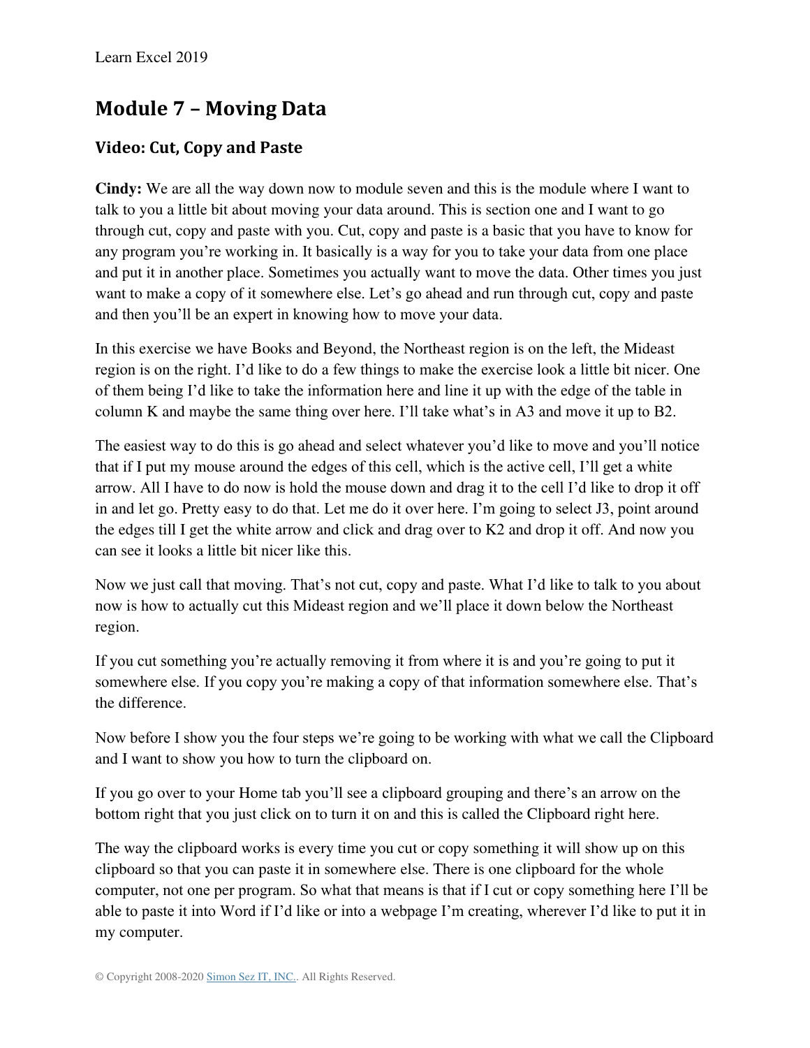# Module 7 – Moving Data

## Video: Cut, Copy and Paste

**Cindy:** We are all the way down now to module seven and this is the module where I want to talk to you a little bit about moving your data around. This is section one and I want to go through cut, copy and paste with you. Cut, copy and paste is a basic that you have to know for any program you're working in. It basically is a way for you to take your data from one place and put it in another place. Sometimes you actually want to move the data. Other times you just want to make a copy of it somewhere else. Let's go ahead and run through cut, copy and paste and then you'll be an expert in knowing how to move your data.

In this exercise we have Books and Beyond, the Northeast region is on the left, the Mideast region is on the right. I'd like to do a few things to make the exercise look a little bit nicer. One of them being I'd like to take the information here and line it up with the edge of the table in column K and maybe the same thing over here. I'll take what's in A3 and move it up to B2.

The easiest way to do this is go ahead and select whatever you'd like to move and you'll notice that if I put my mouse around the edges of this cell, which is the active cell, I'll get a white arrow. All I have to do now is hold the mouse down and drag it to the cell I'd like to drop it off in and let go. Pretty easy to do that. Let me do it over here. I'm going to select J3, point around the edges till I get the white arrow and click and drag over to K2 and drop it off. And now you can see it looks a little bit nicer like this.

Now we just call that moving. That's not cut, copy and paste. What I'd like to talk to you about now is how to actually cut this Mideast region and we'll place it down below the Northeast region.

If you cut something you're actually removing it from where it is and you're going to put it somewhere else. If you copy you're making a copy of that information somewhere else. That's the difference.

Now before I show you the four steps we're going to be working with what we call the Clipboard and I want to show you how to turn the clipboard on.

If you go over to your Home tab you'll see a clipboard grouping and there's an arrow on the bottom right that you just click on to turn it on and this is called the Clipboard right here.

The way the clipboard works is every time you cut or copy something it will show up on this clipboard so that you can paste it in somewhere else. There is one clipboard for the whole computer, not one per program. So what that means is that if I cut or copy something here I'll be able to paste it into Word if I'd like or into a webpage I'm creating, wherever I'd like to put it in my computer.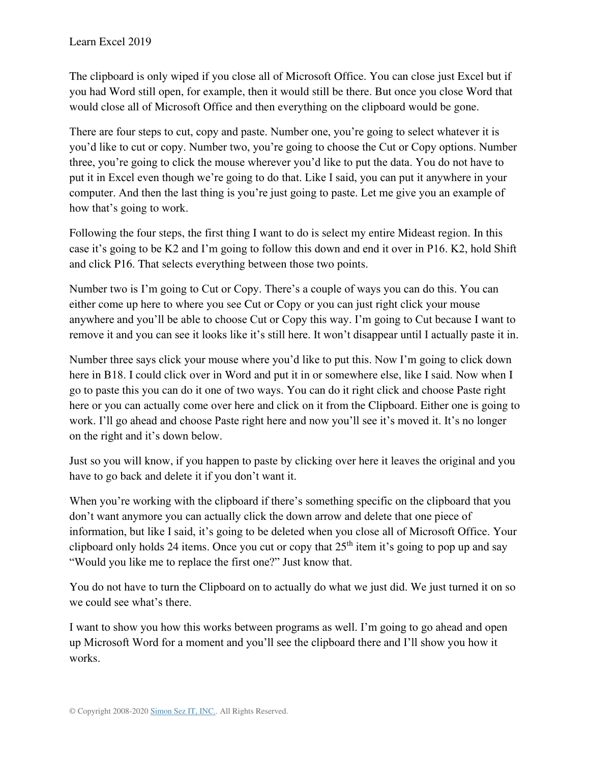The clipboard is only wiped if you close all of Microsoft Office. You can close just Excel but if you had Word still open, for example, then it would still be there. But once you close Word that would close all of Microsoft Office and then everything on the clipboard would be gone.

There are four steps to cut, copy and paste. Number one, you're going to select whatever it is you'd like to cut or copy. Number two, you're going to choose the Cut or Copy options. Number three, you're going to click the mouse wherever you'd like to put the data. You do not have to put it in Excel even though we're going to do that. Like I said, you can put it anywhere in your computer. And then the last thing is you're just going to paste. Let me give you an example of how that's going to work.

Following the four steps, the first thing I want to do is select my entire Mideast region. In this case it's going to be K2 and I'm going to follow this down and end it over in P16. K2, hold Shift and click P16. That selects everything between those two points.

Number two is I'm going to Cut or Copy. There's a couple of ways you can do this. You can either come up here to where you see Cut or Copy or you can just right click your mouse anywhere and you'll be able to choose Cut or Copy this way. I'm going to Cut because I want to remove it and you can see it looks like it's still here. It won't disappear until I actually paste it in.

Number three says click your mouse where you'd like to put this. Now I'm going to click down here in B18. I could click over in Word and put it in or somewhere else, like I said. Now when I go to paste this you can do it one of two ways. You can do it right click and choose Paste right here or you can actually come over here and click on it from the Clipboard. Either one is going to work. I'll go ahead and choose Paste right here and now you'll see it's moved it. It's no longer on the right and it's down below.

Just so you will know, if you happen to paste by clicking over here it leaves the original and you have to go back and delete it if you don't want it.

When you're working with the clipboard if there's something specific on the clipboard that you don't want anymore you can actually click the down arrow and delete that one piece of information, but like I said, it's going to be deleted when you close all of Microsoft Office. Your clipboard only holds 24 items. Once you cut or copy that 25th item it's going to pop up and say "Would you like me to replace the first one?" Just know that.

You do not have to turn the Clipboard on to actually do what we just did. We just turned it on so we could see what's there.

I want to show you how this works between programs as well. I'm going to go ahead and open up Microsoft Word for a moment and you'll see the clipboard there and I'll show you how it works.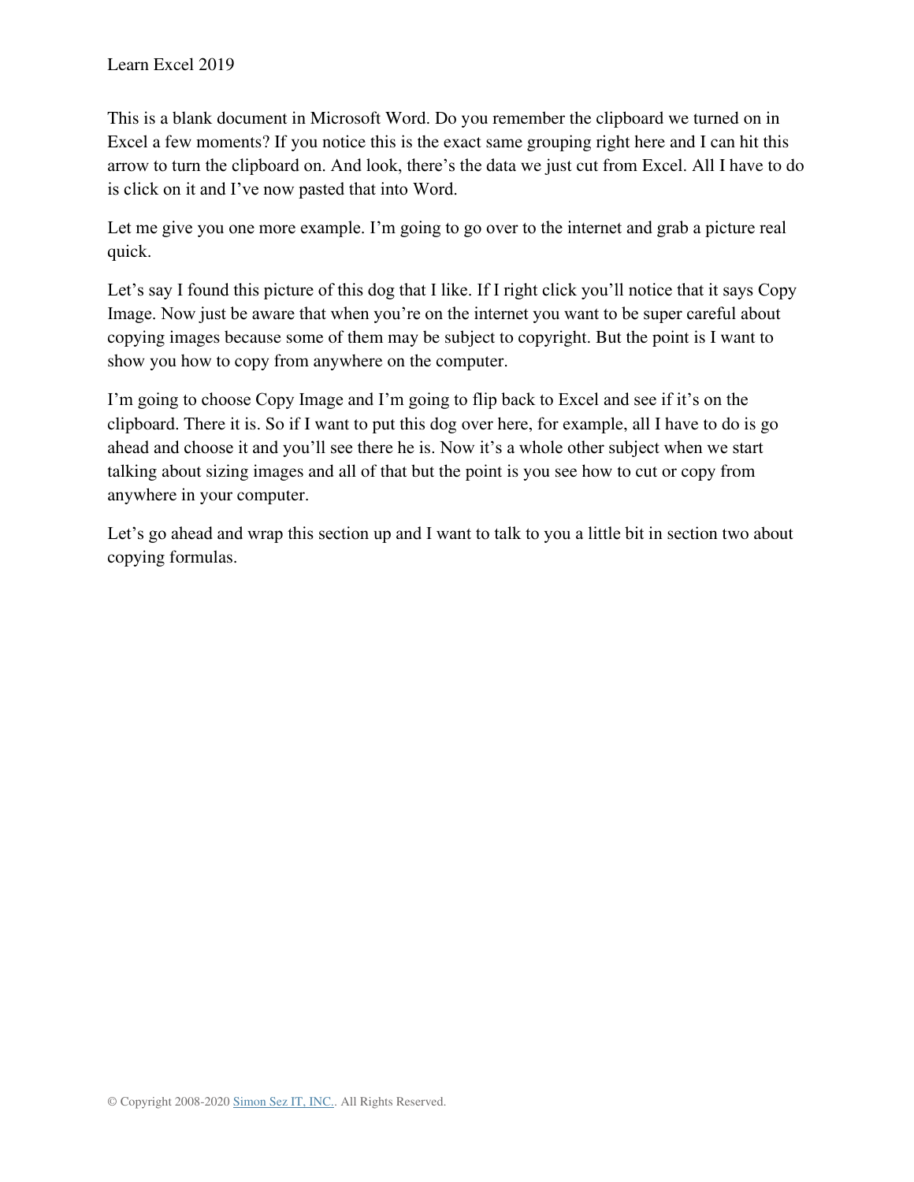This is a blank document in Microsoft Word. Do you remember the clipboard we turned on in Excel a few moments? If you notice this is the exact same grouping right here and I can hit this arrow to turn the clipboard on. And look, there's the data we just cut from Excel. All I have to do is click on it and I've now pasted that into Word.

Let me give you one more example. I'm going to go over to the internet and grab a picture real quick.

Let's say I found this picture of this dog that I like. If I right click you'll notice that it says Copy Image. Now just be aware that when you're on the internet you want to be super careful about copying images because some of them may be subject to copyright. But the point is I want to show you how to copy from anywhere on the computer.

I'm going to choose Copy Image and I'm going to flip back to Excel and see if it's on the clipboard. There it is. So if I want to put this dog over here, for example, all I have to do is go ahead and choose it and you'll see there he is. Now it's a whole other subject when we start talking about sizing images and all of that but the point is you see how to cut or copy from anywhere in your computer.

Let's go ahead and wrap this section up and I want to talk to you a little bit in section two about copying formulas.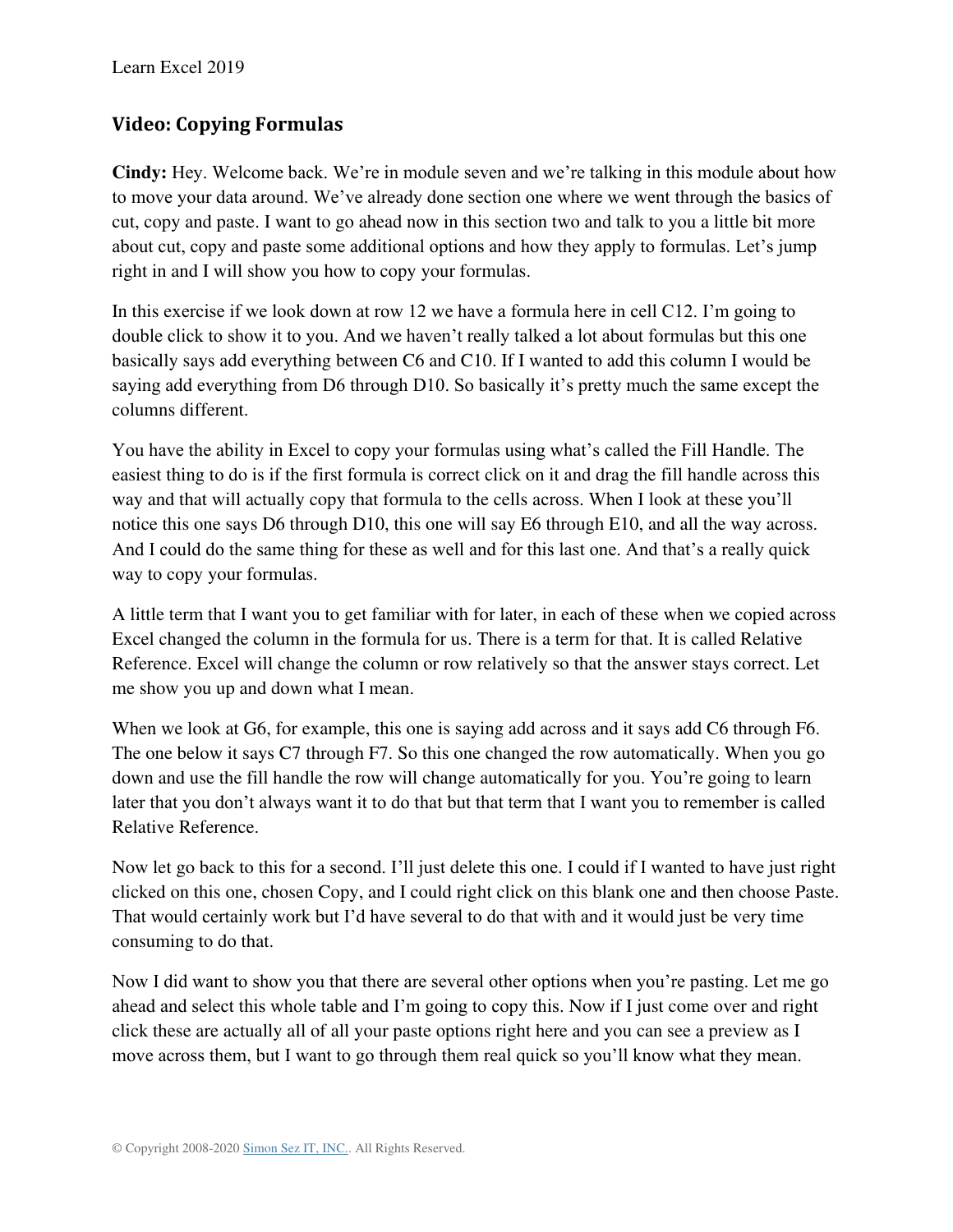## Video: Copying Formulas

**Cindy:** Hey. Welcome back. We're in module seven and we're talking in this module about how to move your data around. We've already done section one where we went through the basics of cut, copy and paste. I want to go ahead now in this section two and talk to you a little bit more about cut, copy and paste some additional options and how they apply to formulas. Let's jump right in and I will show you how to copy your formulas.

In this exercise if we look down at row 12 we have a formula here in cell C12. I'm going to double click to show it to you. And we haven't really talked a lot about formulas but this one basically says add everything between C6 and C10. If I wanted to add this column I would be saying add everything from D6 through D10. So basically it's pretty much the same except the columns different.

You have the ability in Excel to copy your formulas using what's called the Fill Handle. The easiest thing to do is if the first formula is correct click on it and drag the fill handle across this way and that will actually copy that formula to the cells across. When I look at these you'll notice this one says D6 through D10, this one will say E6 through E10, and all the way across. And I could do the same thing for these as well and for this last one. And that's a really quick way to copy your formulas.

A little term that I want you to get familiar with for later, in each of these when we copied across Excel changed the column in the formula for us. There is a term for that. It is called Relative Reference. Excel will change the column or row relatively so that the answer stays correct. Let me show you up and down what I mean.

When we look at G6, for example, this one is saying add across and it says add C6 through F6. The one below it says C7 through F7. So this one changed the row automatically. When you go down and use the fill handle the row will change automatically for you. You're going to learn later that you don't always want it to do that but that term that I want you to remember is called Relative Reference.

Now let go back to this for a second. I'll just delete this one. I could if I wanted to have just right clicked on this one, chosen Copy, and I could right click on this blank one and then choose Paste. That would certainly work but I'd have several to do that with and it would just be very time consuming to do that.

Now I did want to show you that there are several other options when you're pasting. Let me go ahead and select this whole table and I'm going to copy this. Now if I just come over and right click these are actually all of all your paste options right here and you can see a preview as I move across them, but I want to go through them real quick so you'll know what they mean.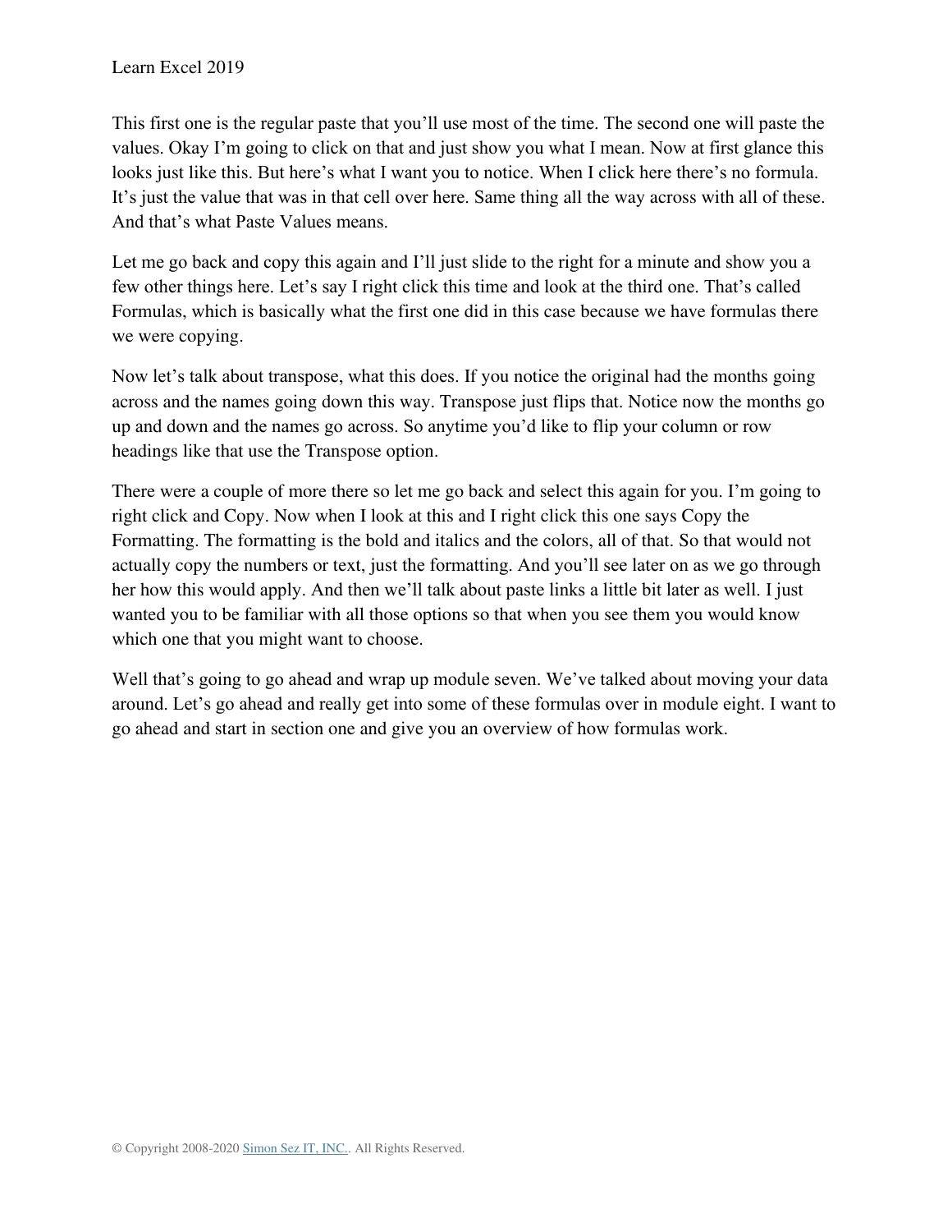This first one is the regular paste that you'll use most of the time. The second one will paste the values. Okay I'm going to click on that and just show you what I mean. Now at first glance this looks just like this. But here's what I want you to notice. When I click here there's no formula. It's just the value that was in that cell over here. Same thing all the way across with all of these. And that's what Paste Values means.

Let me go back and copy this again and I'll just slide to the right for a minute and show you a few other things here. Let's say I right click this time and look at the third one. That's called Formulas, which is basically what the first one did in this case because we have formulas there we were copying.

Now let's talk about transpose, what this does. If you notice the original had the months going across and the names going down this way. Transpose just flips that. Notice now the months go up and down and the names go across. So anytime you'd like to flip your column or row headings like that use the Transpose option.

There were a couple of more there so let me go back and select this again for you. I'm going to right click and Copy. Now when I look at this and I right click this one says Copy the Formatting. The formatting is the bold and italics and the colors, all of that. So that would not actually copy the numbers or text, just the formatting. And you'll see later on as we go through her how this would apply. And then we'll talk about paste links a little bit later as well. I just wanted you to be familiar with all those options so that when you see them you would know which one that you might want to choose.

Well that's going to go ahead and wrap up module seven. We've talked about moving your data around. Let's go ahead and really get into some of these formulas over in module eight. I want to go ahead and start in section one and give you an overview of how formulas work.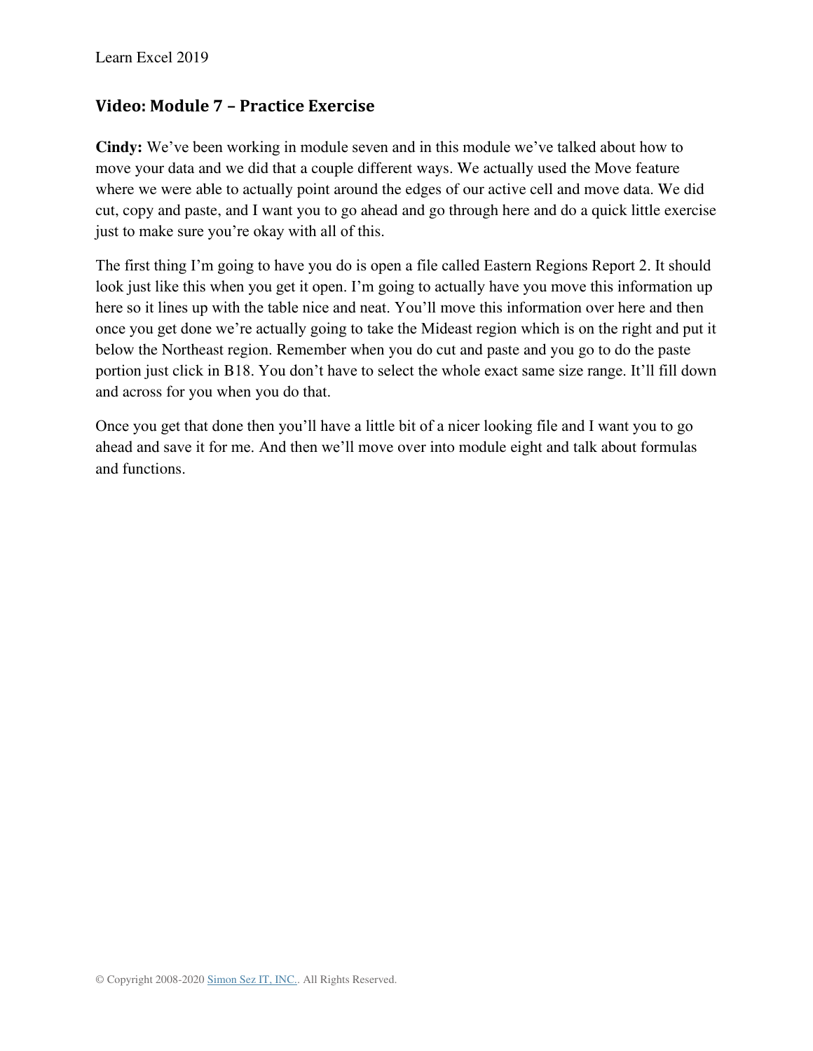## Video: Module 7 – Practice Exercise

**Cindy:** We've been working in module seven and in this module we've talked about how to move your data and we did that a couple different ways. We actually used the Move feature where we were able to actually point around the edges of our active cell and move data. We did cut, copy and paste, and I want you to go ahead and go through here and do a quick little exercise just to make sure you're okay with all of this.

The first thing I'm going to have you do is open a file called Eastern Regions Report 2. It should look just like this when you get it open. I'm going to actually have you move this information up here so it lines up with the table nice and neat. You'll move this information over here and then once you get done we're actually going to take the Mideast region which is on the right and put it below the Northeast region. Remember when you do cut and paste and you go to do the paste portion just click in B18. You don't have to select the whole exact same size range. It'll fill down and across for you when you do that.

Once you get that done then you'll have a little bit of a nicer looking file and I want you to go ahead and save it for me. And then we'll move over into module eight and talk about formulas and functions.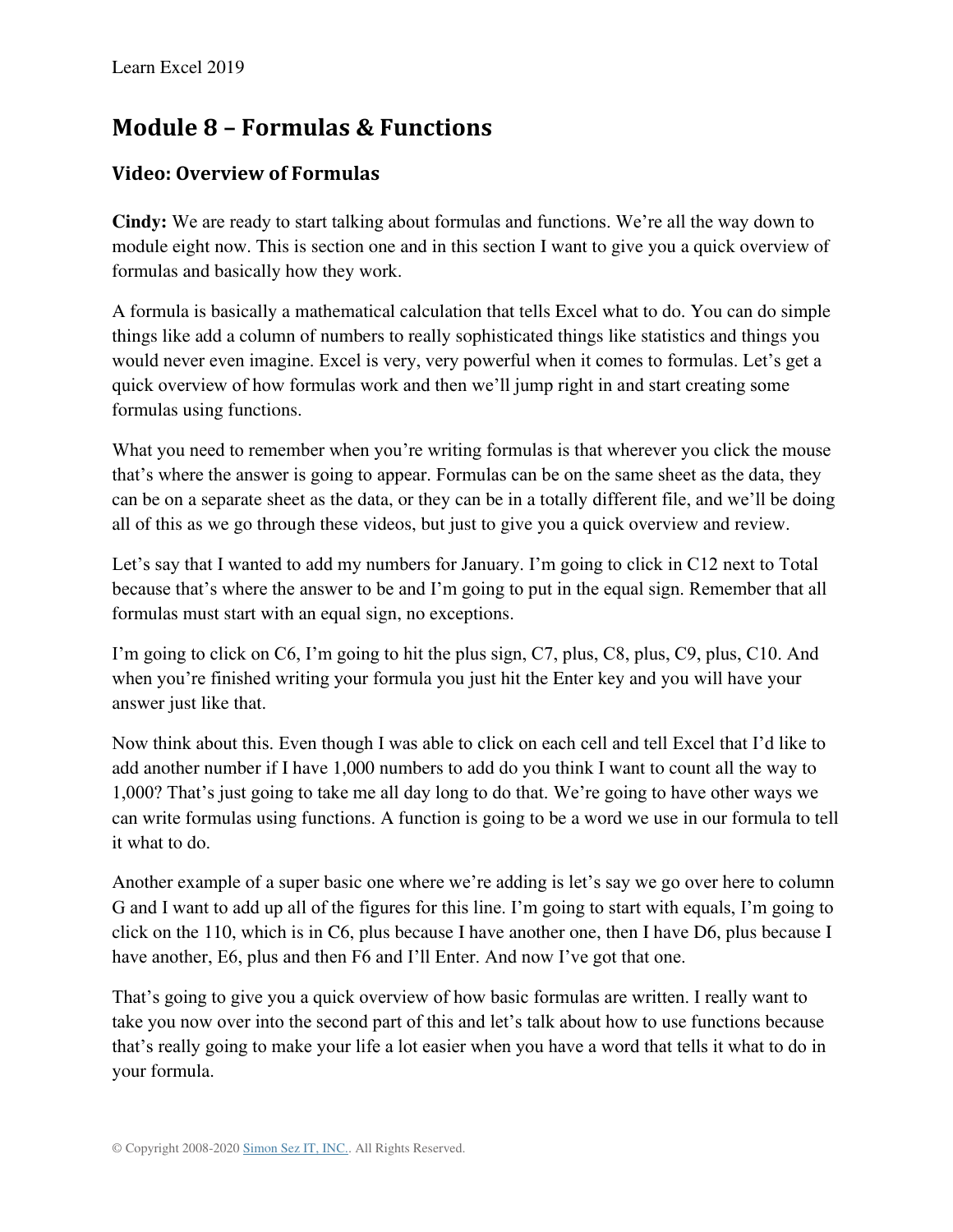## Module 8 – Formulas & Functions

### Video: Overview of Formulas

**Cindy:** We are ready to start talking about formulas and functions. We're all the way down to module eight now. This is section one and in this section I want to give you a quick overview of formulas and basically how they work.

A formula is basically a mathematical calculation that tells Excel what to do. You can do simple things like add a column of numbers to really sophisticated things like statistics and things you would never even imagine. Excel is very, very powerful when it comes to formulas. Let's get a quick overview of how formulas work and then we'll jump right in and start creating some formulas using functions.

What you need to remember when you're writing formulas is that wherever you click the mouse that's where the answer is going to appear. Formulas can be on the same sheet as the data, they can be on a separate sheet as the data, or they can be in a totally different file, and we'll be doing all of this as we go through these videos, but just to give you a quick overview and review.

Let's say that I wanted to add my numbers for January. I'm going to click in C12 next to Total because that's where the answer to be and I'm going to put in the equal sign. Remember that all formulas must start with an equal sign, no exceptions.

I'm going to click on C6, I'm going to hit the plus sign, C7, plus, C8, plus, C9, plus, C10. And when you're finished writing your formula you just hit the Enter key and you will have your answer just like that.

Now think about this. Even though I was able to click on each cell and tell Excel that I'd like to add another number if I have 1,000 numbers to add do you think I want to count all the way to 1,000? That's just going to take me all day long to do that. We're going to have other ways we can write formulas using functions. A function is going to be a word we use in our formula to tell it what to do.

Another example of a super basic one where we're adding is let's say we go over here to column G and I want to add up all of the figures for this line. I'm going to start with equals, I'm going to click on the 110, which is in C6, plus because I have another one, then I have D6, plus because I have another, E6, plus and then F6 and I'll Enter. And now I've got that one.

That's going to give you a quick overview of how basic formulas are written. I really want to take you now over into the second part of this and let's talk about how to use functions because that's really going to make your life a lot easier when you have a word that tells it what to do in your formula.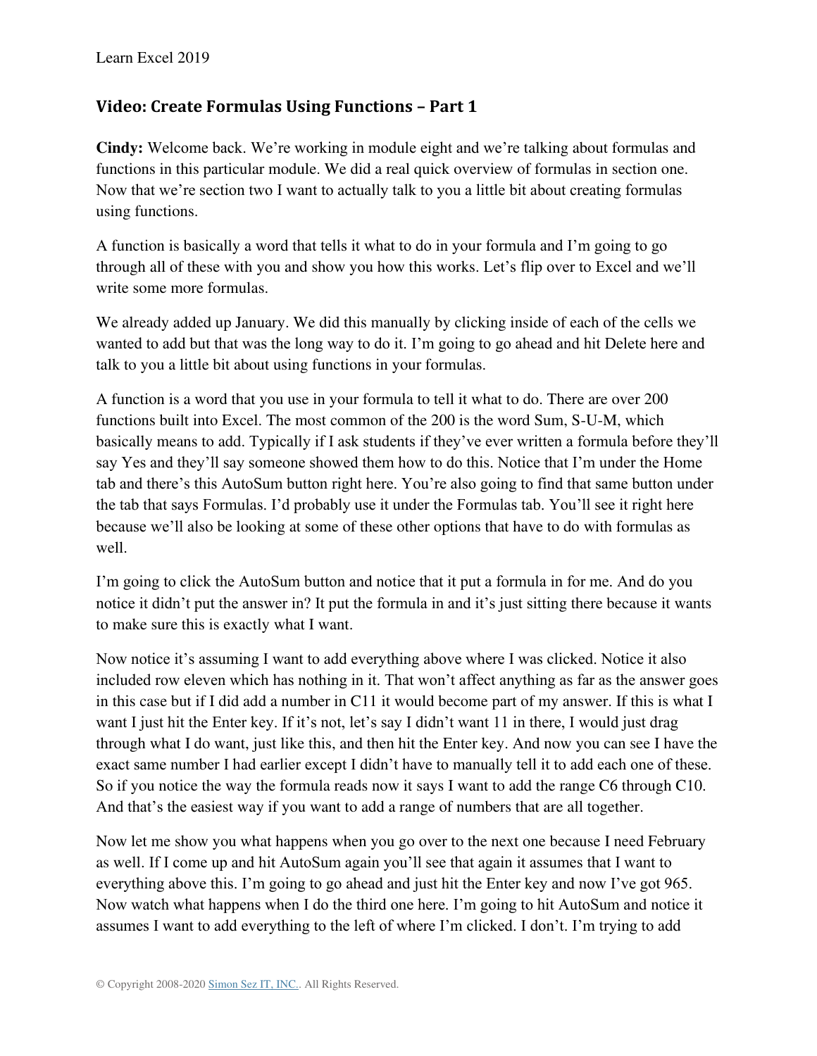## Video: Create Formulas Using Functions – Part 1

**Cindy:** Welcome back. We're working in module eight and we're talking about formulas and functions in this particular module. We did a real quick overview of formulas in section one. Now that we're section two I want to actually talk to you a little bit about creating formulas using functions.

A function is basically a word that tells it what to do in your formula and I'm going to go through all of these with you and show you how this works. Let's flip over to Excel and we'll write some more formulas.

We already added up January. We did this manually by clicking inside of each of the cells we wanted to add but that was the long way to do it. I'm going to go ahead and hit Delete here and talk to you a little bit about using functions in your formulas.

A function is a word that you use in your formula to tell it what to do. There are over 200 functions built into Excel. The most common of the 200 is the word Sum, S-U-M, which basically means to add. Typically if I ask students if they've ever written a formula before they'll say Yes and they'll say someone showed them how to do this. Notice that I'm under the Home tab and there's this AutoSum button right here. You're also going to find that same button under the tab that says Formulas. I'd probably use it under the Formulas tab. You'll see it right here because we'll also be looking at some of these other options that have to do with formulas as well.

I'm going to click the AutoSum button and notice that it put a formula in for me. And do you notice it didn't put the answer in? It put the formula in and it's just sitting there because it wants to make sure this is exactly what I want.

Now notice it's assuming I want to add everything above where I was clicked. Notice it also included row eleven which has nothing in it. That won't affect anything as far as the answer goes in this case but if I did add a number in C11 it would become part of my answer. If this is what I want I just hit the Enter key. If it's not, let's say I didn't want 11 in there, I would just drag through what I do want, just like this, and then hit the Enter key. And now you can see I have the exact same number I had earlier except I didn't have to manually tell it to add each one of these. So if you notice the way the formula reads now it says I want to add the range C6 through C10. And that's the easiest way if you want to add a range of numbers that are all together.

Now let me show you what happens when you go over to the next one because I need February as well. If I come up and hit AutoSum again you'll see that again it assumes that I want to everything above this. I'm going to go ahead and just hit the Enter key and now I've got 965. Now watch what happens when I do the third one here. I'm going to hit AutoSum and notice it assumes I want to add everything to the left of where I'm clicked. I don't. I'm trying to add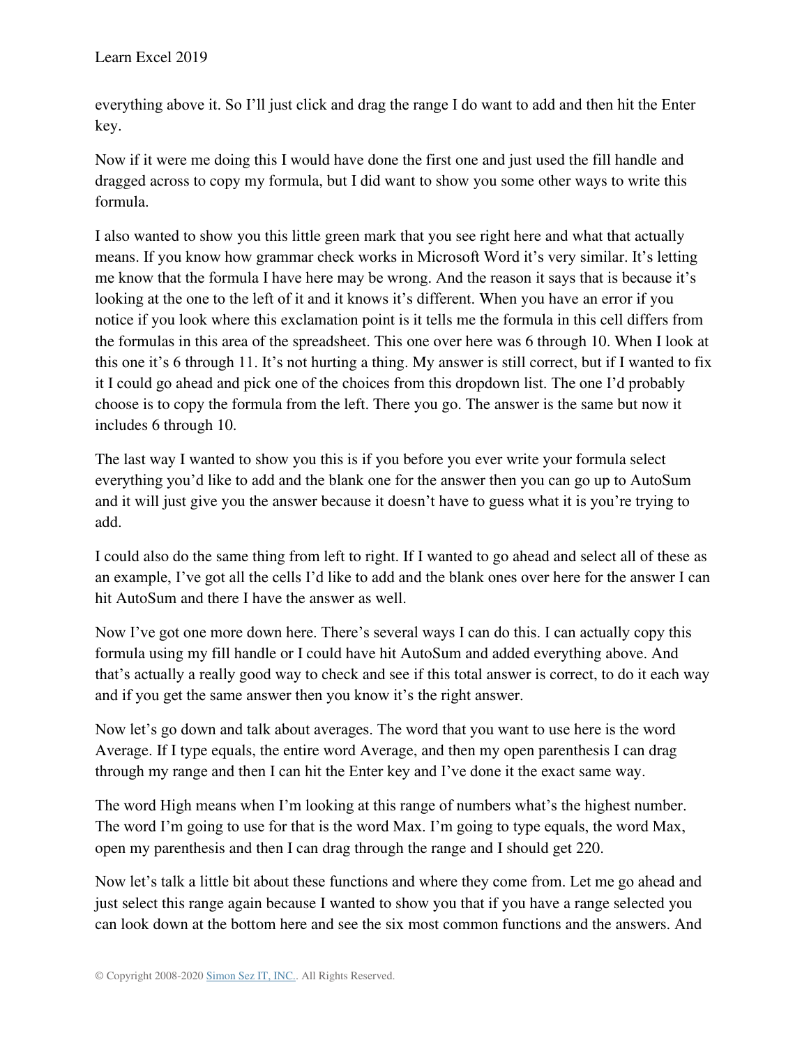everything above it. So I'll just click and drag the range I do want to add and then hit the Enter key.

Now if it were me doing this I would have done the first one and just used the fill handle and dragged across to copy my formula, but I did want to show you some other ways to write this formula.

I also wanted to show you this little green mark that you see right here and what that actually means. If you know how grammar check works in Microsoft Word it's very similar. It's letting me know that the formula I have here may be wrong. And the reason it says that is because it's looking at the one to the left of it and it knows it's different. When you have an error if you notice if you look where this exclamation point is it tells me the formula in this cell differs from the formulas in this area of the spreadsheet. This one over here was 6 through 10. When I look at this one it's 6 through 11. It's not hurting a thing. My answer is still correct, but if I wanted to fix it I could go ahead and pick one of the choices from this dropdown list. The one I'd probably choose is to copy the formula from the left. There you go. The answer is the same but now it includes 6 through 10.

The last way I wanted to show you this is if you before you ever write your formula select everything you'd like to add and the blank one for the answer then you can go up to AutoSum and it will just give you the answer because it doesn't have to guess what it is you're trying to add.

I could also do the same thing from left to right. If I wanted to go ahead and select all of these as an example, I've got all the cells I'd like to add and the blank ones over here for the answer I can hit AutoSum and there I have the answer as well.

Now I've got one more down here. There's several ways I can do this. I can actually copy this formula using my fill handle or I could have hit AutoSum and added everything above. And that's actually a really good way to check and see if this total answer is correct, to do it each way and if you get the same answer then you know it's the right answer.

Now let's go down and talk about averages. The word that you want to use here is the word Average. If I type equals, the entire word Average, and then my open parenthesis I can drag through my range and then I can hit the Enter key and I've done it the exact same way.

The word High means when I'm looking at this range of numbers what's the highest number. The word I'm going to use for that is the word Max. I'm going to type equals, the word Max, open my parenthesis and then I can drag through the range and I should get 220.

Now let's talk a little bit about these functions and where they come from. Let me go ahead and just select this range again because I wanted to show you that if you have a range selected you can look down at the bottom here and see the six most common functions and the answers. And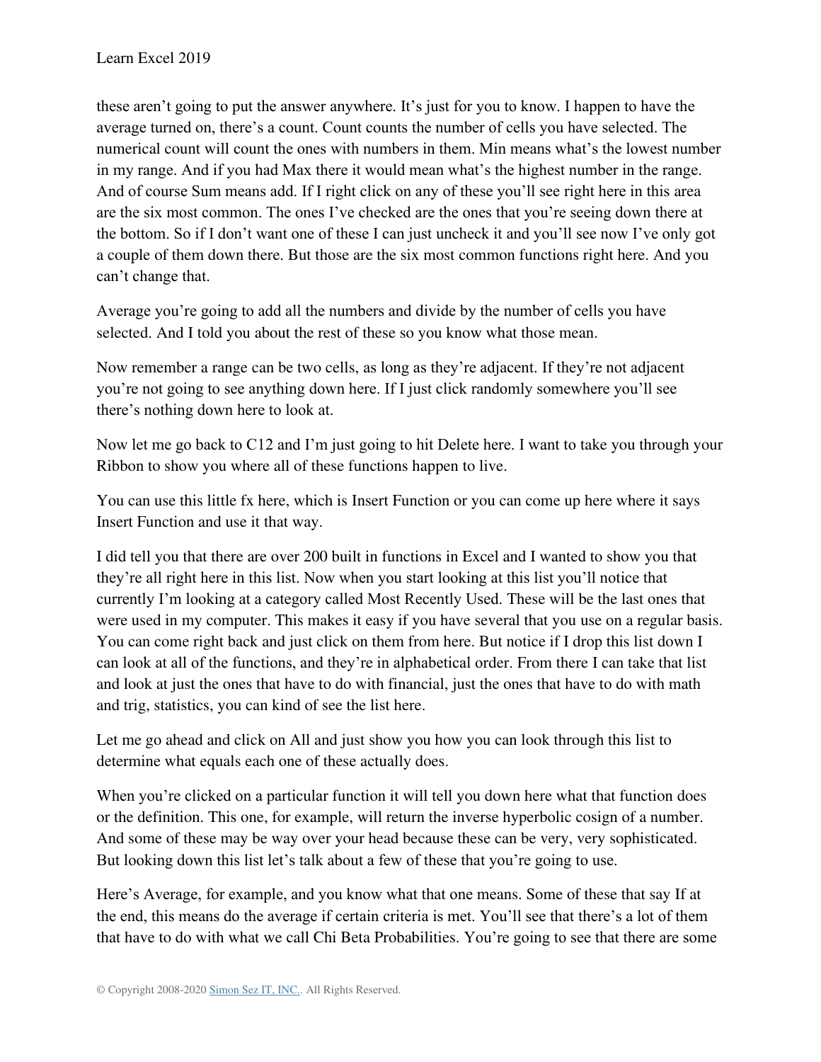these aren't going to put the answer anywhere. It's just for you to know. I happen to have the average turned on, there's a count. Count counts the number of cells you have selected. The numerical count will count the ones with numbers in them. Min means what's the lowest number in my range. And if you had Max there it would mean what's the highest number in the range. And of course Sum means add. If I right click on any of these you'll see right here in this area are the six most common. The ones I've checked are the ones that you're seeing down there at the bottom. So if I don't want one of these I can just uncheck it and you'll see now I've only got a couple of them down there. But those are the six most common functions right here. And you can't change that.

Average you're going to add all the numbers and divide by the number of cells you have selected. And I told you about the rest of these so you know what those mean.

Now remember a range can be two cells, as long as they're adjacent. If they're not adjacent you're not going to see anything down here. If I just click randomly somewhere you'll see there's nothing down here to look at.

Now let me go back to C12 and I'm just going to hit Delete here. I want to take you through your Ribbon to show you where all of these functions happen to live.

You can use this little fx here, which is Insert Function or you can come up here where it says Insert Function and use it that way.

I did tell you that there are over 200 built in functions in Excel and I wanted to show you that they're all right here in this list. Now when you start looking at this list you'll notice that currently I'm looking at a category called Most Recently Used. These will be the last ones that were used in my computer. This makes it easy if you have several that you use on a regular basis. You can come right back and just click on them from here. But notice if I drop this list down I can look at all of the functions, and they're in alphabetical order. From there I can take that list and look at just the ones that have to do with financial, just the ones that have to do with math and trig, statistics, you can kind of see the list here.

Let me go ahead and click on All and just show you how you can look through this list to determine what equals each one of these actually does.

When you're clicked on a particular function it will tell you down here what that function does or the definition. This one, for example, will return the inverse hyperbolic cosign of a number. And some of these may be way over your head because these can be very, very sophisticated. But looking down this list let's talk about a few of these that you're going to use.

Here's Average, for example, and you know what that one means. Some of these that say If at the end, this means do the average if certain criteria is met. You'll see that there's a lot of them that have to do with what we call Chi Beta Probabilities. You're going to see that there are some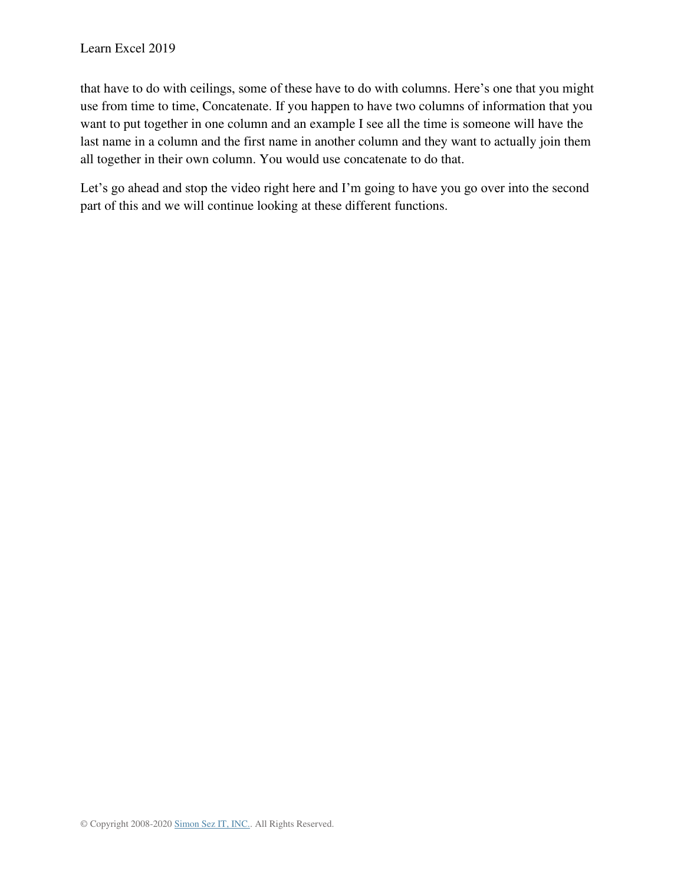that have to do with ceilings, some of these have to do with columns. Here's one that you might use from time to time, Concatenate. If you happen to have two columns of information that you want to put together in one column and an example I see all the time is someone will have the last name in a column and the first name in another column and they want to actually join them all together in their own column. You would use concatenate to do that.

Let's go ahead and stop the video right here and I'm going to have you go over into the second part of this and we will continue looking at these different functions.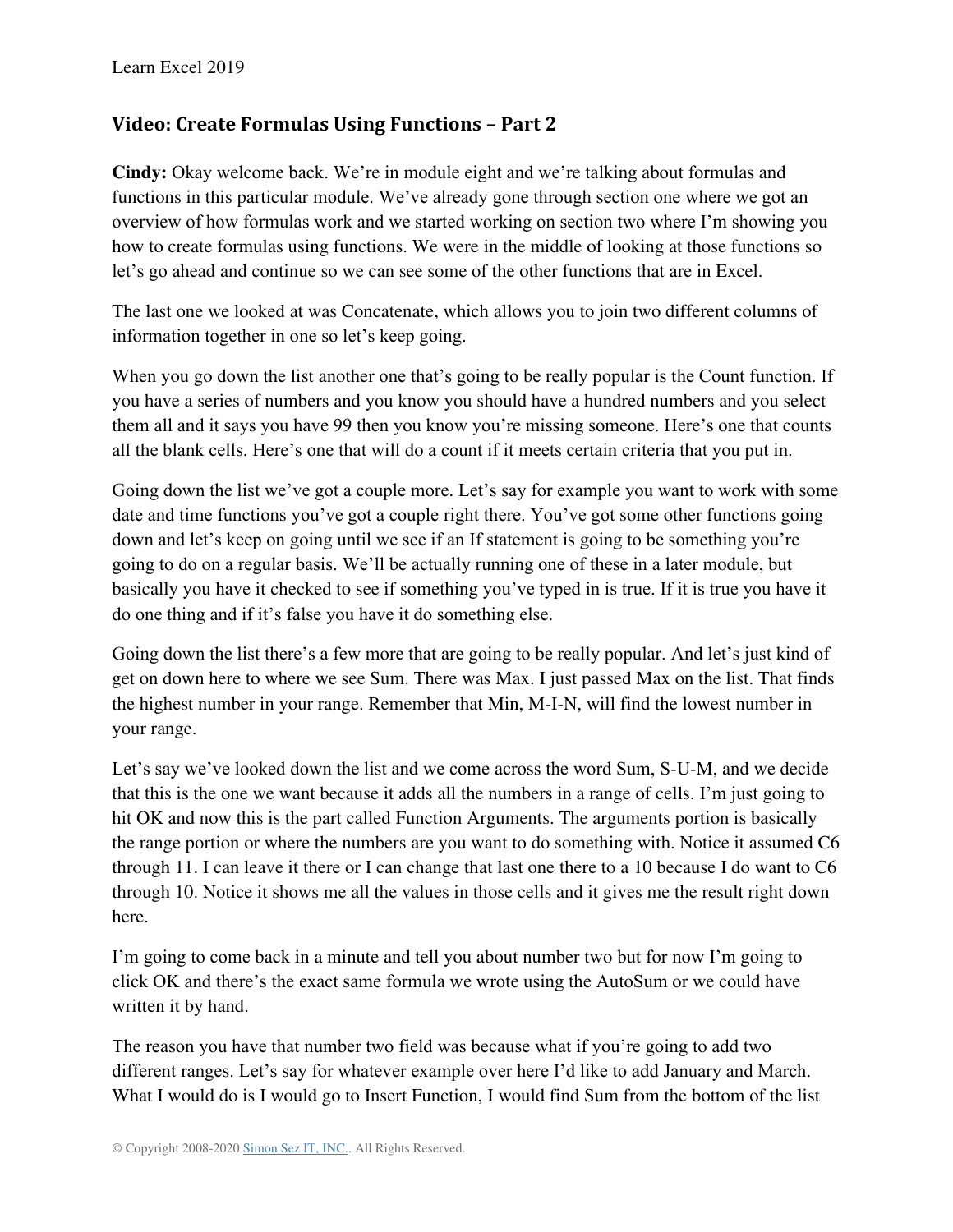## Video: Create Formulas Using Functions – Part 2

**Cindy:** Okay welcome back. We're in module eight and we're talking about formulas and functions in this particular module. We've already gone through section one where we got an overview of how formulas work and we started working on section two where I'm showing you how to create formulas using functions. We were in the middle of looking at those functions so let's go ahead and continue so we can see some of the other functions that are in Excel.

The last one we looked at was Concatenate, which allows you to join two different columns of information together in one so let's keep going.

When you go down the list another one that's going to be really popular is the Count function. If you have a series of numbers and you know you should have a hundred numbers and you select them all and it says you have 99 then you know you're missing someone. Here's one that counts all the blank cells. Here's one that will do a count if it meets certain criteria that you put in.

Going down the list we've got a couple more. Let's say for example you want to work with some date and time functions you've got a couple right there. You've got some other functions going down and let's keep on going until we see if an If statement is going to be something you're going to do on a regular basis. We'll be actually running one of these in a later module, but basically you have it checked to see if something you've typed in is true. If it is true you have it do one thing and if it's false you have it do something else.

Going down the list there's a few more that are going to be really popular. And let's just kind of get on down here to where we see Sum. There was Max. I just passed Max on the list. That finds the highest number in your range. Remember that Min, M-I-N, will find the lowest number in your range.

Let's say we've looked down the list and we come across the word Sum, S-U-M, and we decide that this is the one we want because it adds all the numbers in a range of cells. I'm just going to hit OK and now this is the part called Function Arguments. The arguments portion is basically the range portion or where the numbers are you want to do something with. Notice it assumed C6 through 11. I can leave it there or I can change that last one there to a 10 because I do want to C6 through 10. Notice it shows me all the values in those cells and it gives me the result right down here.

I'm going to come back in a minute and tell you about number two but for now I'm going to click OK and there's the exact same formula we wrote using the AutoSum or we could have written it by hand.

The reason you have that number two field was because what if you're going to add two different ranges. Let's say for whatever example over here I'd like to add January and March. What I would do is I would go to Insert Function, I would find Sum from the bottom of the list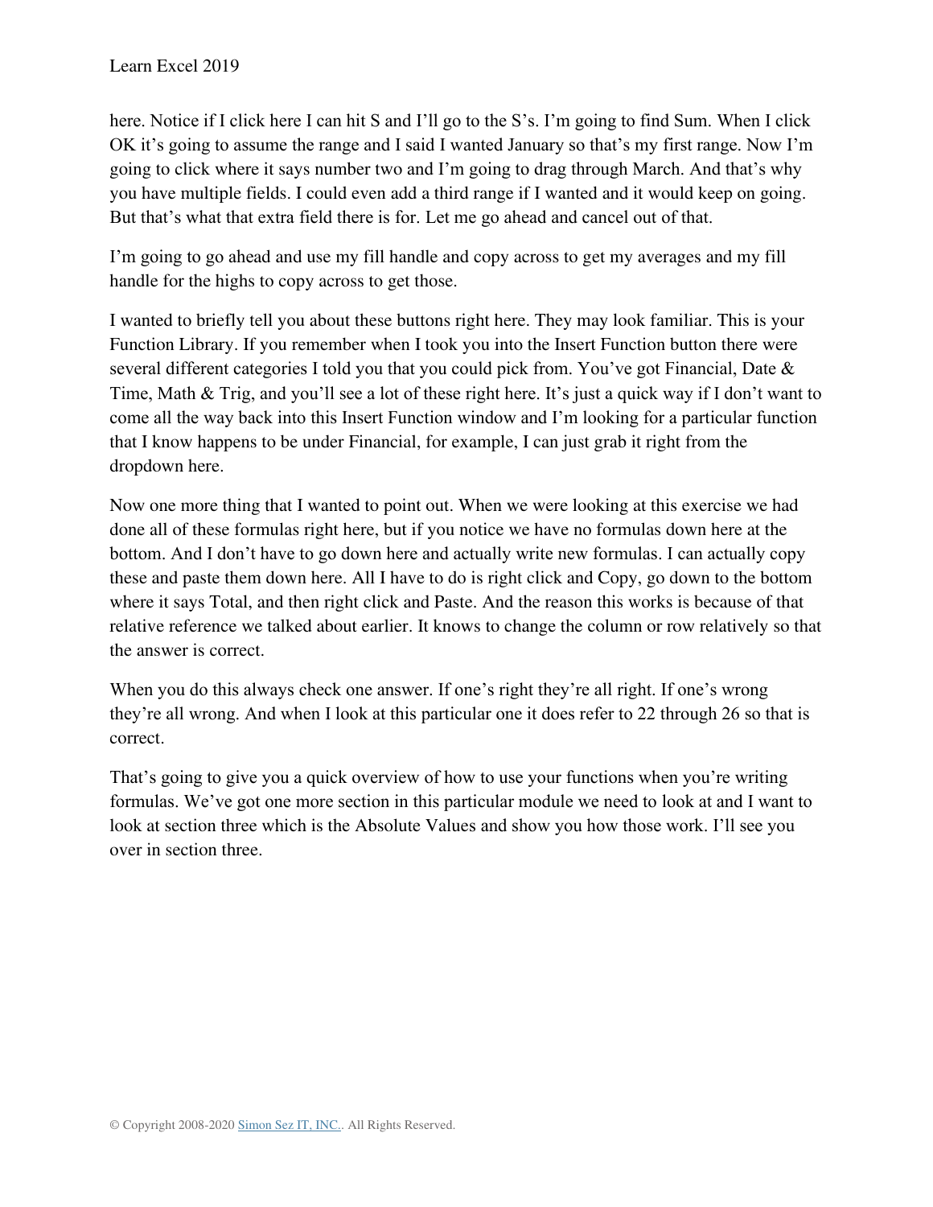here. Notice if I click here I can hit S and I'll go to the S's. I'm going to find Sum. When I click OK it's going to assume the range and I said I wanted January so that's my first range. Now I'm going to click where it says number two and I'm going to drag through March. And that's why you have multiple fields. I could even add a third range if I wanted and it would keep on going. But that's what that extra field there is for. Let me go ahead and cancel out of that.

I'm going to go ahead and use my fill handle and copy across to get my averages and my fill handle for the highs to copy across to get those.

I wanted to briefly tell you about these buttons right here. They may look familiar. This is your Function Library. If you remember when I took you into the Insert Function button there were several different categories I told you that you could pick from. You've got Financial, Date & Time, Math & Trig, and you'll see a lot of these right here. It's just a quick way if I don't want to come all the way back into this Insert Function window and I'm looking for a particular function that I know happens to be under Financial, for example, I can just grab it right from the dropdown here.

Now one more thing that I wanted to point out. When we were looking at this exercise we had done all of these formulas right here, but if you notice we have no formulas down here at the bottom. And I don't have to go down here and actually write new formulas. I can actually copy these and paste them down here. All I have to do is right click and Copy, go down to the bottom where it says Total, and then right click and Paste. And the reason this works is because of that relative reference we talked about earlier. It knows to change the column or row relatively so that the answer is correct.

When you do this always check one answer. If one's right they're all right. If one's wrong they're all wrong. And when I look at this particular one it does refer to 22 through 26 so that is correct.

That's going to give you a quick overview of how to use your functions when you're writing formulas. We've got one more section in this particular module we need to look at and I want to look at section three which is the Absolute Values and show you how those work. I'll see you over in section three.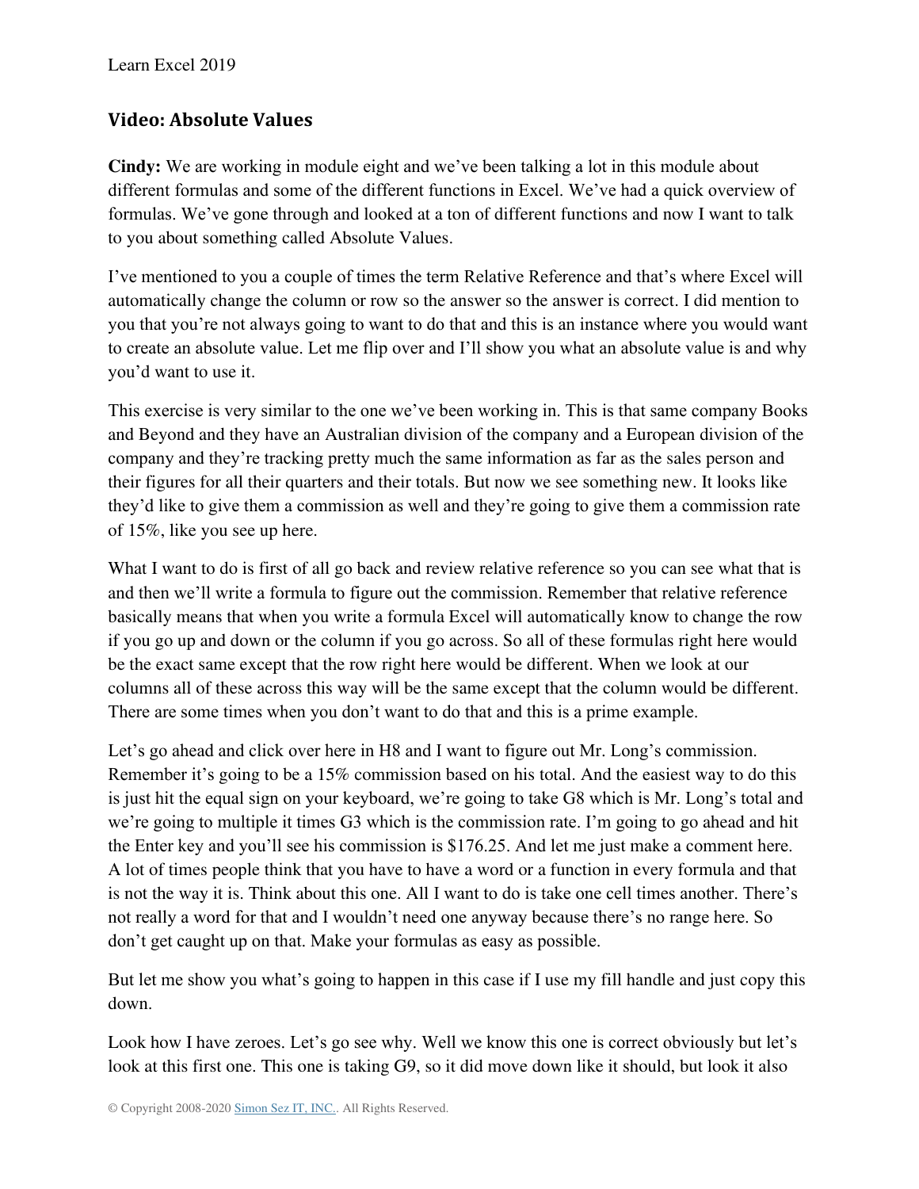## Video: Absolute Values

**Cindy:** We are working in module eight and we've been talking a lot in this module about different formulas and some of the different functions in Excel. We've had a quick overview of formulas. We've gone through and looked at a ton of different functions and now I want to talk to you about something called Absolute Values.

I've mentioned to you a couple of times the term Relative Reference and that's where Excel will automatically change the column or row so the answer so the answer is correct. I did mention to you that you're not always going to want to do that and this is an instance where you would want to create an absolute value. Let me flip over and I'll show you what an absolute value is and why you'd want to use it.

This exercise is very similar to the one we've been working in. This is that same company Books and Beyond and they have an Australian division of the company and a European division of the company and they're tracking pretty much the same information as far as the sales person and their figures for all their quarters and their totals. But now we see something new. It looks like they'd like to give them a commission as well and they're going to give them a commission rate of 15%, like you see up here.

What I want to do is first of all go back and review relative reference so you can see what that is and then we'll write a formula to figure out the commission. Remember that relative reference basically means that when you write a formula Excel will automatically know to change the row if you go up and down or the column if you go across. So all of these formulas right here would be the exact same except that the row right here would be different. When we look at our columns all of these across this way will be the same except that the column would be different. There are some times when you don't want to do that and this is a prime example.

Let's go ahead and click over here in H8 and I want to figure out Mr. Long's commission. Remember it's going to be a 15% commission based on his total. And the easiest way to do this is just hit the equal sign on your keyboard, we're going to take G8 which is Mr. Long's total and we're going to multiple it times G3 which is the commission rate. I'm going to go ahead and hit the Enter key and you'll see his commission is $176.25. And let me just make a comment here. A lot of times people think that you have to have a word or a function in every formula and that is not the way it is. Think about this one. All I want to do is take one cell times another. There's not really a word for that and I wouldn't need one anyway because there's no range here. So don't get caught up on that. Make your formulas as easy as possible.

But let me show you what's going to happen in this case if I use my fill handle and just copy this down.

Look how I have zeroes. Let's go see why. Well we know this one is correct obviously but let's look at this first one. This one is taking G9, so it did move down like it should, but look it also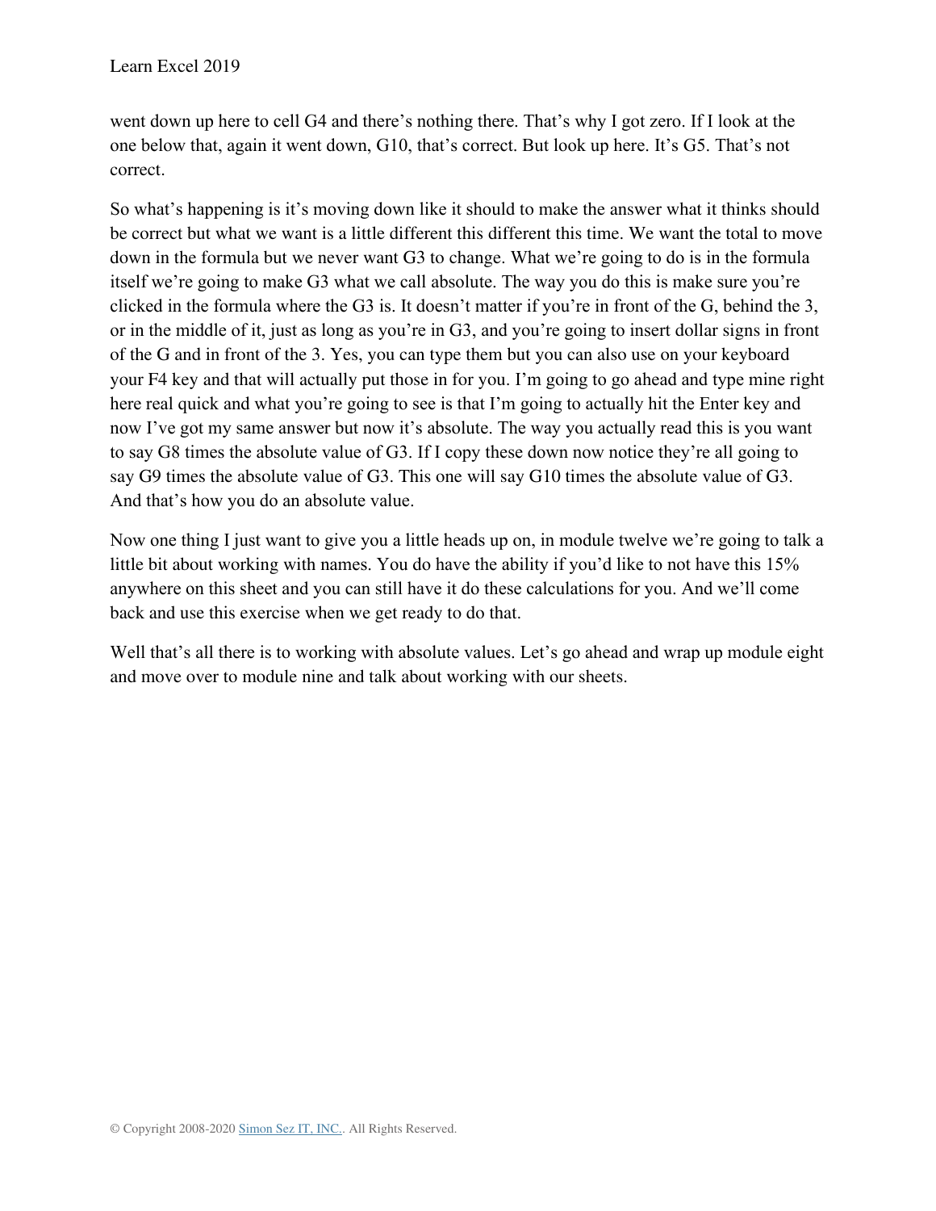went down up here to cell G4 and there's nothing there. That's why I got zero. If I look at the one below that, again it went down, G10, that's correct. But look up here. It's G5. That's not correct.

So what's happening is it's moving down like it should to make the answer what it thinks should be correct but what we want is a little different this different this time. We want the total to move down in the formula but we never want G3 to change. What we're going to do is in the formula itself we're going to make G3 what we call absolute. The way you do this is make sure you're clicked in the formula where the G3 is. It doesn't matter if you're in front of the G, behind the 3, or in the middle of it, just as long as you're in G3, and you're going to insert dollar signs in front of the G and in front of the 3. Yes, you can type them but you can also use on your keyboard your F4 key and that will actually put those in for you. I'm going to go ahead and type mine right here real quick and what you're going to see is that I'm going to actually hit the Enter key and now I've got my same answer but now it's absolute. The way you actually read this is you want to say G8 times the absolute value of G3. If I copy these down now notice they're all going to say G9 times the absolute value of G3. This one will say G10 times the absolute value of G3. And that's how you do an absolute value.

Now one thing I just want to give you a little heads up on, in module twelve we're going to talk a little bit about working with names. You do have the ability if you'd like to not have this 15% anywhere on this sheet and you can still have it do these calculations for you. And we'll come back and use this exercise when we get ready to do that.

Well that's all there is to working with absolute values. Let's go ahead and wrap up module eight and move over to module nine and talk about working with our sheets.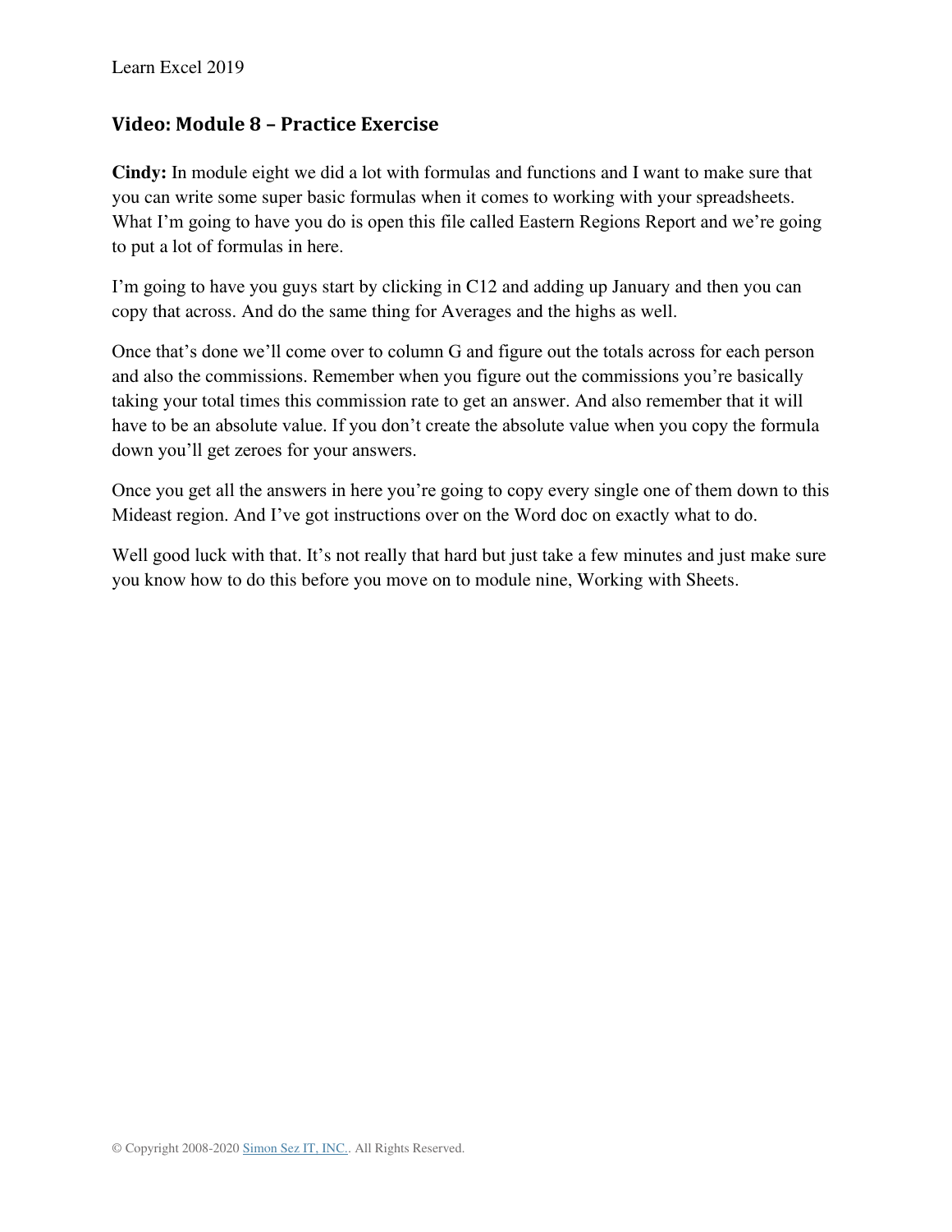## Video: Module 8 – Practice Exercise

**Cindy:** In module eight we did a lot with formulas and functions and I want to make sure that you can write some super basic formulas when it comes to working with your spreadsheets. What I'm going to have you do is open this file called Eastern Regions Report and we're going to put a lot of formulas in here.

I'm going to have you guys start by clicking in C12 and adding up January and then you can copy that across. And do the same thing for Averages and the highs as well.

Once that's done we'll come over to column G and figure out the totals across for each person and also the commissions. Remember when you figure out the commissions you're basically taking your total times this commission rate to get an answer. And also remember that it will have to be an absolute value. If you don't create the absolute value when you copy the formula down you'll get zeroes for your answers.

Once you get all the answers in here you're going to copy every single one of them down to this Mideast region. And I've got instructions over on the Word doc on exactly what to do.

Well good luck with that. It's not really that hard but just take a few minutes and just make sure you know how to do this before you move on to module nine, Working with Sheets.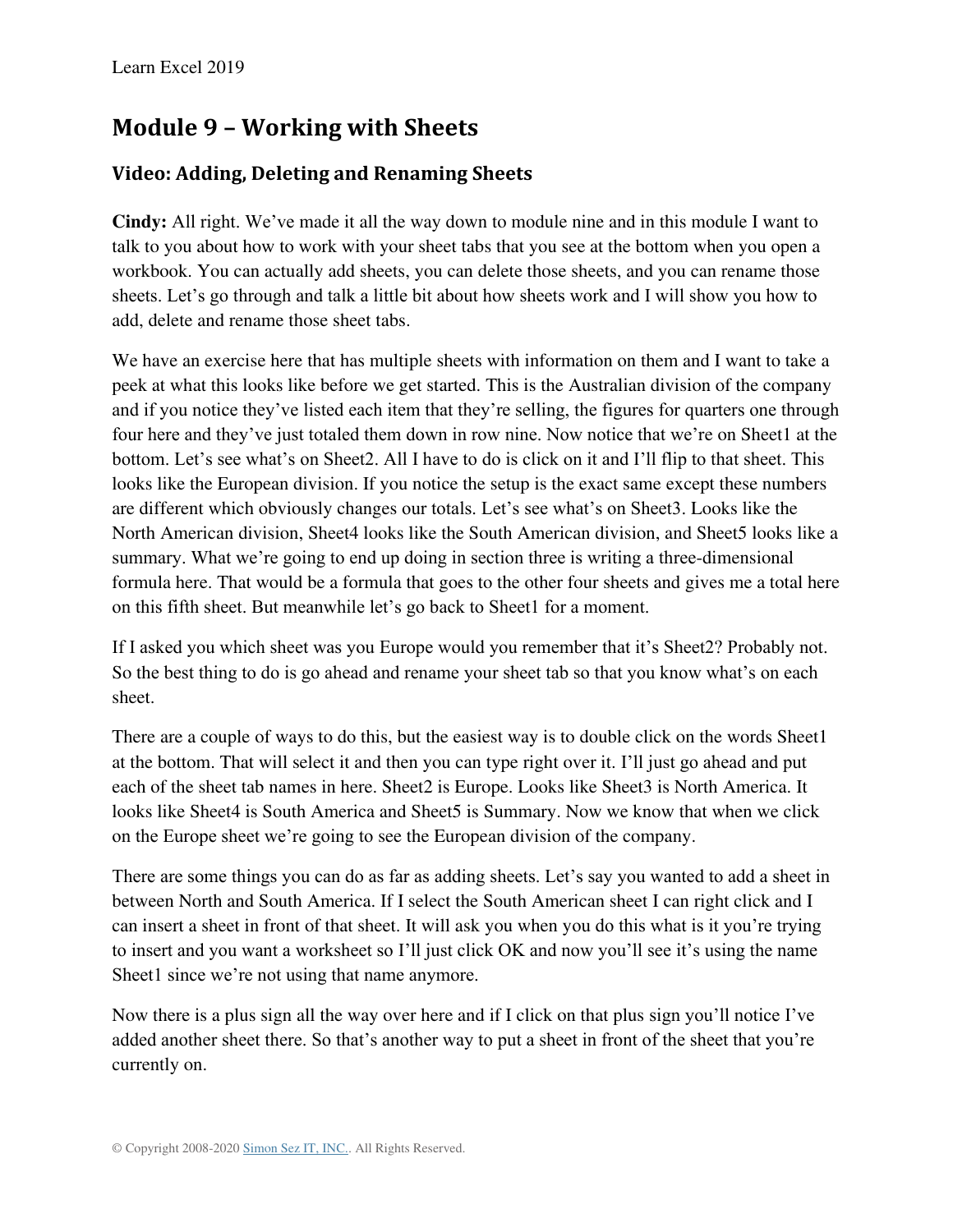## Module 9 – Working with Sheets

### Video: Adding, Deleting and Renaming Sheets

**Cindy:** All right. We've made it all the way down to module nine and in this module I want to talk to you about how to work with your sheet tabs that you see at the bottom when you open a workbook. You can actually add sheets, you can delete those sheets, and you can rename those sheets. Let's go through and talk a little bit about how sheets work and I will show you how to add, delete and rename those sheet tabs.

We have an exercise here that has multiple sheets with information on them and I want to take a peek at what this looks like before we get started. This is the Australian division of the company and if you notice they've listed each item that they're selling, the figures for quarters one through four here and they've just totaled them down in row nine. Now notice that we're on Sheet1 at the bottom. Let's see what's on Sheet2. All I have to do is click on it and I'll flip to that sheet. This looks like the European division. If you notice the setup is the exact same except these numbers are different which obviously changes our totals. Let's see what's on Sheet3. Looks like the North American division, Sheet4 looks like the South American division, and Sheet5 looks like a summary. What we're going to end up doing in section three is writing a three-dimensional formula here. That would be a formula that goes to the other four sheets and gives me a total here on this fifth sheet. But meanwhile let's go back to Sheet1 for a moment.

If I asked you which sheet was you Europe would you remember that it's Sheet2? Probably not. So the best thing to do is go ahead and rename your sheet tab so that you know what's on each sheet.

There are a couple of ways to do this, but the easiest way is to double click on the words Sheet1 at the bottom. That will select it and then you can type right over it. I'll just go ahead and put each of the sheet tab names in here. Sheet2 is Europe. Looks like Sheet3 is North America. It looks like Sheet4 is South America and Sheet5 is Summary. Now we know that when we click on the Europe sheet we're going to see the European division of the company.

There are some things you can do as far as adding sheets. Let's say you wanted to add a sheet in between North and South America. If I select the South American sheet I can right click and I can insert a sheet in front of that sheet. It will ask you when you do this what is it you're trying to insert and you want a worksheet so I'll just click OK and now you'll see it's using the name Sheet1 since we're not using that name anymore.

Now there is a plus sign all the way over here and if I click on that plus sign you'll notice I've added another sheet there. So that's another way to put a sheet in front of the sheet that you're currently on.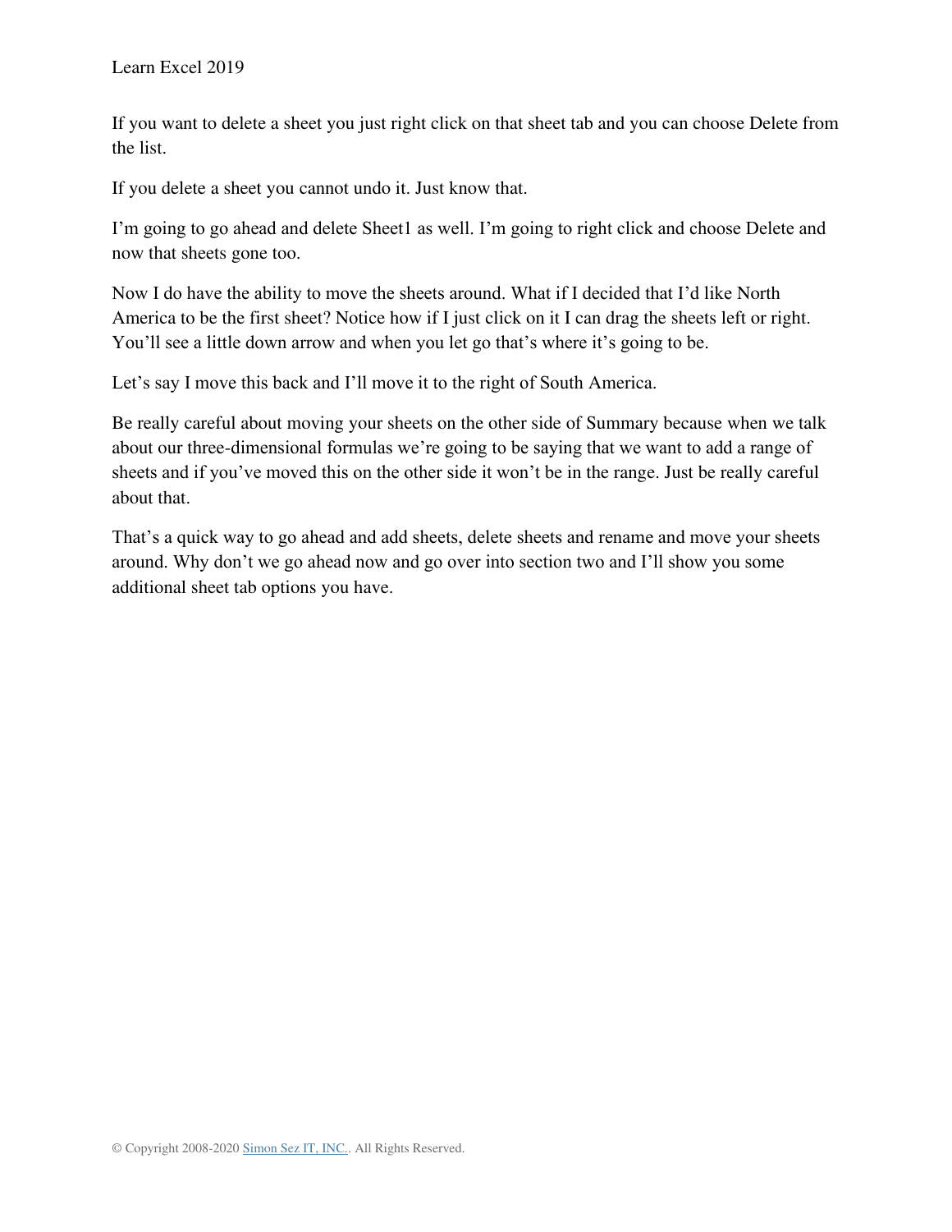If you want to delete a sheet you just right click on that sheet tab and you can choose Delete from the list.

If you delete a sheet you cannot undo it. Just know that.

I'm going to go ahead and delete Sheet1 as well. I'm going to right click and choose Delete and now that sheets gone too.

Now I do have the ability to move the sheets around. What if I decided that I'd like North America to be the first sheet? Notice how if I just click on it I can drag the sheets left or right. You'll see a little down arrow and when you let go that's where it's going to be.

Let's say I move this back and I'll move it to the right of South America.

Be really careful about moving your sheets on the other side of Summary because when we talk about our three-dimensional formulas we're going to be saying that we want to add a range of sheets and if you've moved this on the other side it won't be in the range. Just be really careful about that.

That's a quick way to go ahead and add sheets, delete sheets and rename and move your sheets around. Why don't we go ahead now and go over into section two and I'll show you some additional sheet tab options you have.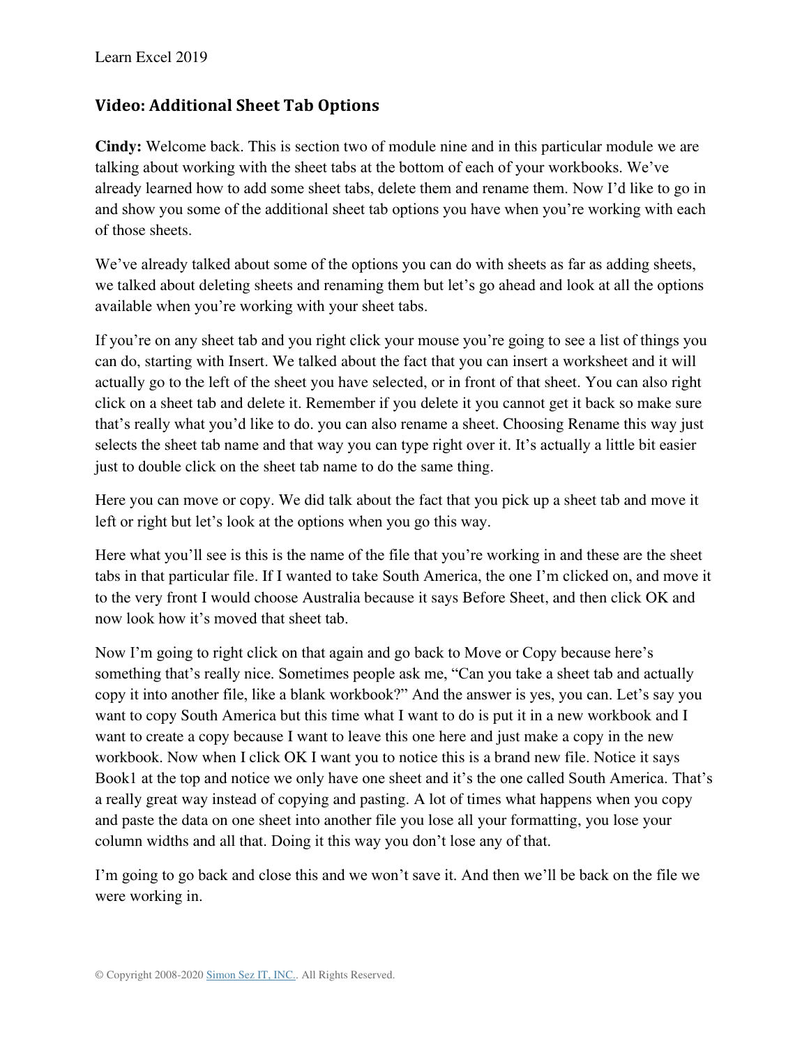## Video: Additional Sheet Tab Options

**Cindy:** Welcome back. This is section two of module nine and in this particular module we are talking about working with the sheet tabs at the bottom of each of your workbooks. We've already learned how to add some sheet tabs, delete them and rename them. Now I'd like to go in and show you some of the additional sheet tab options you have when you're working with each of those sheets.

We've already talked about some of the options you can do with sheets as far as adding sheets, we talked about deleting sheets and renaming them but let's go ahead and look at all the options available when you're working with your sheet tabs.

If you're on any sheet tab and you right click your mouse you're going to see a list of things you can do, starting with Insert. We talked about the fact that you can insert a worksheet and it will actually go to the left of the sheet you have selected, or in front of that sheet. You can also right click on a sheet tab and delete it. Remember if you delete it you cannot get it back so make sure that's really what you'd like to do. you can also rename a sheet. Choosing Rename this way just selects the sheet tab name and that way you can type right over it. It's actually a little bit easier just to double click on the sheet tab name to do the same thing.

Here you can move or copy. We did talk about the fact that you pick up a sheet tab and move it left or right but let's look at the options when you go this way.

Here what you'll see is this is the name of the file that you're working in and these are the sheet tabs in that particular file. If I wanted to take South America, the one I'm clicked on, and move it to the very front I would choose Australia because it says Before Sheet, and then click OK and now look how it's moved that sheet tab.

Now I'm going to right click on that again and go back to Move or Copy because here's something that's really nice. Sometimes people ask me, "Can you take a sheet tab and actually copy it into another file, like a blank workbook?" And the answer is yes, you can. Let's say you want to copy South America but this time what I want to do is put it in a new workbook and I want to create a copy because I want to leave this one here and just make a copy in the new workbook. Now when I click OK I want you to notice this is a brand new file. Notice it says Book1 at the top and notice we only have one sheet and it's the one called South America. That's a really great way instead of copying and pasting. A lot of times what happens when you copy and paste the data on one sheet into another file you lose all your formatting, you lose your column widths and all that. Doing it this way you don't lose any of that.

I'm going to go back and close this and we won't save it. And then we'll be back on the file we were working in.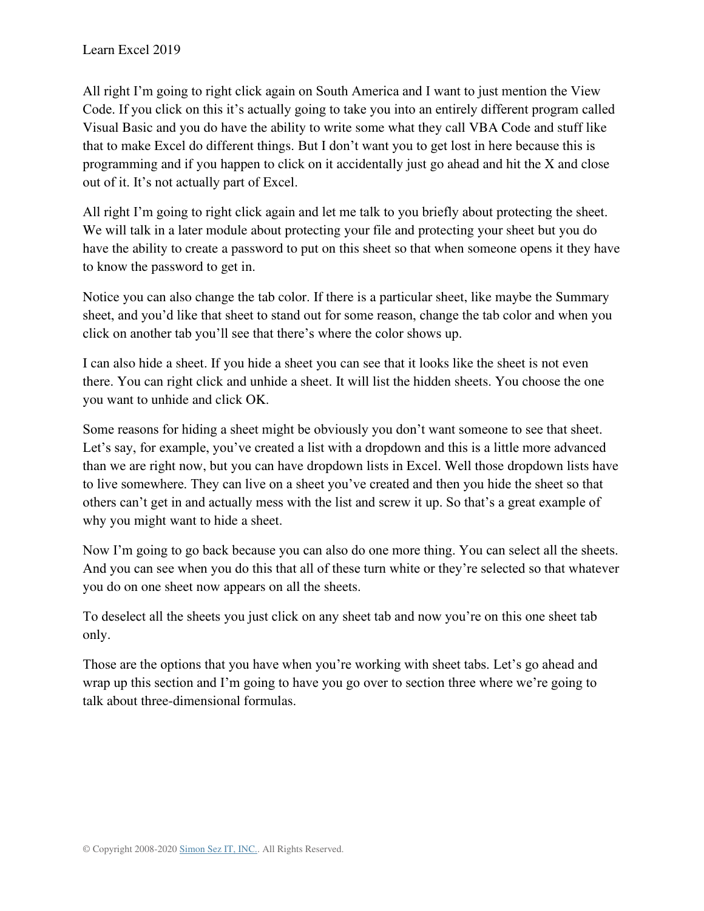All right I'm going to right click again on South America and I want to just mention the View Code. If you click on this it's actually going to take you into an entirely different program called Visual Basic and you do have the ability to write some what they call VBA Code and stuff like that to make Excel do different things. But I don't want you to get lost in here because this is programming and if you happen to click on it accidentally just go ahead and hit the X and close out of it. It's not actually part of Excel.

All right I'm going to right click again and let me talk to you briefly about protecting the sheet. We will talk in a later module about protecting your file and protecting your sheet but you do have the ability to create a password to put on this sheet so that when someone opens it they have to know the password to get in.

Notice you can also change the tab color. If there is a particular sheet, like maybe the Summary sheet, and you'd like that sheet to stand out for some reason, change the tab color and when you click on another tab you'll see that there's where the color shows up.

I can also hide a sheet. If you hide a sheet you can see that it looks like the sheet is not even there. You can right click and unhide a sheet. It will list the hidden sheets. You choose the one you want to unhide and click OK.

Some reasons for hiding a sheet might be obviously you don't want someone to see that sheet. Let's say, for example, you've created a list with a dropdown and this is a little more advanced than we are right now, but you can have dropdown lists in Excel. Well those dropdown lists have to live somewhere. They can live on a sheet you've created and then you hide the sheet so that others can't get in and actually mess with the list and screw it up. So that's a great example of why you might want to hide a sheet.

Now I'm going to go back because you can also do one more thing. You can select all the sheets. And you can see when you do this that all of these turn white or they're selected so that whatever you do on one sheet now appears on all the sheets.

To deselect all the sheets you just click on any sheet tab and now you're on this one sheet tab only.

Those are the options that you have when you're working with sheet tabs. Let's go ahead and wrap up this section and I'm going to have you go over to section three where we're going to talk about three-dimensional formulas.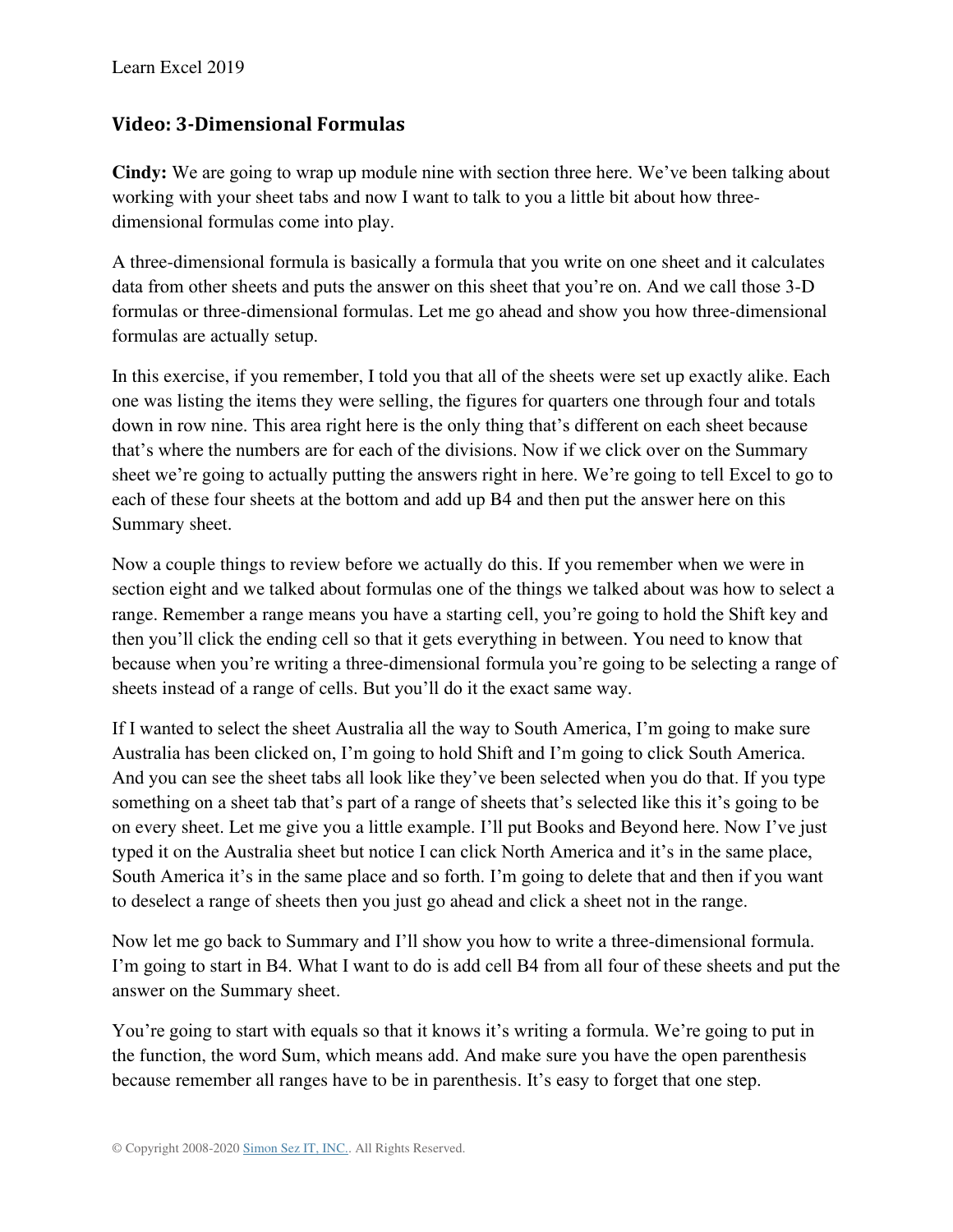## Video: 3-Dimensional Formulas

**Cindy:** We are going to wrap up module nine with section three here. We've been talking about working with your sheet tabs and now I want to talk to you a little bit about how three-dimensional formulas come into play.

A three-dimensional formula is basically a formula that you write on one sheet and it calculates data from other sheets and puts the answer on this sheet that you're on. And we call those 3-D formulas or three-dimensional formulas. Let me go ahead and show you how three-dimensional formulas are actually setup.

In this exercise, if you remember, I told you that all of the sheets were set up exactly alike. Each one was listing the items they were selling, the figures for quarters one through four and totals down in row nine. This area right here is the only thing that's different on each sheet because that's where the numbers are for each of the divisions. Now if we click over on the Summary sheet we're going to actually putting the answers right in here. We're going to tell Excel to go to each of these four sheets at the bottom and add up B4 and then put the answer here on this Summary sheet.

Now a couple things to review before we actually do this. If you remember when we were in section eight and we talked about formulas one of the things we talked about was how to select a range. Remember a range means you have a starting cell, you're going to hold the Shift key and then you'll click the ending cell so that it gets everything in between. You need to know that because when you're writing a three-dimensional formula you're going to be selecting a range of sheets instead of a range of cells. But you'll do it the exact same way.

If I wanted to select the sheet Australia all the way to South America, I'm going to make sure Australia has been clicked on, I'm going to hold Shift and I'm going to click South America. And you can see the sheet tabs all look like they've been selected when you do that. If you type something on a sheet tab that's part of a range of sheets that's selected like this it's going to be on every sheet. Let me give you a little example. I'll put Books and Beyond here. Now I've just typed it on the Australia sheet but notice I can click North America and it's in the same place, South America it's in the same place and so forth. I'm going to delete that and then if you want to deselect a range of sheets then you just go ahead and click a sheet not in the range.

Now let me go back to Summary and I'll show you how to write a three-dimensional formula. I'm going to start in B4. What I want to do is add cell B4 from all four of these sheets and put the answer on the Summary sheet.

You're going to start with equals so that it knows it's writing a formula. We're going to put in the function, the word Sum, which means add. And make sure you have the open parenthesis because remember all ranges have to be in parenthesis. It's easy to forget that one step.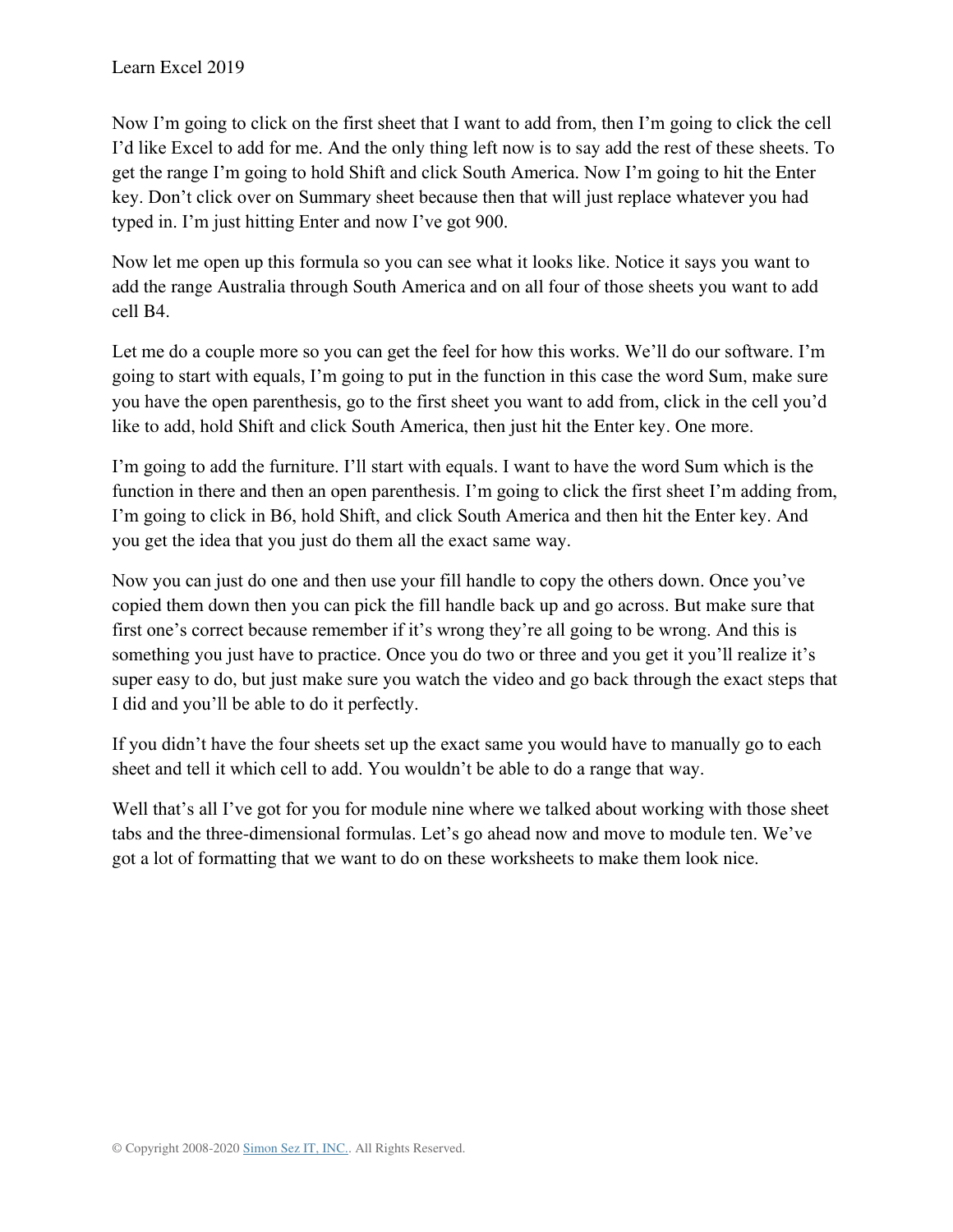Now I'm going to click on the first sheet that I want to add from, then I'm going to click the cell I'd like Excel to add for me. And the only thing left now is to say add the rest of these sheets. To get the range I'm going to hold Shift and click South America. Now I'm going to hit the Enter key. Don't click over on Summary sheet because then that will just replace whatever you had typed in. I'm just hitting Enter and now I've got 900.

Now let me open up this formula so you can see what it looks like. Notice it says you want to add the range Australia through South America and on all four of those sheets you want to add cell B4.

Let me do a couple more so you can get the feel for how this works. We'll do our software. I'm going to start with equals, I'm going to put in the function in this case the word Sum, make sure you have the open parenthesis, go to the first sheet you want to add from, click in the cell you'd like to add, hold Shift and click South America, then just hit the Enter key. One more.

I'm going to add the furniture. I'll start with equals. I want to have the word Sum which is the function in there and then an open parenthesis. I'm going to click the first sheet I'm adding from, I'm going to click in B6, hold Shift, and click South America and then hit the Enter key. And you get the idea that you just do them all the exact same way.

Now you can just do one and then use your fill handle to copy the others down. Once you've copied them down then you can pick the fill handle back up and go across. But make sure that first one's correct because remember if it's wrong they're all going to be wrong. And this is something you just have to practice. Once you do two or three and you get it you'll realize it's super easy to do, but just make sure you watch the video and go back through the exact steps that I did and you'll be able to do it perfectly.

If you didn't have the four sheets set up the exact same you would have to manually go to each sheet and tell it which cell to add. You wouldn't be able to do a range that way.

Well that's all I've got for you for module nine where we talked about working with those sheet tabs and the three-dimensional formulas. Let's go ahead now and move to module ten. We've got a lot of formatting that we want to do on these worksheets to make them look nice.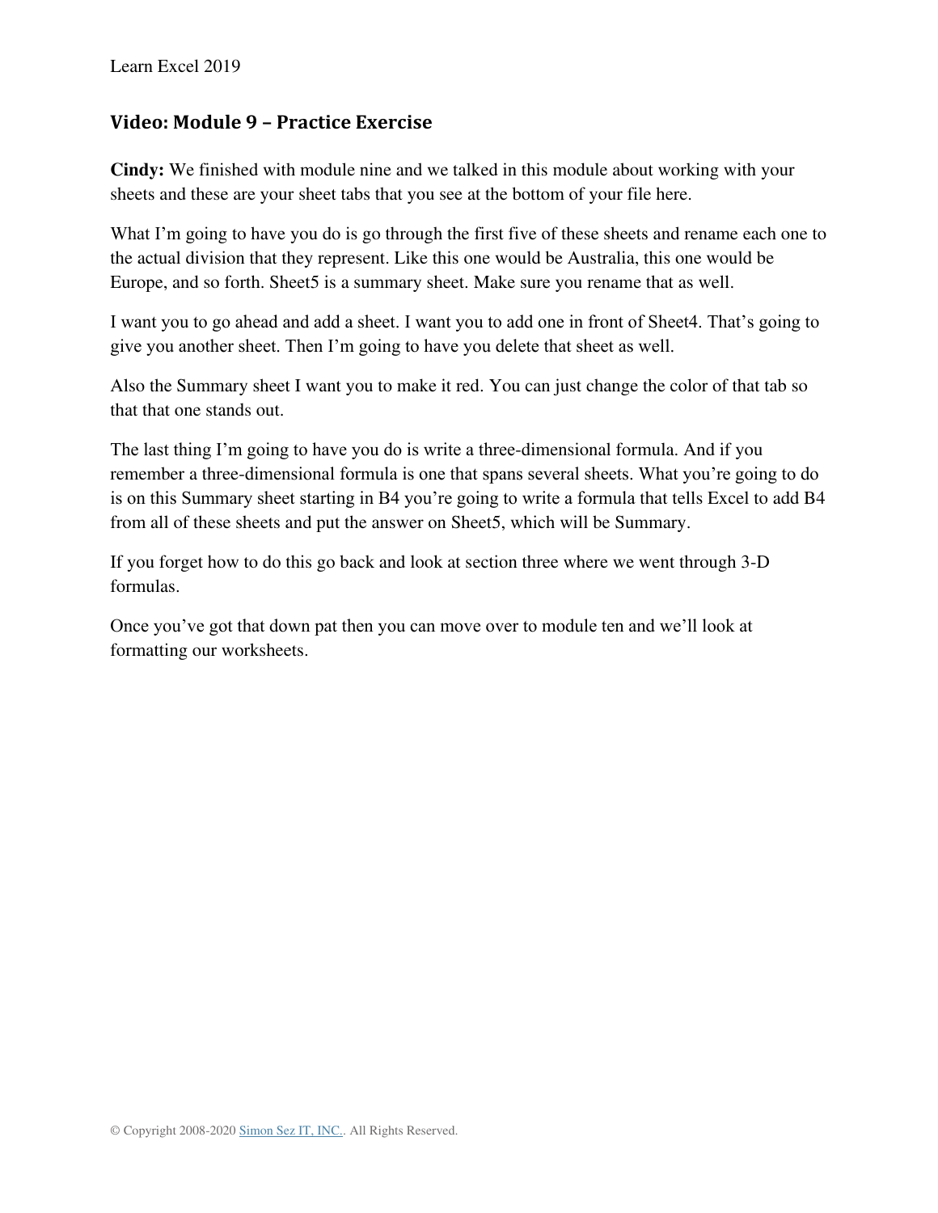## Video: Module 9 – Practice Exercise

**Cindy:** We finished with module nine and we talked in this module about working with your sheets and these are your sheet tabs that you see at the bottom of your file here.

What I'm going to have you do is go through the first five of these sheets and rename each one to the actual division that they represent. Like this one would be Australia, this one would be Europe, and so forth. Sheet5 is a summary sheet. Make sure you rename that as well.

I want you to go ahead and add a sheet. I want you to add one in front of Sheet4. That's going to give you another sheet. Then I'm going to have you delete that sheet as well.

Also the Summary sheet I want you to make it red. You can just change the color of that tab so that that one stands out.

The last thing I'm going to have you do is write a three-dimensional formula. And if you remember a three-dimensional formula is one that spans several sheets. What you're going to do is on this Summary sheet starting in B4 you're going to write a formula that tells Excel to add B4 from all of these sheets and put the answer on Sheet5, which will be Summary.

If you forget how to do this go back and look at section three where we went through 3-D formulas.

Once you've got that down pat then you can move over to module ten and we'll look at formatting our worksheets.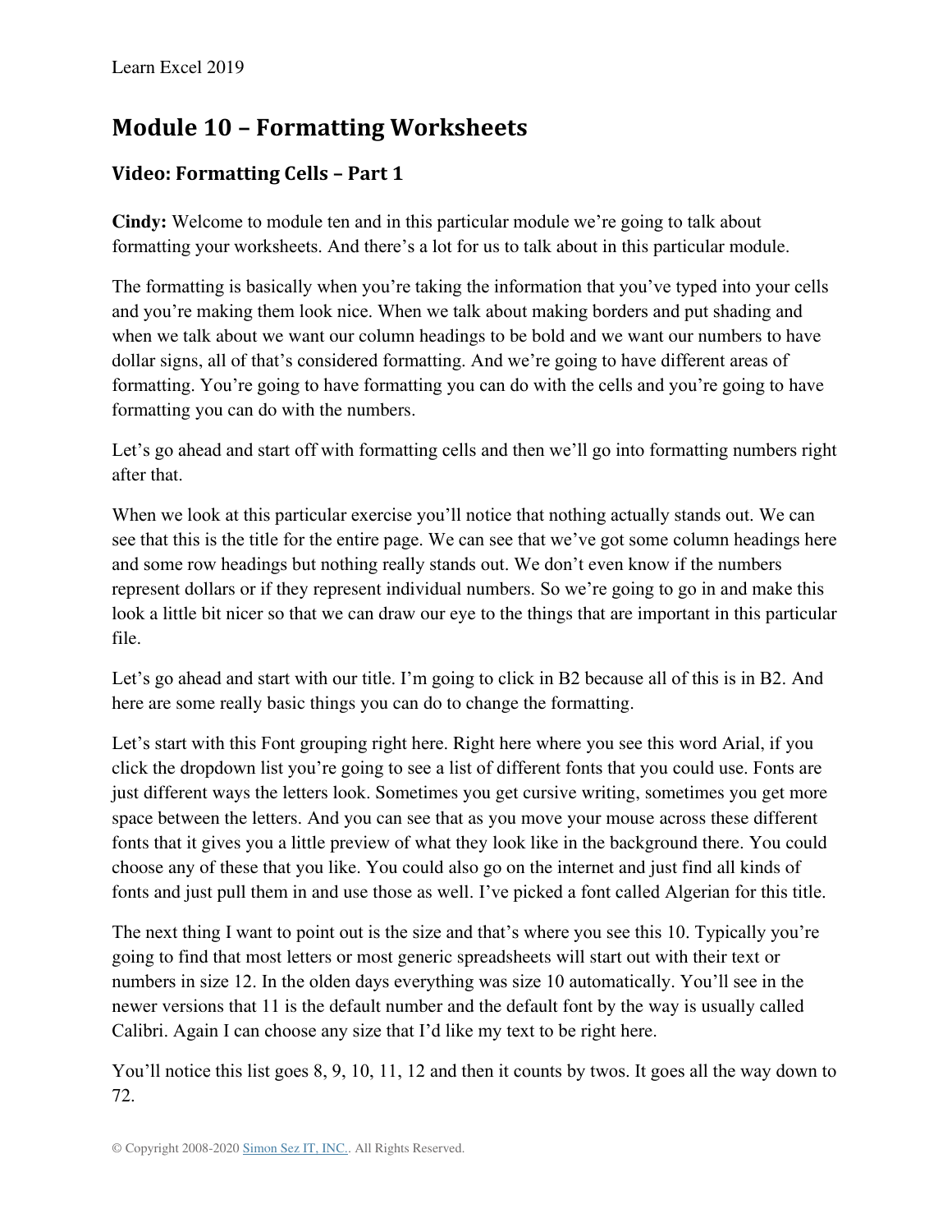# Module 10 – Formatting Worksheets

## Video: Formatting Cells – Part 1

**Cindy:** Welcome to module ten and in this particular module we're going to talk about formatting your worksheets. And there's a lot for us to talk about in this particular module.

The formatting is basically when you're taking the information that you've typed into your cells and you're making them look nice. When we talk about making borders and put shading and when we talk about we want our column headings to be bold and we want our numbers to have dollar signs, all of that's considered formatting. And we're going to have different areas of formatting. You're going to have formatting you can do with the cells and you're going to have formatting you can do with the numbers.

Let's go ahead and start off with formatting cells and then we'll go into formatting numbers right after that.

When we look at this particular exercise you'll notice that nothing actually stands out. We can see that this is the title for the entire page. We can see that we've got some column headings here and some row headings but nothing really stands out. We don't even know if the numbers represent dollars or if they represent individual numbers. So we're going to go in and make this look a little bit nicer so that we can draw our eye to the things that are important in this particular file.

Let's go ahead and start with our title. I'm going to click in B2 because all of this is in B2. And here are some really basic things you can do to change the formatting.

Let's start with this Font grouping right here. Right here where you see this word Arial, if you click the dropdown list you're going to see a list of different fonts that you could use. Fonts are just different ways the letters look. Sometimes you get cursive writing, sometimes you get more space between the letters. And you can see that as you move your mouse across these different fonts that it gives you a little preview of what they look like in the background there. You could choose any of these that you like. You could also go on the internet and just find all kinds of fonts and just pull them in and use those as well. I've picked a font called Algerian for this title.

The next thing I want to point out is the size and that's where you see this 10. Typically you're going to find that most letters or most generic spreadsheets will start out with their text or numbers in size 12. In the olden days everything was size 10 automatically. You'll see in the newer versions that 11 is the default number and the default font by the way is usually called Calibri. Again I can choose any size that I'd like my text to be right here.

You'll notice this list goes 8, 9, 10, 11, 12 and then it counts by twos. It goes all the way down to 72.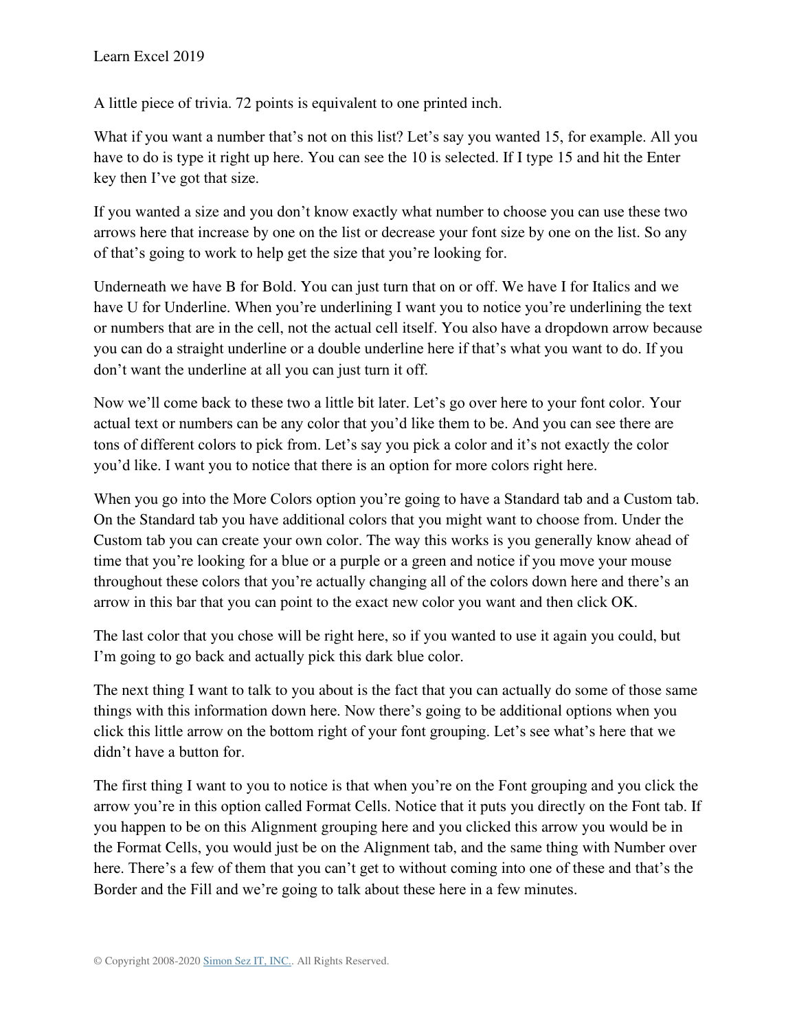A little piece of trivia. 72 points is equivalent to one printed inch.

What if you want a number that's not on this list? Let's say you wanted 15, for example. All you have to do is type it right up here. You can see the 10 is selected. If I type 15 and hit the Enter key then I've got that size.

If you wanted a size and you don't know exactly what number to choose you can use these two arrows here that increase by one on the list or decrease your font size by one on the list. So any of that's going to work to help get the size that you're looking for.

Underneath we have B for Bold. You can just turn that on or off. We have I for Italics and we have U for Underline. When you're underlining I want you to notice you're underlining the text or numbers that are in the cell, not the actual cell itself. You also have a dropdown arrow because you can do a straight underline or a double underline here if that's what you want to do. If you don't want the underline at all you can just turn it off.

Now we'll come back to these two a little bit later. Let's go over here to your font color. Your actual text or numbers can be any color that you'd like them to be. And you can see there are tons of different colors to pick from. Let's say you pick a color and it's not exactly the color you'd like. I want you to notice that there is an option for more colors right here.

When you go into the More Colors option you're going to have a Standard tab and a Custom tab. On the Standard tab you have additional colors that you might want to choose from. Under the Custom tab you can create your own color. The way this works is you generally know ahead of time that you're looking for a blue or a purple or a green and notice if you move your mouse throughout these colors that you're actually changing all of the colors down here and there's an arrow in this bar that you can point to the exact new color you want and then click OK.

The last color that you chose will be right here, so if you wanted to use it again you could, but I'm going to go back and actually pick this dark blue color.

The next thing I want to talk to you about is the fact that you can actually do some of those same things with this information down here. Now there's going to be additional options when you click this little arrow on the bottom right of your font grouping. Let's see what's here that we didn't have a button for.

The first thing I want to you to notice is that when you're on the Font grouping and you click the arrow you're in this option called Format Cells. Notice that it puts you directly on the Font tab. If you happen to be on this Alignment grouping here and you clicked this arrow you would be in the Format Cells, you would just be on the Alignment tab, and the same thing with Number over here. There's a few of them that you can't get to without coming into one of these and that's the Border and the Fill and we're going to talk about these here in a few minutes.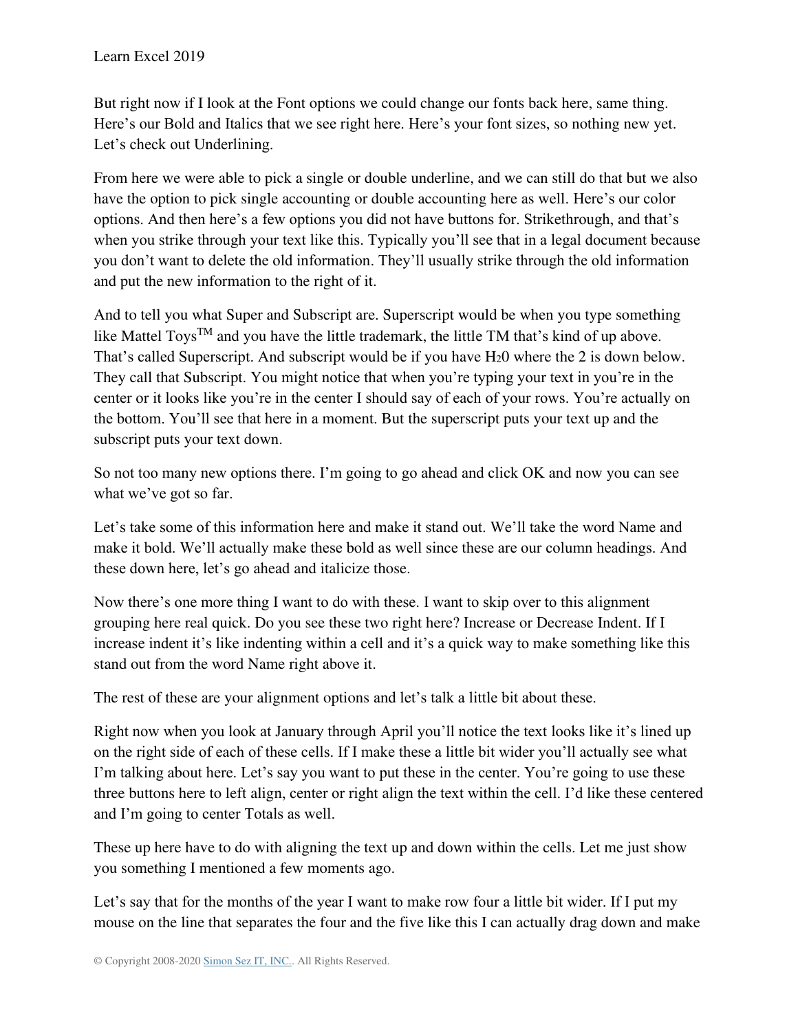But right now if I look at the Font options we could change our fonts back here, same thing. Here's our Bold and Italics that we see right here. Here's your font sizes, so nothing new yet. Let's check out Underlining.

From here we were able to pick a single or double underline, and we can still do that but we also have the option to pick single accounting or double accounting here as well. Here's our color options. And then here's a few options you did not have buttons for. Strikethrough, and that's when you strike through your text like this. Typically you'll see that in a legal document because you don't want to delete the old information. They'll usually strike through the old information and put the new information to the right of it.

And to tell you what Super and Subscript are. Superscript would be when you type something like Mattel Toys$^{TM}$ and you have the little trademark, the little TM that's kind of up above. That's called Superscript. And subscript would be if you have $H_20$ where the 2 is down below. They call that Subscript. You might notice that when you're typing your text in you're in the center or it looks like you're in the center I should say of each of your rows. You're actually on the bottom. You'll see that here in a moment. But the superscript puts your text up and the subscript puts your text down.

So not too many new options there. I'm going to go ahead and click OK and now you can see what we've got so far.

Let's take some of this information here and make it stand out. We'll take the word Name and make it bold. We'll actually make these bold as well since these are our column headings. And these down here, let's go ahead and italicize those.

Now there's one more thing I want to do with these. I want to skip over to this alignment grouping here real quick. Do you see these two right here? Increase or Decrease Indent. If I increase indent it's like indenting within a cell and it's a quick way to make something like this stand out from the word Name right above it.

The rest of these are your alignment options and let's talk a little bit about these.

Right now when you look at January through April you'll notice the text looks like it's lined up on the right side of each of these cells. If I make these a little bit wider you'll actually see what I'm talking about here. Let's say you want to put these in the center. You're going to use these three buttons here to left align, center or right align the text within the cell. I'd like these centered and I'm going to center Totals as well.

These up here have to do with aligning the text up and down within the cells. Let me just show you something I mentioned a few moments ago.

Let's say that for the months of the year I want to make row four a little bit wider. If I put my mouse on the line that separates the four and the five like this I can actually drag down and make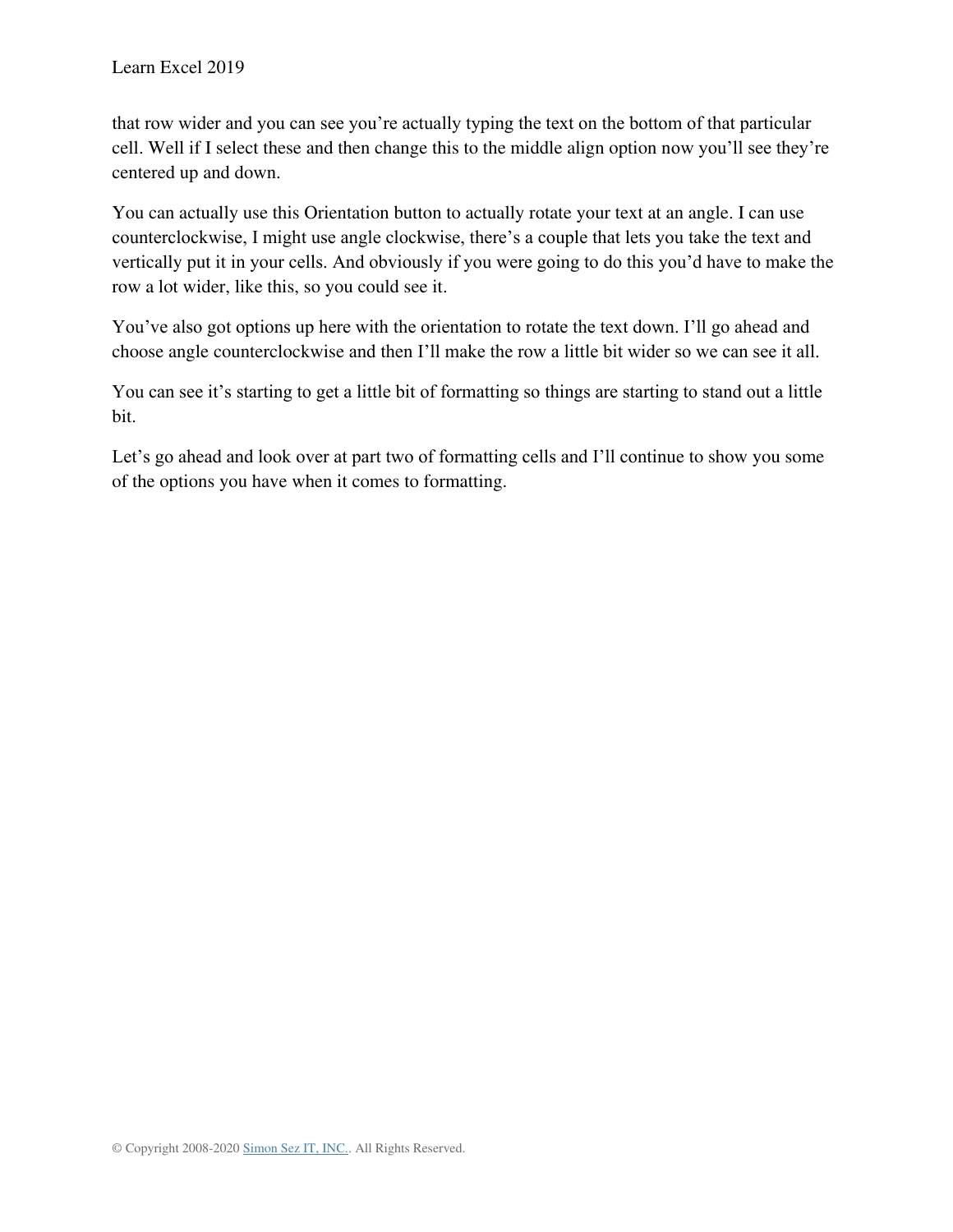that row wider and you can see you're actually typing the text on the bottom of that particular cell. Well if I select these and then change this to the middle align option now you'll see they're centered up and down.

You can actually use this Orientation button to actually rotate your text at an angle. I can use counterclockwise, I might use angle clockwise, there's a couple that lets you take the text and vertically put it in your cells. And obviously if you were going to do this you'd have to make the row a lot wider, like this, so you could see it.

You've also got options up here with the orientation to rotate the text down. I'll go ahead and choose angle counterclockwise and then I'll make the row a little bit wider so we can see it all.

You can see it's starting to get a little bit of formatting so things are starting to stand out a little bit.

Let's go ahead and look over at part two of formatting cells and I'll continue to show you some of the options you have when it comes to formatting.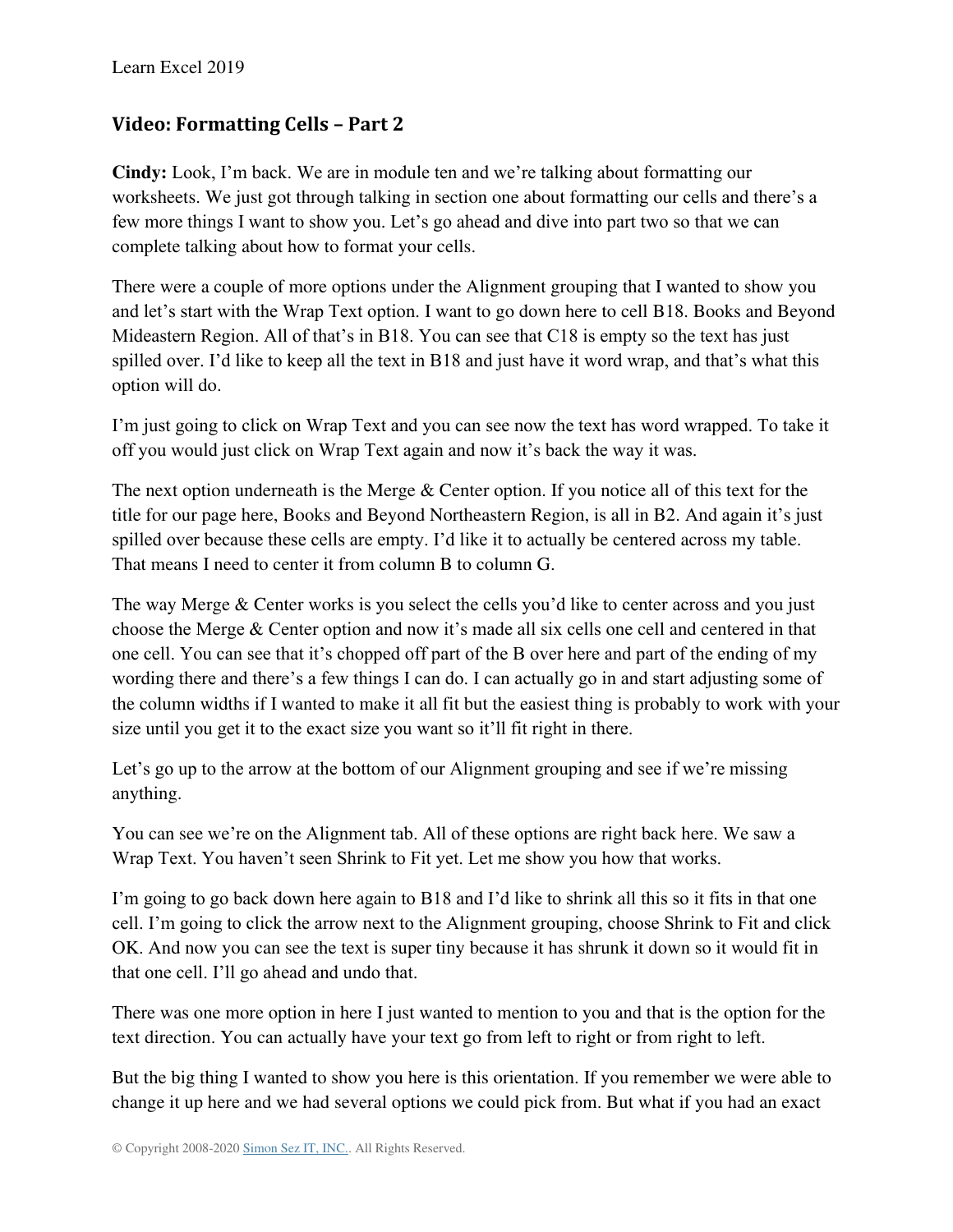## Video: Formatting Cells – Part 2

**Cindy:** Look, I'm back. We are in module ten and we're talking about formatting our worksheets. We just got through talking in section one about formatting our cells and there's a few more things I want to show you. Let's go ahead and dive into part two so that we can complete talking about how to format your cells.

There were a couple of more options under the Alignment grouping that I wanted to show you and let's start with the Wrap Text option. I want to go down here to cell B18. Books and Beyond Mideastern Region. All of that's in B18. You can see that C18 is empty so the text has just spilled over. I'd like to keep all the text in B18 and just have it word wrap, and that's what this option will do.

I'm just going to click on Wrap Text and you can see now the text has word wrapped. To take it off you would just click on Wrap Text again and now it's back the way it was.

The next option underneath is the Merge & Center option. If you notice all of this text for the title for our page here, Books and Beyond Northeastern Region, is all in B2. And again it's just spilled over because these cells are empty. I'd like it to actually be centered across my table. That means I need to center it from column B to column G.

The way Merge & Center works is you select the cells you'd like to center across and you just choose the Merge & Center option and now it's made all six cells one cell and centered in that one cell. You can see that it's chopped off part of the B over here and part of the ending of my wording there and there's a few things I can do. I can actually go in and start adjusting some of the column widths if I wanted to make it all fit but the easiest thing is probably to work with your size until you get it to the exact size you want so it'll fit right in there.

Let's go up to the arrow at the bottom of our Alignment grouping and see if we're missing anything.

You can see we're on the Alignment tab. All of these options are right back here. We saw a Wrap Text. You haven't seen Shrink to Fit yet. Let me show you how that works.

I'm going to go back down here again to B18 and I'd like to shrink all this so it fits in that one cell. I'm going to click the arrow next to the Alignment grouping, choose Shrink to Fit and click OK. And now you can see the text is super tiny because it has shrunk it down so it would fit in that one cell. I'll go ahead and undo that.

There was one more option in here I just wanted to mention to you and that is the option for the text direction. You can actually have your text go from left to right or from right to left.

But the big thing I wanted to show you here is this orientation. If you remember we were able to change it up here and we had several options we could pick from. But what if you had an exact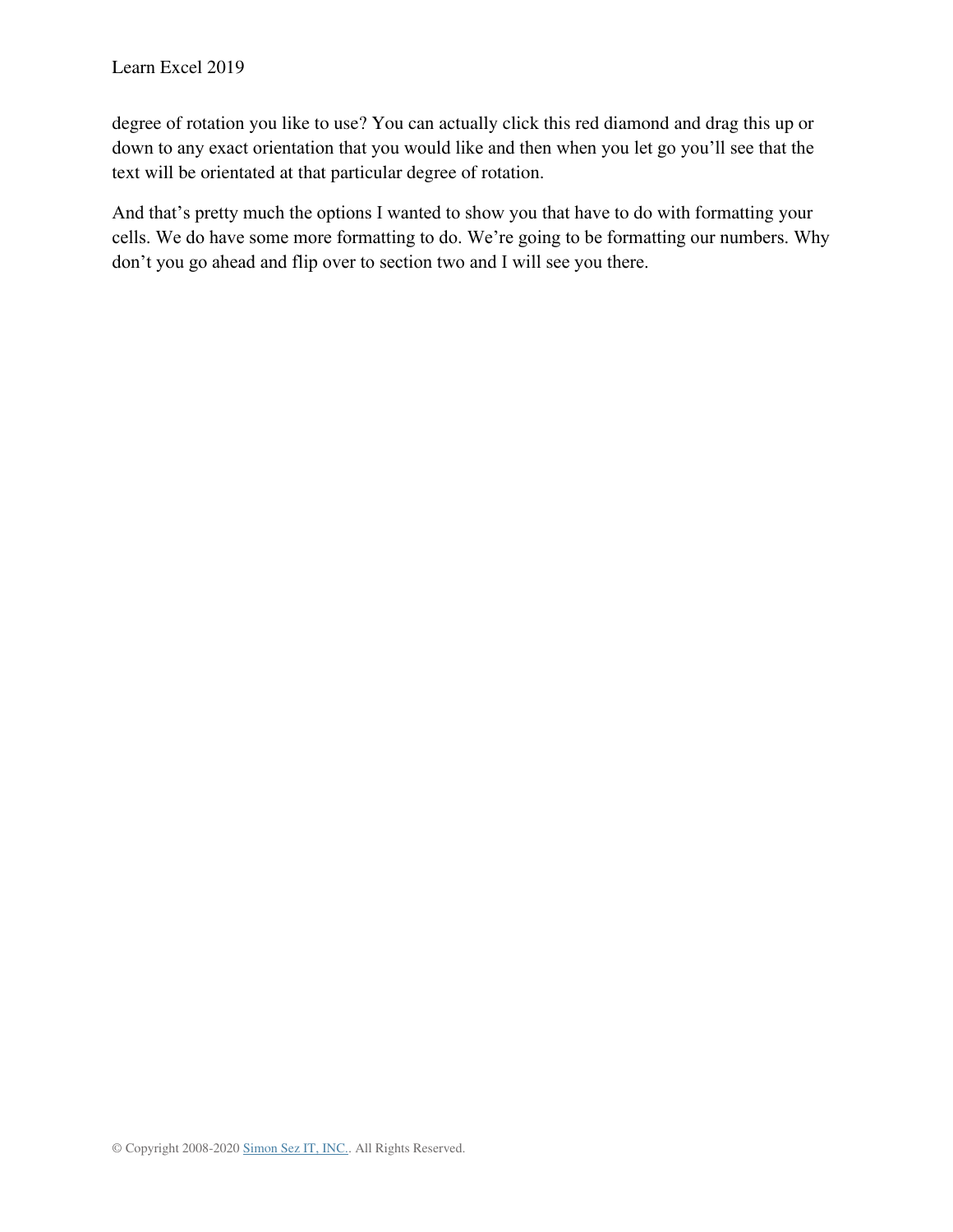degree of rotation you like to use? You can actually click this red diamond and drag this up or down to any exact orientation that you would like and then when you let go you'll see that the text will be orientated at that particular degree of rotation.

And that's pretty much the options I wanted to show you that have to do with formatting your cells. We do have some more formatting to do. We're going to be formatting our numbers. Why don't you go ahead and flip over to section two and I will see you there.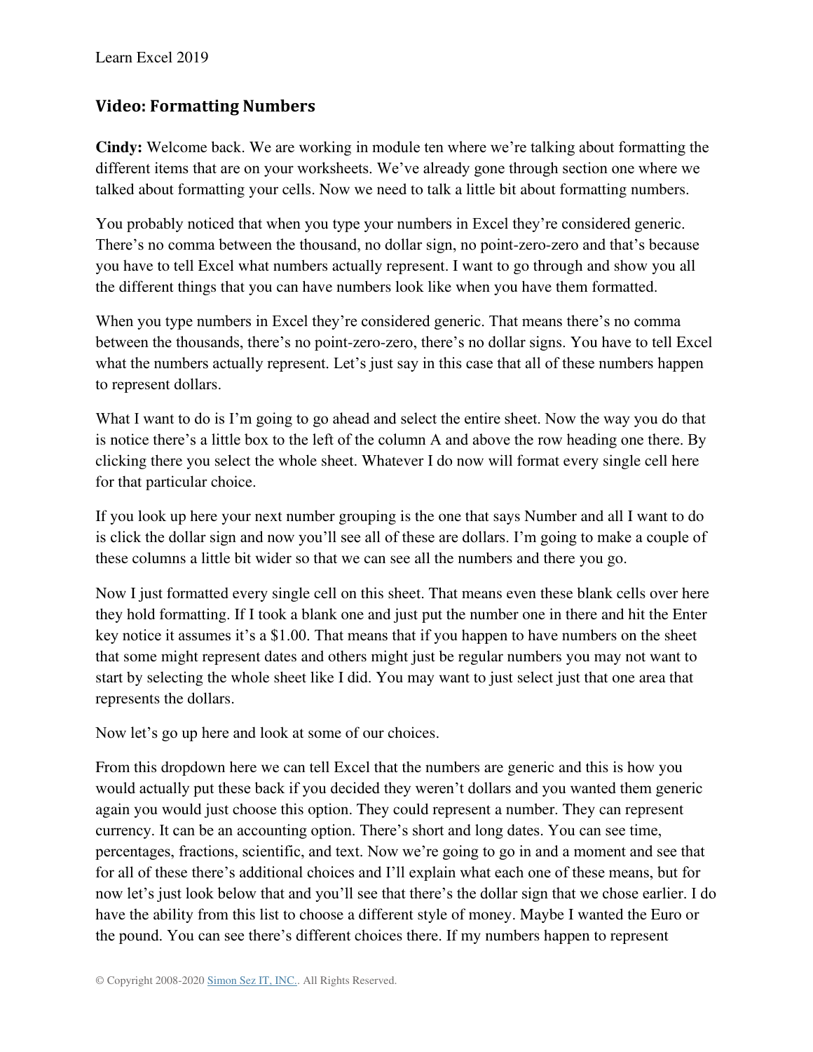## Video: Formatting Numbers

**Cindy:** Welcome back. We are working in module ten where we're talking about formatting the different items that are on your worksheets. We've already gone through section one where we talked about formatting your cells. Now we need to talk a little bit about formatting numbers.

You probably noticed that when you type your numbers in Excel they're considered generic. There's no comma between the thousand, no dollar sign, no point-zero-zero and that's because you have to tell Excel what numbers actually represent. I want to go through and show you all the different things that you can have numbers look like when you have them formatted.

When you type numbers in Excel they're considered generic. That means there's no comma between the thousands, there's no point-zero-zero, there's no dollar signs. You have to tell Excel what the numbers actually represent. Let's just say in this case that all of these numbers happen to represent dollars.

What I want to do is I'm going to go ahead and select the entire sheet. Now the way you do that is notice there's a little box to the left of the column A and above the row heading one there. By clicking there you select the whole sheet. Whatever I do now will format every single cell here for that particular choice.

If you look up here your next number grouping is the one that says Number and all I want to do is click the dollar sign and now you'll see all of these are dollars. I'm going to make a couple of these columns a little bit wider so that we can see all the numbers and there you go.

Now I just formatted every single cell on this sheet. That means even these blank cells over here they hold formatting. If I took a blank one and just put the number one in there and hit the Enter key notice it assumes it's a $1.00. That means that if you happen to have numbers on the sheet that some might represent dates and others might just be regular numbers you may not want to start by selecting the whole sheet like I did. You may want to just select just that one area that represents the dollars.

Now let's go up here and look at some of our choices.

From this dropdown here we can tell Excel that the numbers are generic and this is how you would actually put these back if you decided they weren't dollars and you wanted them generic again you would just choose this option. They could represent a number. They can represent currency. It can be an accounting option. There's short and long dates. You can see time, percentages, fractions, scientific, and text. Now we're going to go in and a moment and see that for all of these there's additional choices and I'll explain what each one of these means, but for now let's just look below that and you'll see that there's the dollar sign that we chose earlier. I do have the ability from this list to choose a different style of money. Maybe I wanted the Euro or the pound. You can see there's different choices there. If my numbers happen to represent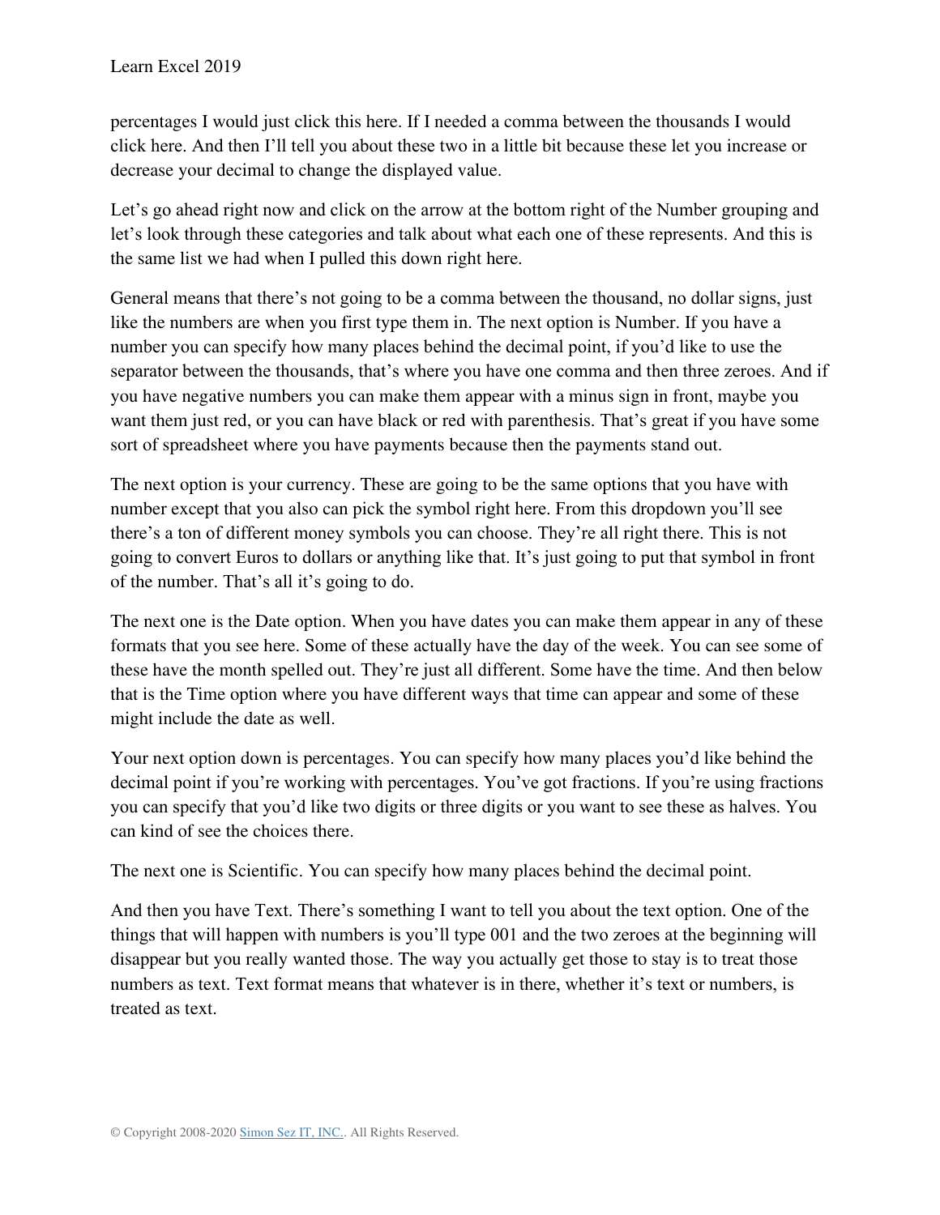percentages I would just click this here. If I needed a comma between the thousands I would click here. And then I'll tell you about these two in a little bit because these let you increase or decrease your decimal to change the displayed value.

Let's go ahead right now and click on the arrow at the bottom right of the Number grouping and let's look through these categories and talk about what each one of these represents. And this is the same list we had when I pulled this down right here.

General means that there's not going to be a comma between the thousand, no dollar signs, just like the numbers are when you first type them in. The next option is Number. If you have a number you can specify how many places behind the decimal point, if you'd like to use the separator between the thousands, that's where you have one comma and then three zeroes. And if you have negative numbers you can make them appear with a minus sign in front, maybe you want them just red, or you can have black or red with parenthesis. That's great if you have some sort of spreadsheet where you have payments because then the payments stand out.

The next option is your currency. These are going to be the same options that you have with number except that you also can pick the symbol right here. From this dropdown you'll see there's a ton of different money symbols you can choose. They're all right there. This is not going to convert Euros to dollars or anything like that. It's just going to put that symbol in front of the number. That's all it's going to do.

The next one is the Date option. When you have dates you can make them appear in any of these formats that you see here. Some of these actually have the day of the week. You can see some of these have the month spelled out. They're just all different. Some have the time. And then below that is the Time option where you have different ways that time can appear and some of these might include the date as well.

Your next option down is percentages. You can specify how many places you'd like behind the decimal point if you're working with percentages. You've got fractions. If you're using fractions you can specify that you'd like two digits or three digits or you want to see these as halves. You can kind of see the choices there.

The next one is Scientific. You can specify how many places behind the decimal point.

And then you have Text. There's something I want to tell you about the text option. One of the things that will happen with numbers is you'll type 001 and the two zeroes at the beginning will disappear but you really wanted those. The way you actually get those to stay is to treat those numbers as text. Text format means that whatever is in there, whether it's text or numbers, is treated as text.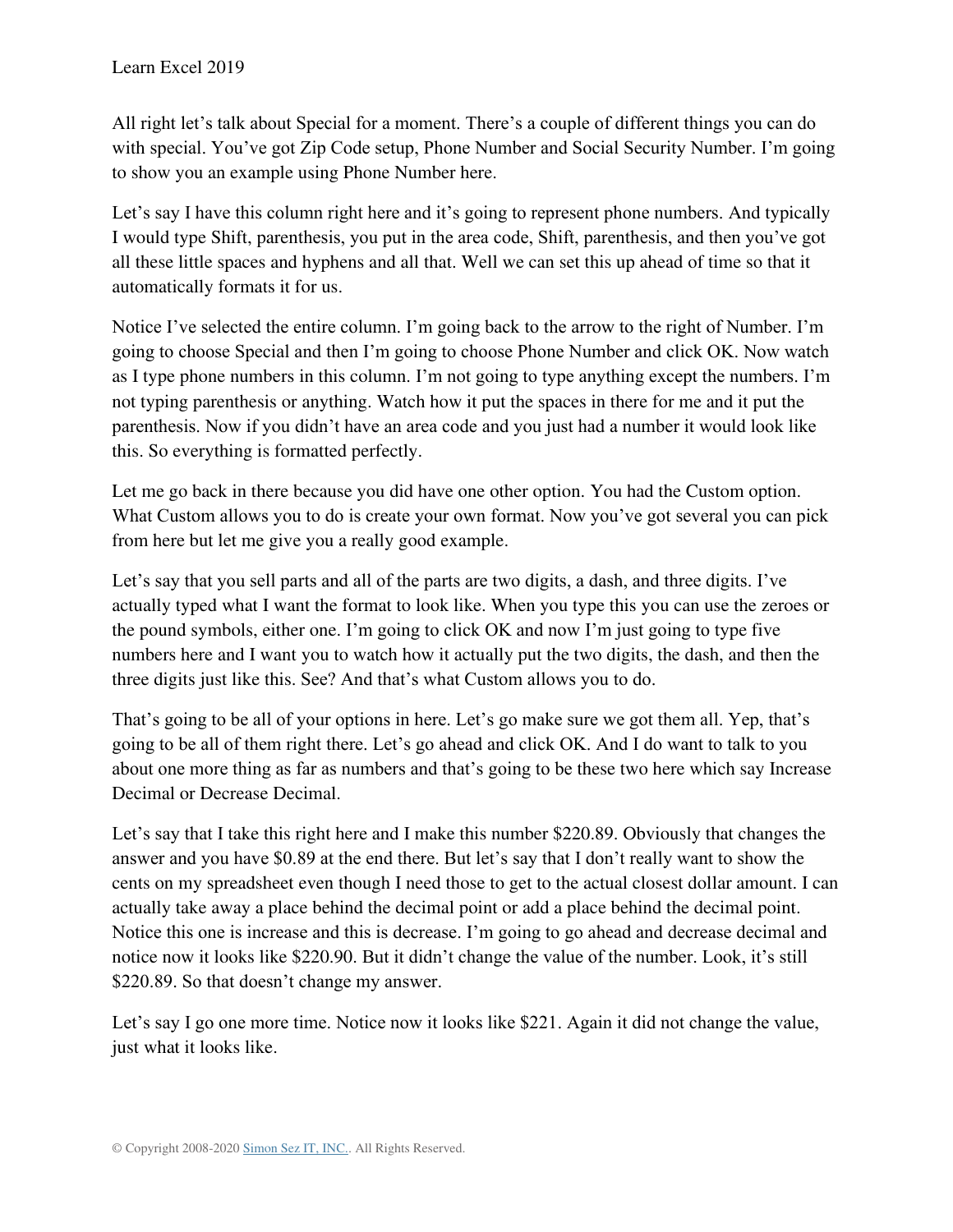All right let's talk about Special for a moment. There's a couple of different things you can do with special. You've got Zip Code setup, Phone Number and Social Security Number. I'm going to show you an example using Phone Number here.

Let's say I have this column right here and it's going to represent phone numbers. And typically I would type Shift, parenthesis, you put in the area code, Shift, parenthesis, and then you've got all these little spaces and hyphens and all that. Well we can set this up ahead of time so that it automatically formats it for us.

Notice I've selected the entire column. I'm going back to the arrow to the right of Number. I'm going to choose Special and then I'm going to choose Phone Number and click OK. Now watch as I type phone numbers in this column. I'm not going to type anything except the numbers. I'm not typing parenthesis or anything. Watch how it put the spaces in there for me and it put the parenthesis. Now if you didn't have an area code and you just had a number it would look like this. So everything is formatted perfectly.

Let me go back in there because you did have one other option. You had the Custom option. What Custom allows you to do is create your own format. Now you've got several you can pick from here but let me give you a really good example.

Let's say that you sell parts and all of the parts are two digits, a dash, and three digits. I've actually typed what I want the format to look like. When you type this you can use the zeroes or the pound symbols, either one. I'm going to click OK and now I'm just going to type five numbers here and I want you to watch how it actually put the two digits, the dash, and then the three digits just like this. See? And that's what Custom allows you to do.

That's going to be all of your options in here. Let's go make sure we got them all. Yep, that's going to be all of them right there. Let's go ahead and click OK. And I do want to talk to you about one more thing as far as numbers and that's going to be these two here which say Increase Decimal or Decrease Decimal.

Let's say that I take this right here and I make this number $220.89. Obviously that changes the answer and you have $0.89 at the end there. But let's say that I don't really want to show the cents on my spreadsheet even though I need those to get to the actual closest dollar amount. I can actually take away a place behind the decimal point or add a place behind the decimal point. Notice this one is increase and this is decrease. I'm going to go ahead and decrease decimal and notice now it looks like $220.90. But it didn't change the value of the number. Look, it's still $220.89. So that doesn't change my answer.

Let's say I go one more time. Notice now it looks like $221. Again it did not change the value, just what it looks like.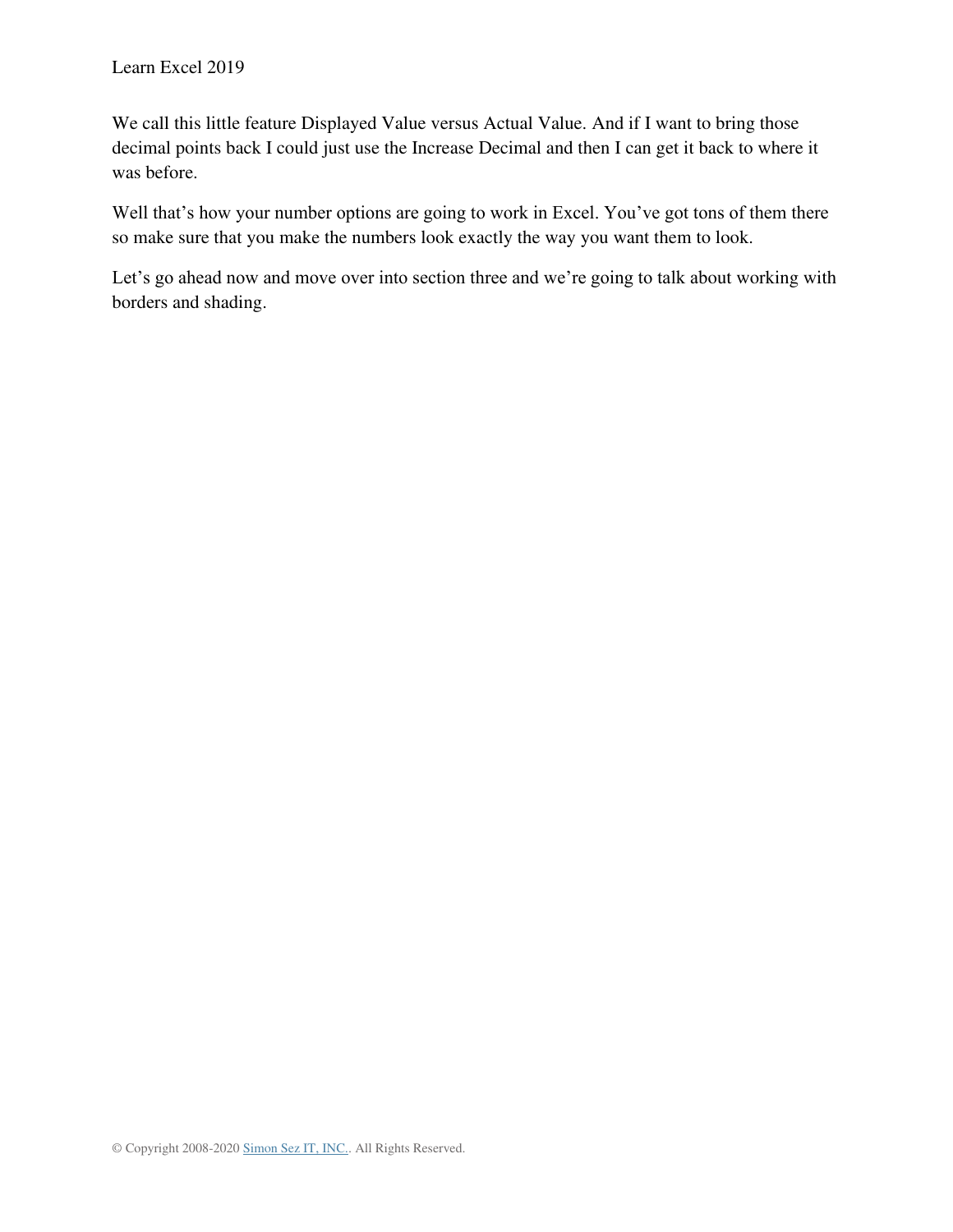We call this little feature Displayed Value versus Actual Value. And if I want to bring those decimal points back I could just use the Increase Decimal and then I can get it back to where it was before.

Well that's how your number options are going to work in Excel. You've got tons of them there so make sure that you make the numbers look exactly the way you want them to look.

Let's go ahead now and move over into section three and we're going to talk about working with borders and shading.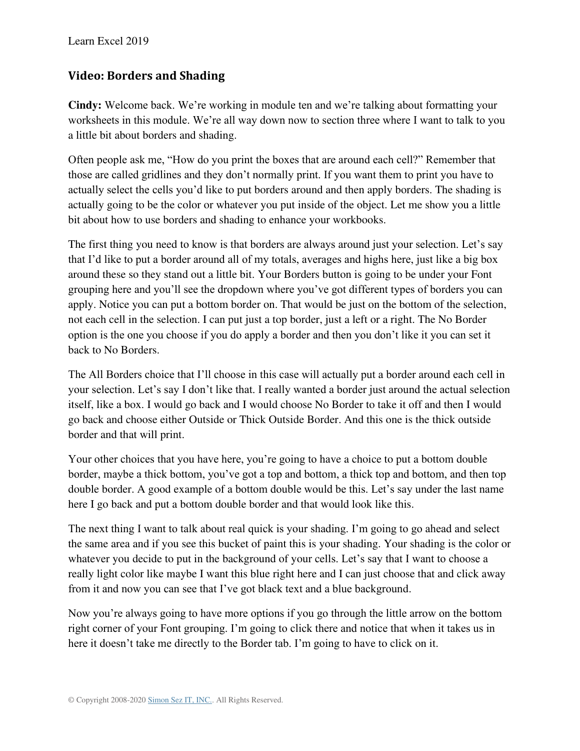## Video: Borders and Shading

**Cindy:** Welcome back. We're working in module ten and we're talking about formatting your worksheets in this module. We're all way down now to section three where I want to talk to you a little bit about borders and shading.

Often people ask me, "How do you print the boxes that are around each cell?" Remember that those are called gridlines and they don't normally print. If you want them to print you have to actually select the cells you'd like to put borders around and then apply borders. The shading is actually going to be the color or whatever you put inside of the object. Let me show you a little bit about how to use borders and shading to enhance your workbooks.

The first thing you need to know is that borders are always around just your selection. Let's say that I'd like to put a border around all of my totals, averages and highs here, just like a big box around these so they stand out a little bit. Your Borders button is going to be under your Font grouping here and you'll see the dropdown where you've got different types of borders you can apply. Notice you can put a bottom border on. That would be just on the bottom of the selection, not each cell in the selection. I can put just a top border, just a left or a right. The No Border option is the one you choose if you do apply a border and then you don't like it you can set it back to No Borders.

The All Borders choice that I'll choose in this case will actually put a border around each cell in your selection. Let's say I don't like that. I really wanted a border just around the actual selection itself, like a box. I would go back and I would choose No Border to take it off and then I would go back and choose either Outside or Thick Outside Border. And this one is the thick outside border and that will print.

Your other choices that you have here, you're going to have a choice to put a bottom double border, maybe a thick bottom, you've got a top and bottom, a thick top and bottom, and then top double border. A good example of a bottom double would be this. Let's say under the last name here I go back and put a bottom double border and that would look like this.

The next thing I want to talk about real quick is your shading. I'm going to go ahead and select the same area and if you see this bucket of paint this is your shading. Your shading is the color or whatever you decide to put in the background of your cells. Let's say that I want to choose a really light color like maybe I want this blue right here and I can just choose that and click away from it and now you can see that I've got black text and a blue background.

Now you're always going to have more options if you go through the little arrow on the bottom right corner of your Font grouping. I'm going to click there and notice that when it takes us in here it doesn't take me directly to the Border tab. I'm going to have to click on it.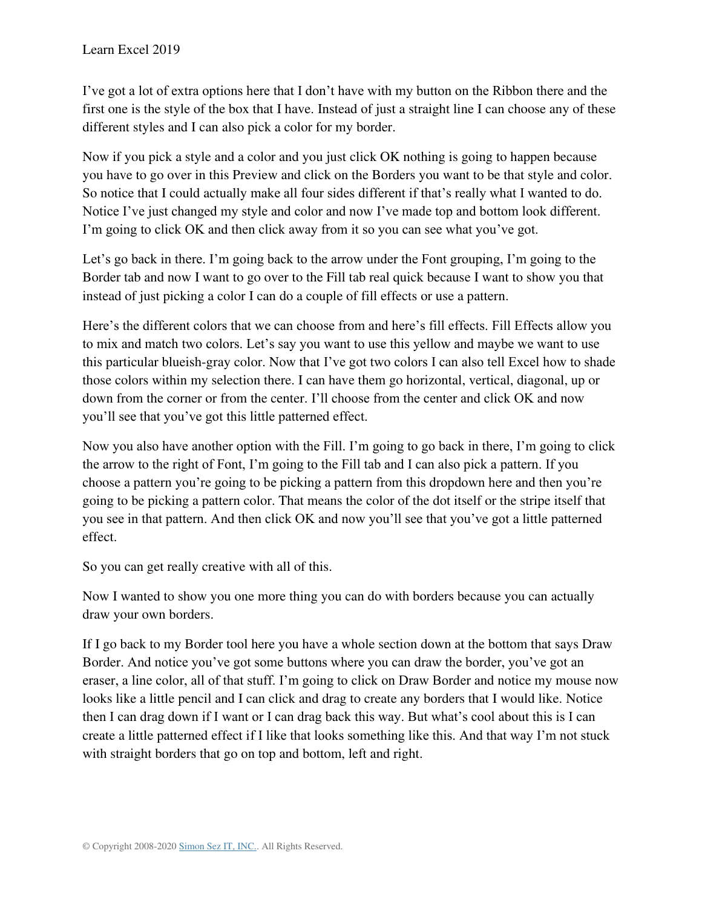I've got a lot of extra options here that I don't have with my button on the Ribbon there and the first one is the style of the box that I have. Instead of just a straight line I can choose any of these different styles and I can also pick a color for my border.

Now if you pick a style and a color and you just click OK nothing is going to happen because you have to go over in this Preview and click on the Borders you want to be that style and color. So notice that I could actually make all four sides different if that's really what I wanted to do. Notice I've just changed my style and color and now I've made top and bottom look different. I'm going to click OK and then click away from it so you can see what you've got.

Let's go back in there. I'm going back to the arrow under the Font grouping, I'm going to the Border tab and now I want to go over to the Fill tab real quick because I want to show you that instead of just picking a color I can do a couple of fill effects or use a pattern.

Here's the different colors that we can choose from and here's fill effects. Fill Effects allow you to mix and match two colors. Let's say you want to use this yellow and maybe we want to use this particular blueish-gray color. Now that I've got two colors I can also tell Excel how to shade those colors within my selection there. I can have them go horizontal, vertical, diagonal, up or down from the corner or from the center. I'll choose from the center and click OK and now you'll see that you've got this little patterned effect.

Now you also have another option with the Fill. I'm going to go back in there, I'm going to click the arrow to the right of Font, I'm going to the Fill tab and I can also pick a pattern. If you choose a pattern you're going to be picking a pattern from this dropdown here and then you're going to be picking a pattern color. That means the color of the dot itself or the stripe itself that you see in that pattern. And then click OK and now you'll see that you've got a little patterned effect.

So you can get really creative with all of this.

Now I wanted to show you one more thing you can do with borders because you can actually draw your own borders.

If I go back to my Border tool here you have a whole section down at the bottom that says Draw Border. And notice you've got some buttons where you can draw the border, you've got an eraser, a line color, all of that stuff. I'm going to click on Draw Border and notice my mouse now looks like a little pencil and I can click and drag to create any borders that I would like. Notice then I can drag down if I want or I can drag back this way. But what's cool about this is I can create a little patterned effect if I like that looks something like this. And that way I'm not stuck with straight borders that go on top and bottom, left and right.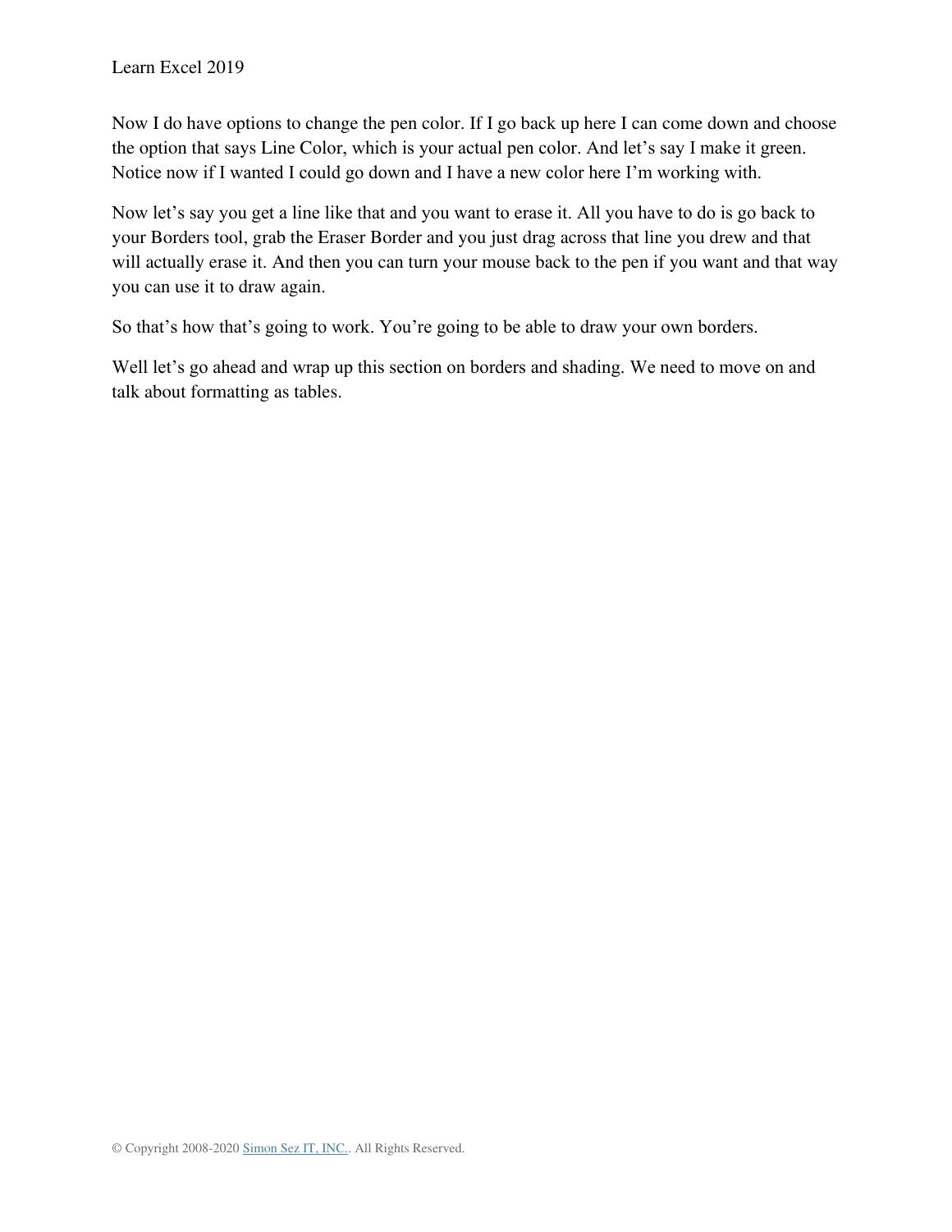Now I do have options to change the pen color. If I go back up here I can come down and choose the option that says Line Color, which is your actual pen color. And let's say I make it green. Notice now if I wanted I could go down and I have a new color here I'm working with.

Now let's say you get a line like that and you want to erase it. All you have to do is go back to your Borders tool, grab the Eraser Border and you just drag across that line you drew and that will actually erase it. And then you can turn your mouse back to the pen if you want and that way you can use it to draw again.

So that's how that's going to work. You're going to be able to draw your own borders.

Well let's go ahead and wrap up this section on borders and shading. We need to move on and talk about formatting as tables.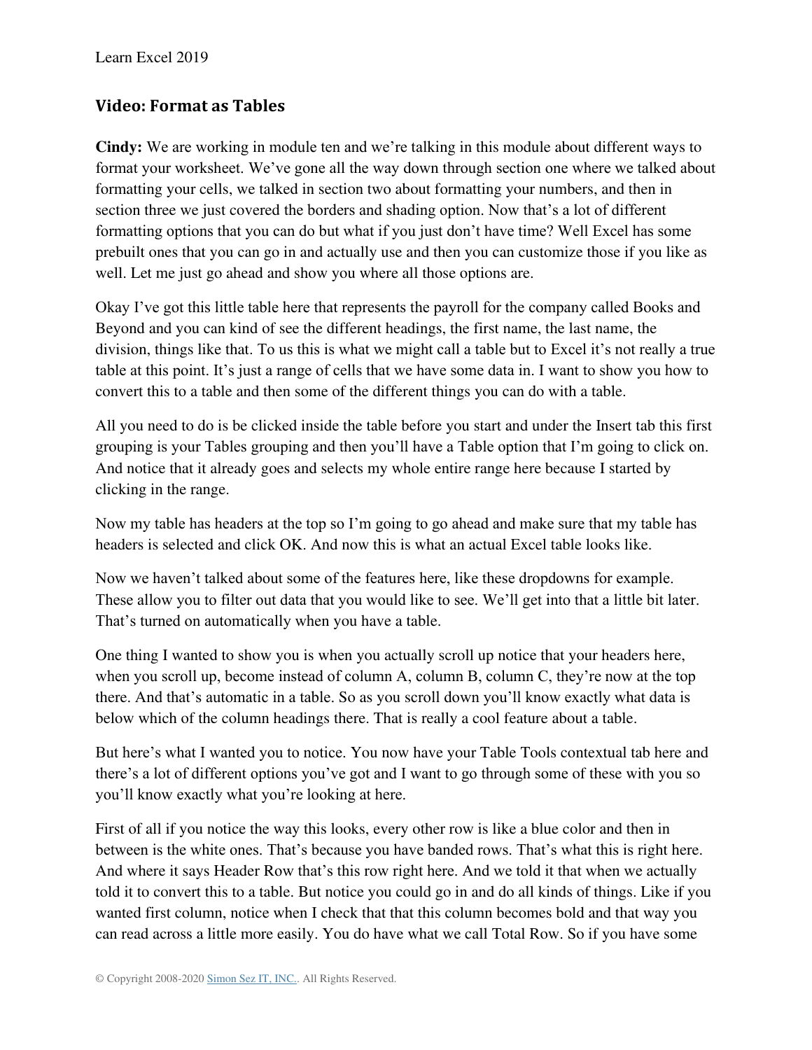## Video: Format as Tables

**Cindy:** We are working in module ten and we're talking in this module about different ways to format your worksheet. We've gone all the way down through section one where we talked about formatting your cells, we talked in section two about formatting your numbers, and then in section three we just covered the borders and shading option. Now that's a lot of different formatting options that you can do but what if you just don't have time? Well Excel has some prebuilt ones that you can go in and actually use and then you can customize those if you like as well. Let me just go ahead and show you where all those options are.

Okay I've got this little table here that represents the payroll for the company called Books and Beyond and you can kind of see the different headings, the first name, the last name, the division, things like that. To us this is what we might call a table but to Excel it's not really a true table at this point. It's just a range of cells that we have some data in. I want to show you how to convert this to a table and then some of the different things you can do with a table.

All you need to do is be clicked inside the table before you start and under the Insert tab this first grouping is your Tables grouping and then you'll have a Table option that I'm going to click on. And notice that it already goes and selects my whole entire range here because I started by clicking in the range.

Now my table has headers at the top so I'm going to go ahead and make sure that my table has headers is selected and click OK. And now this is what an actual Excel table looks like.

Now we haven't talked about some of the features here, like these dropdowns for example. These allow you to filter out data that you would like to see. We'll get into that a little bit later. That's turned on automatically when you have a table.

One thing I wanted to show you is when you actually scroll up notice that your headers here, when you scroll up, become instead of column A, column B, column C, they're now at the top there. And that's automatic in a table. So as you scroll down you'll know exactly what data is below which of the column headings there. That is really a cool feature about a table.

But here's what I wanted you to notice. You now have your Table Tools contextual tab here and there's a lot of different options you've got and I want to go through some of these with you so you'll know exactly what you're looking at here.

First of all if you notice the way this looks, every other row is like a blue color and then in between is the white ones. That's because you have banded rows. That's what this is right here. And where it says Header Row that's this row right here. And we told it that when we actually told it to convert this to a table. But notice you could go in and do all kinds of things. Like if you wanted first column, notice when I check that that this column becomes bold and that way you can read across a little more easily. You do have what we call Total Row. So if you have some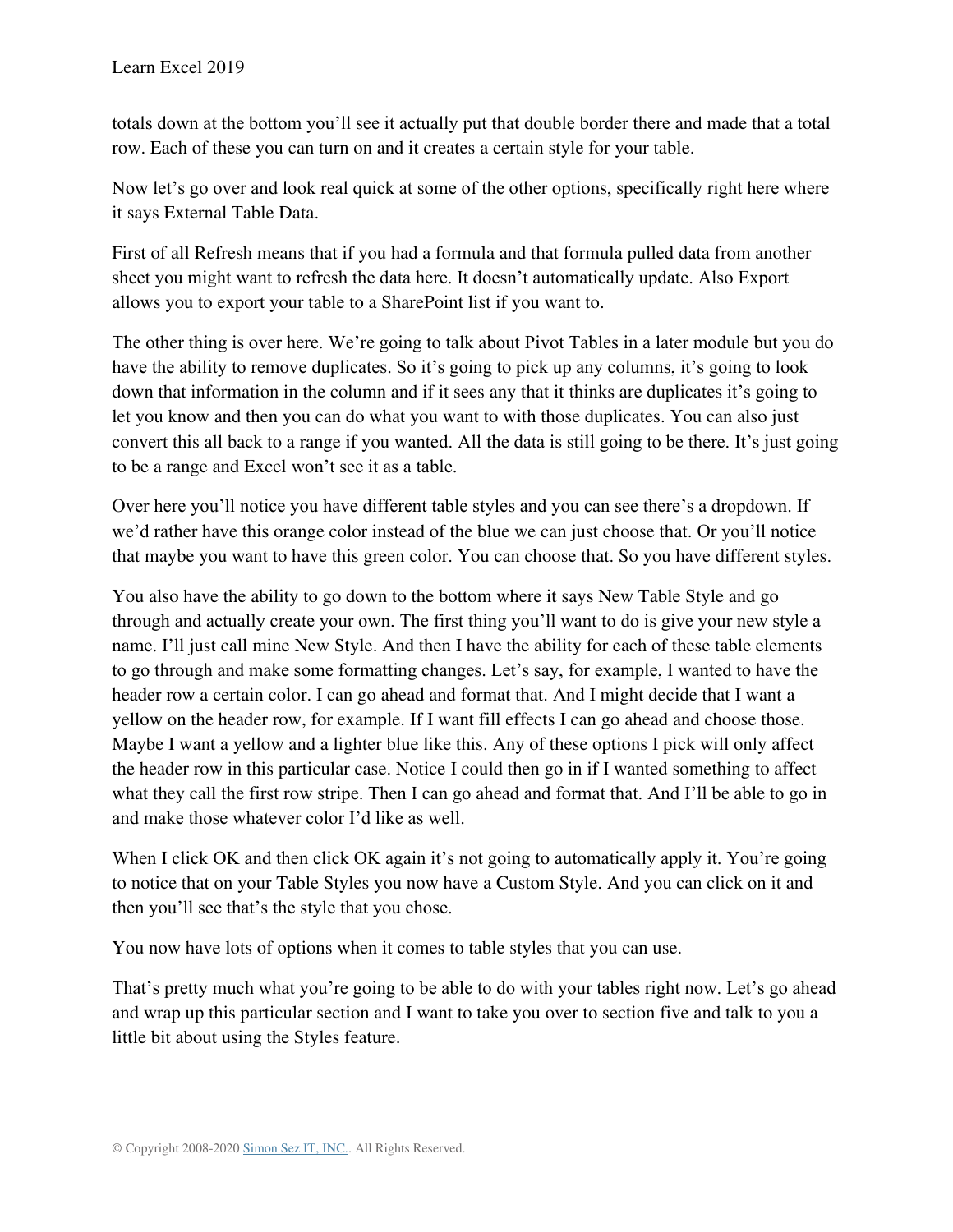totals down at the bottom you'll see it actually put that double border there and made that a total row. Each of these you can turn on and it creates a certain style for your table.

Now let's go over and look real quick at some of the other options, specifically right here where it says External Table Data.

First of all Refresh means that if you had a formula and that formula pulled data from another sheet you might want to refresh the data here. It doesn't automatically update. Also Export allows you to export your table to a SharePoint list if you want to.

The other thing is over here. We're going to talk about Pivot Tables in a later module but you do have the ability to remove duplicates. So it's going to pick up any columns, it's going to look down that information in the column and if it sees any that it thinks are duplicates it's going to let you know and then you can do what you want to with those duplicates. You can also just convert this all back to a range if you wanted. All the data is still going to be there. It's just going to be a range and Excel won't see it as a table.

Over here you'll notice you have different table styles and you can see there's a dropdown. If we'd rather have this orange color instead of the blue we can just choose that. Or you'll notice that maybe you want to have this green color. You can choose that. So you have different styles.

You also have the ability to go down to the bottom where it says New Table Style and go through and actually create your own. The first thing you'll want to do is give your new style a name. I'll just call mine New Style. And then I have the ability for each of these table elements to go through and make some formatting changes. Let's say, for example, I wanted to have the header row a certain color. I can go ahead and format that. And I might decide that I want a yellow on the header row, for example. If I want fill effects I can go ahead and choose those. Maybe I want a yellow and a lighter blue like this. Any of these options I pick will only affect the header row in this particular case. Notice I could then go in if I wanted something to affect what they call the first row stripe. Then I can go ahead and format that. And I'll be able to go in and make those whatever color I'd like as well.

When I click OK and then click OK again it's not going to automatically apply it. You're going to notice that on your Table Styles you now have a Custom Style. And you can click on it and then you'll see that's the style that you chose.

You now have lots of options when it comes to table styles that you can use.

That's pretty much what you're going to be able to do with your tables right now. Let's go ahead and wrap up this particular section and I want to take you over to section five and talk to you a little bit about using the Styles feature.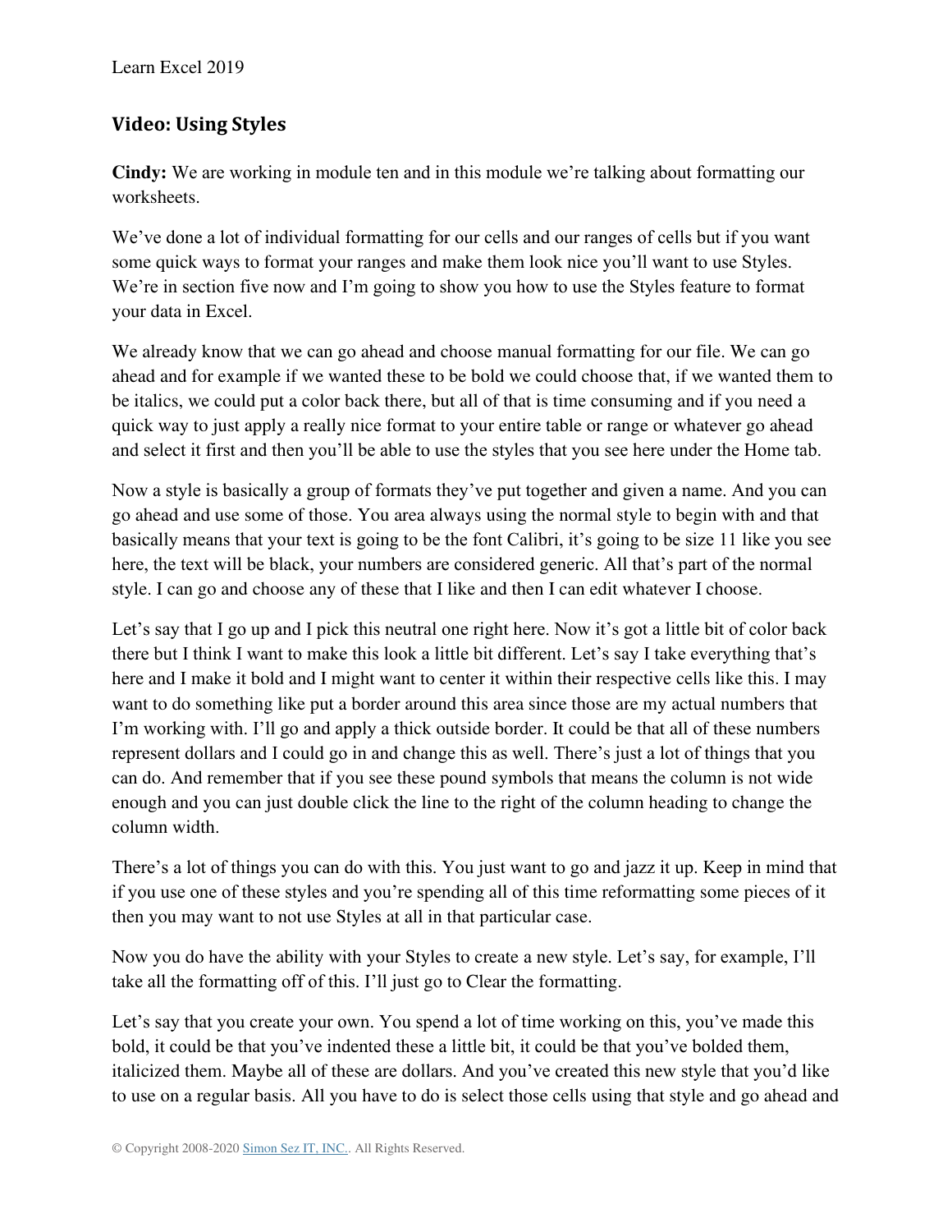## Video: Using Styles

**Cindy:** We are working in module ten and in this module we're talking about formatting our worksheets.

We've done a lot of individual formatting for our cells and our ranges of cells but if you want some quick ways to format your ranges and make them look nice you'll want to use Styles. We're in section five now and I'm going to show you how to use the Styles feature to format your data in Excel.

We already know that we can go ahead and choose manual formatting for our file. We can go ahead and for example if we wanted these to be bold we could choose that, if we wanted them to be italics, we could put a color back there, but all of that is time consuming and if you need a quick way to just apply a really nice format to your entire table or range or whatever go ahead and select it first and then you'll be able to use the styles that you see here under the Home tab.

Now a style is basically a group of formats they've put together and given a name. And you can go ahead and use some of those. You area always using the normal style to begin with and that basically means that your text is going to be the font Calibri, it's going to be size 11 like you see here, the text will be black, your numbers are considered generic. All that's part of the normal style. I can go and choose any of these that I like and then I can edit whatever I choose.

Let's say that I go up and I pick this neutral one right here. Now it's got a little bit of color back there but I think I want to make this look a little bit different. Let's say I take everything that's here and I make it bold and I might want to center it within their respective cells like this. I may want to do something like put a border around this area since those are my actual numbers that I'm working with. I'll go and apply a thick outside border. It could be that all of these numbers represent dollars and I could go in and change this as well. There's just a lot of things that you can do. And remember that if you see these pound symbols that means the column is not wide enough and you can just double click the line to the right of the column heading to change the column width.

There's a lot of things you can do with this. You just want to go and jazz it up. Keep in mind that if you use one of these styles and you're spending all of this time reformatting some pieces of it then you may want to not use Styles at all in that particular case.

Now you do have the ability with your Styles to create a new style. Let's say, for example, I'll take all the formatting off of this. I'll just go to Clear the formatting.

Let's say that you create your own. You spend a lot of time working on this, you've made this bold, it could be that you've indented these a little bit, it could be that you've bolded them, italicized them. Maybe all of these are dollars. And you've created this new style that you'd like to use on a regular basis. All you have to do is select those cells using that style and go ahead and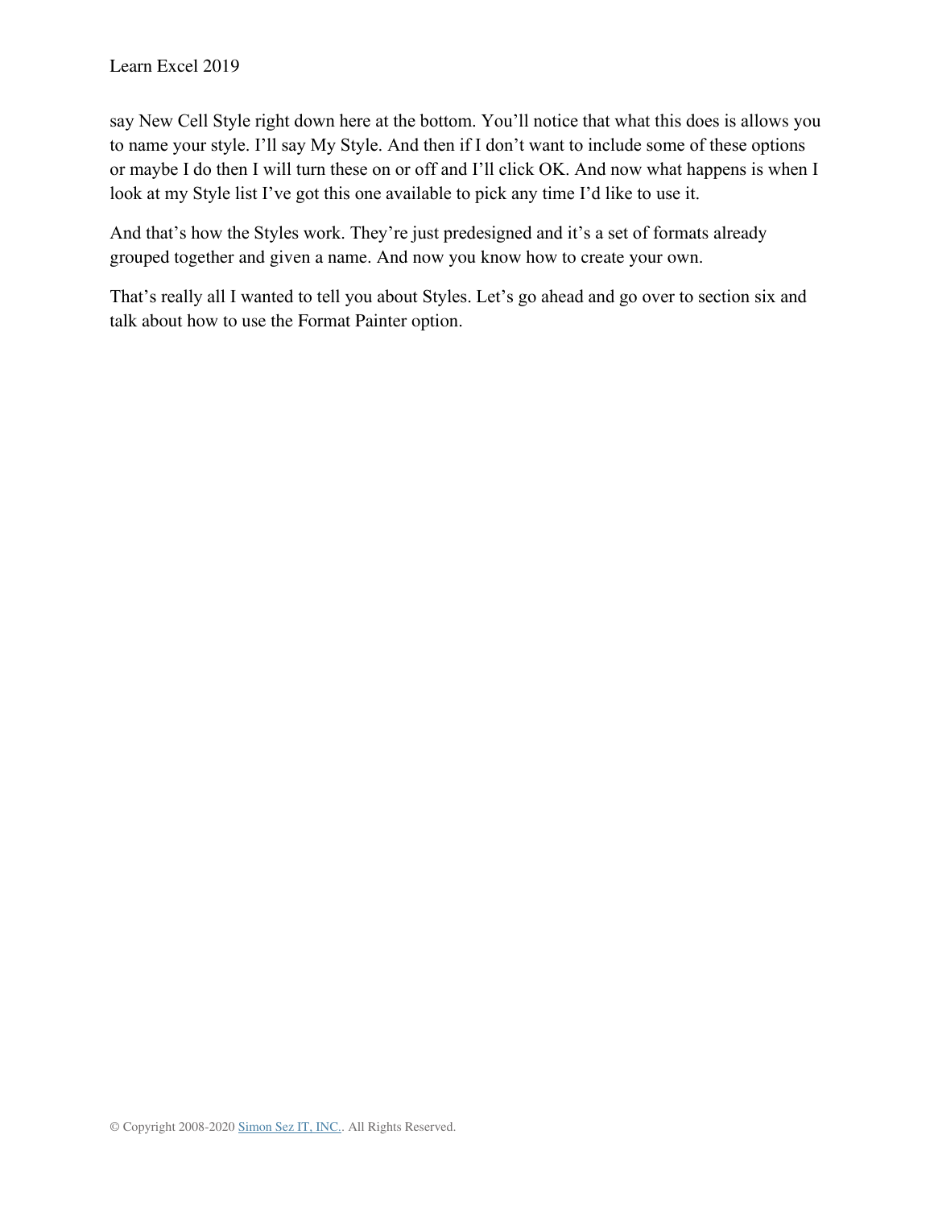say New Cell Style right down here at the bottom. You'll notice that what this does is allows you to name your style. I'll say My Style. And then if I don't want to include some of these options or maybe I do then I will turn these on or off and I'll click OK. And now what happens is when I look at my Style list I've got this one available to pick any time I'd like to use it.

And that's how the Styles work. They're just predesigned and it's a set of formats already grouped together and given a name. And now you know how to create your own.

That's really all I wanted to tell you about Styles. Let's go ahead and go over to section six and talk about how to use the Format Painter option.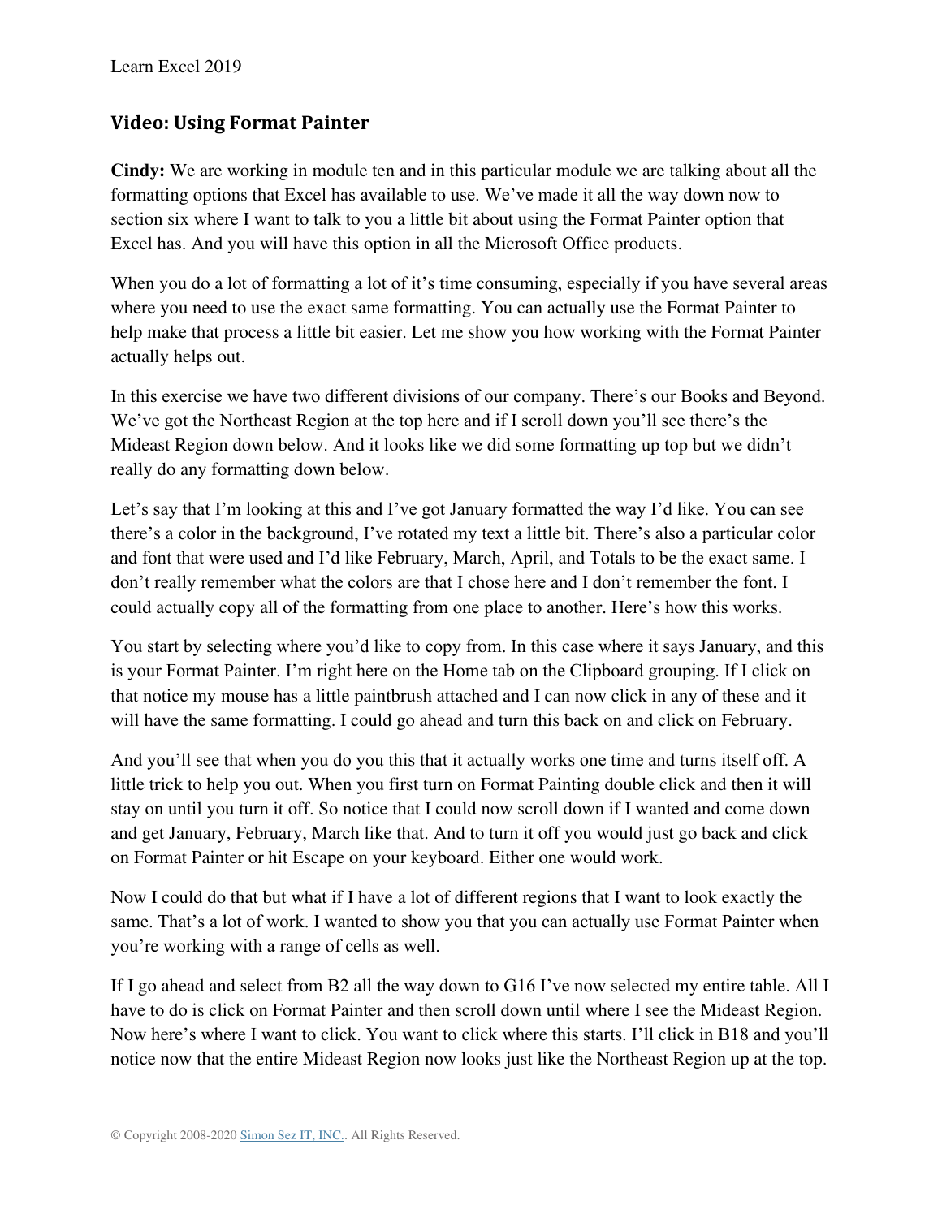## Video: Using Format Painter

**Cindy:** We are working in module ten and in this particular module we are talking about all the formatting options that Excel has available to use. We've made it all the way down now to section six where I want to talk to you a little bit about using the Format Painter option that Excel has. And you will have this option in all the Microsoft Office products.

When you do a lot of formatting a lot of it's time consuming, especially if you have several areas where you need to use the exact same formatting. You can actually use the Format Painter to help make that process a little bit easier. Let me show you how working with the Format Painter actually helps out.

In this exercise we have two different divisions of our company. There's our Books and Beyond. We've got the Northeast Region at the top here and if I scroll down you'll see there's the Mideast Region down below. And it looks like we did some formatting up top but we didn't really do any formatting down below.

Let's say that I'm looking at this and I've got January formatted the way I'd like. You can see there's a color in the background, I've rotated my text a little bit. There's also a particular color and font that were used and I'd like February, March, April, and Totals to be the exact same. I don't really remember what the colors are that I chose here and I don't remember the font. I could actually copy all of the formatting from one place to another. Here's how this works.

You start by selecting where you'd like to copy from. In this case where it says January, and this is your Format Painter. I'm right here on the Home tab on the Clipboard grouping. If I click on that notice my mouse has a little paintbrush attached and I can now click in any of these and it will have the same formatting. I could go ahead and turn this back on and click on February.

And you'll see that when you do you this that it actually works one time and turns itself off. A little trick to help you out. When you first turn on Format Painting double click and then it will stay on until you turn it off. So notice that I could now scroll down if I wanted and come down and get January, February, March like that. And to turn it off you would just go back and click on Format Painter or hit Escape on your keyboard. Either one would work.

Now I could do that but what if I have a lot of different regions that I want to look exactly the same. That's a lot of work. I wanted to show you that you can actually use Format Painter when you're working with a range of cells as well.

If I go ahead and select from B2 all the way down to G16 I've now selected my entire table. All I have to do is click on Format Painter and then scroll down until where I see the Mideast Region. Now here's where I want to click. You want to click where this starts. I'll click in B18 and you'll notice now that the entire Mideast Region now looks just like the Northeast Region up at the top.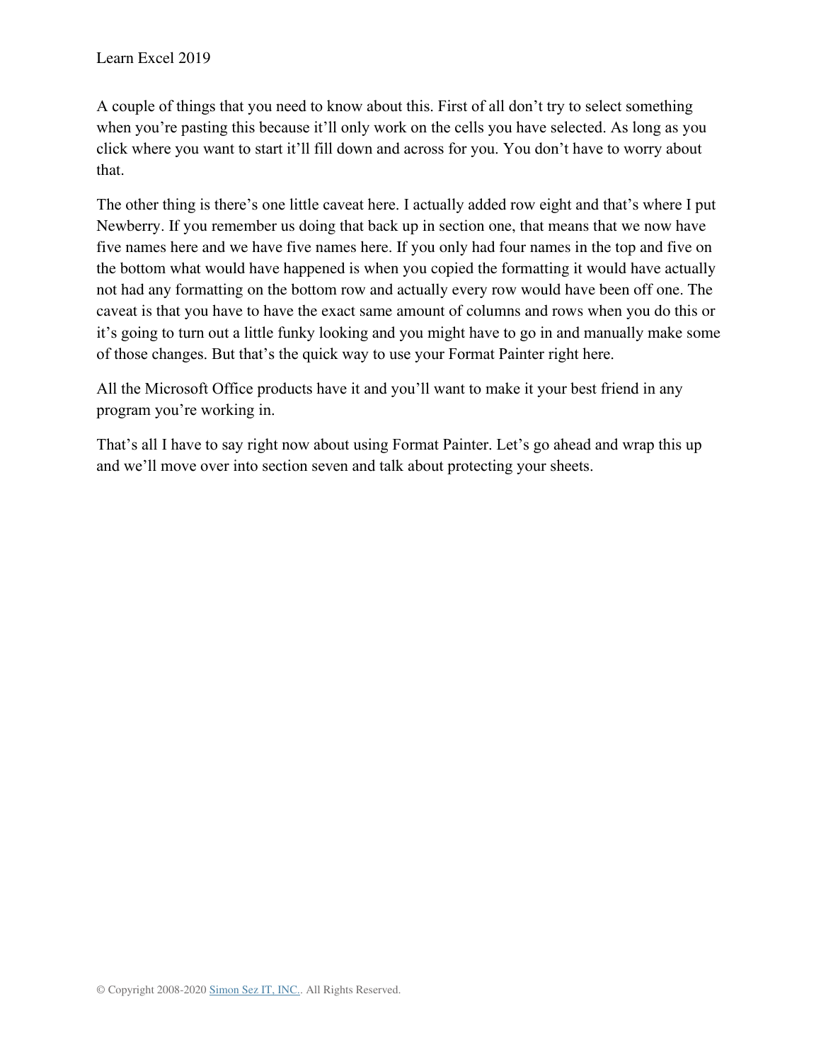A couple of things that you need to know about this. First of all don't try to select something when you're pasting this because it'll only work on the cells you have selected. As long as you click where you want to start it'll fill down and across for you. You don't have to worry about that.

The other thing is there's one little caveat here. I actually added row eight and that's where I put Newberry. If you remember us doing that back up in section one, that means that we now have five names here and we have five names here. If you only had four names in the top and five on the bottom what would have happened is when you copied the formatting it would have actually not had any formatting on the bottom row and actually every row would have been off one. The caveat is that you have to have the exact same amount of columns and rows when you do this or it's going to turn out a little funky looking and you might have to go in and manually make some of those changes. But that's the quick way to use your Format Painter right here.

All the Microsoft Office products have it and you'll want to make it your best friend in any program you're working in.

That's all I have to say right now about using Format Painter. Let's go ahead and wrap this up and we'll move over into section seven and talk about protecting your sheets.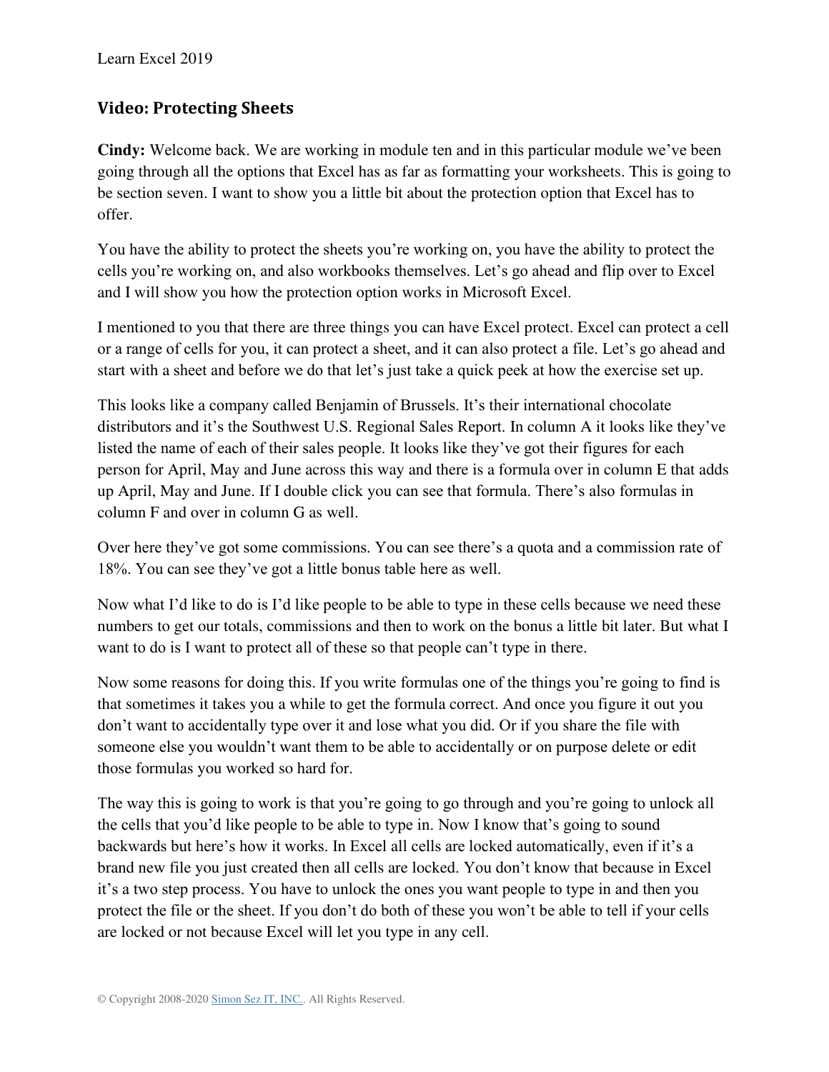## Video: Protecting Sheets

**Cindy:** Welcome back. We are working in module ten and in this particular module we've been going through all the options that Excel has as far as formatting your worksheets. This is going to be section seven. I want to show you a little bit about the protection option that Excel has to offer.

You have the ability to protect the sheets you're working on, you have the ability to protect the cells you're working on, and also workbooks themselves. Let's go ahead and flip over to Excel and I will show you how the protection option works in Microsoft Excel.

I mentioned to you that there are three things you can have Excel protect. Excel can protect a cell or a range of cells for you, it can protect a sheet, and it can also protect a file. Let's go ahead and start with a sheet and before we do that let's just take a quick peek at how the exercise set up.

This looks like a company called Benjamin of Brussels. It's their international chocolate distributors and it's the Southwest U.S. Regional Sales Report. In column A it looks like they've listed the name of each of their sales people. It looks like they've got their figures for each person for April, May and June across this way and there is a formula over in column E that adds up April, May and June. If I double click you can see that formula. There's also formulas in column F and over in column G as well.

Over here they've got some commissions. You can see there's a quota and a commission rate of 18%. You can see they've got a little bonus table here as well.

Now what I'd like to do is I'd like people to be able to type in these cells because we need these numbers to get our totals, commissions and then to work on the bonus a little bit later. But what I want to do is I want to protect all of these so that people can't type in there.

Now some reasons for doing this. If you write formulas one of the things you're going to find is that sometimes it takes you a while to get the formula correct. And once you figure it out you don't want to accidentally type over it and lose what you did. Or if you share the file with someone else you wouldn't want them to be able to accidentally or on purpose delete or edit those formulas you worked so hard for.

The way this is going to work is that you're going to go through and you're going to unlock all the cells that you'd like people to be able to type in. Now I know that's going to sound backwards but here's how it works. In Excel all cells are locked automatically, even if it's a brand new file you just created then all cells are locked. You don't know that because in Excel it's a two step process. You have to unlock the ones you want people to type in and then you protect the file or the sheet. If you don't do both of these you won't be able to tell if your cells are locked or not because Excel will let you type in any cell.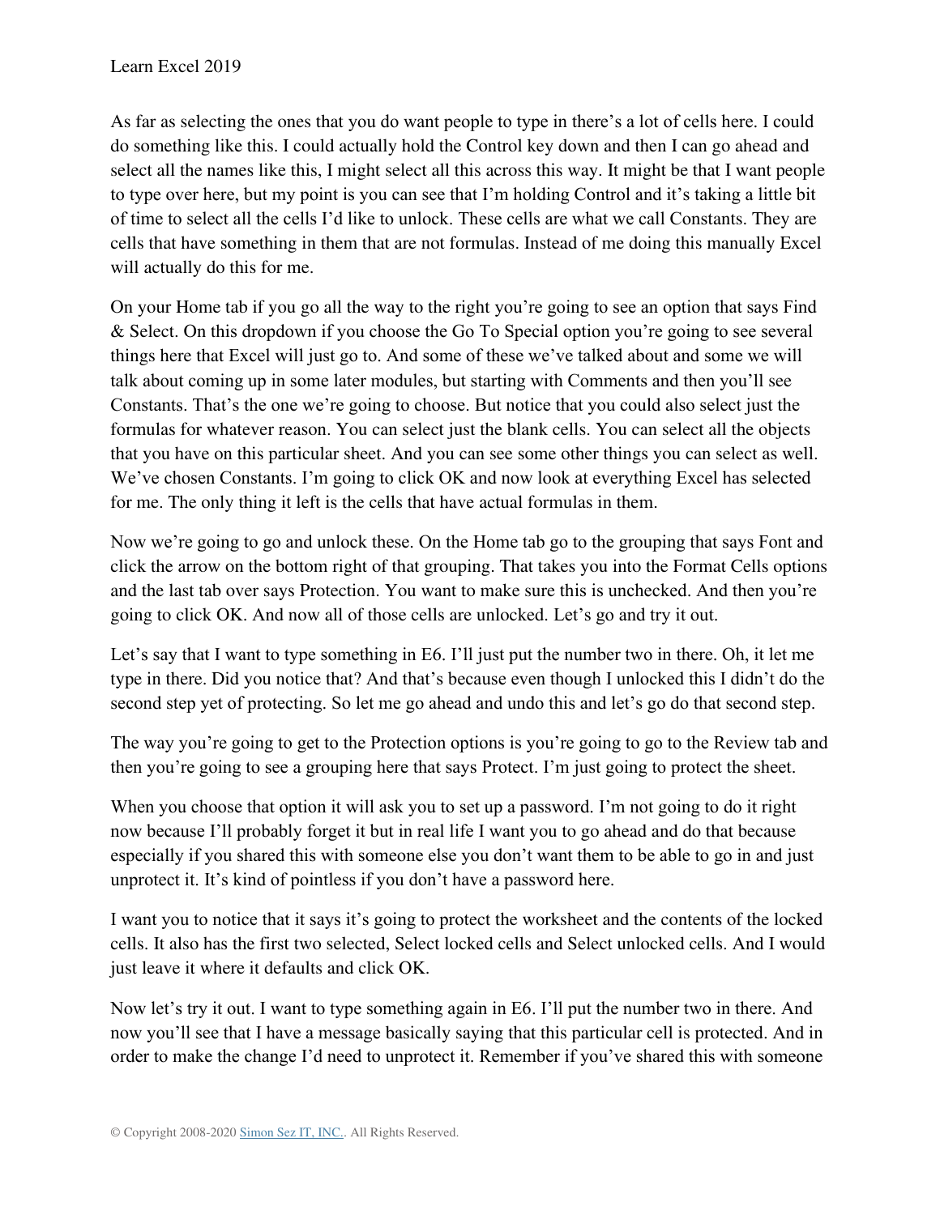As far as selecting the ones that you do want people to type in there's a lot of cells here. I could do something like this. I could actually hold the Control key down and then I can go ahead and select all the names like this, I might select all this across this way. It might be that I want people to type over here, but my point is you can see that I'm holding Control and it's taking a little bit of time to select all the cells I'd like to unlock. These cells are what we call Constants. They are cells that have something in them that are not formulas. Instead of me doing this manually Excel will actually do this for me.

On your Home tab if you go all the way to the right you're going to see an option that says Find & Select. On this dropdown if you choose the Go To Special option you're going to see several things here that Excel will just go to. And some of these we've talked about and some we will talk about coming up in some later modules, but starting with Comments and then you'll see Constants. That's the one we're going to choose. But notice that you could also select just the formulas for whatever reason. You can select just the blank cells. You can select all the objects that you have on this particular sheet. And you can see some other things you can select as well. We've chosen Constants. I'm going to click OK and now look at everything Excel has selected for me. The only thing it left is the cells that have actual formulas in them.

Now we're going to go and unlock these. On the Home tab go to the grouping that says Font and click the arrow on the bottom right of that grouping. That takes you into the Format Cells options and the last tab over says Protection. You want to make sure this is unchecked. And then you're going to click OK. And now all of those cells are unlocked. Let's go and try it out.

Let's say that I want to type something in E6. I'll just put the number two in there. Oh, it let me type in there. Did you notice that? And that's because even though I unlocked this I didn't do the second step yet of protecting. So let me go ahead and undo this and let's go do that second step.

The way you're going to get to the Protection options is you're going to go to the Review tab and then you're going to see a grouping here that says Protect. I'm just going to protect the sheet.

When you choose that option it will ask you to set up a password. I'm not going to do it right now because I'll probably forget it but in real life I want you to go ahead and do that because especially if you shared this with someone else you don't want them to be able to go in and just unprotect it. It's kind of pointless if you don't have a password here.

I want you to notice that it says it's going to protect the worksheet and the contents of the locked cells. It also has the first two selected, Select locked cells and Select unlocked cells. And I would just leave it where it defaults and click OK.

Now let's try it out. I want to type something again in E6. I'll put the number two in there. And now you'll see that I have a message basically saying that this particular cell is protected. And in order to make the change I'd need to unprotect it. Remember if you've shared this with someone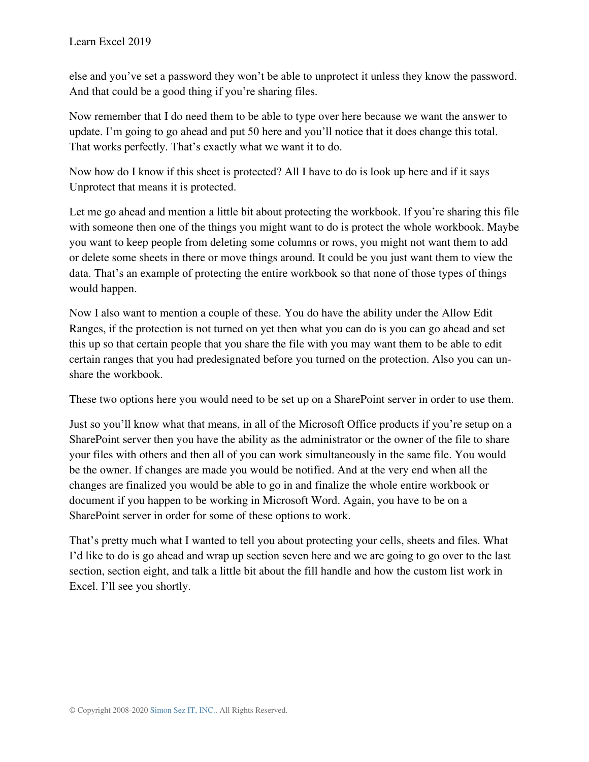else and you've set a password they won't be able to unprotect it unless they know the password. And that could be a good thing if you're sharing files.

Now remember that I do need them to be able to type over here because we want the answer to update. I'm going to go ahead and put 50 here and you'll notice that it does change this total. That works perfectly. That's exactly what we want it to do.

Now how do I know if this sheet is protected? All I have to do is look up here and if it says Unprotect that means it is protected.

Let me go ahead and mention a little bit about protecting the workbook. If you're sharing this file with someone then one of the things you might want to do is protect the whole workbook. Maybe you want to keep people from deleting some columns or rows, you might not want them to add or delete some sheets in there or move things around. It could be you just want them to view the data. That's an example of protecting the entire workbook so that none of those types of things would happen.

Now I also want to mention a couple of these. You do have the ability under the Allow Edit Ranges, if the protection is not turned on yet then what you can do is you can go ahead and set this up so that certain people that you share the file with you may want them to be able to edit certain ranges that you had predesignated before you turned on the protection. Also you can un-share the workbook.

These two options here you would need to be set up on a SharePoint server in order to use them.

Just so you'll know what that means, in all of the Microsoft Office products if you're setup on a SharePoint server then you have the ability as the administrator or the owner of the file to share your files with others and then all of you can work simultaneously in the same file. You would be the owner. If changes are made you would be notified. And at the very end when all the changes are finalized you would be able to go in and finalize the whole entire workbook or document if you happen to be working in Microsoft Word. Again, you have to be on a SharePoint server in order for some of these options to work.

That's pretty much what I wanted to tell you about protecting your cells, sheets and files. What I'd like to do is go ahead and wrap up section seven here and we are going to go over to the last section, section eight, and talk a little bit about the fill handle and how the custom list work in Excel. I'll see you shortly.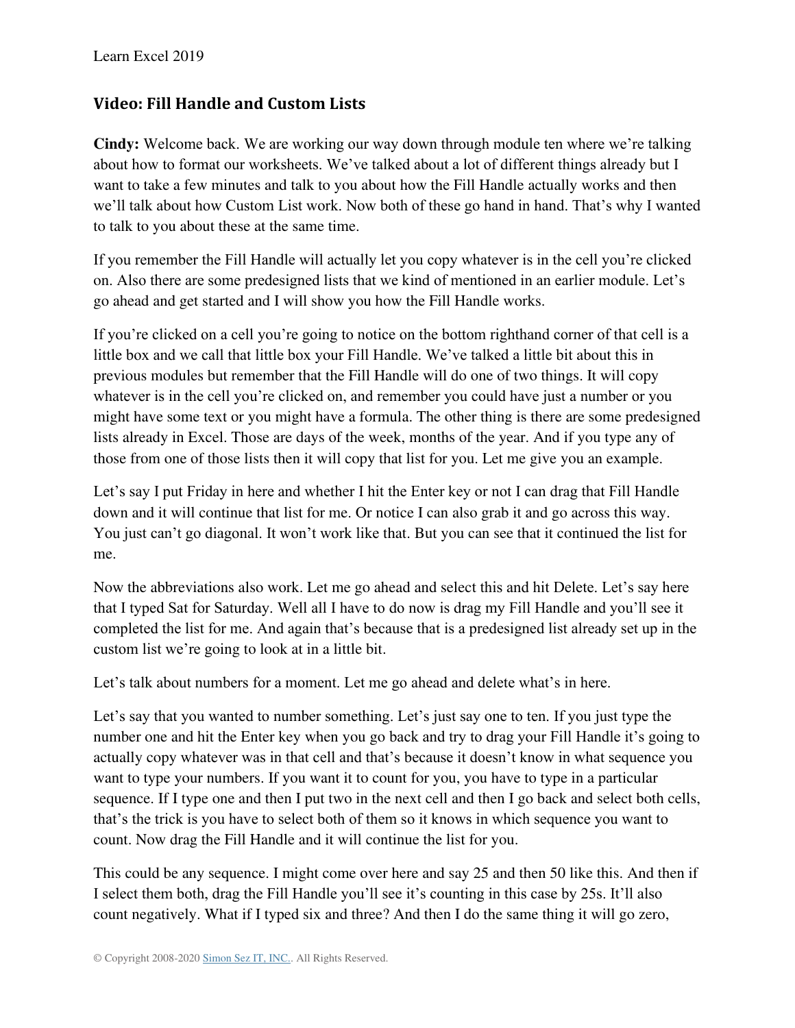## Video: Fill Handle and Custom Lists

**Cindy:** Welcome back. We are working our way down through module ten where we're talking about how to format our worksheets. We've talked about a lot of different things already but I want to take a few minutes and talk to you about how the Fill Handle actually works and then we'll talk about how Custom List work. Now both of these go hand in hand. That's why I wanted to talk to you about these at the same time.

If you remember the Fill Handle will actually let you copy whatever is in the cell you're clicked on. Also there are some predesigned lists that we kind of mentioned in an earlier module. Let's go ahead and get started and I will show you how the Fill Handle works.

If you're clicked on a cell you're going to notice on the bottom righthand corner of that cell is a little box and we call that little box your Fill Handle. We've talked a little bit about this in previous modules but remember that the Fill Handle will do one of two things. It will copy whatever is in the cell you're clicked on, and remember you could have just a number or you might have some text or you might have a formula. The other thing is there are some predesigned lists already in Excel. Those are days of the week, months of the year. And if you type any of those from one of those lists then it will copy that list for you. Let me give you an example.

Let's say I put Friday in here and whether I hit the Enter key or not I can drag that Fill Handle down and it will continue that list for me. Or notice I can also grab it and go across this way. You just can't go diagonal. It won't work like that. But you can see that it continued the list for me.

Now the abbreviations also work. Let me go ahead and select this and hit Delete. Let's say here that I typed Sat for Saturday. Well all I have to do now is drag my Fill Handle and you'll see it completed the list for me. And again that's because that is a predesigned list already set up in the custom list we're going to look at in a little bit.

Let's talk about numbers for a moment. Let me go ahead and delete what's in here.

Let's say that you wanted to number something. Let's just say one to ten. If you just type the number one and hit the Enter key when you go back and try to drag your Fill Handle it's going to actually copy whatever was in that cell and that's because it doesn't know in what sequence you want to type your numbers. If you want it to count for you, you have to type in a particular sequence. If I type one and then I put two in the next cell and then I go back and select both cells, that's the trick is you have to select both of them so it knows in which sequence you want to count. Now drag the Fill Handle and it will continue the list for you.

This could be any sequence. I might come over here and say 25 and then 50 like this. And then if I select them both, drag the Fill Handle you'll see it's counting in this case by 25s. It'll also count negatively. What if I typed six and three? And then I do the same thing it will go zero,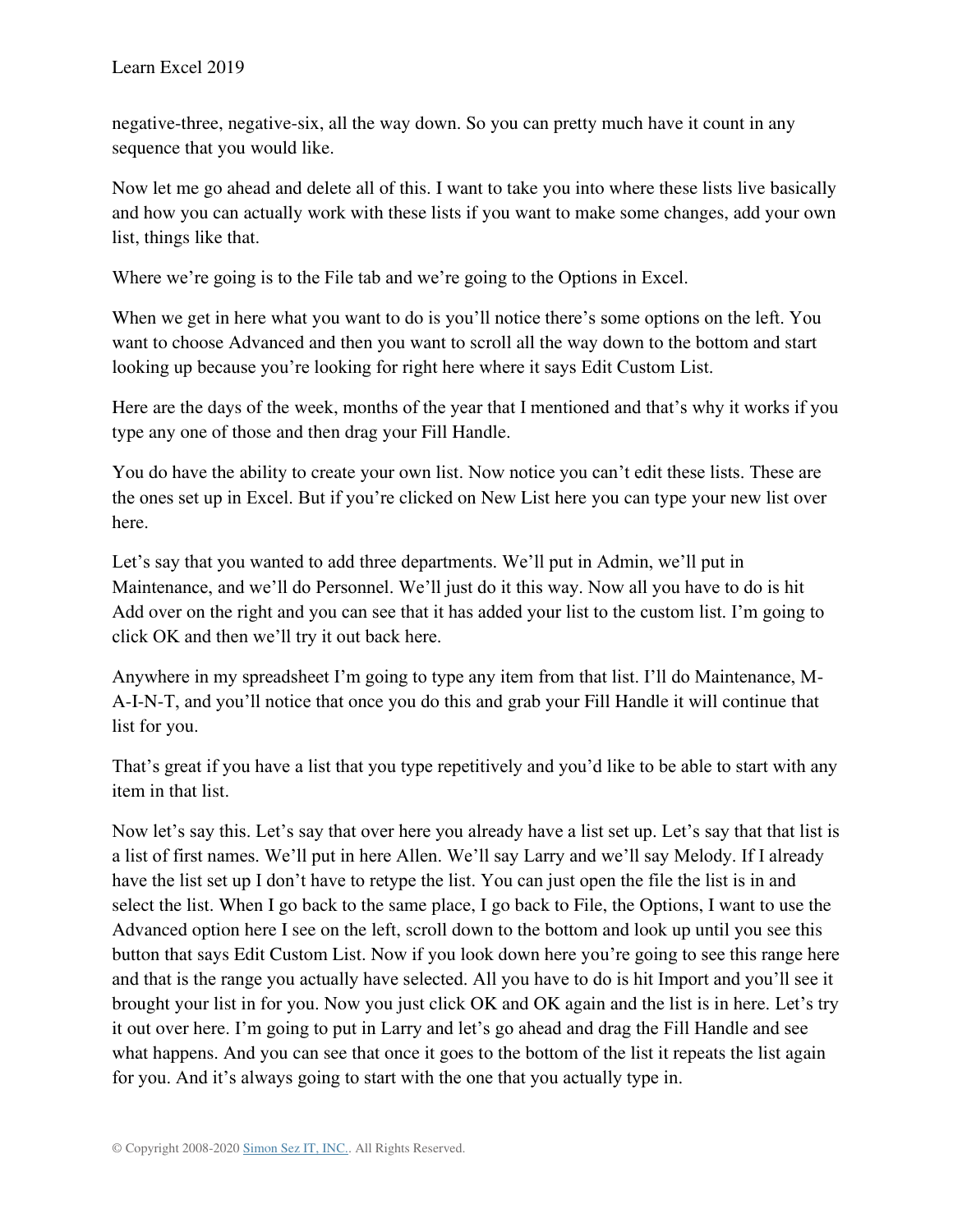negative-three, negative-six, all the way down. So you can pretty much have it count in any sequence that you would like.

Now let me go ahead and delete all of this. I want to take you into where these lists live basically and how you can actually work with these lists if you want to make some changes, add your own list, things like that.

Where we're going is to the File tab and we're going to the Options in Excel.

When we get in here what you want to do is you'll notice there's some options on the left. You want to choose Advanced and then you want to scroll all the way down to the bottom and start looking up because you're looking for right here where it says Edit Custom List.

Here are the days of the week, months of the year that I mentioned and that's why it works if you type any one of those and then drag your Fill Handle.

You do have the ability to create your own list. Now notice you can't edit these lists. These are the ones set up in Excel. But if you're clicked on New List here you can type your new list over here.

Let's say that you wanted to add three departments. We'll put in Admin, we'll put in Maintenance, and we'll do Personnel. We'll just do it this way. Now all you have to do is hit Add over on the right and you can see that it has added your list to the custom list. I'm going to click OK and then we'll try it out back here.

Anywhere in my spreadsheet I'm going to type any item from that list. I'll do Maintenance, M-A-I-N-T, and you'll notice that once you do this and grab your Fill Handle it will continue that list for you.

That's great if you have a list that you type repetitively and you'd like to be able to start with any item in that list.

Now let's say this. Let's say that over here you already have a list set up. Let's say that that list is a list of first names. We'll put in here Allen. We'll say Larry and we'll say Melody. If I already have the list set up I don't have to retype the list. You can just open the file the list is in and select the list. When I go back to the same place, I go back to File, the Options, I want to use the Advanced option here I see on the left, scroll down to the bottom and look up until you see this button that says Edit Custom List. Now if you look down here you're going to see this range here and that is the range you actually have selected. All you have to do is hit Import and you'll see it brought your list in for you. Now you just click OK and OK again and the list is in here. Let's try it out over here. I'm going to put in Larry and let's go ahead and drag the Fill Handle and see what happens. And you can see that once it goes to the bottom of the list it repeats the list again for you. And it's always going to start with the one that you actually type in.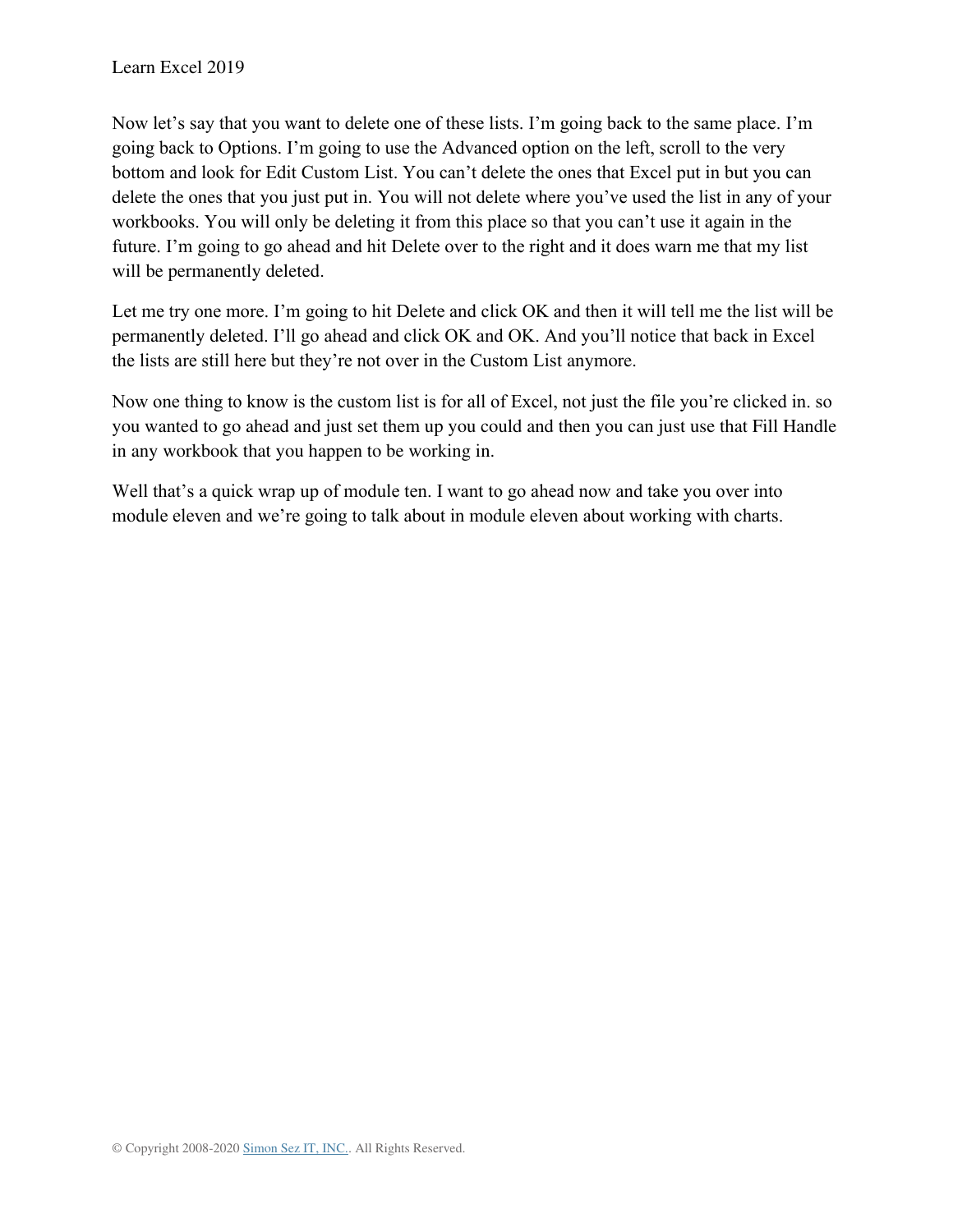Now let's say that you want to delete one of these lists. I'm going back to the same place. I'm going back to Options. I'm going to use the Advanced option on the left, scroll to the very bottom and look for Edit Custom List. You can't delete the ones that Excel put in but you can delete the ones that you just put in. You will not delete where you've used the list in any of your workbooks. You will only be deleting it from this place so that you can't use it again in the future. I'm going to go ahead and hit Delete over to the right and it does warn me that my list will be permanently deleted.

Let me try one more. I'm going to hit Delete and click OK and then it will tell me the list will be permanently deleted. I'll go ahead and click OK and OK. And you'll notice that back in Excel the lists are still here but they're not over in the Custom List anymore.

Now one thing to know is the custom list is for all of Excel, not just the file you're clicked in. so you wanted to go ahead and just set them up you could and then you can just use that Fill Handle in any workbook that you happen to be working in.

Well that's a quick wrap up of module ten. I want to go ahead now and take you over into module eleven and we're going to talk about in module eleven about working with charts.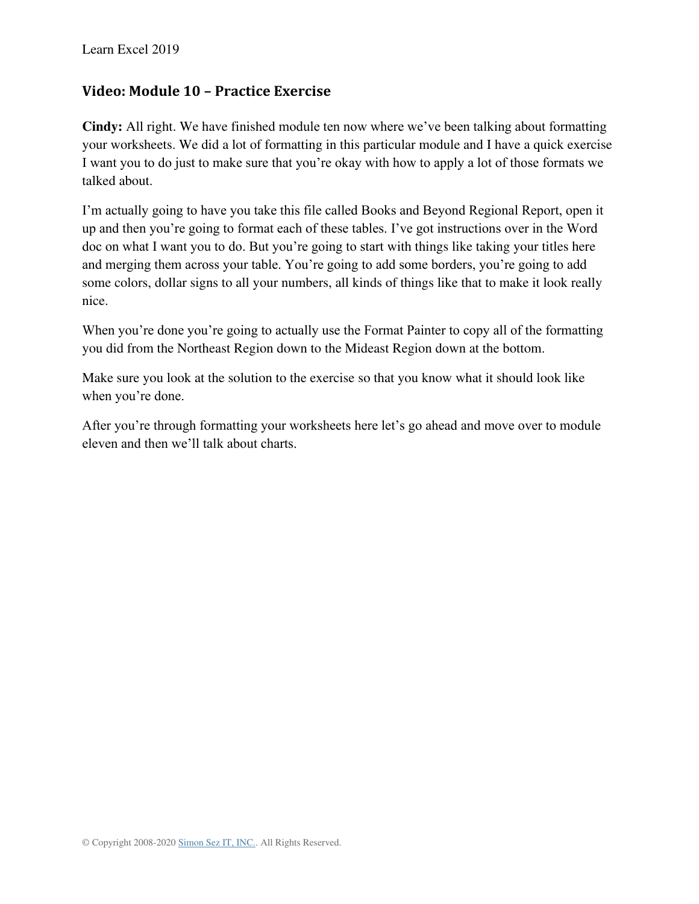## Video: Module 10 – Practice Exercise

**Cindy:** All right. We have finished module ten now where we've been talking about formatting your worksheets. We did a lot of formatting in this particular module and I have a quick exercise I want you to do just to make sure that you're okay with how to apply a lot of those formats we talked about.

I'm actually going to have you take this file called Books and Beyond Regional Report, open it up and then you're going to format each of these tables. I've got instructions over in the Word doc on what I want you to do. But you're going to start with things like taking your titles here and merging them across your table. You're going to add some borders, you're going to add some colors, dollar signs to all your numbers, all kinds of things like that to make it look really nice.

When you're done you're going to actually use the Format Painter to copy all of the formatting you did from the Northeast Region down to the Mideast Region down at the bottom.

Make sure you look at the solution to the exercise so that you know what it should look like when you're done.

After you're through formatting your worksheets here let's go ahead and move over to module eleven and then we'll talk about charts.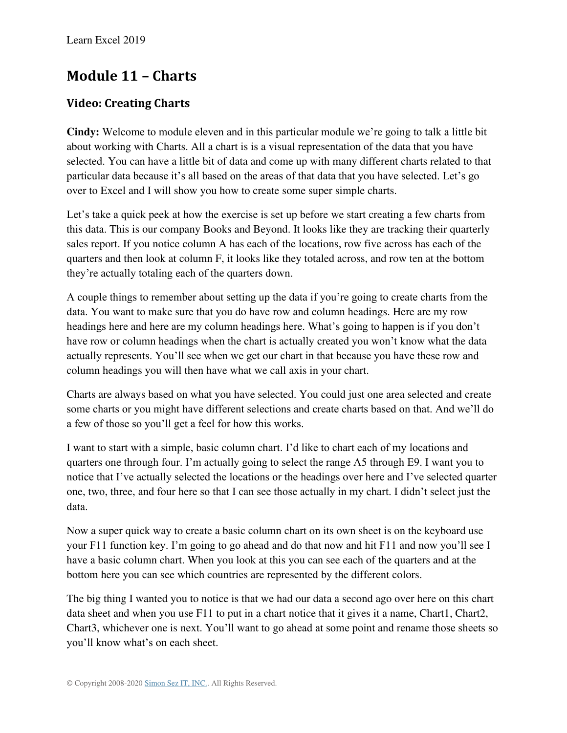## Module 11 – Charts

### Video: Creating Charts

**Cindy:** Welcome to module eleven and in this particular module we're going to talk a little bit about working with Charts. All a chart is is a visual representation of the data that you have selected. You can have a little bit of data and come up with many different charts related to that particular data because it's all based on the areas of that data that you have selected. Let's go over to Excel and I will show you how to create some super simple charts.

Let's take a quick peek at how the exercise is set up before we start creating a few charts from this data. This is our company Books and Beyond. It looks like they are tracking their quarterly sales report. If you notice column A has each of the locations, row five across has each of the quarters and then look at column F, it looks like they totaled across, and row ten at the bottom they're actually totaling each of the quarters down.

A couple things to remember about setting up the data if you're going to create charts from the data. You want to make sure that you do have row and column headings. Here are my row headings here and here are my column headings here. What's going to happen is if you don't have row or column headings when the chart is actually created you won't know what the data actually represents. You'll see when we get our chart in that because you have these row and column headings you will then have what we call axis in your chart.

Charts are always based on what you have selected. You could just one area selected and create some charts or you might have different selections and create charts based on that. And we'll do a few of those so you'll get a feel for how this works.

I want to start with a simple, basic column chart. I'd like to chart each of my locations and quarters one through four. I'm actually going to select the range A5 through E9. I want you to notice that I've actually selected the locations or the headings over here and I've selected quarter one, two, three, and four here so that I can see those actually in my chart. I didn't select just the data.

Now a super quick way to create a basic column chart on its own sheet is on the keyboard use your F11 function key. I'm going to go ahead and do that now and hit F11 and now you'll see I have a basic column chart. When you look at this you can see each of the quarters and at the bottom here you can see which countries are represented by the different colors.

The big thing I wanted you to notice is that we had our data a second ago over here on this chart data sheet and when you use F11 to put in a chart notice that it gives it a name, Chart1, Chart2, Chart3, whichever one is next. You'll want to go ahead at some point and rename those sheets so you'll know what's on each sheet.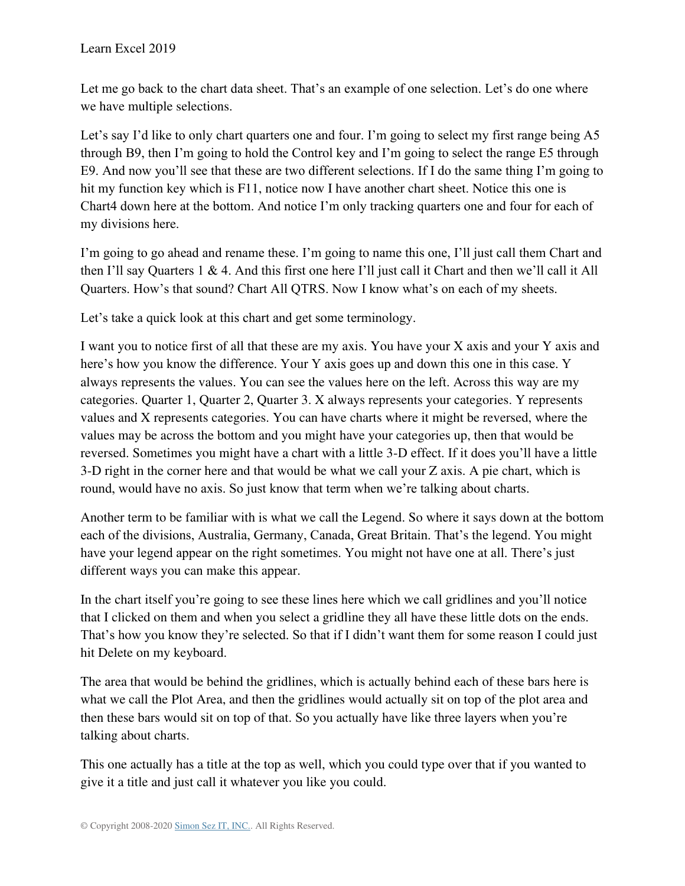Let me go back to the chart data sheet. That's an example of one selection. Let's do one where we have multiple selections.

Let's say I'd like to only chart quarters one and four. I'm going to select my first range being A5 through B9, then I'm going to hold the Control key and I'm going to select the range E5 through E9. And now you'll see that these are two different selections. If I do the same thing I'm going to hit my function key which is F11, notice now I have another chart sheet. Notice this one is Chart4 down here at the bottom. And notice I'm only tracking quarters one and four for each of my divisions here.

I'm going to go ahead and rename these. I'm going to name this one, I'll just call them Chart and then I'll say Quarters 1 & 4. And this first one here I'll just call it Chart and then we'll call it All Quarters. How's that sound? Chart All QTRS. Now I know what's on each of my sheets.

Let's take a quick look at this chart and get some terminology.

I want you to notice first of all that these are my axis. You have your X axis and your Y axis and here's how you know the difference. Your Y axis goes up and down this one in this case. Y always represents the values. You can see the values here on the left. Across this way are my categories. Quarter 1, Quarter 2, Quarter 3. X always represents your categories. Y represents values and X represents categories. You can have charts where it might be reversed, where the values may be across the bottom and you might have your categories up, then that would be reversed. Sometimes you might have a chart with a little 3-D effect. If it does you'll have a little 3-D right in the corner here and that would be what we call your Z axis. A pie chart, which is round, would have no axis. So just know that term when we're talking about charts.

Another term to be familiar with is what we call the Legend. So where it says down at the bottom each of the divisions, Australia, Germany, Canada, Great Britain. That's the legend. You might have your legend appear on the right sometimes. You might not have one at all. There's just different ways you can make this appear.

In the chart itself you're going to see these lines here which we call gridlines and you'll notice that I clicked on them and when you select a gridline they all have these little dots on the ends. That's how you know they're selected. So that if I didn't want them for some reason I could just hit Delete on my keyboard.

The area that would be behind the gridlines, which is actually behind each of these bars here is what we call the Plot Area, and then the gridlines would actually sit on top of the plot area and then these bars would sit on top of that. So you actually have like three layers when you're talking about charts.

This one actually has a title at the top as well, which you could type over that if you wanted to give it a title and just call it whatever you like you could.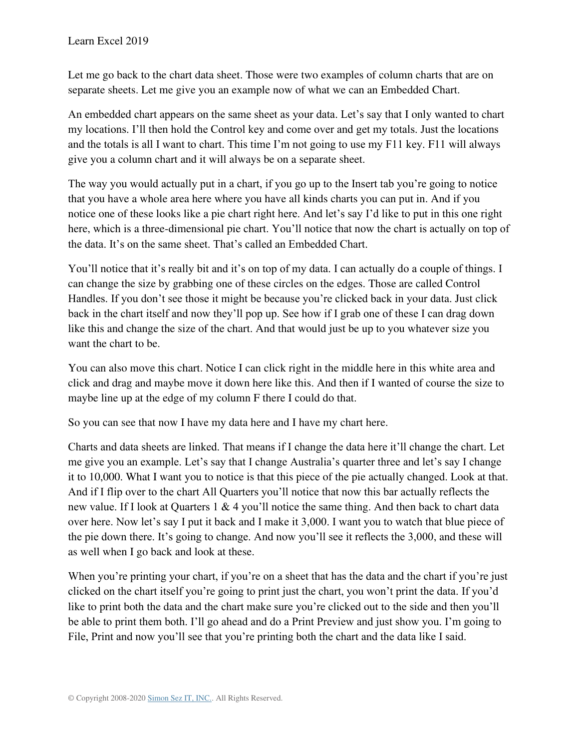Let me go back to the chart data sheet. Those were two examples of column charts that are on separate sheets. Let me give you an example now of what we can an Embedded Chart.

An embedded chart appears on the same sheet as your data. Let's say that I only wanted to chart my locations. I'll then hold the Control key and come over and get my totals. Just the locations and the totals is all I want to chart. This time I'm not going to use my F11 key. F11 will always give you a column chart and it will always be on a separate sheet.

The way you would actually put in a chart, if you go up to the Insert tab you're going to notice that you have a whole area here where you have all kinds charts you can put in. And if you notice one of these looks like a pie chart right here. And let's say I'd like to put in this one right here, which is a three-dimensional pie chart. You'll notice that now the chart is actually on top of the data. It's on the same sheet. That's called an Embedded Chart.

You'll notice that it's really bit and it's on top of my data. I can actually do a couple of things. I can change the size by grabbing one of these circles on the edges. Those are called Control Handles. If you don't see those it might be because you're clicked back in your data. Just click back in the chart itself and now they'll pop up. See how if I grab one of these I can drag down like this and change the size of the chart. And that would just be up to you whatever size you want the chart to be.

You can also move this chart. Notice I can click right in the middle here in this white area and click and drag and maybe move it down here like this. And then if I wanted of course the size to maybe line up at the edge of my column F there I could do that.

So you can see that now I have my data here and I have my chart here.

Charts and data sheets are linked. That means if I change the data here it'll change the chart. Let me give you an example. Let's say that I change Australia's quarter three and let's say I change it to 10,000. What I want you to notice is that this piece of the pie actually changed. Look at that. And if I flip over to the chart All Quarters you'll notice that now this bar actually reflects the new value. If I look at Quarters 1 & 4 you'll notice the same thing. And then back to chart data over here. Now let's say I put it back and I make it 3,000. I want you to watch that blue piece of the pie down there. It's going to change. And now you'll see it reflects the 3,000, and these will as well when I go back and look at these.

When you're printing your chart, if you're on a sheet that has the data and the chart if you're just clicked on the chart itself you're going to print just the chart, you won't print the data. If you'd like to print both the data and the chart make sure you're clicked out to the side and then you'll be able to print them both. I'll go ahead and do a Print Preview and just show you. I'm going to File, Print and now you'll see that you're printing both the chart and the data like I said.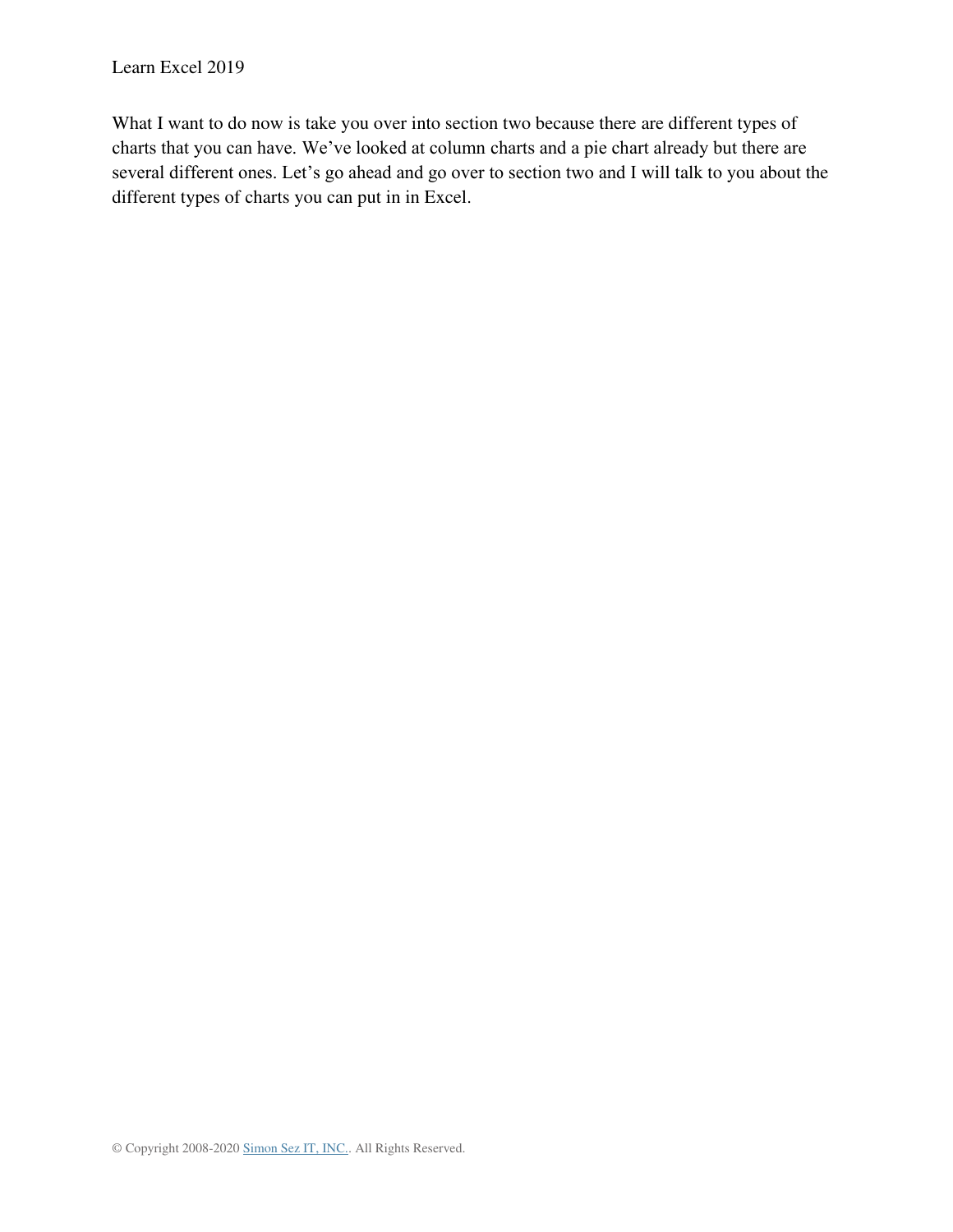What I want to do now is take you over into section two because there are different types of charts that you can have. We've looked at column charts and a pie chart already but there are several different ones. Let's go ahead and go over to section two and I will talk to you about the different types of charts you can put in in Excel.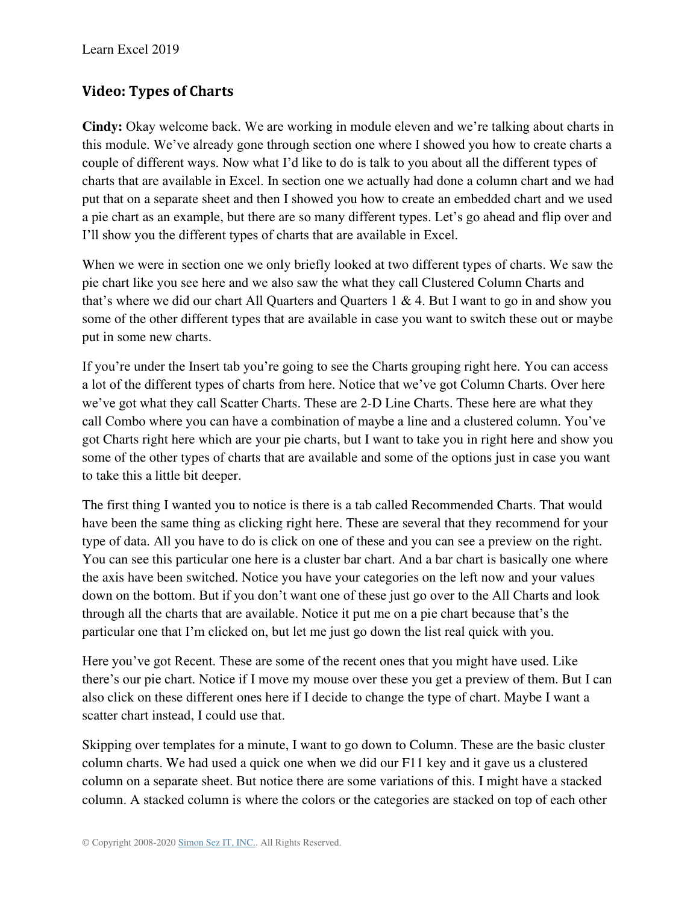## Video: Types of Charts

**Cindy:** Okay welcome back. We are working in module eleven and we're talking about charts in this module. We've already gone through section one where I showed you how to create charts a couple of different ways. Now what I'd like to do is talk to you about all the different types of charts that are available in Excel. In section one we actually had done a column chart and we had put that on a separate sheet and then I showed you how to create an embedded chart and we used a pie chart as an example, but there are so many different types. Let's go ahead and flip over and I'll show you the different types of charts that are available in Excel.

When we were in section one we only briefly looked at two different types of charts. We saw the pie chart like you see here and we also saw the what they call Clustered Column Charts and that's where we did our chart All Quarters and Quarters 1 & 4. But I want to go in and show you some of the other different types that are available in case you want to switch these out or maybe put in some new charts.

If you're under the Insert tab you're going to see the Charts grouping right here. You can access a lot of the different types of charts from here. Notice that we've got Column Charts. Over here we've got what they call Scatter Charts. These are 2-D Line Charts. These here are what they call Combo where you can have a combination of maybe a line and a clustered column. You've got Charts right here which are your pie charts, but I want to take you in right here and show you some of the other types of charts that are available and some of the options just in case you want to take this a little bit deeper.

The first thing I wanted you to notice is there is a tab called Recommended Charts. That would have been the same thing as clicking right here. These are several that they recommend for your type of data. All you have to do is click on one of these and you can see a preview on the right. You can see this particular one here is a cluster bar chart. And a bar chart is basically one where the axis have been switched. Notice you have your categories on the left now and your values down on the bottom. But if you don't want one of these just go over to the All Charts and look through all the charts that are available. Notice it put me on a pie chart because that's the particular one that I'm clicked on, but let me just go down the list real quick with you.

Here you've got Recent. These are some of the recent ones that you might have used. Like there's our pie chart. Notice if I move my mouse over these you get a preview of them. But I can also click on these different ones here if I decide to change the type of chart. Maybe I want a scatter chart instead, I could use that.

Skipping over templates for a minute, I want to go down to Column. These are the basic cluster column charts. We had used a quick one when we did our F11 key and it gave us a clustered column on a separate sheet. But notice there are some variations of this. I might have a stacked column. A stacked column is where the colors or the categories are stacked on top of each other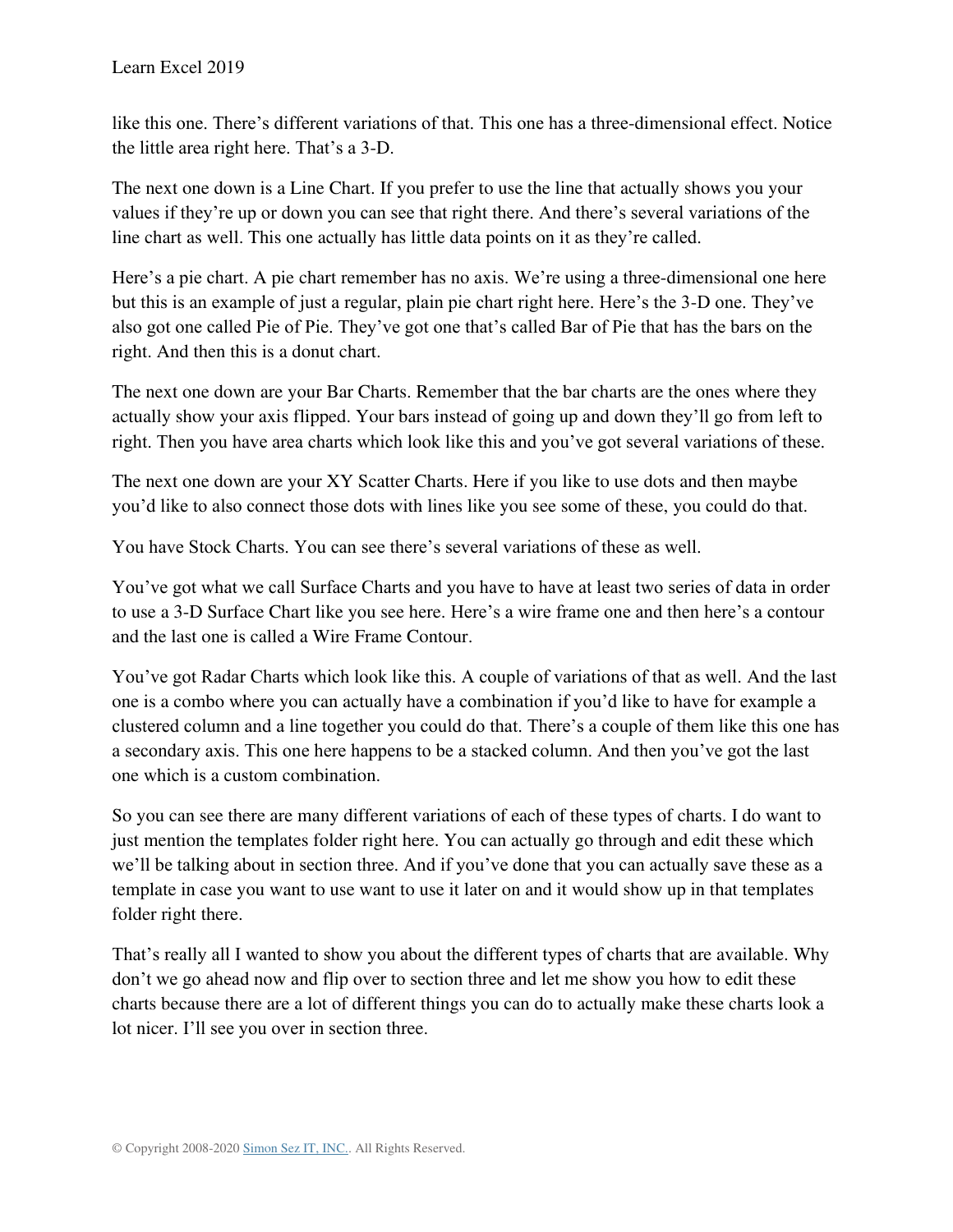like this one. There's different variations of that. This one has a three-dimensional effect. Notice the little area right here. That's a 3-D.

The next one down is a Line Chart. If you prefer to use the line that actually shows you your values if they're up or down you can see that right there. And there's several variations of the line chart as well. This one actually has little data points on it as they're called.

Here's a pie chart. A pie chart remember has no axis. We're using a three-dimensional one here but this is an example of just a regular, plain pie chart right here. Here's the 3-D one. They've also got one called Pie of Pie. They've got one that's called Bar of Pie that has the bars on the right. And then this is a donut chart.

The next one down are your Bar Charts. Remember that the bar charts are the ones where they actually show your axis flipped. Your bars instead of going up and down they'll go from left to right. Then you have area charts which look like this and you've got several variations of these.

The next one down are your XY Scatter Charts. Here if you like to use dots and then maybe you'd like to also connect those dots with lines like you see some of these, you could do that.

You have Stock Charts. You can see there's several variations of these as well.

You've got what we call Surface Charts and you have to have at least two series of data in order to use a 3-D Surface Chart like you see here. Here's a wire frame one and then here's a contour and the last one is called a Wire Frame Contour.

You've got Radar Charts which look like this. A couple of variations of that as well. And the last one is a combo where you can actually have a combination if you'd like to have for example a clustered column and a line together you could do that. There's a couple of them like this one has a secondary axis. This one here happens to be a stacked column. And then you've got the last one which is a custom combination.

So you can see there are many different variations of each of these types of charts. I do want to just mention the templates folder right here. You can actually go through and edit these which we'll be talking about in section three. And if you've done that you can actually save these as a template in case you want to use want to use it later on and it would show up in that templates folder right there.

That's really all I wanted to show you about the different types of charts that are available. Why don't we go ahead now and flip over to section three and let me show you how to edit these charts because there are a lot of different things you can do to actually make these charts look a lot nicer. I'll see you over in section three.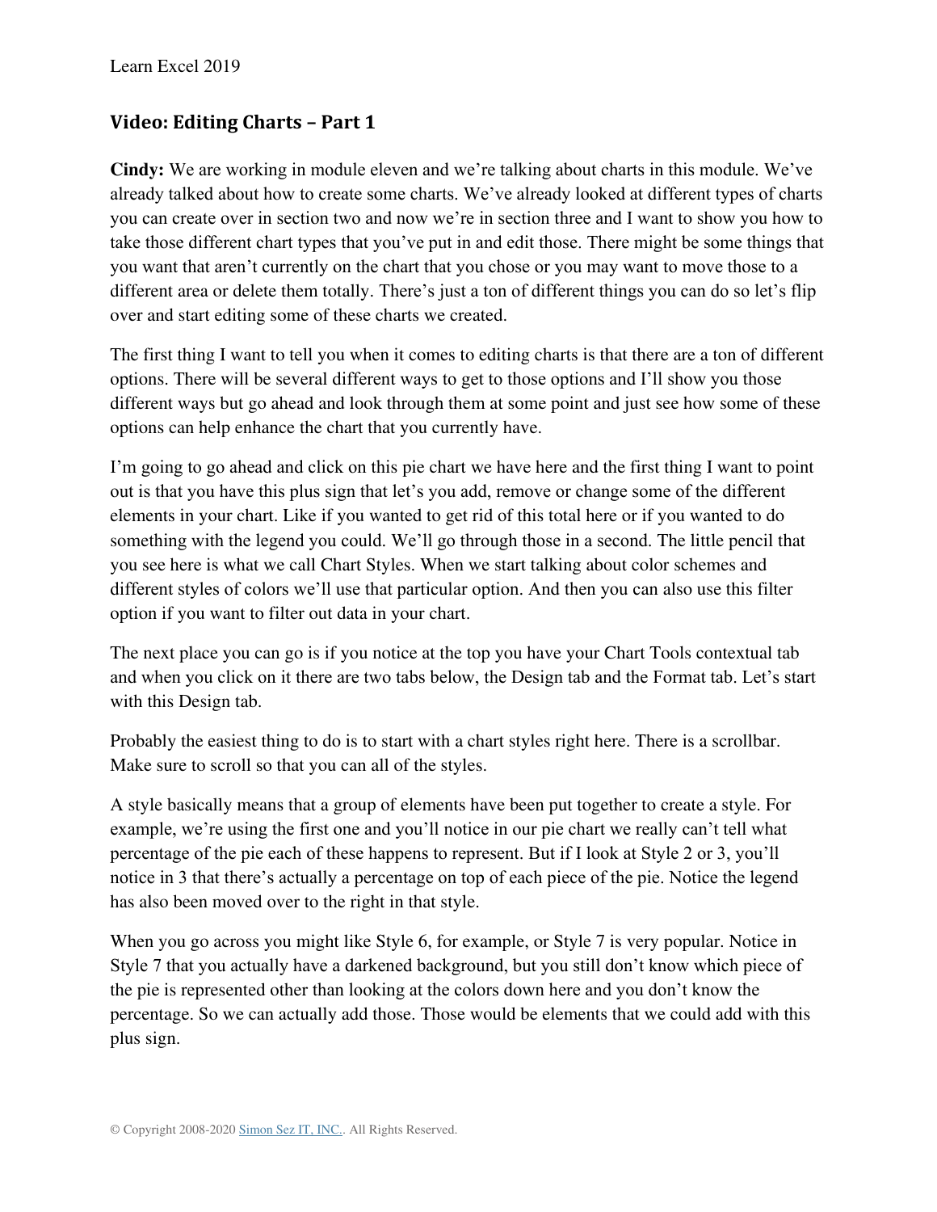## Video: Editing Charts – Part 1

**Cindy:** We are working in module eleven and we're talking about charts in this module. We've already talked about how to create some charts. We've already looked at different types of charts you can create over in section two and now we're in section three and I want to show you how to take those different chart types that you've put in and edit those. There might be some things that you want that aren't currently on the chart that you chose or you may want to move those to a different area or delete them totally. There's just a ton of different things you can do so let's flip over and start editing some of these charts we created.

The first thing I want to tell you when it comes to editing charts is that there are a ton of different options. There will be several different ways to get to those options and I'll show you those different ways but go ahead and look through them at some point and just see how some of these options can help enhance the chart that you currently have.

I'm going to go ahead and click on this pie chart we have here and the first thing I want to point out is that you have this plus sign that let's you add, remove or change some of the different elements in your chart. Like if you wanted to get rid of this total here or if you wanted to do something with the legend you could. We'll go through those in a second. The little pencil that you see here is what we call Chart Styles. When we start talking about color schemes and different styles of colors we'll use that particular option. And then you can also use this filter option if you want to filter out data in your chart.

The next place you can go is if you notice at the top you have your Chart Tools contextual tab and when you click on it there are two tabs below, the Design tab and the Format tab. Let's start with this Design tab.

Probably the easiest thing to do is to start with a chart styles right here. There is a scrollbar. Make sure to scroll so that you can all of the styles.

A style basically means that a group of elements have been put together to create a style. For example, we're using the first one and you'll notice in our pie chart we really can't tell what percentage of the pie each of these happens to represent. But if I look at Style 2 or 3, you'll notice in 3 that there's actually a percentage on top of each piece of the pie. Notice the legend has also been moved over to the right in that style.

When you go across you might like Style 6, for example, or Style 7 is very popular. Notice in Style 7 that you actually have a darkened background, but you still don't know which piece of the pie is represented other than looking at the colors down here and you don't know the percentage. So we can actually add those. Those would be elements that we could add with this plus sign.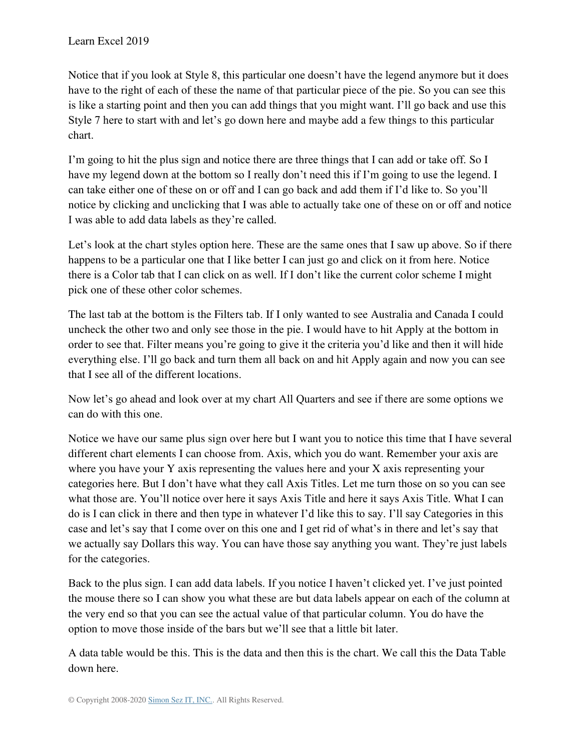Notice that if you look at Style 8, this particular one doesn't have the legend anymore but it does have to the right of each of these the name of that particular piece of the pie. So you can see this is like a starting point and then you can add things that you might want. I'll go back and use this Style 7 here to start with and let's go down here and maybe add a few things to this particular chart.

I'm going to hit the plus sign and notice there are three things that I can add or take off. So I have my legend down at the bottom so I really don't need this if I'm going to use the legend. I can take either one of these on or off and I can go back and add them if I'd like to. So you'll notice by clicking and unclicking that I was able to actually take one of these on or off and notice I was able to add data labels as they're called.

Let's look at the chart styles option here. These are the same ones that I saw up above. So if there happens to be a particular one that I like better I can just go and click on it from here. Notice there is a Color tab that I can click on as well. If I don't like the current color scheme I might pick one of these other color schemes.

The last tab at the bottom is the Filters tab. If I only wanted to see Australia and Canada I could uncheck the other two and only see those in the pie. I would have to hit Apply at the bottom in order to see that. Filter means you're going to give it the criteria you'd like and then it will hide everything else. I'll go back and turn them all back on and hit Apply again and now you can see that I see all of the different locations.

Now let's go ahead and look over at my chart All Quarters and see if there are some options we can do with this one.

Notice we have our same plus sign over here but I want you to notice this time that I have several different chart elements I can choose from. Axis, which you do want. Remember your axis are where you have your Y axis representing the values here and your X axis representing your categories here. But I don't have what they call Axis Titles. Let me turn those on so you can see what those are. You'll notice over here it says Axis Title and here it says Axis Title. What I can do is I can click in there and then type in whatever I'd like this to say. I'll say Categories in this case and let's say that I come over on this one and I get rid of what's in there and let's say that we actually say Dollars this way. You can have those say anything you want. They're just labels for the categories.

Back to the plus sign. I can add data labels. If you notice I haven't clicked yet. I've just pointed the mouse there so I can show you what these are but data labels appear on each of the column at the very end so that you can see the actual value of that particular column. You do have the option to move those inside of the bars but we'll see that a little bit later.

A data table would be this. This is the data and then this is the chart. We call this the Data Table down here.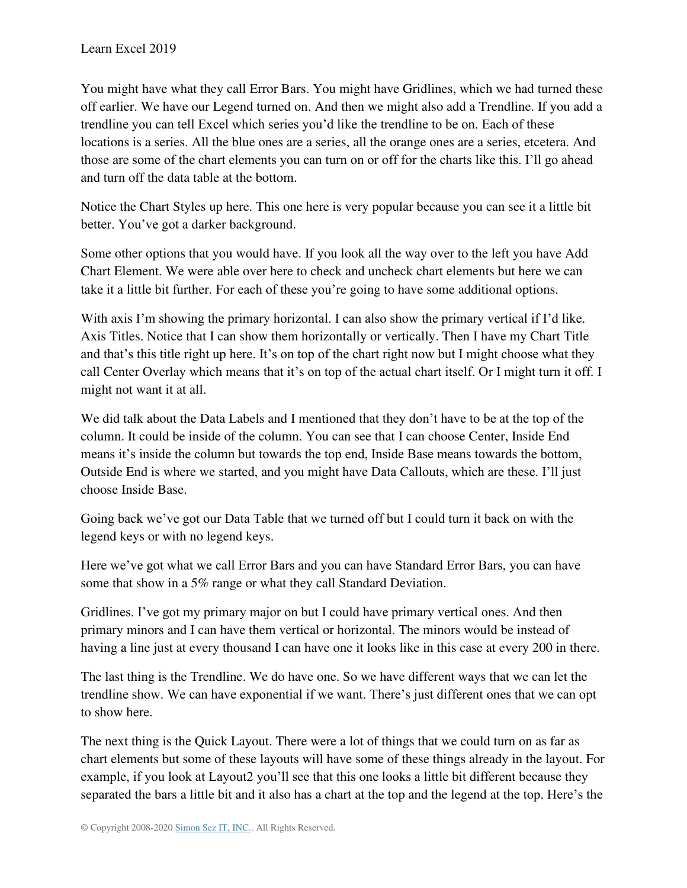You might have what they call Error Bars. You might have Gridlines, which we had turned these off earlier. We have our Legend turned on. And then we might also add a Trendline. If you add a trendline you can tell Excel which series you'd like the trendline to be on. Each of these locations is a series. All the blue ones are a series, all the orange ones are a series, etcetera. And those are some of the chart elements you can turn on or off for the charts like this. I'll go ahead and turn off the data table at the bottom.

Notice the Chart Styles up here. This one here is very popular because you can see it a little bit better. You've got a darker background.

Some other options that you would have. If you look all the way over to the left you have Add Chart Element. We were able over here to check and uncheck chart elements but here we can take it a little bit further. For each of these you're going to have some additional options.

With axis I'm showing the primary horizontal. I can also show the primary vertical if I'd like. Axis Titles. Notice that I can show them horizontally or vertically. Then I have my Chart Title and that's this title right up here. It's on top of the chart right now but I might choose what they call Center Overlay which means that it's on top of the actual chart itself. Or I might turn it off. I might not want it at all.

We did talk about the Data Labels and I mentioned that they don't have to be at the top of the column. It could be inside of the column. You can see that I can choose Center, Inside End means it's inside the column but towards the top end, Inside Base means towards the bottom, Outside End is where we started, and you might have Data Callouts, which are these. I'll just choose Inside Base.

Going back we've got our Data Table that we turned off but I could turn it back on with the legend keys or with no legend keys.

Here we've got what we call Error Bars and you can have Standard Error Bars, you can have some that show in a 5% range or what they call Standard Deviation.

Gridlines. I've got my primary major on but I could have primary vertical ones. And then primary minors and I can have them vertical or horizontal. The minors would be instead of having a line just at every thousand I can have one it looks like in this case at every 200 in there.

The last thing is the Trendline. We do have one. So we have different ways that we can let the trendline show. We can have exponential if we want. There's just different ones that we can opt to show here.

The next thing is the Quick Layout. There were a lot of things that we could turn on as far as chart elements but some of these layouts will have some of these things already in the layout. For example, if you look at Layout2 you'll see that this one looks a little bit different because they separated the bars a little bit and it also has a chart at the top and the legend at the top. Here's the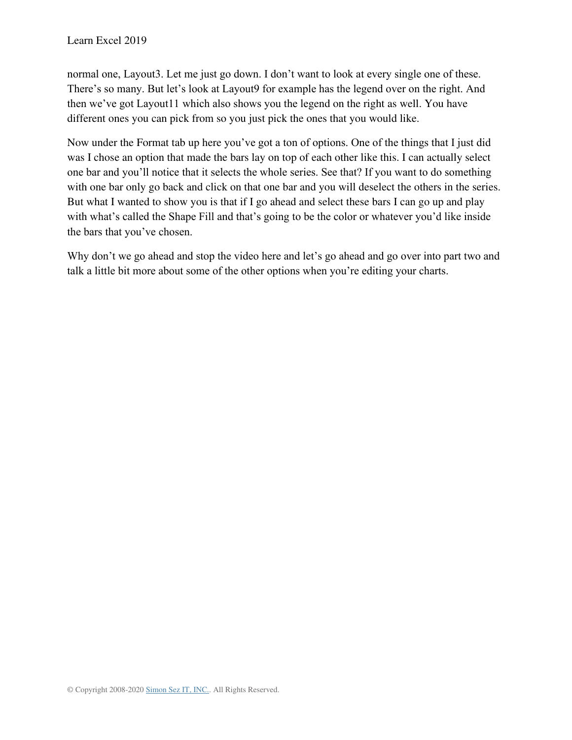normal one, Layout3. Let me just go down. I don't want to look at every single one of these. There's so many. But let's look at Layout9 for example has the legend over on the right. And then we've got Layout11 which also shows you the legend on the right as well. You have different ones you can pick from so you just pick the ones that you would like.

Now under the Format tab up here you've got a ton of options. One of the things that I just did was I chose an option that made the bars lay on top of each other like this. I can actually select one bar and you'll notice that it selects the whole series. See that? If you want to do something with one bar only go back and click on that one bar and you will deselect the others in the series. But what I wanted to show you is that if I go ahead and select these bars I can go up and play with what's called the Shape Fill and that's going to be the color or whatever you'd like inside the bars that you've chosen.

Why don't we go ahead and stop the video here and let's go ahead and go over into part two and talk a little bit more about some of the other options when you're editing your charts.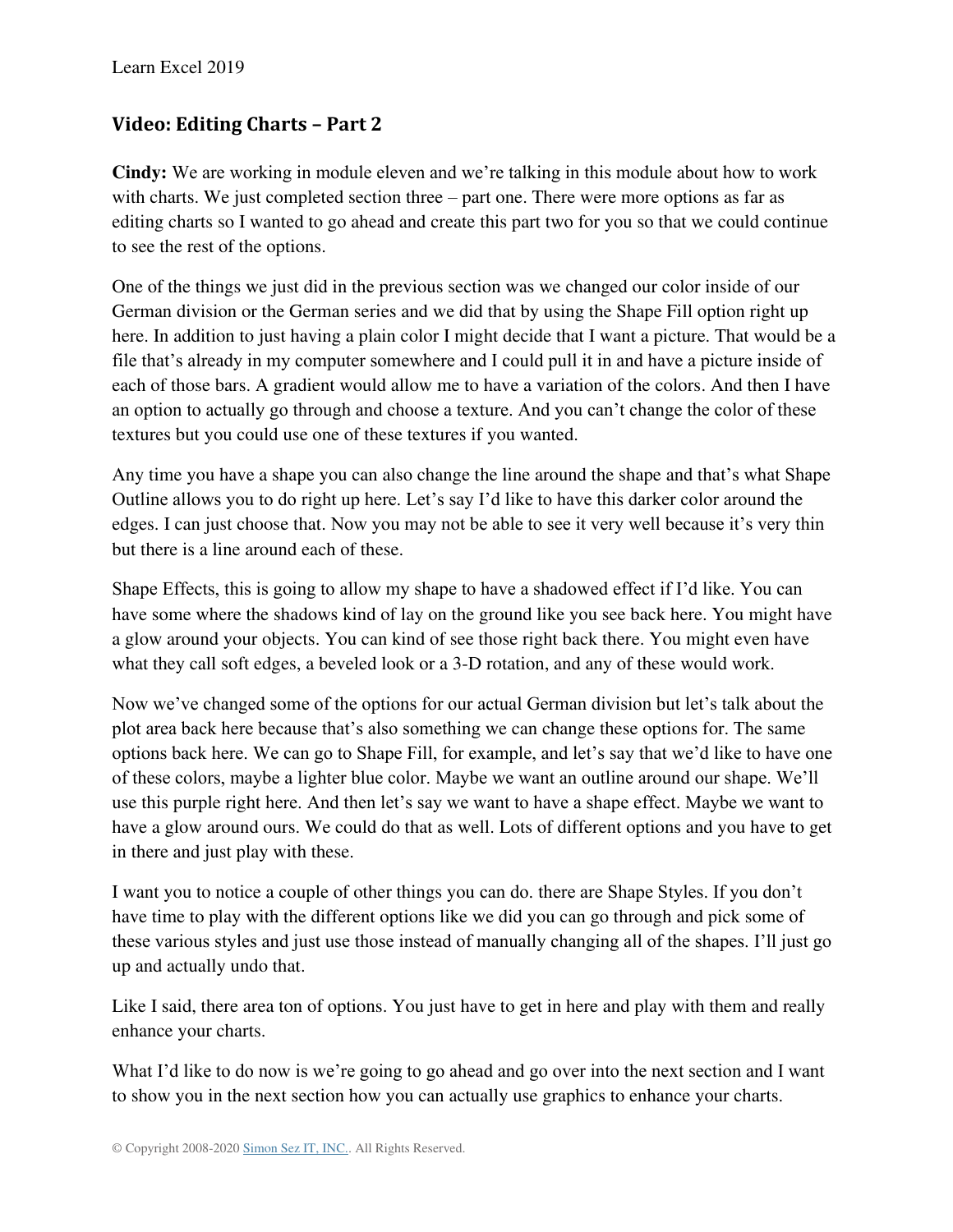## Video: Editing Charts – Part 2

**Cindy:** We are working in module eleven and we're talking in this module about how to work with charts. We just completed section three – part one. There were more options as far as editing charts so I wanted to go ahead and create this part two for you so that we could continue to see the rest of the options.

One of the things we just did in the previous section was we changed our color inside of our German division or the German series and we did that by using the Shape Fill option right up here. In addition to just having a plain color I might decide that I want a picture. That would be a file that's already in my computer somewhere and I could pull it in and have a picture inside of each of those bars. A gradient would allow me to have a variation of the colors. And then I have an option to actually go through and choose a texture. And you can't change the color of these textures but you could use one of these textures if you wanted.

Any time you have a shape you can also change the line around the shape and that's what Shape Outline allows you to do right up here. Let's say I'd like to have this darker color around the edges. I can just choose that. Now you may not be able to see it very well because it's very thin but there is a line around each of these.

Shape Effects, this is going to allow my shape to have a shadowed effect if I'd like. You can have some where the shadows kind of lay on the ground like you see back here. You might have a glow around your objects. You can kind of see those right back there. You might even have what they call soft edges, a beveled look or a 3-D rotation, and any of these would work.

Now we've changed some of the options for our actual German division but let's talk about the plot area back here because that's also something we can change these options for. The same options back here. We can go to Shape Fill, for example, and let's say that we'd like to have one of these colors, maybe a lighter blue color. Maybe we want an outline around our shape. We'll use this purple right here. And then let's say we want to have a shape effect. Maybe we want to have a glow around ours. We could do that as well. Lots of different options and you have to get in there and just play with these.

I want you to notice a couple of other things you can do. there are Shape Styles. If you don't have time to play with the different options like we did you can go through and pick some of these various styles and just use those instead of manually changing all of the shapes. I'll just go up and actually undo that.

Like I said, there area ton of options. You just have to get in here and play with them and really enhance your charts.

What I'd like to do now is we're going to go ahead and go over into the next section and I want to show you in the next section how you can actually use graphics to enhance your charts.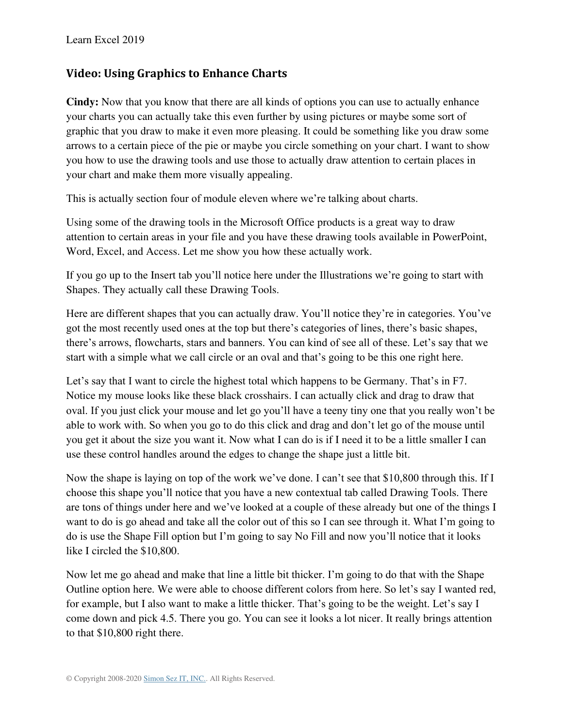## Video: Using Graphics to Enhance Charts

**Cindy:** Now that you know that there are all kinds of options you can use to actually enhance your charts you can actually take this even further by using pictures or maybe some sort of graphic that you draw to make it even more pleasing. It could be something like you draw some arrows to a certain piece of the pie or maybe you circle something on your chart. I want to show you how to use the drawing tools and use those to actually draw attention to certain places in your chart and make them more visually appealing.

This is actually section four of module eleven where we're talking about charts.

Using some of the drawing tools in the Microsoft Office products is a great way to draw attention to certain areas in your file and you have these drawing tools available in PowerPoint, Word, Excel, and Access. Let me show you how these actually work.

If you go up to the Insert tab you'll notice here under the Illustrations we're going to start with Shapes. They actually call these Drawing Tools.

Here are different shapes that you can actually draw. You'll notice they're in categories. You've got the most recently used ones at the top but there's categories of lines, there's basic shapes, there's arrows, flowcharts, stars and banners. You can kind of see all of these. Let's say that we start with a simple what we call circle or an oval and that's going to be this one right here.

Let's say that I want to circle the highest total which happens to be Germany. That's in F7. Notice my mouse looks like these black crosshairs. I can actually click and drag to draw that oval. If you just click your mouse and let go you'll have a teeny tiny one that you really won't be able to work with. So when you go to do this click and drag and don't let go of the mouse until you get it about the size you want it. Now what I can do is if I need it to be a little smaller I can use these control handles around the edges to change the shape just a little bit.

Now the shape is laying on top of the work we've done. I can't see that $10,800 through this. If I choose this shape you'll notice that you have a new contextual tab called Drawing Tools. There are tons of things under here and we've looked at a couple of these already but one of the things I want to do is go ahead and take all the color out of this so I can see through it. What I'm going to do is use the Shape Fill option but I'm going to say No Fill and now you'll notice that it looks like I circled the $10,800.

Now let me go ahead and make that line a little bit thicker. I'm going to do that with the Shape Outline option here. We were able to choose different colors from here. So let's say I wanted red, for example, but I also want to make a little thicker. That's going to be the weight. Let's say I come down and pick 4.5. There you go. You can see it looks a lot nicer. It really brings attention to that $10,800 right there.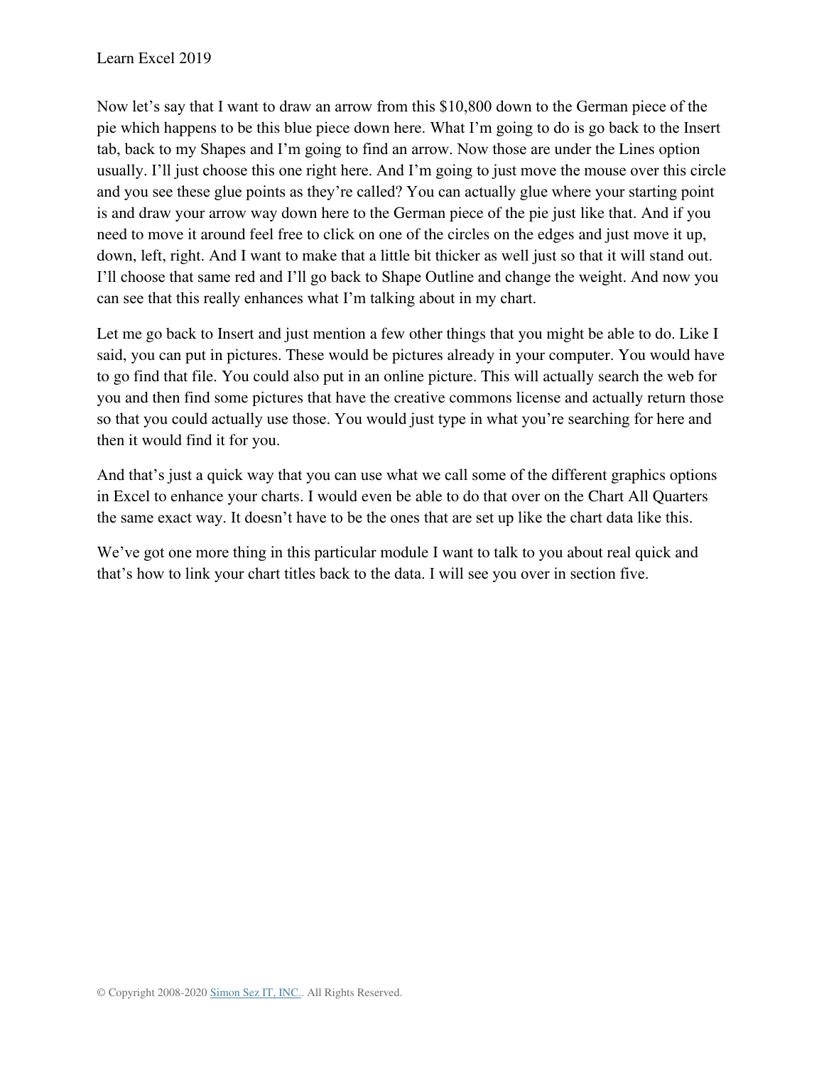Now let's say that I want to draw an arrow from this $10,800 down to the German piece of the pie which happens to be this blue piece down here. What I'm going to do is go back to the Insert tab, back to my Shapes and I'm going to find an arrow. Now those are under the Lines option usually. I'll just choose this one right here. And I'm going to just move the mouse over this circle and you see these glue points as they're called? You can actually glue where your starting point is and draw your arrow way down here to the German piece of the pie just like that. And if you need to move it around feel free to click on one of the circles on the edges and just move it up, down, left, right. And I want to make that a little bit thicker as well just so that it will stand out. I'll choose that same red and I'll go back to Shape Outline and change the weight. And now you can see that this really enhances what I'm talking about in my chart.

Let me go back to Insert and just mention a few other things that you might be able to do. Like I said, you can put in pictures. These would be pictures already in your computer. You would have to go find that file. You could also put in an online picture. This will actually search the web for you and then find some pictures that have the creative commons license and actually return those so that you could actually use those. You would just type in what you're searching for here and then it would find it for you.

And that's just a quick way that you can use what we call some of the different graphics options in Excel to enhance your charts. I would even be able to do that over on the Chart All Quarters the same exact way. It doesn't have to be the ones that are set up like the chart data like this.

We've got one more thing in this particular module I want to talk to you about real quick and that's how to link your chart titles back to the data. I will see you over in section five.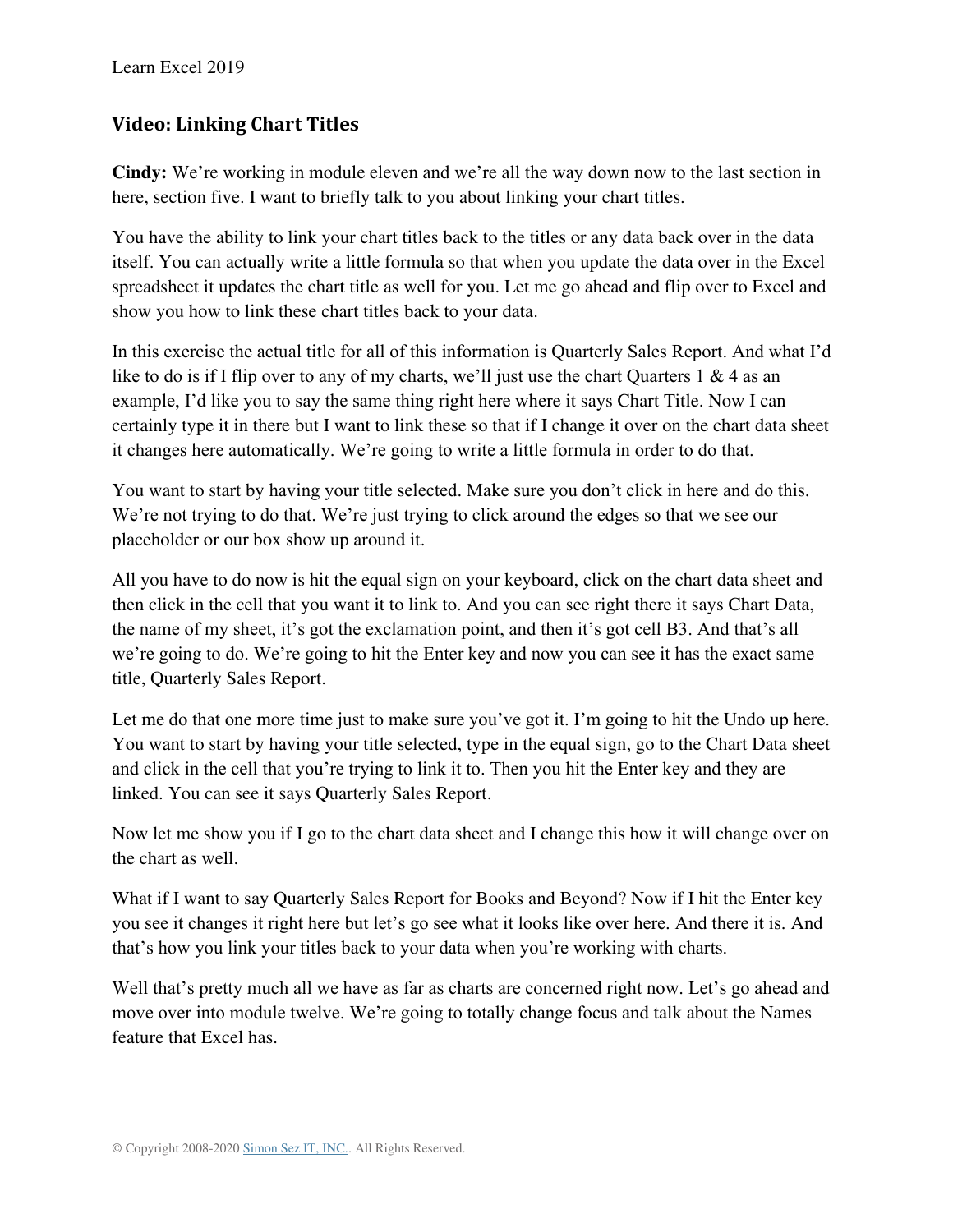## Video: Linking Chart Titles

**Cindy:** We're working in module eleven and we're all the way down now to the last section in here, section five. I want to briefly talk to you about linking your chart titles.

You have the ability to link your chart titles back to the titles or any data back over in the data itself. You can actually write a little formula so that when you update the data over in the Excel spreadsheet it updates the chart title as well for you. Let me go ahead and flip over to Excel and show you how to link these chart titles back to your data.

In this exercise the actual title for all of this information is Quarterly Sales Report. And what I'd like to do is if I flip over to any of my charts, we'll just use the chart Quarters 1 & 4 as an example, I'd like you to say the same thing right here where it says Chart Title. Now I can certainly type it in there but I want to link these so that if I change it over on the chart data sheet it changes here automatically. We're going to write a little formula in order to do that.

You want to start by having your title selected. Make sure you don't click in here and do this. We're not trying to do that. We're just trying to click around the edges so that we see our placeholder or our box show up around it.

All you have to do now is hit the equal sign on your keyboard, click on the chart data sheet and then click in the cell that you want it to link to. And you can see right there it says Chart Data, the name of my sheet, it's got the exclamation point, and then it's got cell B3. And that's all we're going to do. We're going to hit the Enter key and now you can see it has the exact same title, Quarterly Sales Report.

Let me do that one more time just to make sure you've got it. I'm going to hit the Undo up here. You want to start by having your title selected, type in the equal sign, go to the Chart Data sheet and click in the cell that you're trying to link it to. Then you hit the Enter key and they are linked. You can see it says Quarterly Sales Report.

Now let me show you if I go to the chart data sheet and I change this how it will change over on the chart as well.

What if I want to say Quarterly Sales Report for Books and Beyond? Now if I hit the Enter key you see it changes it right here but let's go see what it looks like over here. And there it is. And that's how you link your titles back to your data when you're working with charts.

Well that's pretty much all we have as far as charts are concerned right now. Let's go ahead and move over into module twelve. We're going to totally change focus and talk about the Names feature that Excel has.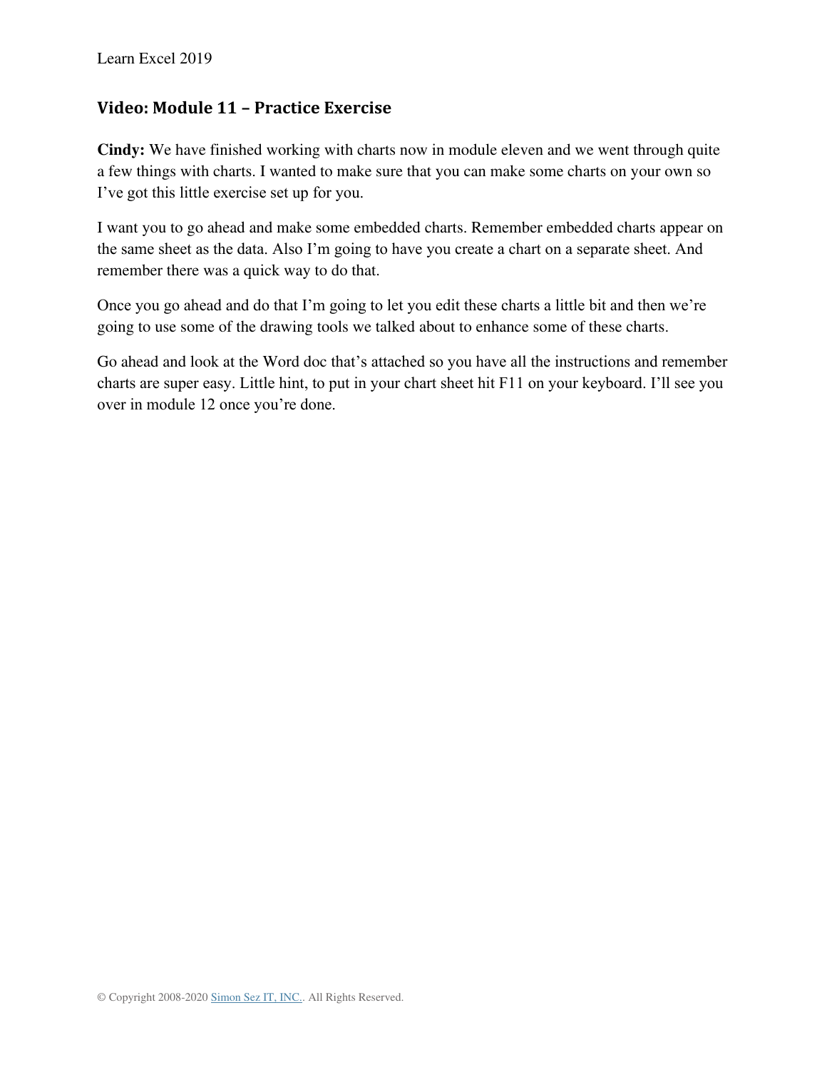## Video: Module 11 – Practice Exercise

**Cindy:** We have finished working with charts now in module eleven and we went through quite a few things with charts. I wanted to make sure that you can make some charts on your own so I've got this little exercise set up for you.

I want you to go ahead and make some embedded charts. Remember embedded charts appear on the same sheet as the data. Also I'm going to have you create a chart on a separate sheet. And remember there was a quick way to do that.

Once you go ahead and do that I'm going to let you edit these charts a little bit and then we're going to use some of the drawing tools we talked about to enhance some of these charts.

Go ahead and look at the Word doc that's attached so you have all the instructions and remember charts are super easy. Little hint, to put in your chart sheet hit F11 on your keyboard. I'll see you over in module 12 once you're done.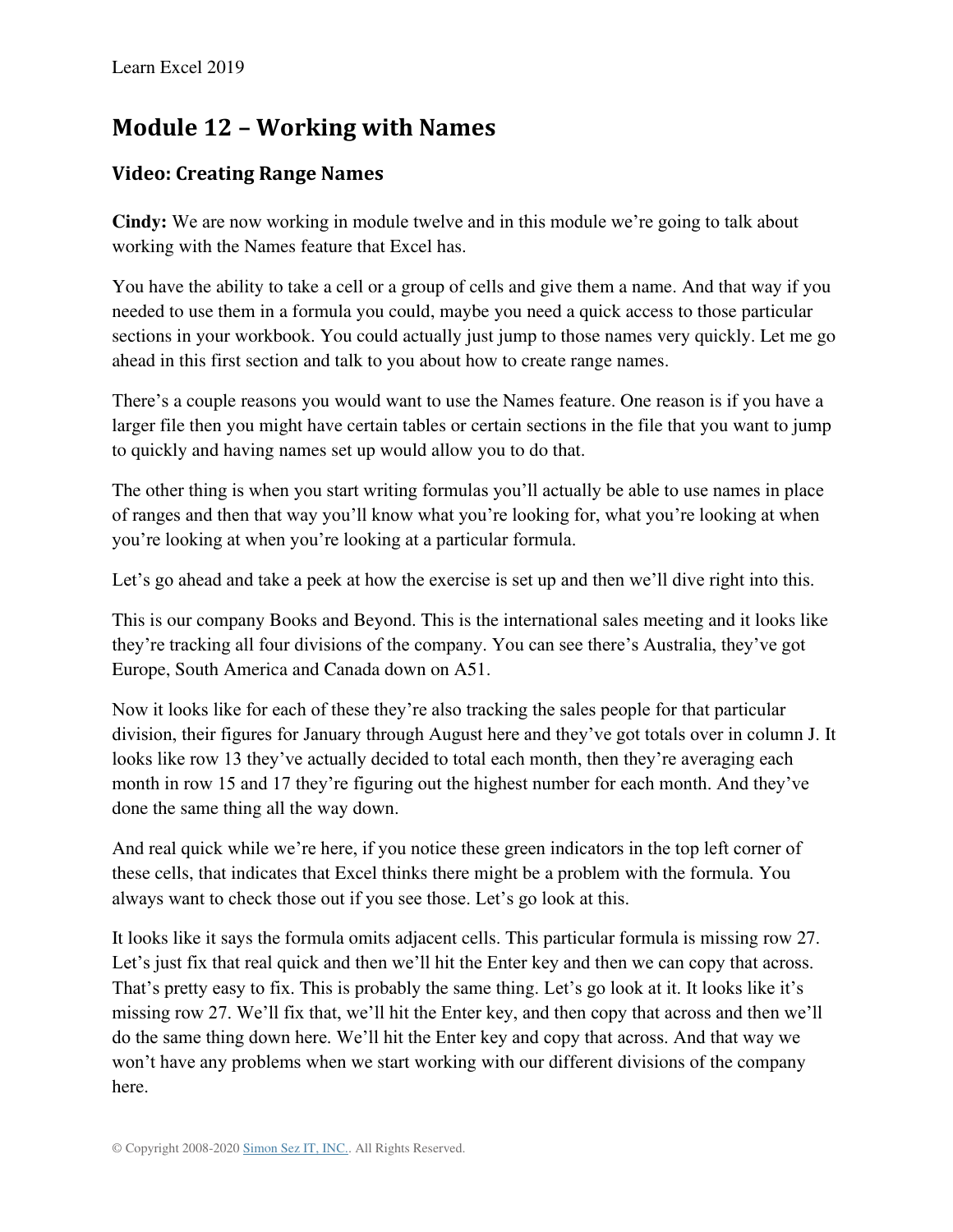# Module 12 – Working with Names

## Video: Creating Range Names

**Cindy:** We are now working in module twelve and in this module we're going to talk about working with the Names feature that Excel has.

You have the ability to take a cell or a group of cells and give them a name. And that way if you needed to use them in a formula you could, maybe you need a quick access to those particular sections in your workbook. You could actually just jump to those names very quickly. Let me go ahead in this first section and talk to you about how to create range names.

There's a couple reasons you would want to use the Names feature. One reason is if you have a larger file then you might have certain tables or certain sections in the file that you want to jump to quickly and having names set up would allow you to do that.

The other thing is when you start writing formulas you'll actually be able to use names in place of ranges and then that way you'll know what you're looking for, what you're looking at when you're looking at when you're looking at a particular formula.

Let's go ahead and take a peek at how the exercise is set up and then we'll dive right into this.

This is our company Books and Beyond. This is the international sales meeting and it looks like they're tracking all four divisions of the company. You can see there's Australia, they've got Europe, South America and Canada down on A51.

Now it looks like for each of these they're also tracking the sales people for that particular division, their figures for January through August here and they've got totals over in column J. It looks like row 13 they've actually decided to total each month, then they're averaging each month in row 15 and 17 they're figuring out the highest number for each month. And they've done the same thing all the way down.

And real quick while we're here, if you notice these green indicators in the top left corner of these cells, that indicates that Excel thinks there might be a problem with the formula. You always want to check those out if you see those. Let's go look at this.

It looks like it says the formula omits adjacent cells. This particular formula is missing row 27. Let's just fix that real quick and then we'll hit the Enter key and then we can copy that across. That's pretty easy to fix. This is probably the same thing. Let's go look at it. It looks like it's missing row 27. We'll fix that, we'll hit the Enter key, and then copy that across and then we'll do the same thing down here. We'll hit the Enter key and copy that across. And that way we won't have any problems when we start working with our different divisions of the company here.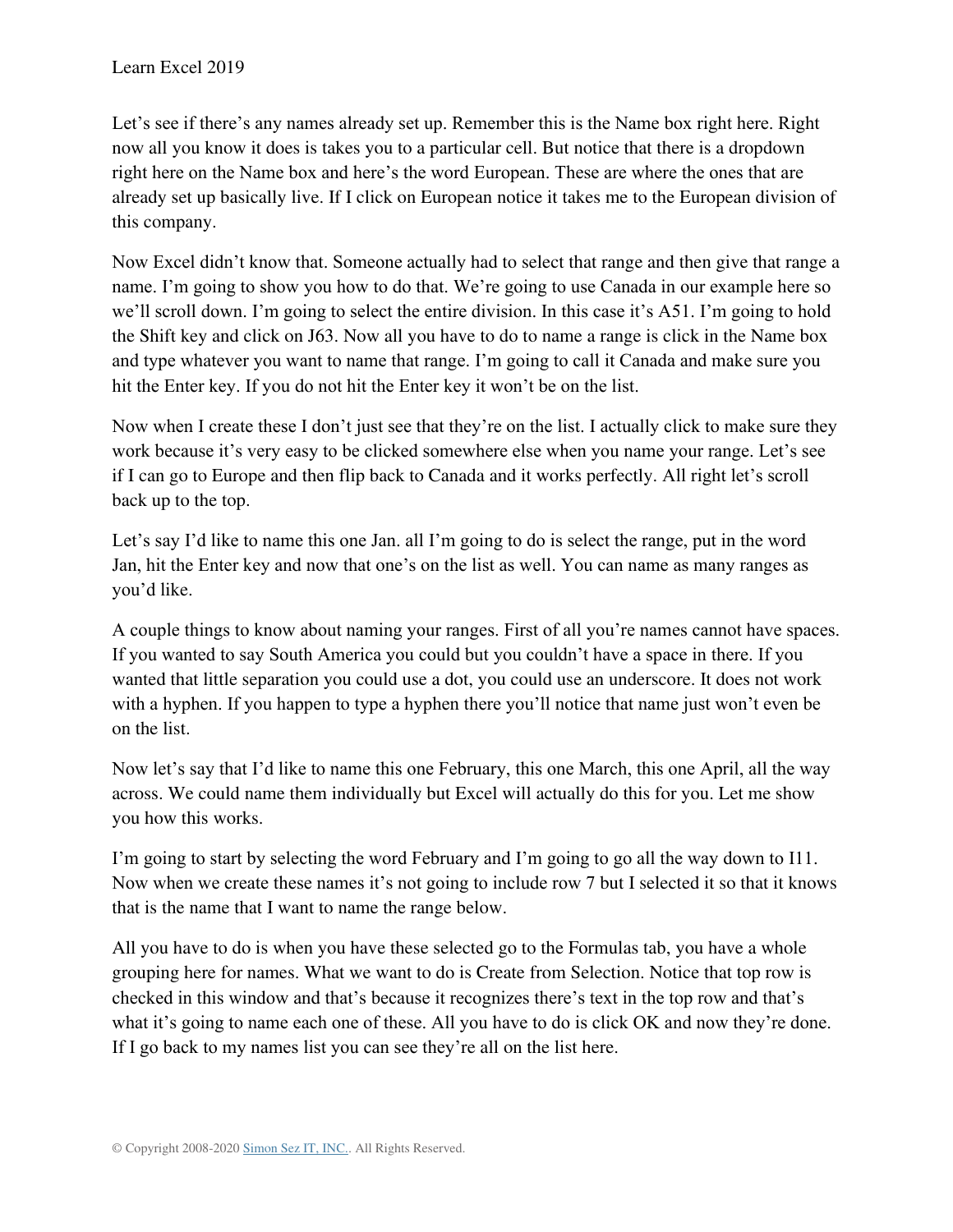Let's see if there's any names already set up. Remember this is the Name box right here. Right now all you know it does is takes you to a particular cell. But notice that there is a dropdown right here on the Name box and here's the word European. These are where the ones that are already set up basically live. If I click on European notice it takes me to the European division of this company.

Now Excel didn't know that. Someone actually had to select that range and then give that range a name. I'm going to show you how to do that. We're going to use Canada in our example here so we'll scroll down. I'm going to select the entire division. In this case it's A51. I'm going to hold the Shift key and click on J63. Now all you have to do to name a range is click in the Name box and type whatever you want to name that range. I'm going to call it Canada and make sure you hit the Enter key. If you do not hit the Enter key it won't be on the list.

Now when I create these I don't just see that they're on the list. I actually click to make sure they work because it's very easy to be clicked somewhere else when you name your range. Let's see if I can go to Europe and then flip back to Canada and it works perfectly. All right let's scroll back up to the top.

Let's say I'd like to name this one Jan. all I'm going to do is select the range, put in the word Jan, hit the Enter key and now that one's on the list as well. You can name as many ranges as you'd like.

A couple things to know about naming your ranges. First of all you're names cannot have spaces. If you wanted to say South America you could but you couldn't have a space in there. If you wanted that little separation you could use a dot, you could use an underscore. It does not work with a hyphen. If you happen to type a hyphen there you'll notice that name just won't even be on the list.

Now let's say that I'd like to name this one February, this one March, this one April, all the way across. We could name them individually but Excel will actually do this for you. Let me show you how this works.

I'm going to start by selecting the word February and I'm going to go all the way down to I11. Now when we create these names it's not going to include row 7 but I selected it so that it knows that is the name that I want to name the range below.

All you have to do is when you have these selected go to the Formulas tab, you have a whole grouping here for names. What we want to do is Create from Selection. Notice that top row is checked in this window and that's because it recognizes there's text in the top row and that's what it's going to name each one of these. All you have to do is click OK and now they're done. If I go back to my names list you can see they're all on the list here.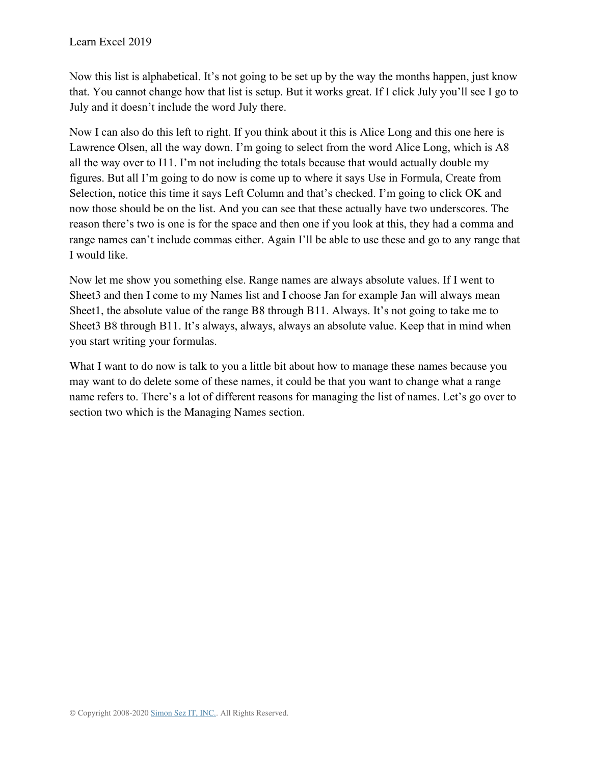Now this list is alphabetical. It's not going to be set up by the way the months happen, just know that. You cannot change how that list is setup. But it works great. If I click July you'll see I go to July and it doesn't include the word July there.

Now I can also do this left to right. If you think about it this is Alice Long and this one here is Lawrence Olsen, all the way down. I'm going to select from the word Alice Long, which is A8 all the way over to I11. I'm not including the totals because that would actually double my figures. But all I'm going to do now is come up to where it says Use in Formula, Create from Selection, notice this time it says Left Column and that's checked. I'm going to click OK and now those should be on the list. And you can see that these actually have two underscores. The reason there's two is one is for the space and then one if you look at this, they had a comma and range names can't include commas either. Again I'll be able to use these and go to any range that I would like.

Now let me show you something else. Range names are always absolute values. If I went to Sheet3 and then I come to my Names list and I choose Jan for example Jan will always mean Sheet1, the absolute value of the range B8 through B11. Always. It's not going to take me to Sheet3 B8 through B11. It's always, always, always an absolute value. Keep that in mind when you start writing your formulas.

What I want to do now is talk to you a little bit about how to manage these names because you may want to do delete some of these names, it could be that you want to change what a range name refers to. There's a lot of different reasons for managing the list of names. Let's go over to section two which is the Managing Names section.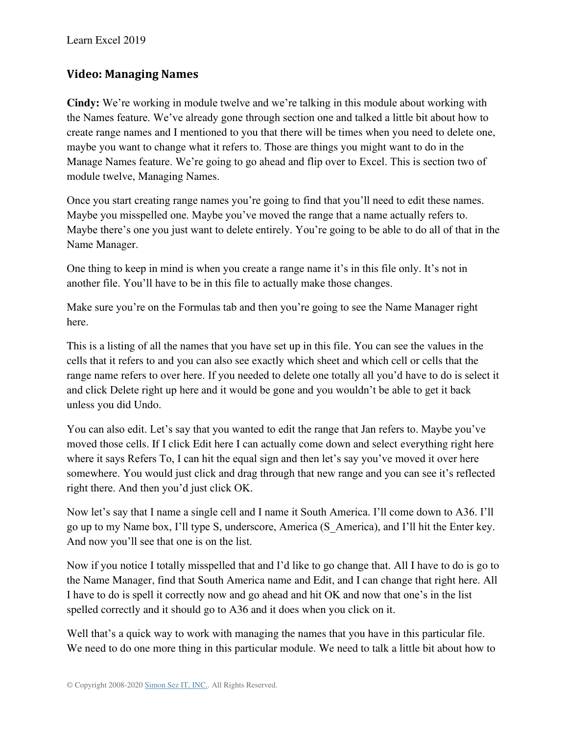## Video: Managing Names

**Cindy:** We're working in module twelve and we're talking in this module about working with the Names feature. We've already gone through section one and talked a little bit about how to create range names and I mentioned to you that there will be times when you need to delete one, maybe you want to change what it refers to. Those are things you might want to do in the Manage Names feature. We're going to go ahead and flip over to Excel. This is section two of module twelve, Managing Names.

Once you start creating range names you're going to find that you'll need to edit these names. Maybe you misspelled one. Maybe you've moved the range that a name actually refers to. Maybe there's one you just want to delete entirely. You're going to be able to do all of that in the Name Manager.

One thing to keep in mind is when you create a range name it's in this file only. It's not in another file. You'll have to be in this file to actually make those changes.

Make sure you're on the Formulas tab and then you're going to see the Name Manager right here.

This is a listing of all the names that you have set up in this file. You can see the values in the cells that it refers to and you can also see exactly which sheet and which cell or cells that the range name refers to over here. If you needed to delete one totally all you'd have to do is select it and click Delete right up here and it would be gone and you wouldn't be able to get it back unless you did Undo.

You can also edit. Let's say that you wanted to edit the range that Jan refers to. Maybe you've moved those cells. If I click Edit here I can actually come down and select everything right here where it says Refers To, I can hit the equal sign and then let's say you've moved it over here somewhere. You would just click and drag through that new range and you can see it's reflected right there. And then you'd just click OK.

Now let's say that I name a single cell and I name it South America. I'll come down to A36. I'll go up to my Name box, I'll type S, underscore, America (S_America), and I'll hit the Enter key. And now you'll see that one is on the list.

Now if you notice I totally misspelled that and I'd like to go change that. All I have to do is go to the Name Manager, find that South America name and Edit, and I can change that right here. All I have to do is spell it correctly now and go ahead and hit OK and now that one's in the list spelled correctly and it should go to A36 and it does when you click on it.

Well that's a quick way to work with managing the names that you have in this particular file. We need to do one more thing in this particular module. We need to talk a little bit about how to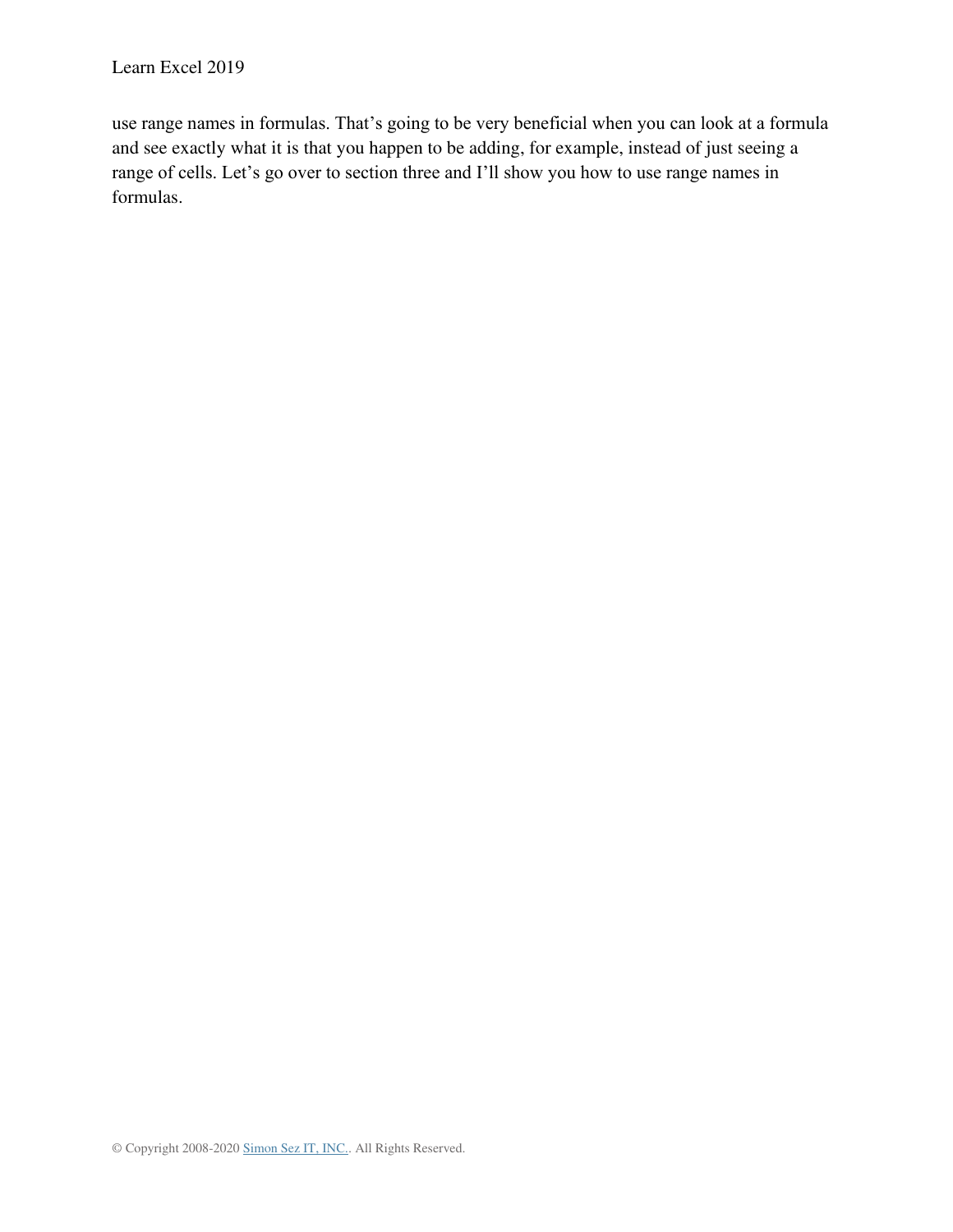use range names in formulas. That's going to be very beneficial when you can look at a formula and see exactly what it is that you happen to be adding, for example, instead of just seeing a range of cells. Let's go over to section three and I'll show you how to use range names in formulas.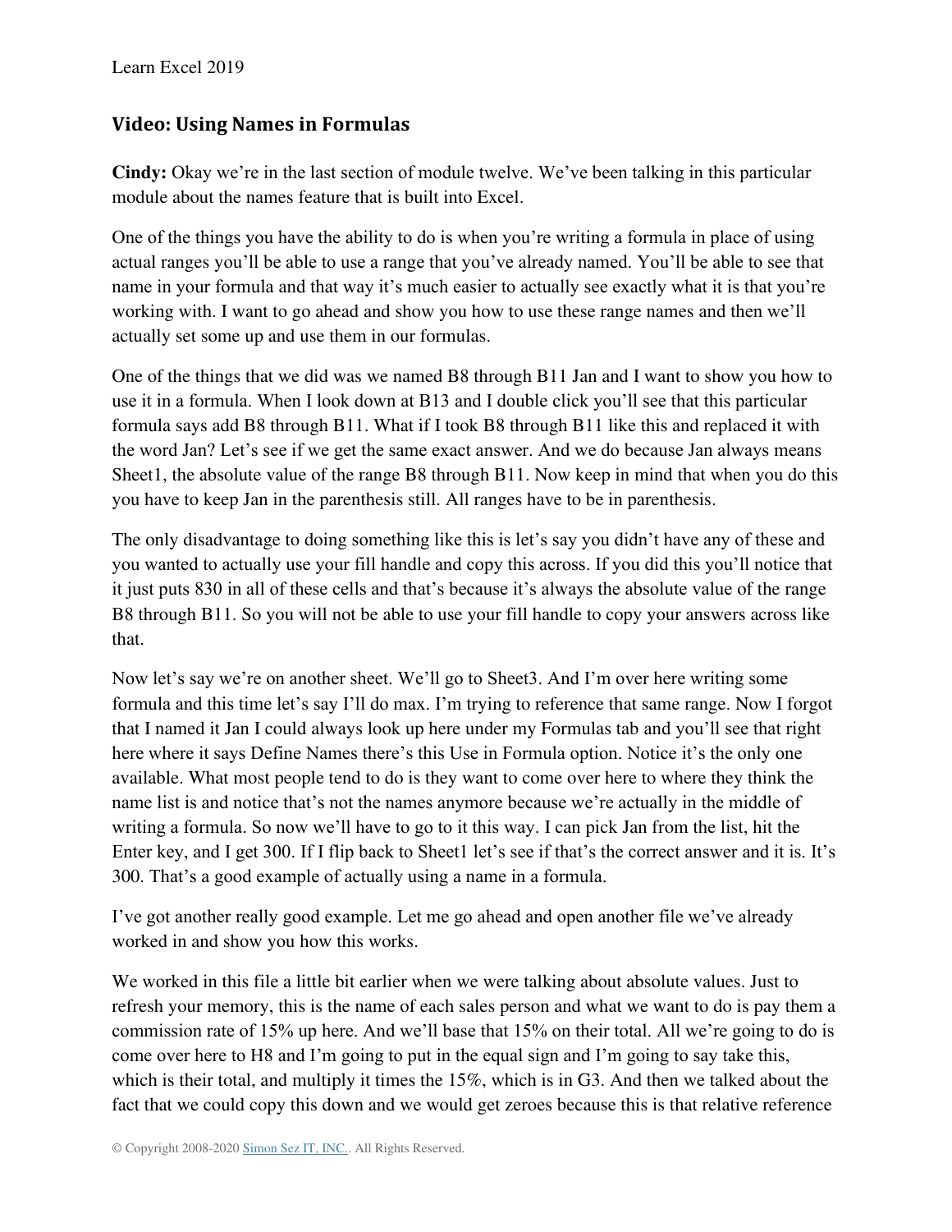## Video: Using Names in Formulas

**Cindy:** Okay we're in the last section of module twelve. We've been talking in this particular module about the names feature that is built into Excel.

One of the things you have the ability to do is when you're writing a formula in place of using actual ranges you'll be able to use a range that you've already named. You'll be able to see that name in your formula and that way it's much easier to actually see exactly what it is that you're working with. I want to go ahead and show you how to use these range names and then we'll actually set some up and use them in our formulas.

One of the things that we did was we named B8 through B11 Jan and I want to show you how to use it in a formula. When I look down at B13 and I double click you'll see that this particular formula says add B8 through B11. What if I took B8 through B11 like this and replaced it with the word Jan? Let's see if we get the same exact answer. And we do because Jan always means Sheet1, the absolute value of the range B8 through B11. Now keep in mind that when you do this you have to keep Jan in the parenthesis still. All ranges have to be in parenthesis.

The only disadvantage to doing something like this is let's say you didn't have any of these and you wanted to actually use your fill handle and copy this across. If you did this you'll notice that it just puts 830 in all of these cells and that's because it's always the absolute value of the range B8 through B11. So you will not be able to use your fill handle to copy your answers across like that.

Now let's say we're on another sheet. We'll go to Sheet3. And I'm over here writing some formula and this time let's say I'll do max. I'm trying to reference that same range. Now I forgot that I named it Jan I could always look up here under my Formulas tab and you'll see that right here where it says Define Names there's this Use in Formula option. Notice it's the only one available. What most people tend to do is they want to come over here to where they think the name list is and notice that's not the names anymore because we're actually in the middle of writing a formula. So now we'll have to go to it this way. I can pick Jan from the list, hit the Enter key, and I get 300. If I flip back to Sheet1 let's see if that's the correct answer and it is. It's 300. That's a good example of actually using a name in a formula.

I've got another really good example. Let me go ahead and open another file we've already worked in and show you how this works.

We worked in this file a little bit earlier when we were talking about absolute values. Just to refresh your memory, this is the name of each sales person and what we want to do is pay them a commission rate of 15% up here. And we'll base that 15% on their total. All we're going to do is come over here to H8 and I'm going to put in the equal sign and I'm going to say take this, which is their total, and multiply it times the 15%, which is in G3. And then we talked about the fact that we could copy this down and we would get zeroes because this is that relative reference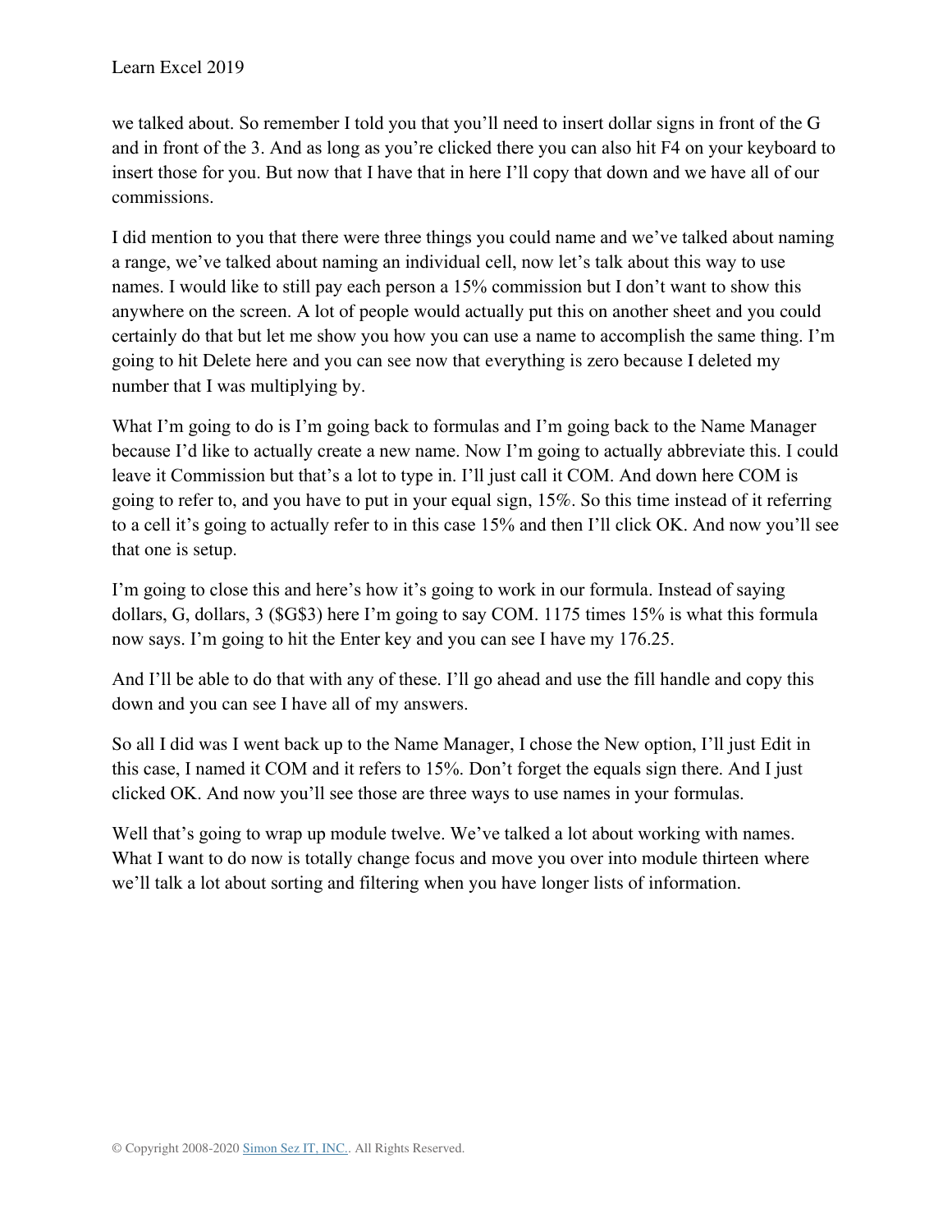we talked about. So remember I told you that you'll need to insert dollar signs in front of the G and in front of the 3. And as long as you're clicked there you can also hit F4 on your keyboard to insert those for you. But now that I have that in here I'll copy that down and we have all of our commissions.

I did mention to you that there were three things you could name and we've talked about naming a range, we've talked about naming an individual cell, now let's talk about this way to use names. I would like to still pay each person a 15% commission but I don't want to show this anywhere on the screen. A lot of people would actually put this on another sheet and you could certainly do that but let me show you how you can use a name to accomplish the same thing. I'm going to hit Delete here and you can see now that everything is zero because I deleted my number that I was multiplying by.

What I'm going to do is I'm going back to formulas and I'm going back to the Name Manager because I'd like to actually create a new name. Now I'm going to actually abbreviate this. I could leave it Commission but that's a lot to type in. I'll just call it COM. And down here COM is going to refer to, and you have to put in your equal sign, 15%. So this time instead of it referring to a cell it's going to actually refer to in this case 15% and then I'll click OK. And now you'll see that one is setup.

I'm going to close this and here's how it's going to work in our formula. Instead of saying dollars, G, dollars, 3 ($G$3) here I'm going to say COM. 1175 times 15% is what this formula now says. I'm going to hit the Enter key and you can see I have my 176.25.

And I'll be able to do that with any of these. I'll go ahead and use the fill handle and copy this down and you can see I have all of my answers.

So all I did was I went back up to the Name Manager, I chose the New option, I'll just Edit in this case, I named it COM and it refers to 15%. Don't forget the equals sign there. And I just clicked OK. And now you'll see those are three ways to use names in your formulas.

Well that's going to wrap up module twelve. We've talked a lot about working with names. What I want to do now is totally change focus and move you over into module thirteen where we'll talk a lot about sorting and filtering when you have longer lists of information.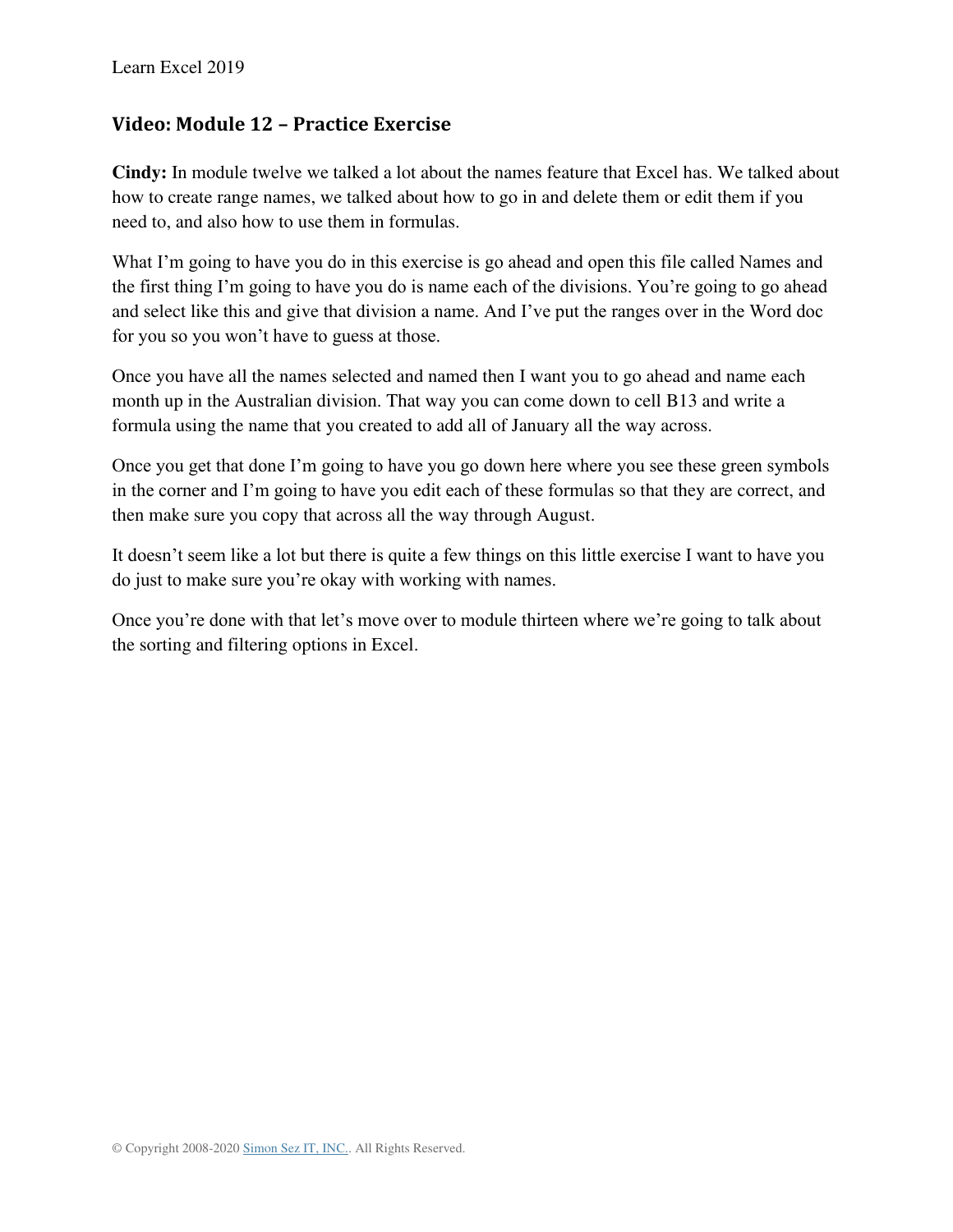## Video: Module 12 – Practice Exercise

**Cindy:** In module twelve we talked a lot about the names feature that Excel has. We talked about how to create range names, we talked about how to go in and delete them or edit them if you need to, and also how to use them in formulas.

What I'm going to have you do in this exercise is go ahead and open this file called Names and the first thing I'm going to have you do is name each of the divisions. You're going to go ahead and select like this and give that division a name. And I've put the ranges over in the Word doc for you so you won't have to guess at those.

Once you have all the names selected and named then I want you to go ahead and name each month up in the Australian division. That way you can come down to cell B13 and write a formula using the name that you created to add all of January all the way across.

Once you get that done I'm going to have you go down here where you see these green symbols in the corner and I'm going to have you edit each of these formulas so that they are correct, and then make sure you copy that across all the way through August.

It doesn't seem like a lot but there is quite a few things on this little exercise I want to have you do just to make sure you're okay with working with names.

Once you're done with that let's move over to module thirteen where we're going to talk about the sorting and filtering options in Excel.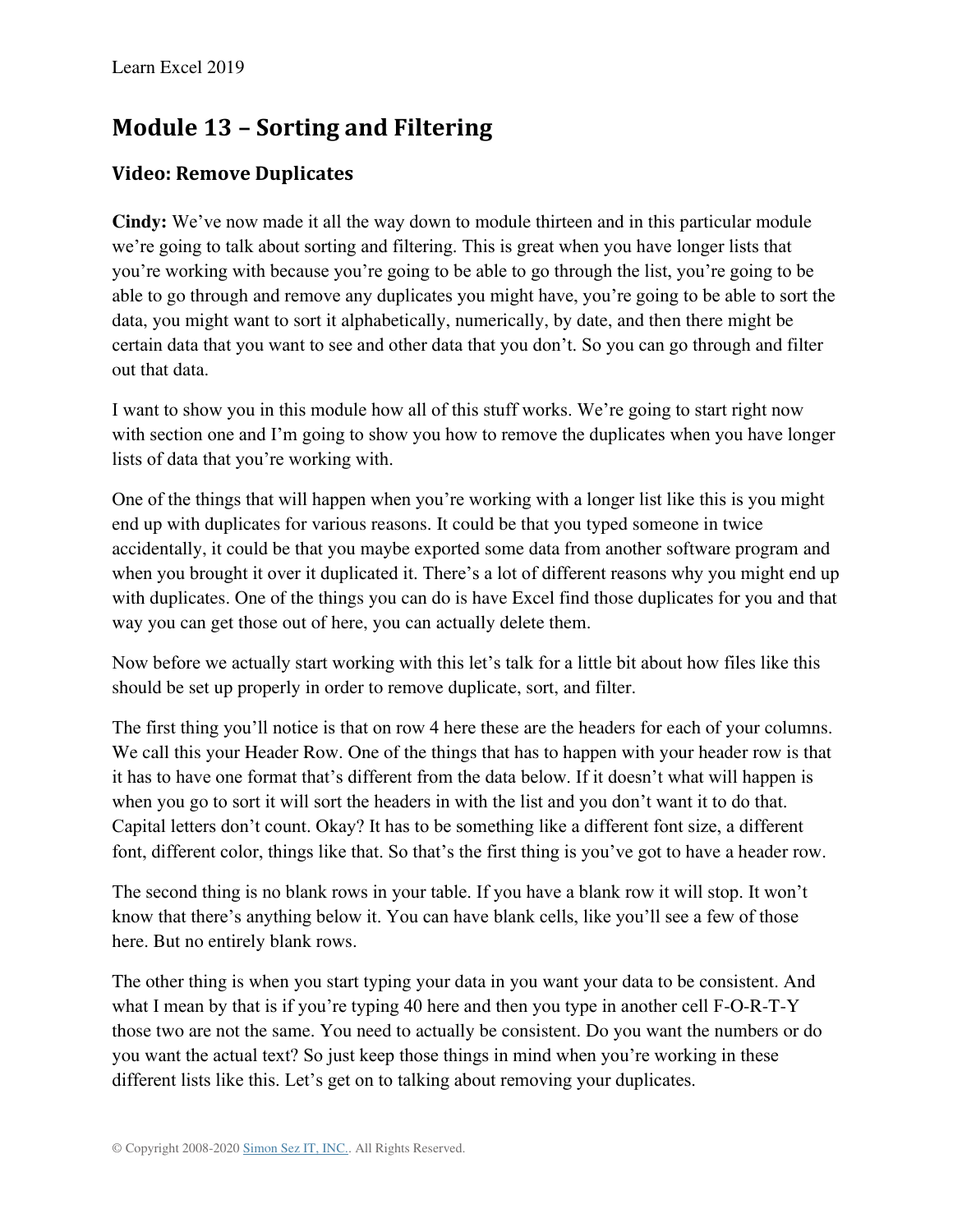## Module 13 – Sorting and Filtering

### Video: Remove Duplicates

**Cindy:** We've now made it all the way down to module thirteen and in this particular module we're going to talk about sorting and filtering. This is great when you have longer lists that you're working with because you're going to be able to go through the list, you're going to be able to go through and remove any duplicates you might have, you're going to be able to sort the data, you might want to sort it alphabetically, numerically, by date, and then there might be certain data that you want to see and other data that you don't. So you can go through and filter out that data.

I want to show you in this module how all of this stuff works. We're going to start right now with section one and I'm going to show you how to remove the duplicates when you have longer lists of data that you're working with.

One of the things that will happen when you're working with a longer list like this is you might end up with duplicates for various reasons. It could be that you typed someone in twice accidentally, it could be that you maybe exported some data from another software program and when you brought it over it duplicated it. There's a lot of different reasons why you might end up with duplicates. One of the things you can do is have Excel find those duplicates for you and that way you can get those out of here, you can actually delete them.

Now before we actually start working with this let's talk for a little bit about how files like this should be set up properly in order to remove duplicate, sort, and filter.

The first thing you'll notice is that on row 4 here these are the headers for each of your columns. We call this your Header Row. One of the things that has to happen with your header row is that it has to have one format that's different from the data below. If it doesn't what will happen is when you go to sort it will sort the headers in with the list and you don't want it to do that. Capital letters don't count. Okay? It has to be something like a different font size, a different font, different color, things like that. So that's the first thing is you've got to have a header row.

The second thing is no blank rows in your table. If you have a blank row it will stop. It won't know that there's anything below it. You can have blank cells, like you'll see a few of those here. But no entirely blank rows.

The other thing is when you start typing your data in you want your data to be consistent. And what I mean by that is if you're typing 40 here and then you type in another cell F-O-R-T-Y those two are not the same. You need to actually be consistent. Do you want the numbers or do you want the actual text? So just keep those things in mind when you're working in these different lists like this. Let's get on to talking about removing your duplicates.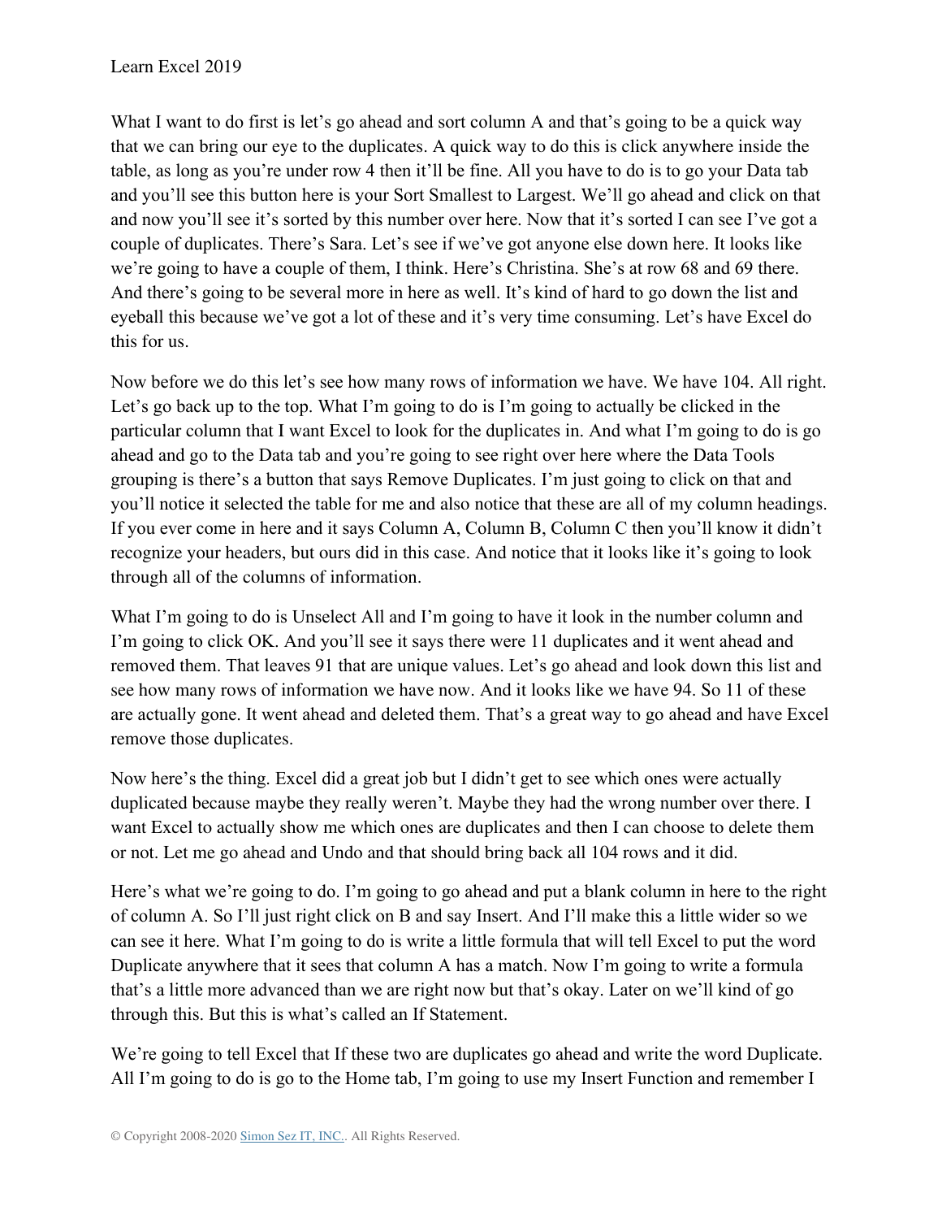What I want to do first is let's go ahead and sort column A and that's going to be a quick way that we can bring our eye to the duplicates. A quick way to do this is click anywhere inside the table, as long as you're under row 4 then it'll be fine. All you have to do is to go your Data tab and you'll see this button here is your Sort Smallest to Largest. We'll go ahead and click on that and now you'll see it's sorted by this number over here. Now that it's sorted I can see I've got a couple of duplicates. There's Sara. Let's see if we've got anyone else down here. It looks like we're going to have a couple of them, I think. Here's Christina. She's at row 68 and 69 there. And there's going to be several more in here as well. It's kind of hard to go down the list and eyeball this because we've got a lot of these and it's very time consuming. Let's have Excel do this for us.

Now before we do this let's see how many rows of information we have. We have 104. All right. Let's go back up to the top. What I'm going to do is I'm going to actually be clicked in the particular column that I want Excel to look for the duplicates in. And what I'm going to do is go ahead and go to the Data tab and you're going to see right over here where the Data Tools grouping is there's a button that says Remove Duplicates. I'm just going to click on that and you'll notice it selected the table for me and also notice that these are all of my column headings. If you ever come in here and it says Column A, Column B, Column C then you'll know it didn't recognize your headers, but ours did in this case. And notice that it looks like it's going to look through all of the columns of information.

What I'm going to do is Unselect All and I'm going to have it look in the number column and I'm going to click OK. And you'll see it says there were 11 duplicates and it went ahead and removed them. That leaves 91 that are unique values. Let's go ahead and look down this list and see how many rows of information we have now. And it looks like we have 94. So 11 of these are actually gone. It went ahead and deleted them. That's a great way to go ahead and have Excel remove those duplicates.

Now here's the thing. Excel did a great job but I didn't get to see which ones were actually duplicated because maybe they really weren't. Maybe they had the wrong number over there. I want Excel to actually show me which ones are duplicates and then I can choose to delete them or not. Let me go ahead and Undo and that should bring back all 104 rows and it did.

Here's what we're going to do. I'm going to go ahead and put a blank column in here to the right of column A. So I'll just right click on B and say Insert. And I'll make this a little wider so we can see it here. What I'm going to do is write a little formula that will tell Excel to put the word Duplicate anywhere that it sees that column A has a match. Now I'm going to write a formula that's a little more advanced than we are right now but that's okay. Later on we'll kind of go through this. But this is what's called an If Statement.

We're going to tell Excel that If these two are duplicates go ahead and write the word Duplicate. All I'm going to do is go to the Home tab, I'm going to use my Insert Function and remember I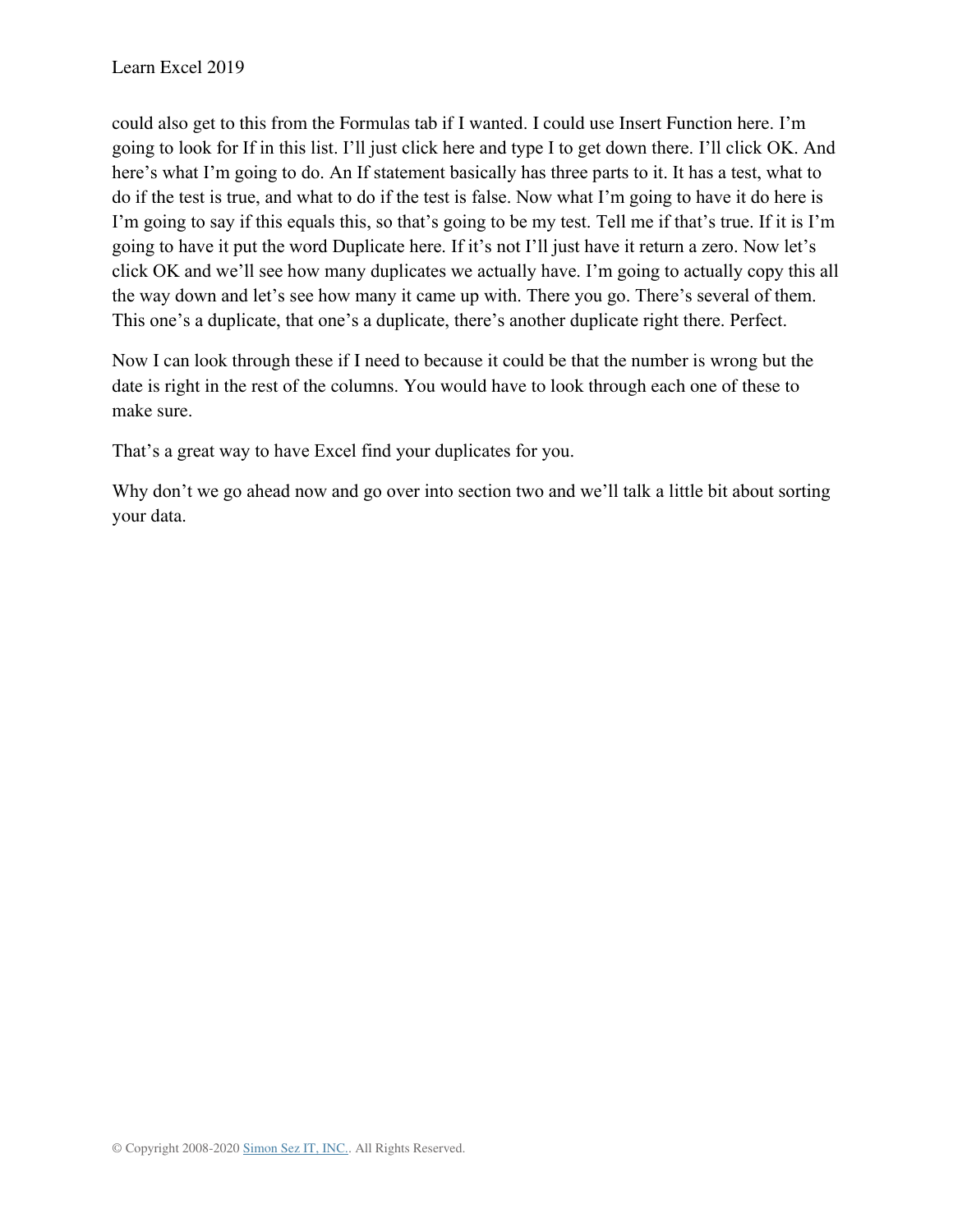could also get to this from the Formulas tab if I wanted. I could use Insert Function here. I'm going to look for If in this list. I'll just click here and type I to get down there. I'll click OK. And here's what I'm going to do. An If statement basically has three parts to it. It has a test, what to do if the test is true, and what to do if the test is false. Now what I'm going to have it do here is I'm going to say if this equals this, so that's going to be my test. Tell me if that's true. If it is I'm going to have it put the word Duplicate here. If it's not I'll just have it return a zero. Now let's click OK and we'll see how many duplicates we actually have. I'm going to actually copy this all the way down and let's see how many it came up with. There you go. There's several of them. This one's a duplicate, that one's a duplicate, there's another duplicate right there. Perfect.

Now I can look through these if I need to because it could be that the number is wrong but the date is right in the rest of the columns. You would have to look through each one of these to make sure.

That's a great way to have Excel find your duplicates for you.

Why don't we go ahead now and go over into section two and we'll talk a little bit about sorting your data.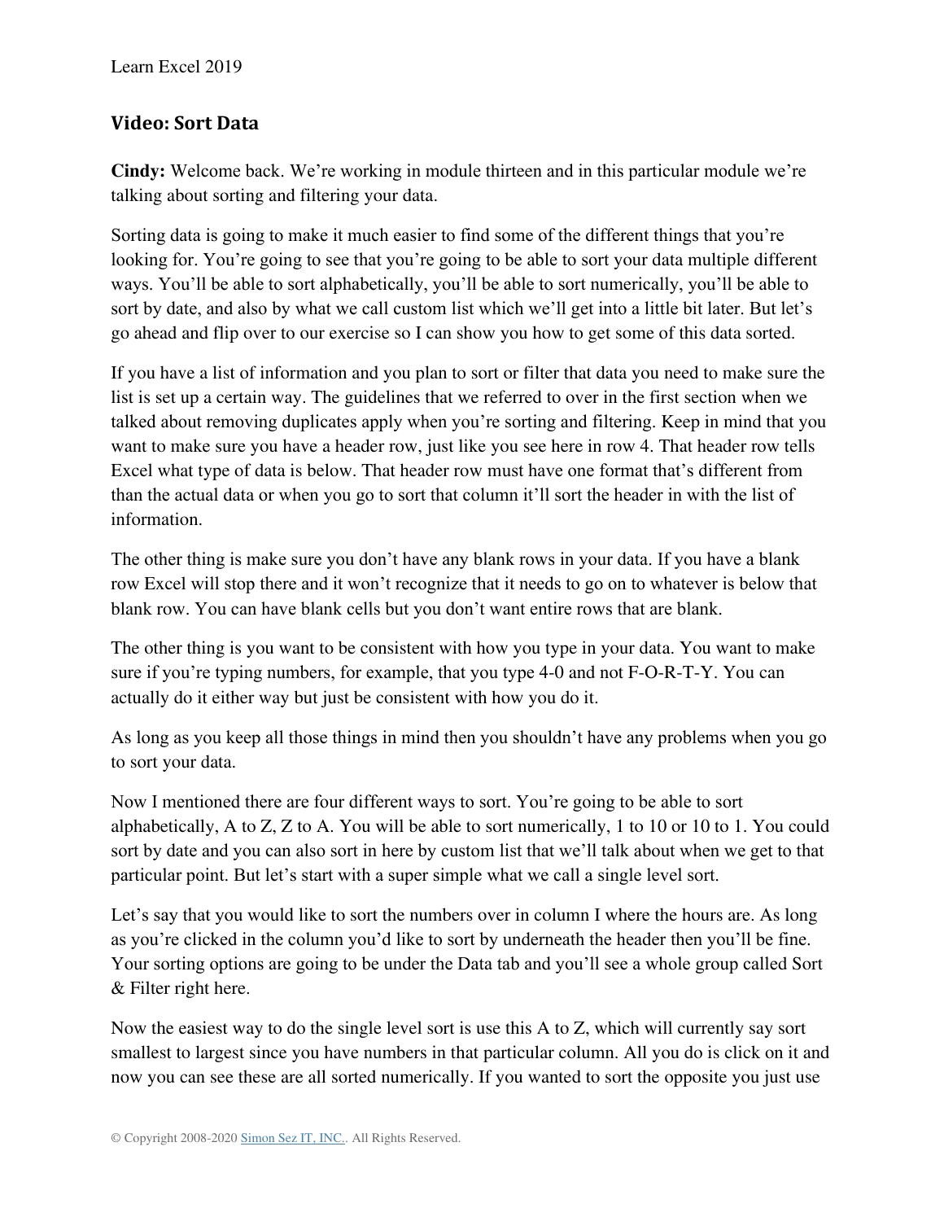## Video: Sort Data

**Cindy:** Welcome back. We're working in module thirteen and in this particular module we're talking about sorting and filtering your data.

Sorting data is going to make it much easier to find some of the different things that you're looking for. You're going to see that you're going to be able to sort your data multiple different ways. You'll be able to sort alphabetically, you'll be able to sort numerically, you'll be able to sort by date, and also by what we call custom list which we'll get into a little bit later. But let's go ahead and flip over to our exercise so I can show you how to get some of this data sorted.

If you have a list of information and you plan to sort or filter that data you need to make sure the list is set up a certain way. The guidelines that we referred to over in the first section when we talked about removing duplicates apply when you're sorting and filtering. Keep in mind that you want to make sure you have a header row, just like you see here in row 4. That header row tells Excel what type of data is below. That header row must have one format that's different from than the actual data or when you go to sort that column it'll sort the header in with the list of information.

The other thing is make sure you don't have any blank rows in your data. If you have a blank row Excel will stop there and it won't recognize that it needs to go on to whatever is below that blank row. You can have blank cells but you don't want entire rows that are blank.

The other thing is you want to be consistent with how you type in your data. You want to make sure if you're typing numbers, for example, that you type 4-0 and not F-O-R-T-Y. You can actually do it either way but just be consistent with how you do it.

As long as you keep all those things in mind then you shouldn't have any problems when you go to sort your data.

Now I mentioned there are four different ways to sort. You're going to be able to sort alphabetically, A to Z, Z to A. You will be able to sort numerically, 1 to 10 or 10 to 1. You could sort by date and you can also sort in here by custom list that we'll talk about when we get to that particular point. But let's start with a super simple what we call a single level sort.

Let's say that you would like to sort the numbers over in column I where the hours are. As long as you're clicked in the column you'd like to sort by underneath the header then you'll be fine. Your sorting options are going to be under the Data tab and you'll see a whole group called Sort & Filter right here.

Now the easiest way to do the single level sort is use this A to Z, which will currently say sort smallest to largest since you have numbers in that particular column. All you do is click on it and now you can see these are all sorted numerically. If you wanted to sort the opposite you just use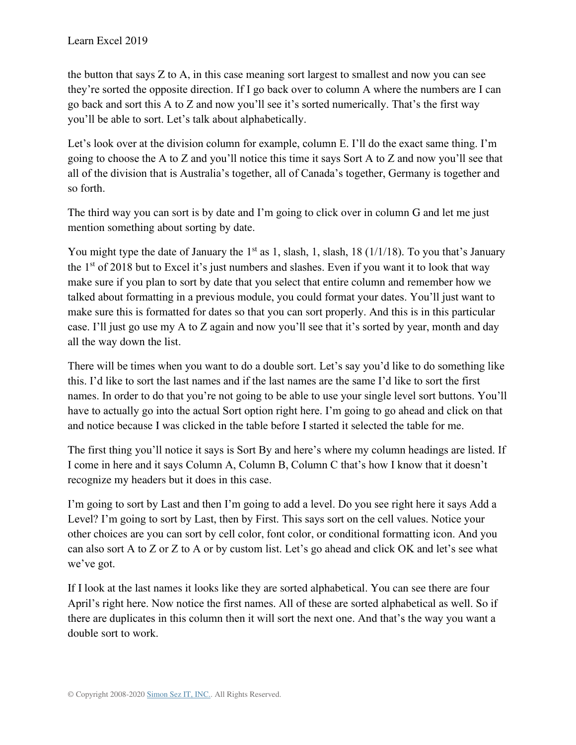the button that says Z to A, in this case meaning sort largest to smallest and now you can see they're sorted the opposite direction. If I go back over to column A where the numbers are I can go back and sort this A to Z and now you'll see it's sorted numerically. That's the first way you'll be able to sort. Let's talk about alphabetically.

Let's look over at the division column for example, column E. I'll do the exact same thing. I'm going to choose the A to Z and you'll notice this time it says Sort A to Z and now you'll see that all of the division that is Australia's together, all of Canada's together, Germany is together and so forth.

The third way you can sort is by date and I'm going to click over in column G and let me just mention something about sorting by date.

You might type the date of January the 1st as 1, slash, 1, slash, 18 (1/1/18). To you that's January the 1st of 2018 but to Excel it's just numbers and slashes. Even if you want it to look that way make sure if you plan to sort by date that you select that entire column and remember how we talked about formatting in a previous module, you could format your dates. You'll just want to make sure this is formatted for dates so that you can sort properly. And this is in this particular case. I'll just go use my A to Z again and now you'll see that it's sorted by year, month and day all the way down the list.

There will be times when you want to do a double sort. Let's say you'd like to do something like this. I'd like to sort the last names and if the last names are the same I'd like to sort the first names. In order to do that you're not going to be able to use your single level sort buttons. You'll have to actually go into the actual Sort option right here. I'm going to go ahead and click on that and notice because I was clicked in the table before I started it selected the table for me.

The first thing you'll notice it says is Sort By and here's where my column headings are listed. If I come in here and it says Column A, Column B, Column C that's how I know that it doesn't recognize my headers but it does in this case.

I'm going to sort by Last and then I'm going to add a level. Do you see right here it says Add a Level? I'm going to sort by Last, then by First. This says sort on the cell values. Notice your other choices are you can sort by cell color, font color, or conditional formatting icon. And you can also sort A to Z or Z to A or by custom list. Let's go ahead and click OK and let's see what we've got.

If I look at the last names it looks like they are sorted alphabetical. You can see there are four April's right here. Now notice the first names. All of these are sorted alphabetical as well. So if there are duplicates in this column then it will sort the next one. And that's the way you want a double sort to work.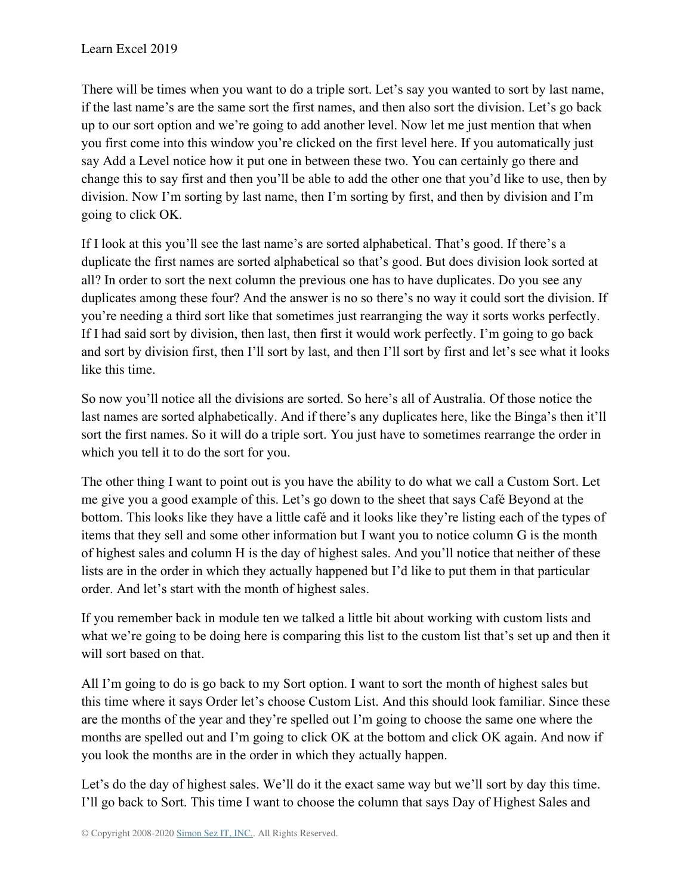There will be times when you want to do a triple sort. Let's say you wanted to sort by last name, if the last name's are the same sort the first names, and then also sort the division. Let's go back up to our sort option and we're going to add another level. Now let me just mention that when you first come into this window you're clicked on the first level here. If you automatically just say Add a Level notice how it put one in between these two. You can certainly go there and change this to say first and then you'll be able to add the other one that you'd like to use, then by division. Now I'm sorting by last name, then I'm sorting by first, and then by division and I'm going to click OK.

If I look at this you'll see the last name's are sorted alphabetical. That's good. If there's a duplicate the first names are sorted alphabetical so that's good. But does division look sorted at all? In order to sort the next column the previous one has to have duplicates. Do you see any duplicates among these four? And the answer is no so there's no way it could sort the division. If you're needing a third sort like that sometimes just rearranging the way it sorts works perfectly. If I had said sort by division, then last, then first it would work perfectly. I'm going to go back and sort by division first, then I'll sort by last, and then I'll sort by first and let's see what it looks like this time.

So now you'll notice all the divisions are sorted. So here's all of Australia. Of those notice the last names are sorted alphabetically. And if there's any duplicates here, like the Binga's then it'll sort the first names. So it will do a triple sort. You just have to sometimes rearrange the order in which you tell it to do the sort for you.

The other thing I want to point out is you have the ability to do what we call a Custom Sort. Let me give you a good example of this. Let's go down to the sheet that says Café Beyond at the bottom. This looks like they have a little café and it looks like they're listing each of the types of items that they sell and some other information but I want you to notice column G is the month of highest sales and column H is the day of highest sales. And you'll notice that neither of these lists are in the order in which they actually happened but I'd like to put them in that particular order. And let's start with the month of highest sales.

If you remember back in module ten we talked a little bit about working with custom lists and what we're going to be doing here is comparing this list to the custom list that's set up and then it will sort based on that.

All I'm going to do is go back to my Sort option. I want to sort the month of highest sales but this time where it says Order let's choose Custom List. And this should look familiar. Since these are the months of the year and they're spelled out I'm going to choose the same one where the months are spelled out and I'm going to click OK at the bottom and click OK again. And now if you look the months are in the order in which they actually happen.

Let's do the day of highest sales. We'll do it the exact same way but we'll sort by day this time. I'll go back to Sort. This time I want to choose the column that says Day of Highest Sales and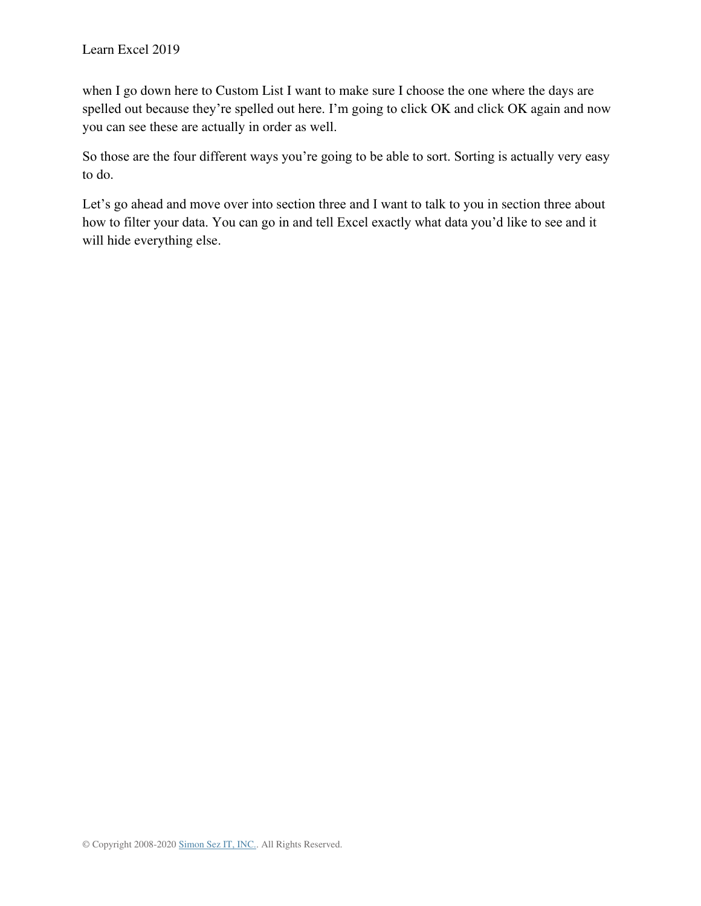when I go down here to Custom List I want to make sure I choose the one where the days are spelled out because they're spelled out here. I'm going to click OK and click OK again and now you can see these are actually in order as well.

So those are the four different ways you're going to be able to sort. Sorting is actually very easy to do.

Let's go ahead and move over into section three and I want to talk to you in section three about how to filter your data. You can go in and tell Excel exactly what data you'd like to see and it will hide everything else.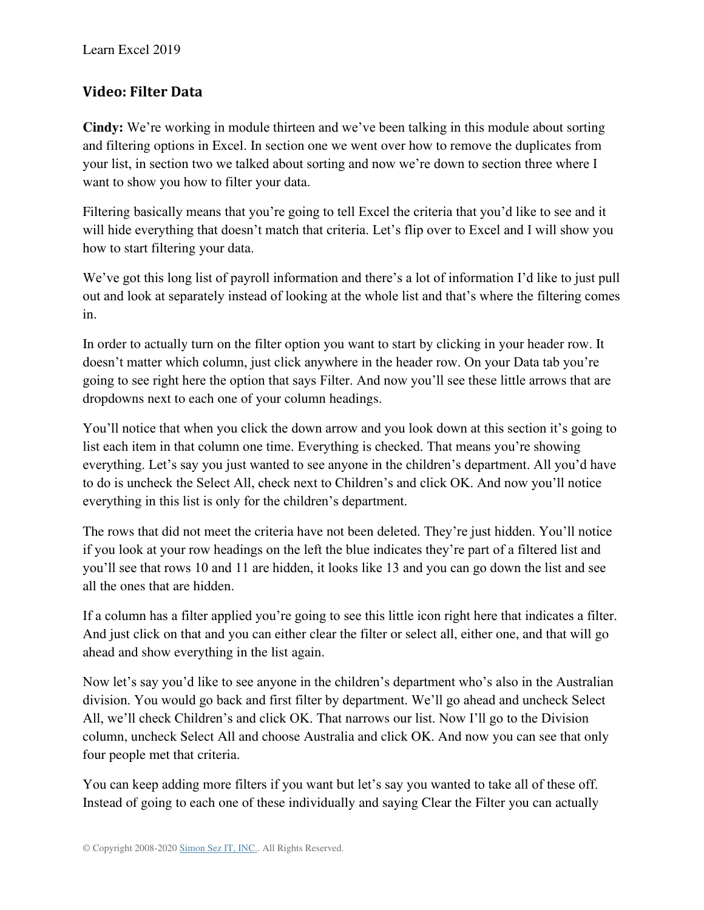## Video: Filter Data

**Cindy:** We're working in module thirteen and we've been talking in this module about sorting and filtering options in Excel. In section one we went over how to remove the duplicates from your list, in section two we talked about sorting and now we're down to section three where I want to show you how to filter your data.

Filtering basically means that you're going to tell Excel the criteria that you'd like to see and it will hide everything that doesn't match that criteria. Let's flip over to Excel and I will show you how to start filtering your data.

We've got this long list of payroll information and there's a lot of information I'd like to just pull out and look at separately instead of looking at the whole list and that's where the filtering comes in.

In order to actually turn on the filter option you want to start by clicking in your header row. It doesn't matter which column, just click anywhere in the header row. On your Data tab you're going to see right here the option that says Filter. And now you'll see these little arrows that are dropdowns next to each one of your column headings.

You'll notice that when you click the down arrow and you look down at this section it's going to list each item in that column one time. Everything is checked. That means you're showing everything. Let's say you just wanted to see anyone in the children's department. All you'd have to do is uncheck the Select All, check next to Children's and click OK. And now you'll notice everything in this list is only for the children's department.

The rows that did not meet the criteria have not been deleted. They're just hidden. You'll notice if you look at your row headings on the left the blue indicates they're part of a filtered list and you'll see that rows 10 and 11 are hidden, it looks like 13 and you can go down the list and see all the ones that are hidden.

If a column has a filter applied you're going to see this little icon right here that indicates a filter. And just click on that and you can either clear the filter or select all, either one, and that will go ahead and show everything in the list again.

Now let's say you'd like to see anyone in the children's department who's also in the Australian division. You would go back and first filter by department. We'll go ahead and uncheck Select All, we'll check Children's and click OK. That narrows our list. Now I'll go to the Division column, uncheck Select All and choose Australia and click OK. And now you can see that only four people met that criteria.

You can keep adding more filters if you want but let's say you wanted to take all of these off. Instead of going to each one of these individually and saying Clear the Filter you can actually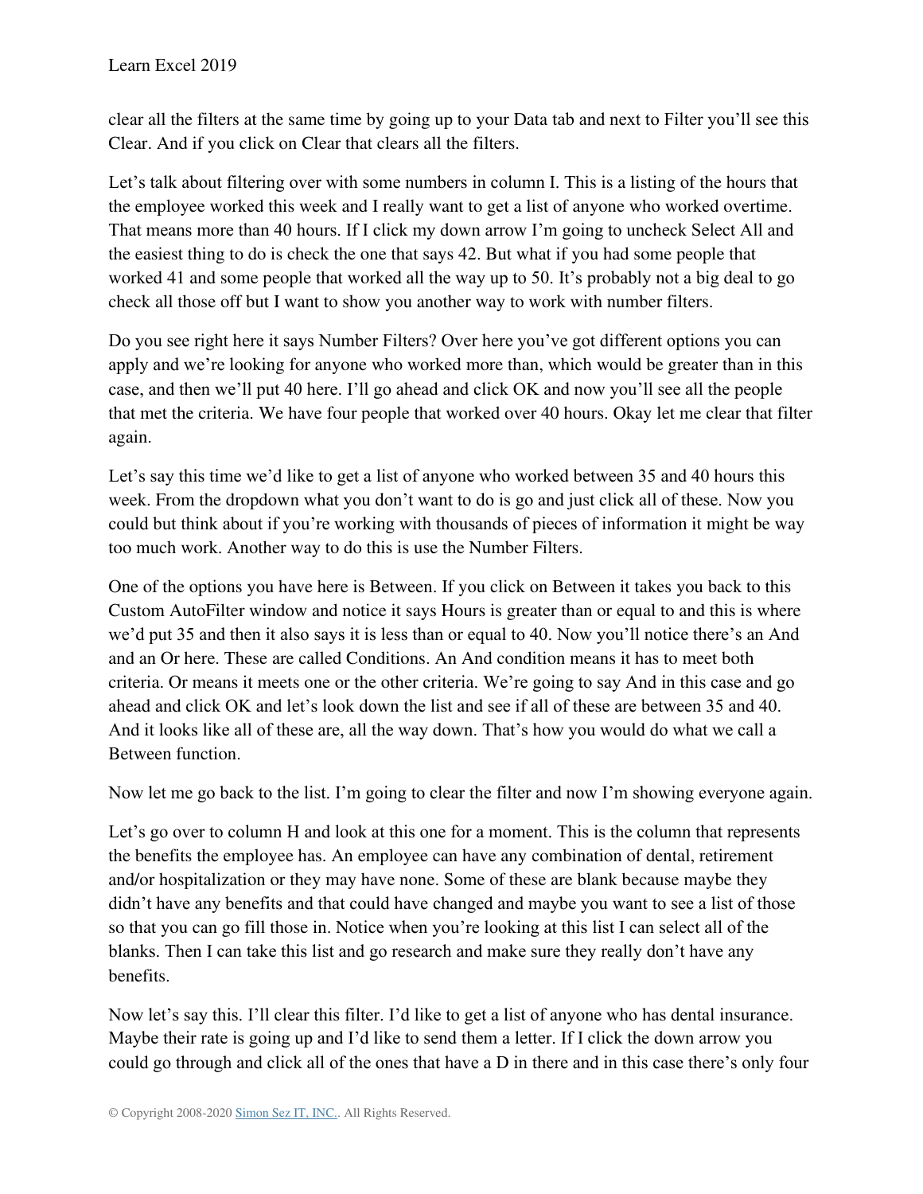clear all the filters at the same time by going up to your Data tab and next to Filter you'll see this Clear. And if you click on Clear that clears all the filters.

Let's talk about filtering over with some numbers in column I. This is a listing of the hours that the employee worked this week and I really want to get a list of anyone who worked overtime. That means more than 40 hours. If I click my down arrow I'm going to uncheck Select All and the easiest thing to do is check the one that says 42. But what if you had some people that worked 41 and some people that worked all the way up to 50. It's probably not a big deal to go check all those off but I want to show you another way to work with number filters.

Do you see right here it says Number Filters? Over here you've got different options you can apply and we're looking for anyone who worked more than, which would be greater than in this case, and then we'll put 40 here. I'll go ahead and click OK and now you'll see all the people that met the criteria. We have four people that worked over 40 hours. Okay let me clear that filter again.

Let's say this time we'd like to get a list of anyone who worked between 35 and 40 hours this week. From the dropdown what you don't want to do is go and just click all of these. Now you could but think about if you're working with thousands of pieces of information it might be way too much work. Another way to do this is use the Number Filters.

One of the options you have here is Between. If you click on Between it takes you back to this Custom AutoFilter window and notice it says Hours is greater than or equal to and this is where we'd put 35 and then it also says it is less than or equal to 40. Now you'll notice there's an And and an Or here. These are called Conditions. An And condition means it has to meet both criteria. Or means it meets one or the other criteria. We're going to say And in this case and go ahead and click OK and let's look down the list and see if all of these are between 35 and 40. And it looks like all of these are, all the way down. That's how you would do what we call a Between function.

Now let me go back to the list. I'm going to clear the filter and now I'm showing everyone again.

Let's go over to column H and look at this one for a moment. This is the column that represents the benefits the employee has. An employee can have any combination of dental, retirement and/or hospitalization or they may have none. Some of these are blank because maybe they didn't have any benefits and that could have changed and maybe you want to see a list of those so that you can go fill those in. Notice when you're looking at this list I can select all of the blanks. Then I can take this list and go research and make sure they really don't have any benefits.

Now let's say this. I'll clear this filter. I'd like to get a list of anyone who has dental insurance. Maybe their rate is going up and I'd like to send them a letter. If I click the down arrow you could go through and click all of the ones that have a D in there and in this case there's only four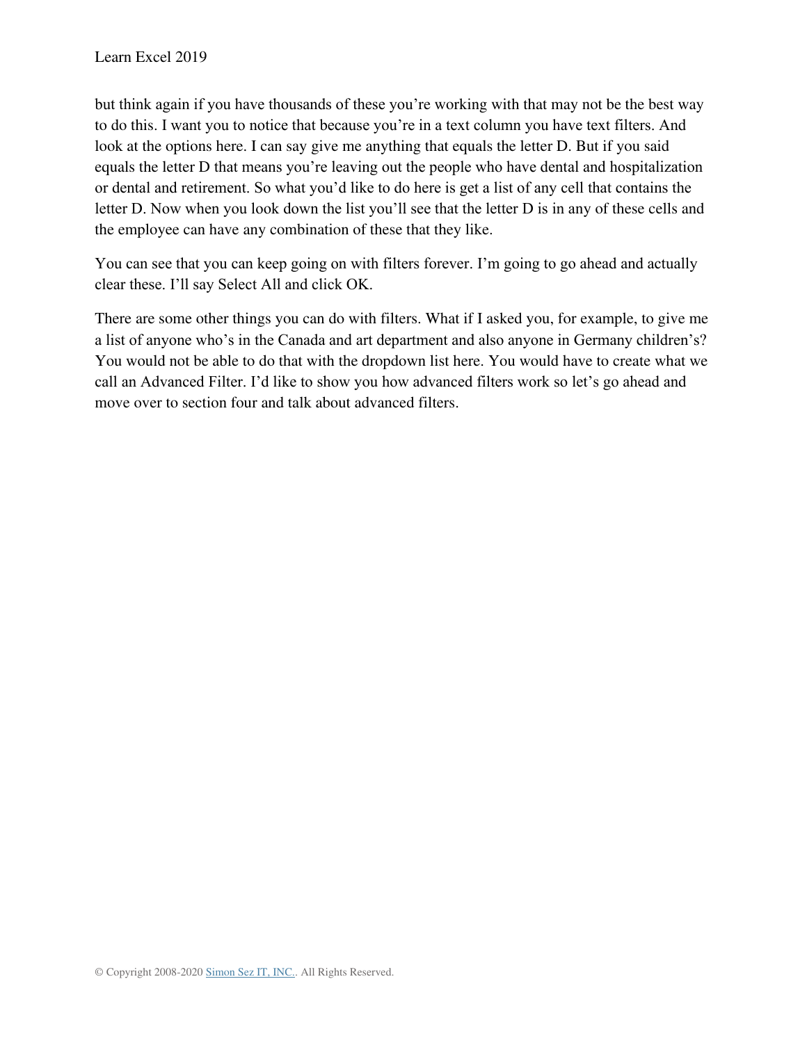but think again if you have thousands of these you're working with that may not be the best way to do this. I want you to notice that because you're in a text column you have text filters. And look at the options here. I can say give me anything that equals the letter D. But if you said equals the letter D that means you're leaving out the people who have dental and hospitalization or dental and retirement. So what you'd like to do here is get a list of any cell that contains the letter D. Now when you look down the list you'll see that the letter D is in any of these cells and the employee can have any combination of these that they like.

You can see that you can keep going on with filters forever. I'm going to go ahead and actually clear these. I'll say Select All and click OK.

There are some other things you can do with filters. What if I asked you, for example, to give me a list of anyone who's in the Canada and art department and also anyone in Germany children's? You would not be able to do that with the dropdown list here. You would have to create what we call an Advanced Filter. I'd like to show you how advanced filters work so let's go ahead and move over to section four and talk about advanced filters.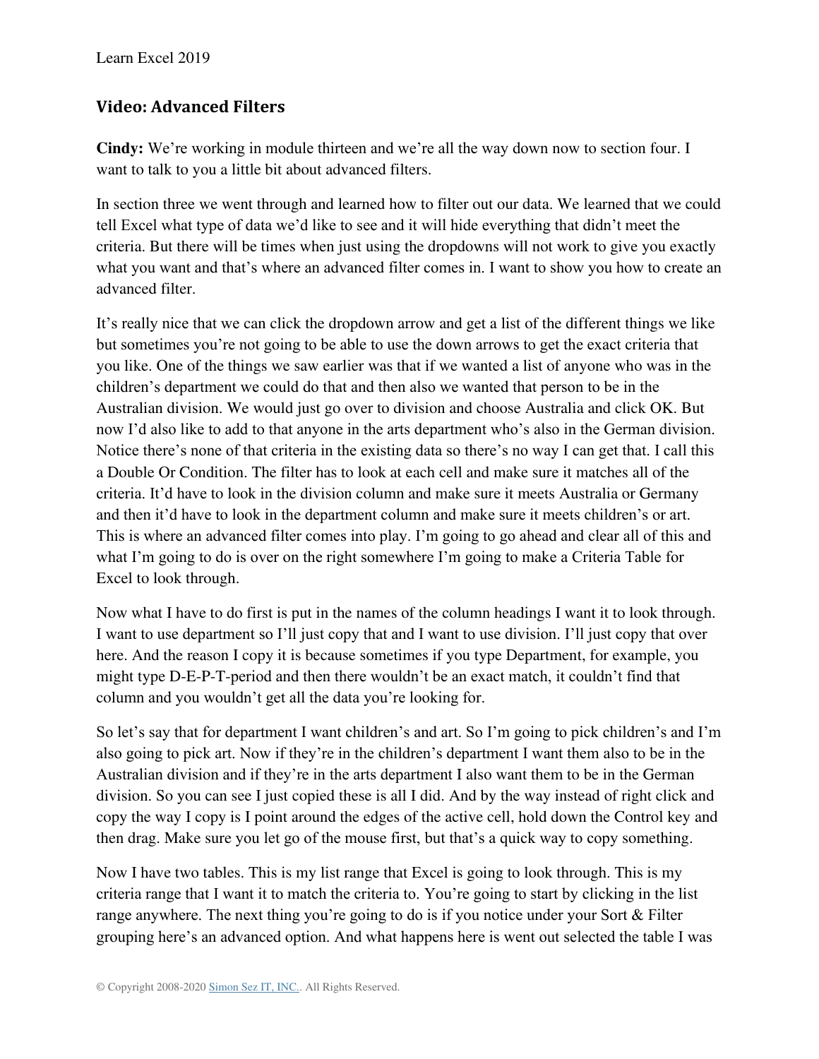## Video: Advanced Filters

**Cindy:** We're working in module thirteen and we're all the way down now to section four. I want to talk to you a little bit about advanced filters.

In section three we went through and learned how to filter out our data. We learned that we could tell Excel what type of data we'd like to see and it will hide everything that didn't meet the criteria. But there will be times when just using the dropdowns will not work to give you exactly what you want and that's where an advanced filter comes in. I want to show you how to create an advanced filter.

It's really nice that we can click the dropdown arrow and get a list of the different things we like but sometimes you're not going to be able to use the down arrows to get the exact criteria that you like. One of the things we saw earlier was that if we wanted a list of anyone who was in the children's department we could do that and then also we wanted that person to be in the Australian division. We would just go over to division and choose Australia and click OK. But now I'd also like to add to that anyone in the arts department who's also in the German division. Notice there's none of that criteria in the existing data so there's no way I can get that. I call this a Double Or Condition. The filter has to look at each cell and make sure it matches all of the criteria. It'd have to look in the division column and make sure it meets Australia or Germany and then it'd have to look in the department column and make sure it meets children's or art. This is where an advanced filter comes into play. I'm going to go ahead and clear all of this and what I'm going to do is over on the right somewhere I'm going to make a Criteria Table for Excel to look through.

Now what I have to do first is put in the names of the column headings I want it to look through. I want to use department so I'll just copy that and I want to use division. I'll just copy that over here. And the reason I copy it is because sometimes if you type Department, for example, you might type D-E-P-T-period and then there wouldn't be an exact match, it couldn't find that column and you wouldn't get all the data you're looking for.

So let's say that for department I want children's and art. So I'm going to pick children's and I'm also going to pick art. Now if they're in the children's department I want them also to be in the Australian division and if they're in the arts department I also want them to be in the German division. So you can see I just copied these is all I did. And by the way instead of right click and copy the way I copy is I point around the edges of the active cell, hold down the Control key and then drag. Make sure you let go of the mouse first, but that's a quick way to copy something.

Now I have two tables. This is my list range that Excel is going to look through. This is my criteria range that I want it to match the criteria to. You're going to start by clicking in the list range anywhere. The next thing you're going to do is if you notice under your Sort & Filter grouping here's an advanced option. And what happens here is went out selected the table I was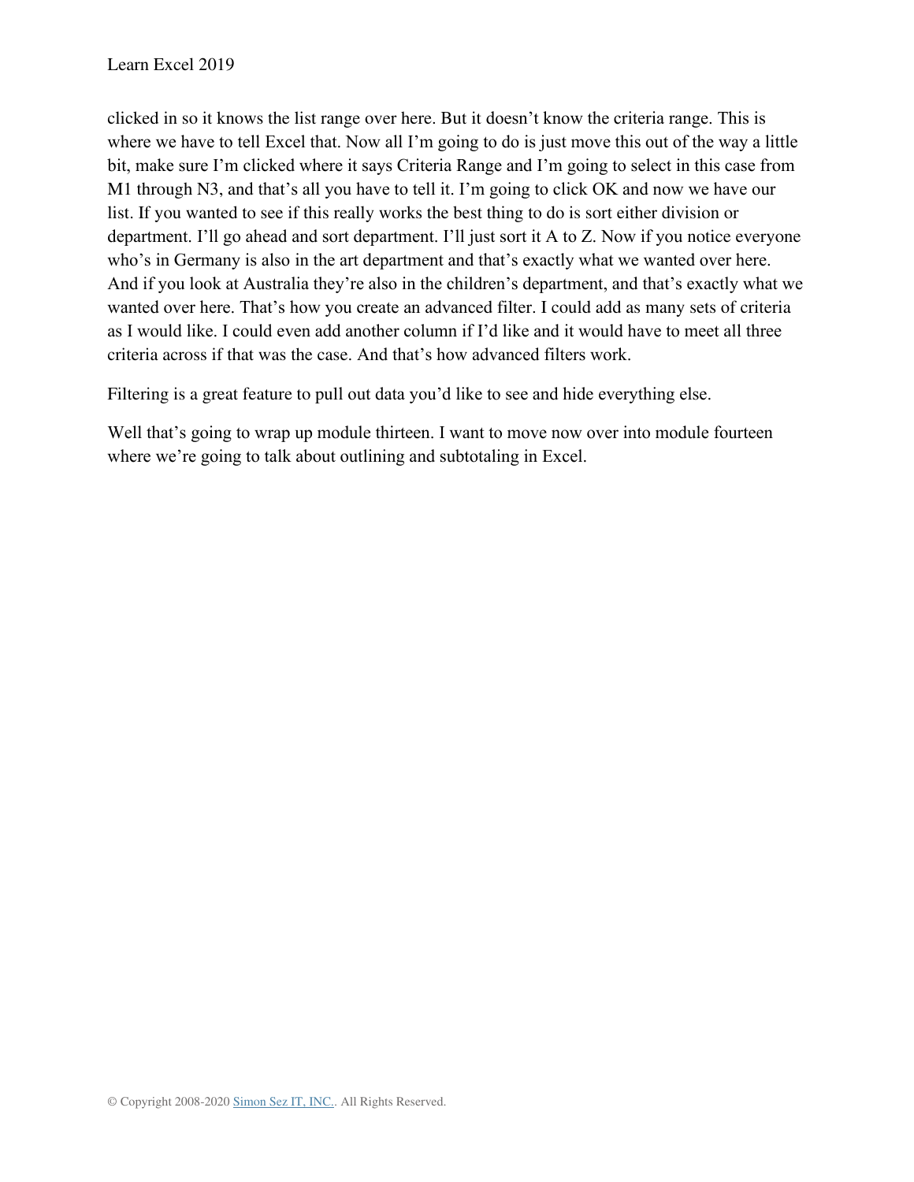clicked in so it knows the list range over here. But it doesn't know the criteria range. This is where we have to tell Excel that. Now all I'm going to do is just move this out of the way a little bit, make sure I'm clicked where it says Criteria Range and I'm going to select in this case from M1 through N3, and that's all you have to tell it. I'm going to click OK and now we have our list. If you wanted to see if this really works the best thing to do is sort either division or department. I'll go ahead and sort department. I'll just sort it A to Z. Now if you notice everyone who's in Germany is also in the art department and that's exactly what we wanted over here. And if you look at Australia they're also in the children's department, and that's exactly what we wanted over here. That's how you create an advanced filter. I could add as many sets of criteria as I would like. I could even add another column if I'd like and it would have to meet all three criteria across if that was the case. And that's how advanced filters work.

Filtering is a great feature to pull out data you'd like to see and hide everything else.

Well that's going to wrap up module thirteen. I want to move now over into module fourteen where we're going to talk about outlining and subtotaling in Excel.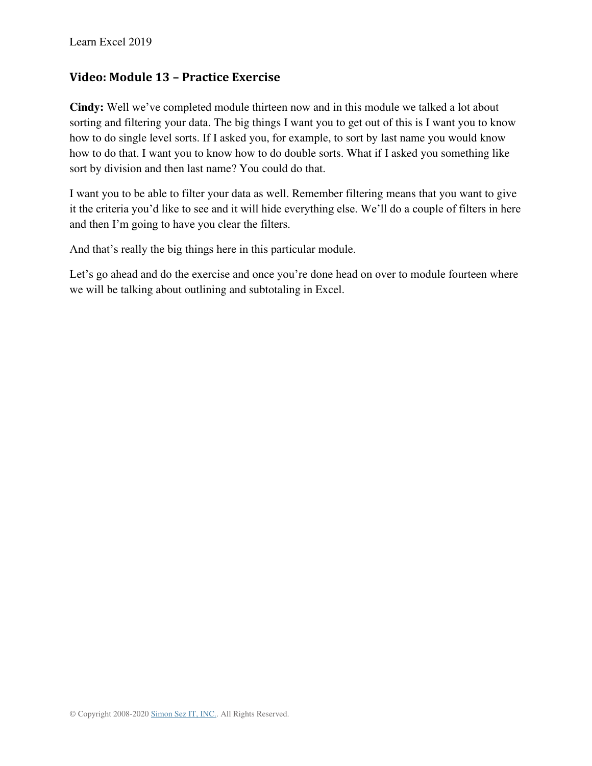## Video: Module 13 – Practice Exercise

**Cindy:** Well we've completed module thirteen now and in this module we talked a lot about sorting and filtering your data. The big things I want you to get out of this is I want you to know how to do single level sorts. If I asked you, for example, to sort by last name you would know how to do that. I want you to know how to do double sorts. What if I asked you something like sort by division and then last name? You could do that.

I want you to be able to filter your data as well. Remember filtering means that you want to give it the criteria you'd like to see and it will hide everything else. We'll do a couple of filters in here and then I'm going to have you clear the filters.

And that's really the big things here in this particular module.

Let's go ahead and do the exercise and once you're done head on over to module fourteen where we will be talking about outlining and subtotaling in Excel.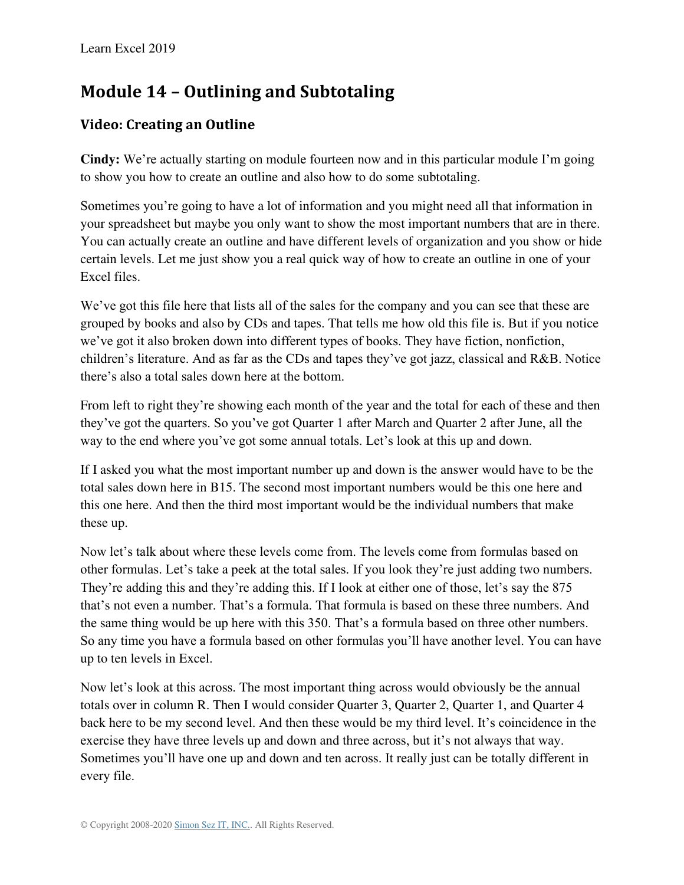## Module 14 – Outlining and Subtotaling

### Video: Creating an Outline

**Cindy:** We're actually starting on module fourteen now and in this particular module I'm going to show you how to create an outline and also how to do some subtotaling.

Sometimes you're going to have a lot of information and you might need all that information in your spreadsheet but maybe you only want to show the most important numbers that are in there. You can actually create an outline and have different levels of organization and you show or hide certain levels. Let me just show you a real quick way of how to create an outline in one of your Excel files.

We've got this file here that lists all of the sales for the company and you can see that these are grouped by books and also by CDs and tapes. That tells me how old this file is. But if you notice we've got it also broken down into different types of books. They have fiction, nonfiction, children's literature. And as far as the CDs and tapes they've got jazz, classical and R&B. Notice there's also a total sales down here at the bottom.

From left to right they're showing each month of the year and the total for each of these and then they've got the quarters. So you've got Quarter 1 after March and Quarter 2 after June, all the way to the end where you've got some annual totals. Let's look at this up and down.

If I asked you what the most important number up and down is the answer would have to be the total sales down here in B15. The second most important numbers would be this one here and this one here. And then the third most important would be the individual numbers that make these up.

Now let's talk about where these levels come from. The levels come from formulas based on other formulas. Let's take a peek at the total sales. If you look they're just adding two numbers. They're adding this and they're adding this. If I look at either one of those, let's say the 875 that's not even a number. That's a formula. That formula is based on these three numbers. And the same thing would be up here with this 350. That's a formula based on three other numbers. So any time you have a formula based on other formulas you'll have another level. You can have up to ten levels in Excel.

Now let's look at this across. The most important thing across would obviously be the annual totals over in column R. Then I would consider Quarter 3, Quarter 2, Quarter 1, and Quarter 4 back here to be my second level. And then these would be my third level. It's coincidence in the exercise they have three levels up and down and three across, but it's not always that way. Sometimes you'll have one up and down and ten across. It really just can be totally different in every file.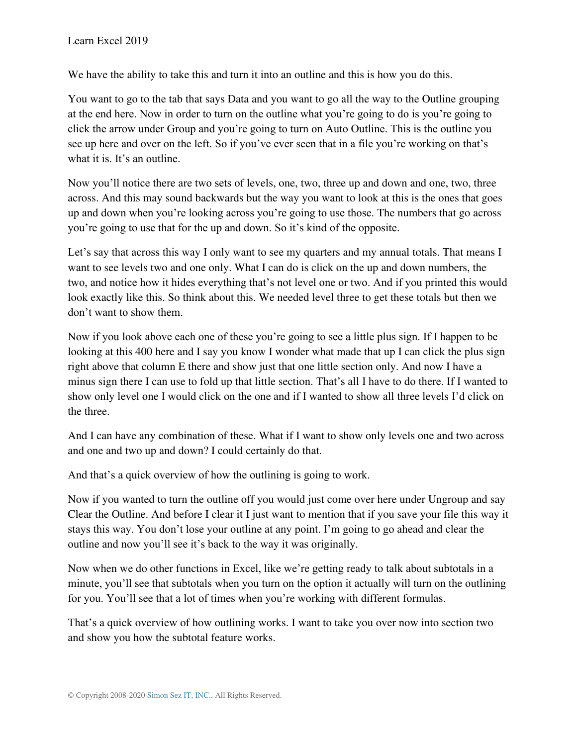We have the ability to take this and turn it into an outline and this is how you do this.

You want to go to the tab that says Data and you want to go all the way to the Outline grouping at the end here. Now in order to turn on the outline what you're going to do is you're going to click the arrow under Group and you're going to turn on Auto Outline. This is the outline you see up here and over on the left. So if you've ever seen that in a file you're working on that's what it is. It's an outline.

Now you'll notice there are two sets of levels, one, two, three up and down and one, two, three across. And this may sound backwards but the way you want to look at this is the ones that goes up and down when you're looking across you're going to use those. The numbers that go across you're going to use that for the up and down. So it's kind of the opposite.

Let's say that across this way I only want to see my quarters and my annual totals. That means I want to see levels two and one only. What I can do is click on the up and down numbers, the two, and notice how it hides everything that's not level one or two. And if you printed this would look exactly like this. So think about this. We needed level three to get these totals but then we don't want to show them.

Now if you look above each one of these you're going to see a little plus sign. If I happen to be looking at this 400 here and I say you know I wonder what made that up I can click the plus sign right above that column E there and show just that one little section only. And now I have a minus sign there I can use to fold up that little section. That's all I have to do there. If I wanted to show only level one I would click on the one and if I wanted to show all three levels I'd click on the three.

And I can have any combination of these. What if I want to show only levels one and two across and one and two up and down? I could certainly do that.

And that's a quick overview of how the outlining is going to work.

Now if you wanted to turn the outline off you would just come over here under Ungroup and say Clear the Outline. And before I clear it I just want to mention that if you save your file this way it stays this way. You don't lose your outline at any point. I'm going to go ahead and clear the outline and now you'll see it's back to the way it was originally.

Now when we do other functions in Excel, like we're getting ready to talk about subtotals in a minute, you'll see that subtotals when you turn on the option it actually will turn on the outlining for you. You'll see that a lot of times when you're working with different formulas.

That's a quick overview of how outlining works. I want to take you over now into section two and show you how the subtotal feature works.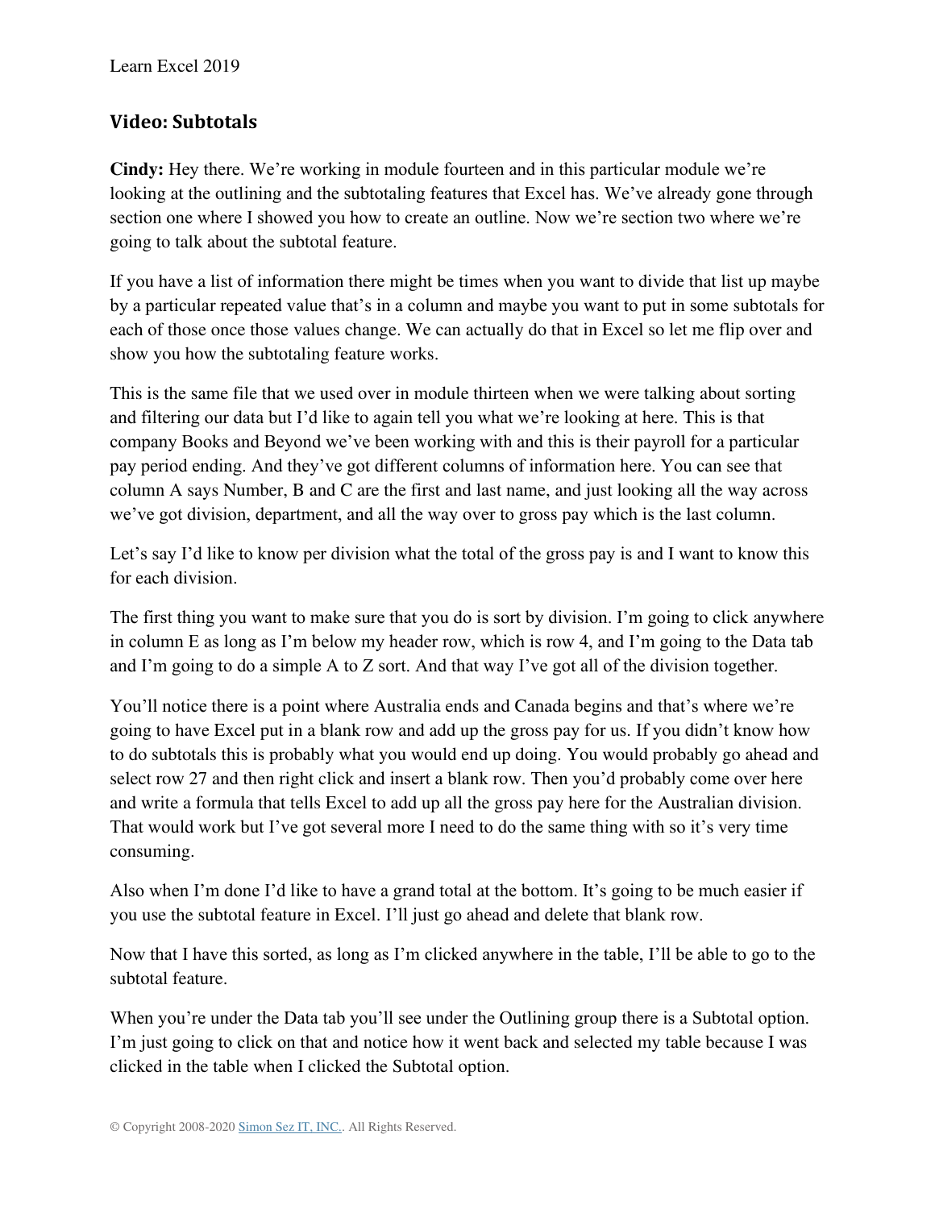## Video: Subtotals

**Cindy:** Hey there. We're working in module fourteen and in this particular module we're looking at the outlining and the subtotaling features that Excel has. We've already gone through section one where I showed you how to create an outline. Now we're section two where we're going to talk about the subtotal feature.

If you have a list of information there might be times when you want to divide that list up maybe by a particular repeated value that's in a column and maybe you want to put in some subtotals for each of those once those values change. We can actually do that in Excel so let me flip over and show you how the subtotaling feature works.

This is the same file that we used over in module thirteen when we were talking about sorting and filtering our data but I'd like to again tell you what we're looking at here. This is that company Books and Beyond we've been working with and this is their payroll for a particular pay period ending. And they've got different columns of information here. You can see that column A says Number, B and C are the first and last name, and just looking all the way across we've got division, department, and all the way over to gross pay which is the last column.

Let's say I'd like to know per division what the total of the gross pay is and I want to know this for each division.

The first thing you want to make sure that you do is sort by division. I'm going to click anywhere in column E as long as I'm below my header row, which is row 4, and I'm going to the Data tab and I'm going to do a simple A to Z sort. And that way I've got all of the division together.

You'll notice there is a point where Australia ends and Canada begins and that's where we're going to have Excel put in a blank row and add up the gross pay for us. If you didn't know how to do subtotals this is probably what you would end up doing. You would probably go ahead and select row 27 and then right click and insert a blank row. Then you'd probably come over here and write a formula that tells Excel to add up all the gross pay here for the Australian division. That would work but I've got several more I need to do the same thing with so it's very time consuming.

Also when I'm done I'd like to have a grand total at the bottom. It's going to be much easier if you use the subtotal feature in Excel. I'll just go ahead and delete that blank row.

Now that I have this sorted, as long as I'm clicked anywhere in the table, I'll be able to go to the subtotal feature.

When you're under the Data tab you'll see under the Outlining group there is a Subtotal option. I'm just going to click on that and notice how it went back and selected my table because I was clicked in the table when I clicked the Subtotal option.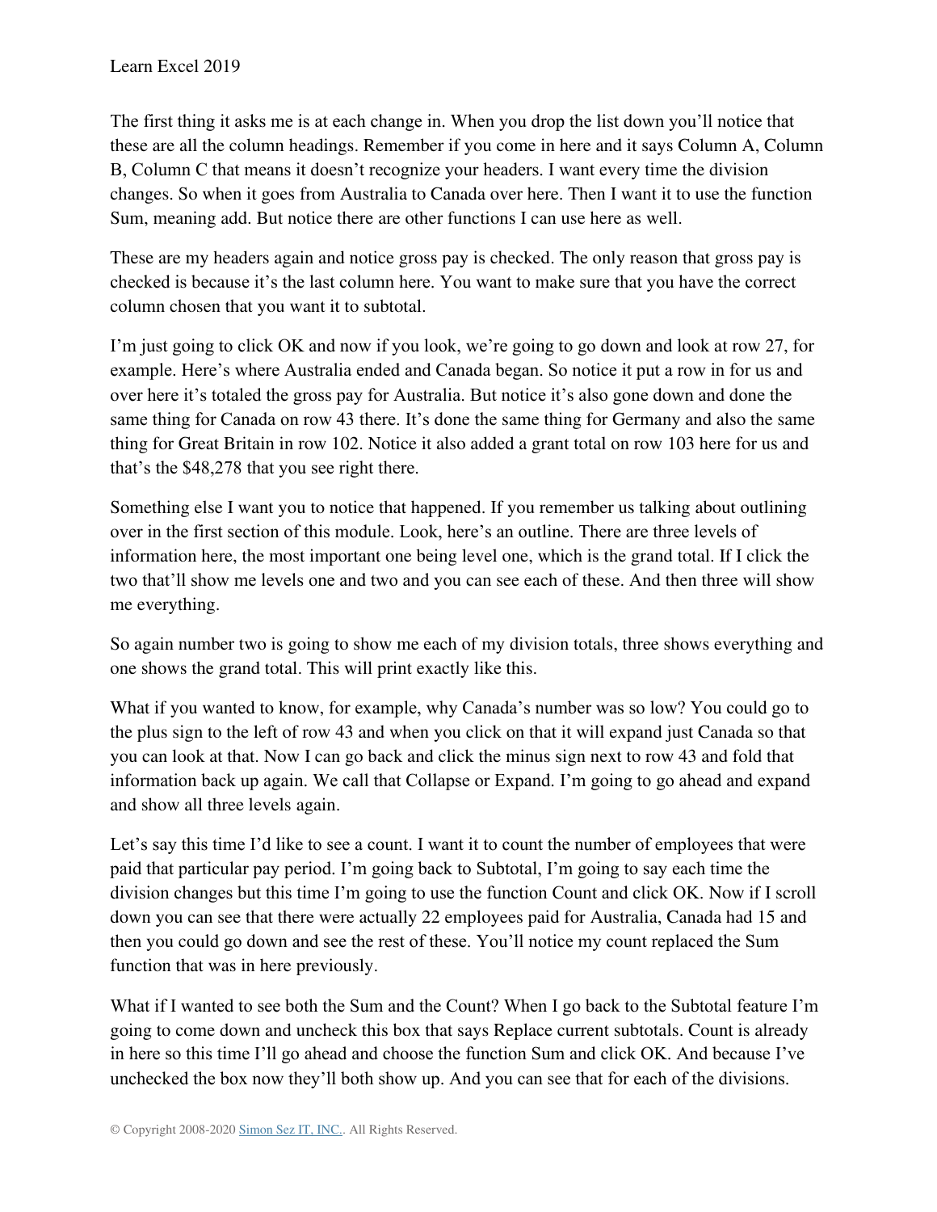The first thing it asks me is at each change in. When you drop the list down you'll notice that these are all the column headings. Remember if you come in here and it says Column A, Column B, Column C that means it doesn't recognize your headers. I want every time the division changes. So when it goes from Australia to Canada over here. Then I want it to use the function Sum, meaning add. But notice there are other functions I can use here as well.

These are my headers again and notice gross pay is checked. The only reason that gross pay is checked is because it's the last column here. You want to make sure that you have the correct column chosen that you want it to subtotal.

I'm just going to click OK and now if you look, we're going to go down and look at row 27, for example. Here's where Australia ended and Canada began. So notice it put a row in for us and over here it's totaled the gross pay for Australia. But notice it's also gone down and done the same thing for Canada on row 43 there. It's done the same thing for Germany and also the same thing for Great Britain in row 102. Notice it also added a grant total on row 103 here for us and that's the $48,278 that you see right there.

Something else I want you to notice that happened. If you remember us talking about outlining over in the first section of this module. Look, here's an outline. There are three levels of information here, the most important one being level one, which is the grand total. If I click the two that'll show me levels one and two and you can see each of these. And then three will show me everything.

So again number two is going to show me each of my division totals, three shows everything and one shows the grand total. This will print exactly like this.

What if you wanted to know, for example, why Canada's number was so low? You could go to the plus sign to the left of row 43 and when you click on that it will expand just Canada so that you can look at that. Now I can go back and click the minus sign next to row 43 and fold that information back up again. We call that Collapse or Expand. I'm going to go ahead and expand and show all three levels again.

Let's say this time I'd like to see a count. I want it to count the number of employees that were paid that particular pay period. I'm going back to Subtotal, I'm going to say each time the division changes but this time I'm going to use the function Count and click OK. Now if I scroll down you can see that there were actually 22 employees paid for Australia, Canada had 15 and then you could go down and see the rest of these. You'll notice my count replaced the Sum function that was in here previously.

What if I wanted to see both the Sum and the Count? When I go back to the Subtotal feature I'm going to come down and uncheck this box that says Replace current subtotals. Count is already in here so this time I'll go ahead and choose the function Sum and click OK. And because I've unchecked the box now they'll both show up. And you can see that for each of the divisions.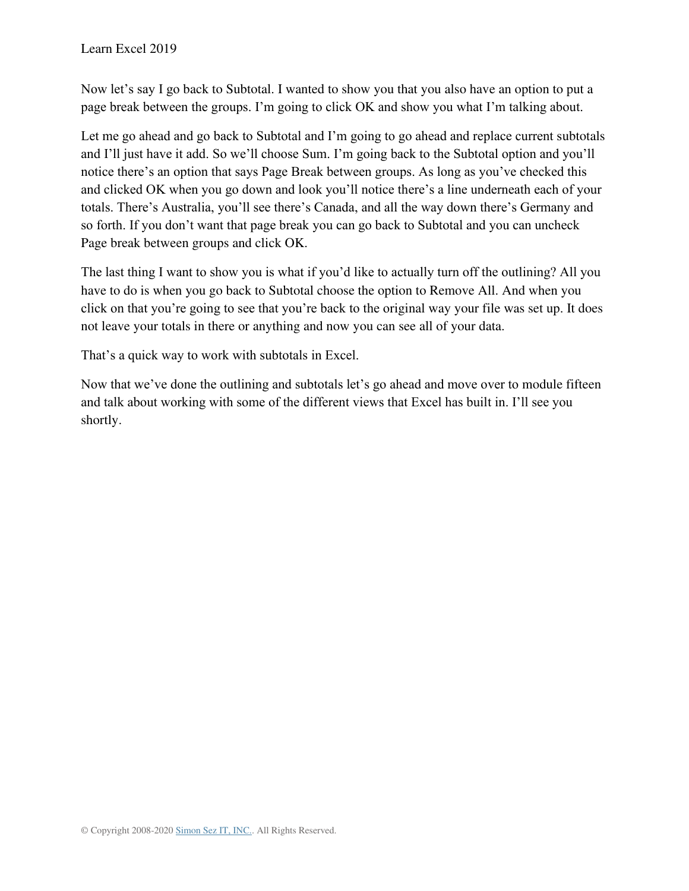Now let's say I go back to Subtotal. I wanted to show you that you also have an option to put a page break between the groups. I'm going to click OK and show you what I'm talking about.

Let me go ahead and go back to Subtotal and I'm going to go ahead and replace current subtotals and I'll just have it add. So we'll choose Sum. I'm going back to the Subtotal option and you'll notice there's an option that says Page Break between groups. As long as you've checked this and clicked OK when you go down and look you'll notice there's a line underneath each of your totals. There's Australia, you'll see there's Canada, and all the way down there's Germany and so forth. If you don't want that page break you can go back to Subtotal and you can uncheck Page break between groups and click OK.

The last thing I want to show you is what if you'd like to actually turn off the outlining? All you have to do is when you go back to Subtotal choose the option to Remove All. And when you click on that you're going to see that you're back to the original way your file was set up. It does not leave your totals in there or anything and now you can see all of your data.

That's a quick way to work with subtotals in Excel.

Now that we've done the outlining and subtotals let's go ahead and move over to module fifteen and talk about working with some of the different views that Excel has built in. I'll see you shortly.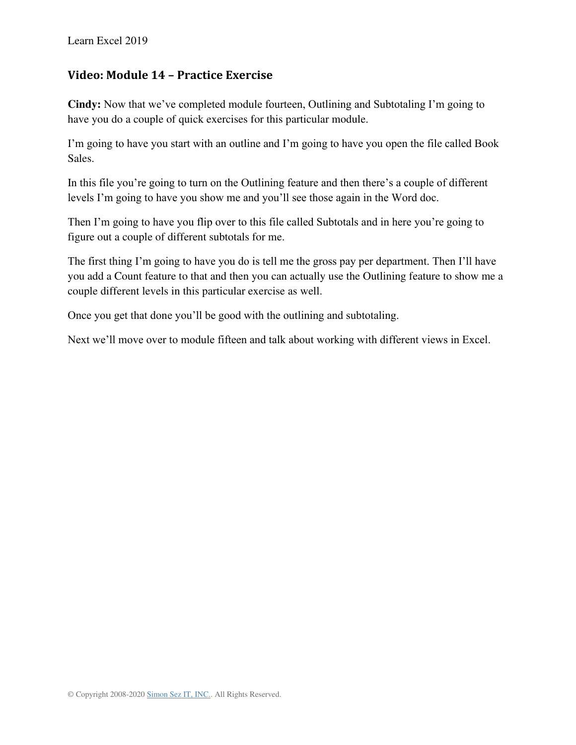## Video: Module 14 – Practice Exercise

**Cindy:** Now that we've completed module fourteen, Outlining and Subtotaling I'm going to have you do a couple of quick exercises for this particular module.

I'm going to have you start with an outline and I'm going to have you open the file called Book Sales.

In this file you're going to turn on the Outlining feature and then there's a couple of different levels I'm going to have you show me and you'll see those again in the Word doc.

Then I'm going to have you flip over to this file called Subtotals and in here you're going to figure out a couple of different subtotals for me.

The first thing I'm going to have you do is tell me the gross pay per department. Then I'll have you add a Count feature to that and then you can actually use the Outlining feature to show me a couple different levels in this particular exercise as well.

Once you get that done you'll be good with the outlining and subtotaling.

Next we'll move over to module fifteen and talk about working with different views in Excel.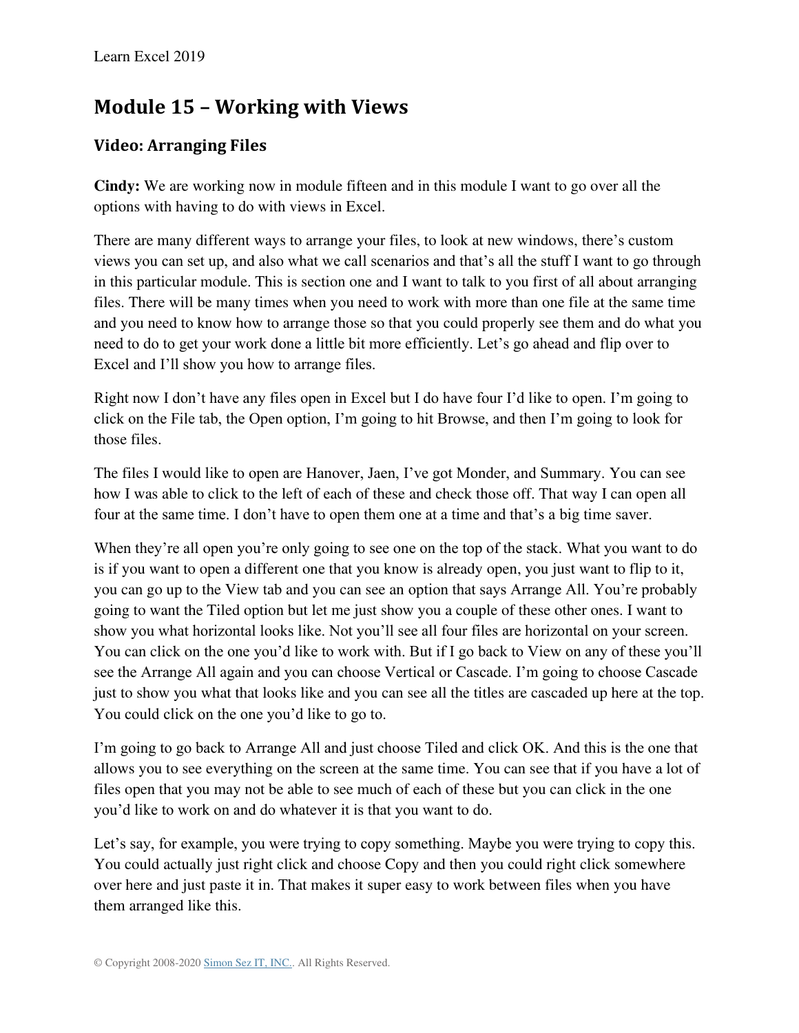## Module 15 – Working with Views

### Video: Arranging Files

**Cindy:** We are working now in module fifteen and in this module I want to go over all the options with having to do with views in Excel.

There are many different ways to arrange your files, to look at new windows, there's custom views you can set up, and also what we call scenarios and that's all the stuff I want to go through in this particular module. This is section one and I want to talk to you first of all about arranging files. There will be many times when you need to work with more than one file at the same time and you need to know how to arrange those so that you could properly see them and do what you need to do to get your work done a little bit more efficiently. Let's go ahead and flip over to Excel and I'll show you how to arrange files.

Right now I don't have any files open in Excel but I do have four I'd like to open. I'm going to click on the File tab, the Open option, I'm going to hit Browse, and then I'm going to look for those files.

The files I would like to open are Hanover, Jaen, I've got Monder, and Summary. You can see how I was able to click to the left of each of these and check those off. That way I can open all four at the same time. I don't have to open them one at a time and that's a big time saver.

When they're all open you're only going to see one on the top of the stack. What you want to do is if you want to open a different one that you know is already open, you just want to flip to it, you can go up to the View tab and you can see an option that says Arrange All. You're probably going to want the Tiled option but let me just show you a couple of these other ones. I want to show you what horizontal looks like. Not you'll see all four files are horizontal on your screen. You can click on the one you'd like to work with. But if I go back to View on any of these you'll see the Arrange All again and you can choose Vertical or Cascade. I'm going to choose Cascade just to show you what that looks like and you can see all the titles are cascaded up here at the top. You could click on the one you'd like to go to.

I'm going to go back to Arrange All and just choose Tiled and click OK. And this is the one that allows you to see everything on the screen at the same time. You can see that if you have a lot of files open that you may not be able to see much of each of these but you can click in the one you'd like to work on and do whatever it is that you want to do.

Let's say, for example, you were trying to copy something. Maybe you were trying to copy this. You could actually just right click and choose Copy and then you could right click somewhere over here and just paste it in. That makes it super easy to work between files when you have them arranged like this.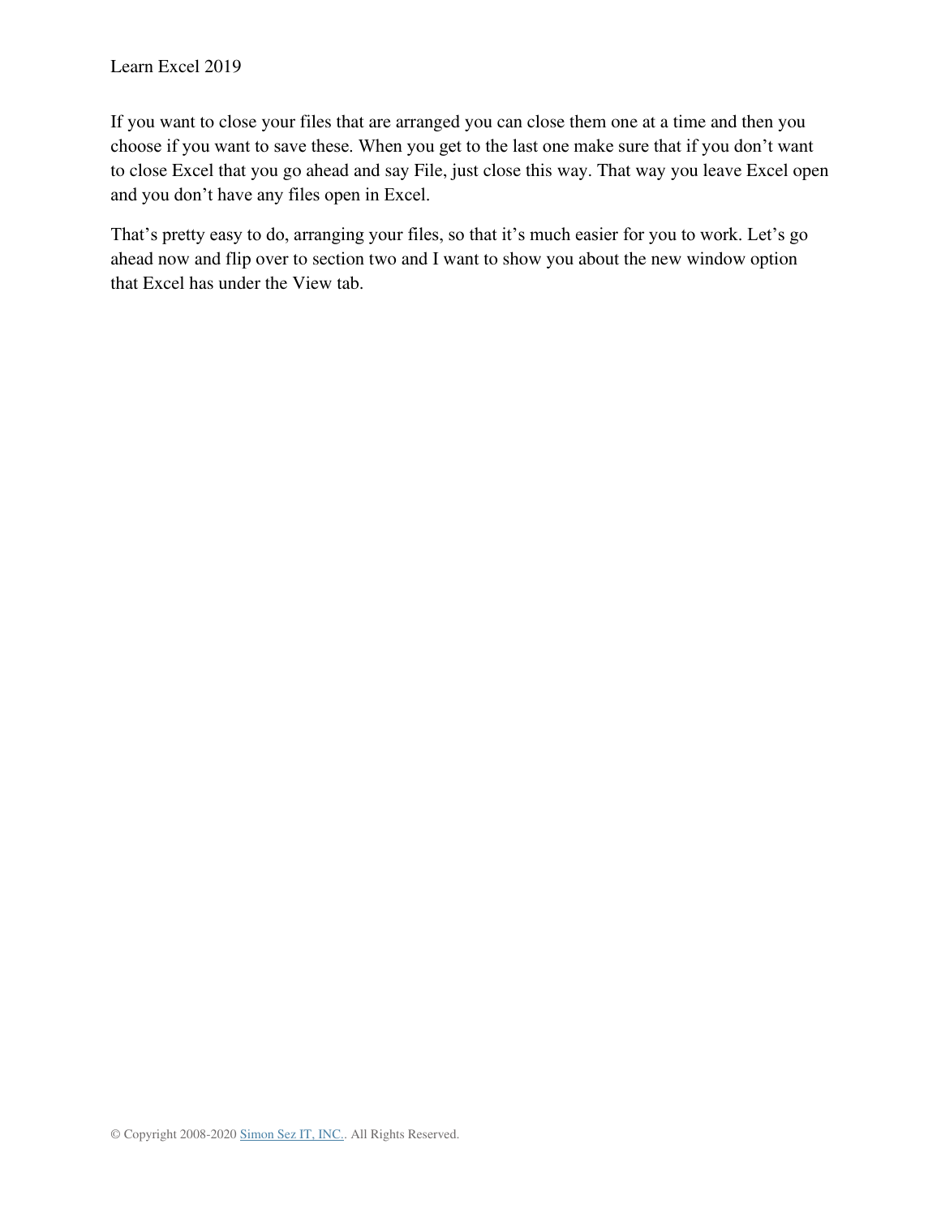If you want to close your files that are arranged you can close them one at a time and then you choose if you want to save these. When you get to the last one make sure that if you don't want to close Excel that you go ahead and say File, just close this way. That way you leave Excel open and you don't have any files open in Excel.

That's pretty easy to do, arranging your files, so that it's much easier for you to work. Let's go ahead now and flip over to section two and I want to show you about the new window option that Excel has under the View tab.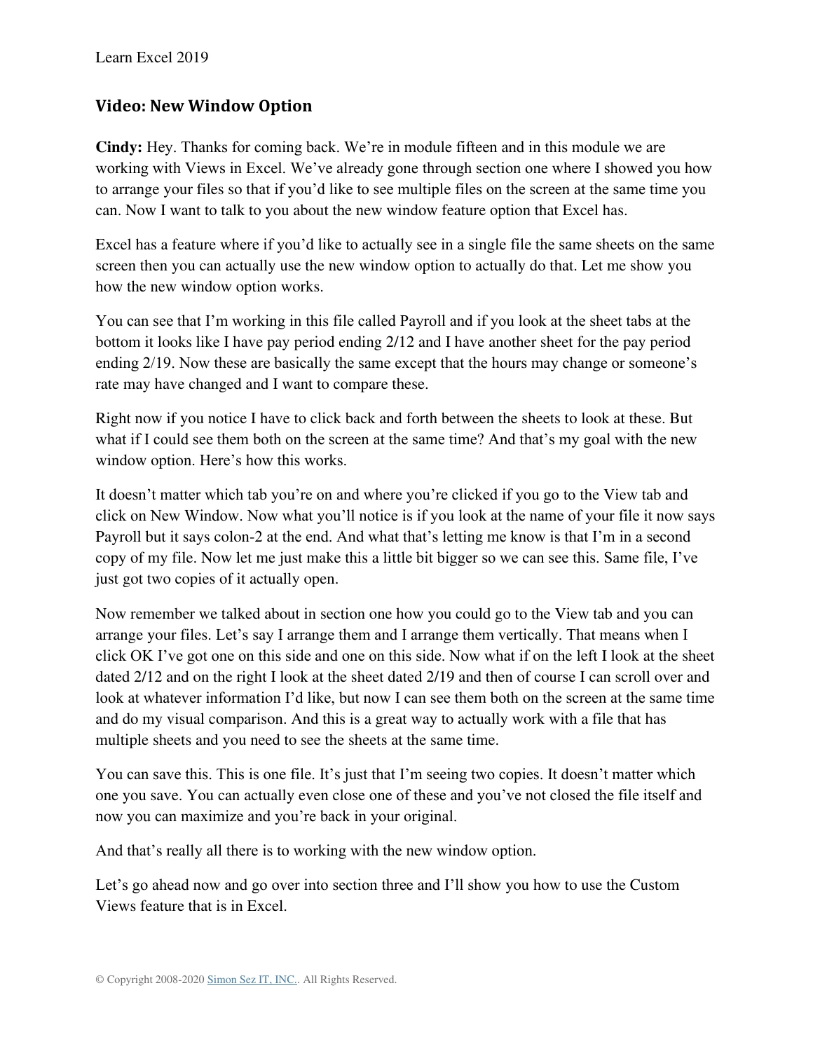## Video: New Window Option

**Cindy:** Hey. Thanks for coming back. We're in module fifteen and in this module we are working with Views in Excel. We've already gone through section one where I showed you how to arrange your files so that if you'd like to see multiple files on the screen at the same time you can. Now I want to talk to you about the new window feature option that Excel has.

Excel has a feature where if you'd like to actually see in a single file the same sheets on the same screen then you can actually use the new window option to actually do that. Let me show you how the new window option works.

You can see that I'm working in this file called Payroll and if you look at the sheet tabs at the bottom it looks like I have pay period ending 2/12 and I have another sheet for the pay period ending 2/19. Now these are basically the same except that the hours may change or someone's rate may have changed and I want to compare these.

Right now if you notice I have to click back and forth between the sheets to look at these. But what if I could see them both on the screen at the same time? And that's my goal with the new window option. Here's how this works.

It doesn't matter which tab you're on and where you're clicked if you go to the View tab and click on New Window. Now what you'll notice is if you look at the name of your file it now says Payroll but it says colon-2 at the end. And what that's letting me know is that I'm in a second copy of my file. Now let me just make this a little bit bigger so we can see this. Same file, I've just got two copies of it actually open.

Now remember we talked about in section one how you could go to the View tab and you can arrange your files. Let's say I arrange them and I arrange them vertically. That means when I click OK I've got one on this side and one on this side. Now what if on the left I look at the sheet dated 2/12 and on the right I look at the sheet dated 2/19 and then of course I can scroll over and look at whatever information I'd like, but now I can see them both on the screen at the same time and do my visual comparison. And this is a great way to actually work with a file that has multiple sheets and you need to see the sheets at the same time.

You can save this. This is one file. It's just that I'm seeing two copies. It doesn't matter which one you save. You can actually even close one of these and you've not closed the file itself and now you can maximize and you're back in your original.

And that's really all there is to working with the new window option.

Let's go ahead now and go over into section three and I'll show you how to use the Custom Views feature that is in Excel.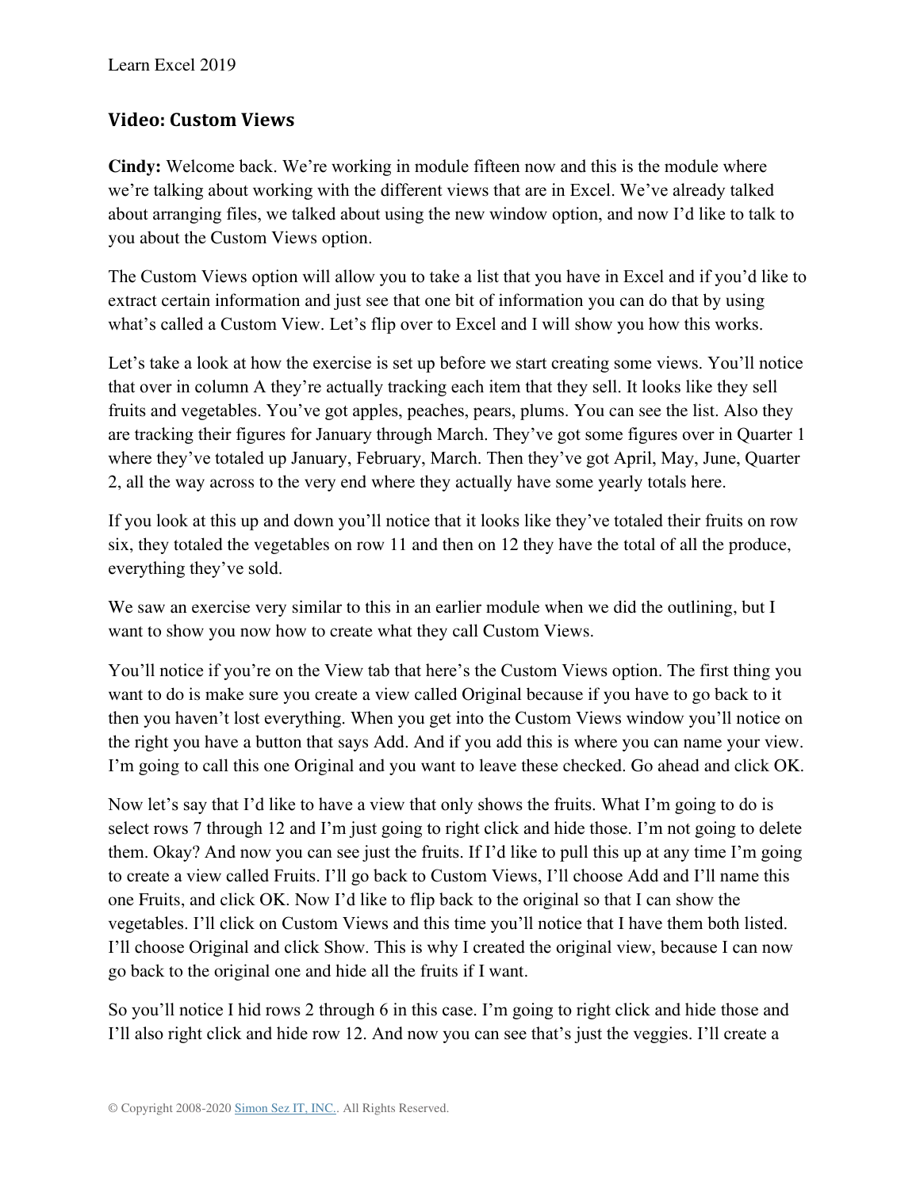## Video: Custom Views

**Cindy:** Welcome back. We're working in module fifteen now and this is the module where we're talking about working with the different views that are in Excel. We've already talked about arranging files, we talked about using the new window option, and now I'd like to talk to you about the Custom Views option.

The Custom Views option will allow you to take a list that you have in Excel and if you'd like to extract certain information and just see that one bit of information you can do that by using what's called a Custom View. Let's flip over to Excel and I will show you how this works.

Let's take a look at how the exercise is set up before we start creating some views. You'll notice that over in column A they're actually tracking each item that they sell. It looks like they sell fruits and vegetables. You've got apples, peaches, pears, plums. You can see the list. Also they are tracking their figures for January through March. They've got some figures over in Quarter 1 where they've totaled up January, February, March. Then they've got April, May, June, Quarter 2, all the way across to the very end where they actually have some yearly totals here.

If you look at this up and down you'll notice that it looks like they've totaled their fruits on row six, they totaled the vegetables on row 11 and then on 12 they have the total of all the produce, everything they've sold.

We saw an exercise very similar to this in an earlier module when we did the outlining, but I want to show you now how to create what they call Custom Views.

You'll notice if you're on the View tab that here's the Custom Views option. The first thing you want to do is make sure you create a view called Original because if you have to go back to it then you haven't lost everything. When you get into the Custom Views window you'll notice on the right you have a button that says Add. And if you add this is where you can name your view. I'm going to call this one Original and you want to leave these checked. Go ahead and click OK.

Now let's say that I'd like to have a view that only shows the fruits. What I'm going to do is select rows 7 through 12 and I'm just going to right click and hide those. I'm not going to delete them. Okay? And now you can see just the fruits. If I'd like to pull this up at any time I'm going to create a view called Fruits. I'll go back to Custom Views, I'll choose Add and I'll name this one Fruits, and click OK. Now I'd like to flip back to the original so that I can show the vegetables. I'll click on Custom Views and this time you'll notice that I have them both listed. I'll choose Original and click Show. This is why I created the original view, because I can now go back to the original one and hide all the fruits if I want.

So you'll notice I hid rows 2 through 6 in this case. I'm going to right click and hide those and I'll also right click and hide row 12. And now you can see that's just the veggies. I'll create a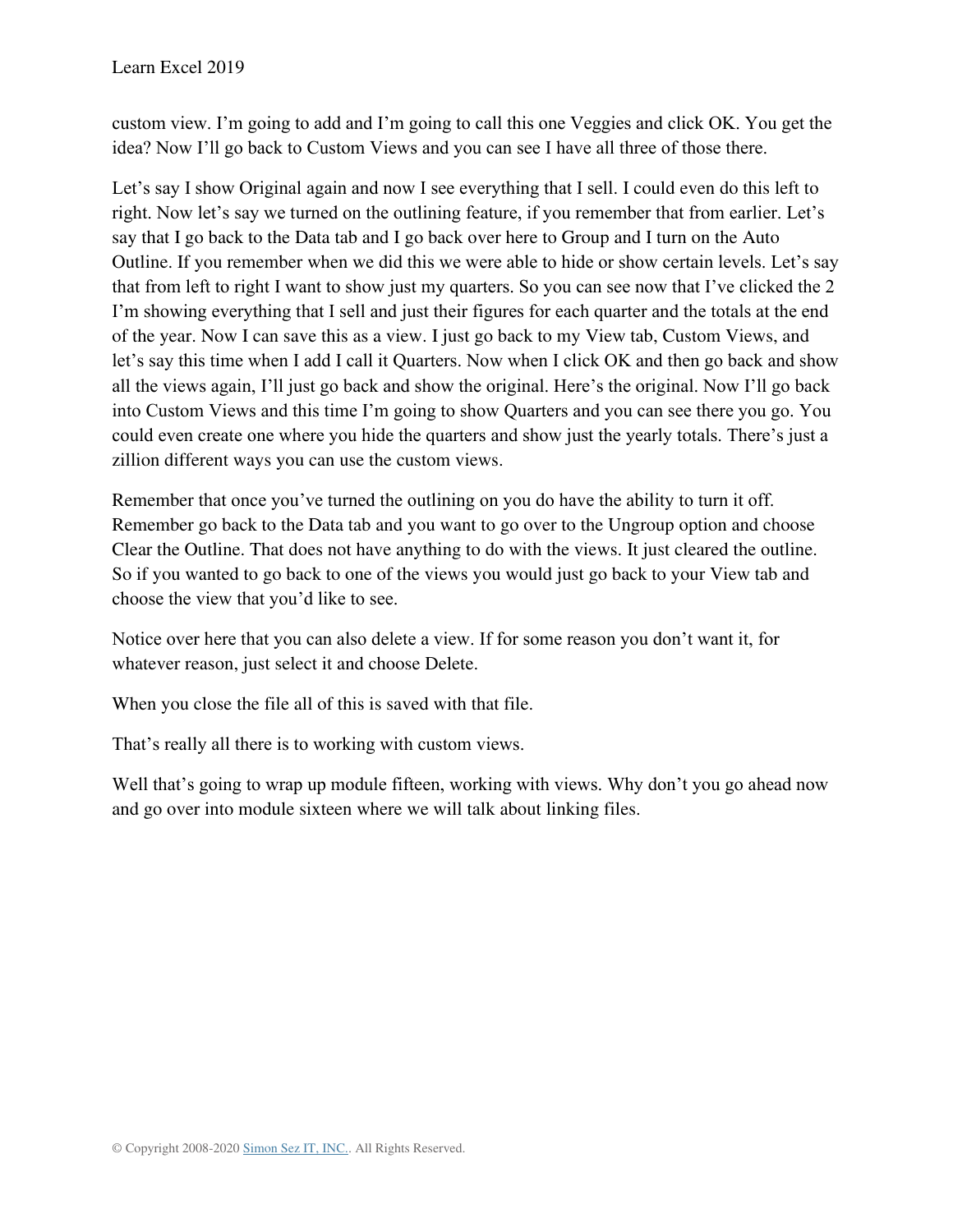custom view. I'm going to add and I'm going to call this one Veggies and click OK. You get the idea? Now I'll go back to Custom Views and you can see I have all three of those there.

Let's say I show Original again and now I see everything that I sell. I could even do this left to right. Now let's say we turned on the outlining feature, if you remember that from earlier. Let's say that I go back to the Data tab and I go back over here to Group and I turn on the Auto Outline. If you remember when we did this we were able to hide or show certain levels. Let's say that from left to right I want to show just my quarters. So you can see now that I've clicked the 2 I'm showing everything that I sell and just their figures for each quarter and the totals at the end of the year. Now I can save this as a view. I just go back to my View tab, Custom Views, and let's say this time when I add I call it Quarters. Now when I click OK and then go back and show all the views again, I'll just go back and show the original. Here's the original. Now I'll go back into Custom Views and this time I'm going to show Quarters and you can see there you go. You could even create one where you hide the quarters and show just the yearly totals. There's just a zillion different ways you can use the custom views.

Remember that once you've turned the outlining on you do have the ability to turn it off. Remember go back to the Data tab and you want to go over to the Ungroup option and choose Clear the Outline. That does not have anything to do with the views. It just cleared the outline. So if you wanted to go back to one of the views you would just go back to your View tab and choose the view that you'd like to see.

Notice over here that you can also delete a view. If for some reason you don't want it, for whatever reason, just select it and choose Delete.

When you close the file all of this is saved with that file.

That's really all there is to working with custom views.

Well that's going to wrap up module fifteen, working with views. Why don't you go ahead now and go over into module sixteen where we will talk about linking files.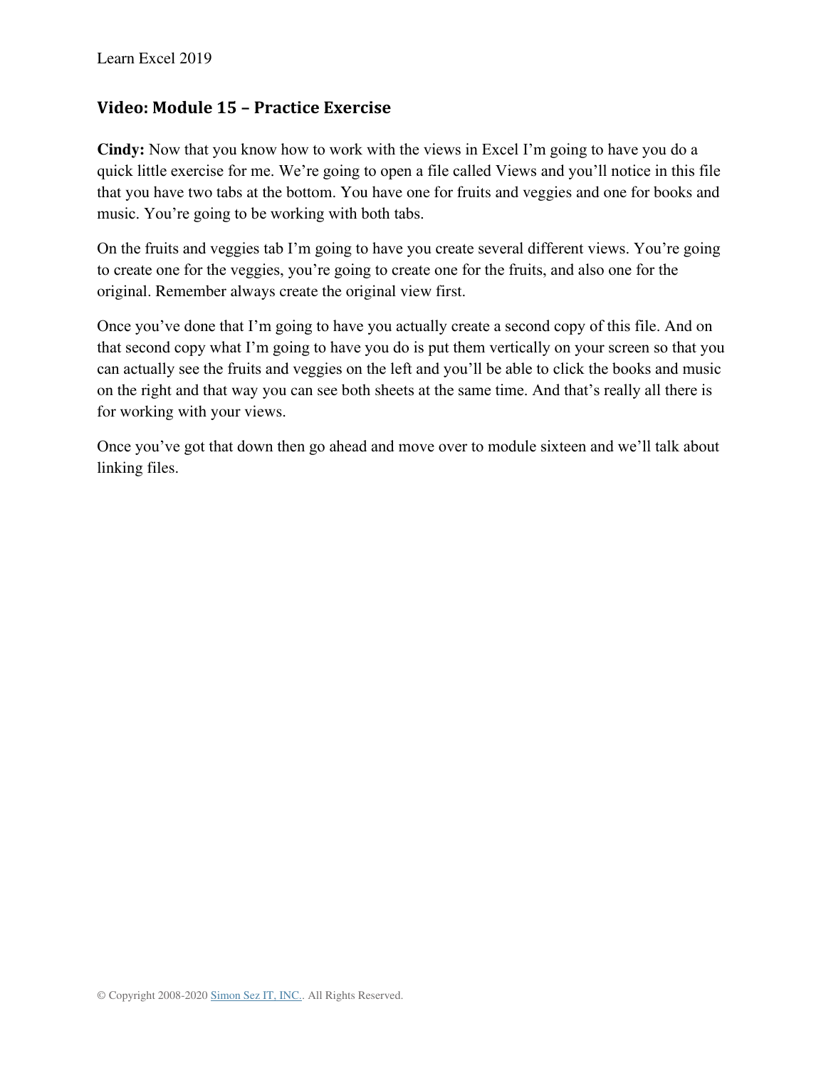## Video: Module 15 – Practice Exercise

**Cindy:** Now that you know how to work with the views in Excel I'm going to have you do a quick little exercise for me. We're going to open a file called Views and you'll notice in this file that you have two tabs at the bottom. You have one for fruits and veggies and one for books and music. You're going to be working with both tabs.

On the fruits and veggies tab I'm going to have you create several different views. You're going to create one for the veggies, you're going to create one for the fruits, and also one for the original. Remember always create the original view first.

Once you've done that I'm going to have you actually create a second copy of this file. And on that second copy what I'm going to have you do is put them vertically on your screen so that you can actually see the fruits and veggies on the left and you'll be able to click the books and music on the right and that way you can see both sheets at the same time. And that's really all there is for working with your views.

Once you've got that down then go ahead and move over to module sixteen and we'll talk about linking files.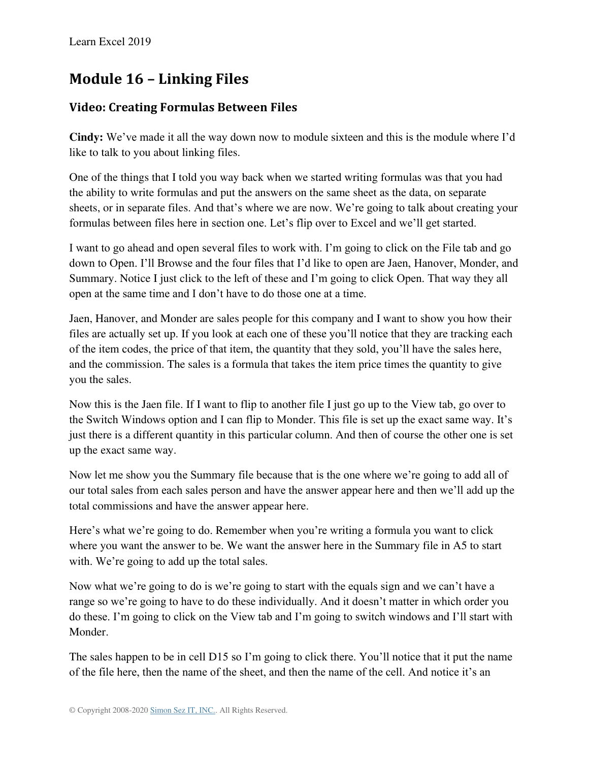## Module 16 – Linking Files

### Video: Creating Formulas Between Files

**Cindy:** We've made it all the way down now to module sixteen and this is the module where I'd like to talk to you about linking files.

One of the things that I told you way back when we started writing formulas was that you had the ability to write formulas and put the answers on the same sheet as the data, on separate sheets, or in separate files. And that's where we are now. We're going to talk about creating your formulas between files here in section one. Let's flip over to Excel and we'll get started.

I want to go ahead and open several files to work with. I'm going to click on the File tab and go down to Open. I'll Browse and the four files that I'd like to open are Jaen, Hanover, Monder, and Summary. Notice I just click to the left of these and I'm going to click Open. That way they all open at the same time and I don't have to do those one at a time.

Jaen, Hanover, and Monder are sales people for this company and I want to show you how their files are actually set up. If you look at each one of these you'll notice that they are tracking each of the item codes, the price of that item, the quantity that they sold, you'll have the sales here, and the commission. The sales is a formula that takes the item price times the quantity to give you the sales.

Now this is the Jaen file. If I want to flip to another file I just go up to the View tab, go over to the Switch Windows option and I can flip to Monder. This file is set up the exact same way. It's just there is a different quantity in this particular column. And then of course the other one is set up the exact same way.

Now let me show you the Summary file because that is the one where we're going to add all of our total sales from each sales person and have the answer appear here and then we'll add up the total commissions and have the answer appear here.

Here's what we're going to do. Remember when you're writing a formula you want to click where you want the answer to be. We want the answer here in the Summary file in A5 to start with. We're going to add up the total sales.

Now what we're going to do is we're going to start with the equals sign and we can't have a range so we're going to have to do these individually. And it doesn't matter in which order you do these. I'm going to click on the View tab and I'm going to switch windows and I'll start with Monder.

The sales happen to be in cell D15 so I'm going to click there. You'll notice that it put the name of the file here, then the name of the sheet, and then the name of the cell. And notice it's an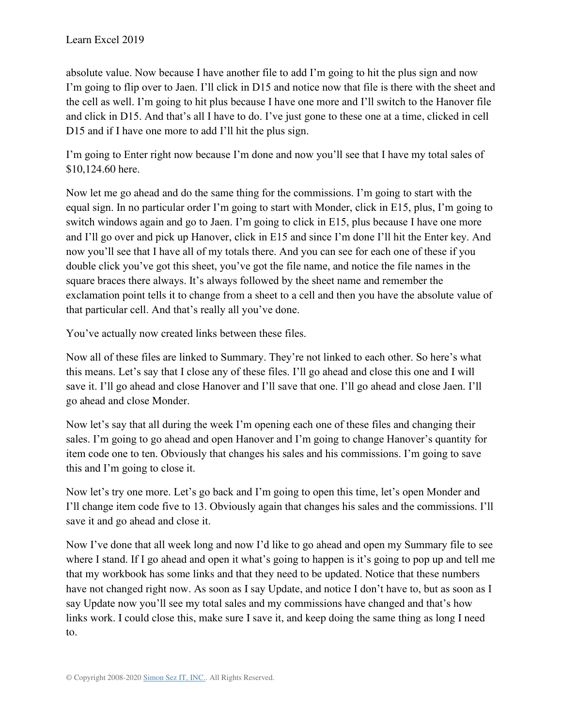absolute value. Now because I have another file to add I'm going to hit the plus sign and now I'm going to flip over to Jaen. I'll click in D15 and notice now that file is there with the sheet and the cell as well. I'm going to hit plus because I have one more and I'll switch to the Hanover file and click in D15. And that's all I have to do. I've just gone to these one at a time, clicked in cell D15 and if I have one more to add I'll hit the plus sign.

I'm going to Enter right now because I'm done and now you'll see that I have my total sales of $10,124.60 here.

Now let me go ahead and do the same thing for the commissions. I'm going to start with the equal sign. In no particular order I'm going to start with Monder, click in E15, plus, I'm going to switch windows again and go to Jaen. I'm going to click in E15, plus because I have one more and I'll go over and pick up Hanover, click in E15 and since I'm done I'll hit the Enter key. And now you'll see that I have all of my totals there. And you can see for each one of these if you double click you've got this sheet, you've got the file name, and notice the file names in the square braces there always. It's always followed by the sheet name and remember the exclamation point tells it to change from a sheet to a cell and then you have the absolute value of that particular cell. And that's really all you've done.

You've actually now created links between these files.

Now all of these files are linked to Summary. They're not linked to each other. So here's what this means. Let's say that I close any of these files. I'll go ahead and close this one and I will save it. I'll go ahead and close Hanover and I'll save that one. I'll go ahead and close Jaen. I'll go ahead and close Monder.

Now let's say that all during the week I'm opening each one of these files and changing their sales. I'm going to go ahead and open Hanover and I'm going to change Hanover's quantity for item code one to ten. Obviously that changes his sales and his commissions. I'm going to save this and I'm going to close it.

Now let's try one more. Let's go back and I'm going to open this time, let's open Monder and I'll change item code five to 13. Obviously again that changes his sales and the commissions. I'll save it and go ahead and close it.

Now I've done that all week long and now I'd like to go ahead and open my Summary file to see where I stand. If I go ahead and open it what's going to happen is it's going to pop up and tell me that my workbook has some links and that they need to be updated. Notice that these numbers have not changed right now. As soon as I say Update, and notice I don't have to, but as soon as I say Update now you'll see my total sales and my commissions have changed and that's how links work. I could close this, make sure I save it, and keep doing the same thing as long I need to.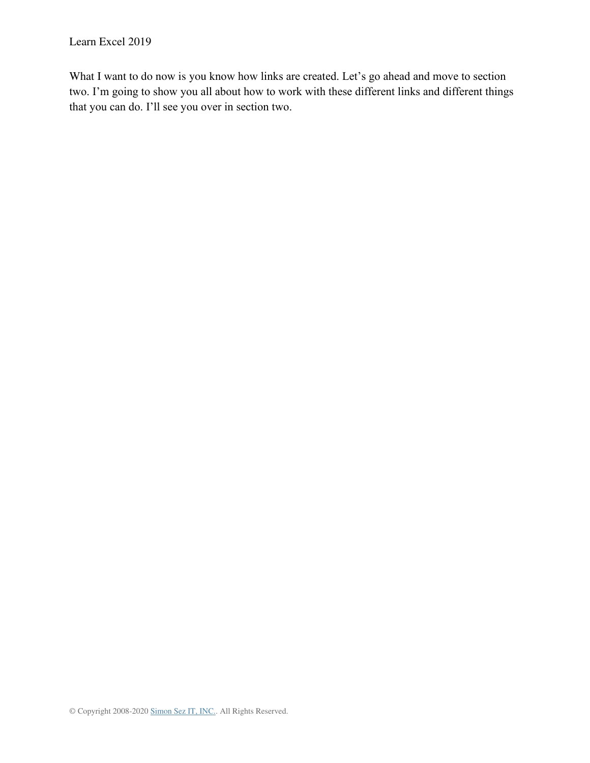What I want to do now is you know how links are created. Let's go ahead and move to section two. I'm going to show you all about how to work with these different links and different things that you can do. I'll see you over in section two.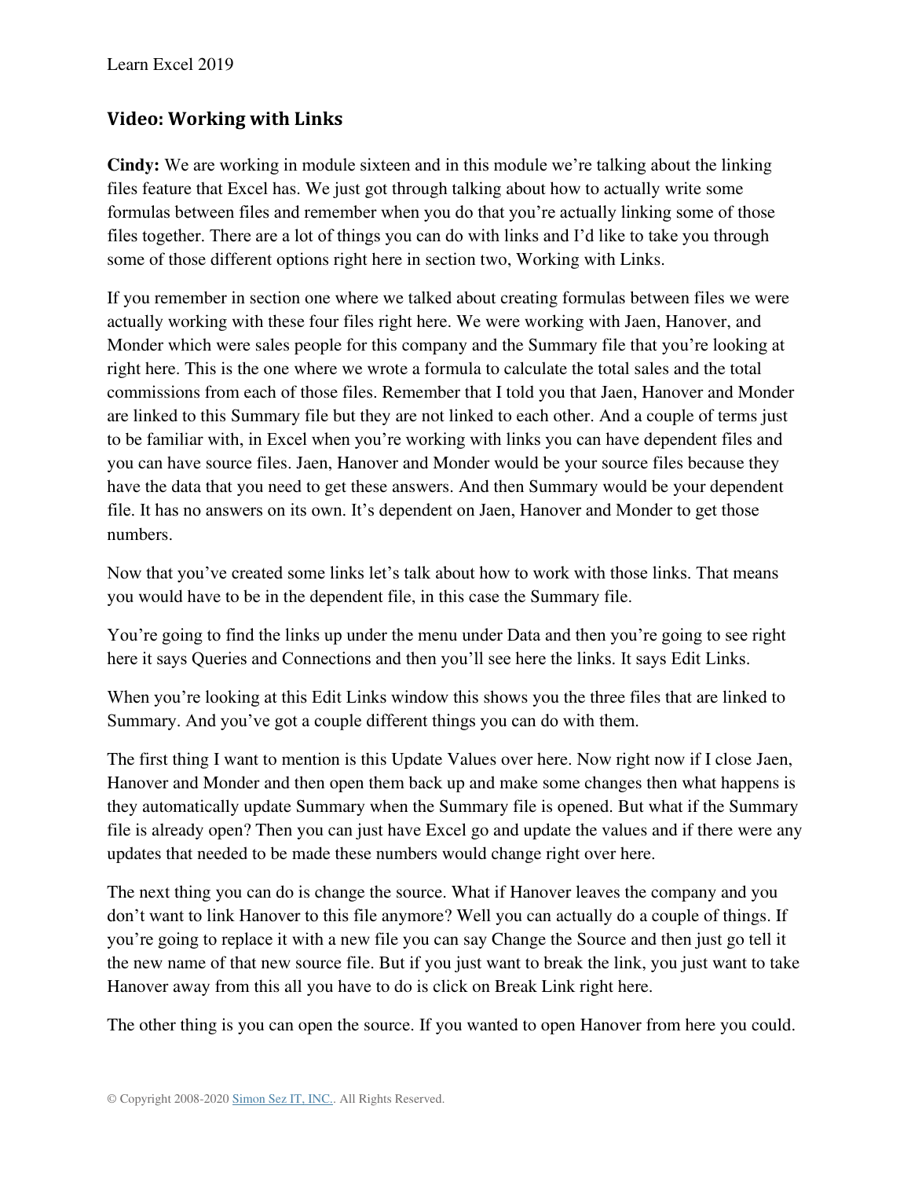## Video: Working with Links

**Cindy:** We are working in module sixteen and in this module we're talking about the linking files feature that Excel has. We just got through talking about how to actually write some formulas between files and remember when you do that you're actually linking some of those files together. There are a lot of things you can do with links and I'd like to take you through some of those different options right here in section two, Working with Links.

If you remember in section one where we talked about creating formulas between files we were actually working with these four files right here. We were working with Jaen, Hanover, and Monder which were sales people for this company and the Summary file that you're looking at right here. This is the one where we wrote a formula to calculate the total sales and the total commissions from each of those files. Remember that I told you that Jaen, Hanover and Monder are linked to this Summary file but they are not linked to each other. And a couple of terms just to be familiar with, in Excel when you're working with links you can have dependent files and you can have source files. Jaen, Hanover and Monder would be your source files because they have the data that you need to get these answers. And then Summary would be your dependent file. It has no answers on its own. It's dependent on Jaen, Hanover and Monder to get those numbers.

Now that you've created some links let's talk about how to work with those links. That means you would have to be in the dependent file, in this case the Summary file.

You're going to find the links up under the menu under Data and then you're going to see right here it says Queries and Connections and then you'll see here the links. It says Edit Links.

When you're looking at this Edit Links window this shows you the three files that are linked to Summary. And you've got a couple different things you can do with them.

The first thing I want to mention is this Update Values over here. Now right now if I close Jaen, Hanover and Monder and then open them back up and make some changes then what happens is they automatically update Summary when the Summary file is opened. But what if the Summary file is already open? Then you can just have Excel go and update the values and if there were any updates that needed to be made these numbers would change right over here.

The next thing you can do is change the source. What if Hanover leaves the company and you don't want to link Hanover to this file anymore? Well you can actually do a couple of things. If you're going to replace it with a new file you can say Change the Source and then just go tell it the new name of that new source file. But if you just want to break the link, you just want to take Hanover away from this all you have to do is click on Break Link right here.

The other thing is you can open the source. If you wanted to open Hanover from here you could.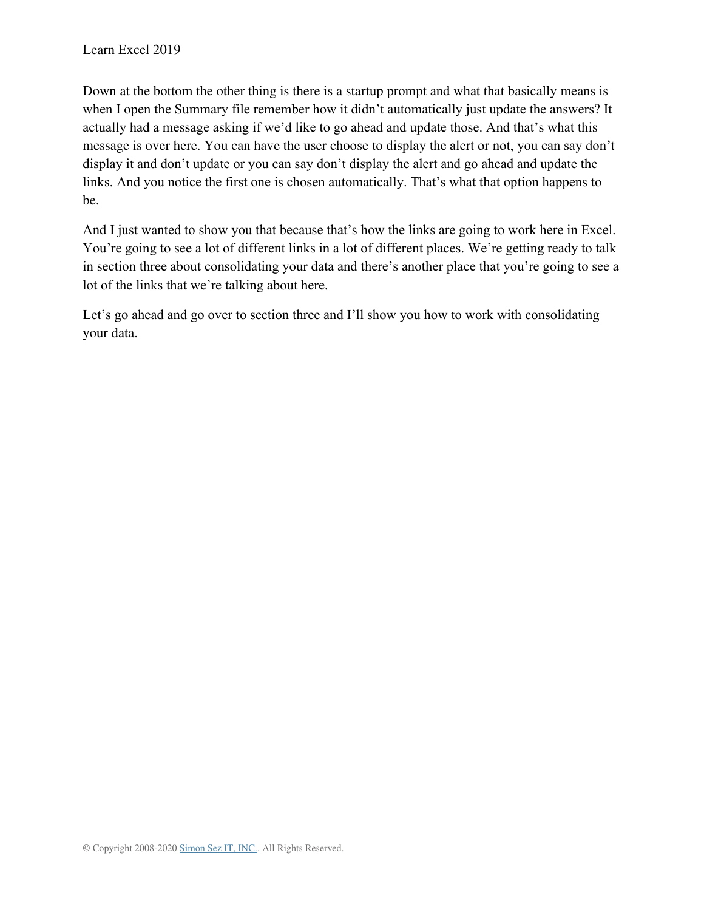Down at the bottom the other thing is there is a startup prompt and what that basically means is when I open the Summary file remember how it didn't automatically just update the answers? It actually had a message asking if we'd like to go ahead and update those. And that's what this message is over here. You can have the user choose to display the alert or not, you can say don't display it and don't update or you can say don't display the alert and go ahead and update the links. And you notice the first one is chosen automatically. That's what that option happens to be.

And I just wanted to show you that because that's how the links are going to work here in Excel. You're going to see a lot of different links in a lot of different places. We're getting ready to talk in section three about consolidating your data and there's another place that you're going to see a lot of the links that we're talking about here.

Let's go ahead and go over to section three and I'll show you how to work with consolidating your data.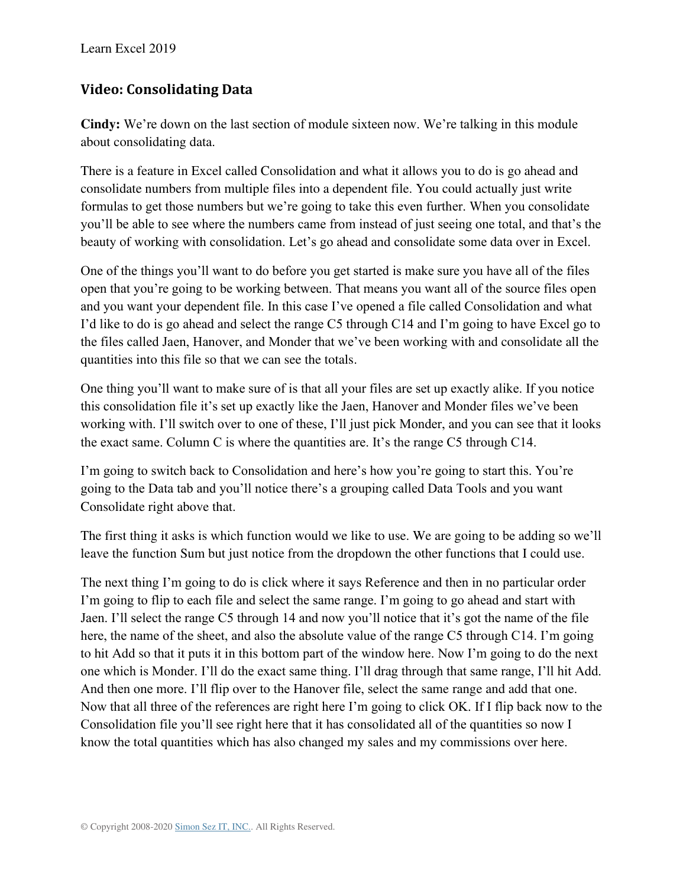## Video: Consolidating Data

**Cindy:** We're down on the last section of module sixteen now. We're talking in this module about consolidating data.

There is a feature in Excel called Consolidation and what it allows you to do is go ahead and consolidate numbers from multiple files into a dependent file. You could actually just write formulas to get those numbers but we're going to take this even further. When you consolidate you'll be able to see where the numbers came from instead of just seeing one total, and that's the beauty of working with consolidation. Let's go ahead and consolidate some data over in Excel.

One of the things you'll want to do before you get started is make sure you have all of the files open that you're going to be working between. That means you want all of the source files open and you want your dependent file. In this case I've opened a file called Consolidation and what I'd like to do is go ahead and select the range C5 through C14 and I'm going to have Excel go to the files called Jaen, Hanover, and Monder that we've been working with and consolidate all the quantities into this file so that we can see the totals.

One thing you'll want to make sure of is that all your files are set up exactly alike. If you notice this consolidation file it's set up exactly like the Jaen, Hanover and Monder files we've been working with. I'll switch over to one of these, I'll just pick Monder, and you can see that it looks the exact same. Column C is where the quantities are. It's the range C5 through C14.

I'm going to switch back to Consolidation and here's how you're going to start this. You're going to the Data tab and you'll notice there's a grouping called Data Tools and you want Consolidate right above that.

The first thing it asks is which function would we like to use. We are going to be adding so we'll leave the function Sum but just notice from the dropdown the other functions that I could use.

The next thing I'm going to do is click where it says Reference and then in no particular order I'm going to flip to each file and select the same range. I'm going to go ahead and start with Jaen. I'll select the range C5 through 14 and now you'll notice that it's got the name of the file here, the name of the sheet, and also the absolute value of the range C5 through C14. I'm going to hit Add so that it puts it in this bottom part of the window here. Now I'm going to do the next one which is Monder. I'll do the exact same thing. I'll drag through that same range, I'll hit Add. And then one more. I'll flip over to the Hanover file, select the same range and add that one. Now that all three of the references are right here I'm going to click OK. If I flip back now to the Consolidation file you'll see right here that it has consolidated all of the quantities so now I know the total quantities which has also changed my sales and my commissions over here.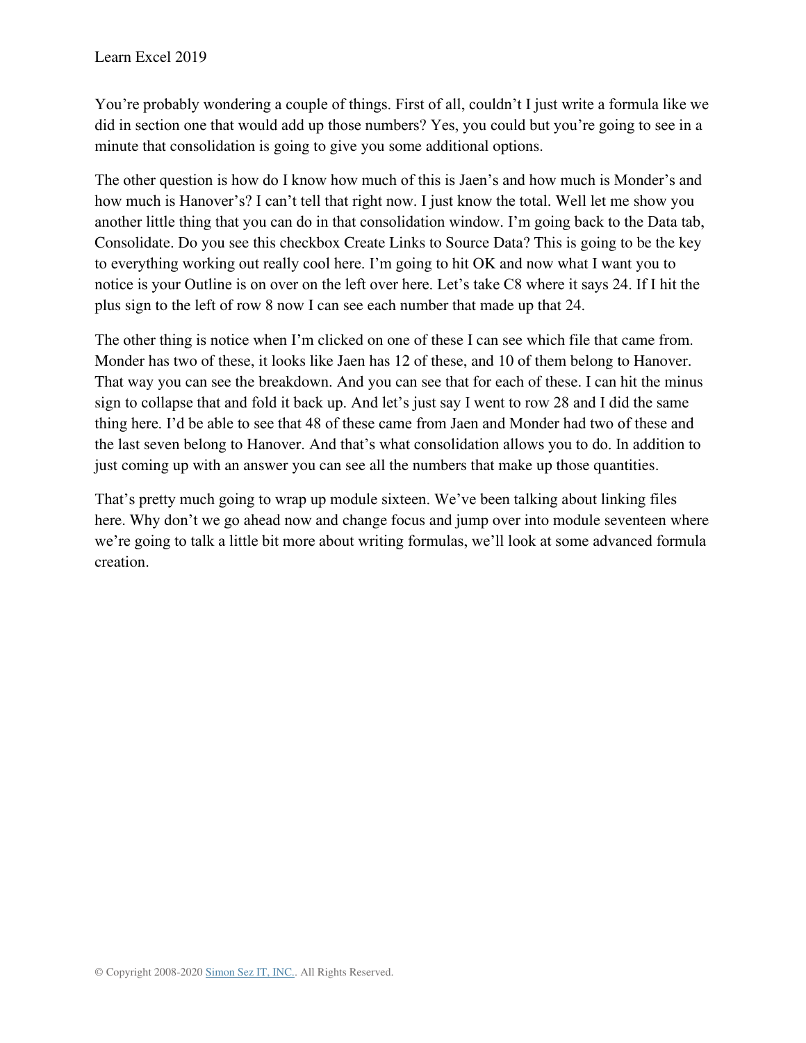You're probably wondering a couple of things. First of all, couldn't I just write a formula like we did in section one that would add up those numbers? Yes, you could but you're going to see in a minute that consolidation is going to give you some additional options.

The other question is how do I know how much of this is Jaen's and how much is Monder's and how much is Hanover's? I can't tell that right now. I just know the total. Well let me show you another little thing that you can do in that consolidation window. I'm going back to the Data tab, Consolidate. Do you see this checkbox Create Links to Source Data? This is going to be the key to everything working out really cool here. I'm going to hit OK and now what I want you to notice is your Outline is on over on the left over here. Let's take C8 where it says 24. If I hit the plus sign to the left of row 8 now I can see each number that made up that 24.

The other thing is notice when I'm clicked on one of these I can see which file that came from. Monder has two of these, it looks like Jaen has 12 of these, and 10 of them belong to Hanover. That way you can see the breakdown. And you can see that for each of these. I can hit the minus sign to collapse that and fold it back up. And let's just say I went to row 28 and I did the same thing here. I'd be able to see that 48 of these came from Jaen and Monder had two of these and the last seven belong to Hanover. And that's what consolidation allows you to do. In addition to just coming up with an answer you can see all the numbers that make up those quantities.

That's pretty much going to wrap up module sixteen. We've been talking about linking files here. Why don't we go ahead now and change focus and jump over into module seventeen where we're going to talk a little bit more about writing formulas, we'll look at some advanced formula creation.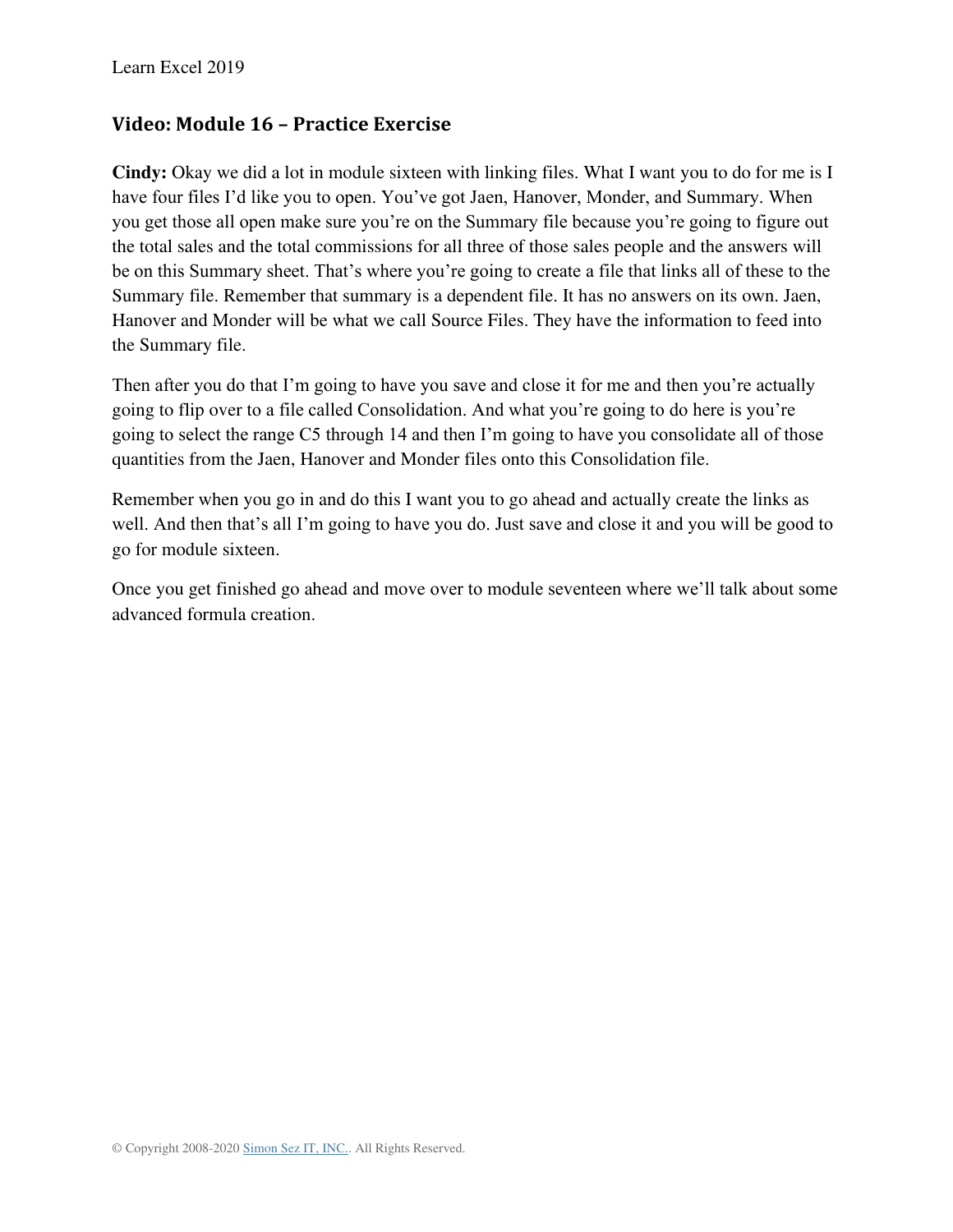## Video: Module 16 – Practice Exercise

**Cindy:** Okay we did a lot in module sixteen with linking files. What I want you to do for me is I have four files I'd like you to open. You've got Jaen, Hanover, Monder, and Summary. When you get those all open make sure you're on the Summary file because you're going to figure out the total sales and the total commissions for all three of those sales people and the answers will be on this Summary sheet. That's where you're going to create a file that links all of these to the Summary file. Remember that summary is a dependent file. It has no answers on its own. Jaen, Hanover and Monder will be what we call Source Files. They have the information to feed into the Summary file.

Then after you do that I'm going to have you save and close it for me and then you're actually going to flip over to a file called Consolidation. And what you're going to do here is you're going to select the range C5 through 14 and then I'm going to have you consolidate all of those quantities from the Jaen, Hanover and Monder files onto this Consolidation file.

Remember when you go in and do this I want you to go ahead and actually create the links as well. And then that's all I'm going to have you do. Just save and close it and you will be good to go for module sixteen.

Once you get finished go ahead and move over to module seventeen where we'll talk about some advanced formula creation.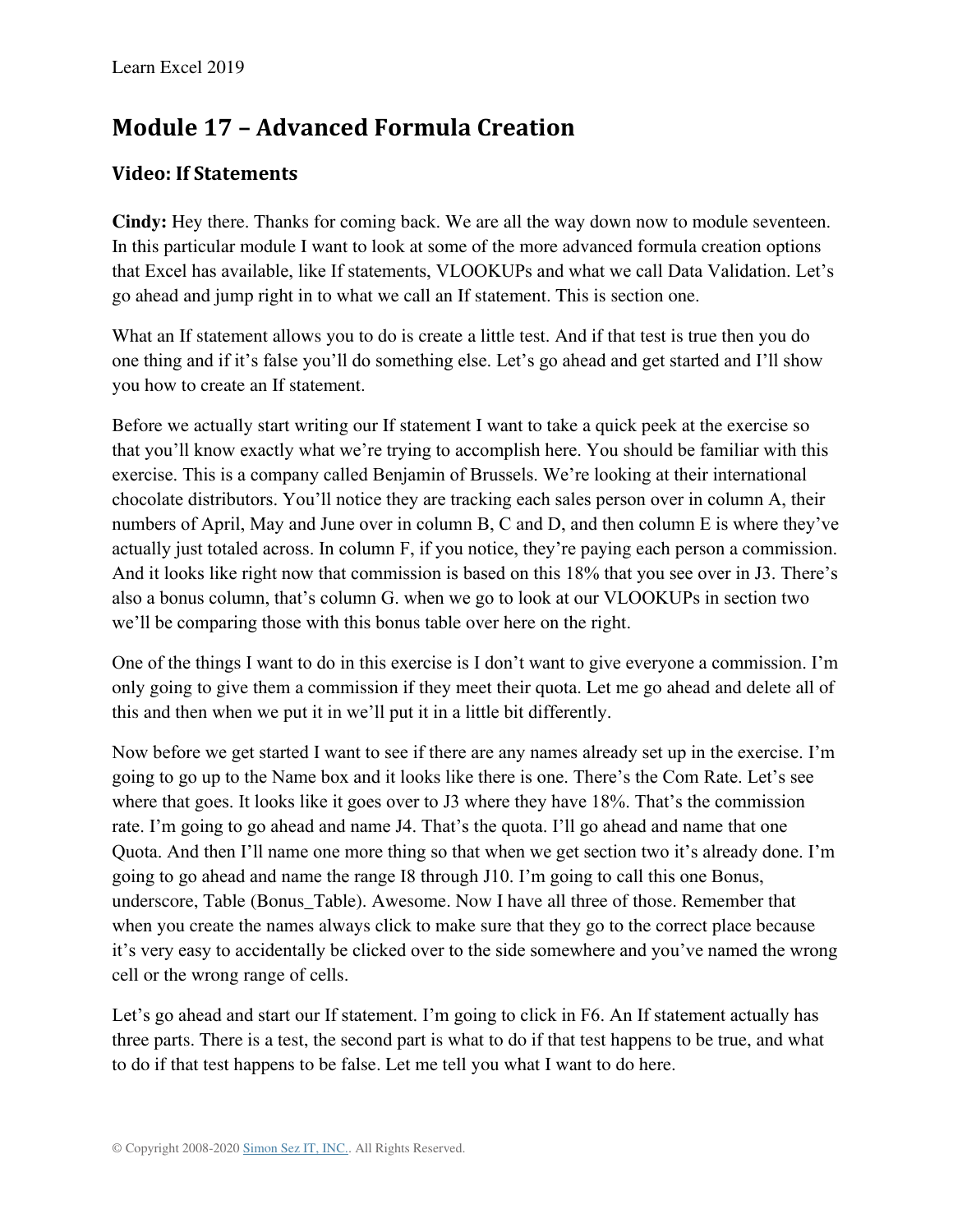## Module 17 – Advanced Formula Creation

### Video: If Statements

**Cindy:** Hey there. Thanks for coming back. We are all the way down now to module seventeen. In this particular module I want to look at some of the more advanced formula creation options that Excel has available, like If statements, VLOOKUPs and what we call Data Validation. Let's go ahead and jump right in to what we call an If statement. This is section one.

What an If statement allows you to do is create a little test. And if that test is true then you do one thing and if it's false you'll do something else. Let's go ahead and get started and I'll show you how to create an If statement.

Before we actually start writing our If statement I want to take a quick peek at the exercise so that you'll know exactly what we're trying to accomplish here. You should be familiar with this exercise. This is a company called Benjamin of Brussels. We're looking at their international chocolate distributors. You'll notice they are tracking each sales person over in column A, their numbers of April, May and June over in column B, C and D, and then column E is where they've actually just totaled across. In column F, if you notice, they're paying each person a commission. And it looks like right now that commission is based on this 18% that you see over in J3. There's also a bonus column, that's column G. when we go to look at our VLOOKUPs in section two we'll be comparing those with this bonus table over here on the right.

One of the things I want to do in this exercise is I don't want to give everyone a commission. I'm only going to give them a commission if they meet their quota. Let me go ahead and delete all of this and then when we put it in we'll put it in a little bit differently.

Now before we get started I want to see if there are any names already set up in the exercise. I'm going to go up to the Name box and it looks like there is one. There's the Com Rate. Let's see where that goes. It looks like it goes over to J3 where they have 18%. That's the commission rate. I'm going to go ahead and name J4. That's the quota. I'll go ahead and name that one Quota. And then I'll name one more thing so that when we get section two it's already done. I'm going to go ahead and name the range I8 through J10. I'm going to call this one Bonus, underscore, Table (Bonus_Table). Awesome. Now I have all three of those. Remember that when you create the names always click to make sure that they go to the correct place because it's very easy to accidentally be clicked over to the side somewhere and you've named the wrong cell or the wrong range of cells.

Let's go ahead and start our If statement. I'm going to click in F6. An If statement actually has three parts. There is a test, the second part is what to do if that test happens to be true, and what to do if that test happens to be false. Let me tell you what I want to do here.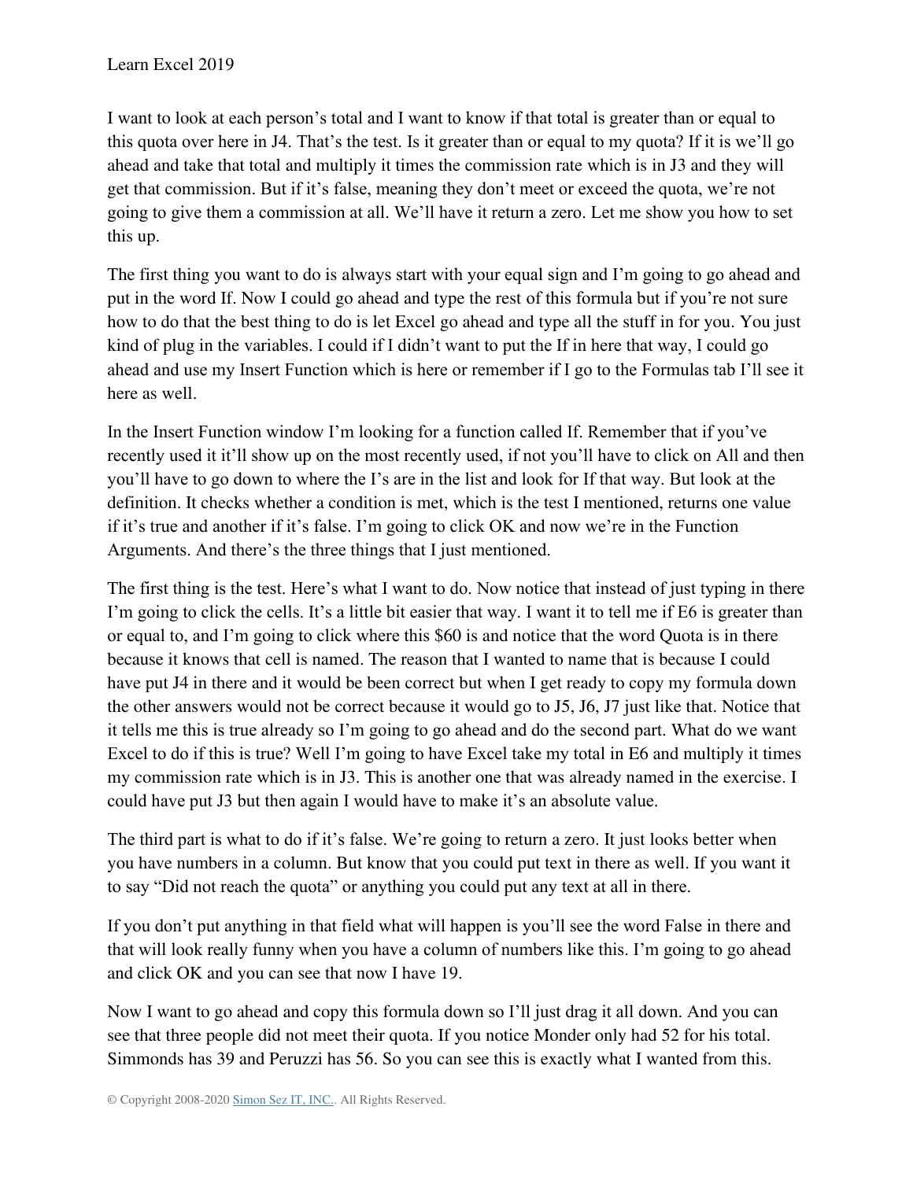I want to look at each person's total and I want to know if that total is greater than or equal to this quota over here in J4. That's the test. Is it greater than or equal to my quota? If it is we'll go ahead and take that total and multiply it times the commission rate which is in J3 and they will get that commission. But if it's false, meaning they don't meet or exceed the quota, we're not going to give them a commission at all. We'll have it return a zero. Let me show you how to set this up.

The first thing you want to do is always start with your equal sign and I'm going to go ahead and put in the word If. Now I could go ahead and type the rest of this formula but if you're not sure how to do that the best thing to do is let Excel go ahead and type all the stuff in for you. You just kind of plug in the variables. I could if I didn't want to put the If in here that way, I could go ahead and use my Insert Function which is here or remember if I go to the Formulas tab I'll see it here as well.

In the Insert Function window I'm looking for a function called If. Remember that if you've recently used it it'll show up on the most recently used, if not you'll have to click on All and then you'll have to go down to where the I's are in the list and look for If that way. But look at the definition. It checks whether a condition is met, which is the test I mentioned, returns one value if it's true and another if it's false. I'm going to click OK and now we're in the Function Arguments. And there's the three things that I just mentioned.

The first thing is the test. Here's what I want to do. Now notice that instead of just typing in there I'm going to click the cells. It's a little bit easier that way. I want it to tell me if E6 is greater than or equal to, and I'm going to click where this $60 is and notice that the word Quota is in there because it knows that cell is named. The reason that I wanted to name that is because I could have put J4 in there and it would be been correct but when I get ready to copy my formula down the other answers would not be correct because it would go to J5, J6, J7 just like that. Notice that it tells me this is true already so I'm going to go ahead and do the second part. What do we want Excel to do if this is true? Well I'm going to have Excel take my total in E6 and multiply it times my commission rate which is in J3. This is another one that was already named in the exercise. I could have put J3 but then again I would have to make it's an absolute value.

The third part is what to do if it's false. We're going to return a zero. It just looks better when you have numbers in a column. But know that you could put text in there as well. If you want it to say "Did not reach the quota" or anything you could put any text at all in there.

If you don't put anything in that field what will happen is you'll see the word False in there and that will look really funny when you have a column of numbers like this. I'm going to go ahead and click OK and you can see that now I have 19.

Now I want to go ahead and copy this formula down so I'll just drag it all down. And you can see that three people did not meet their quota. If you notice Monder only had 52 for his total. Simmonds has 39 and Peruzzi has 56. So you can see this is exactly what I wanted from this.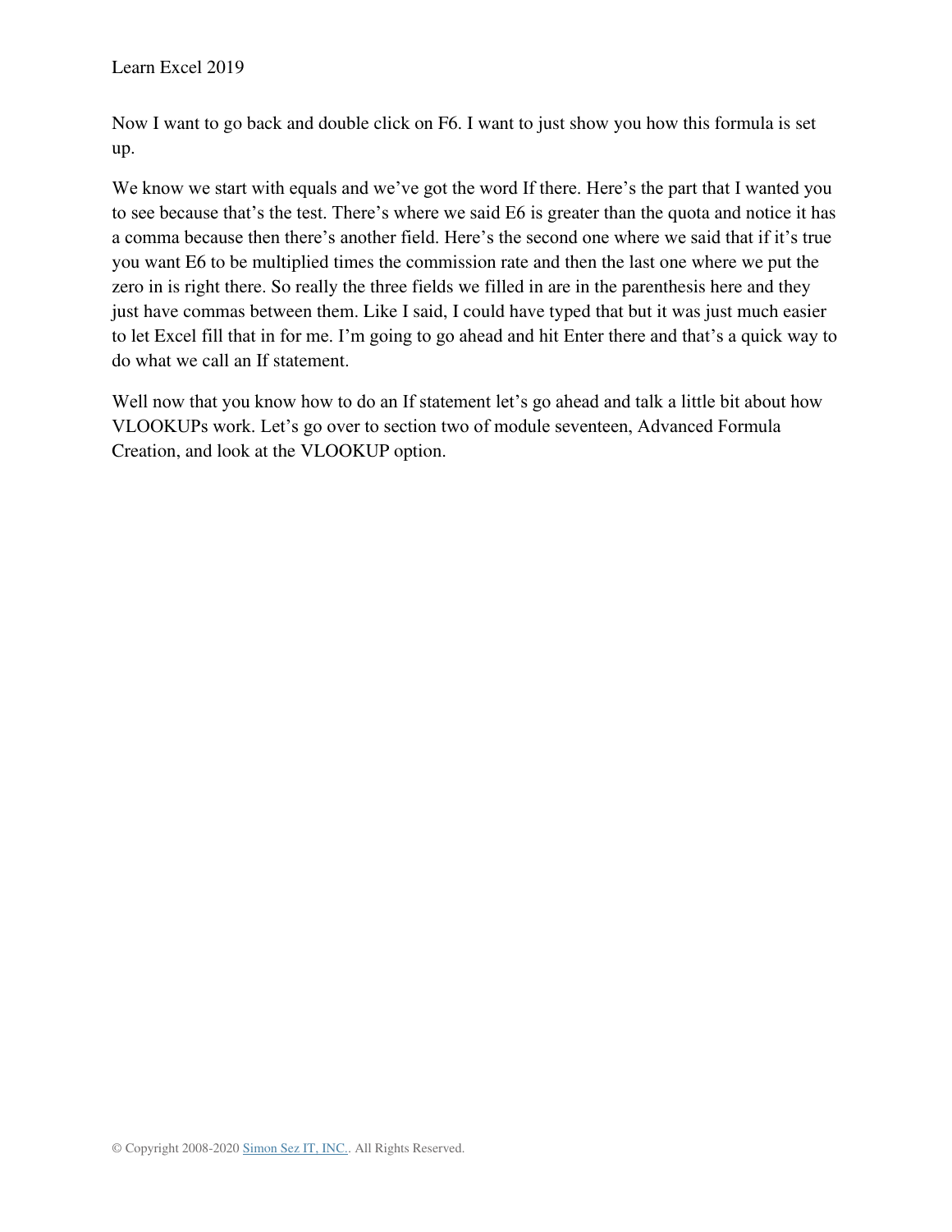Now I want to go back and double click on F6. I want to just show you how this formula is set up.

We know we start with equals and we've got the word If there. Here's the part that I wanted you to see because that's the test. There's where we said E6 is greater than the quota and notice it has a comma because then there's another field. Here's the second one where we said that if it's true you want E6 to be multiplied times the commission rate and then the last one where we put the zero in is right there. So really the three fields we filled in are in the parenthesis here and they just have commas between them. Like I said, I could have typed that but it was just much easier to let Excel fill that in for me. I'm going to go ahead and hit Enter there and that's a quick way to do what we call an If statement.

Well now that you know how to do an If statement let's go ahead and talk a little bit about how VLOOKUPs work. Let's go over to section two of module seventeen, Advanced Formula Creation, and look at the VLOOKUP option.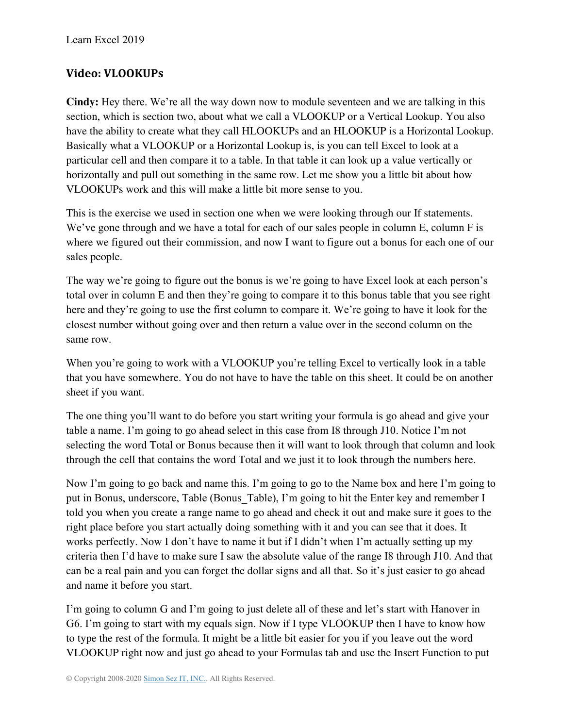## Video: VLOOKUPs

**Cindy:** Hey there. We're all the way down now to module seventeen and we are talking in this section, which is section two, about what we call a VLOOKUP or a Vertical Lookup. You also have the ability to create what they call HLOOKUPs and an HLOOKUP is a Horizontal Lookup. Basically what a VLOOKUP or a Horizontal Lookup is, is you can tell Excel to look at a particular cell and then compare it to a table. In that table it can look up a value vertically or horizontally and pull out something in the same row. Let me show you a little bit about how VLOOKUPs work and this will make a little bit more sense to you.

This is the exercise we used in section one when we were looking through our If statements. We've gone through and we have a total for each of our sales people in column E, column F is where we figured out their commission, and now I want to figure out a bonus for each one of our sales people.

The way we're going to figure out the bonus is we're going to have Excel look at each person's total over in column E and then they're going to compare it to this bonus table that you see right here and they're going to use the first column to compare it. We're going to have it look for the closest number without going over and then return a value over in the second column on the same row.

When you're going to work with a VLOOKUP you're telling Excel to vertically look in a table that you have somewhere. You do not have to have the table on this sheet. It could be on another sheet if you want.

The one thing you'll want to do before you start writing your formula is go ahead and give your table a name. I'm going to go ahead select in this case from I8 through J10. Notice I'm not selecting the word Total or Bonus because then it will want to look through that column and look through the cell that contains the word Total and we just it to look through the numbers here.

Now I'm going to go back and name this. I'm going to go to the Name box and here I'm going to put in Bonus, underscore, Table (Bonus_Table), I'm going to hit the Enter key and remember I told you when you create a range name to go ahead and check it out and make sure it goes to the right place before you start actually doing something with it and you can see that it does. It works perfectly. Now I don't have to name it but if I didn't when I'm actually setting up my criteria then I'd have to make sure I saw the absolute value of the range I8 through J10. And that can be a real pain and you can forget the dollar signs and all that. So it's just easier to go ahead and name it before you start.

I'm going to column G and I'm going to just delete all of these and let's start with Hanover in G6. I'm going to start with my equals sign. Now if I type VLOOKUP then I have to know how to type the rest of the formula. It might be a little bit easier for you if you leave out the word VLOOKUP right now and just go ahead to your Formulas tab and use the Insert Function to put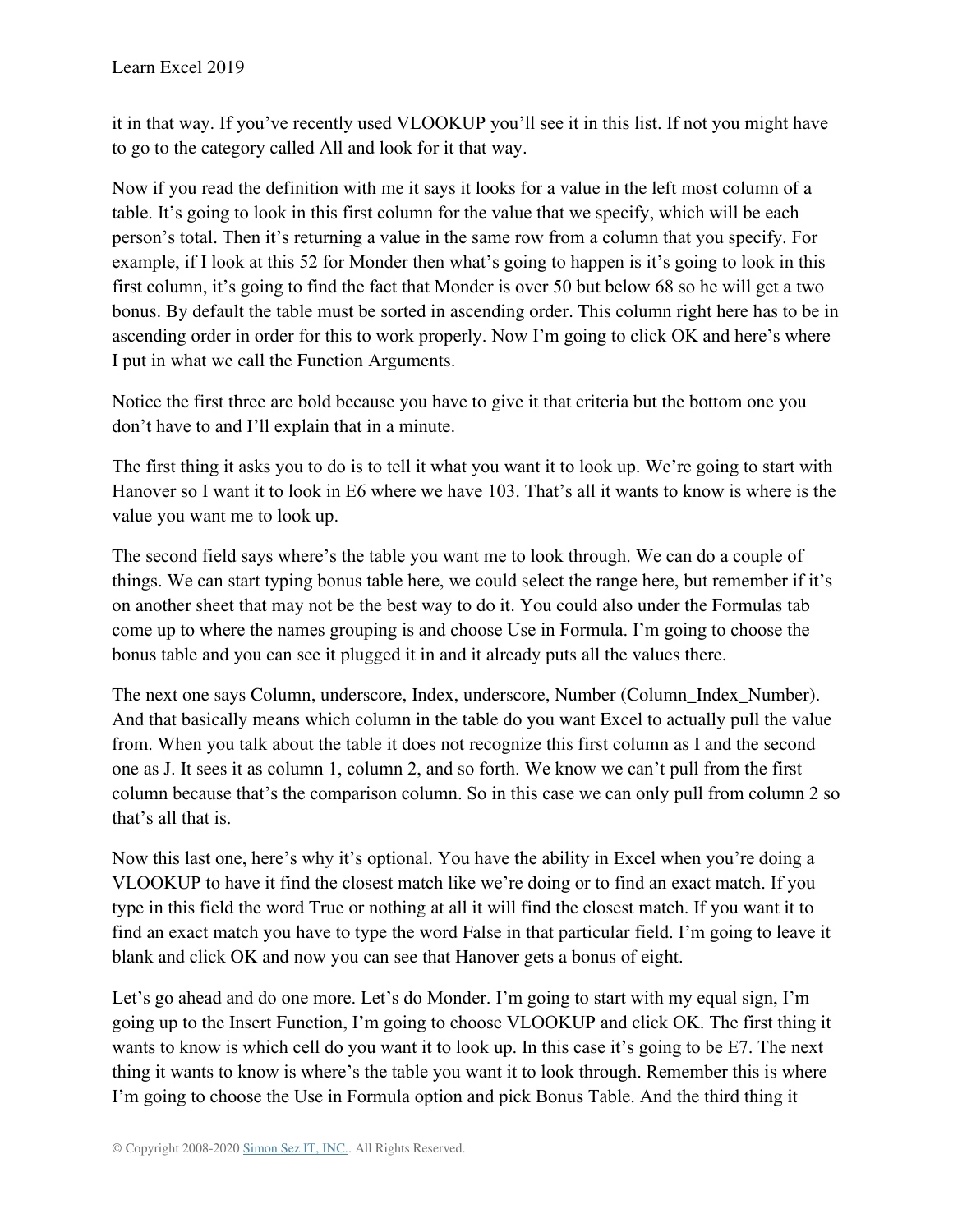it in that way. If you've recently used VLOOKUP you'll see it in this list. If not you might have to go to the category called All and look for it that way.

Now if you read the definition with me it says it looks for a value in the left most column of a table. It's going to look in this first column for the value that we specify, which will be each person's total. Then it's returning a value in the same row from a column that you specify. For example, if I look at this 52 for Monder then what's going to happen is it's going to look in this first column, it's going to find the fact that Monder is over 50 but below 68 so he will get a two bonus. By default the table must be sorted in ascending order. This column right here has to be in ascending order in order for this to work properly. Now I'm going to click OK and here's where I put in what we call the Function Arguments.

Notice the first three are bold because you have to give it that criteria but the bottom one you don't have to and I'll explain that in a minute.

The first thing it asks you to do is to tell it what you want it to look up. We're going to start with Hanover so I want it to look in E6 where we have 103. That's all it wants to know is where is the value you want me to look up.

The second field says where's the table you want me to look through. We can do a couple of things. We can start typing bonus table here, we could select the range here, but remember if it's on another sheet that may not be the best way to do it. You could also under the Formulas tab come up to where the names grouping is and choose Use in Formula. I'm going to choose the bonus table and you can see it plugged it in and it already puts all the values there.

The next one says Column, underscore, Index, underscore, Number (Column_Index_Number). And that basically means which column in the table do you want Excel to actually pull the value from. When you talk about the table it does not recognize this first column as I and the second one as J. It sees it as column 1, column 2, and so forth. We know we can't pull from the first column because that's the comparison column. So in this case we can only pull from column 2 so that's all that is.

Now this last one, here's why it's optional. You have the ability in Excel when you're doing a VLOOKUP to have it find the closest match like we're doing or to find an exact match. If you type in this field the word True or nothing at all it will find the closest match. If you want it to find an exact match you have to type the word False in that particular field. I'm going to leave it blank and click OK and now you can see that Hanover gets a bonus of eight.

Let's go ahead and do one more. Let's do Monder. I'm going to start with my equal sign, I'm going up to the Insert Function, I'm going to choose VLOOKUP and click OK. The first thing it wants to know is which cell do you want it to look up. In this case it's going to be E7. The next thing it wants to know is where's the table you want it to look through. Remember this is where I'm going to choose the Use in Formula option and pick Bonus Table. And the third thing it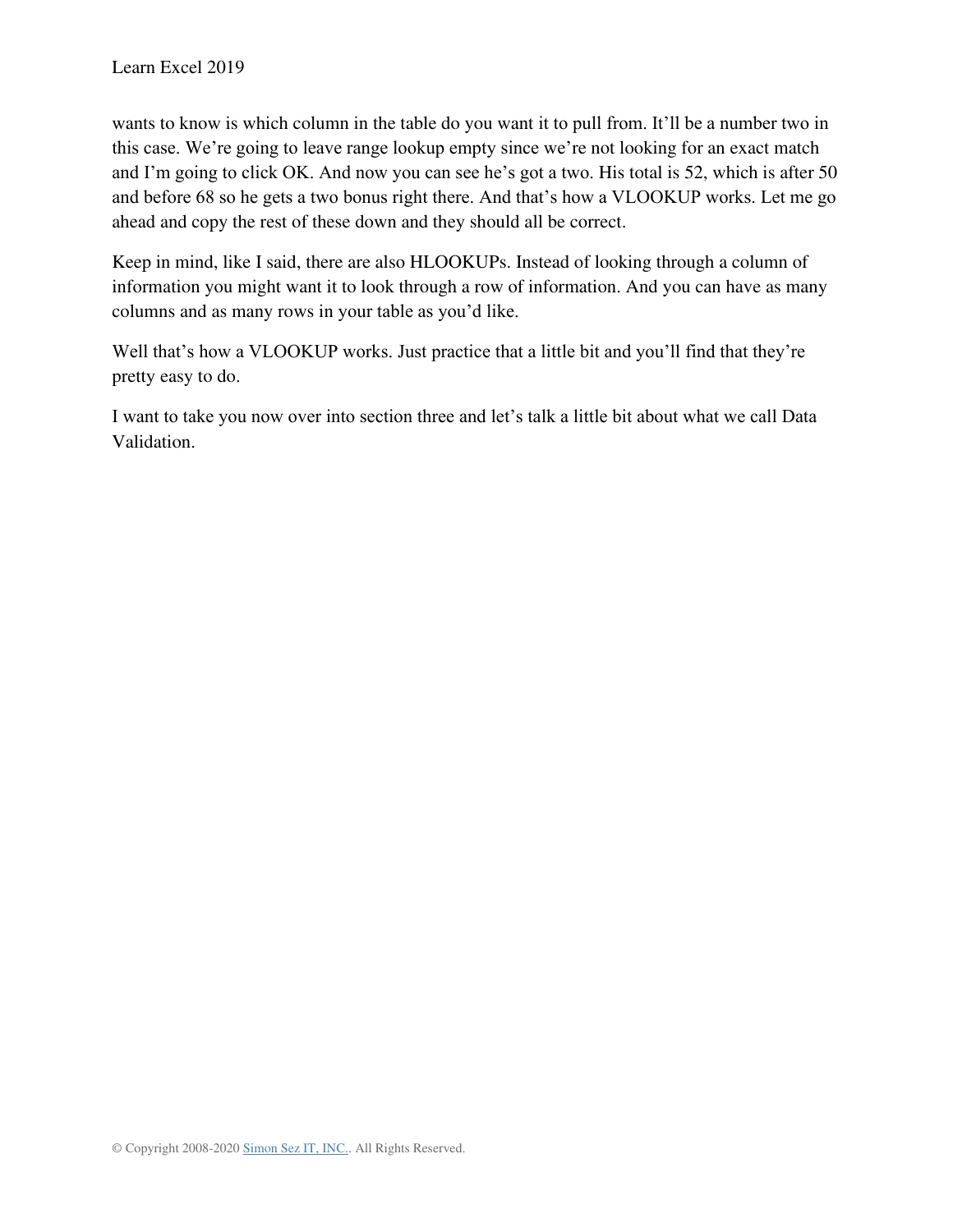wants to know is which column in the table do you want it to pull from. It'll be a number two in this case. We're going to leave range lookup empty since we're not looking for an exact match and I'm going to click OK. And now you can see he's got a two. His total is 52, which is after 50 and before 68 so he gets a two bonus right there. And that's how a VLOOKUP works. Let me go ahead and copy the rest of these down and they should all be correct.

Keep in mind, like I said, there are also HLOOKUPs. Instead of looking through a column of information you might want it to look through a row of information. And you can have as many columns and as many rows in your table as you'd like.

Well that's how a VLOOKUP works. Just practice that a little bit and you'll find that they're pretty easy to do.

I want to take you now over into section three and let's talk a little bit about what we call Data Validation.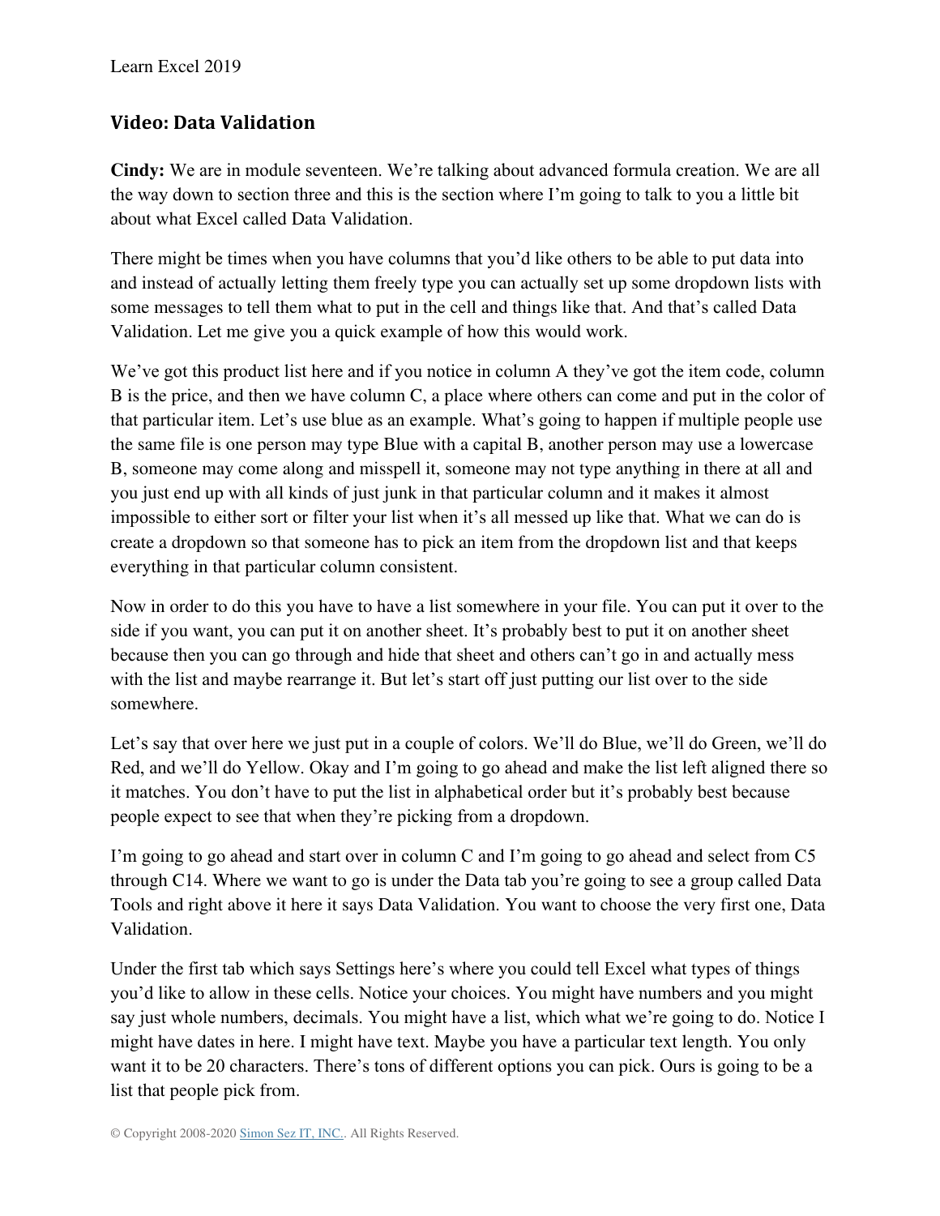## Video: Data Validation

**Cindy:** We are in module seventeen. We're talking about advanced formula creation. We are all the way down to section three and this is the section where I'm going to talk to you a little bit about what Excel called Data Validation.

There might be times when you have columns that you'd like others to be able to put data into and instead of actually letting them freely type you can actually set up some dropdown lists with some messages to tell them what to put in the cell and things like that. And that's called Data Validation. Let me give you a quick example of how this would work.

We've got this product list here and if you notice in column A they've got the item code, column B is the price, and then we have column C, a place where others can come and put in the color of that particular item. Let's use blue as an example. What's going to happen if multiple people use the same file is one person may type Blue with a capital B, another person may use a lowercase B, someone may come along and misspell it, someone may not type anything in there at all and you just end up with all kinds of just junk in that particular column and it makes it almost impossible to either sort or filter your list when it's all messed up like that. What we can do is create a dropdown so that someone has to pick an item from the dropdown list and that keeps everything in that particular column consistent.

Now in order to do this you have to have a list somewhere in your file. You can put it over to the side if you want, you can put it on another sheet. It's probably best to put it on another sheet because then you can go through and hide that sheet and others can't go in and actually mess with the list and maybe rearrange it. But let's start off just putting our list over to the side somewhere.

Let's say that over here we just put in a couple of colors. We'll do Blue, we'll do Green, we'll do Red, and we'll do Yellow. Okay and I'm going to go ahead and make the list left aligned there so it matches. You don't have to put the list in alphabetical order but it's probably best because people expect to see that when they're picking from a dropdown.

I'm going to go ahead and start over in column C and I'm going to go ahead and select from C5 through C14. Where we want to go is under the Data tab you're going to see a group called Data Tools and right above it here it says Data Validation. You want to choose the very first one, Data Validation.

Under the first tab which says Settings here's where you could tell Excel what types of things you'd like to allow in these cells. Notice your choices. You might have numbers and you might say just whole numbers, decimals. You might have a list, which what we're going to do. Notice I might have dates in here. I might have text. Maybe you have a particular text length. You only want it to be 20 characters. There's tons of different options you can pick. Ours is going to be a list that people pick from.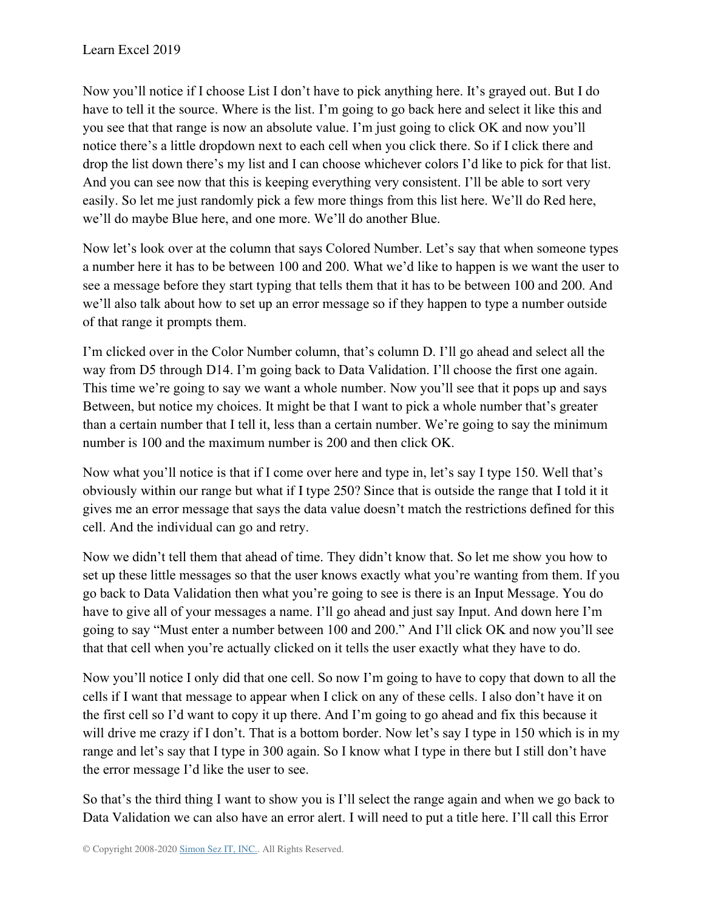Now you'll notice if I choose List I don't have to pick anything here. It's grayed out. But I do have to tell it the source. Where is the list. I'm going to go back here and select it like this and you see that that range is now an absolute value. I'm just going to click OK and now you'll notice there's a little dropdown next to each cell when you click there. So if I click there and drop the list down there's my list and I can choose whichever colors I'd like to pick for that list. And you can see now that this is keeping everything very consistent. I'll be able to sort very easily. So let me just randomly pick a few more things from this list here. We'll do Red here, we'll do maybe Blue here, and one more. We'll do another Blue.

Now let's look over at the column that says Colored Number. Let's say that when someone types a number here it has to be between 100 and 200. What we'd like to happen is we want the user to see a message before they start typing that tells them that it has to be between 100 and 200. And we'll also talk about how to set up an error message so if they happen to type a number outside of that range it prompts them.

I'm clicked over in the Color Number column, that's column D. I'll go ahead and select all the way from D5 through D14. I'm going back to Data Validation. I'll choose the first one again. This time we're going to say we want a whole number. Now you'll see that it pops up and says Between, but notice my choices. It might be that I want to pick a whole number that's greater than a certain number that I tell it, less than a certain number. We're going to say the minimum number is 100 and the maximum number is 200 and then click OK.

Now what you'll notice is that if I come over here and type in, let's say I type 150. Well that's obviously within our range but what if I type 250? Since that is outside the range that I told it it gives me an error message that says the data value doesn't match the restrictions defined for this cell. And the individual can go and retry.

Now we didn't tell them that ahead of time. They didn't know that. So let me show you how to set up these little messages so that the user knows exactly what you're wanting from them. If you go back to Data Validation then what you're going to see is there is an Input Message. You do have to give all of your messages a name. I'll go ahead and just say Input. And down here I'm going to say "Must enter a number between 100 and 200." And I'll click OK and now you'll see that that cell when you're actually clicked on it tells the user exactly what they have to do.

Now you'll notice I only did that one cell. So now I'm going to have to copy that down to all the cells if I want that message to appear when I click on any of these cells. I also don't have it on the first cell so I'd want to copy it up there. And I'm going to go ahead and fix this because it will drive me crazy if I don't. That is a bottom border. Now let's say I type in 150 which is in my range and let's say that I type in 300 again. So I know what I type in there but I still don't have the error message I'd like the user to see.

So that's the third thing I want to show you is I'll select the range again and when we go back to Data Validation we can also have an error alert. I will need to put a title here. I'll call this Error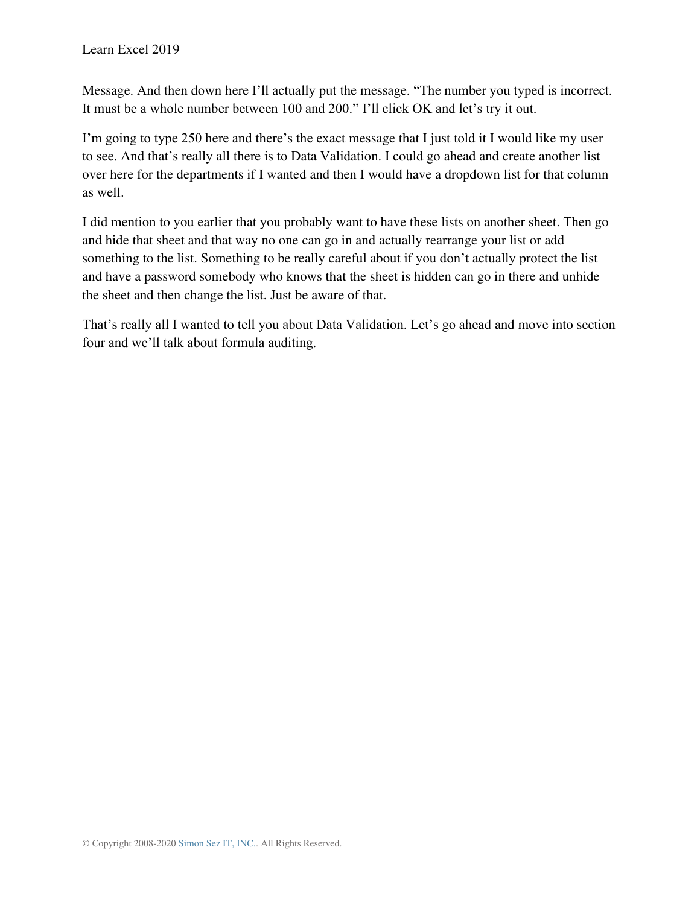Message. And then down here I'll actually put the message. "The number you typed is incorrect. It must be a whole number between 100 and 200." I'll click OK and let's try it out.

I'm going to type 250 here and there's the exact message that I just told it I would like my user to see. And that's really all there is to Data Validation. I could go ahead and create another list over here for the departments if I wanted and then I would have a dropdown list for that column as well.

I did mention to you earlier that you probably want to have these lists on another sheet. Then go and hide that sheet and that way no one can go in and actually rearrange your list or add something to the list. Something to be really careful about if you don't actually protect the list and have a password somebody who knows that the sheet is hidden can go in there and unhide the sheet and then change the list. Just be aware of that.

That's really all I wanted to tell you about Data Validation. Let's go ahead and move into section four and we'll talk about formula auditing.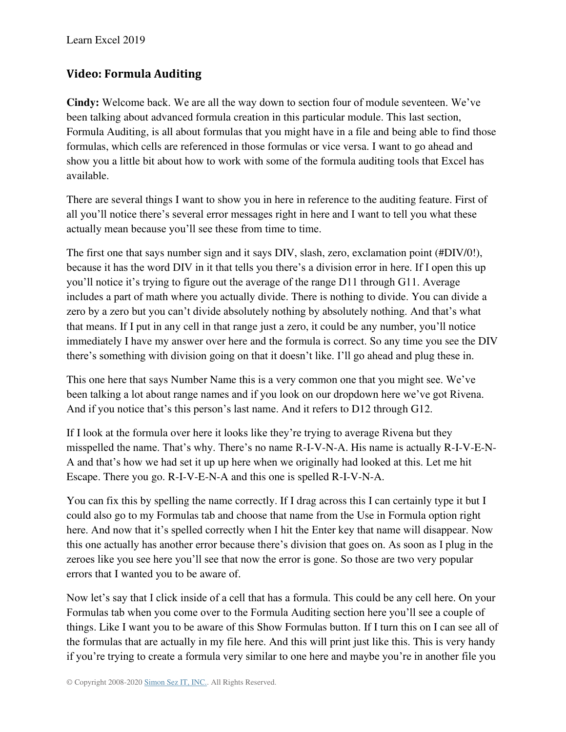## Video: Formula Auditing

**Cindy:** Welcome back. We are all the way down to section four of module seventeen. We've been talking about advanced formula creation in this particular module. This last section, Formula Auditing, is all about formulas that you might have in a file and being able to find those formulas, which cells are referenced in those formulas or vice versa. I want to go ahead and show you a little bit about how to work with some of the formula auditing tools that Excel has available.

There are several things I want to show you in here in reference to the auditing feature. First of all you'll notice there's several error messages right in here and I want to tell you what these actually mean because you'll see these from time to time.

The first one that says number sign and it says DIV, slash, zero, exclamation point (#DIV/0!), because it has the word DIV in it that tells you there's a division error in here. If I open this up you'll notice it's trying to figure out the average of the range D11 through G11. Average includes a part of math where you actually divide. There is nothing to divide. You can divide a zero by a zero but you can't divide absolutely nothing by absolutely nothing. And that's what that means. If I put in any cell in that range just a zero, it could be any number, you'll notice immediately I have my answer over here and the formula is correct. So any time you see the DIV there's something with division going on that it doesn't like. I'll go ahead and plug these in.

This one here that says Number Name this is a very common one that you might see. We've been talking a lot about range names and if you look on our dropdown here we've got Rivena. And if you notice that's this person's last name. And it refers to D12 through G12.

If I look at the formula over here it looks like they're trying to average Rivena but they misspelled the name. That's why. There's no name R-I-V-N-A. His name is actually R-I-V-E-N-A and that's how we had set it up up here when we originally had looked at this. Let me hit Escape. There you go. R-I-V-E-N-A and this one is spelled R-I-V-N-A.

You can fix this by spelling the name correctly. If I drag across this I can certainly type it but I could also go to my Formulas tab and choose that name from the Use in Formula option right here. And now that it's spelled correctly when I hit the Enter key that name will disappear. Now this one actually has another error because there's division that goes on. As soon as I plug in the zeroes like you see here you'll see that now the error is gone. So those are two very popular errors that I wanted you to be aware of.

Now let's say that I click inside of a cell that has a formula. This could be any cell here. On your Formulas tab when you come over to the Formula Auditing section here you'll see a couple of things. Like I want you to be aware of this Show Formulas button. If I turn this on I can see all of the formulas that are actually in my file here. And this will print just like this. This is very handy if you're trying to create a formula very similar to one here and maybe you're in another file you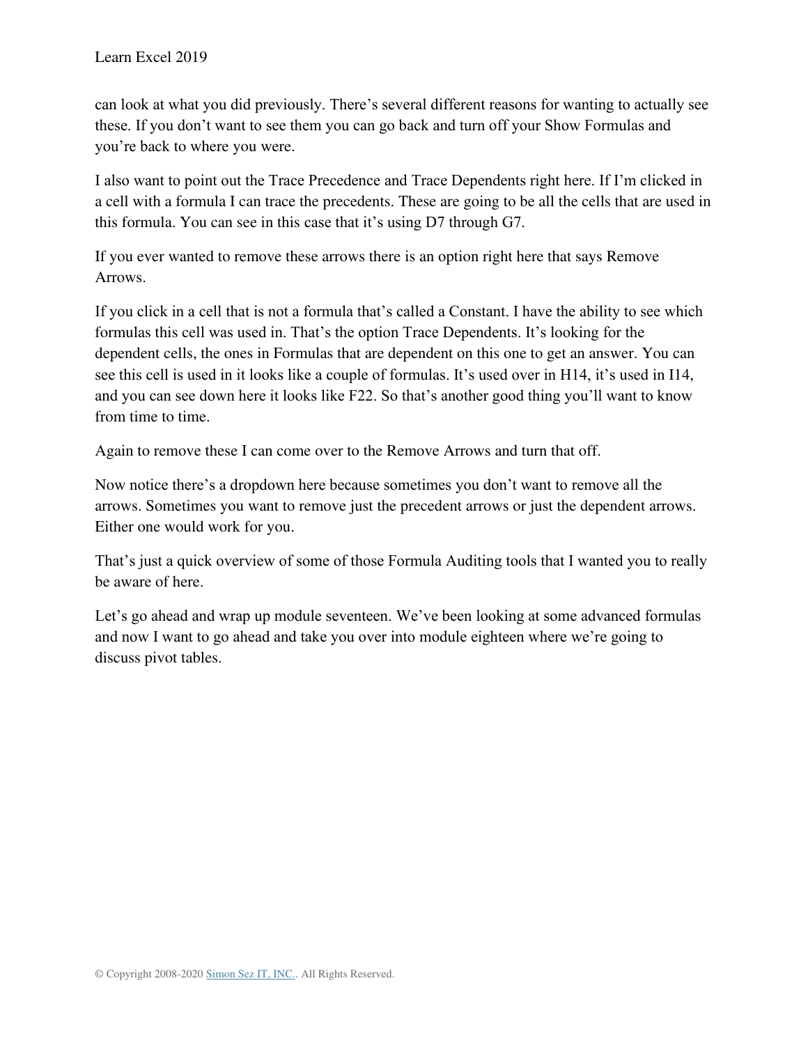can look at what you did previously. There's several different reasons for wanting to actually see these. If you don't want to see them you can go back and turn off your Show Formulas and you're back to where you were.

I also want to point out the Trace Precedence and Trace Dependents right here. If I'm clicked in a cell with a formula I can trace the precedents. These are going to be all the cells that are used in this formula. You can see in this case that it's using D7 through G7.

If you ever wanted to remove these arrows there is an option right here that says Remove Arrows.

If you click in a cell that is not a formula that's called a Constant. I have the ability to see which formulas this cell was used in. That's the option Trace Dependents. It's looking for the dependent cells, the ones in Formulas that are dependent on this one to get an answer. You can see this cell is used in it looks like a couple of formulas. It's used over in H14, it's used in I14, and you can see down here it looks like F22. So that's another good thing you'll want to know from time to time.

Again to remove these I can come over to the Remove Arrows and turn that off.

Now notice there's a dropdown here because sometimes you don't want to remove all the arrows. Sometimes you want to remove just the precedent arrows or just the dependent arrows. Either one would work for you.

That's just a quick overview of some of those Formula Auditing tools that I wanted you to really be aware of here.

Let's go ahead and wrap up module seventeen. We've been looking at some advanced formulas and now I want to go ahead and take you over into module eighteen where we're going to discuss pivot tables.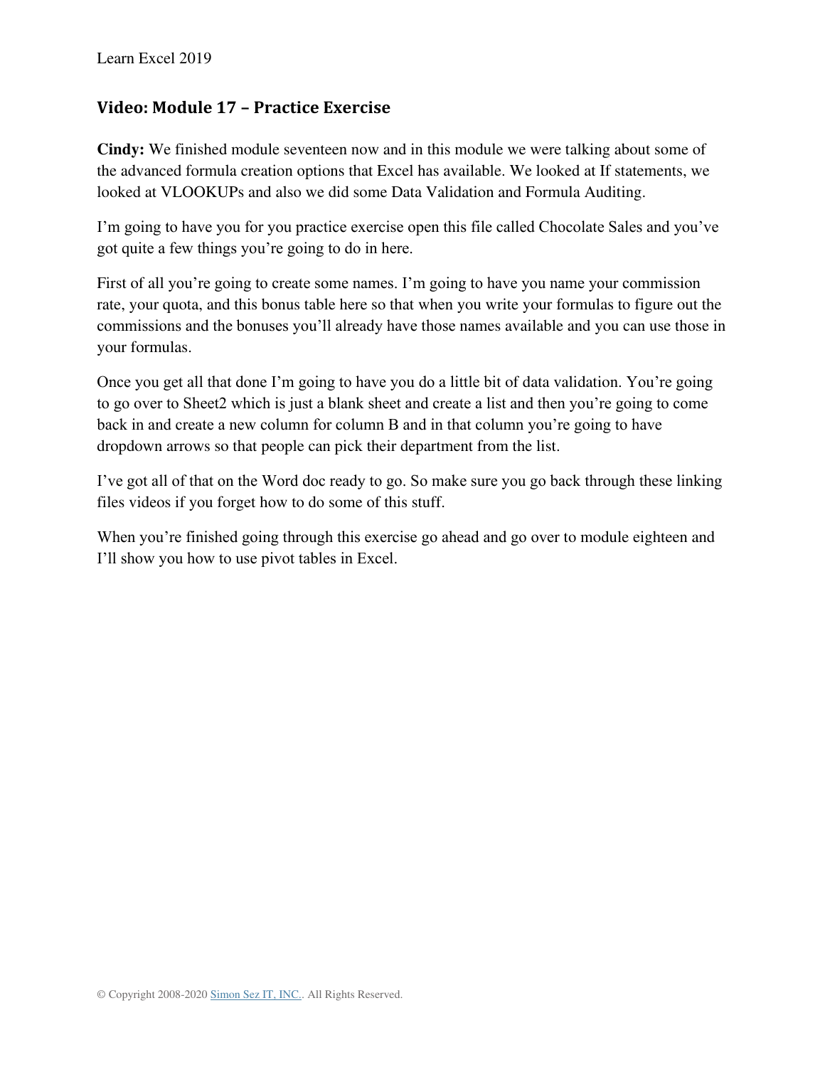## Video: Module 17 – Practice Exercise

**Cindy:** We finished module seventeen now and in this module we were talking about some of the advanced formula creation options that Excel has available. We looked at If statements, we looked at VLOOKUPs and also we did some Data Validation and Formula Auditing.

I'm going to have you for you practice exercise open this file called Chocolate Sales and you've got quite a few things you're going to do in here.

First of all you're going to create some names. I'm going to have you name your commission rate, your quota, and this bonus table here so that when you write your formulas to figure out the commissions and the bonuses you'll already have those names available and you can use those in your formulas.

Once you get all that done I'm going to have you do a little bit of data validation. You're going to go over to Sheet2 which is just a blank sheet and create a list and then you're going to come back in and create a new column for column B and in that column you're going to have dropdown arrows so that people can pick their department from the list.

I've got all of that on the Word doc ready to go. So make sure you go back through these linking files videos if you forget how to do some of this stuff.

When you're finished going through this exercise go ahead and go over to module eighteen and I'll show you how to use pivot tables in Excel.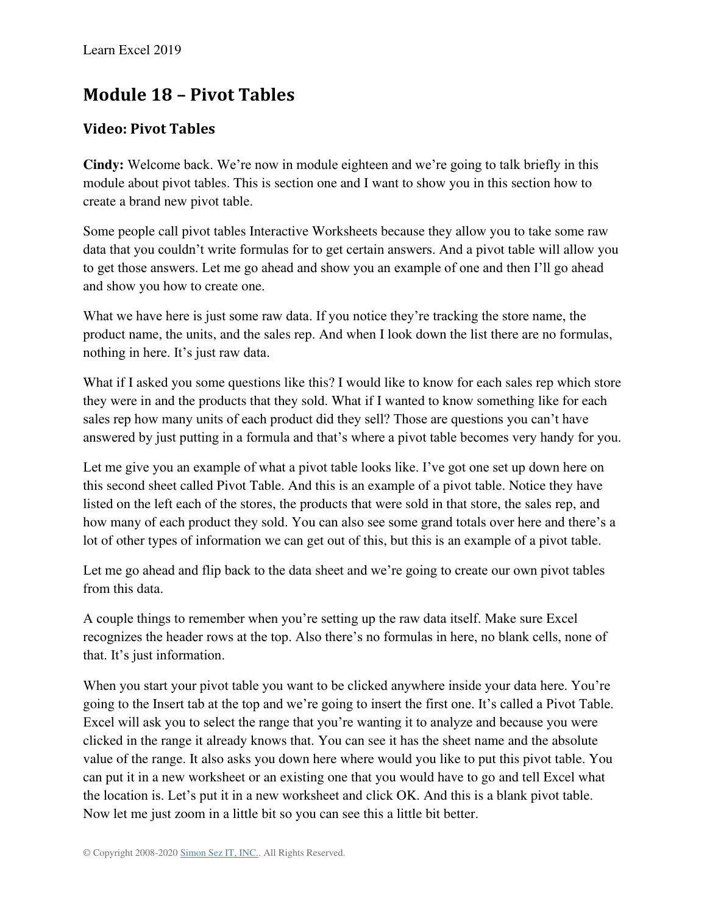## Module 18 – Pivot Tables

### Video: Pivot Tables

**Cindy:** Welcome back. We're now in module eighteen and we're going to talk briefly in this module about pivot tables. This is section one and I want to show you in this section how to create a brand new pivot table.

Some people call pivot tables Interactive Worksheets because they allow you to take some raw data that you couldn't write formulas for to get certain answers. And a pivot table will allow you to get those answers. Let me go ahead and show you an example of one and then I'll go ahead and show you how to create one.

What we have here is just some raw data. If you notice they're tracking the store name, the product name, the units, and the sales rep. And when I look down the list there are no formulas, nothing in here. It's just raw data.

What if I asked you some questions like this? I would like to know for each sales rep which store they were in and the products that they sold. What if I wanted to know something like for each sales rep how many units of each product did they sell? Those are questions you can't have answered by just putting in a formula and that's where a pivot table becomes very handy for you.

Let me give you an example of what a pivot table looks like. I've got one set up down here on this second sheet called Pivot Table. And this is an example of a pivot table. Notice they have listed on the left each of the stores, the products that were sold in that store, the sales rep, and how many of each product they sold. You can also see some grand totals over here and there's a lot of other types of information we can get out of this, but this is an example of a pivot table.

Let me go ahead and flip back to the data sheet and we're going to create our own pivot tables from this data.

A couple things to remember when you're setting up the raw data itself. Make sure Excel recognizes the header rows at the top. Also there's no formulas in here, no blank cells, none of that. It's just information.

When you start your pivot table you want to be clicked anywhere inside your data here. You're going to the Insert tab at the top and we're going to insert the first one. It's called a Pivot Table. Excel will ask you to select the range that you're wanting it to analyze and because you were clicked in the range it already knows that. You can see it has the sheet name and the absolute value of the range. It also asks you down here where would you like to put this pivot table. You can put it in a new worksheet or an existing one that you would have to go and tell Excel what the location is. Let's put it in a new worksheet and click OK. And this is a blank pivot table. Now let me just zoom in a little bit so you can see this a little bit better.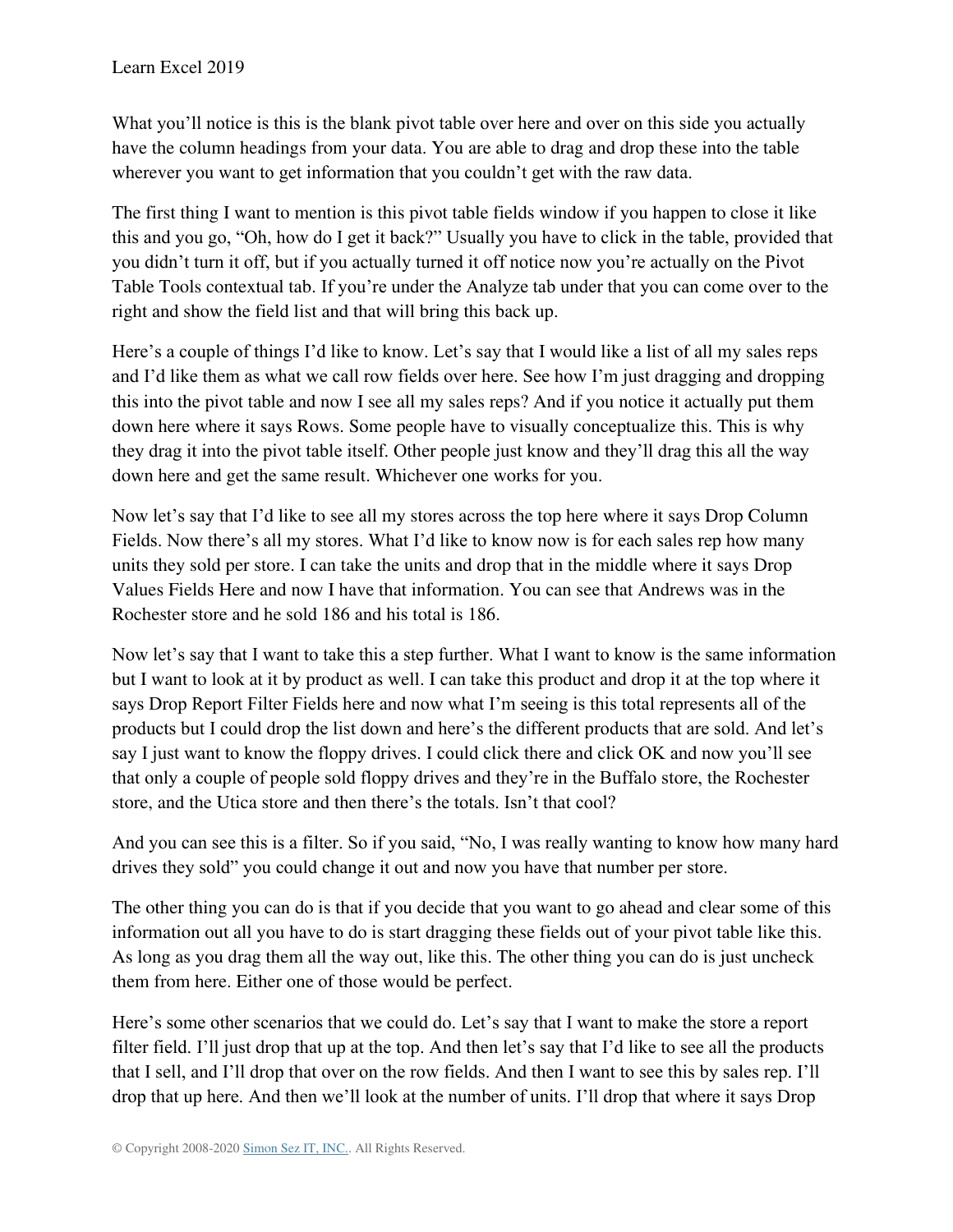What you'll notice is this is the blank pivot table over here and over on this side you actually have the column headings from your data. You are able to drag and drop these into the table wherever you want to get information that you couldn't get with the raw data.

The first thing I want to mention is this pivot table fields window if you happen to close it like this and you go, "Oh, how do I get it back?" Usually you have to click in the table, provided that you didn't turn it off, but if you actually turned it off notice now you're actually on the Pivot Table Tools contextual tab. If you're under the Analyze tab under that you can come over to the right and show the field list and that will bring this back up.

Here's a couple of things I'd like to know. Let's say that I would like a list of all my sales reps and I'd like them as what we call row fields over here. See how I'm just dragging and dropping this into the pivot table and now I see all my sales reps? And if you notice it actually put them down here where it says Rows. Some people have to visually conceptualize this. This is why they drag it into the pivot table itself. Other people just know and they'll drag this all the way down here and get the same result. Whichever one works for you.

Now let's say that I'd like to see all my stores across the top here where it says Drop Column Fields. Now there's all my stores. What I'd like to know now is for each sales rep how many units they sold per store. I can take the units and drop that in the middle where it says Drop Values Fields Here and now I have that information. You can see that Andrews was in the Rochester store and he sold 186 and his total is 186.

Now let's say that I want to take this a step further. What I want to know is the same information but I want to look at it by product as well. I can take this product and drop it at the top where it says Drop Report Filter Fields here and now what I'm seeing is this total represents all of the products but I could drop the list down and here's the different products that are sold. And let's say I just want to know the floppy drives. I could click there and click OK and now you'll see that only a couple of people sold floppy drives and they're in the Buffalo store, the Rochester store, and the Utica store and then there's the totals. Isn't that cool?

And you can see this is a filter. So if you said, "No, I was really wanting to know how many hard drives they sold" you could change it out and now you have that number per store.

The other thing you can do is that if you decide that you want to go ahead and clear some of this information out all you have to do is start dragging these fields out of your pivot table like this. As long as you drag them all the way out, like this. The other thing you can do is just uncheck them from here. Either one of those would be perfect.

Here's some other scenarios that we could do. Let's say that I want to make the store a report filter field. I'll just drop that up at the top. And then let's say that I'd like to see all the products that I sell, and I'll drop that over on the row fields. And then I want to see this by sales rep. I'll drop that up here. And then we'll look at the number of units. I'll drop that where it says Drop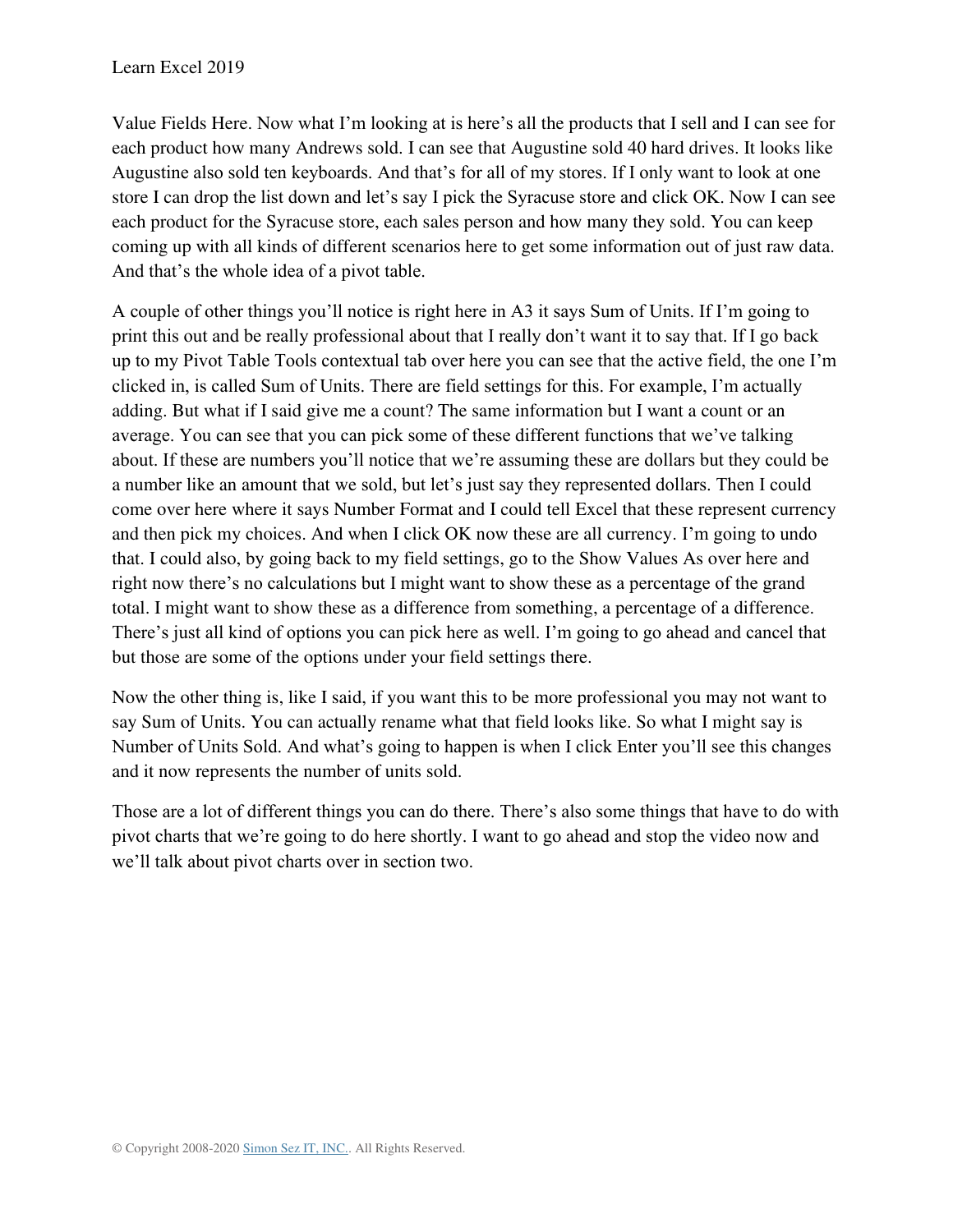Value Fields Here. Now what I'm looking at is here's all the products that I sell and I can see for each product how many Andrews sold. I can see that Augustine sold 40 hard drives. It looks like Augustine also sold ten keyboards. And that's for all of my stores. If I only want to look at one store I can drop the list down and let's say I pick the Syracuse store and click OK. Now I can see each product for the Syracuse store, each sales person and how many they sold. You can keep coming up with all kinds of different scenarios here to get some information out of just raw data. And that's the whole idea of a pivot table.

A couple of other things you'll notice is right here in A3 it says Sum of Units. If I'm going to print this out and be really professional about that I really don't want it to say that. If I go back up to my Pivot Table Tools contextual tab over here you can see that the active field, the one I'm clicked in, is called Sum of Units. There are field settings for this. For example, I'm actually adding. But what if I said give me a count? The same information but I want a count or an average. You can see that you can pick some of these different functions that we've talking about. If these are numbers you'll notice that we're assuming these are dollars but they could be a number like an amount that we sold, but let's just say they represented dollars. Then I could come over here where it says Number Format and I could tell Excel that these represent currency and then pick my choices. And when I click OK now these are all currency. I'm going to undo that. I could also, by going back to my field settings, go to the Show Values As over here and right now there's no calculations but I might want to show these as a percentage of the grand total. I might want to show these as a difference from something, a percentage of a difference. There's just all kind of options you can pick here as well. I'm going to go ahead and cancel that but those are some of the options under your field settings there.

Now the other thing is, like I said, if you want this to be more professional you may not want to say Sum of Units. You can actually rename what that field looks like. So what I might say is Number of Units Sold. And what's going to happen is when I click Enter you'll see this changes and it now represents the number of units sold.

Those are a lot of different things you can do there. There's also some things that have to do with pivot charts that we're going to do here shortly. I want to go ahead and stop the video now and we'll talk about pivot charts over in section two.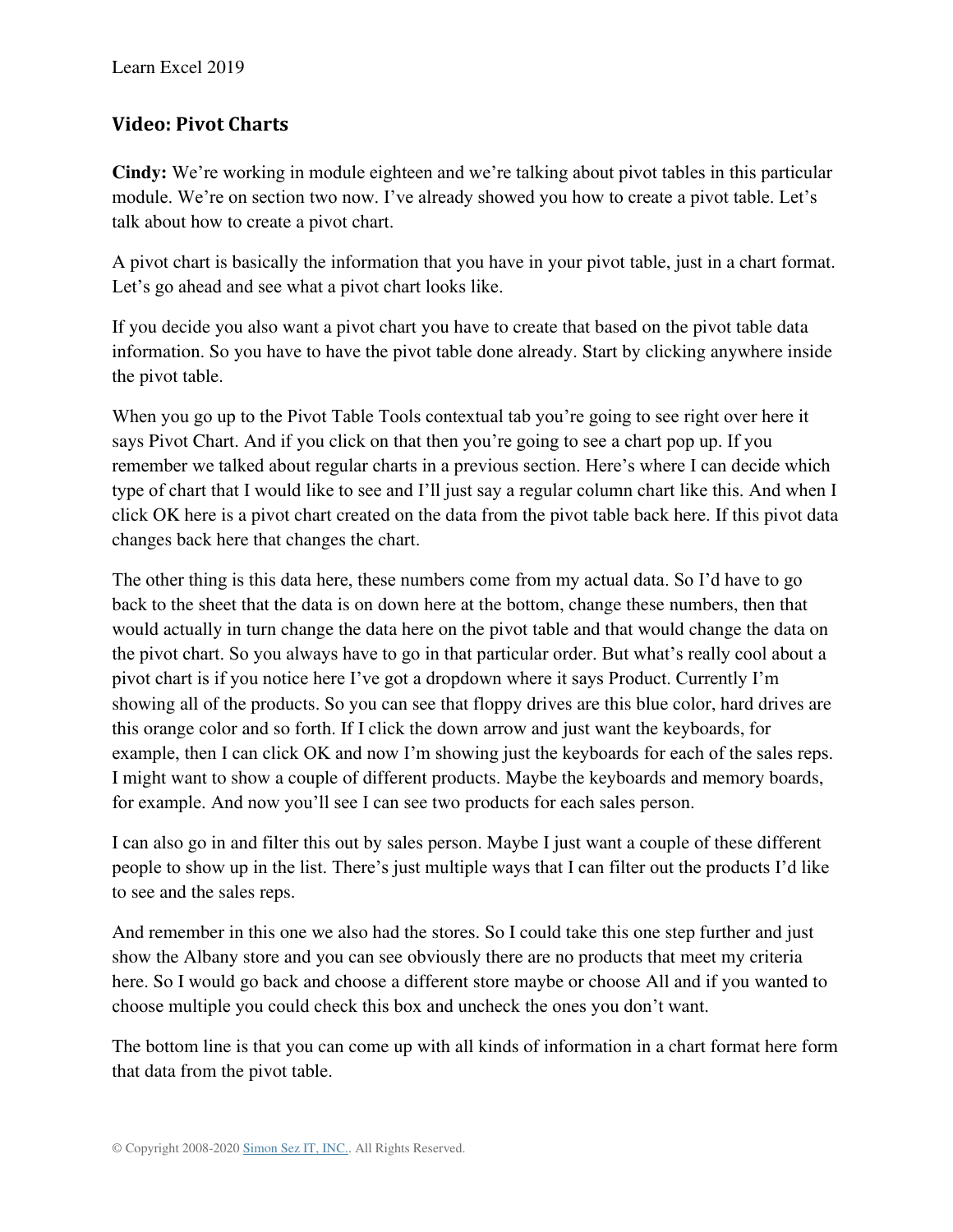## Video: Pivot Charts

**Cindy:** We're working in module eighteen and we're talking about pivot tables in this particular module. We're on section two now. I've already showed you how to create a pivot table. Let's talk about how to create a pivot chart.

A pivot chart is basically the information that you have in your pivot table, just in a chart format. Let's go ahead and see what a pivot chart looks like.

If you decide you also want a pivot chart you have to create that based on the pivot table data information. So you have to have the pivot table done already. Start by clicking anywhere inside the pivot table.

When you go up to the Pivot Table Tools contextual tab you're going to see right over here it says Pivot Chart. And if you click on that then you're going to see a chart pop up. If you remember we talked about regular charts in a previous section. Here's where I can decide which type of chart that I would like to see and I'll just say a regular column chart like this. And when I click OK here is a pivot chart created on the data from the pivot table back here. If this pivot data changes back here that changes the chart.

The other thing is this data here, these numbers come from my actual data. So I'd have to go back to the sheet that the data is on down here at the bottom, change these numbers, then that would actually in turn change the data here on the pivot table and that would change the data on the pivot chart. So you always have to go in that particular order. But what's really cool about a pivot chart is if you notice here I've got a dropdown where it says Product. Currently I'm showing all of the products. So you can see that floppy drives are this blue color, hard drives are this orange color and so forth. If I click the down arrow and just want the keyboards, for example, then I can click OK and now I'm showing just the keyboards for each of the sales reps. I might want to show a couple of different products. Maybe the keyboards and memory boards, for example. And now you'll see I can see two products for each sales person.

I can also go in and filter this out by sales person. Maybe I just want a couple of these different people to show up in the list. There's just multiple ways that I can filter out the products I'd like to see and the sales reps.

And remember in this one we also had the stores. So I could take this one step further and just show the Albany store and you can see obviously there are no products that meet my criteria here. So I would go back and choose a different store maybe or choose All and if you wanted to choose multiple you could check this box and uncheck the ones you don't want.

The bottom line is that you can come up with all kinds of information in a chart format here form that data from the pivot table.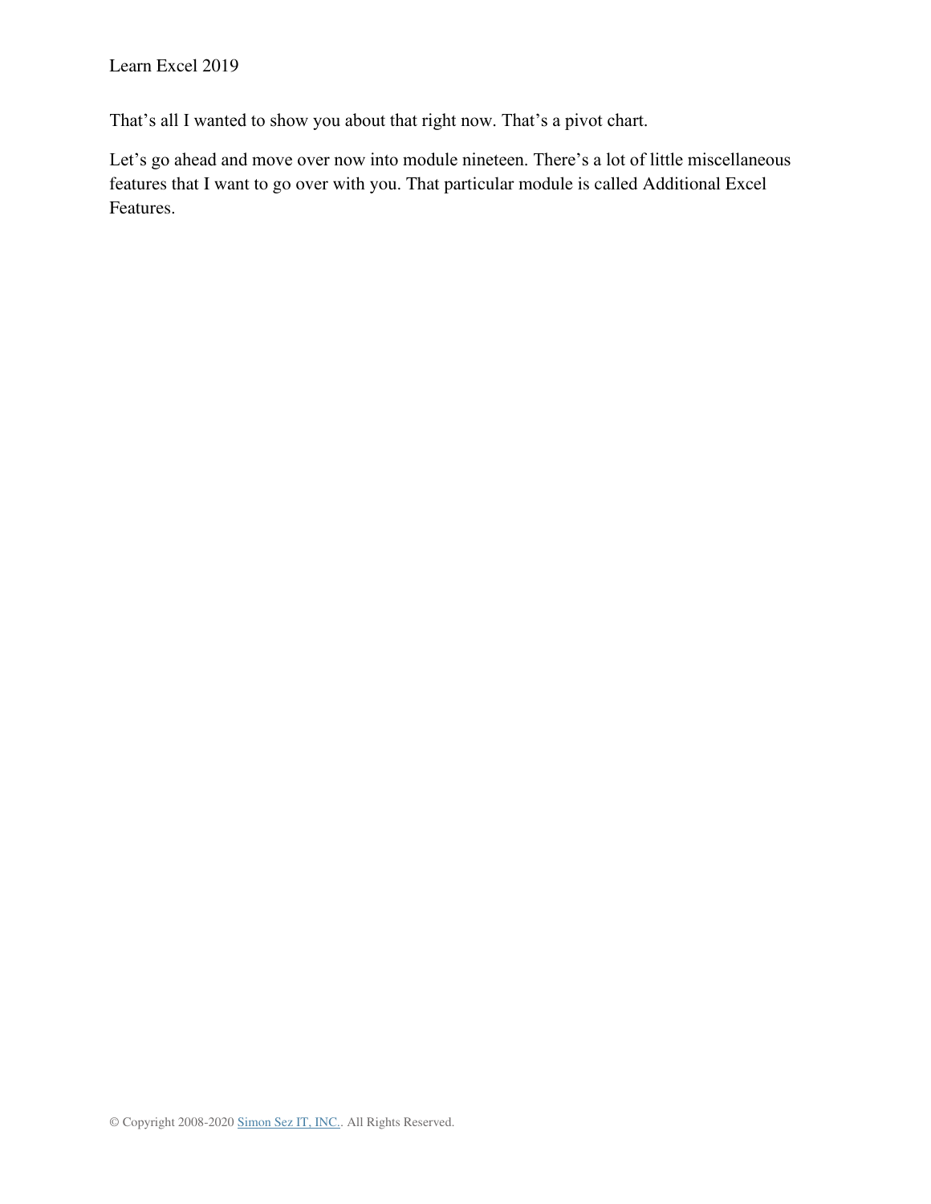That's all I wanted to show you about that right now. That's a pivot chart.

Let's go ahead and move over now into module nineteen. There's a lot of little miscellaneous features that I want to go over with you. That particular module is called Additional Excel Features.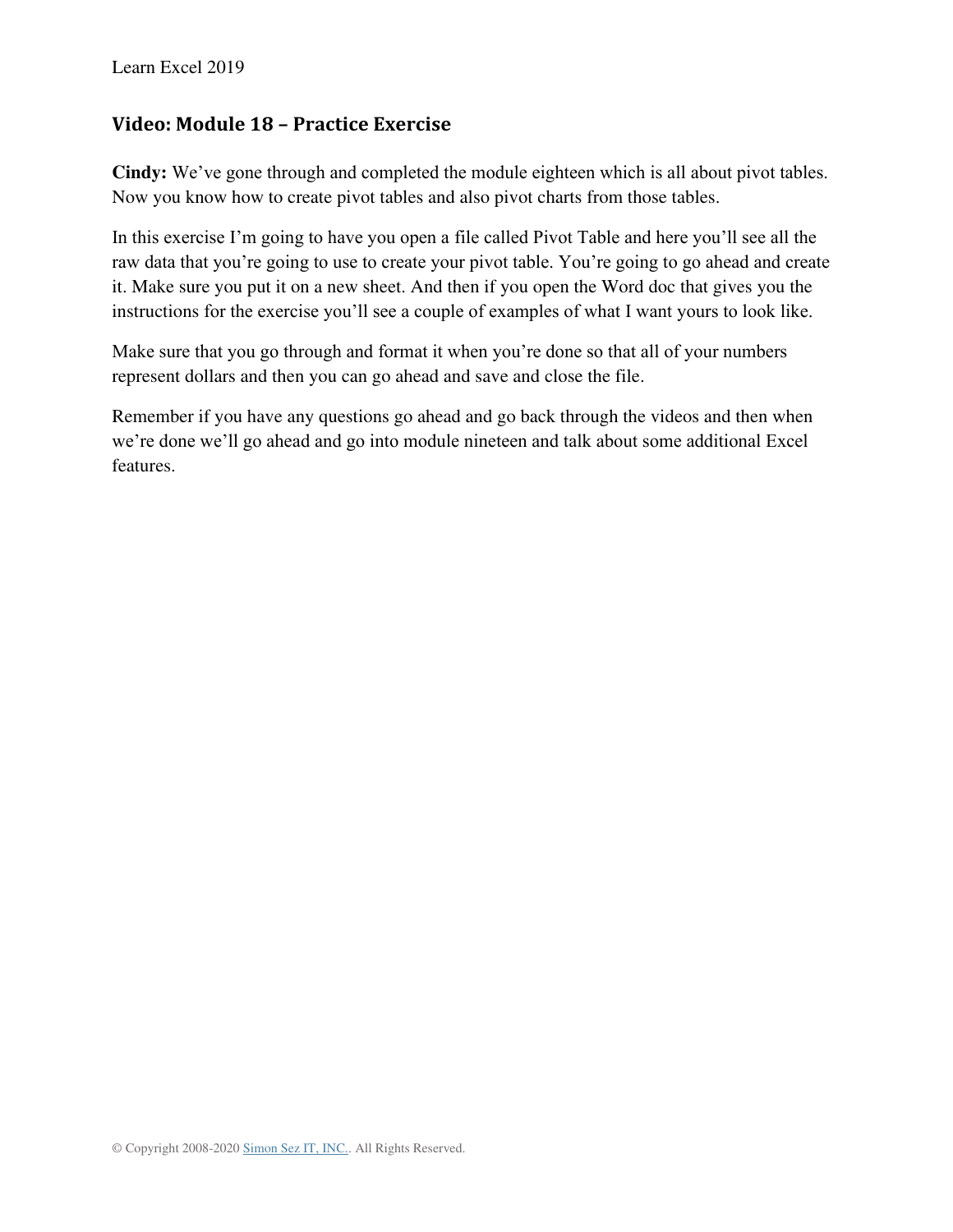## Video: Module 18 – Practice Exercise

**Cindy:** We've gone through and completed the module eighteen which is all about pivot tables. Now you know how to create pivot tables and also pivot charts from those tables.

In this exercise I'm going to have you open a file called Pivot Table and here you'll see all the raw data that you're going to use to create your pivot table. You're going to go ahead and create it. Make sure you put it on a new sheet. And then if you open the Word doc that gives you the instructions for the exercise you'll see a couple of examples of what I want yours to look like.

Make sure that you go through and format it when you're done so that all of your numbers represent dollars and then you can go ahead and save and close the file.

Remember if you have any questions go ahead and go back through the videos and then when we're done we'll go ahead and go into module nineteen and talk about some additional Excel features.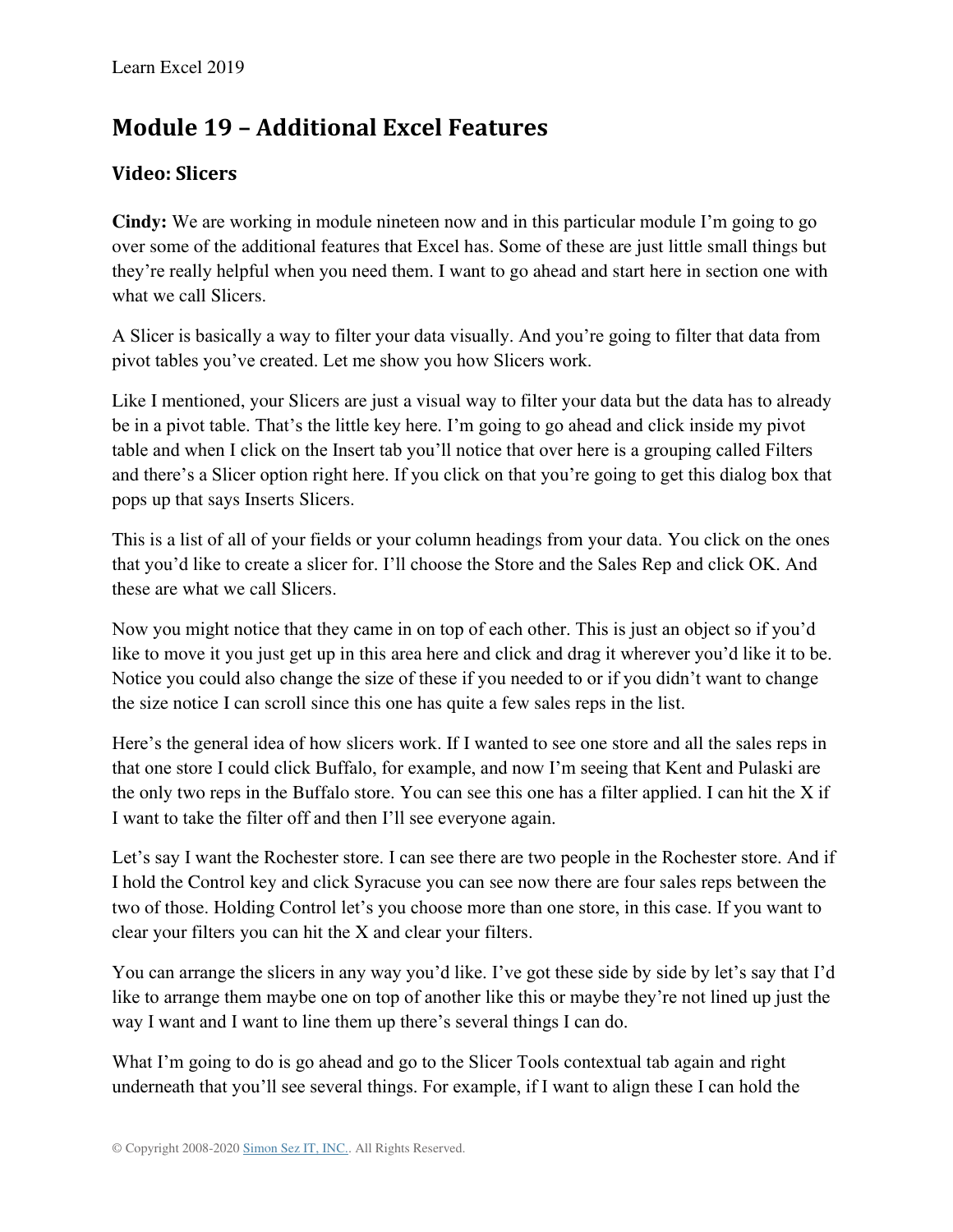# Module 19 – Additional Excel Features

## Video: Slicers

**Cindy:** We are working in module nineteen now and in this particular module I'm going to go over some of the additional features that Excel has. Some of these are just little small things but they're really helpful when you need them. I want to go ahead and start here in section one with what we call Slicers.

A Slicer is basically a way to filter your data visually. And you're going to filter that data from pivot tables you've created. Let me show you how Slicers work.

Like I mentioned, your Slicers are just a visual way to filter your data but the data has to already be in a pivot table. That's the little key here. I'm going to go ahead and click inside my pivot table and when I click on the Insert tab you'll notice that over here is a grouping called Filters and there's a Slicer option right here. If you click on that you're going to get this dialog box that pops up that says Inserts Slicers.

This is a list of all of your fields or your column headings from your data. You click on the ones that you'd like to create a slicer for. I'll choose the Store and the Sales Rep and click OK. And these are what we call Slicers.

Now you might notice that they came in on top of each other. This is just an object so if you'd like to move it you just get up in this area here and click and drag it wherever you'd like it to be. Notice you could also change the size of these if you needed to or if you didn't want to change the size notice I can scroll since this one has quite a few sales reps in the list.

Here's the general idea of how slicers work. If I wanted to see one store and all the sales reps in that one store I could click Buffalo, for example, and now I'm seeing that Kent and Pulaski are the only two reps in the Buffalo store. You can see this one has a filter applied. I can hit the X if I want to take the filter off and then I'll see everyone again.

Let's say I want the Rochester store. I can see there are two people in the Rochester store. And if I hold the Control key and click Syracuse you can see now there are four sales reps between the two of those. Holding Control let's you choose more than one store, in this case. If you want to clear your filters you can hit the X and clear your filters.

You can arrange the slicers in any way you'd like. I've got these side by side by let's say that I'd like to arrange them maybe one on top of another like this or maybe they're not lined up just the way I want and I want to line them up there's several things I can do.

What I'm going to do is go ahead and go to the Slicer Tools contextual tab again and right underneath that you'll see several things. For example, if I want to align these I can hold the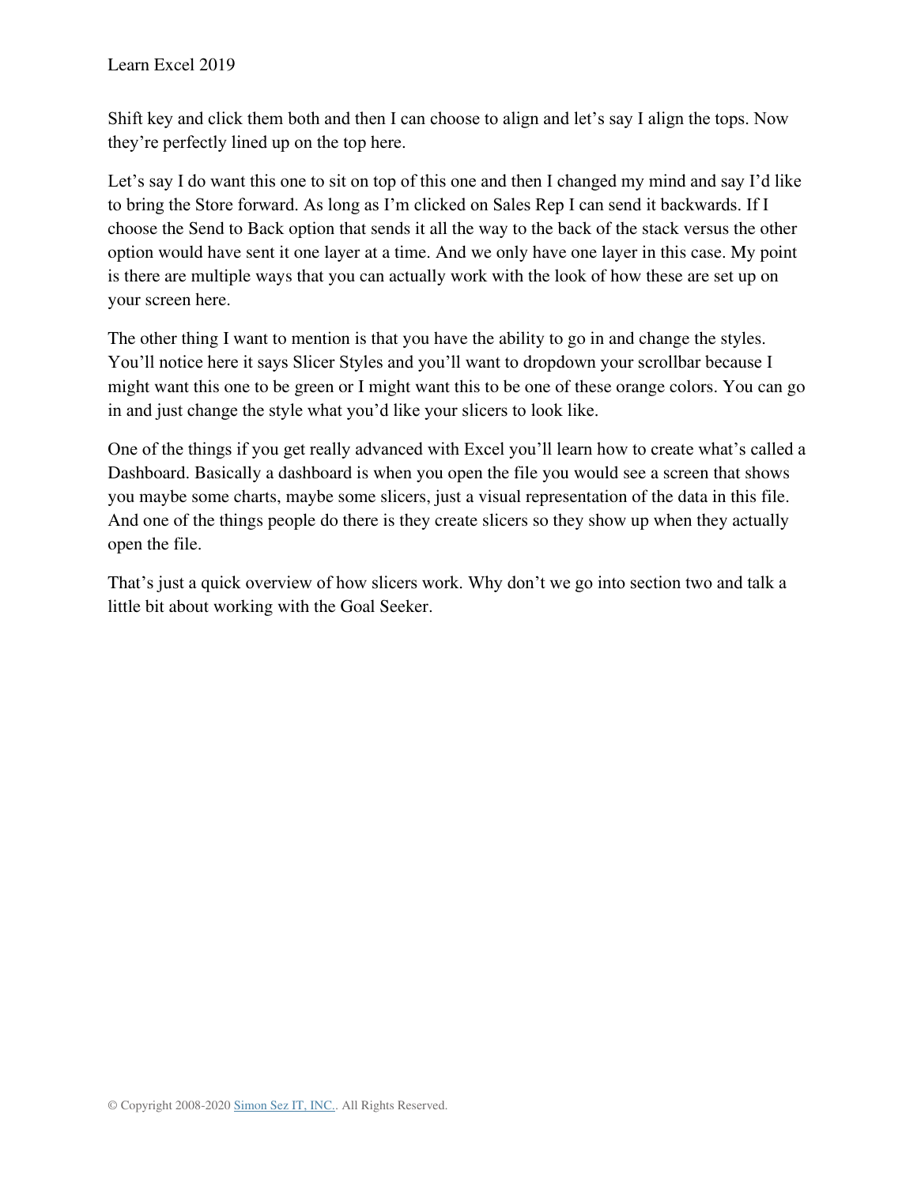Shift key and click them both and then I can choose to align and let's say I align the tops. Now they're perfectly lined up on the top here.

Let's say I do want this one to sit on top of this one and then I changed my mind and say I'd like to bring the Store forward. As long as I'm clicked on Sales Rep I can send it backwards. If I choose the Send to Back option that sends it all the way to the back of the stack versus the other option would have sent it one layer at a time. And we only have one layer in this case. My point is there are multiple ways that you can actually work with the look of how these are set up on your screen here.

The other thing I want to mention is that you have the ability to go in and change the styles. You'll notice here it says Slicer Styles and you'll want to dropdown your scrollbar because I might want this one to be green or I might want this to be one of these orange colors. You can go in and just change the style what you'd like your slicers to look like.

One of the things if you get really advanced with Excel you'll learn how to create what's called a Dashboard. Basically a dashboard is when you open the file you would see a screen that shows you maybe some charts, maybe some slicers, just a visual representation of the data in this file. And one of the things people do there is they create slicers so they show up when they actually open the file.

That's just a quick overview of how slicers work. Why don't we go into section two and talk a little bit about working with the Goal Seeker.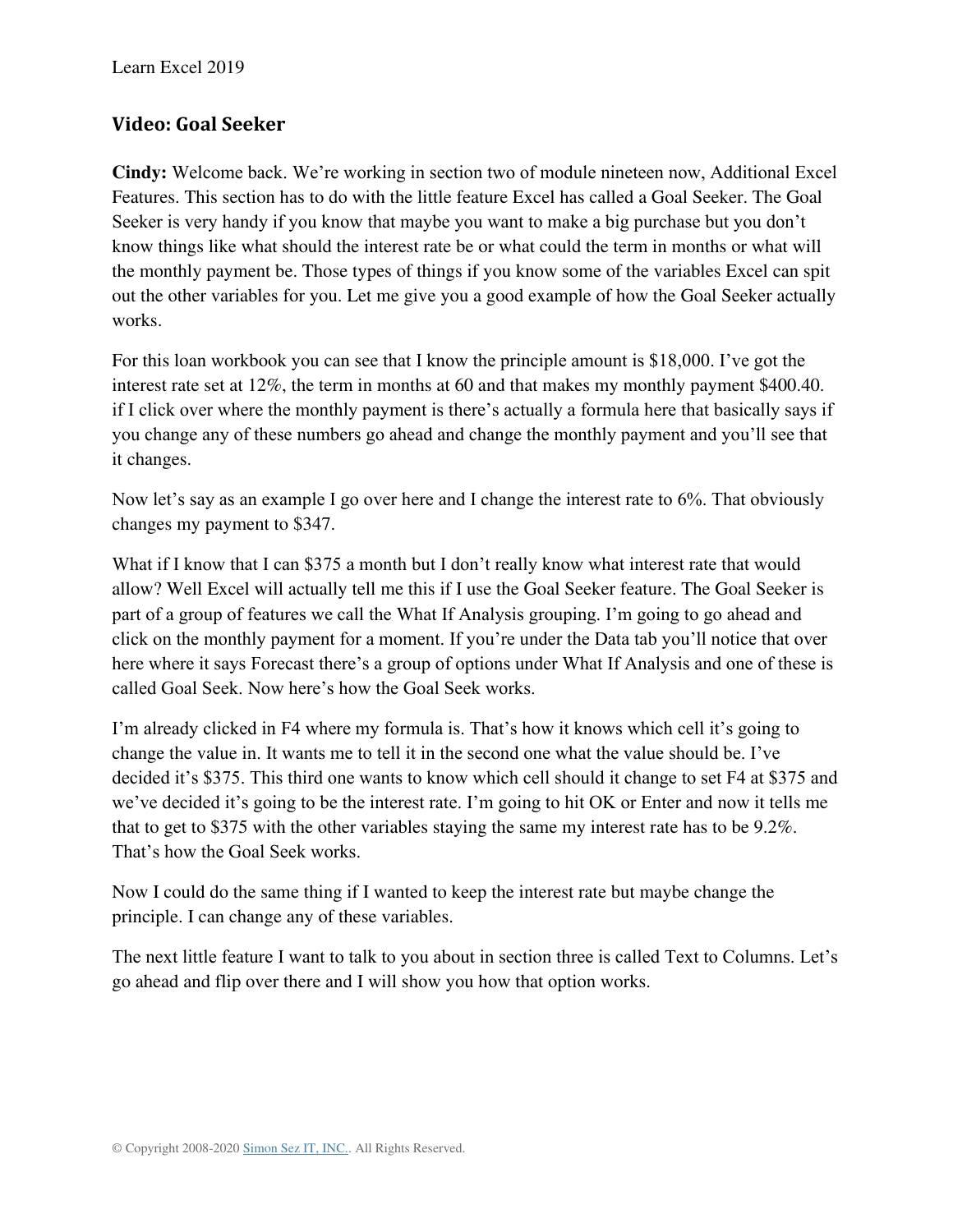## Video: Goal Seeker

**Cindy:** Welcome back. We're working in section two of module nineteen now, Additional Excel Features. This section has to do with the little feature Excel has called a Goal Seeker. The Goal Seeker is very handy if you know that maybe you want to make a big purchase but you don't know things like what should the interest rate be or what could the term in months or what will the monthly payment be. Those types of things if you know some of the variables Excel can spit out the other variables for you. Let me give you a good example of how the Goal Seeker actually works.

For this loan workbook you can see that I know the principle amount is $18,000. I've got the interest rate set at 12%, the term in months at 60 and that makes my monthly payment $400.40. if I click over where the monthly payment is there's actually a formula here that basically says if you change any of these numbers go ahead and change the monthly payment and you'll see that it changes.

Now let's say as an example I go over here and I change the interest rate to 6%. That obviously changes my payment to $347.

What if I know that I can $375 a month but I don't really know what interest rate that would allow? Well Excel will actually tell me this if I use the Goal Seeker feature. The Goal Seeker is part of a group of features we call the What If Analysis grouping. I'm going to go ahead and click on the monthly payment for a moment. If you're under the Data tab you'll notice that over here where it says Forecast there's a group of options under What If Analysis and one of these is called Goal Seek. Now here's how the Goal Seek works.

I'm already clicked in F4 where my formula is. That's how it knows which cell it's going to change the value in. It wants me to tell it in the second one what the value should be. I've decided it's $375. This third one wants to know which cell should it change to set F4 at $375 and we've decided it's going to be the interest rate. I'm going to hit OK or Enter and now it tells me that to get to $375 with the other variables staying the same my interest rate has to be 9.2%. That's how the Goal Seek works.

Now I could do the same thing if I wanted to keep the interest rate but maybe change the principle. I can change any of these variables.

The next little feature I want to talk to you about in section three is called Text to Columns. Let's go ahead and flip over there and I will show you how that option works.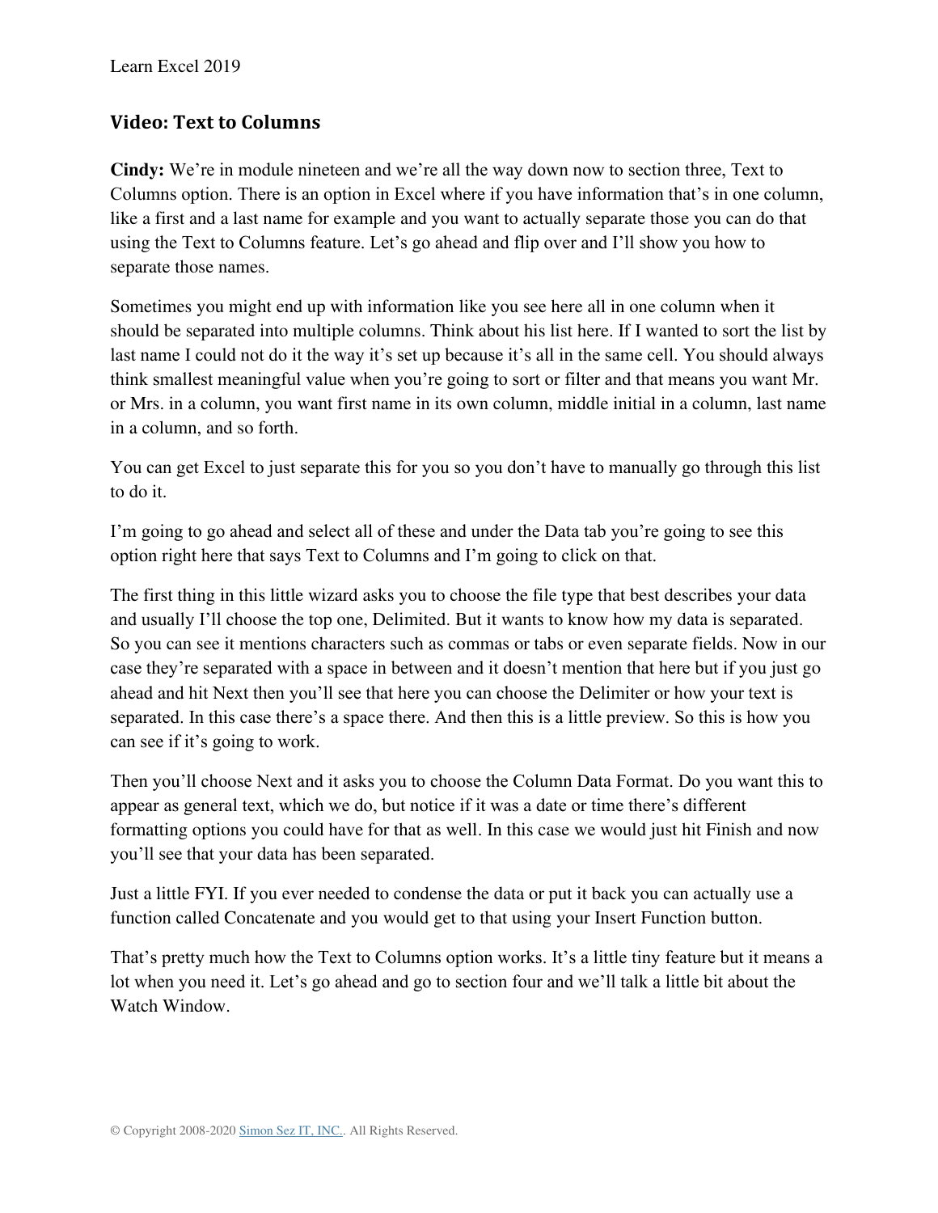## Video: Text to Columns

**Cindy:** We're in module nineteen and we're all the way down now to section three, Text to Columns option. There is an option in Excel where if you have information that's in one column, like a first and a last name for example and you want to actually separate those you can do that using the Text to Columns feature. Let's go ahead and flip over and I'll show you how to separate those names.

Sometimes you might end up with information like you see here all in one column when it should be separated into multiple columns. Think about his list here. If I wanted to sort the list by last name I could not do it the way it's set up because it's all in the same cell. You should always think smallest meaningful value when you're going to sort or filter and that means you want Mr. or Mrs. in a column, you want first name in its own column, middle initial in a column, last name in a column, and so forth.

You can get Excel to just separate this for you so you don't have to manually go through this list to do it.

I'm going to go ahead and select all of these and under the Data tab you're going to see this option right here that says Text to Columns and I'm going to click on that.

The first thing in this little wizard asks you to choose the file type that best describes your data and usually I'll choose the top one, Delimited. But it wants to know how my data is separated. So you can see it mentions characters such as commas or tabs or even separate fields. Now in our case they're separated with a space in between and it doesn't mention that here but if you just go ahead and hit Next then you'll see that here you can choose the Delimiter or how your text is separated. In this case there's a space there. And then this is a little preview. So this is how you can see if it's going to work.

Then you'll choose Next and it asks you to choose the Column Data Format. Do you want this to appear as general text, which we do, but notice if it was a date or time there's different formatting options you could have for that as well. In this case we would just hit Finish and now you'll see that your data has been separated.

Just a little FYI. If you ever needed to condense the data or put it back you can actually use a function called Concatenate and you would get to that using your Insert Function button.

That's pretty much how the Text to Columns option works. It's a little tiny feature but it means a lot when you need it. Let's go ahead and go to section four and we'll talk a little bit about the Watch Window.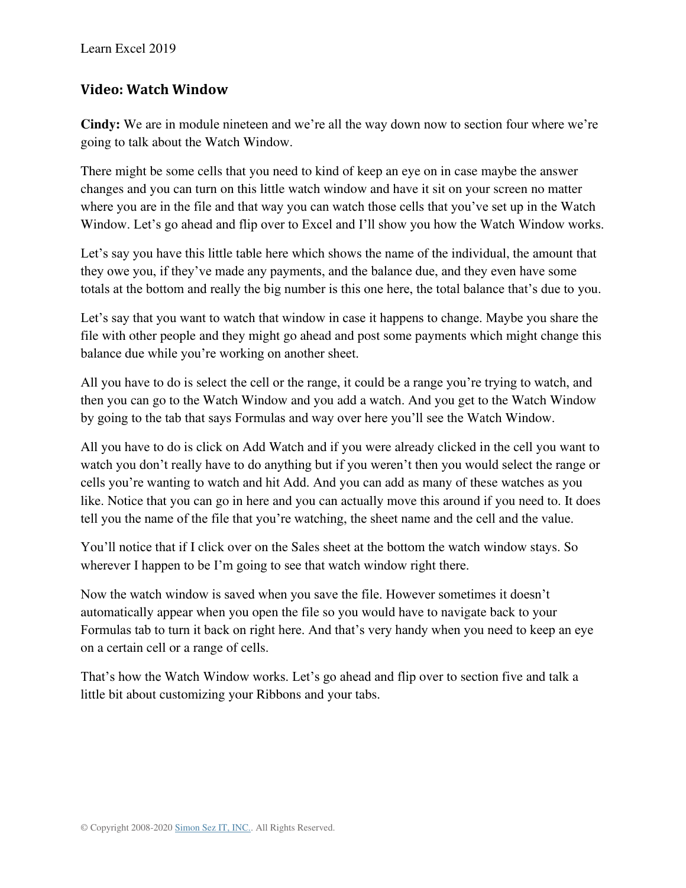## Video: Watch Window

**Cindy:** We are in module nineteen and we're all the way down now to section four where we're going to talk about the Watch Window.

There might be some cells that you need to kind of keep an eye on in case maybe the answer changes and you can turn on this little watch window and have it sit on your screen no matter where you are in the file and that way you can watch those cells that you've set up in the Watch Window. Let's go ahead and flip over to Excel and I'll show you how the Watch Window works.

Let's say you have this little table here which shows the name of the individual, the amount that they owe you, if they've made any payments, and the balance due, and they even have some totals at the bottom and really the big number is this one here, the total balance that's due to you.

Let's say that you want to watch that window in case it happens to change. Maybe you share the file with other people and they might go ahead and post some payments which might change this balance due while you're working on another sheet.

All you have to do is select the cell or the range, it could be a range you're trying to watch, and then you can go to the Watch Window and you add a watch. And you get to the Watch Window by going to the tab that says Formulas and way over here you'll see the Watch Window.

All you have to do is click on Add Watch and if you were already clicked in the cell you want to watch you don't really have to do anything but if you weren't then you would select the range or cells you're wanting to watch and hit Add. And you can add as many of these watches as you like. Notice that you can go in here and you can actually move this around if you need to. It does tell you the name of the file that you're watching, the sheet name and the cell and the value.

You'll notice that if I click over on the Sales sheet at the bottom the watch window stays. So wherever I happen to be I'm going to see that watch window right there.

Now the watch window is saved when you save the file. However sometimes it doesn't automatically appear when you open the file so you would have to navigate back to your Formulas tab to turn it back on right here. And that's very handy when you need to keep an eye on a certain cell or a range of cells.

That's how the Watch Window works. Let's go ahead and flip over to section five and talk a little bit about customizing your Ribbons and your tabs.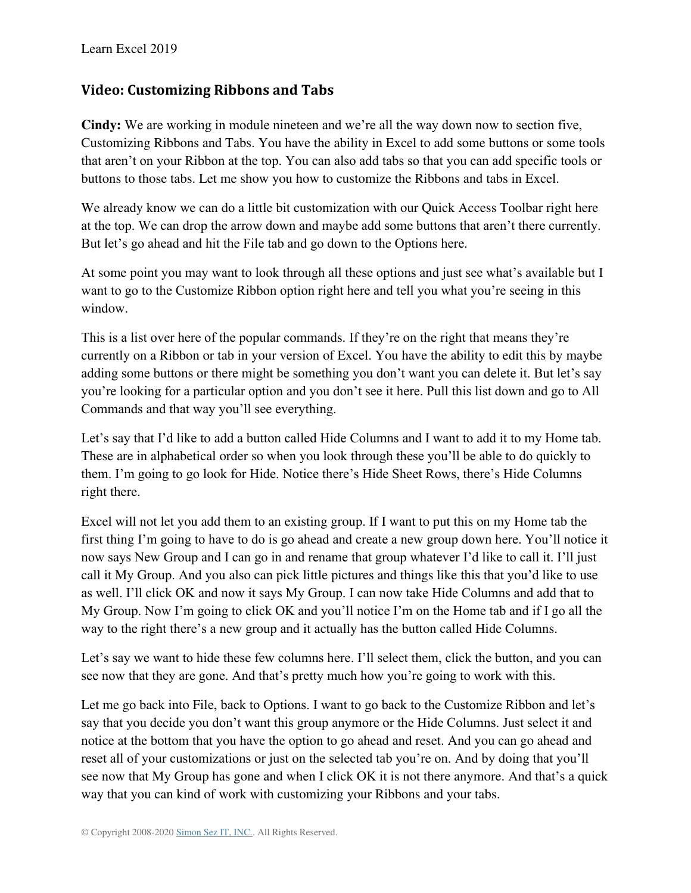## Video: Customizing Ribbons and Tabs

**Cindy:** We are working in module nineteen and we're all the way down now to section five, Customizing Ribbons and Tabs. You have the ability in Excel to add some buttons or some tools that aren't on your Ribbon at the top. You can also add tabs so that you can add specific tools or buttons to those tabs. Let me show you how to customize the Ribbons and tabs in Excel.

We already know we can do a little bit customization with our Quick Access Toolbar right here at the top. We can drop the arrow down and maybe add some buttons that aren't there currently. But let's go ahead and hit the File tab and go down to the Options here.

At some point you may want to look through all these options and just see what's available but I want to go to the Customize Ribbon option right here and tell you what you're seeing in this window.

This is a list over here of the popular commands. If they're on the right that means they're currently on a Ribbon or tab in your version of Excel. You have the ability to edit this by maybe adding some buttons or there might be something you don't want you can delete it. But let's say you're looking for a particular option and you don't see it here. Pull this list down and go to All Commands and that way you'll see everything.

Let's say that I'd like to add a button called Hide Columns and I want to add it to my Home tab. These are in alphabetical order so when you look through these you'll be able to do quickly to them. I'm going to go look for Hide. Notice there's Hide Sheet Rows, there's Hide Columns right there.

Excel will not let you add them to an existing group. If I want to put this on my Home tab the first thing I'm going to have to do is go ahead and create a new group down here. You'll notice it now says New Group and I can go in and rename that group whatever I'd like to call it. I'll just call it My Group. And you also can pick little pictures and things like this that you'd like to use as well. I'll click OK and now it says My Group. I can now take Hide Columns and add that to My Group. Now I'm going to click OK and you'll notice I'm on the Home tab and if I go all the way to the right there's a new group and it actually has the button called Hide Columns.

Let's say we want to hide these few columns here. I'll select them, click the button, and you can see now that they are gone. And that's pretty much how you're going to work with this.

Let me go back into File, back to Options. I want to go back to the Customize Ribbon and let's say that you decide you don't want this group anymore or the Hide Columns. Just select it and notice at the bottom that you have the option to go ahead and reset. And you can go ahead and reset all of your customizations or just on the selected tab you're on. And by doing that you'll see now that My Group has gone and when I click OK it is not there anymore. And that's a quick way that you can kind of work with customizing your Ribbons and your tabs.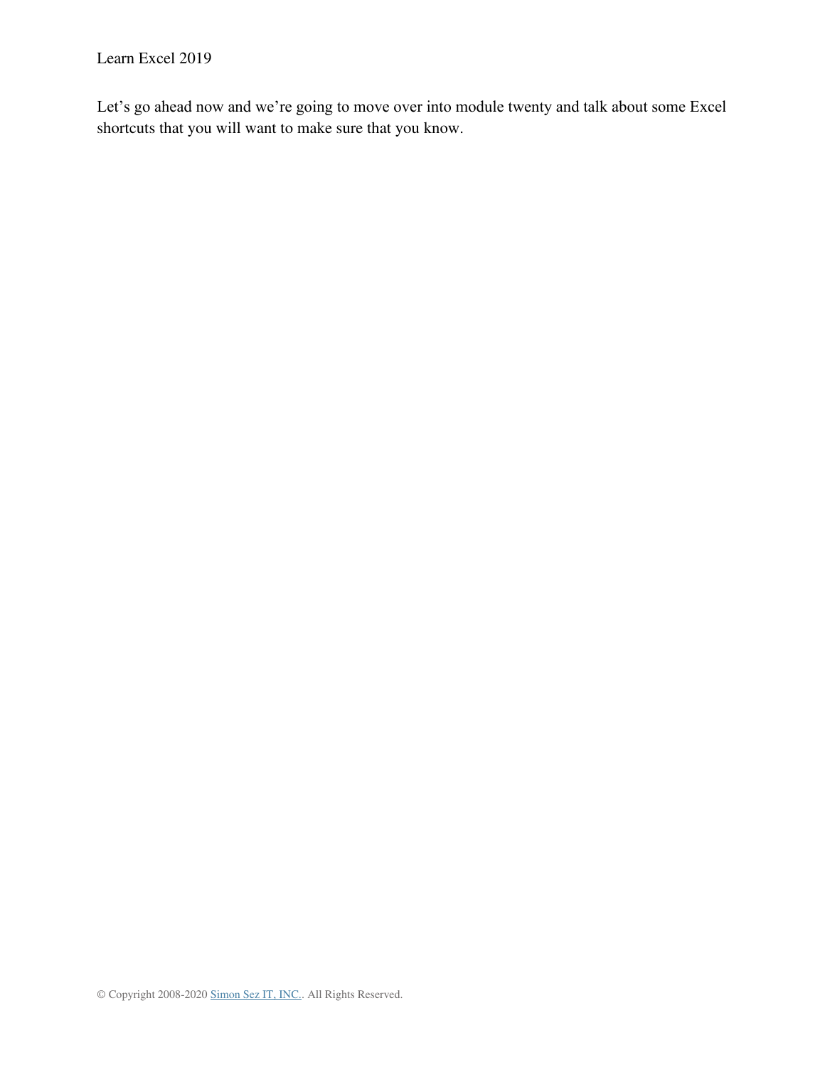Let’s go ahead now and we’re going to move over into module twenty and talk about some Excel shortcuts that you will want to make sure that you know.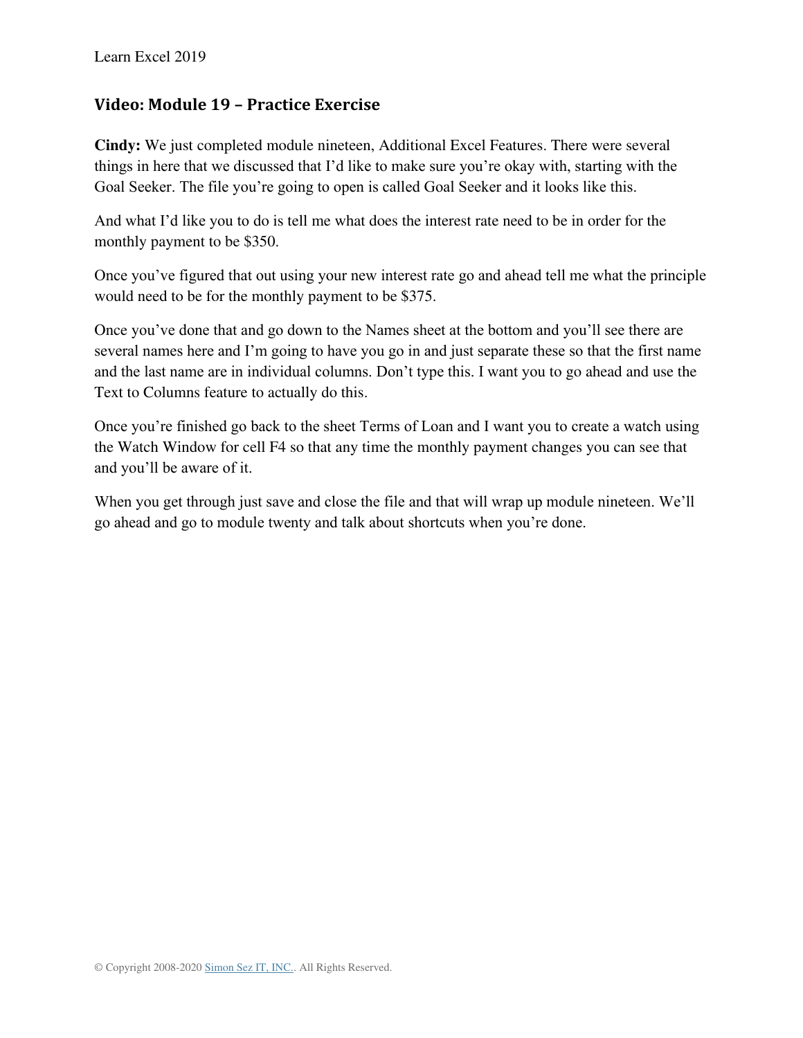## Video: Module 19 – Practice Exercise

**Cindy:** We just completed module nineteen, Additional Excel Features. There were several things in here that we discussed that I'd like to make sure you're okay with, starting with the Goal Seeker. The file you're going to open is called Goal Seeker and it looks like this.

And what I'd like you to do is tell me what does the interest rate need to be in order for the monthly payment to be $350.

Once you've figured that out using your new interest rate go and ahead tell me what the principle would need to be for the monthly payment to be $375.

Once you've done that and go down to the Names sheet at the bottom and you'll see there are several names here and I'm going to have you go in and just separate these so that the first name and the last name are in individual columns. Don't type this. I want you to go ahead and use the Text to Columns feature to actually do this.

Once you're finished go back to the sheet Terms of Loan and I want you to create a watch using the Watch Window for cell F4 so that any time the monthly payment changes you can see that and you'll be aware of it.

When you get through just save and close the file and that will wrap up module nineteen. We'll go ahead and go to module twenty and talk about shortcuts when you're done.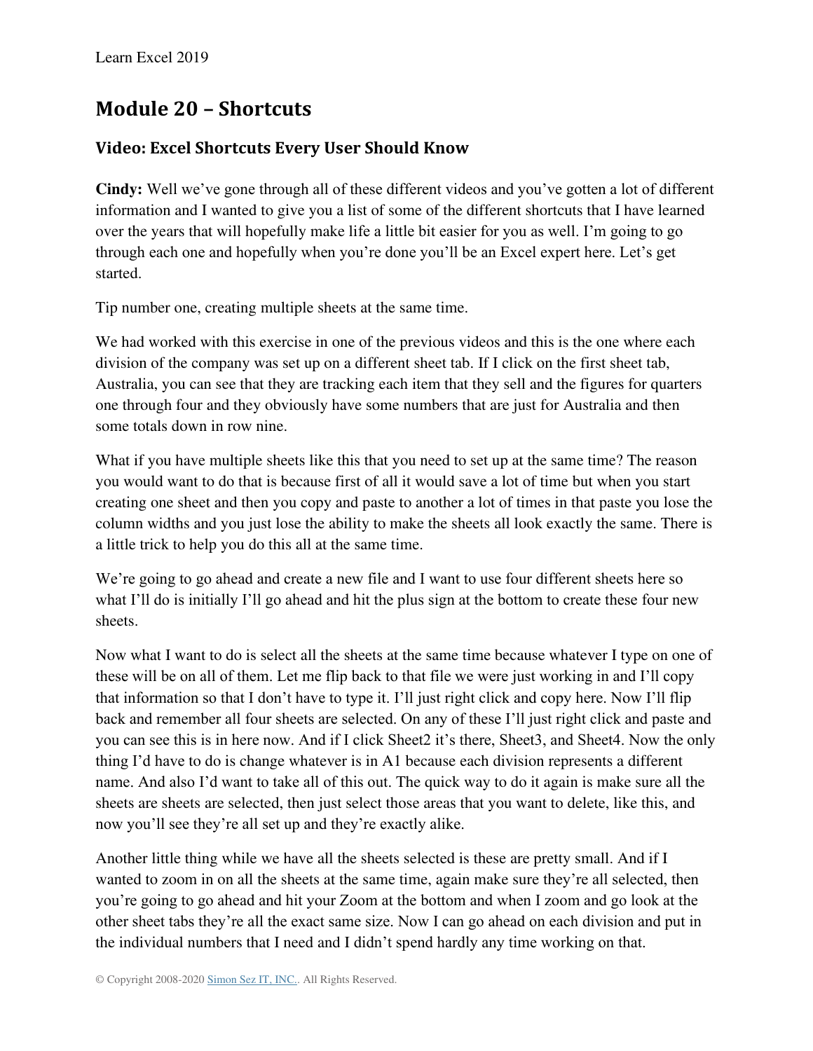## Module 20 – Shortcuts

### Video: Excel Shortcuts Every User Should Know

**Cindy:** Well we've gone through all of these different videos and you've gotten a lot of different information and I wanted to give you a list of some of the different shortcuts that I have learned over the years that will hopefully make life a little bit easier for you as well. I'm going to go through each one and hopefully when you're done you'll be an Excel expert here. Let's get started.

Tip number one, creating multiple sheets at the same time.

We had worked with this exercise in one of the previous videos and this is the one where each division of the company was set up on a different sheet tab. If I click on the first sheet tab, Australia, you can see that they are tracking each item that they sell and the figures for quarters one through four and they obviously have some numbers that are just for Australia and then some totals down in row nine.

What if you have multiple sheets like this that you need to set up at the same time? The reason you would want to do that is because first of all it would save a lot of time but when you start creating one sheet and then you copy and paste to another a lot of times in that paste you lose the column widths and you just lose the ability to make the sheets all look exactly the same. There is a little trick to help you do this all at the same time.

We're going to go ahead and create a new file and I want to use four different sheets here so what I'll do is initially I'll go ahead and hit the plus sign at the bottom to create these four new sheets.

Now what I want to do is select all the sheets at the same time because whatever I type on one of these will be on all of them. Let me flip back to that file we were just working in and I'll copy that information so that I don't have to type it. I'll just right click and copy here. Now I'll flip back and remember all four sheets are selected. On any of these I'll just right click and paste and you can see this is in here now. And if I click Sheet2 it's there, Sheet3, and Sheet4. Now the only thing I'd have to do is change whatever is in A1 because each division represents a different name. And also I'd want to take all of this out. The quick way to do it again is make sure all the sheets are sheets are selected, then just select those areas that you want to delete, like this, and now you'll see they're all set up and they're exactly alike.

Another little thing while we have all the sheets selected is these are pretty small. And if I wanted to zoom in on all the sheets at the same time, again make sure they're all selected, then you're going to go ahead and hit your Zoom at the bottom and when I zoom and go look at the other sheet tabs they're all the exact same size. Now I can go ahead on each division and put in the individual numbers that I need and I didn't spend hardly any time working on that.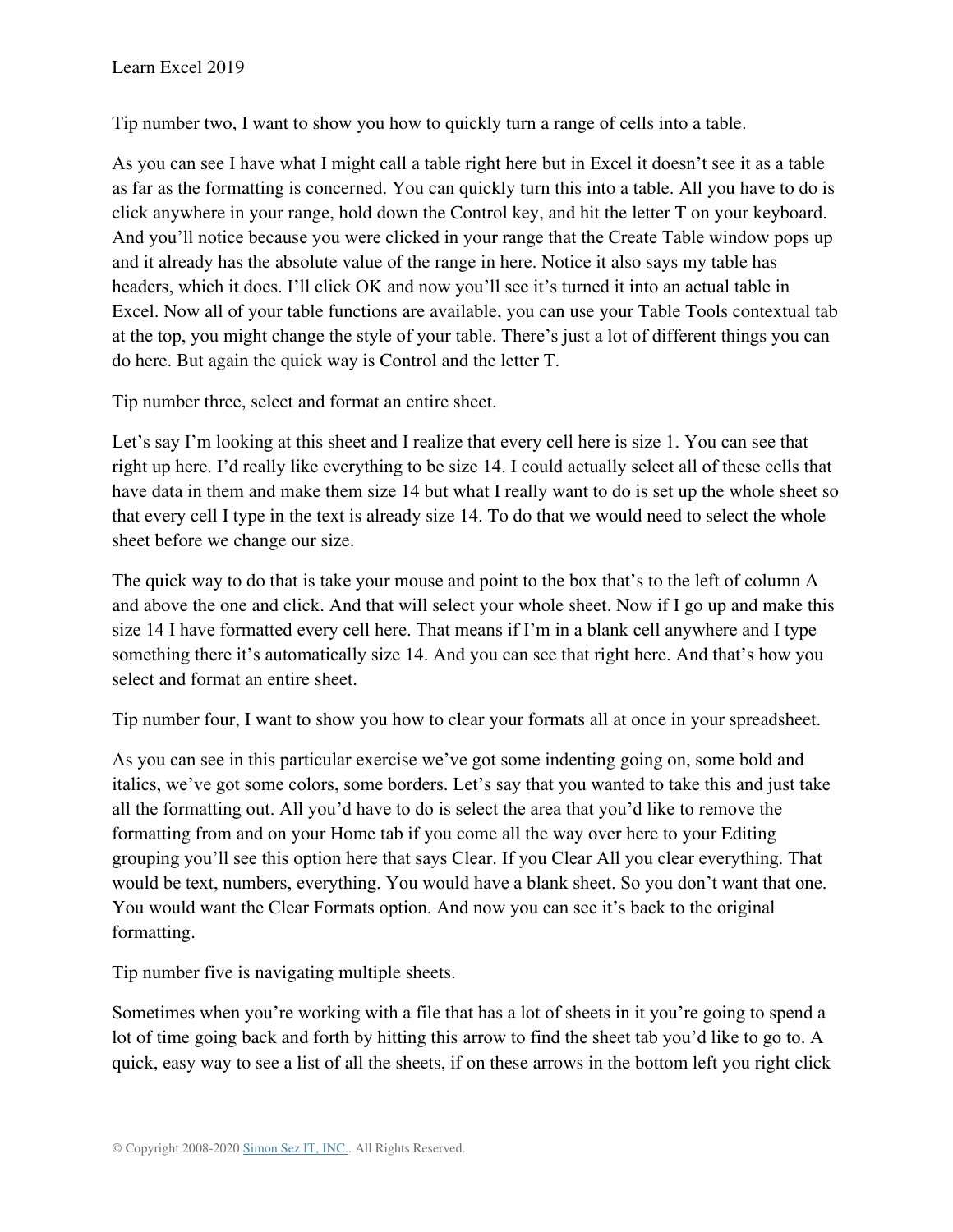Tip number two, I want to show you how to quickly turn a range of cells into a table.

As you can see I have what I might call a table right here but in Excel it doesn't see it as a table as far as the formatting is concerned. You can quickly turn this into a table. All you have to do is click anywhere in your range, hold down the Control key, and hit the letter T on your keyboard. And you'll notice because you were clicked in your range that the Create Table window pops up and it already has the absolute value of the range in here. Notice it also says my table has headers, which it does. I'll click OK and now you'll see it's turned it into an actual table in Excel. Now all of your table functions are available, you can use your Table Tools contextual tab at the top, you might change the style of your table. There's just a lot of different things you can do here. But again the quick way is Control and the letter T.

Tip number three, select and format an entire sheet.

Let's say I'm looking at this sheet and I realize that every cell here is size 1. You can see that right up here. I'd really like everything to be size 14. I could actually select all of these cells that have data in them and make them size 14 but what I really want to do is set up the whole sheet so that every cell I type in the text is already size 14. To do that we would need to select the whole sheet before we change our size.

The quick way to do that is take your mouse and point to the box that's to the left of column A and above the one and click. And that will select your whole sheet. Now if I go up and make this size 14 I have formatted every cell here. That means if I'm in a blank cell anywhere and I type something there it's automatically size 14. And you can see that right here. And that's how you select and format an entire sheet.

Tip number four, I want to show you how to clear your formats all at once in your spreadsheet.

As you can see in this particular exercise we've got some indenting going on, some bold and italics, we've got some colors, some borders. Let's say that you wanted to take this and just take all the formatting out. All you'd have to do is select the area that you'd like to remove the formatting from and on your Home tab if you come all the way over here to your Editing grouping you'll see this option here that says Clear. If you Clear All you clear everything. That would be text, numbers, everything. You would have a blank sheet. So you don't want that one. You would want the Clear Formats option. And now you can see it's back to the original formatting.

Tip number five is navigating multiple sheets.

Sometimes when you're working with a file that has a lot of sheets in it you're going to spend a lot of time going back and forth by hitting this arrow to find the sheet tab you'd like to go to. A quick, easy way to see a list of all the sheets, if on these arrows in the bottom left you right click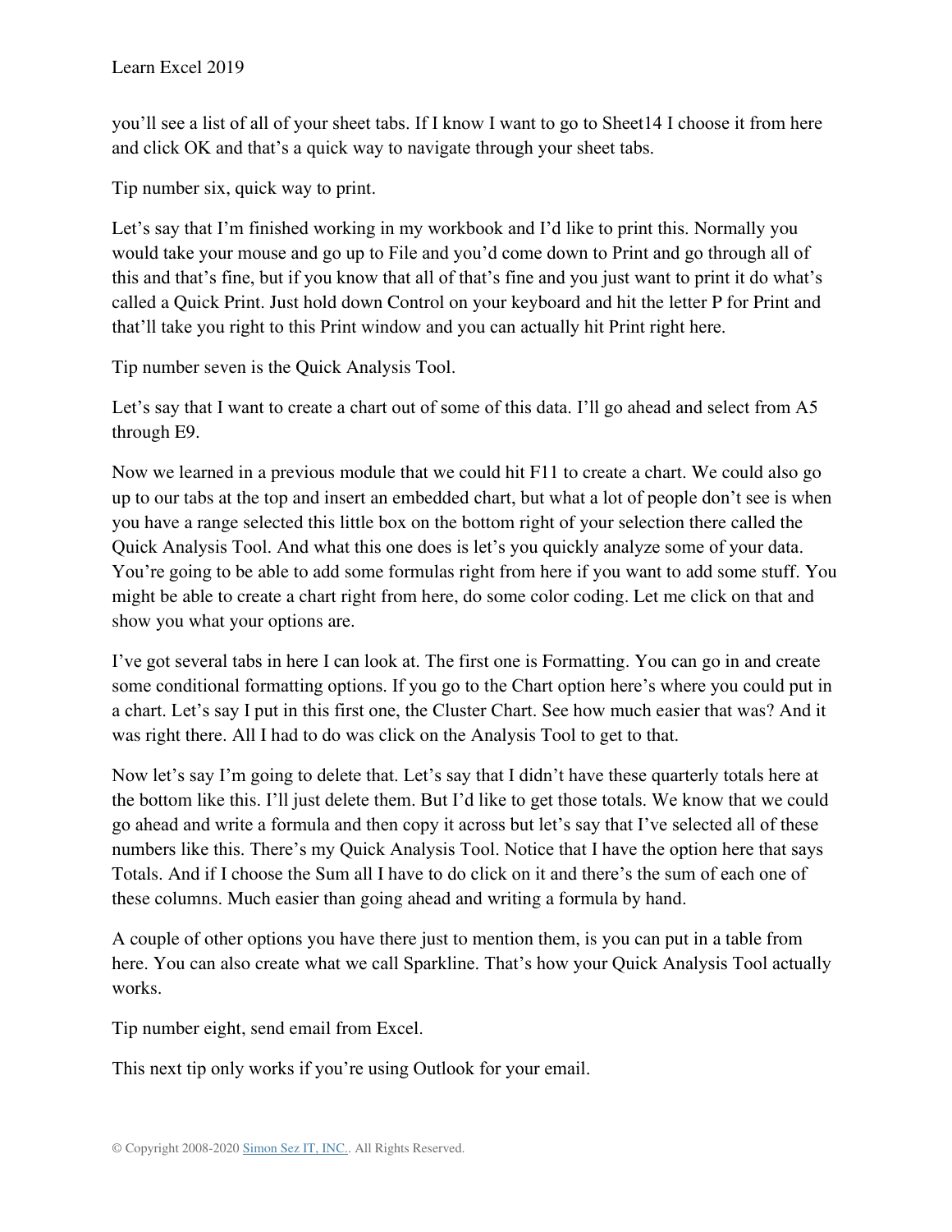you'll see a list of all of your sheet tabs. If I know I want to go to Sheet14 I choose it from here and click OK and that's a quick way to navigate through your sheet tabs.

Tip number six, quick way to print.

Let's say that I'm finished working in my workbook and I'd like to print this. Normally you would take your mouse and go up to File and you'd come down to Print and go through all of this and that's fine, but if you know that all of that's fine and you just want to print it do what's called a Quick Print. Just hold down Control on your keyboard and hit the letter P for Print and that'll take you right to this Print window and you can actually hit Print right here.

Tip number seven is the Quick Analysis Tool.

Let's say that I want to create a chart out of some of this data. I'll go ahead and select from A5 through E9.

Now we learned in a previous module that we could hit F11 to create a chart. We could also go up to our tabs at the top and insert an embedded chart, but what a lot of people don't see is when you have a range selected this little box on the bottom right of your selection there called the Quick Analysis Tool. And what this one does is let's you quickly analyze some of your data. You're going to be able to add some formulas right from here if you want to add some stuff. You might be able to create a chart right from here, do some color coding. Let me click on that and show you what your options are.

I've got several tabs in here I can look at. The first one is Formatting. You can go in and create some conditional formatting options. If you go to the Chart option here's where you could put in a chart. Let's say I put in this first one, the Cluster Chart. See how much easier that was? And it was right there. All I had to do was click on the Analysis Tool to get to that.

Now let's say I'm going to delete that. Let's say that I didn't have these quarterly totals here at the bottom like this. I'll just delete them. But I'd like to get those totals. We know that we could go ahead and write a formula and then copy it across but let's say that I've selected all of these numbers like this. There's my Quick Analysis Tool. Notice that I have the option here that says Totals. And if I choose the Sum all I have to do click on it and there's the sum of each one of these columns. Much easier than going ahead and writing a formula by hand.

A couple of other options you have there just to mention them, is you can put in a table from here. You can also create what we call Sparkline. That's how your Quick Analysis Tool actually works.

Tip number eight, send email from Excel.

This next tip only works if you're using Outlook for your email.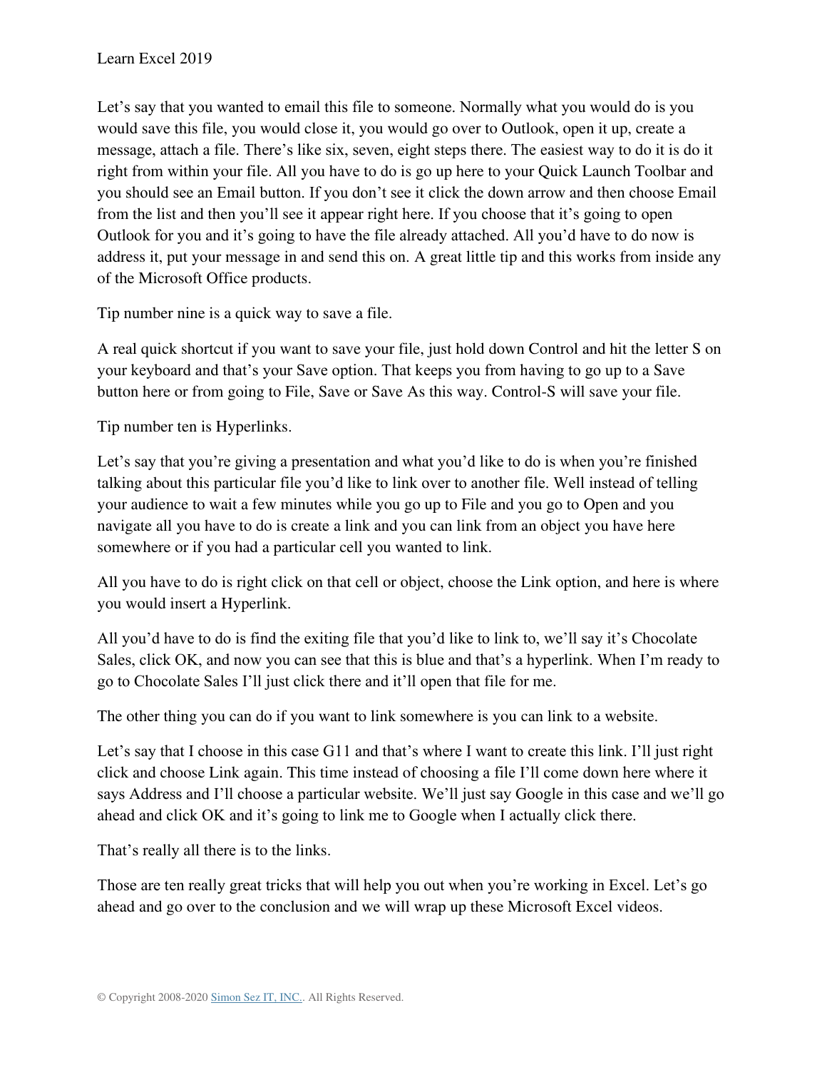Let's say that you wanted to email this file to someone. Normally what you would do is you would save this file, you would close it, you would go over to Outlook, open it up, create a message, attach a file. There's like six, seven, eight steps there. The easiest way to do it is do it right from within your file. All you have to do is go up here to your Quick Launch Toolbar and you should see an Email button. If you don't see it click the down arrow and then choose Email from the list and then you'll see it appear right here. If you choose that it's going to open Outlook for you and it's going to have the file already attached. All you'd have to do now is address it, put your message in and send this on. A great little tip and this works from inside any of the Microsoft Office products.

Tip number nine is a quick way to save a file.

A real quick shortcut if you want to save your file, just hold down Control and hit the letter S on your keyboard and that's your Save option. That keeps you from having to go up to a Save button here or from going to File, Save or Save As this way. Control-S will save your file.

Tip number ten is Hyperlinks.

Let's say that you're giving a presentation and what you'd like to do is when you're finished talking about this particular file you'd like to link over to another file. Well instead of telling your audience to wait a few minutes while you go up to File and you go to Open and you navigate all you have to do is create a link and you can link from an object you have here somewhere or if you had a particular cell you wanted to link.

All you have to do is right click on that cell or object, choose the Link option, and here is where you would insert a Hyperlink.

All you'd have to do is find the exiting file that you'd like to link to, we'll say it's Chocolate Sales, click OK, and now you can see that this is blue and that's a hyperlink. When I'm ready to go to Chocolate Sales I'll just click there and it'll open that file for me.

The other thing you can do if you want to link somewhere is you can link to a website.

Let's say that I choose in this case G11 and that's where I want to create this link. I'll just right click and choose Link again. This time instead of choosing a file I'll come down here where it says Address and I'll choose a particular website. We'll just say Google in this case and we'll go ahead and click OK and it's going to link me to Google when I actually click there.

That's really all there is to the links.

Those are ten really great tricks that will help you out when you're working in Excel. Let's go ahead and go over to the conclusion and we will wrap up these Microsoft Excel videos.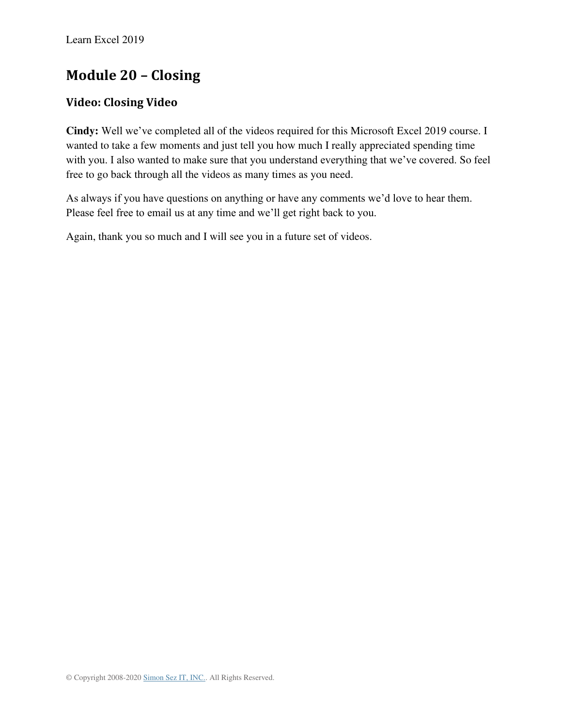## Module 20 – Closing

### Video: Closing Video

**Cindy:** Well we've completed all of the videos required for this Microsoft Excel 2019 course. I wanted to take a few moments and just tell you how much I really appreciated spending time with you. I also wanted to make sure that you understand everything that we've covered. So feel free to go back through all the videos as many times as you need.

As always if you have questions on anything or have any comments we'd love to hear them. Please feel free to email us at any time and we'll get right back to you.

Again, thank you so much and I will see you in a future set of videos.